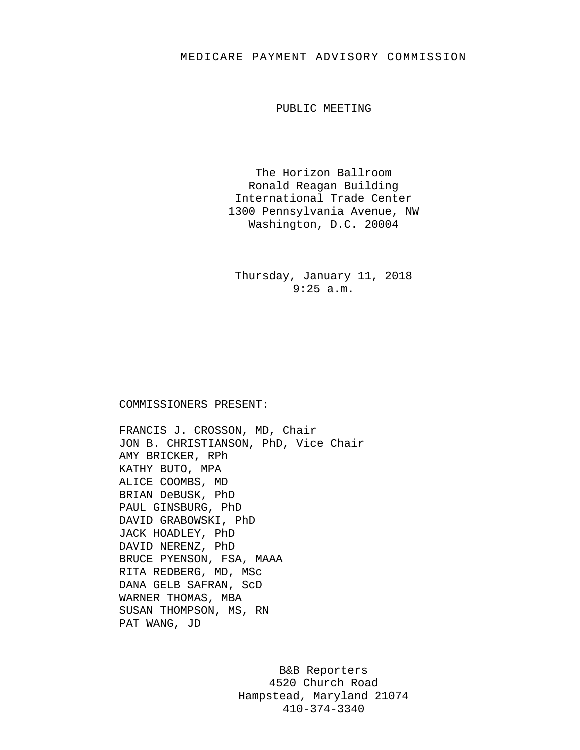# MEDICARE PAYMENT ADVISORY COMMISSION

## PUBLIC MEETING

The Horizon Ballroom
Ronald Reagan Building
International Trade Center
1300 Pennsylvania Avenue, NW
Washington, D.C. 20004

Thursday, January 11, 2018
9:25 a.m.

COMMISSIONERS PRESENT:

FRANCIS J. CROSSON, MD, Chair
JON B. CHRISTIANSON, PhD, Vice Chair
AMY BRICKER, RPh
KATHY BUTO, MPA
ALICE COOMBS, MD
BRIAN DeBUSK, PhD
PAUL GINSBURG, PhD
DAVID GRABOWSKI, PhD
JACK HOADLEY, PhD
DAVID NERENZ, PhD
BRUCE PYENSON, FSA, MAAA
RITA REDBERG, MD, MSc
DANA GELB SAFRAN, ScD
WARNER THOMAS, MBA
SUSAN THOMPSON, MS, RN
PAT WANG, JD

B&B Reporters
4520 Church Road
Hampstead, Maryland 21074
410-374-3340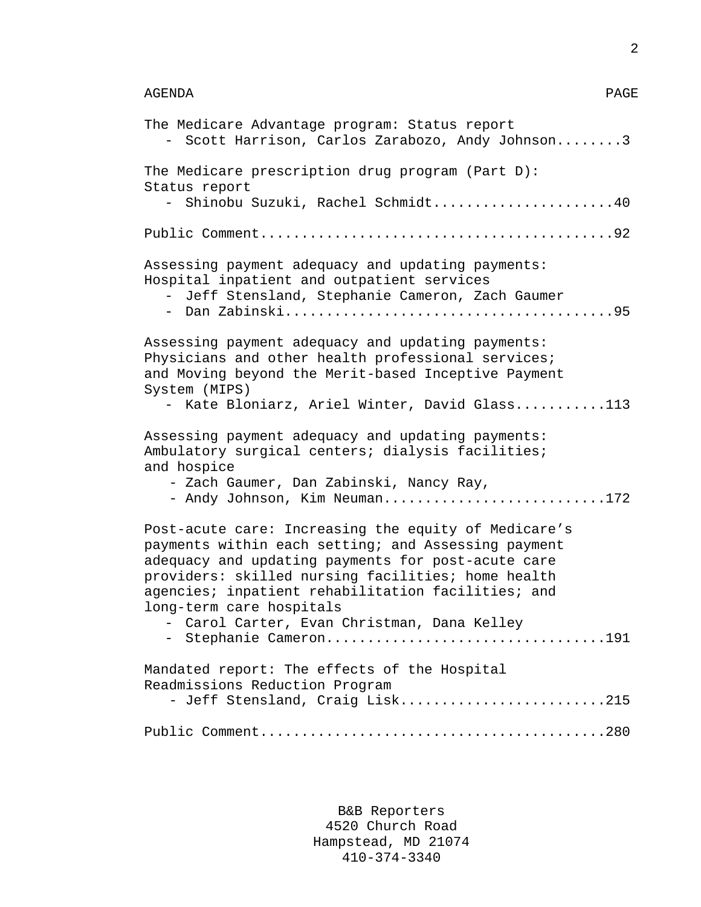| AGENDA | PAGE |
| --- | --- |
| The Medicare Advantage program: Status report<br>- Scott Harrison, Carlos Zarabozo, Andy Johnson | 3 |
| The Medicare prescription drug program (Part D): Status report<br>- Shinobu Suzuki, Rachel Schmidt | 40 |
| Public Comment | 92 |
| Assessing payment adequacy and updating payments: Hospital inpatient and outpatient services<br>- Jeff Stensland, Stephanie Cameron, Zach Gaumer<br>- Dan Zabinski | 95 |
| Assessing payment adequacy and updating payments: Physicians and other health professional services; and Moving beyond the Merit-based Inceptive Payment System (MIPS)<br>- Kate Bloniarz, Ariel Winter, David Glass | 113 |
| Assessing payment adequacy and updating payments: Ambulatory surgical centers; dialysis facilities; and hospice<br>- Zach Gaumer, Dan Zabinski, Nancy Ray,<br>- Andy Johnson, Kim Neuman | 172 |
| Post-acute care: Increasing the equity of Medicare's payments within each setting; and Assessing payment adequacy and updating payments for post-acute care providers: skilled nursing facilities; home health agencies; inpatient rehabilitation facilities; and long-term care hospitals<br>- Carol Carter, Evan Christman, Dana Kelley<br>- Stephanie Cameron | 191 |
| Mandated report: The effects of the Hospital Readmissions Reduction Program<br>- Jeff Stensland, Craig Lisk | 215 |
| Public Comment | 280 |

B&B Reporters
4520 Church Road
Hampstead, MD 21074
410-374-3340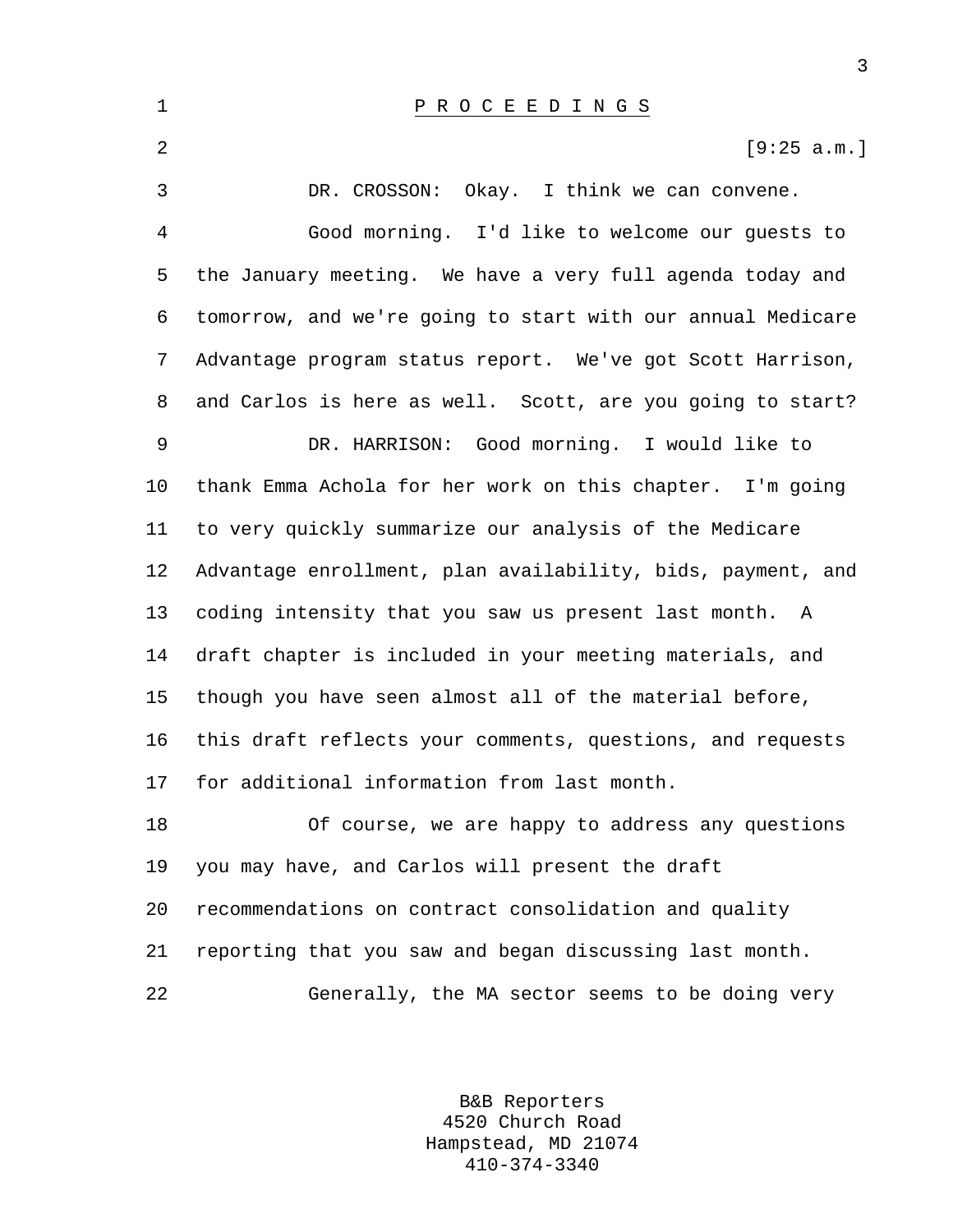# P R O C E E D I N G S

[9:25 a.m.]

DR. CROSSON: Okay. I think we can convene.

Good morning. I'd like to welcome our guests to the January meeting. We have a very full agenda today and tomorrow, and we're going to start with our annual Medicare Advantage program status report. We've got Scott Harrison, and Carlos is here as well. Scott, are you going to start?

DR. HARRISON: Good morning. I would like to thank Emma Achola for her work on this chapter. I'm going to very quickly summarize our analysis of the Medicare Advantage enrollment, plan availability, bids, payment, and coding intensity that you saw us present last month. A draft chapter is included in your meeting materials, and though you have seen almost all of the material before, this draft reflects your comments, questions, and requests for additional information from last month.

Of course, we are happy to address any questions you may have, and Carlos will present the draft recommendations on contract consolidation and quality reporting that you saw and began discussing last month.

Generally, the MA sector seems to be doing very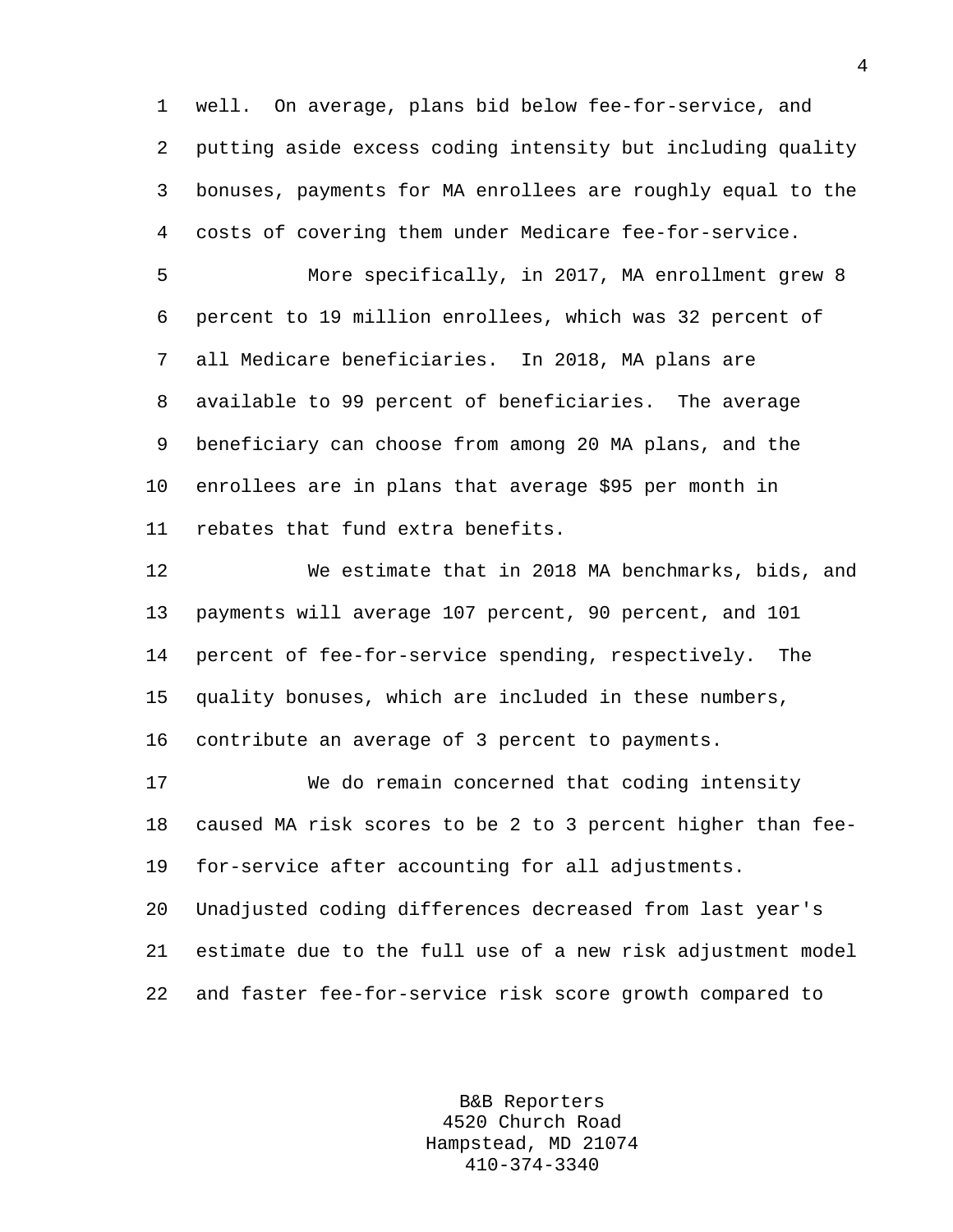well. On average, plans bid below fee-for-service, and putting aside excess coding intensity but including quality bonuses, payments for MA enrollees are roughly equal to the costs of covering them under Medicare fee-for-service.

More specifically, in 2017, MA enrollment grew 8 percent to 19 million enrollees, which was 32 percent of all Medicare beneficiaries. In 2018, MA plans are available to 99 percent of beneficiaries. The average beneficiary can choose from among 20 MA plans, and the enrollees are in plans that average $95 per month in rebates that fund extra benefits.

We estimate that in 2018 MA benchmarks, bids, and payments will average 107 percent, 90 percent, and 101 percent of fee-for-service spending, respectively. The quality bonuses, which are included in these numbers, contribute an average of 3 percent to payments.

We do remain concerned that coding intensity caused MA risk scores to be 2 to 3 percent higher than fee-for-service after accounting for all adjustments. Unadjusted coding differences decreased from last year's estimate due to the full use of a new risk adjustment model and faster fee-for-service risk score growth compared to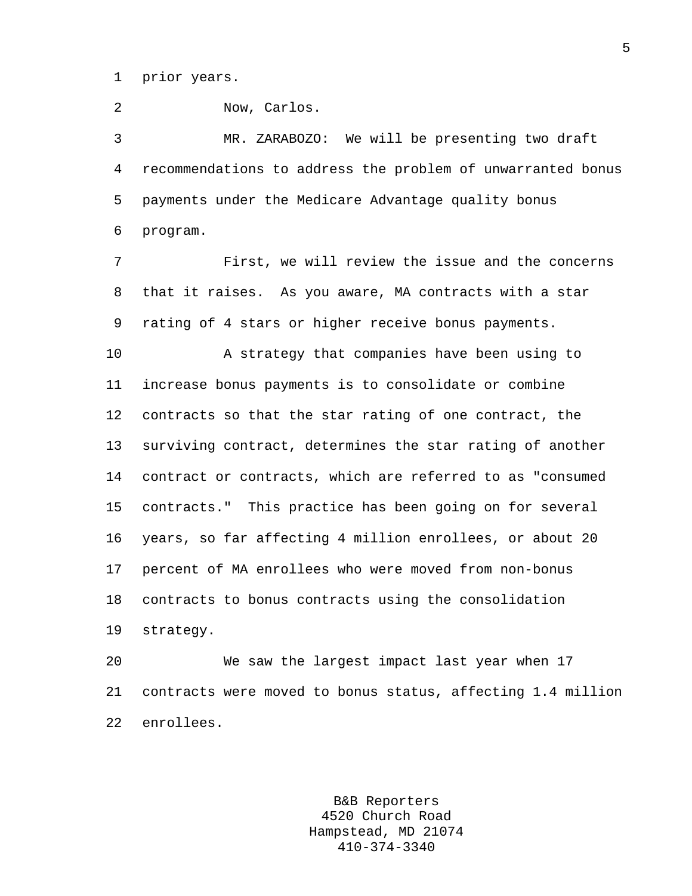prior years.

Now, Carlos.

MR. ZARABOZO: We will be presenting two draft recommendations to address the problem of unwarranted bonus payments under the Medicare Advantage quality bonus program.

First, we will review the issue and the concerns that it raises. As you aware, MA contracts with a star rating of 4 stars or higher receive bonus payments.

A strategy that companies have been using to increase bonus payments is to consolidate or combine contracts so that the star rating of one contract, the surviving contract, determines the star rating of another contract or contracts, which are referred to as "consumed contracts." This practice has been going on for several years, so far affecting 4 million enrollees, or about 20 percent of MA enrollees who were moved from non-bonus contracts to bonus contracts using the consolidation strategy.

We saw the largest impact last year when 17 contracts were moved to bonus status, affecting 1.4 million enrollees.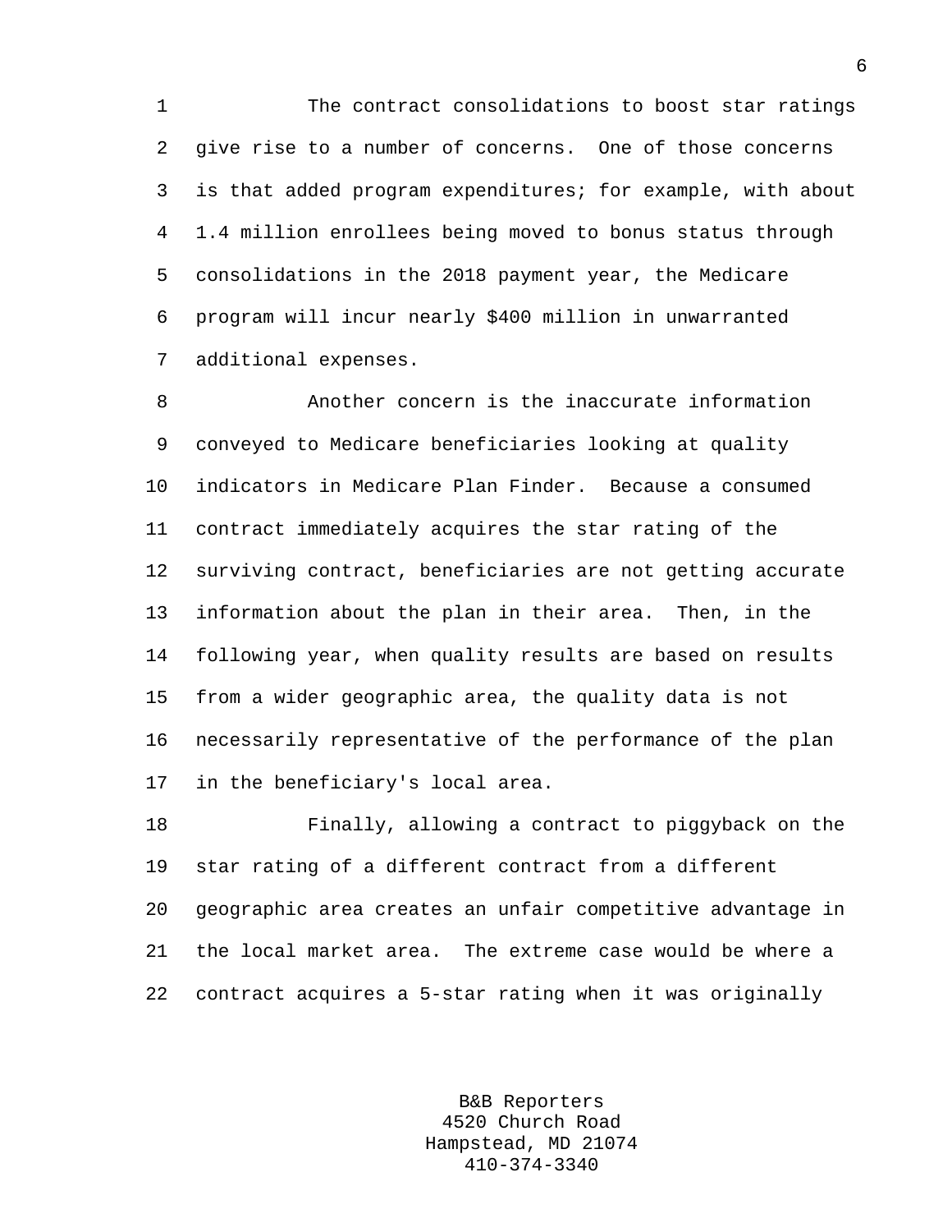The contract consolidations to boost star ratings give rise to a number of concerns. One of those concerns is that added program expenditures; for example, with about 1.4 million enrollees being moved to bonus status through consolidations in the 2018 payment year, the Medicare program will incur nearly $400 million in unwarranted additional expenses.

Another concern is the inaccurate information conveyed to Medicare beneficiaries looking at quality indicators in Medicare Plan Finder. Because a consumed contract immediately acquires the star rating of the surviving contract, beneficiaries are not getting accurate information about the plan in their area. Then, in the following year, when quality results are based on results from a wider geographic area, the quality data is not necessarily representative of the performance of the plan in the beneficiary's local area.

Finally, allowing a contract to piggyback on the star rating of a different contract from a different geographic area creates an unfair competitive advantage in the local market area. The extreme case would be where a contract acquires a 5-star rating when it was originally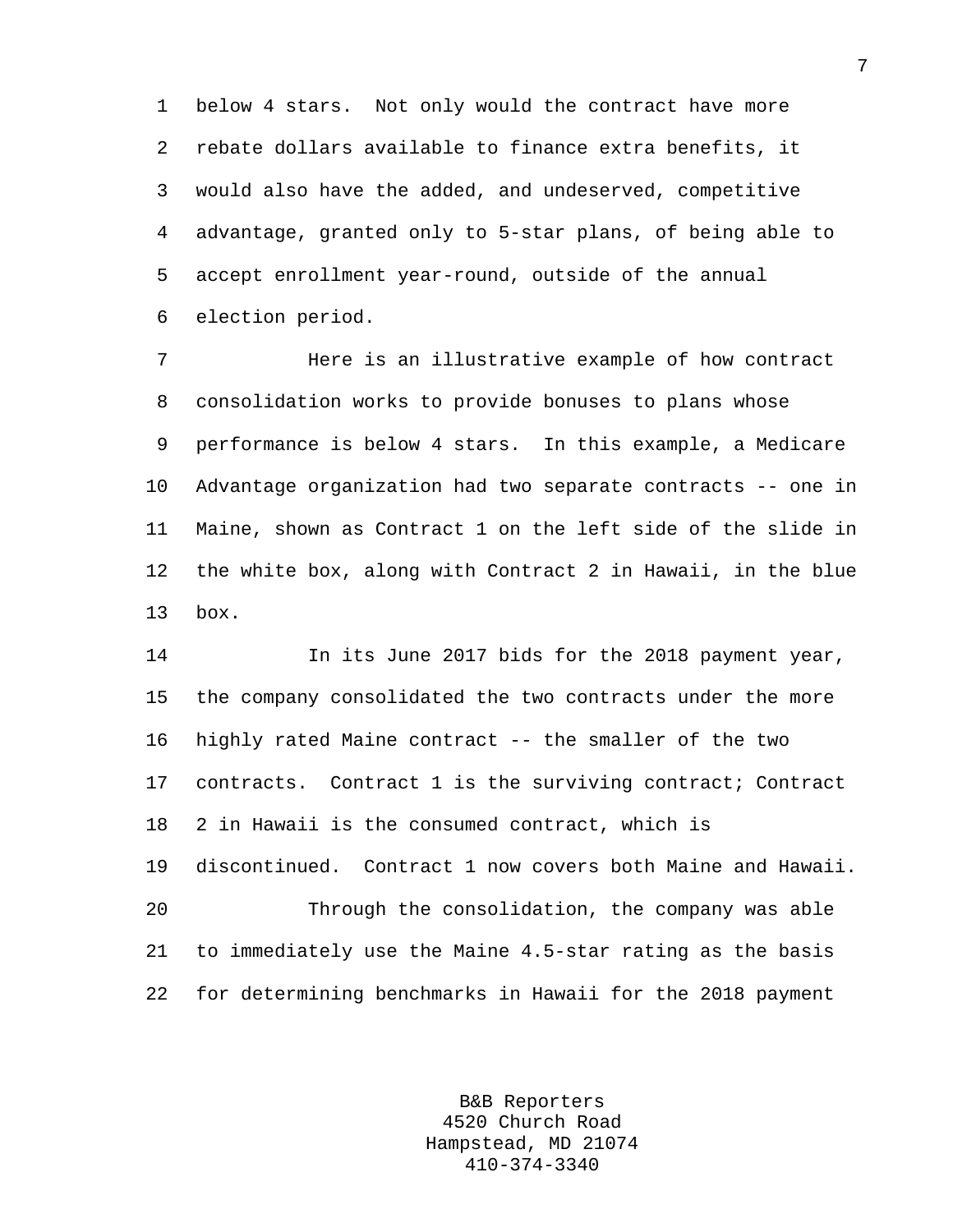below 4 stars. Not only would the contract have more rebate dollars available to finance extra benefits, it would also have the added, and undeserved, competitive advantage, granted only to 5-star plans, of being able to accept enrollment year-round, outside of the annual election period.

Here is an illustrative example of how contract consolidation works to provide bonuses to plans whose performance is below 4 stars. In this example, a Medicare Advantage organization had two separate contracts -- one in Maine, shown as Contract 1 on the left side of the slide in the white box, along with Contract 2 in Hawaii, in the blue box.

In its June 2017 bids for the 2018 payment year, the company consolidated the two contracts under the more highly rated Maine contract -- the smaller of the two contracts. Contract 1 is the surviving contract; Contract 2 in Hawaii is the consumed contract, which is discontinued. Contract 1 now covers both Maine and Hawaii.

Through the consolidation, the company was able to immediately use the Maine 4.5-star rating as the basis for determining benchmarks in Hawaii for the 2018 payment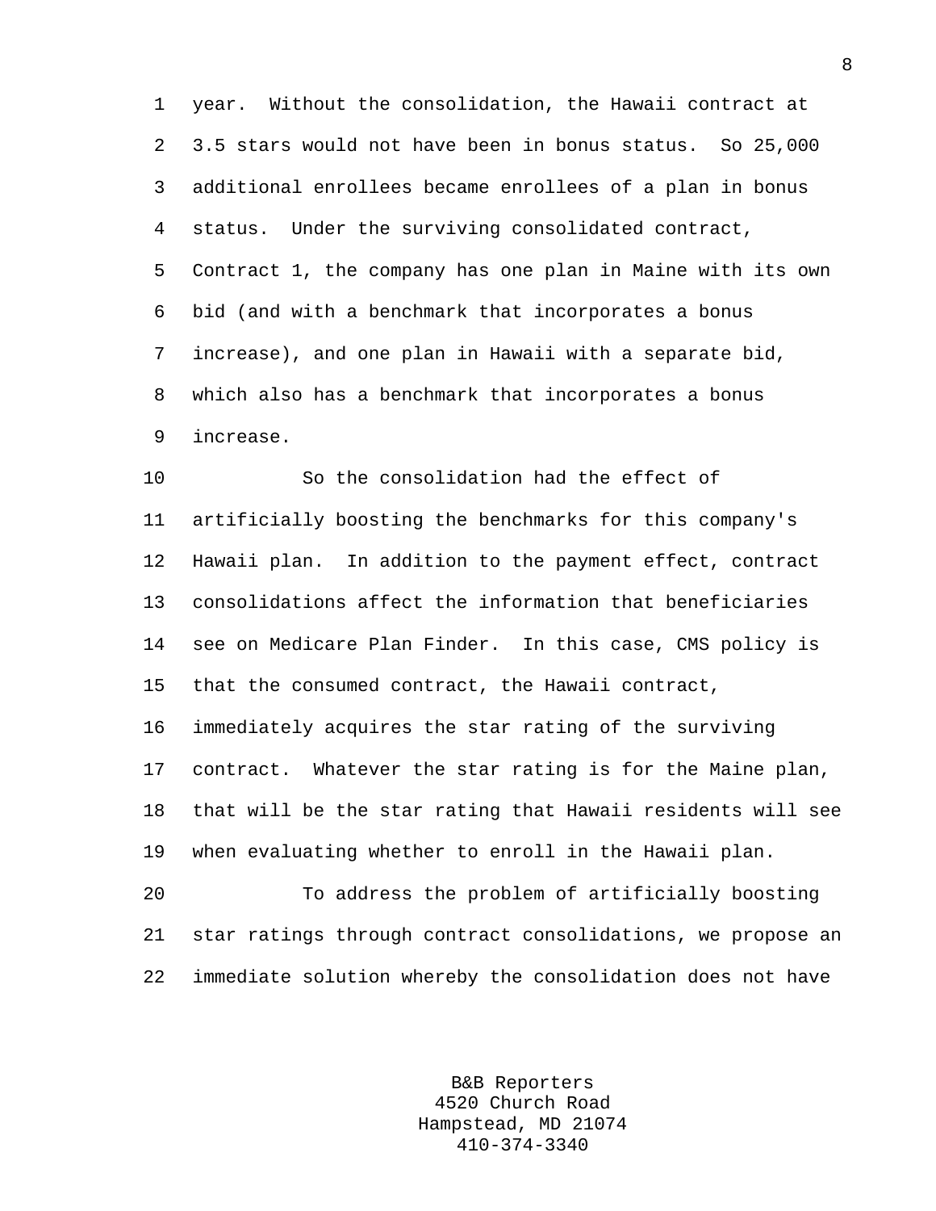year. Without the consolidation, the Hawaii contract at 3.5 stars would not have been in bonus status. So 25,000 additional enrollees became enrollees of a plan in bonus status. Under the surviving consolidated contract, Contract 1, the company has one plan in Maine with its own bid (and with a benchmark that incorporates a bonus increase), and one plan in Hawaii with a separate bid, which also has a benchmark that incorporates a bonus increase.

So the consolidation had the effect of artificially boosting the benchmarks for this company's Hawaii plan. In addition to the payment effect, contract consolidations affect the information that beneficiaries see on Medicare Plan Finder. In this case, CMS policy is that the consumed contract, the Hawaii contract, immediately acquires the star rating of the surviving contract. Whatever the star rating is for the Maine plan, that will be the star rating that Hawaii residents will see when evaluating whether to enroll in the Hawaii plan.

To address the problem of artificially boosting star ratings through contract consolidations, we propose an immediate solution whereby the consolidation does not have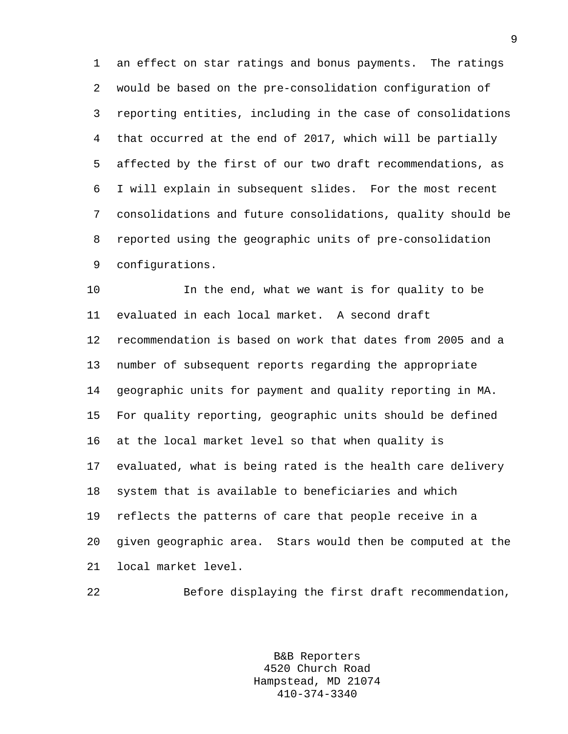an effect on star ratings and bonus payments. The ratings would be based on the pre-consolidation configuration of reporting entities, including in the case of consolidations that occurred at the end of 2017, which will be partially affected by the first of our two draft recommendations, as I will explain in subsequent slides. For the most recent consolidations and future consolidations, quality should be reported using the geographic units of pre-consolidation configurations.

In the end, what we want is for quality to be evaluated in each local market. A second draft recommendation is based on work that dates from 2005 and a number of subsequent reports regarding the appropriate geographic units for payment and quality reporting in MA. For quality reporting, geographic units should be defined at the local market level so that when quality is evaluated, what is being rated is the health care delivery system that is available to beneficiaries and which reflects the patterns of care that people receive in a given geographic area. Stars would then be computed at the local market level.

Before displaying the first draft recommendation,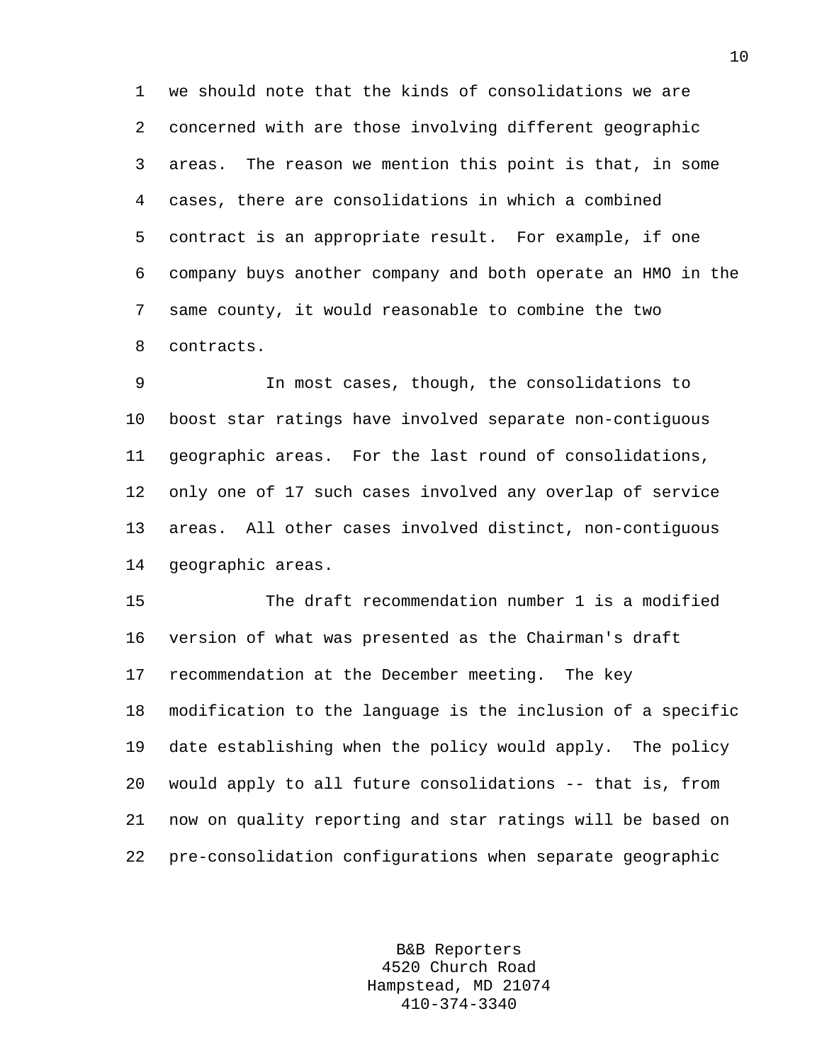we should note that the kinds of consolidations we are concerned with are those involving different geographic areas. The reason we mention this point is that, in some cases, there are consolidations in which a combined contract is an appropriate result. For example, if one company buys another company and both operate an HMO in the same county, it would reasonable to combine the two contracts.

In most cases, though, the consolidations to boost star ratings have involved separate non-contiguous geographic areas. For the last round of consolidations, only one of 17 such cases involved any overlap of service areas. All other cases involved distinct, non-contiguous geographic areas.

The draft recommendation number 1 is a modified version of what was presented as the Chairman's draft recommendation at the December meeting. The key modification to the language is the inclusion of a specific date establishing when the policy would apply. The policy would apply to all future consolidations -- that is, from now on quality reporting and star ratings will be based on pre-consolidation configurations when separate geographic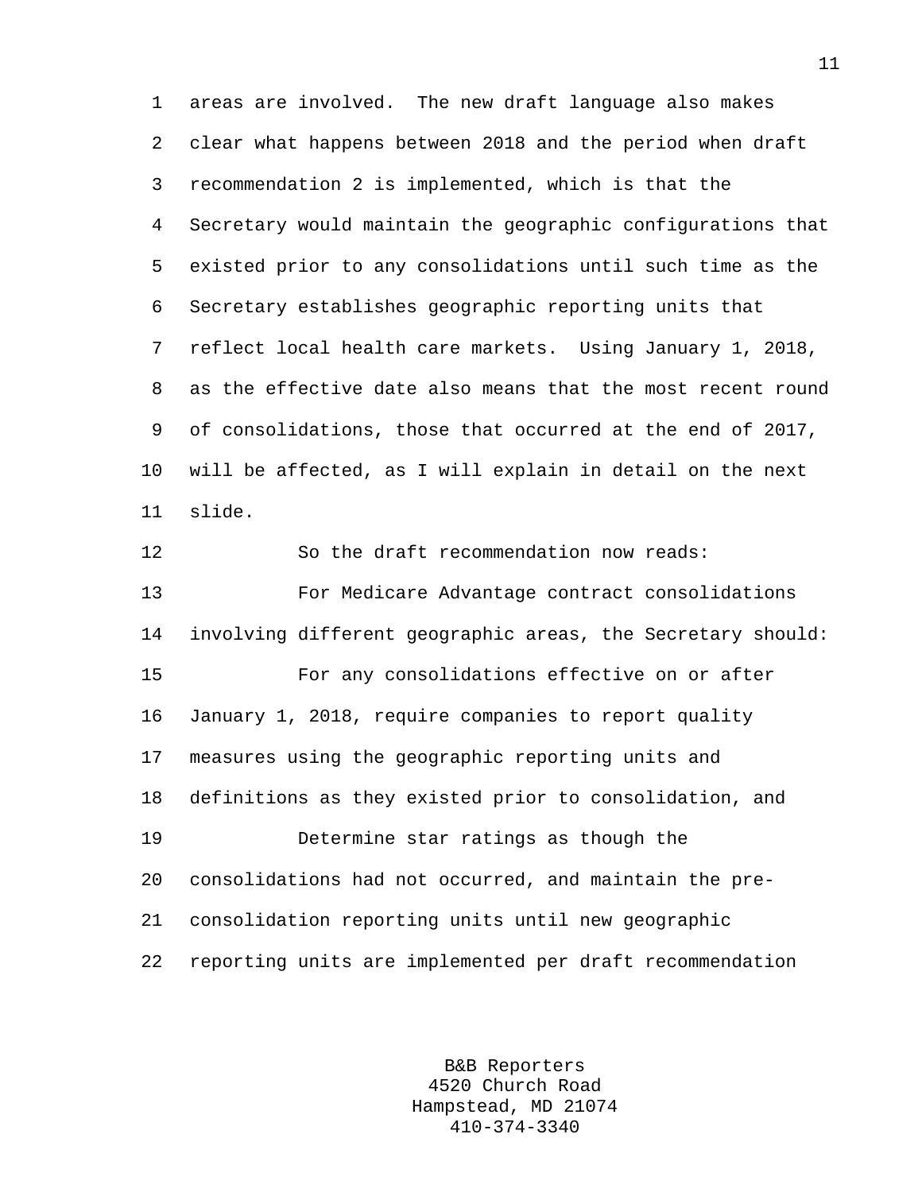areas are involved. The new draft language also makes clear what happens between 2018 and the period when draft recommendation 2 is implemented, which is that the Secretary would maintain the geographic configurations that existed prior to any consolidations until such time as the Secretary establishes geographic reporting units that reflect local health care markets. Using January 1, 2018, as the effective date also means that the most recent round of consolidations, those that occurred at the end of 2017, will be affected, as I will explain in detail on the next slide.

So the draft recommendation now reads:

For Medicare Advantage contract consolidations involving different geographic areas, the Secretary should:

For any consolidations effective on or after January 1, 2018, require companies to report quality measures using the geographic reporting units and definitions as they existed prior to consolidation, and

Determine star ratings as though the consolidations had not occurred, and maintain the pre-consolidation reporting units until new geographic reporting units are implemented per draft recommendation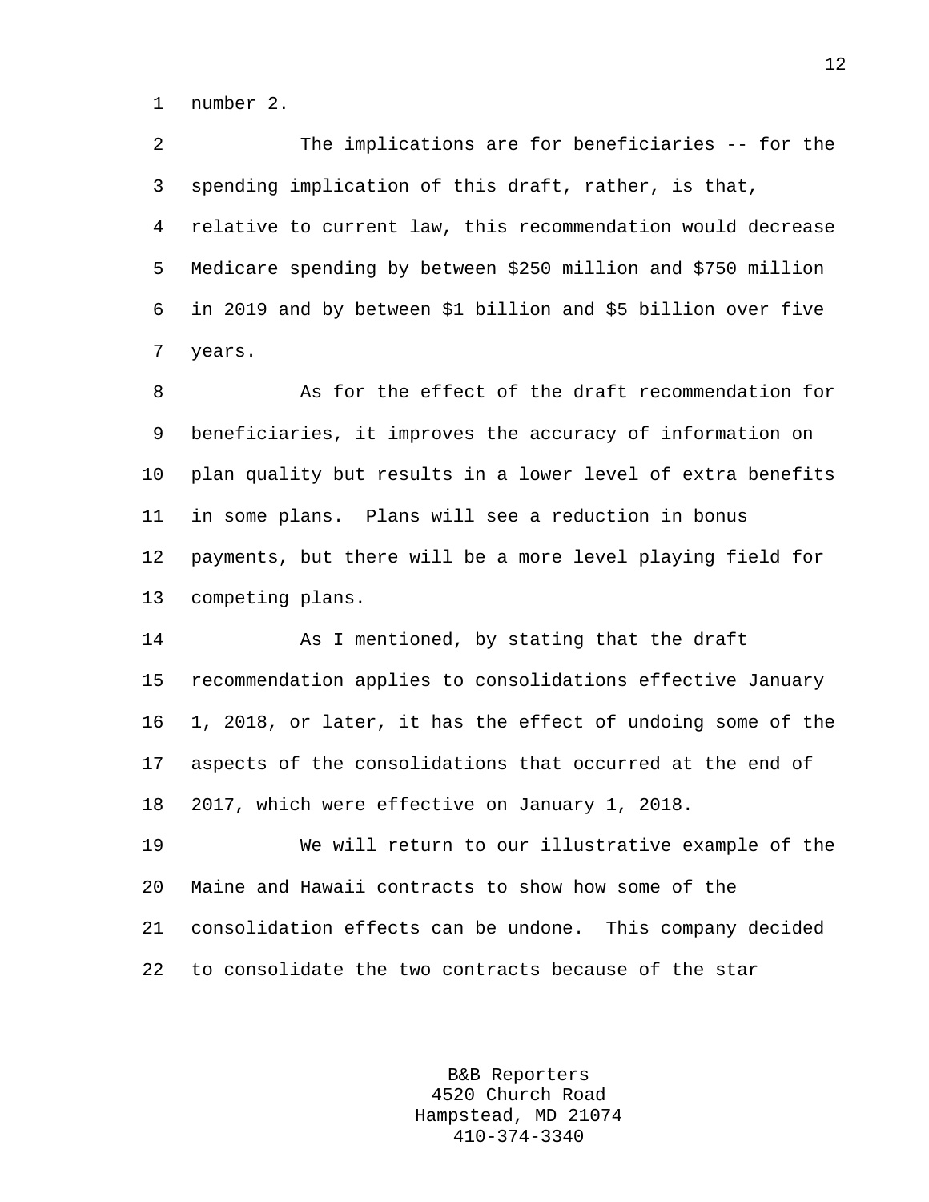number 2.

The implications are for beneficiaries -- for the spending implication of this draft, rather, is that, relative to current law, this recommendation would decrease Medicare spending by between $250 million and $750 million in 2019 and by between $1 billion and $5 billion over five years.

As for the effect of the draft recommendation for beneficiaries, it improves the accuracy of information on plan quality but results in a lower level of extra benefits in some plans. Plans will see a reduction in bonus payments, but there will be a more level playing field for competing plans.

As I mentioned, by stating that the draft recommendation applies to consolidations effective January 1, 2018, or later, it has the effect of undoing some of the aspects of the consolidations that occurred at the end of 2017, which were effective on January 1, 2018.

We will return to our illustrative example of the Maine and Hawaii contracts to show how some of the consolidation effects can be undone. This company decided to consolidate the two contracts because of the star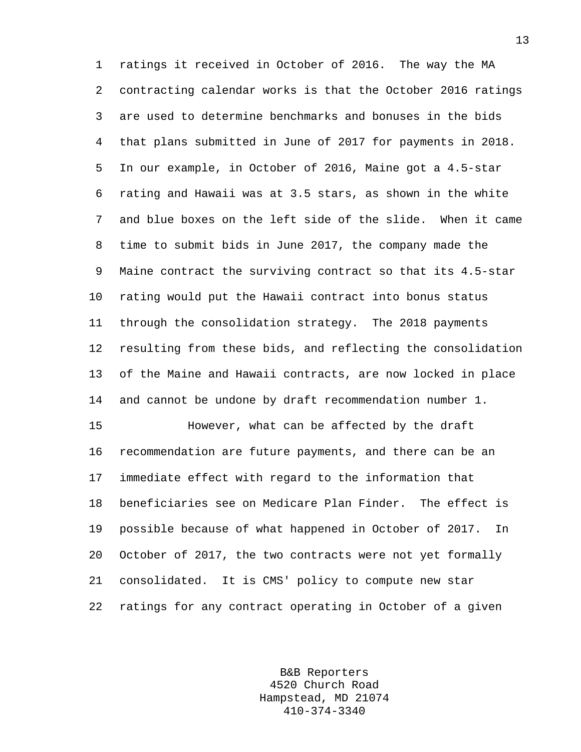ratings it received in October of 2016. The way the MA contracting calendar works is that the October 2016 ratings are used to determine benchmarks and bonuses in the bids that plans submitted in June of 2017 for payments in 2018. In our example, in October of 2016, Maine got a 4.5-star rating and Hawaii was at 3.5 stars, as shown in the white and blue boxes on the left side of the slide. When it came time to submit bids in June 2017, the company made the Maine contract the surviving contract so that its 4.5-star rating would put the Hawaii contract into bonus status through the consolidation strategy. The 2018 payments resulting from these bids, and reflecting the consolidation of the Maine and Hawaii contracts, are now locked in place and cannot be undone by draft recommendation number 1.

However, what can be affected by the draft recommendation are future payments, and there can be an immediate effect with regard to the information that beneficiaries see on Medicare Plan Finder. The effect is possible because of what happened in October of 2017. In October of 2017, the two contracts were not yet formally consolidated. It is CMS' policy to compute new star ratings for any contract operating in October of a given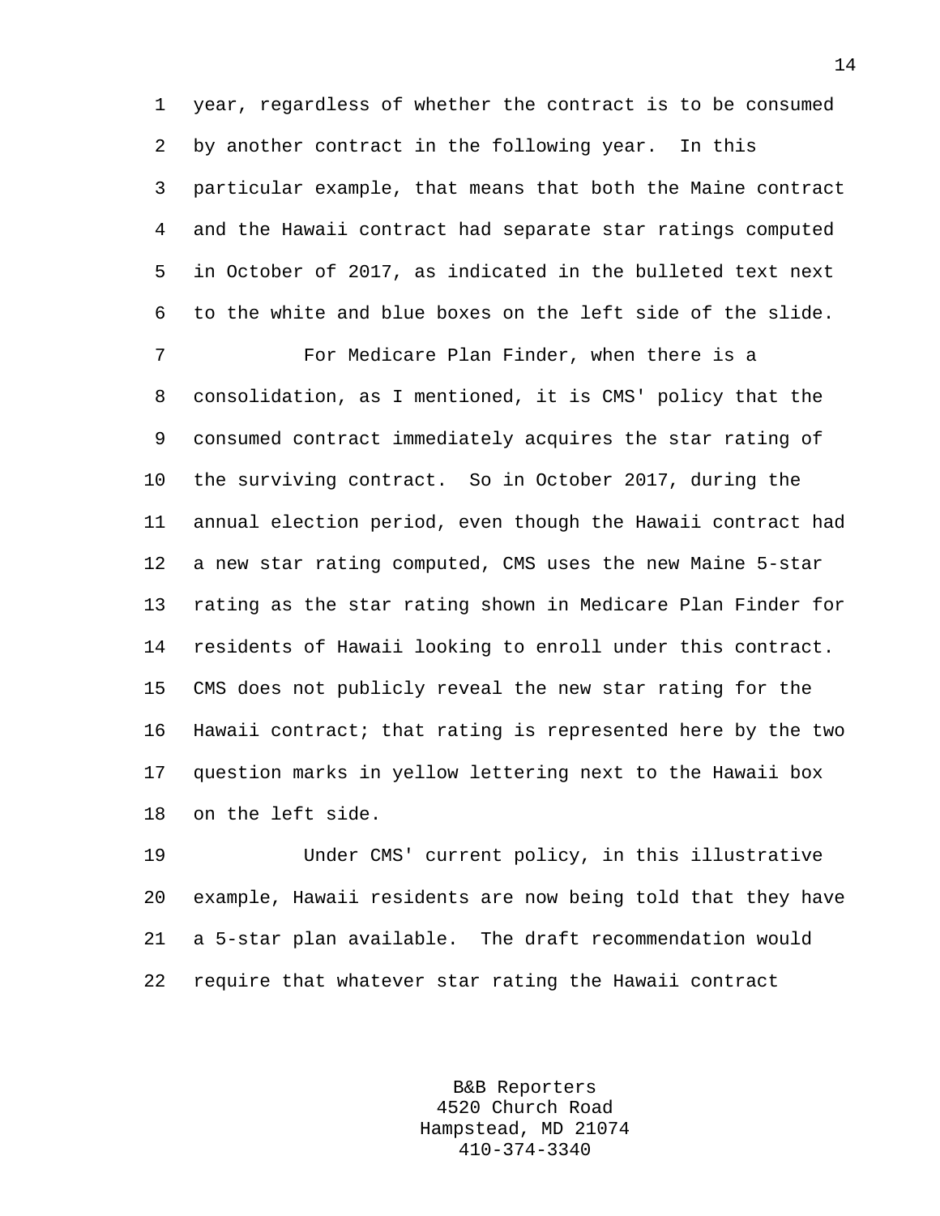year, regardless of whether the contract is to be consumed by another contract in the following year. In this particular example, that means that both the Maine contract and the Hawaii contract had separate star ratings computed in October of 2017, as indicated in the bulleted text next to the white and blue boxes on the left side of the slide.

For Medicare Plan Finder, when there is a consolidation, as I mentioned, it is CMS' policy that the consumed contract immediately acquires the star rating of the surviving contract. So in October 2017, during the annual election period, even though the Hawaii contract had a new star rating computed, CMS uses the new Maine 5-star rating as the star rating shown in Medicare Plan Finder for residents of Hawaii looking to enroll under this contract. CMS does not publicly reveal the new star rating for the Hawaii contract; that rating is represented here by the two question marks in yellow lettering next to the Hawaii box on the left side.

Under CMS' current policy, in this illustrative example, Hawaii residents are now being told that they have a 5-star plan available. The draft recommendation would require that whatever star rating the Hawaii contract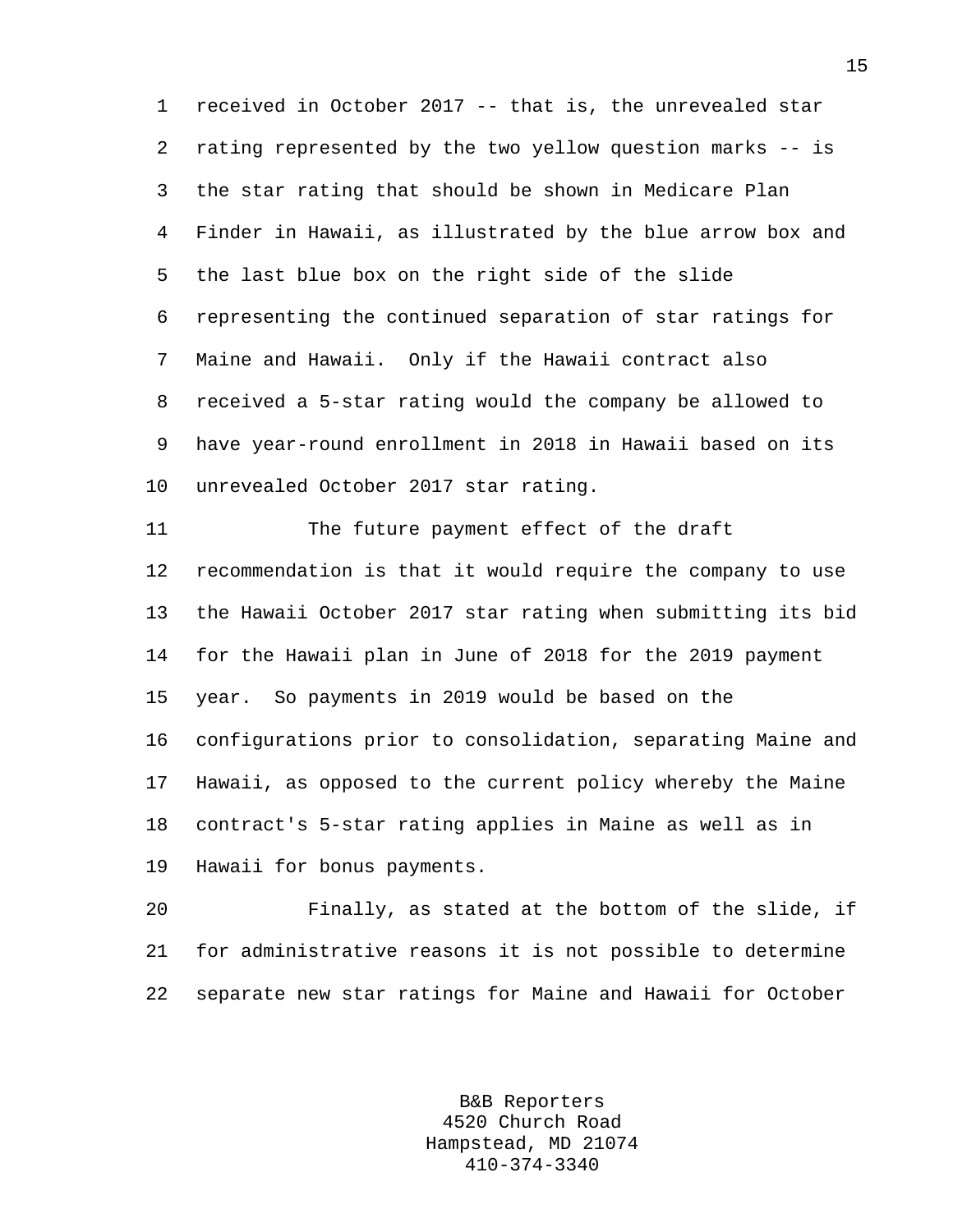received in October 2017 -- that is, the unrevealed star rating represented by the two yellow question marks -- is the star rating that should be shown in Medicare Plan Finder in Hawaii, as illustrated by the blue arrow box and the last blue box on the right side of the slide representing the continued separation of star ratings for Maine and Hawaii. Only if the Hawaii contract also received a 5-star rating would the company be allowed to have year-round enrollment in 2018 in Hawaii based on its unrevealed October 2017 star rating.

The future payment effect of the draft recommendation is that it would require the company to use the Hawaii October 2017 star rating when submitting its bid for the Hawaii plan in June of 2018 for the 2019 payment year. So payments in 2019 would be based on the configurations prior to consolidation, separating Maine and Hawaii, as opposed to the current policy whereby the Maine contract's 5-star rating applies in Maine as well as in Hawaii for bonus payments.

Finally, as stated at the bottom of the slide, if for administrative reasons it is not possible to determine separate new star ratings for Maine and Hawaii for October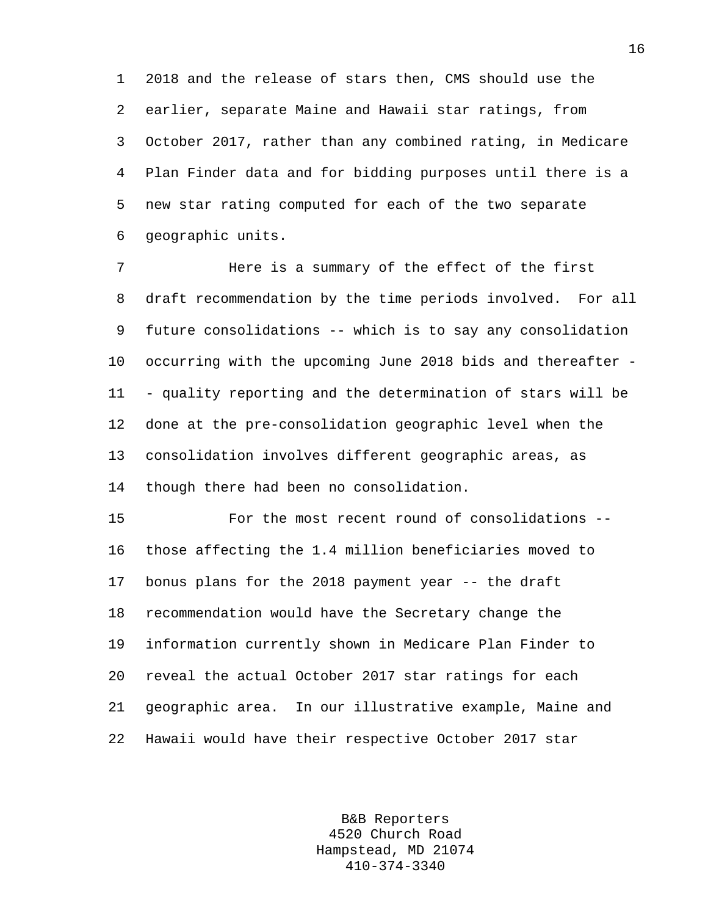2018 and the release of stars then, CMS should use the earlier, separate Maine and Hawaii star ratings, from October 2017, rather than any combined rating, in Medicare Plan Finder data and for bidding purposes until there is a new star rating computed for each of the two separate geographic units.

Here is a summary of the effect of the first draft recommendation by the time periods involved. For all future consolidations -- which is to say any consolidation occurring with the upcoming June 2018 bids and thereafter -- quality reporting and the determination of stars will be done at the pre-consolidation geographic level when the consolidation involves different geographic areas, as though there had been no consolidation.

For the most recent round of consolidations -- those affecting the 1.4 million beneficiaries moved to bonus plans for the 2018 payment year -- the draft recommendation would have the Secretary change the information currently shown in Medicare Plan Finder to reveal the actual October 2017 star ratings for each geographic area. In our illustrative example, Maine and Hawaii would have their respective October 2017 star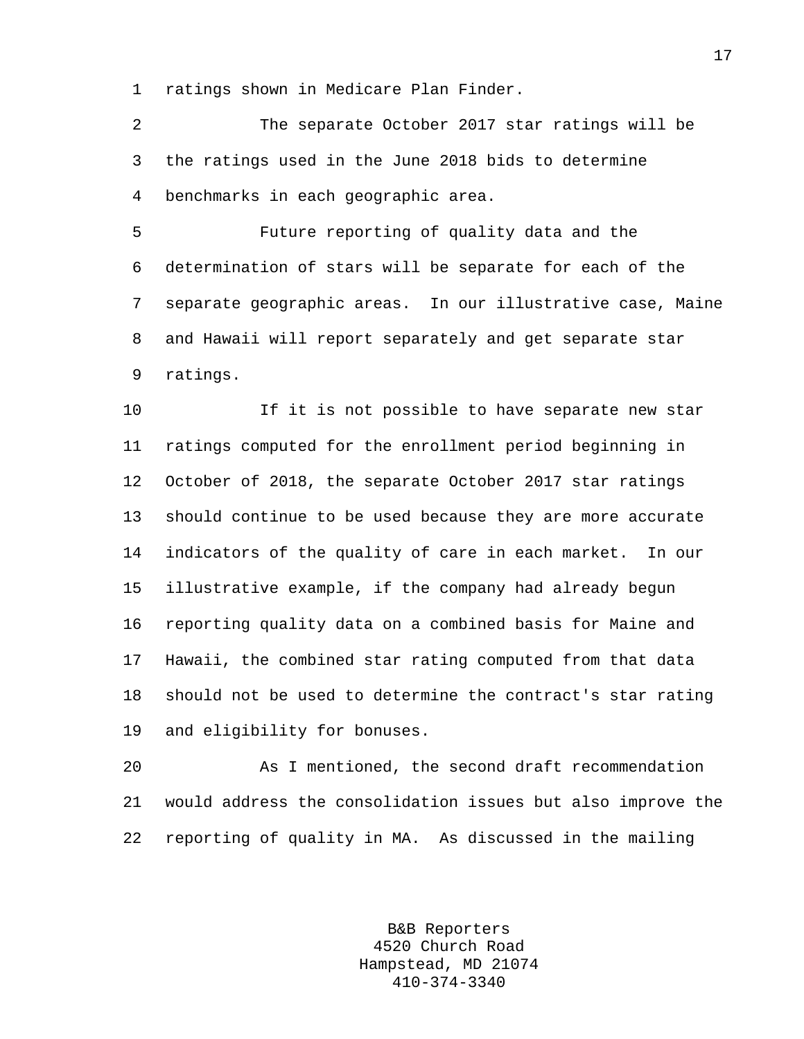ratings shown in Medicare Plan Finder.

The separate October 2017 star ratings will be the ratings used in the June 2018 bids to determine benchmarks in each geographic area.

Future reporting of quality data and the determination of stars will be separate for each of the separate geographic areas. In our illustrative case, Maine and Hawaii will report separately and get separate star ratings.

If it is not possible to have separate new star ratings computed for the enrollment period beginning in October of 2018, the separate October 2017 star ratings should continue to be used because they are more accurate indicators of the quality of care in each market. In our illustrative example, if the company had already begun reporting quality data on a combined basis for Maine and Hawaii, the combined star rating computed from that data should not be used to determine the contract's star rating and eligibility for bonuses.

As I mentioned, the second draft recommendation would address the consolidation issues but also improve the reporting of quality in MA. As discussed in the mailing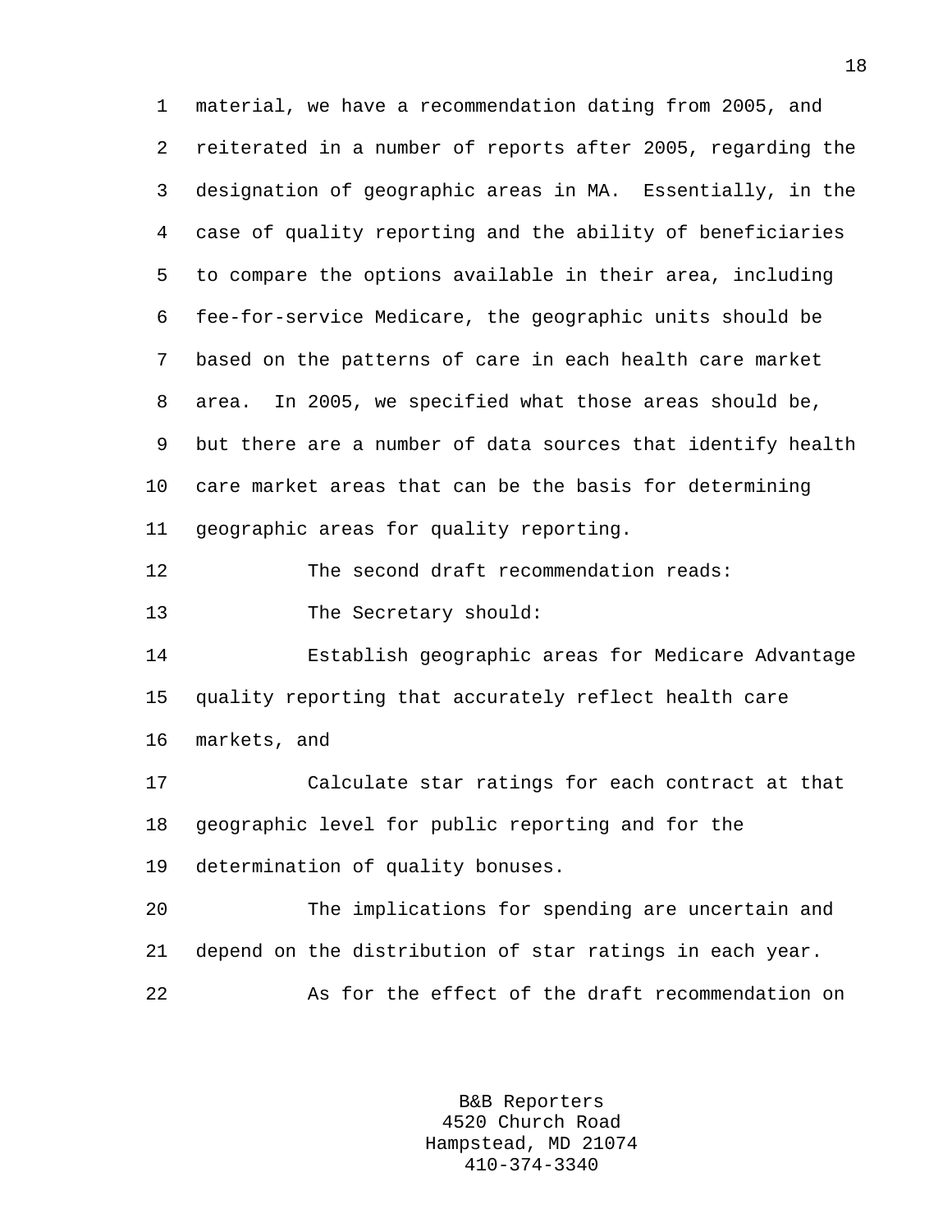material, we have a recommendation dating from 2005, and reiterated in a number of reports after 2005, regarding the designation of geographic areas in MA. Essentially, in the case of quality reporting and the ability of beneficiaries to compare the options available in their area, including fee-for-service Medicare, the geographic units should be based on the patterns of care in each health care market area. In 2005, we specified what those areas should be, but there are a number of data sources that identify health care market areas that can be the basis for determining geographic areas for quality reporting.

The second draft recommendation reads:

The Secretary should:

Establish geographic areas for Medicare Advantage quality reporting that accurately reflect health care markets, and

Calculate star ratings for each contract at that geographic level for public reporting and for the determination of quality bonuses.

The implications for spending are uncertain and depend on the distribution of star ratings in each year.

As for the effect of the draft recommendation on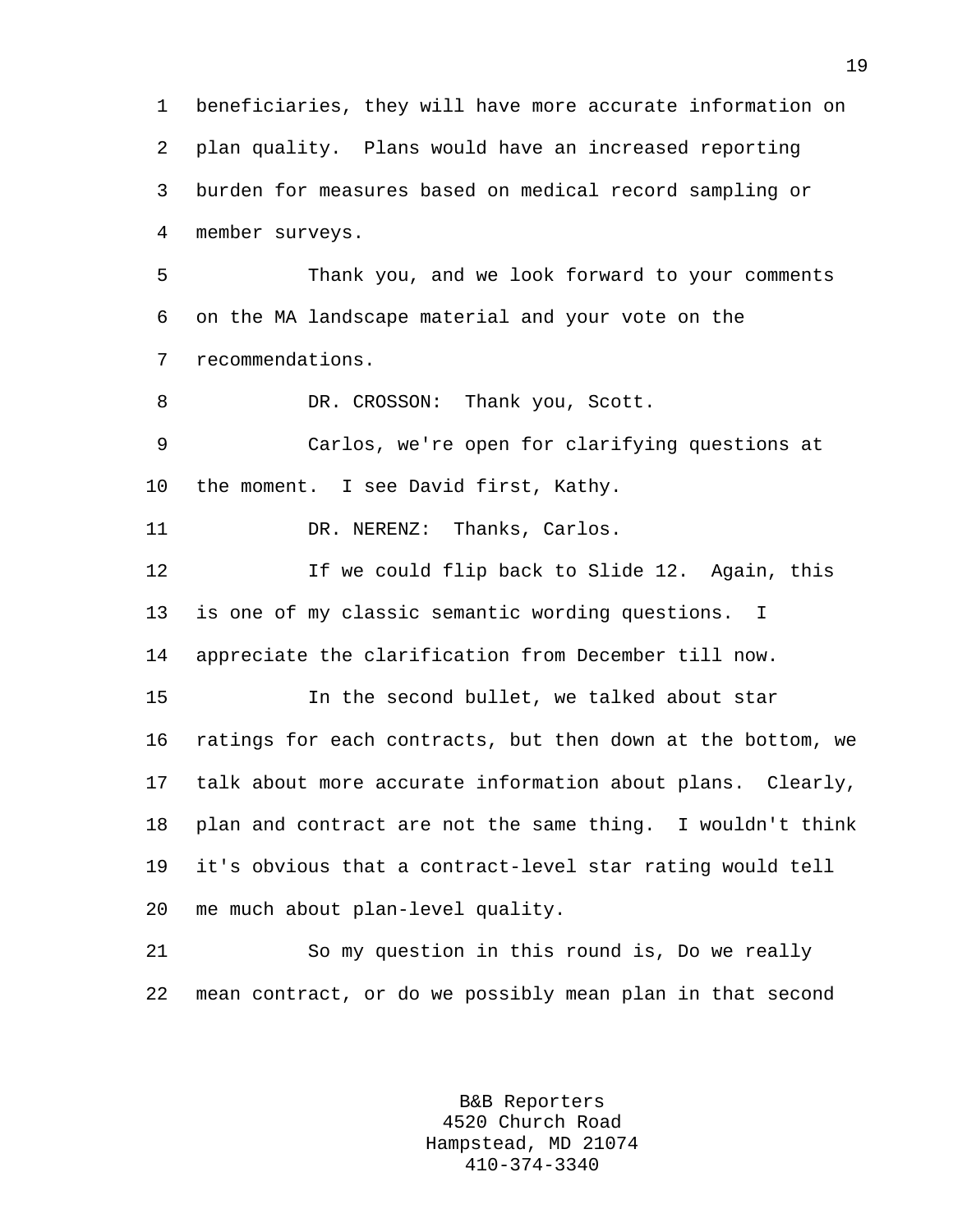beneficiaries, they will have more accurate information on plan quality. Plans would have an increased reporting burden for measures based on medical record sampling or member surveys.

Thank you, and we look forward to your comments on the MA landscape material and your vote on the recommendations.

DR. CROSSON: Thank you, Scott.

Carlos, we're open for clarifying questions at the moment. I see David first, Kathy.

DR. NERENZ: Thanks, Carlos.

If we could flip back to Slide 12. Again, this is one of my classic semantic wording questions. I appreciate the clarification from December till now.

In the second bullet, we talked about star ratings for each contracts, but then down at the bottom, we talk about more accurate information about plans. Clearly, plan and contract are not the same thing. I wouldn't think it's obvious that a contract-level star rating would tell me much about plan-level quality.

So my question in this round is, Do we really mean contract, or do we possibly mean plan in that second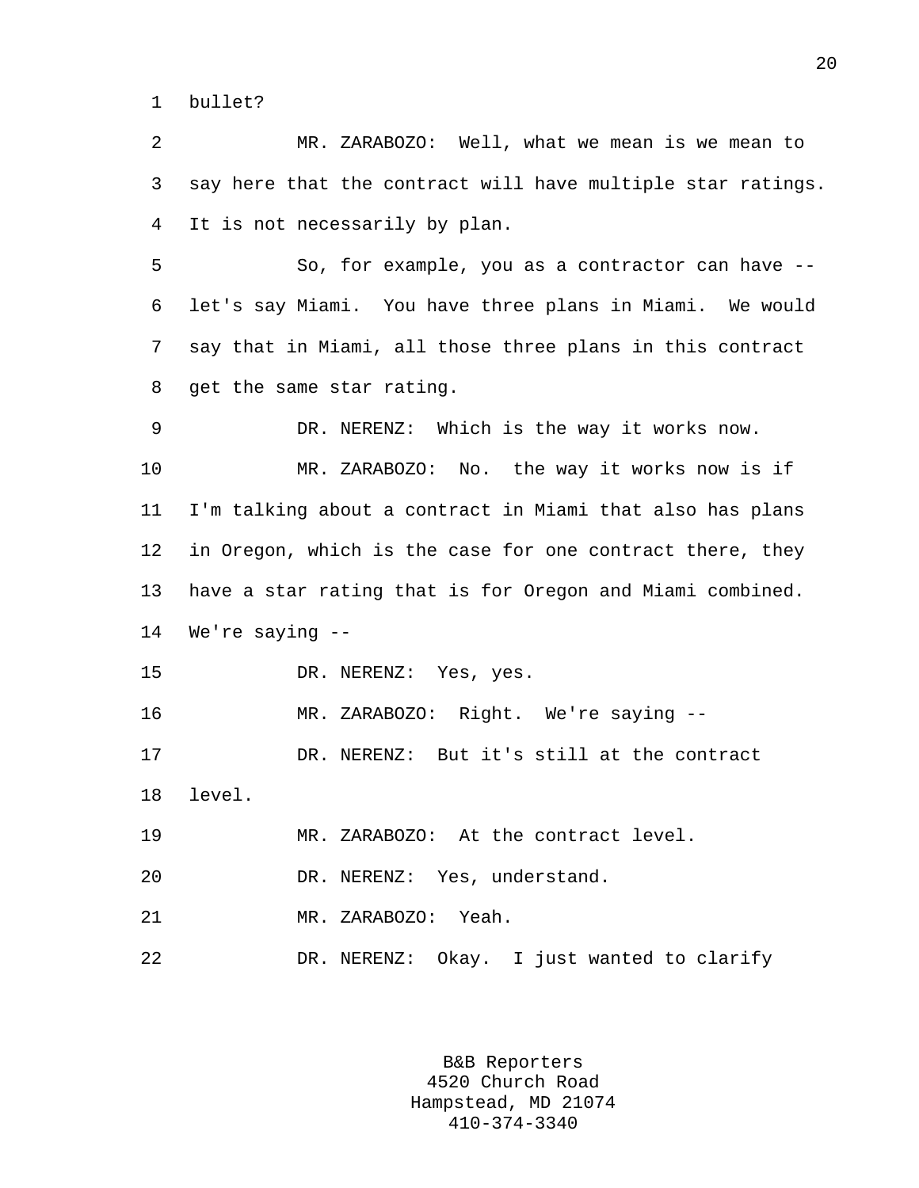bullet?

MR. ZARABOZO: Well, what we mean is we mean to say here that the contract will have multiple star ratings. It is not necessarily by plan.

So, for example, you as a contractor can have -- let's say Miami. You have three plans in Miami. We would say that in Miami, all those three plans in this contract get the same star rating.

DR. NERENZ: Which is the way it works now.

MR. ZARABOZO: No. the way it works now is if I'm talking about a contract in Miami that also has plans in Oregon, which is the case for one contract there, they have a star rating that is for Oregon and Miami combined. We're saying --

DR. NERENZ: Yes, yes.

MR. ZARABOZO: Right. We're saying --

DR. NERENZ: But it's still at the contract level.

MR. ZARABOZO: At the contract level.

DR. NERENZ: Yes, understand.

MR. ZARABOZO: Yeah.

DR. NERENZ: Okay. I just wanted to clarify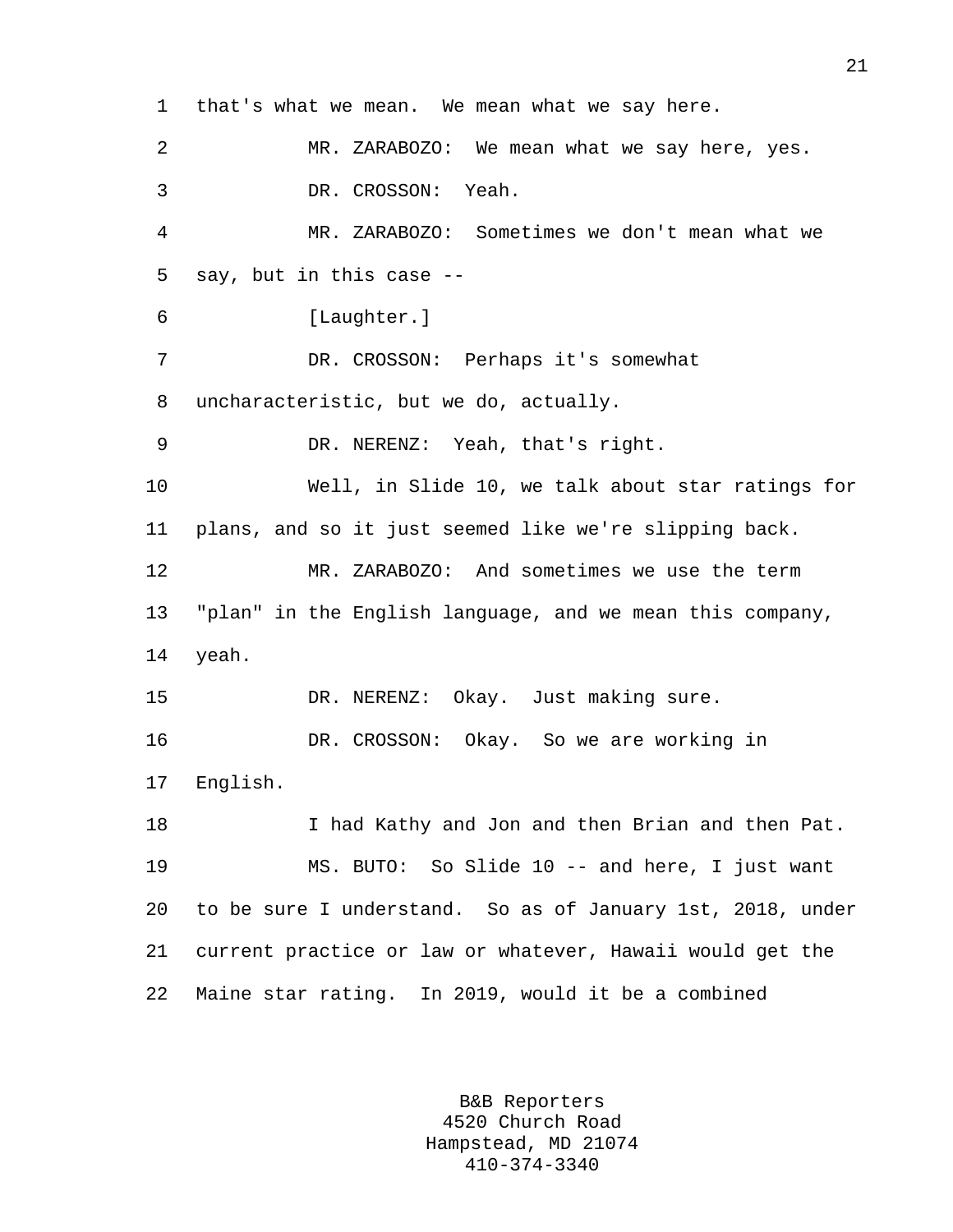that's what we mean. We mean what we say here.

MR. ZARABOZO: We mean what we say here, yes.

DR. CROSSON: Yeah.

MR. ZARABOZO: Sometimes we don't mean what we say, but in this case --

[Laughter.]

DR. CROSSON: Perhaps it's somewhat uncharacteristic, but we do, actually.

DR. NERENZ: Yeah, that's right.

Well, in Slide 10, we talk about star ratings for plans, and so it just seemed like we're slipping back.

MR. ZARABOZO: And sometimes we use the term "plan" in the English language, and we mean this company, yeah.

DR. NERENZ: Okay. Just making sure.

DR. CROSSON: Okay. So we are working in English.

I had Kathy and Jon and then Brian and then Pat.

MS. BUTO: So Slide 10 -- and here, I just want to be sure I understand. So as of January 1st, 2018, under current practice or law or whatever, Hawaii would get the Maine star rating. In 2019, would it be a combined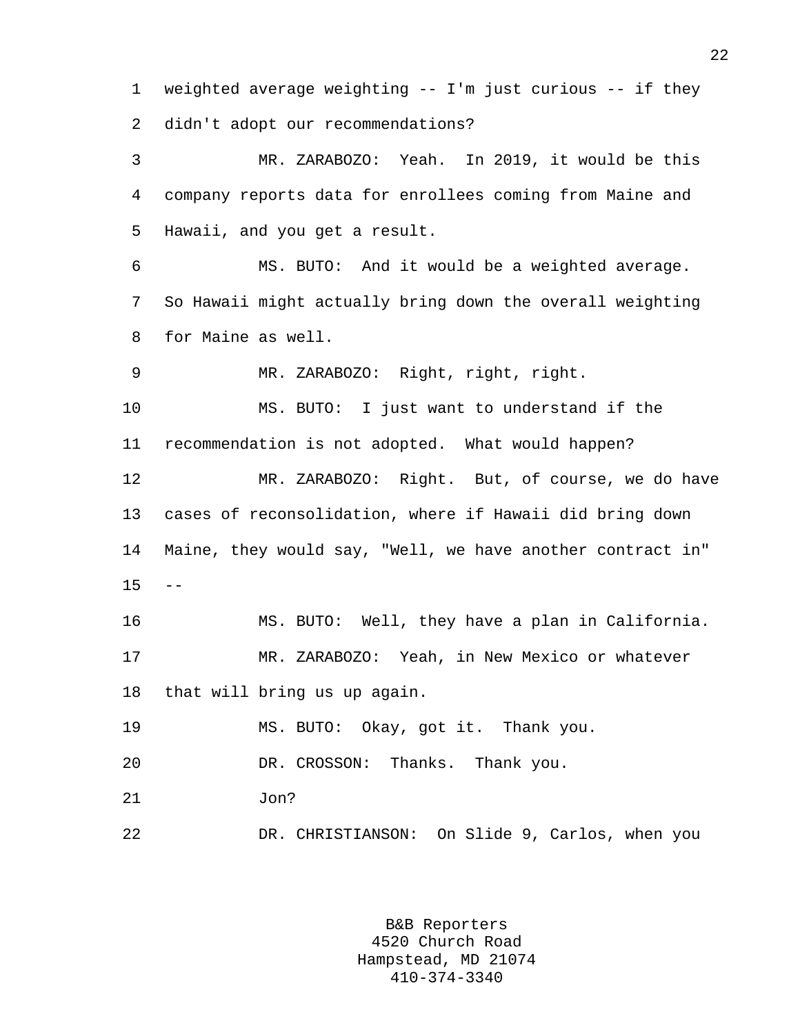weighted average weighting -- I'm just curious -- if they didn't adopt our recommendations?

MR. ZARABOZO: Yeah. In 2019, it would be this company reports data for enrollees coming from Maine and Hawaii, and you get a result.

MS. BUTO: And it would be a weighted average. So Hawaii might actually bring down the overall weighting for Maine as well.

MR. ZARABOZO: Right, right, right.

MS. BUTO: I just want to understand if the recommendation is not adopted. What would happen?

MR. ZARABOZO: Right. But, of course, we do have cases of reconsolidation, where if Hawaii did bring down Maine, they would say, "Well, we have another contract in" --

MS. BUTO: Well, they have a plan in California.

MR. ZARABOZO: Yeah, in New Mexico or whatever that will bring us up again.

MS. BUTO: Okay, got it. Thank you.

DR. CROSSON: Thanks. Thank you.

Jon?

DR. CHRISTIANSON: On Slide 9, Carlos, when you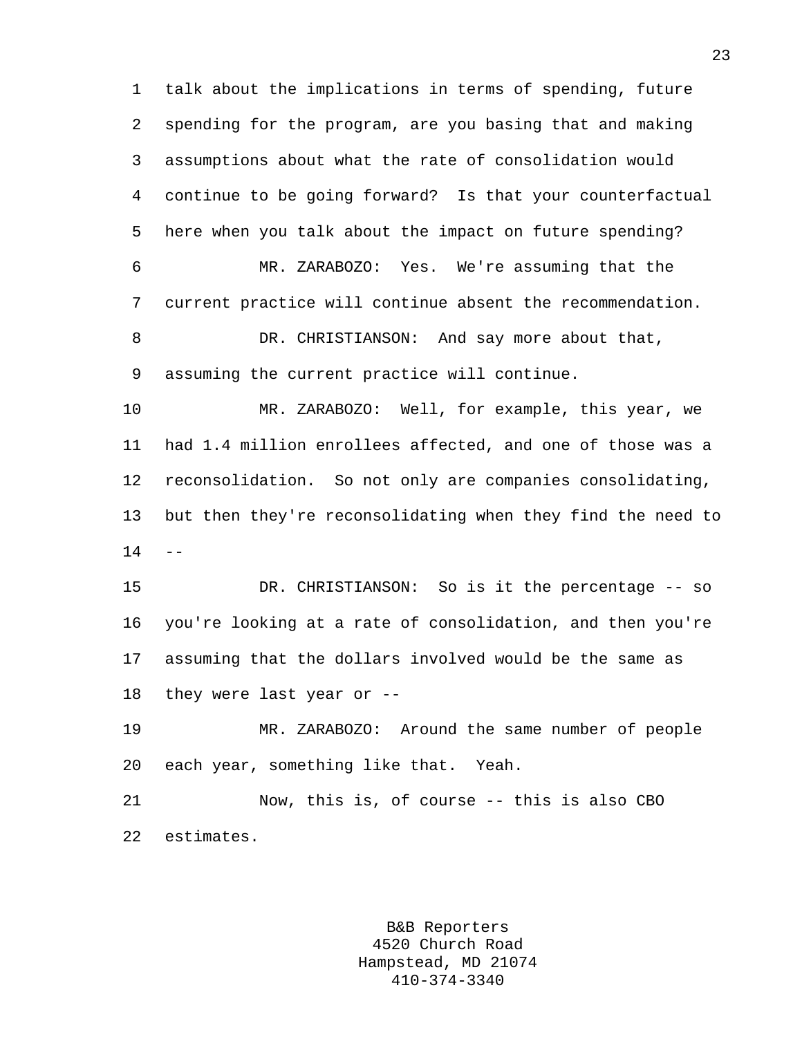talk about the implications in terms of spending, future spending for the program, are you basing that and making assumptions about what the rate of consolidation would continue to be going forward? Is that your counterfactual here when you talk about the impact on future spending?

MR. ZARABOZO: Yes. We're assuming that the current practice will continue absent the recommendation.

DR. CHRISTIANSON: And say more about that, assuming the current practice will continue.

MR. ZARABOZO: Well, for example, this year, we had 1.4 million enrollees affected, and one of those was a reconsolidation. So not only are companies consolidating, but then they're reconsolidating when they find the need to --

DR. CHRISTIANSON: So is it the percentage -- so you're looking at a rate of consolidation, and then you're assuming that the dollars involved would be the same as they were last year or --

MR. ZARABOZO: Around the same number of people each year, something like that. Yeah.

Now, this is, of course -- this is also CBO estimates.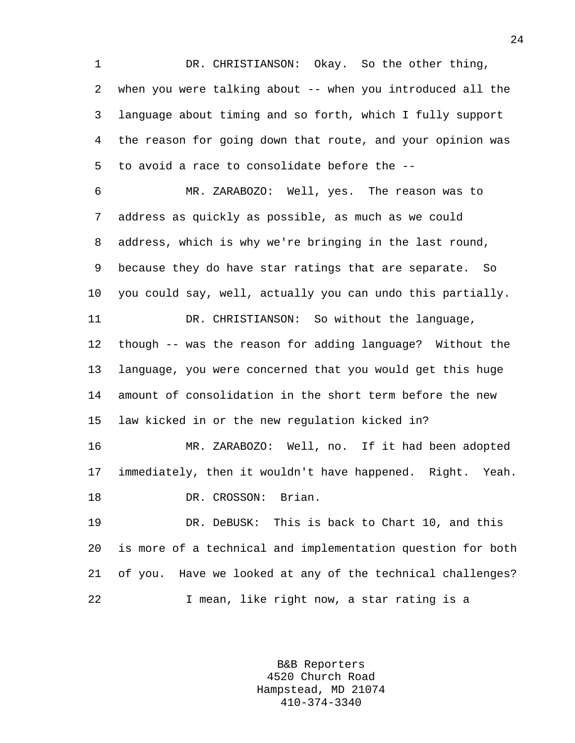DR. CHRISTIANSON: Okay. So the other thing, when you were talking about -- when you introduced all the language about timing and so forth, which I fully support the reason for going down that route, and your opinion was to avoid a race to consolidate before the --

MR. ZARABOZO: Well, yes. The reason was to address as quickly as possible, as much as we could address, which is why we're bringing in the last round, because they do have star ratings that are separate. So you could say, well, actually you can undo this partially.

DR. CHRISTIANSON: So without the language, though -- was the reason for adding language? Without the language, you were concerned that you would get this huge amount of consolidation in the short term before the new law kicked in or the new regulation kicked in?

MR. ZARABOZO: Well, no. If it had been adopted immediately, then it wouldn't have happened. Right. Yeah.

DR. CROSSON: Brian.

DR. DeBUSK: This is back to Chart 10, and this is more of a technical and implementation question for both of you. Have we looked at any of the technical challenges?

I mean, like right now, a star rating is a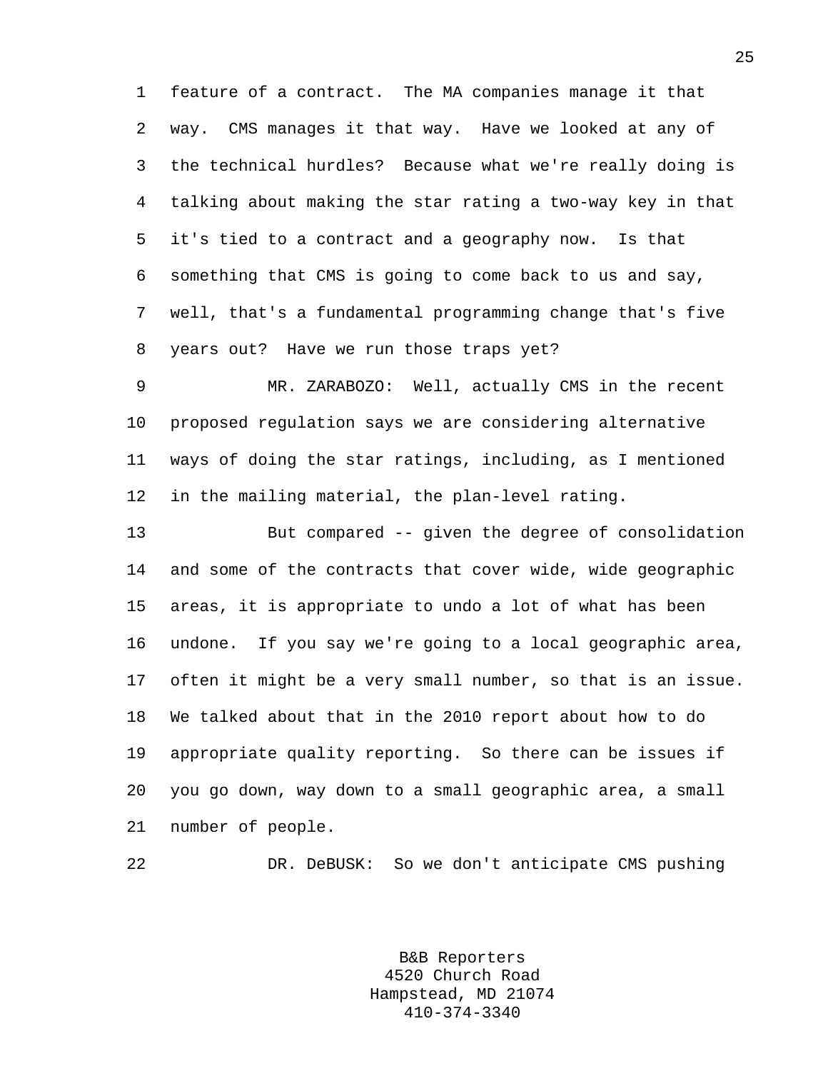feature of a contract. The MA companies manage it that way. CMS manages it that way. Have we looked at any of the technical hurdles? Because what we're really doing is talking about making the star rating a two-way key in that it's tied to a contract and a geography now. Is that something that CMS is going to come back to us and say, well, that's a fundamental programming change that's five years out? Have we run those traps yet?

MR. ZARABOZO: Well, actually CMS in the recent proposed regulation says we are considering alternative ways of doing the star ratings, including, as I mentioned in the mailing material, the plan-level rating.

But compared -- given the degree of consolidation and some of the contracts that cover wide, wide geographic areas, it is appropriate to undo a lot of what has been undone. If you say we're going to a local geographic area, often it might be a very small number, so that is an issue. We talked about that in the 2010 report about how to do appropriate quality reporting. So there can be issues if you go down, way down to a small geographic area, a small number of people.

DR. DeBUSK: So we don't anticipate CMS pushing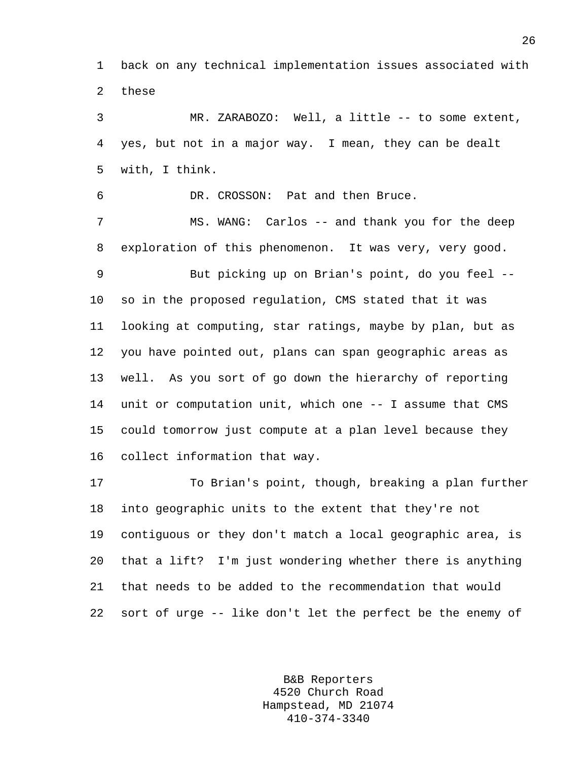back on any technical implementation issues associated with these

MR. ZARABOZO: Well, a little -- to some extent, yes, but not in a major way. I mean, they can be dealt with, I think.

DR. CROSSON: Pat and then Bruce.

MS. WANG: Carlos -- and thank you for the deep exploration of this phenomenon. It was very, very good.

But picking up on Brian's point, do you feel -- so in the proposed regulation, CMS stated that it was looking at computing, star ratings, maybe by plan, but as you have pointed out, plans can span geographic areas as well. As you sort of go down the hierarchy of reporting unit or computation unit, which one -- I assume that CMS could tomorrow just compute at a plan level because they collect information that way.

To Brian's point, though, breaking a plan further into geographic units to the extent that they're not contiguous or they don't match a local geographic area, is that a lift? I'm just wondering whether there is anything that needs to be added to the recommendation that would sort of urge -- like don't let the perfect be the enemy of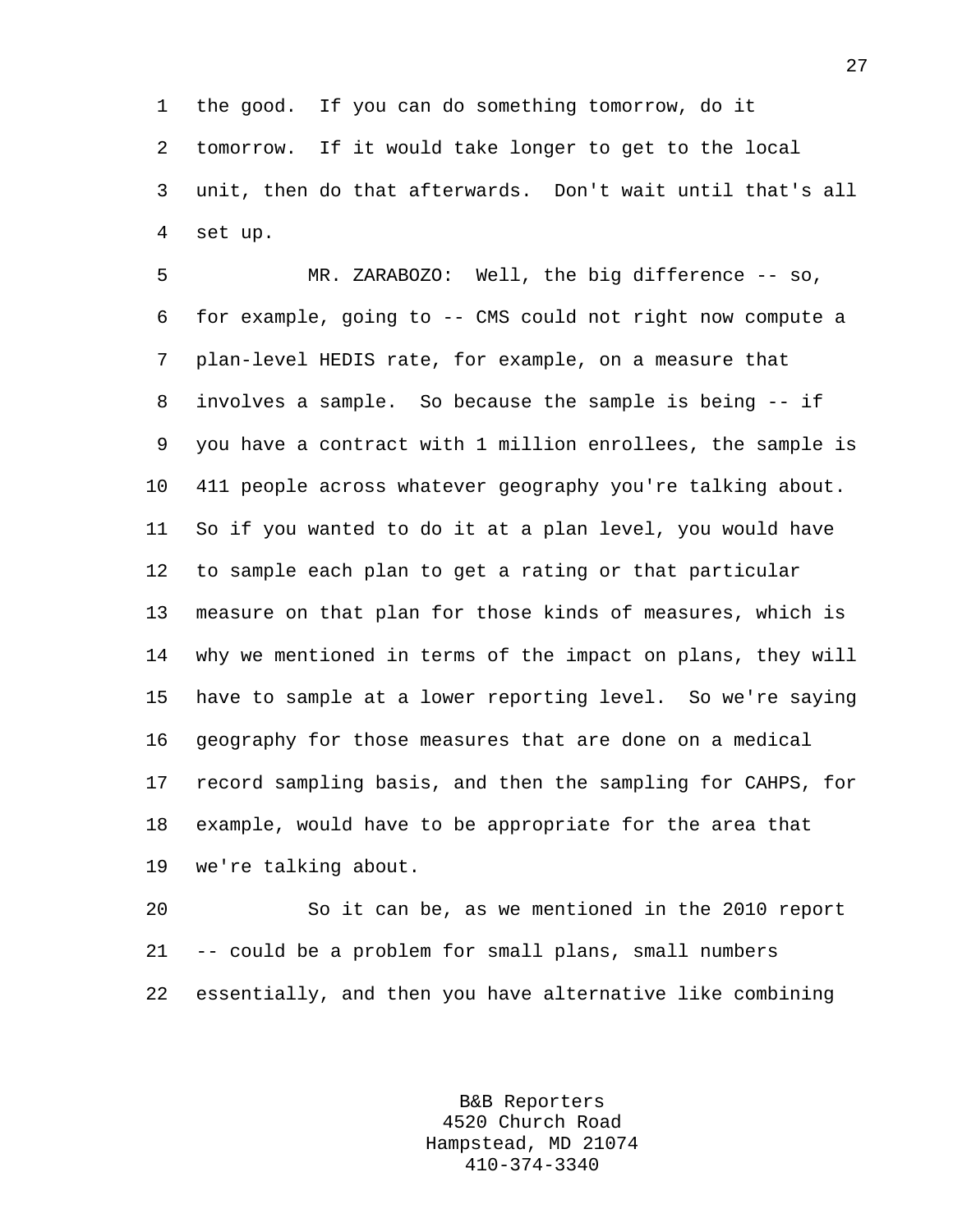the good. If you can do something tomorrow, do it tomorrow. If it would take longer to get to the local unit, then do that afterwards. Don't wait until that's all set up.

MR. ZARABOZO: Well, the big difference -- so, for example, going to -- CMS could not right now compute a plan-level HEDIS rate, for example, on a measure that involves a sample. So because the sample is being -- if you have a contract with 1 million enrollees, the sample is 411 people across whatever geography you're talking about. So if you wanted to do it at a plan level, you would have to sample each plan to get a rating or that particular measure on that plan for those kinds of measures, which is why we mentioned in terms of the impact on plans, they will have to sample at a lower reporting level. So we're saying geography for those measures that are done on a medical record sampling basis, and then the sampling for CAHPS, for example, would have to be appropriate for the area that we're talking about.

So it can be, as we mentioned in the 2010 report -- could be a problem for small plans, small numbers essentially, and then you have alternative like combining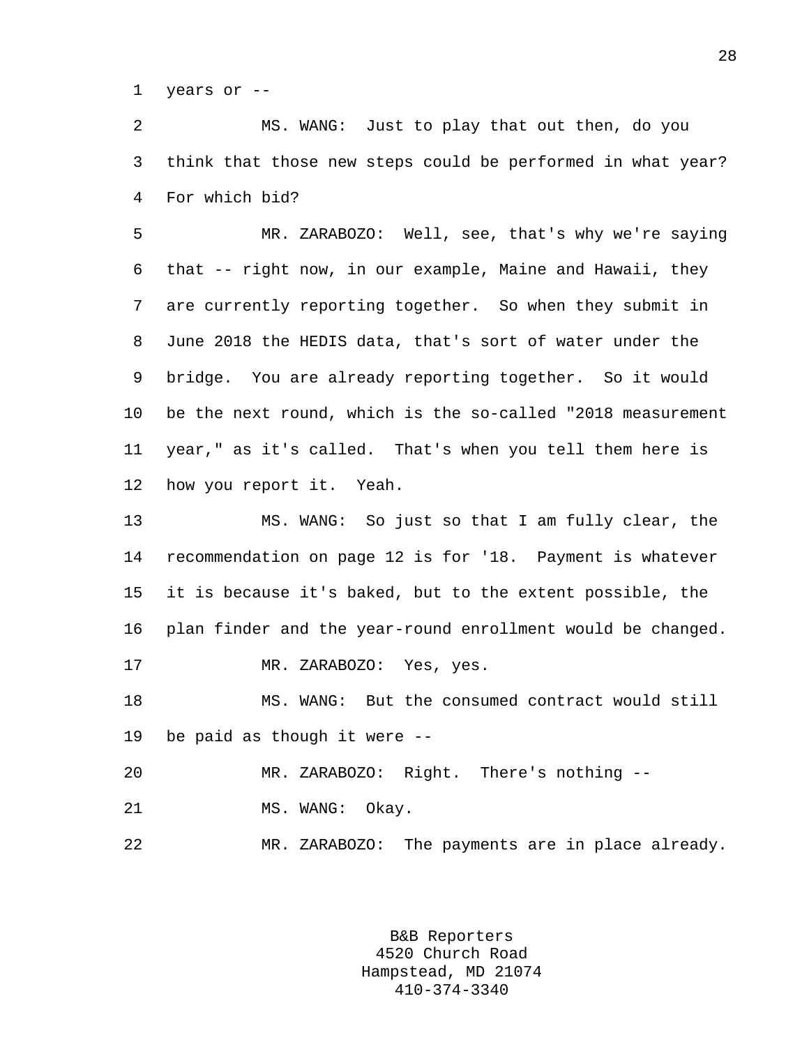years or --

MS. WANG: Just to play that out then, do you think that those new steps could be performed in what year? For which bid?

MR. ZARABOZO: Well, see, that's why we're saying that -- right now, in our example, Maine and Hawaii, they are currently reporting together. So when they submit in June 2018 the HEDIS data, that's sort of water under the bridge. You are already reporting together. So it would be the next round, which is the so-called "2018 measurement year," as it's called. That's when you tell them here is how you report it. Yeah.

MS. WANG: So just so that I am fully clear, the recommendation on page 12 is for '18. Payment is whatever it is because it's baked, but to the extent possible, the plan finder and the year-round enrollment would be changed.

MR. ZARABOZO: Yes, yes.

MS. WANG: But the consumed contract would still be paid as though it were --

MR. ZARABOZO: Right. There's nothing --

MS. WANG: Okay.

MR. ZARABOZO: The payments are in place already.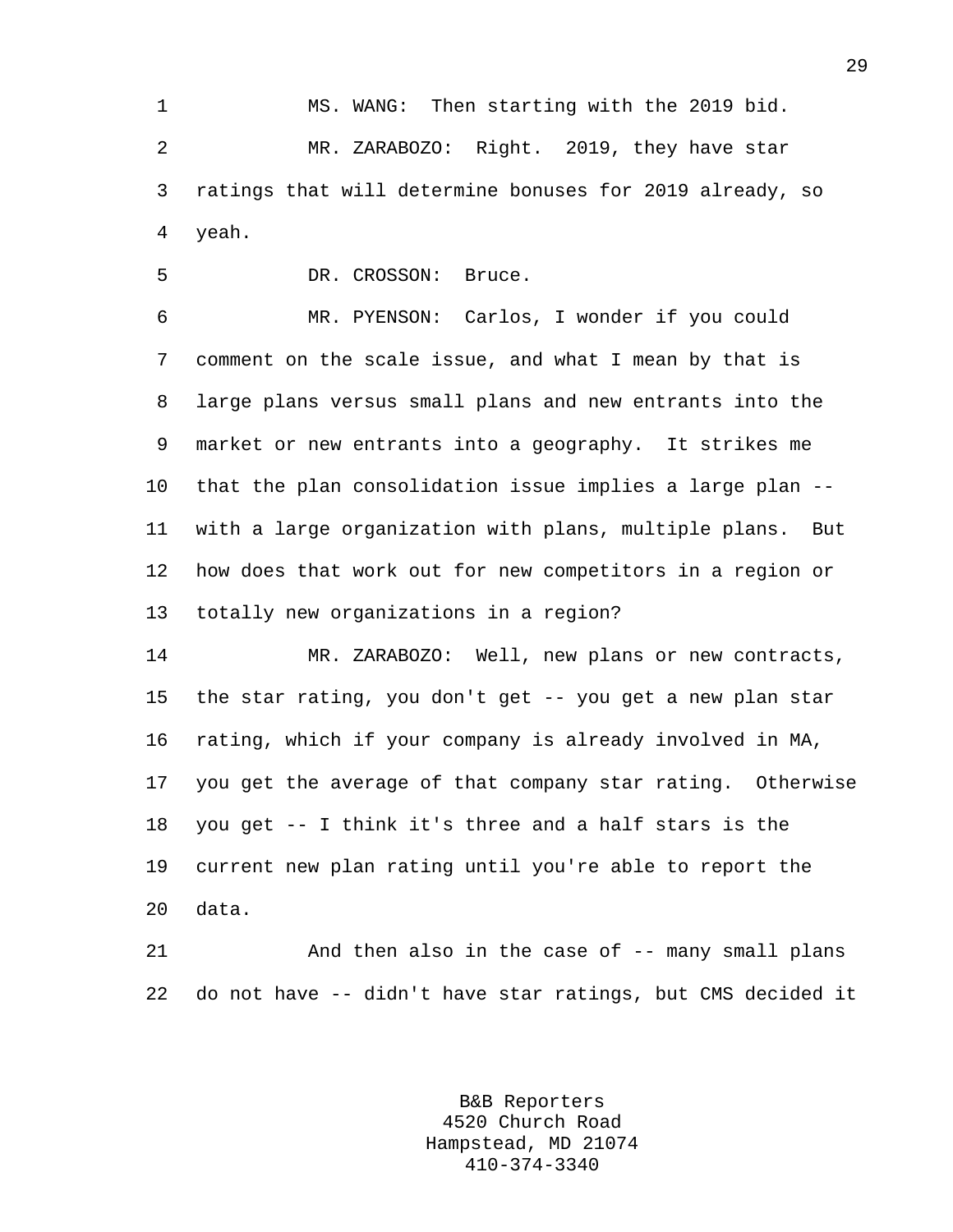MS. WANG: Then starting with the 2019 bid.

MR. ZARABOZO: Right. 2019, they have star ratings that will determine bonuses for 2019 already, so yeah.

DR. CROSSON: Bruce.

MR. PYENSON: Carlos, I wonder if you could comment on the scale issue, and what I mean by that is large plans versus small plans and new entrants into the market or new entrants into a geography. It strikes me that the plan consolidation issue implies a large plan -- with a large organization with plans, multiple plans. But how does that work out for new competitors in a region or totally new organizations in a region?

MR. ZARABOZO: Well, new plans or new contracts, the star rating, you don't get -- you get a new plan star rating, which if your company is already involved in MA, you get the average of that company star rating. Otherwise you get -- I think it's three and a half stars is the current new plan rating until you're able to report the data.

And then also in the case of -- many small plans do not have -- didn't have star ratings, but CMS decided it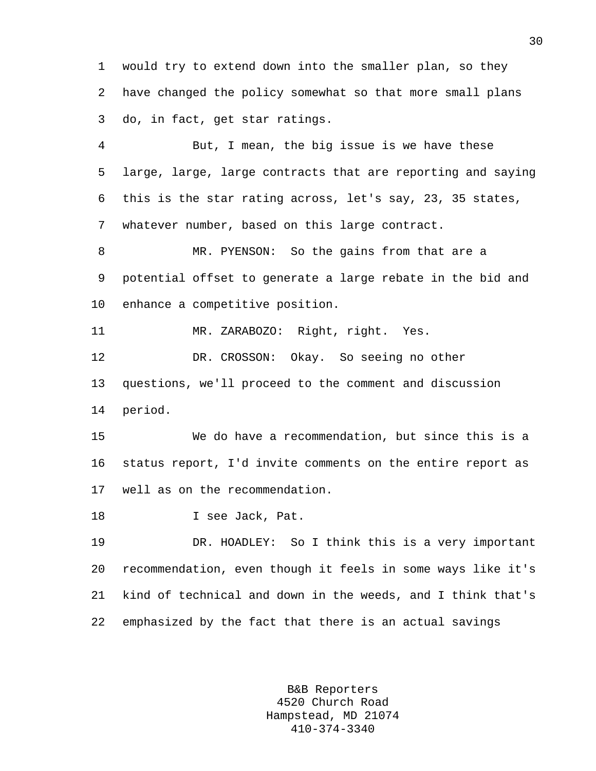would try to extend down into the smaller plan, so they have changed the policy somewhat so that more small plans do, in fact, get star ratings.

But, I mean, the big issue is we have these large, large, large contracts that are reporting and saying this is the star rating across, let's say, 23, 35 states, whatever number, based on this large contract.

MR. PYENSON: So the gains from that are a potential offset to generate a large rebate in the bid and enhance a competitive position.

MR. ZARABOZO: Right, right. Yes.

DR. CROSSON: Okay. So seeing no other questions, we'll proceed to the comment and discussion period.

We do have a recommendation, but since this is a status report, I'd invite comments on the entire report as well as on the recommendation.

I see Jack, Pat.

DR. HOADLEY: So I think this is a very important recommendation, even though it feels in some ways like it's kind of technical and down in the weeds, and I think that's emphasized by the fact that there is an actual savings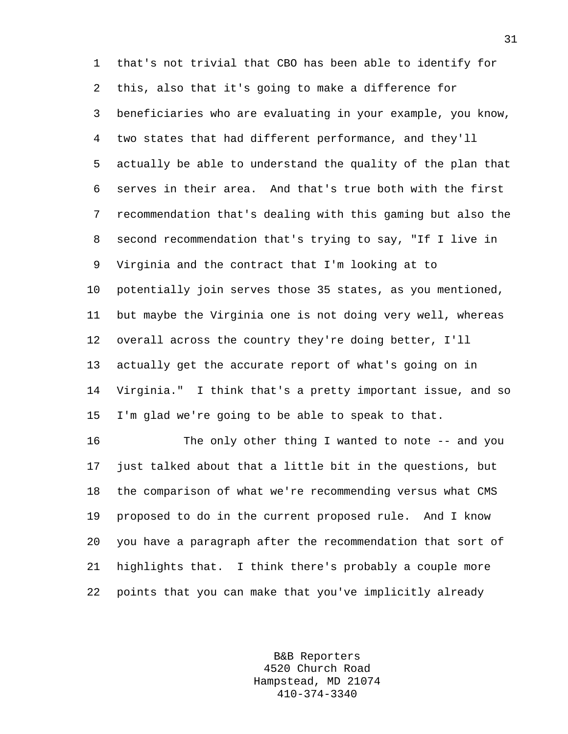that's not trivial that CBO has been able to identify for this, also that it's going to make a difference for beneficiaries who are evaluating in your example, you know, two states that had different performance, and they'll actually be able to understand the quality of the plan that serves in their area. And that's true both with the first recommendation that's dealing with this gaming but also the second recommendation that's trying to say, "If I live in Virginia and the contract that I'm looking at to potentially join serves those 35 states, as you mentioned, but maybe the Virginia one is not doing very well, whereas overall across the country they're doing better, I'll actually get the accurate report of what's going on in Virginia." I think that's a pretty important issue, and so I'm glad we're going to be able to speak to that.

The only other thing I wanted to note -- and you just talked about that a little bit in the questions, but the comparison of what we're recommending versus what CMS proposed to do in the current proposed rule. And I know you have a paragraph after the recommendation that sort of highlights that. I think there's probably a couple more points that you can make that you've implicitly already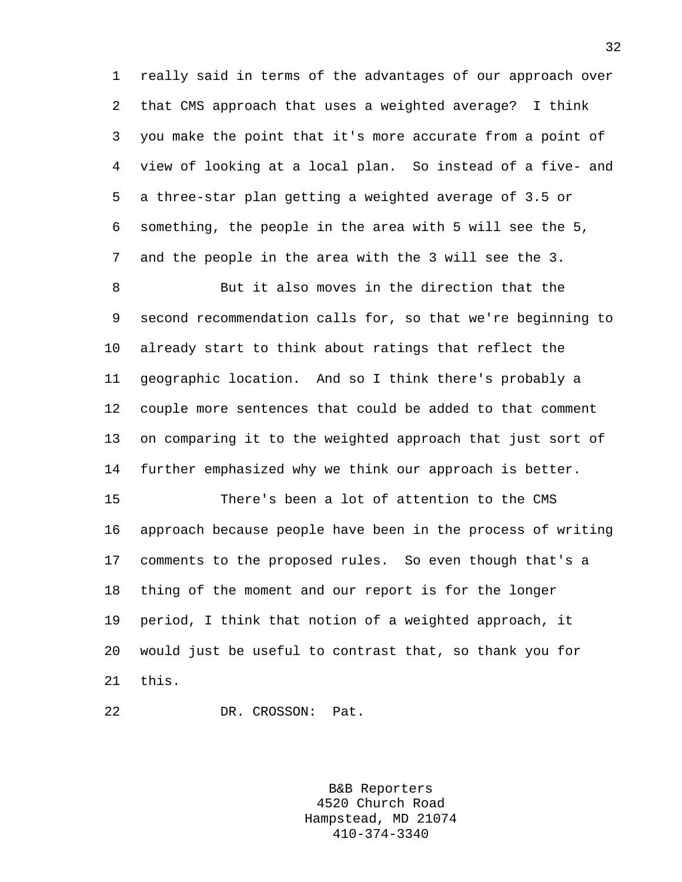really said in terms of the advantages of our approach over that CMS approach that uses a weighted average? I think you make the point that it's more accurate from a point of view of looking at a local plan. So instead of a five- and a three-star plan getting a weighted average of 3.5 or something, the people in the area with 5 will see the 5, and the people in the area with the 3 will see the 3.

But it also moves in the direction that the second recommendation calls for, so that we're beginning to already start to think about ratings that reflect the geographic location. And so I think there's probably a couple more sentences that could be added to that comment on comparing it to the weighted approach that just sort of further emphasized why we think our approach is better.

There's been a lot of attention to the CMS approach because people have been in the process of writing comments to the proposed rules. So even though that's a thing of the moment and our report is for the longer period, I think that notion of a weighted approach, it would just be useful to contrast that, so thank you for this.

DR. CROSSON: Pat.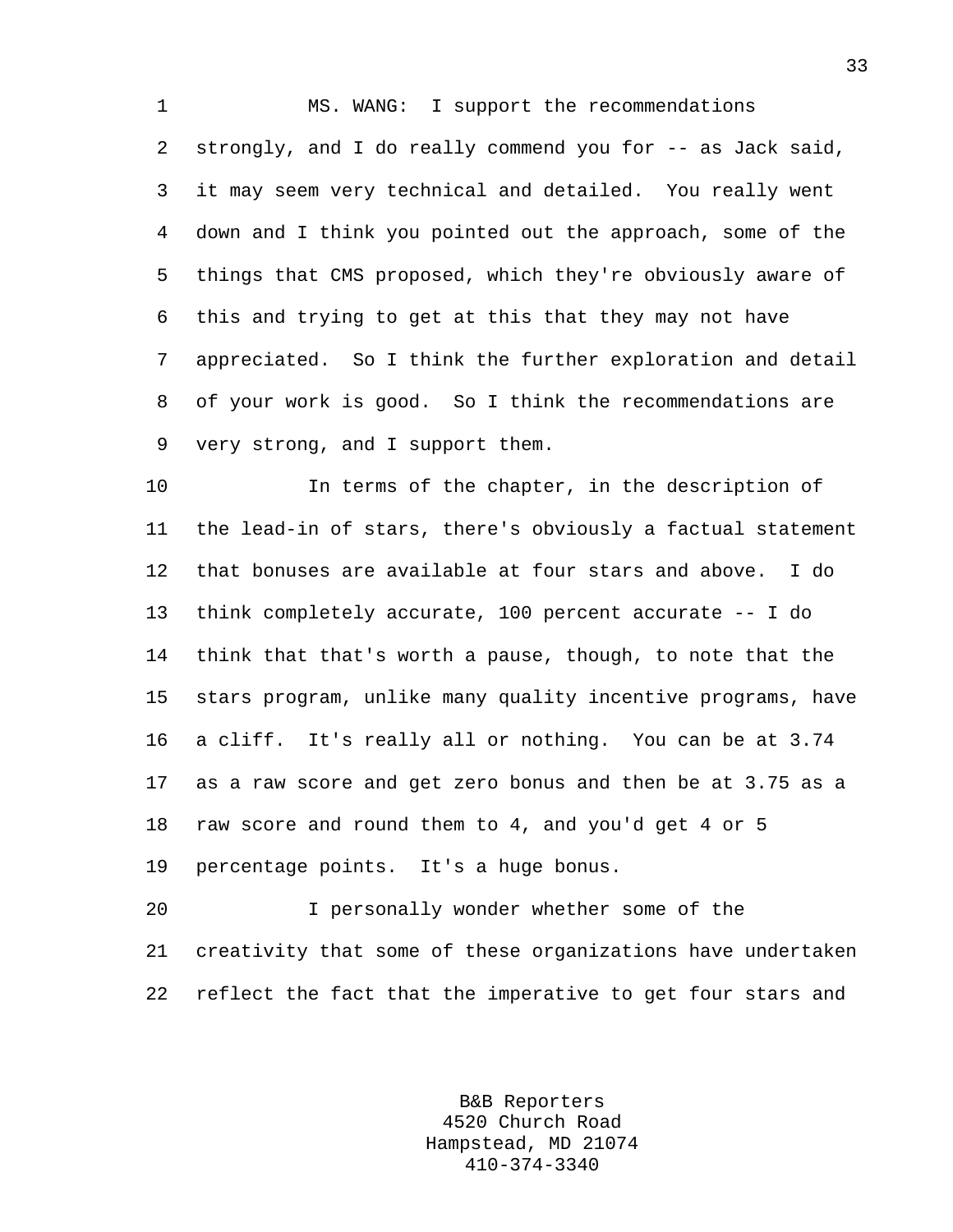MS. WANG: I support the recommendations strongly, and I do really commend you for -- as Jack said, it may seem very technical and detailed. You really went down and I think you pointed out the approach, some of the things that CMS proposed, which they're obviously aware of this and trying to get at this that they may not have appreciated. So I think the further exploration and detail of your work is good. So I think the recommendations are very strong, and I support them.

In terms of the chapter, in the description of the lead-in of stars, there's obviously a factual statement that bonuses are available at four stars and above. I do think completely accurate, 100 percent accurate -- I do think that that's worth a pause, though, to note that the stars program, unlike many quality incentive programs, have a cliff. It's really all or nothing. You can be at 3.74 as a raw score and get zero bonus and then be at 3.75 as a raw score and round them to 4, and you'd get 4 or 5 percentage points. It's a huge bonus.

I personally wonder whether some of the creativity that some of these organizations have undertaken reflect the fact that the imperative to get four stars and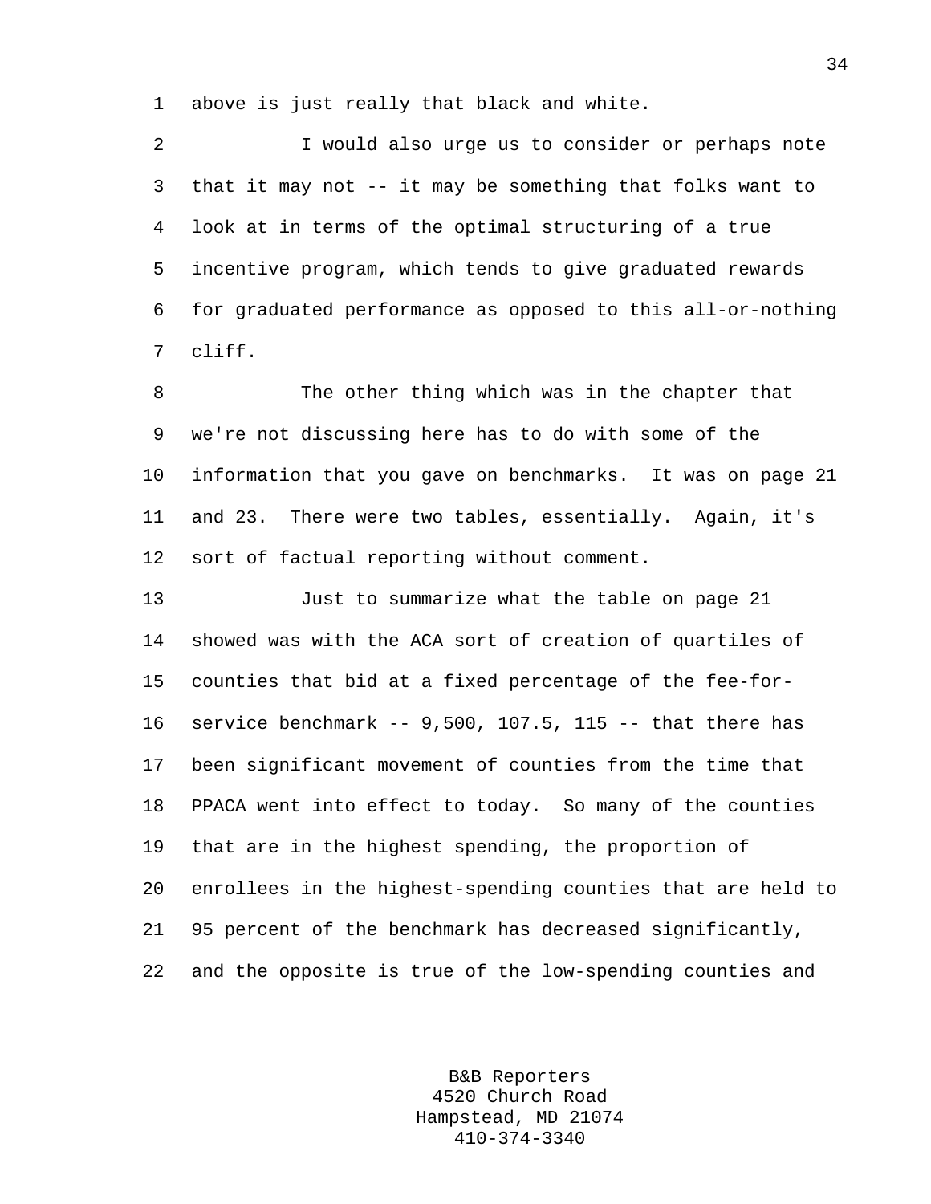above is just really that black and white.

I would also urge us to consider or perhaps note that it may not -- it may be something that folks want to look at in terms of the optimal structuring of a true incentive program, which tends to give graduated rewards for graduated performance as opposed to this all-or-nothing cliff.

The other thing which was in the chapter that we're not discussing here has to do with some of the information that you gave on benchmarks. It was on page 21 and 23. There were two tables, essentially. Again, it's sort of factual reporting without comment.

Just to summarize what the table on page 21 showed was with the ACA sort of creation of quartiles of counties that bid at a fixed percentage of the fee-for-service benchmark -- 9,500, 107.5, 115 -- that there has been significant movement of counties from the time that PPACA went into effect to today. So many of the counties that are in the highest spending, the proportion of enrollees in the highest-spending counties that are held to 95 percent of the benchmark has decreased significantly, and the opposite is true of the low-spending counties and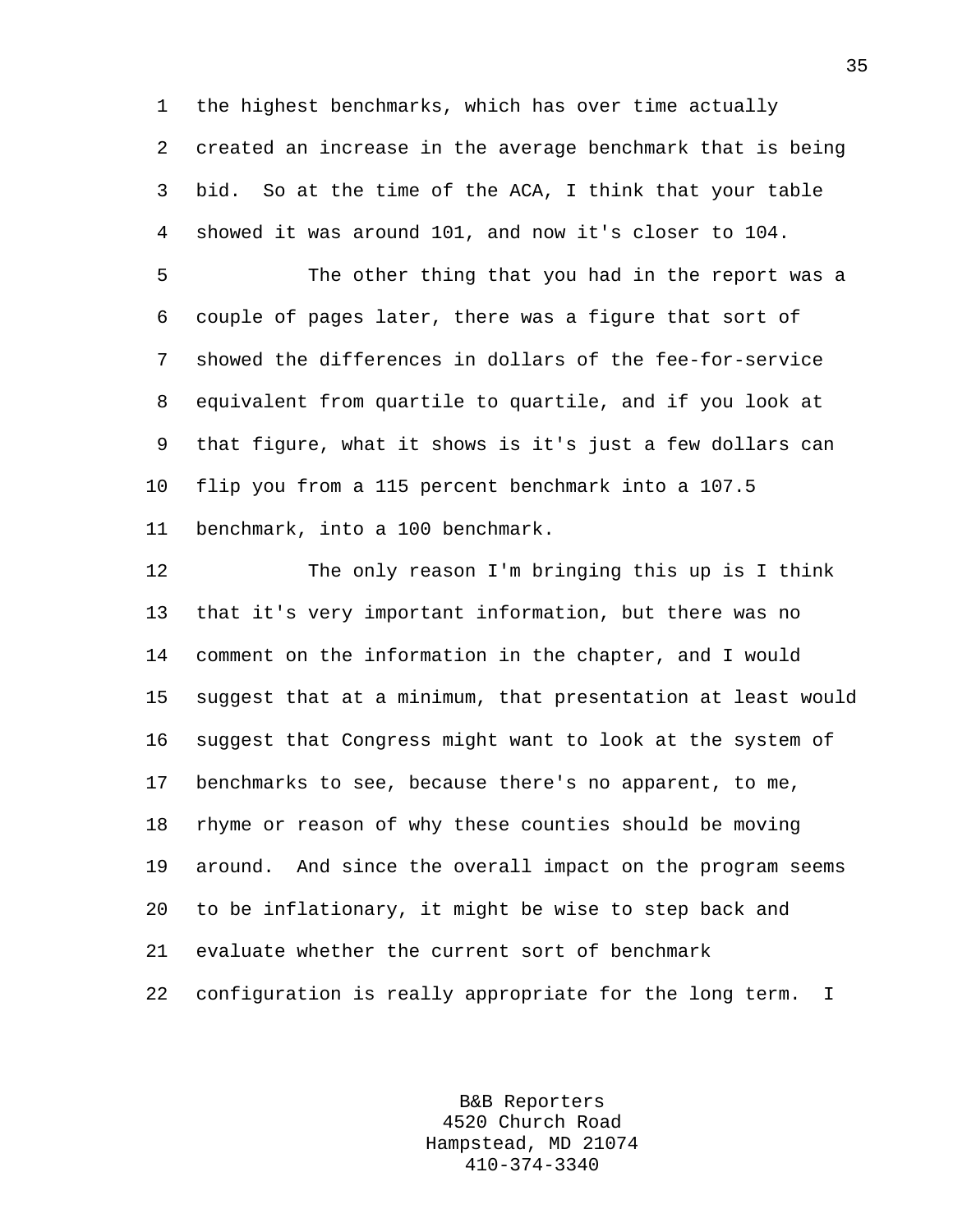the highest benchmarks, which has over time actually created an increase in the average benchmark that is being bid. So at the time of the ACA, I think that your table showed it was around 101, and now it's closer to 104.

The other thing that you had in the report was a couple of pages later, there was a figure that sort of showed the differences in dollars of the fee-for-service equivalent from quartile to quartile, and if you look at that figure, what it shows is it's just a few dollars can flip you from a 115 percent benchmark into a 107.5 benchmark, into a 100 benchmark.

The only reason I'm bringing this up is I think that it's very important information, but there was no comment on the information in the chapter, and I would suggest that at a minimum, that presentation at least would suggest that Congress might want to look at the system of benchmarks to see, because there's no apparent, to me, rhyme or reason of why these counties should be moving around. And since the overall impact on the program seems to be inflationary, it might be wise to step back and evaluate whether the current sort of benchmark configuration is really appropriate for the long term. I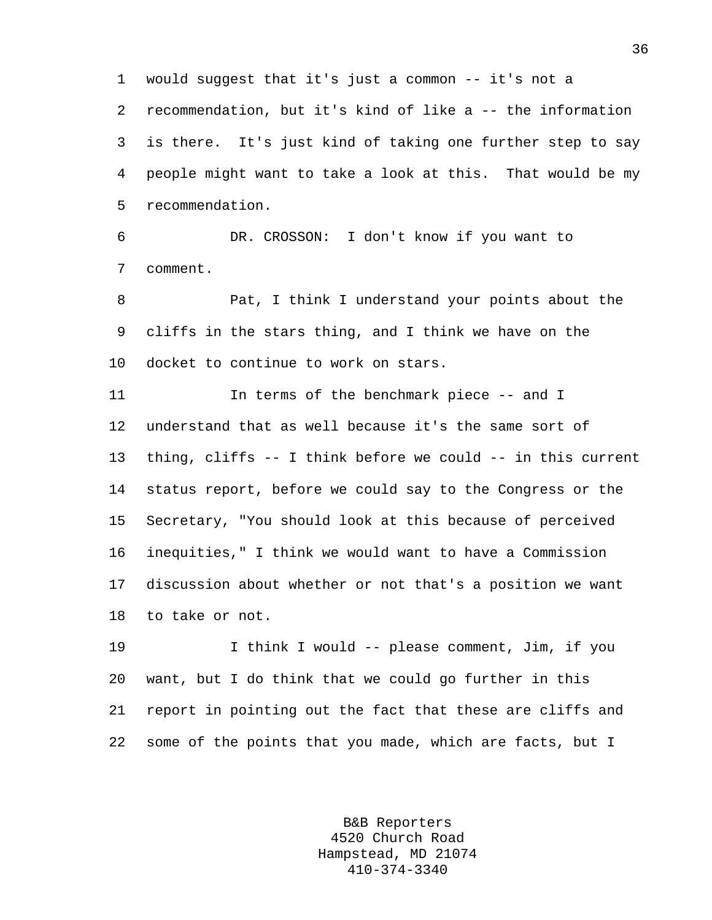would suggest that it's just a common -- it's not a recommendation, but it's kind of like a -- the information is there. It's just kind of taking one further step to say people might want to take a look at this. That would be my recommendation.

DR. CROSSON: I don't know if you want to comment.

Pat, I think I understand your points about the cliffs in the stars thing, and I think we have on the docket to continue to work on stars.

In terms of the benchmark piece -- and I understand that as well because it's the same sort of thing, cliffs -- I think before we could -- in this current status report, before we could say to the Congress or the Secretary, "You should look at this because of perceived inequities," I think we would want to have a Commission discussion about whether or not that's a position we want to take or not.

I think I would -- please comment, Jim, if you want, but I do think that we could go further in this report in pointing out the fact that these are cliffs and some of the points that you made, which are facts, but I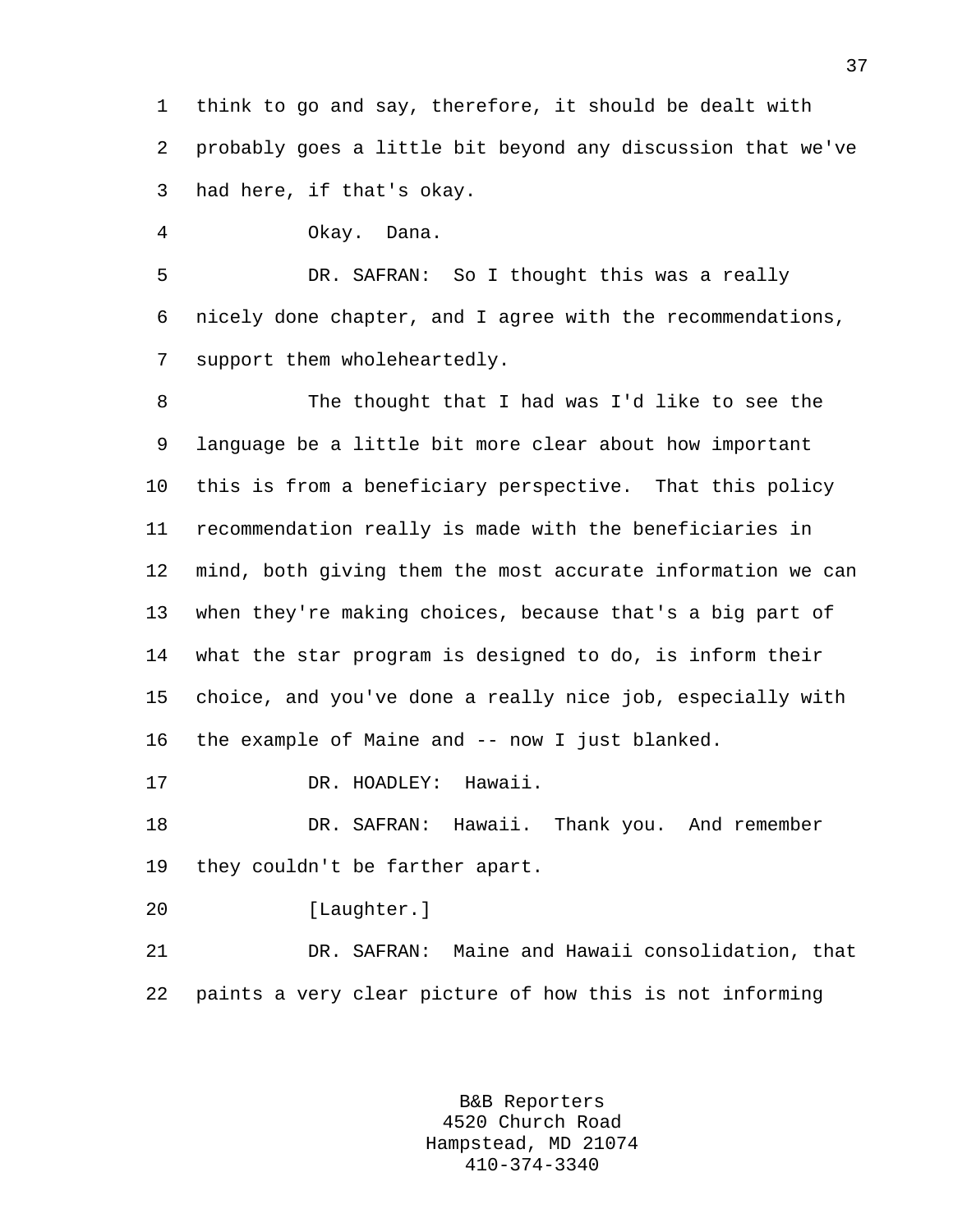think to go and say, therefore, it should be dealt with probably goes a little bit beyond any discussion that we've had here, if that's okay.

Okay. Dana.

DR. SAFRAN: So I thought this was a really nicely done chapter, and I agree with the recommendations, support them wholeheartedly.

The thought that I had was I'd like to see the language be a little bit more clear about how important this is from a beneficiary perspective. That this policy recommendation really is made with the beneficiaries in mind, both giving them the most accurate information we can when they're making choices, because that's a big part of what the star program is designed to do, is inform their choice, and you've done a really nice job, especially with the example of Maine and -- now I just blanked.

DR. HOADLEY: Hawaii.

DR. SAFRAN: Hawaii. Thank you. And remember they couldn't be farther apart.

[Laughter.]

DR. SAFRAN: Maine and Hawaii consolidation, that paints a very clear picture of how this is not informing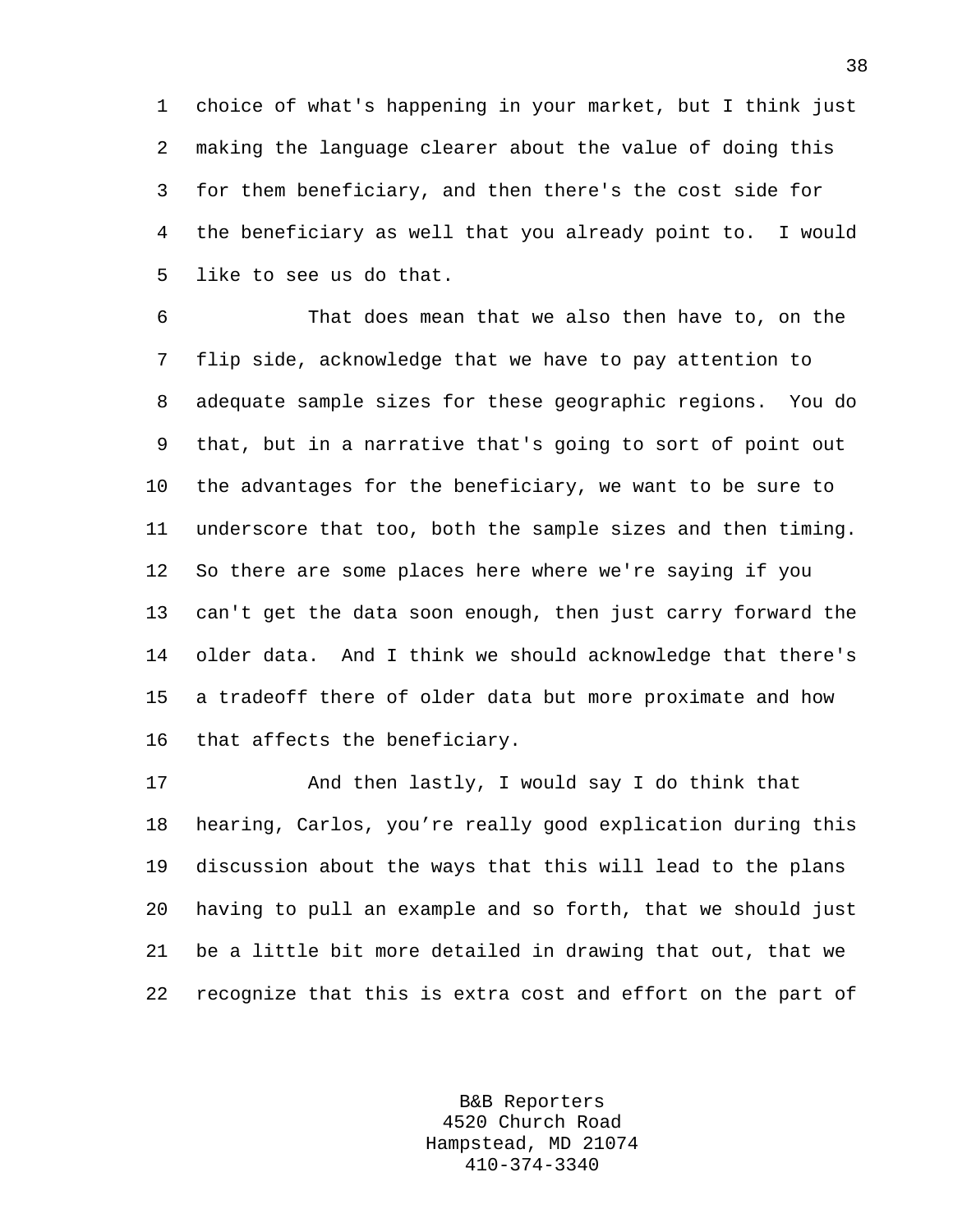choice of what's happening in your market, but I think just making the language clearer about the value of doing this for them beneficiary, and then there's the cost side for the beneficiary as well that you already point to. I would like to see us do that.

That does mean that we also then have to, on the flip side, acknowledge that we have to pay attention to adequate sample sizes for these geographic regions. You do that, but in a narrative that's going to sort of point out the advantages for the beneficiary, we want to be sure to underscore that too, both the sample sizes and then timing. So there are some places here where we're saying if you can't get the data soon enough, then just carry forward the older data. And I think we should acknowledge that there's a tradeoff there of older data but more proximate and how that affects the beneficiary.

And then lastly, I would say I do think that hearing, Carlos, you’re really good explication during this discussion about the ways that this will lead to the plans having to pull an example and so forth, that we should just be a little bit more detailed in drawing that out, that we recognize that this is extra cost and effort on the part of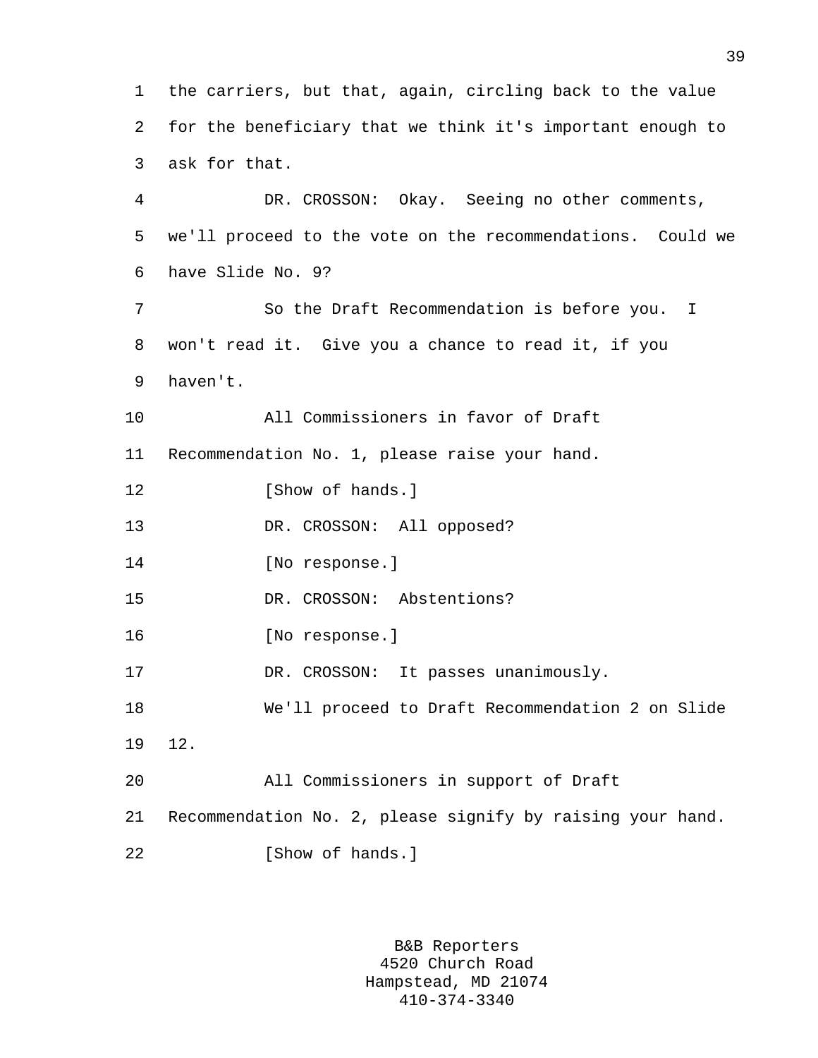the carriers, but that, again, circling back to the value for the beneficiary that we think it's important enough to ask for that.

DR. CROSSON: Okay. Seeing no other comments, we'll proceed to the vote on the recommendations. Could we have Slide No. 9?

So the Draft Recommendation is before you. I won't read it. Give you a chance to read it, if you haven't.

All Commissioners in favor of Draft Recommendation No. 1, please raise your hand.

[Show of hands.]

DR. CROSSON: All opposed?

[No response.]

DR. CROSSON: Abstentions?

[No response.]

DR. CROSSON: It passes unanimously.

We'll proceed to Draft Recommendation 2 on Slide 12.

All Commissioners in support of Draft Recommendation No. 2, please signify by raising your hand.

[Show of hands.]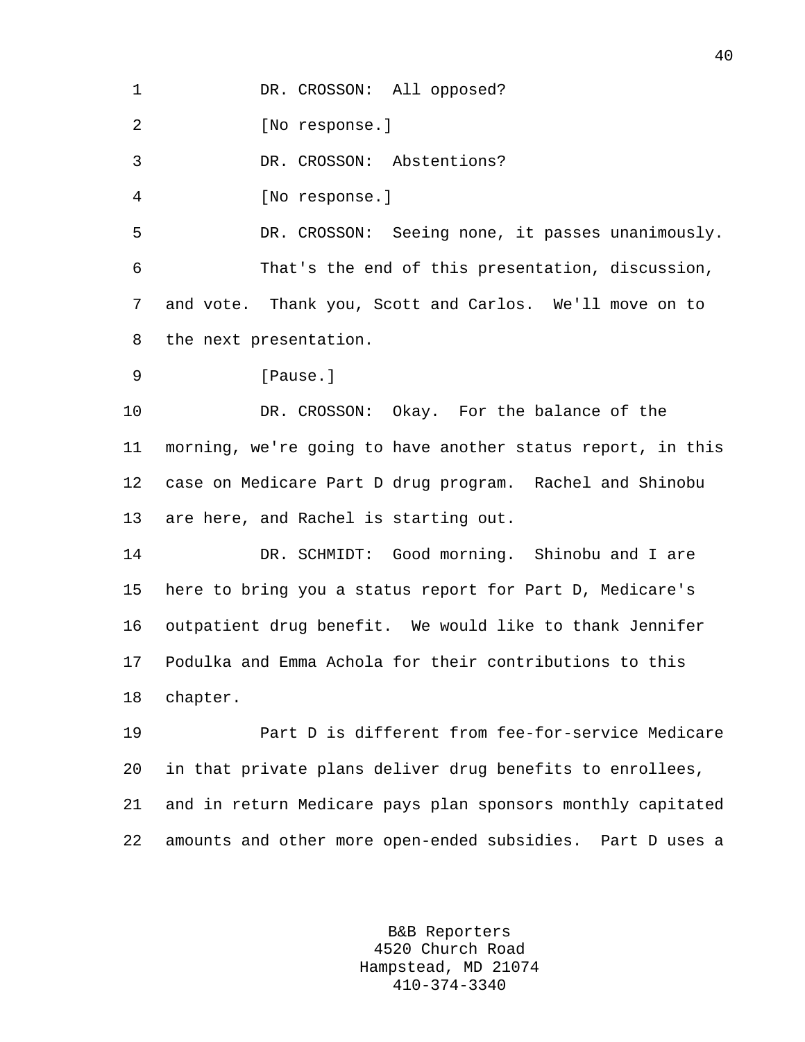DR. CROSSON: All opposed?

[No response.]

DR. CROSSON: Abstentions?

[No response.]

DR. CROSSON: Seeing none, it passes unanimously.

That's the end of this presentation, discussion, and vote. Thank you, Scott and Carlos. We'll move on to the next presentation.

[Pause.]

DR. CROSSON: Okay. For the balance of the morning, we're going to have another status report, in this case on Medicare Part D drug program. Rachel and Shinobu are here, and Rachel is starting out.

DR. SCHMIDT: Good morning. Shinobu and I are here to bring you a status report for Part D, Medicare's outpatient drug benefit. We would like to thank Jennifer Podulka and Emma Achola for their contributions to this chapter.

Part D is different from fee-for-service Medicare in that private plans deliver drug benefits to enrollees, and in return Medicare pays plan sponsors monthly capitated amounts and other more open-ended subsidies. Part D uses a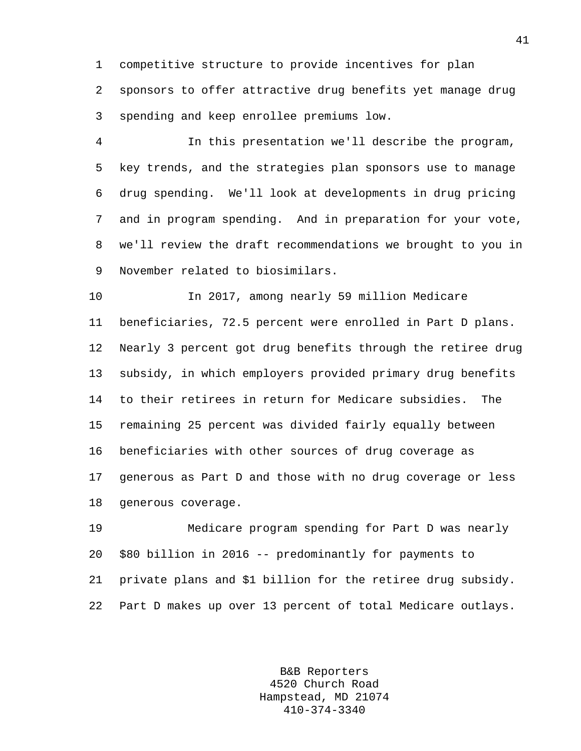competitive structure to provide incentives for plan sponsors to offer attractive drug benefits yet manage drug spending and keep enrollee premiums low.

In this presentation we'll describe the program, key trends, and the strategies plan sponsors use to manage drug spending. We'll look at developments in drug pricing and in program spending. And in preparation for your vote, we'll review the draft recommendations we brought to you in November related to biosimilars.

In 2017, among nearly 59 million Medicare beneficiaries, 72.5 percent were enrolled in Part D plans. Nearly 3 percent got drug benefits through the retiree drug subsidy, in which employers provided primary drug benefits to their retirees in return for Medicare subsidies. The remaining 25 percent was divided fairly equally between beneficiaries with other sources of drug coverage as generous as Part D and those with no drug coverage or less generous coverage.

Medicare program spending for Part D was nearly $80 billion in 2016 -- predominantly for payments to private plans and $1 billion for the retiree drug subsidy. Part D makes up over 13 percent of total Medicare outlays.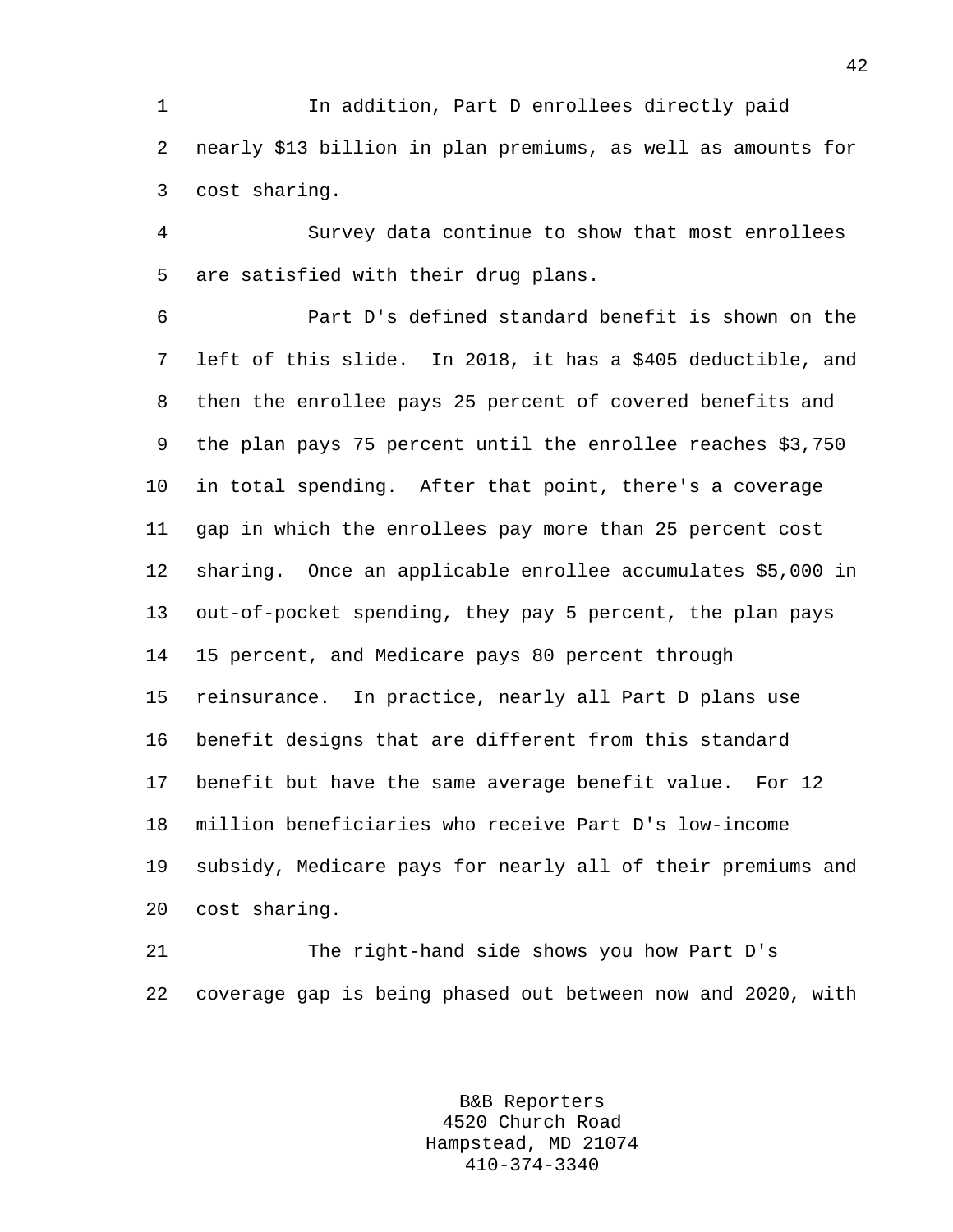In addition, Part D enrollees directly paid nearly $13 billion in plan premiums, as well as amounts for cost sharing.

Survey data continue to show that most enrollees are satisfied with their drug plans.

Part D's defined standard benefit is shown on the left of this slide. In 2018, it has a $405 deductible, and then the enrollee pays 25 percent of covered benefits and the plan pays 75 percent until the enrollee reaches $3,750 in total spending. After that point, there's a coverage gap in which the enrollees pay more than 25 percent cost sharing. Once an applicable enrollee accumulates $5,000 in out-of-pocket spending, they pay 5 percent, the plan pays 15 percent, and Medicare pays 80 percent through reinsurance. In practice, nearly all Part D plans use benefit designs that are different from this standard benefit but have the same average benefit value. For 12 million beneficiaries who receive Part D's low-income subsidy, Medicare pays for nearly all of their premiums and cost sharing.

The right-hand side shows you how Part D's coverage gap is being phased out between now and 2020, with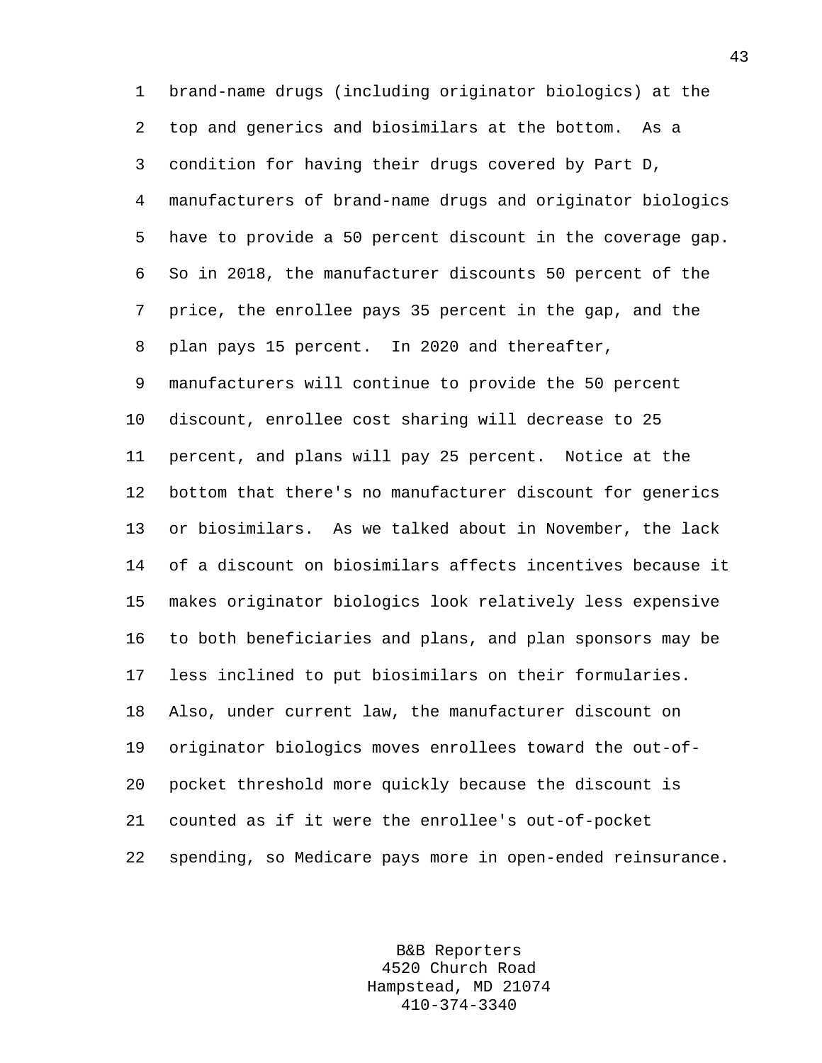brand-name drugs (including originator biologics) at the top and generics and biosimilars at the bottom. As a condition for having their drugs covered by Part D, manufacturers of brand-name drugs and originator biologics have to provide a 50 percent discount in the coverage gap. So in 2018, the manufacturer discounts 50 percent of the price, the enrollee pays 35 percent in the gap, and the plan pays 15 percent. In 2020 and thereafter, manufacturers will continue to provide the 50 percent discount, enrollee cost sharing will decrease to 25 percent, and plans will pay 25 percent. Notice at the bottom that there's no manufacturer discount for generics or biosimilars. As we talked about in November, the lack of a discount on biosimilars affects incentives because it makes originator biologics look relatively less expensive to both beneficiaries and plans, and plan sponsors may be less inclined to put biosimilars on their formularies. Also, under current law, the manufacturer discount on originator biologics moves enrollees toward the out-of-pocket threshold more quickly because the discount is counted as if it were the enrollee's out-of-pocket spending, so Medicare pays more in open-ended reinsurance.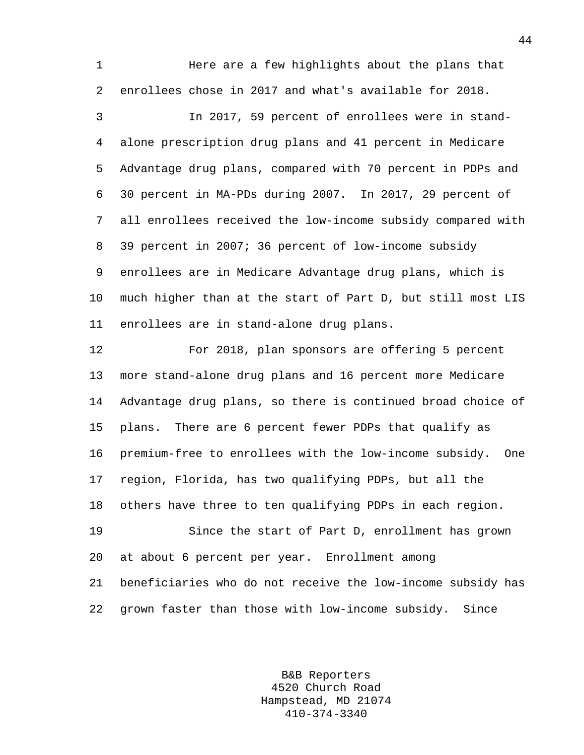Here are a few highlights about the plans that enrollees chose in 2017 and what's available for 2018.

In 2017, 59 percent of enrollees were in stand-alone prescription drug plans and 41 percent in Medicare Advantage drug plans, compared with 70 percent in PDPs and 30 percent in MA-PDs during 2007. In 2017, 29 percent of all enrollees received the low-income subsidy compared with 39 percent in 2007; 36 percent of low-income subsidy enrollees are in Medicare Advantage drug plans, which is much higher than at the start of Part D, but still most LIS enrollees are in stand-alone drug plans.

For 2018, plan sponsors are offering 5 percent more stand-alone drug plans and 16 percent more Medicare Advantage drug plans, so there is continued broad choice of plans. There are 6 percent fewer PDPs that qualify as premium-free to enrollees with the low-income subsidy. One region, Florida, has two qualifying PDPs, but all the others have three to ten qualifying PDPs in each region.

Since the start of Part D, enrollment has grown at about 6 percent per year. Enrollment among beneficiaries who do not receive the low-income subsidy has grown faster than those with low-income subsidy. Since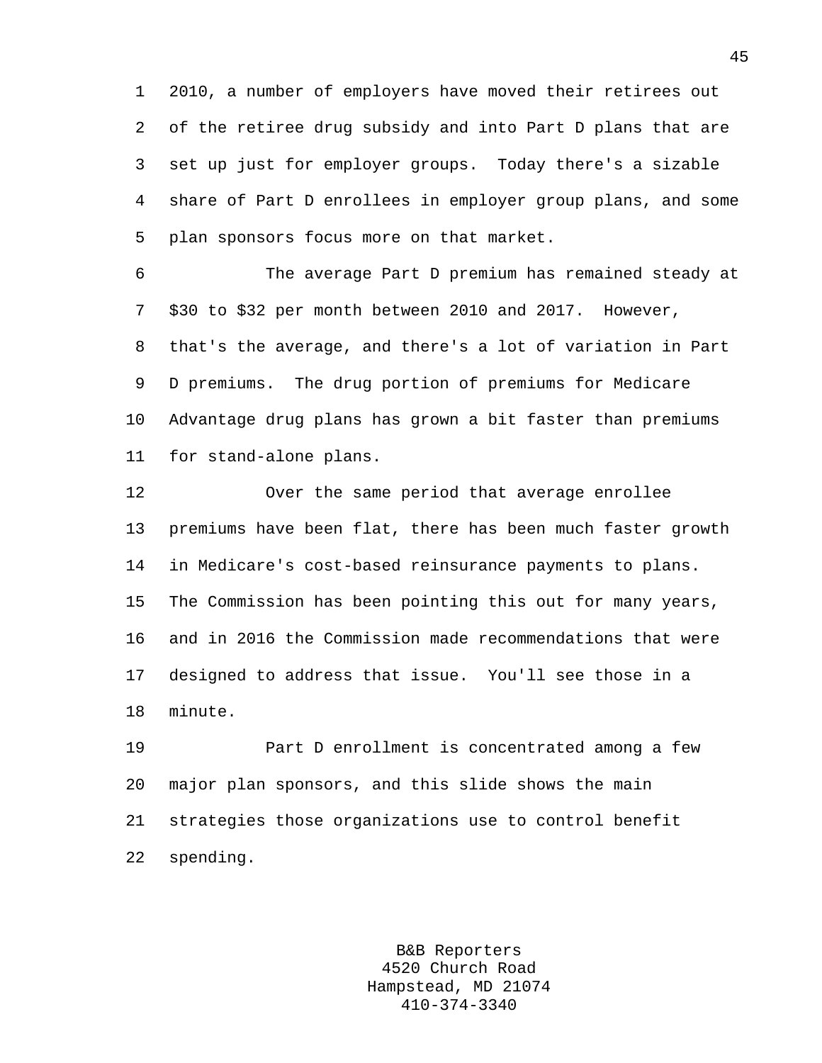2010, a number of employers have moved their retirees out of the retiree drug subsidy and into Part D plans that are set up just for employer groups. Today there's a sizable share of Part D enrollees in employer group plans, and some plan sponsors focus more on that market.

The average Part D premium has remained steady at $30 to $32 per month between 2010 and 2017. However, that's the average, and there's a lot of variation in Part D premiums. The drug portion of premiums for Medicare Advantage drug plans has grown a bit faster than premiums for stand-alone plans.

Over the same period that average enrollee premiums have been flat, there has been much faster growth in Medicare's cost-based reinsurance payments to plans. The Commission has been pointing this out for many years, and in 2016 the Commission made recommendations that were designed to address that issue. You'll see those in a minute.

Part D enrollment is concentrated among a few major plan sponsors, and this slide shows the main strategies those organizations use to control benefit spending.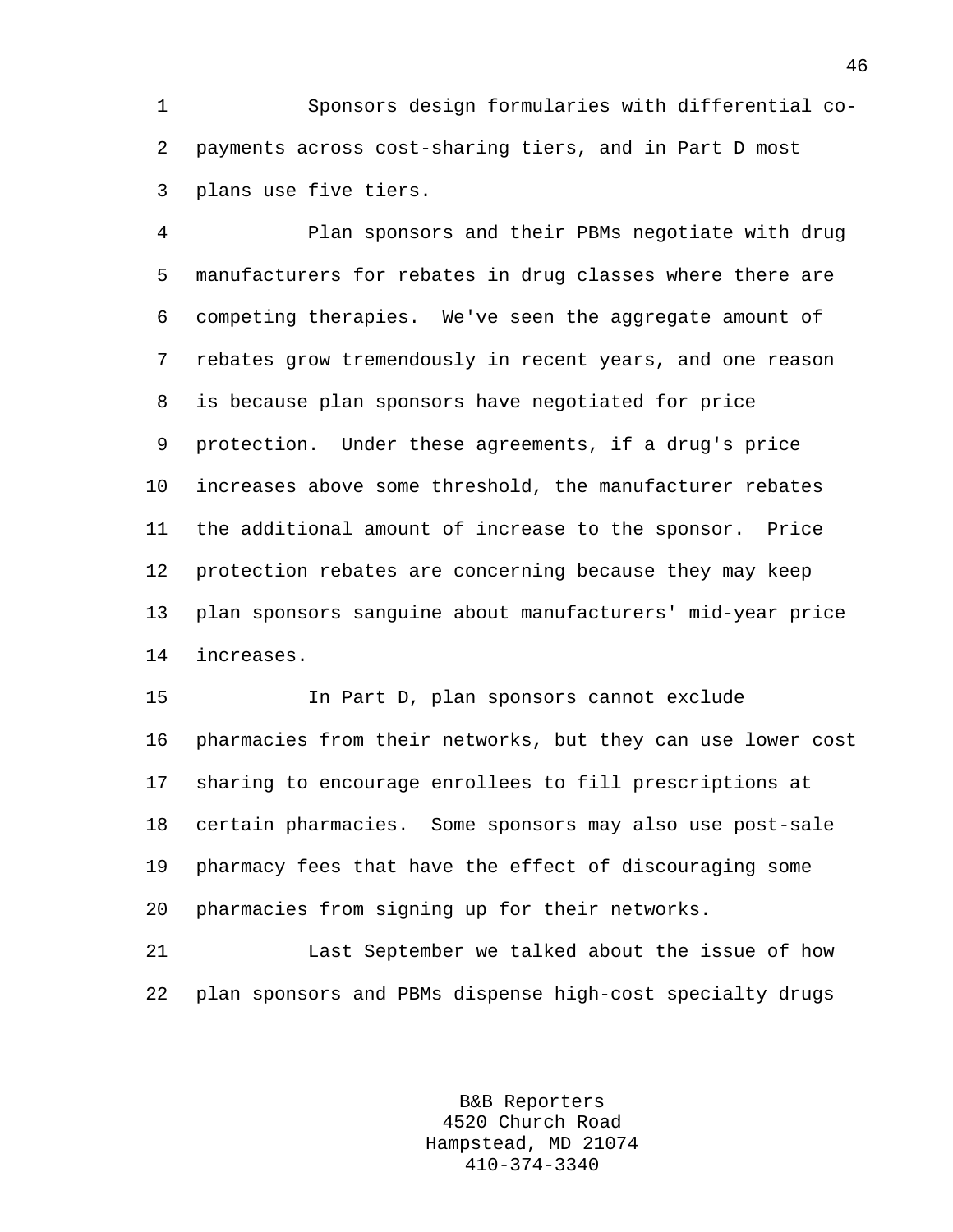Sponsors design formularies with differential co-payments across cost-sharing tiers, and in Part D most plans use five tiers.

Plan sponsors and their PBMs negotiate with drug manufacturers for rebates in drug classes where there are competing therapies. We've seen the aggregate amount of rebates grow tremendously in recent years, and one reason is because plan sponsors have negotiated for price protection. Under these agreements, if a drug's price increases above some threshold, the manufacturer rebates the additional amount of increase to the sponsor. Price protection rebates are concerning because they may keep plan sponsors sanguine about manufacturers' mid-year price increases.

In Part D, plan sponsors cannot exclude pharmacies from their networks, but they can use lower cost sharing to encourage enrollees to fill prescriptions at certain pharmacies. Some sponsors may also use post-sale pharmacy fees that have the effect of discouraging some pharmacies from signing up for their networks.

Last September we talked about the issue of how plan sponsors and PBMs dispense high-cost specialty drugs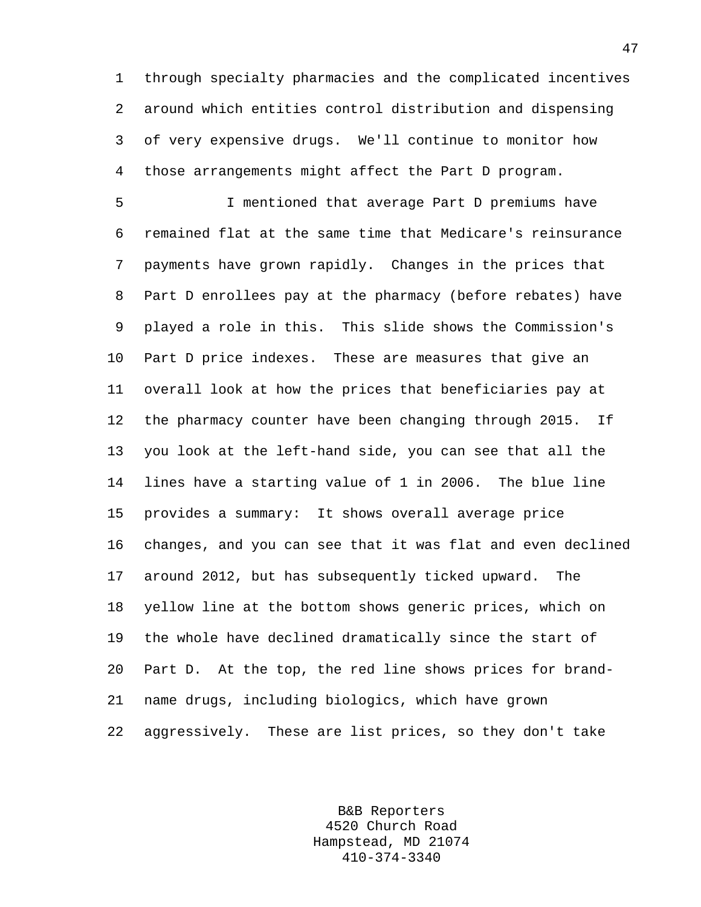through specialty pharmacies and the complicated incentives around which entities control distribution and dispensing of very expensive drugs. We'll continue to monitor how those arrangements might affect the Part D program.

I mentioned that average Part D premiums have remained flat at the same time that Medicare's reinsurance payments have grown rapidly. Changes in the prices that Part D enrollees pay at the pharmacy (before rebates) have played a role in this. This slide shows the Commission's Part D price indexes. These are measures that give an overall look at how the prices that beneficiaries pay at the pharmacy counter have been changing through 2015. If you look at the left-hand side, you can see that all the lines have a starting value of 1 in 2006. The blue line provides a summary: It shows overall average price changes, and you can see that it was flat and even declined around 2012, but has subsequently ticked upward. The yellow line at the bottom shows generic prices, which on the whole have declined dramatically since the start of Part D. At the top, the red line shows prices for brand-name drugs, including biologics, which have grown aggressively. These are list prices, so they don't take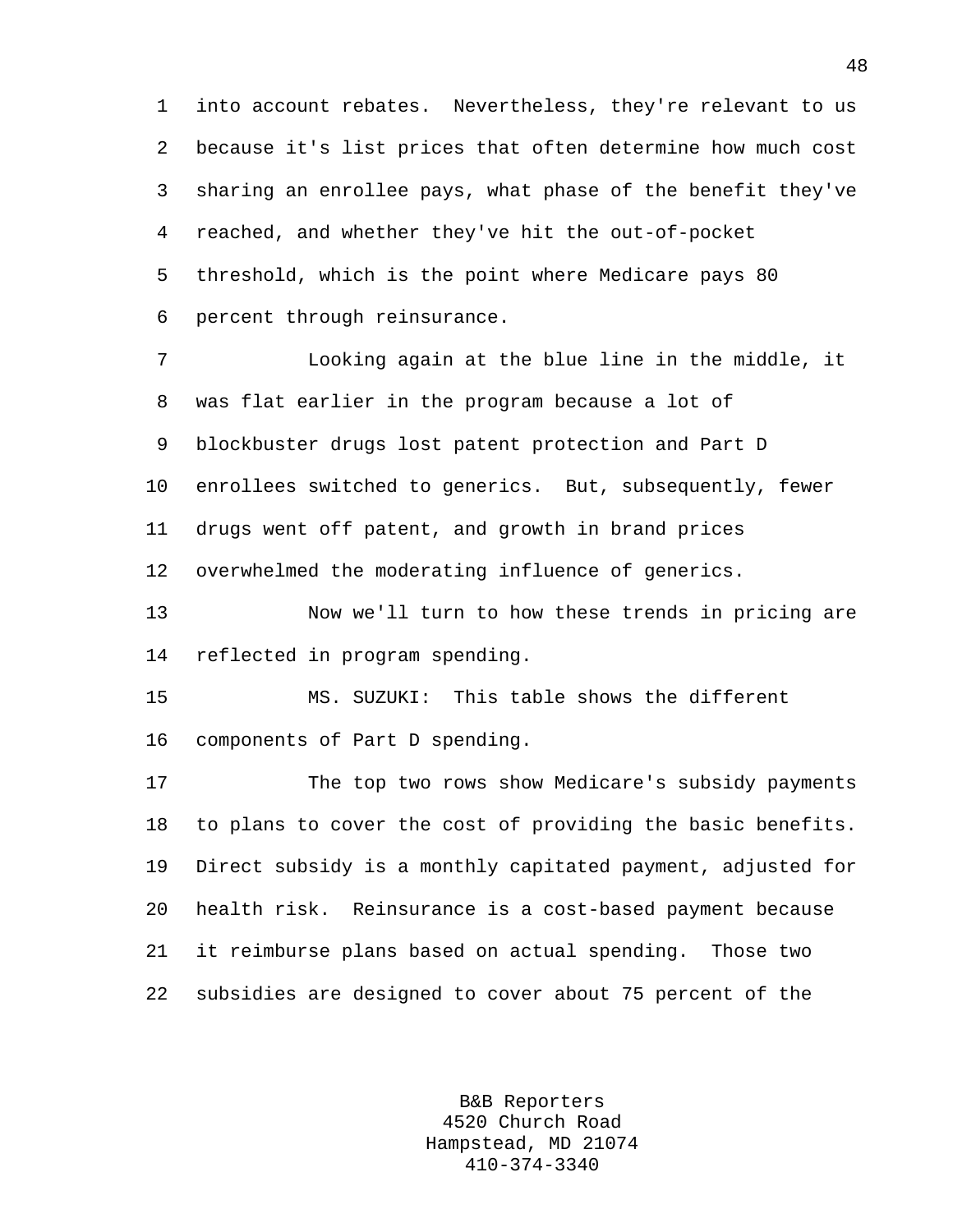into account rebates. Nevertheless, they're relevant to us because it's list prices that often determine how much cost sharing an enrollee pays, what phase of the benefit they've reached, and whether they've hit the out-of-pocket threshold, which is the point where Medicare pays 80 percent through reinsurance.

Looking again at the blue line in the middle, it was flat earlier in the program because a lot of blockbuster drugs lost patent protection and Part D enrollees switched to generics. But, subsequently, fewer drugs went off patent, and growth in brand prices overwhelmed the moderating influence of generics.

Now we'll turn to how these trends in pricing are reflected in program spending.

MS. SUZUKI: This table shows the different components of Part D spending.

The top two rows show Medicare's subsidy payments to plans to cover the cost of providing the basic benefits. Direct subsidy is a monthly capitated payment, adjusted for health risk. Reinsurance is a cost-based payment because it reimburse plans based on actual spending. Those two subsidies are designed to cover about 75 percent of the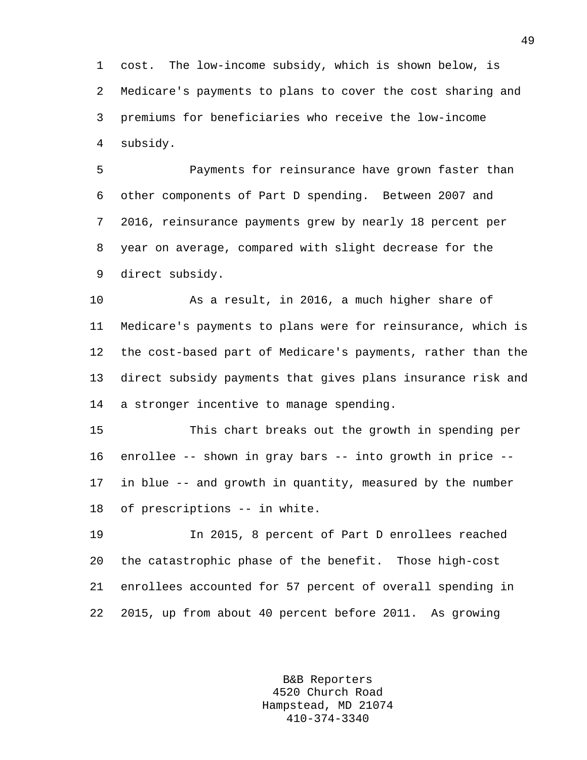cost. The low-income subsidy, which is shown below, is Medicare's payments to plans to cover the cost sharing and premiums for beneficiaries who receive the low-income subsidy.

Payments for reinsurance have grown faster than other components of Part D spending. Between 2007 and 2016, reinsurance payments grew by nearly 18 percent per year on average, compared with slight decrease for the direct subsidy.

As a result, in 2016, a much higher share of Medicare's payments to plans were for reinsurance, which is the cost-based part of Medicare's payments, rather than the direct subsidy payments that gives plans insurance risk and a stronger incentive to manage spending.

This chart breaks out the growth in spending per enrollee -- shown in gray bars -- into growth in price -- in blue -- and growth in quantity, measured by the number of prescriptions -- in white.

In 2015, 8 percent of Part D enrollees reached the catastrophic phase of the benefit. Those high-cost enrollees accounted for 57 percent of overall spending in 2015, up from about 40 percent before 2011. As growing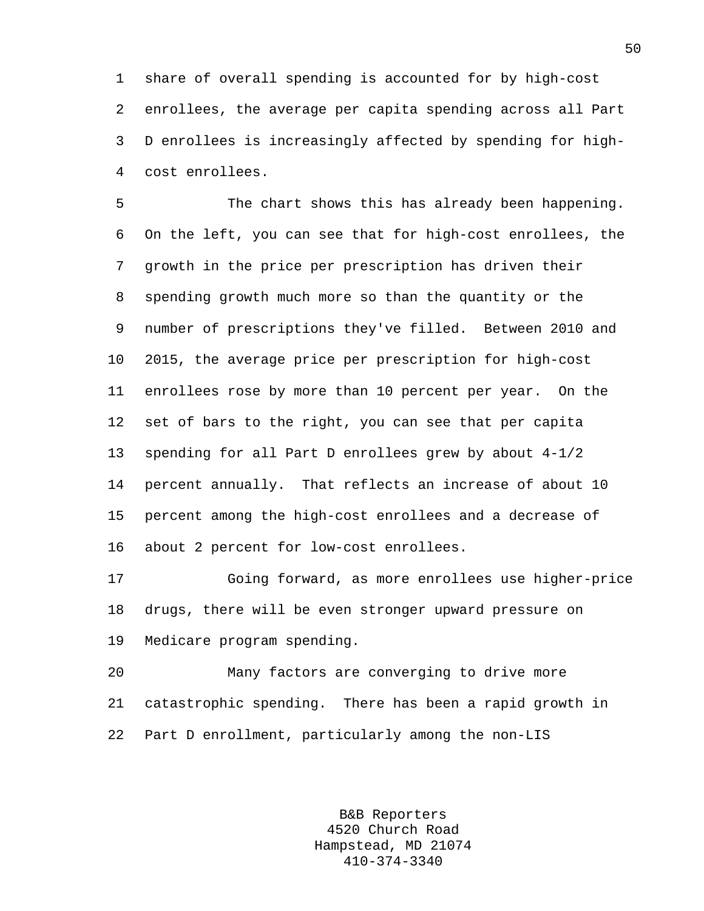share of overall spending is accounted for by high-cost enrollees, the average per capita spending across all Part D enrollees is increasingly affected by spending for high-cost enrollees.

The chart shows this has already been happening. On the left, you can see that for high-cost enrollees, the growth in the price per prescription has driven their spending growth much more so than the quantity or the number of prescriptions they've filled. Between 2010 and 2015, the average price per prescription for high-cost enrollees rose by more than 10 percent per year. On the set of bars to the right, you can see that per capita spending for all Part D enrollees grew by about 4-1/2 percent annually. That reflects an increase of about 10 percent among the high-cost enrollees and a decrease of about 2 percent for low-cost enrollees.

Going forward, as more enrollees use higher-price drugs, there will be even stronger upward pressure on Medicare program spending.

Many factors are converging to drive more catastrophic spending. There has been a rapid growth in Part D enrollment, particularly among the non-LIS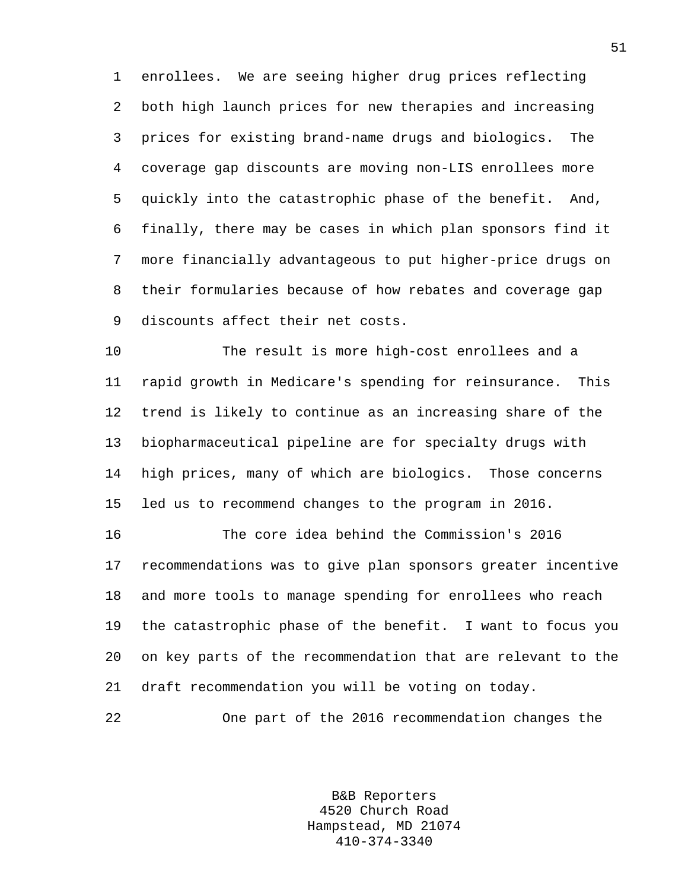enrollees. We are seeing higher drug prices reflecting both high launch prices for new therapies and increasing prices for existing brand-name drugs and biologics. The coverage gap discounts are moving non-LIS enrollees more quickly into the catastrophic phase of the benefit. And, finally, there may be cases in which plan sponsors find it more financially advantageous to put higher-price drugs on their formularies because of how rebates and coverage gap discounts affect their net costs.

The result is more high-cost enrollees and a rapid growth in Medicare's spending for reinsurance. This trend is likely to continue as an increasing share of the biopharmaceutical pipeline are for specialty drugs with high prices, many of which are biologics. Those concerns led us to recommend changes to the program in 2016.

The core idea behind the Commission's 2016 recommendations was to give plan sponsors greater incentive and more tools to manage spending for enrollees who reach the catastrophic phase of the benefit. I want to focus you on key parts of the recommendation that are relevant to the draft recommendation you will be voting on today.

One part of the 2016 recommendation changes the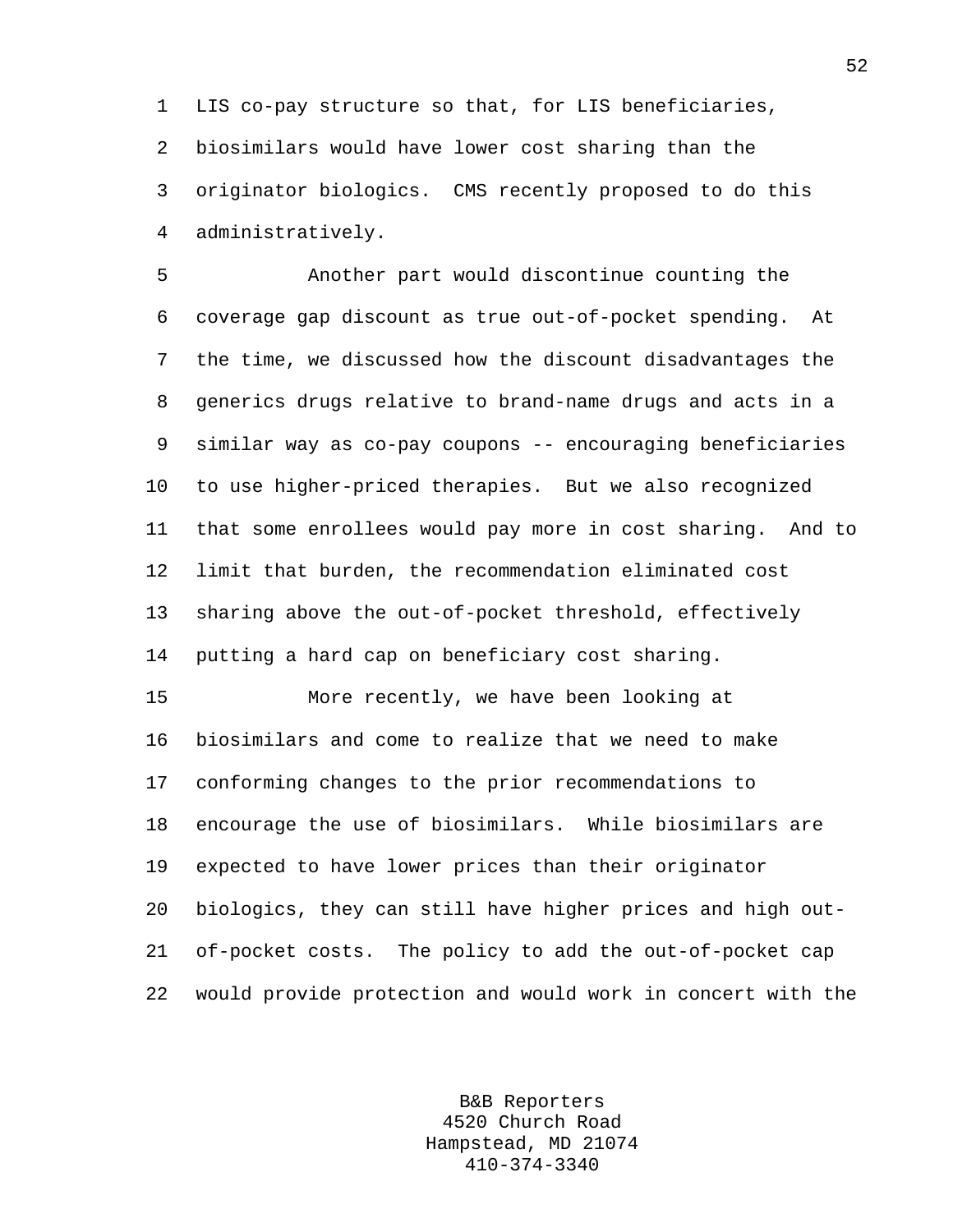LIS co-pay structure so that, for LIS beneficiaries, biosimilars would have lower cost sharing than the originator biologics. CMS recently proposed to do this administratively.

Another part would discontinue counting the coverage gap discount as true out-of-pocket spending. At the time, we discussed how the discount disadvantages the generics drugs relative to brand-name drugs and acts in a similar way as co-pay coupons -- encouraging beneficiaries to use higher-priced therapies. But we also recognized that some enrollees would pay more in cost sharing. And to limit that burden, the recommendation eliminated cost sharing above the out-of-pocket threshold, effectively putting a hard cap on beneficiary cost sharing.

More recently, we have been looking at biosimilars and come to realize that we need to make conforming changes to the prior recommendations to encourage the use of biosimilars. While biosimilars are expected to have lower prices than their originator biologics, they can still have higher prices and high out-of-pocket costs. The policy to add the out-of-pocket cap would provide protection and would work in concert with the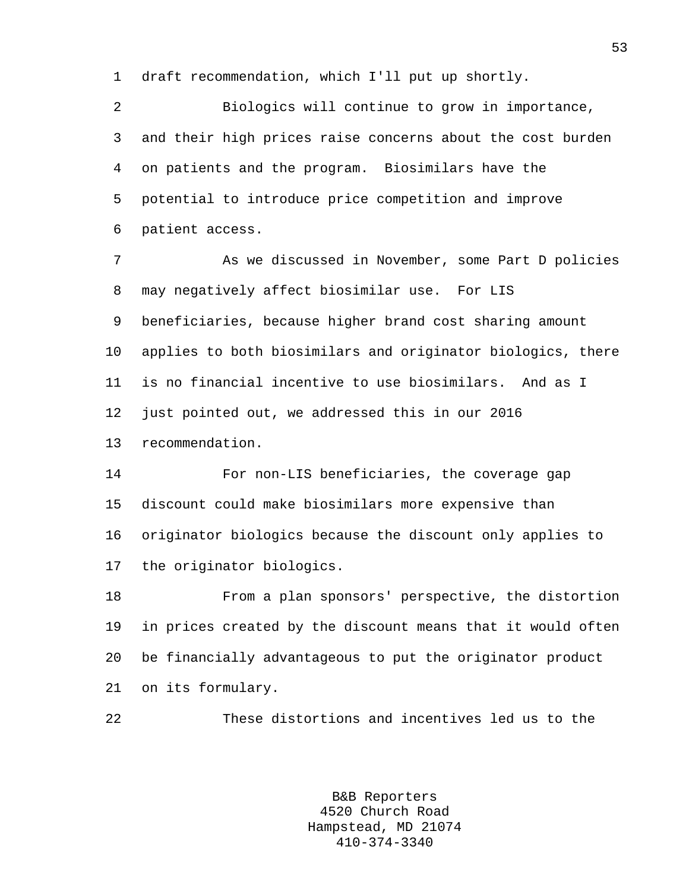draft recommendation, which I'll put up shortly.

Biologics will continue to grow in importance, and their high prices raise concerns about the cost burden on patients and the program. Biosimilars have the potential to introduce price competition and improve patient access.

As we discussed in November, some Part D policies may negatively affect biosimilar use. For LIS beneficiaries, because higher brand cost sharing amount applies to both biosimilars and originator biologics, there is no financial incentive to use biosimilars. And as I just pointed out, we addressed this in our 2016 recommendation.

For non-LIS beneficiaries, the coverage gap discount could make biosimilars more expensive than originator biologics because the discount only applies to the originator biologics.

From a plan sponsors' perspective, the distortion in prices created by the discount means that it would often be financially advantageous to put the originator product on its formulary.

These distortions and incentives led us to the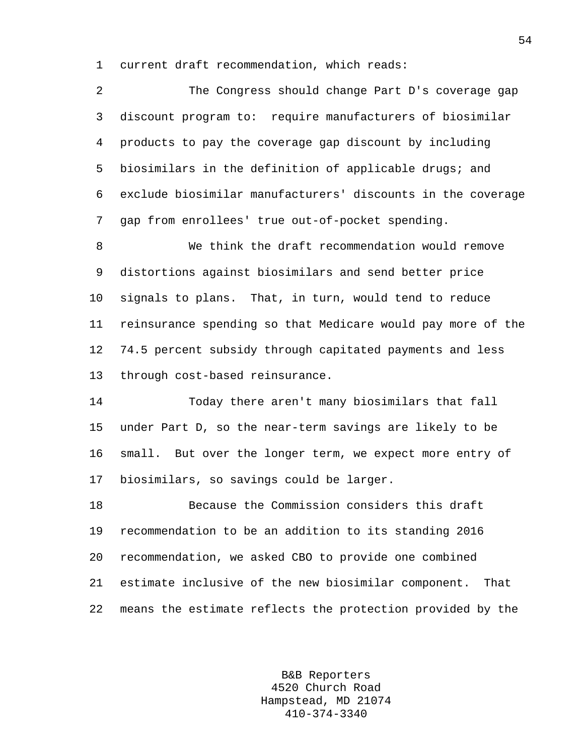current draft recommendation, which reads:

The Congress should change Part D's coverage gap discount program to: require manufacturers of biosimilar products to pay the coverage gap discount by including biosimilars in the definition of applicable drugs; and exclude biosimilar manufacturers' discounts in the coverage gap from enrollees' true out-of-pocket spending.

We think the draft recommendation would remove distortions against biosimilars and send better price signals to plans. That, in turn, would tend to reduce reinsurance spending so that Medicare would pay more of the 74.5 percent subsidy through capitated payments and less through cost-based reinsurance.

Today there aren't many biosimilars that fall under Part D, so the near-term savings are likely to be small. But over the longer term, we expect more entry of biosimilars, so savings could be larger.

Because the Commission considers this draft recommendation to be an addition to its standing 2016 recommendation, we asked CBO to provide one combined estimate inclusive of the new biosimilar component. That means the estimate reflects the protection provided by the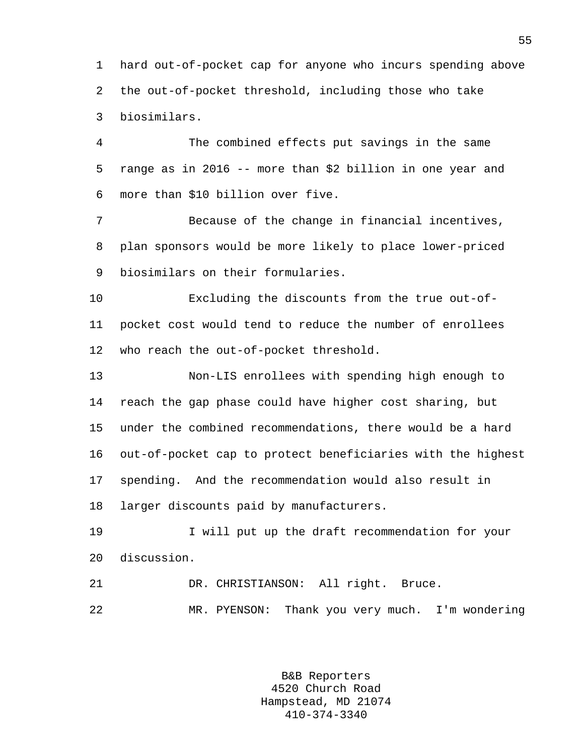hard out-of-pocket cap for anyone who incurs spending above the out-of-pocket threshold, including those who take biosimilars.

The combined effects put savings in the same range as in 2016 -- more than $2 billion in one year and more than $10 billion over five.

Because of the change in financial incentives, plan sponsors would be more likely to place lower-priced biosimilars on their formularies.

Excluding the discounts from the true out-of-pocket cost would tend to reduce the number of enrollees who reach the out-of-pocket threshold.

Non-LIS enrollees with spending high enough to reach the gap phase could have higher cost sharing, but under the combined recommendations, there would be a hard out-of-pocket cap to protect beneficiaries with the highest spending. And the recommendation would also result in larger discounts paid by manufacturers.

I will put up the draft recommendation for your discussion.

DR. CHRISTIANSON: All right. Bruce.

MR. PYENSON: Thank you very much. I'm wondering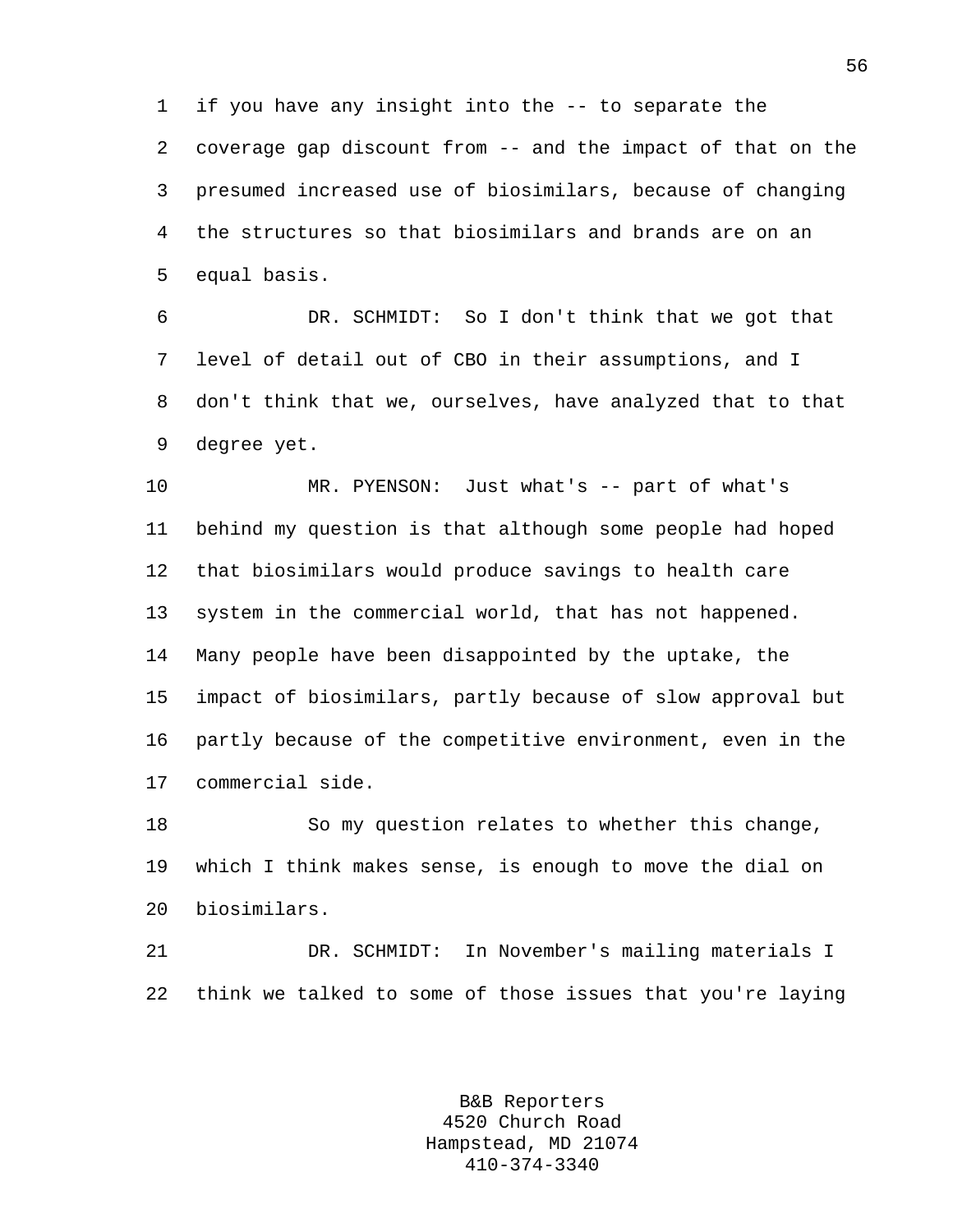if you have any insight into the -- to separate the coverage gap discount from -- and the impact of that on the presumed increased use of biosimilars, because of changing the structures so that biosimilars and brands are on an equal basis.

DR. SCHMIDT: So I don't think that we got that level of detail out of CBO in their assumptions, and I don't think that we, ourselves, have analyzed that to that degree yet.

MR. PYENSON: Just what's -- part of what's behind my question is that although some people had hoped that biosimilars would produce savings to health care system in the commercial world, that has not happened. Many people have been disappointed by the uptake, the impact of biosimilars, partly because of slow approval but partly because of the competitive environment, even in the commercial side.

So my question relates to whether this change, which I think makes sense, is enough to move the dial on biosimilars.

DR. SCHMIDT: In November's mailing materials I think we talked to some of those issues that you're laying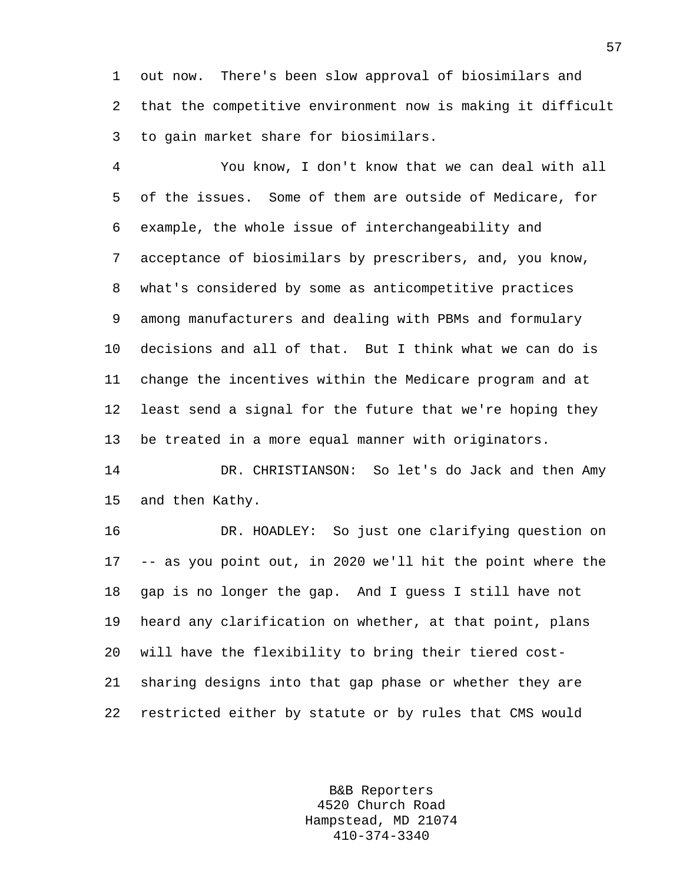out now. There's been slow approval of biosimilars and that the competitive environment now is making it difficult to gain market share for biosimilars.

You know, I don't know that we can deal with all of the issues. Some of them are outside of Medicare, for example, the whole issue of interchangeability and acceptance of biosimilars by prescribers, and, you know, what's considered by some as anticompetitive practices among manufacturers and dealing with PBMs and formulary decisions and all of that. But I think what we can do is change the incentives within the Medicare program and at least send a signal for the future that we're hoping they be treated in a more equal manner with originators.

DR. CHRISTIANSON: So let's do Jack and then Amy and then Kathy.

DR. HOADLEY: So just one clarifying question on -- as you point out, in 2020 we'll hit the point where the gap is no longer the gap. And I guess I still have not heard any clarification on whether, at that point, plans will have the flexibility to bring their tiered cost-sharing designs into that gap phase or whether they are restricted either by statute or by rules that CMS would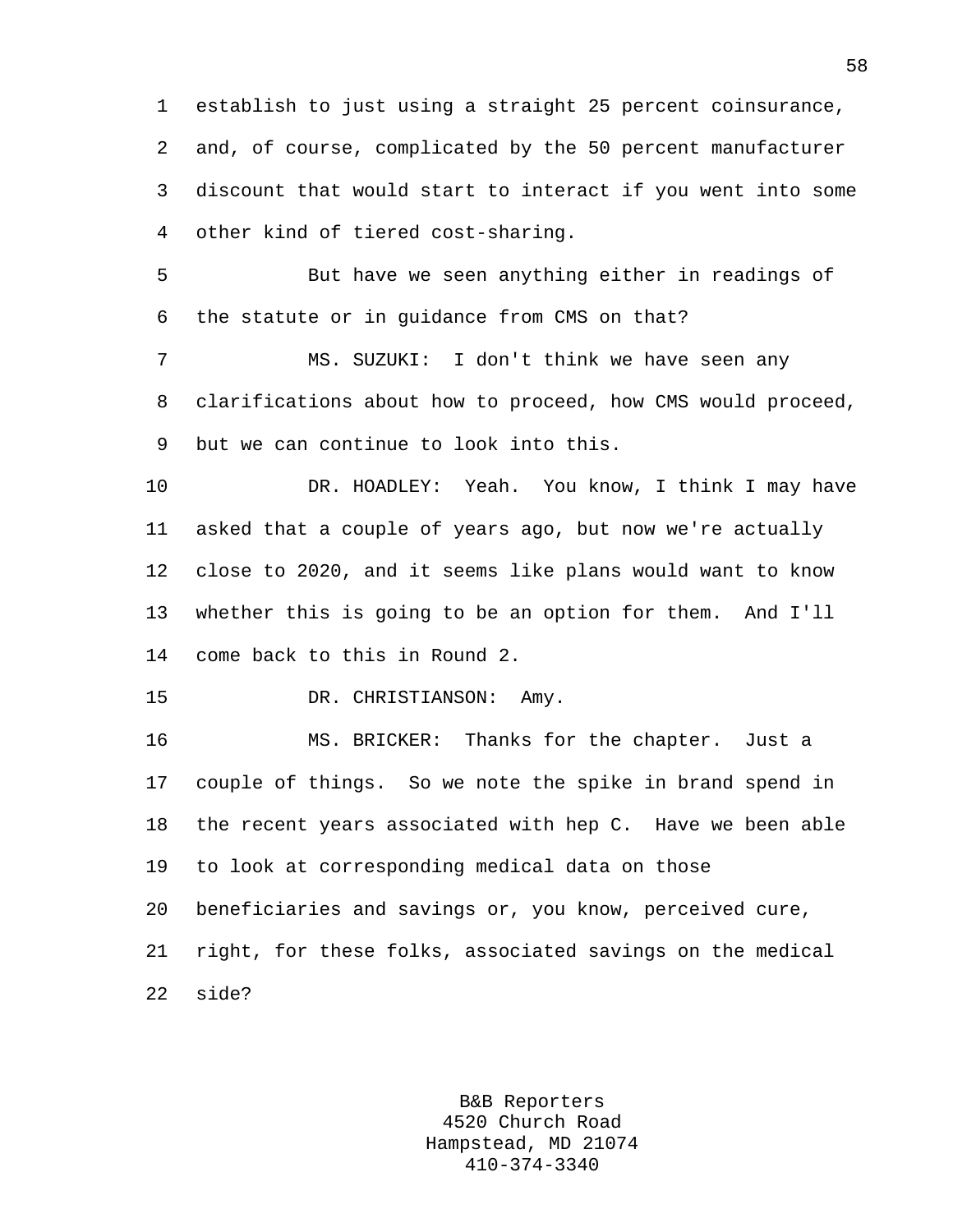establish to just using a straight 25 percent coinsurance, and, of course, complicated by the 50 percent manufacturer discount that would start to interact if you went into some other kind of tiered cost-sharing.

But have we seen anything either in readings of the statute or in guidance from CMS on that?

MS. SUZUKI: I don't think we have seen any clarifications about how to proceed, how CMS would proceed, but we can continue to look into this.

DR. HOADLEY: Yeah. You know, I think I may have asked that a couple of years ago, but now we're actually close to 2020, and it seems like plans would want to know whether this is going to be an option for them. And I'll come back to this in Round 2.

DR. CHRISTIANSON: Amy.

MS. BRICKER: Thanks for the chapter. Just a couple of things. So we note the spike in brand spend in the recent years associated with hep C. Have we been able to look at corresponding medical data on those beneficiaries and savings or, you know, perceived cure, right, for these folks, associated savings on the medical side?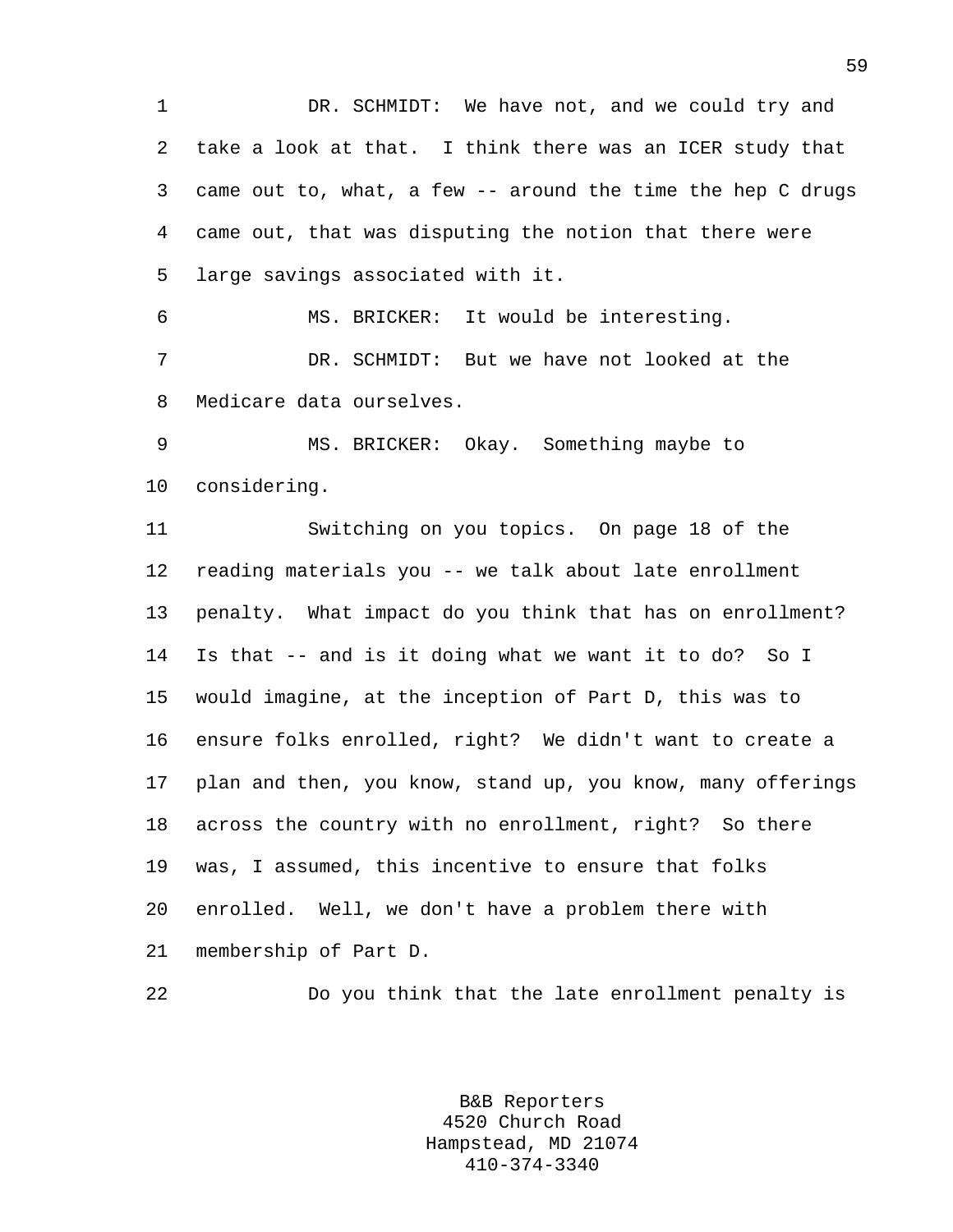DR. SCHMIDT: We have not, and we could try and take a look at that. I think there was an ICER study that came out to, what, a few -- around the time the hep C drugs came out, that was disputing the notion that there were large savings associated with it.

MS. BRICKER: It would be interesting.

DR. SCHMIDT: But we have not looked at the Medicare data ourselves.

MS. BRICKER: Okay. Something maybe to considering.

Switching on you topics. On page 18 of the reading materials you -- we talk about late enrollment penalty. What impact do you think that has on enrollment? Is that -- and is it doing what we want it to do? So I would imagine, at the inception of Part D, this was to ensure folks enrolled, right? We didn't want to create a plan and then, you know, stand up, you know, many offerings across the country with no enrollment, right? So there was, I assumed, this incentive to ensure that folks enrolled. Well, we don't have a problem there with membership of Part D.

Do you think that the late enrollment penalty is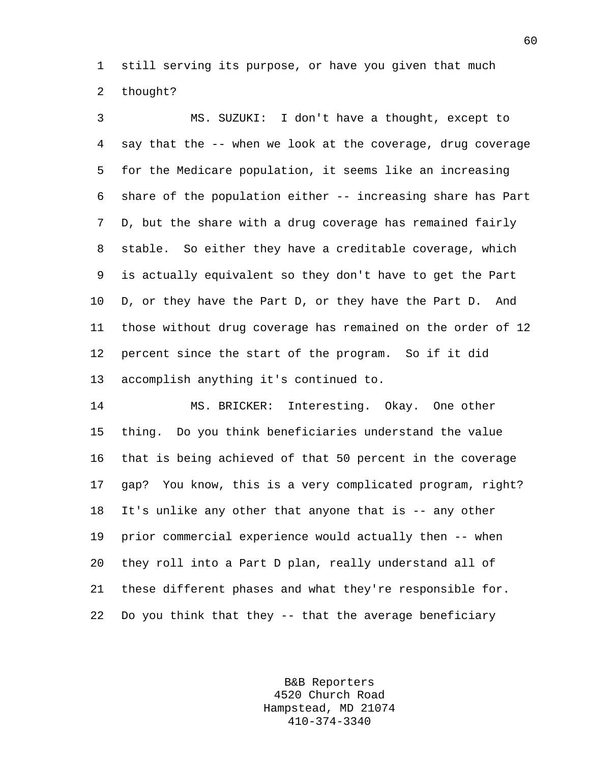still serving its purpose, or have you given that much thought?

MS. SUZUKI: I don't have a thought, except to say that the -- when we look at the coverage, drug coverage for the Medicare population, it seems like an increasing share of the population either -- increasing share has Part D, but the share with a drug coverage has remained fairly stable. So either they have a creditable coverage, which is actually equivalent so they don't have to get the Part D, or they have the Part D, or they have the Part D. And those without drug coverage has remained on the order of 12 percent since the start of the program. So if it did accomplish anything it's continued to.

MS. BRICKER: Interesting. Okay. One other thing. Do you think beneficiaries understand the value that is being achieved of that 50 percent in the coverage gap? You know, this is a very complicated program, right? It's unlike any other that anyone that is -- any other prior commercial experience would actually then -- when they roll into a Part D plan, really understand all of these different phases and what they're responsible for. Do you think that they -- that the average beneficiary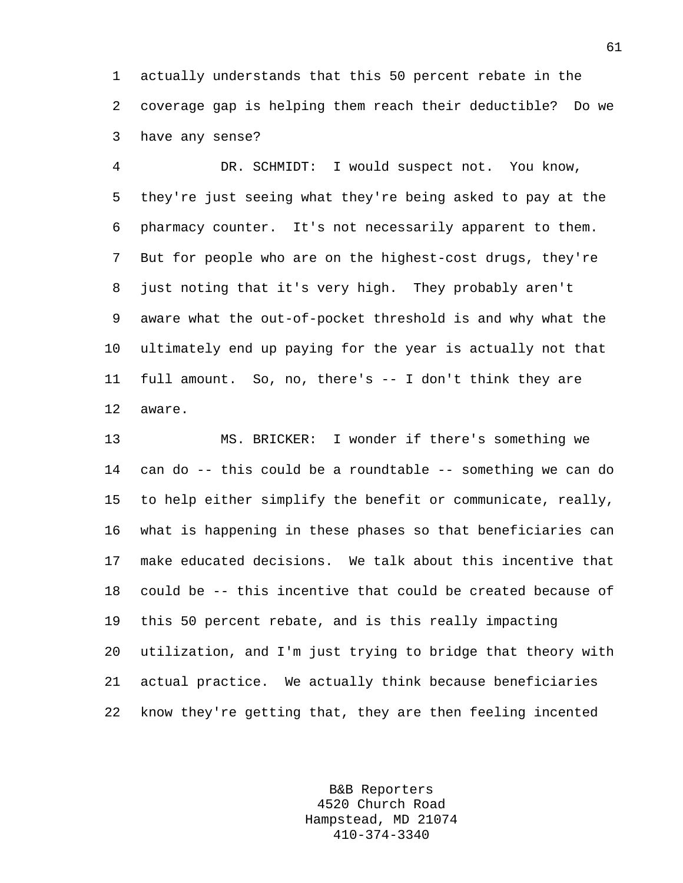actually understands that this 50 percent rebate in the coverage gap is helping them reach their deductible? Do we have any sense?

DR. SCHMIDT: I would suspect not. You know, they're just seeing what they're being asked to pay at the pharmacy counter. It's not necessarily apparent to them. But for people who are on the highest-cost drugs, they're just noting that it's very high. They probably aren't aware what the out-of-pocket threshold is and why what the ultimately end up paying for the year is actually not that full amount. So, no, there's -- I don't think they are aware.

MS. BRICKER: I wonder if there's something we can do -- this could be a roundtable -- something we can do to help either simplify the benefit or communicate, really, what is happening in these phases so that beneficiaries can make educated decisions. We talk about this incentive that could be -- this incentive that could be created because of this 50 percent rebate, and is this really impacting utilization, and I'm just trying to bridge that theory with actual practice. We actually think because beneficiaries know they're getting that, they are then feeling incented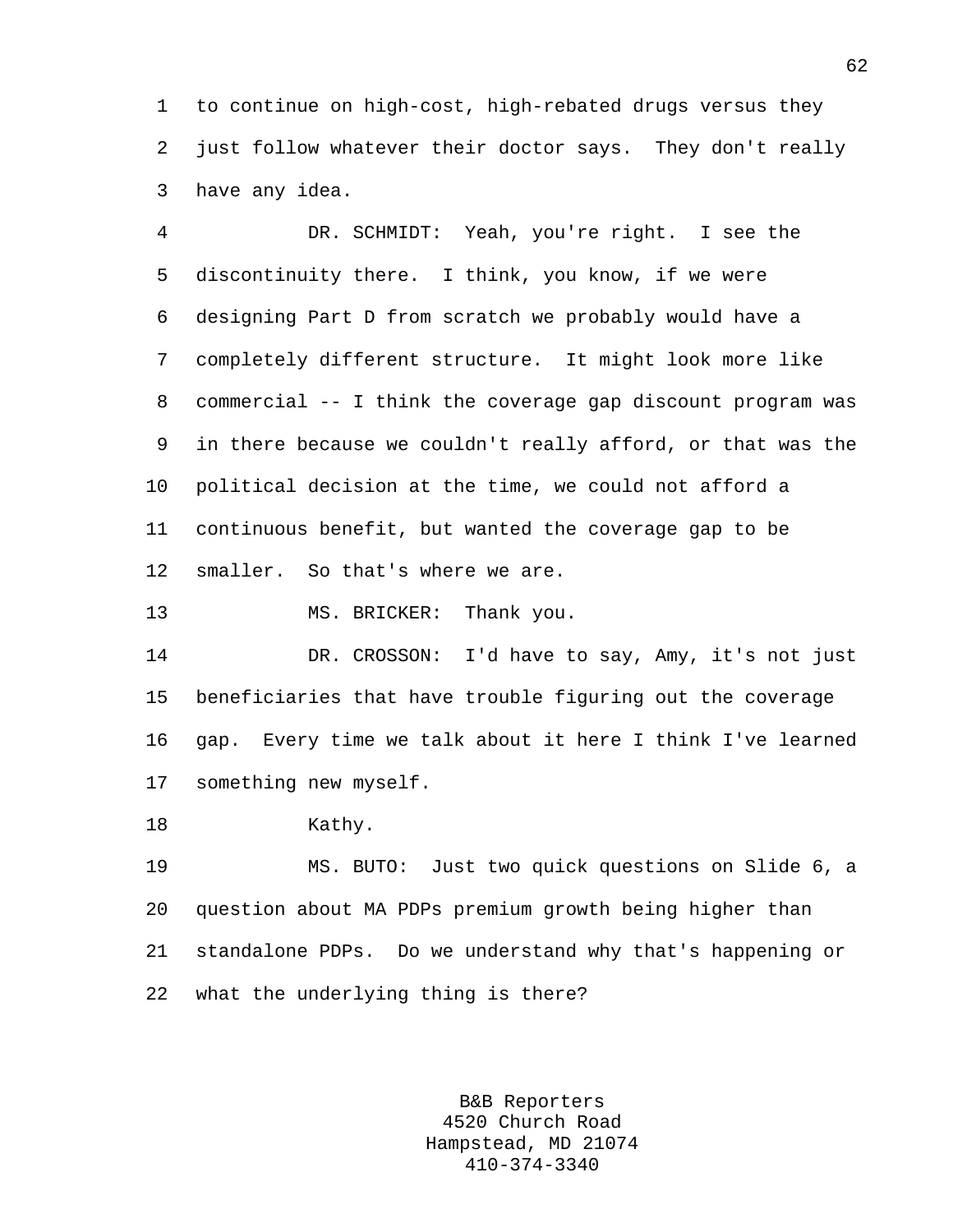to continue on high-cost, high-rebated drugs versus they just follow whatever their doctor says. They don't really have any idea.

DR. SCHMIDT: Yeah, you're right. I see the discontinuity there. I think, you know, if we were designing Part D from scratch we probably would have a completely different structure. It might look more like commercial -- I think the coverage gap discount program was in there because we couldn't really afford, or that was the political decision at the time, we could not afford a continuous benefit, but wanted the coverage gap to be smaller. So that's where we are.

MS. BRICKER: Thank you.

DR. CROSSON: I'd have to say, Amy, it's not just beneficiaries that have trouble figuring out the coverage gap. Every time we talk about it here I think I've learned something new myself.

Kathy.

MS. BUTO: Just two quick questions on Slide 6, a question about MA PDPs premium growth being higher than standalone PDPs. Do we understand why that's happening or what the underlying thing is there?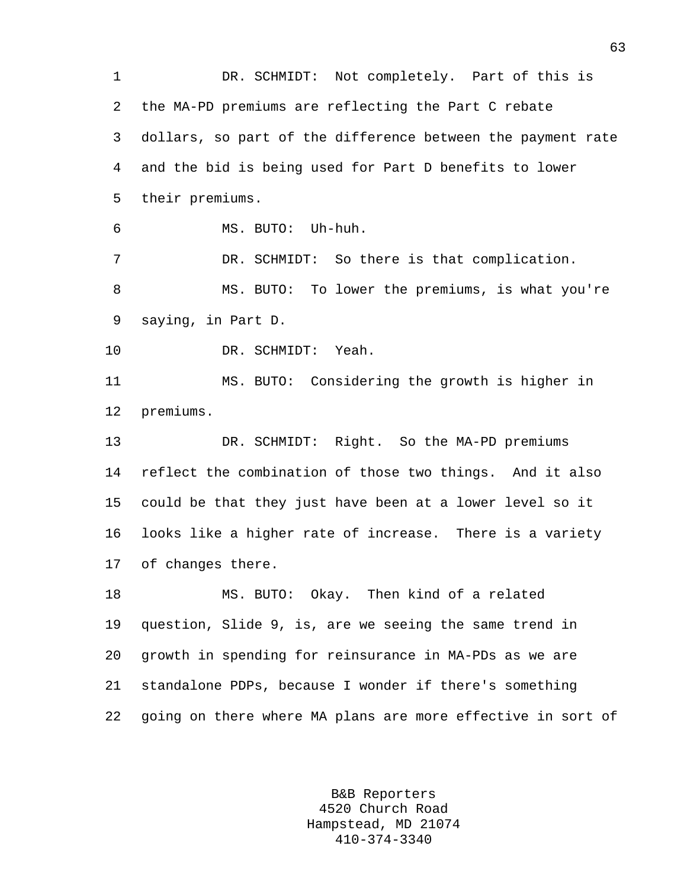DR. SCHMIDT: Not completely. Part of this is the MA-PD premiums are reflecting the Part C rebate dollars, so part of the difference between the payment rate and the bid is being used for Part D benefits to lower their premiums.

MS. BUTO: Uh-huh.

DR. SCHMIDT: So there is that complication.

MS. BUTO: To lower the premiums, is what you're saying, in Part D.

DR. SCHMIDT: Yeah.

MS. BUTO: Considering the growth is higher in premiums.

DR. SCHMIDT: Right. So the MA-PD premiums reflect the combination of those two things. And it also could be that they just have been at a lower level so it looks like a higher rate of increase. There is a variety of changes there.

MS. BUTO: Okay. Then kind of a related question, Slide 9, is, are we seeing the same trend in growth in spending for reinsurance in MA-PDs as we are standalone PDPs, because I wonder if there's something going on there where MA plans are more effective in sort of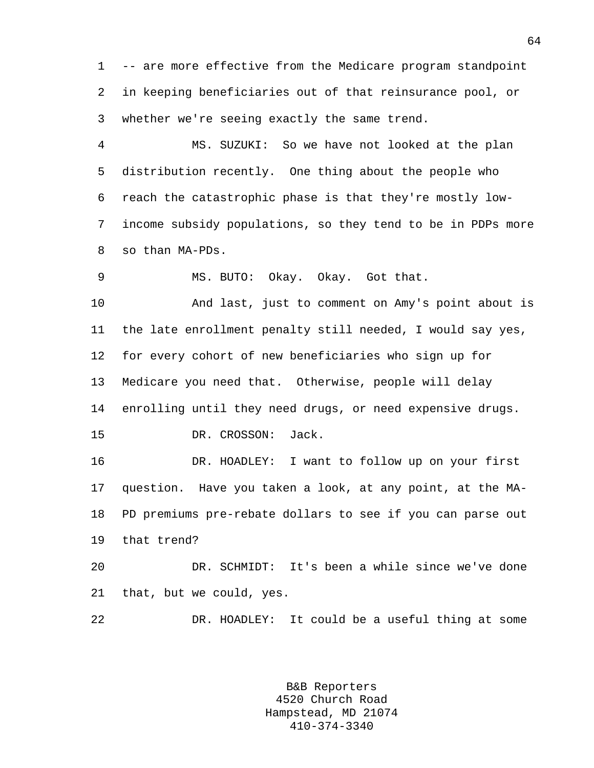-- are more effective from the Medicare program standpoint in keeping beneficiaries out of that reinsurance pool, or whether we're seeing exactly the same trend.

MS. SUZUKI: So we have not looked at the plan distribution recently. One thing about the people who reach the catastrophic phase is that they're mostly low-income subsidy populations, so they tend to be in PDPs more so than MA-PDs.

MS. BUTO: Okay. Okay. Got that.

And last, just to comment on Amy's point about is the late enrollment penalty still needed, I would say yes, for every cohort of new beneficiaries who sign up for Medicare you need that. Otherwise, people will delay enrolling until they need drugs, or need expensive drugs.

DR. CROSSON: Jack.

DR. HOADLEY: I want to follow up on your first question. Have you taken a look, at any point, at the MA-PD premiums pre-rebate dollars to see if you can parse out that trend?

DR. SCHMIDT: It's been a while since we've done that, but we could, yes.

DR. HOADLEY: It could be a useful thing at some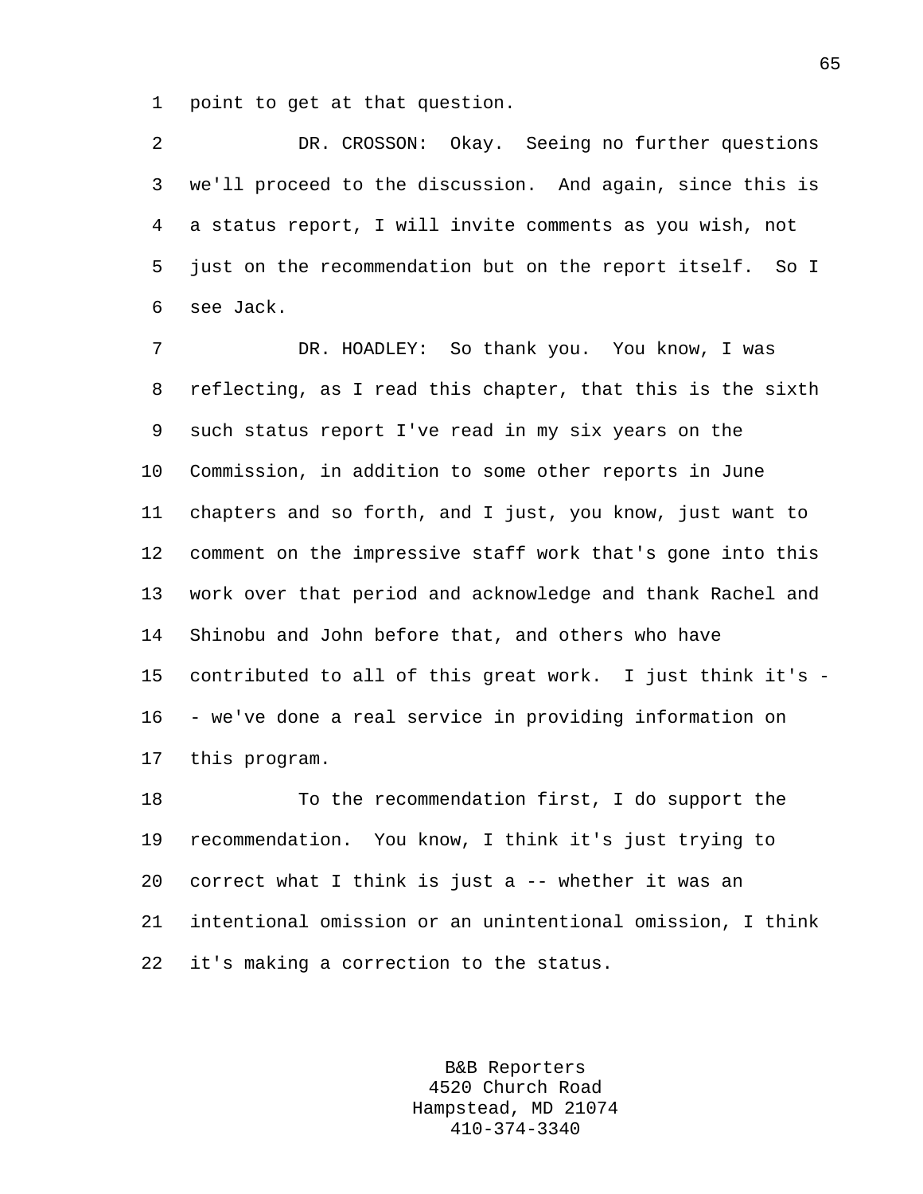point to get at that question.

DR. CROSSON: Okay. Seeing no further questions we'll proceed to the discussion. And again, since this is a status report, I will invite comments as you wish, not just on the recommendation but on the report itself. So I see Jack.

DR. HOADLEY: So thank you. You know, I was reflecting, as I read this chapter, that this is the sixth such status report I've read in my six years on the Commission, in addition to some other reports in June chapters and so forth, and I just, you know, just want to comment on the impressive staff work that's gone into this work over that period and acknowledge and thank Rachel and Shinobu and John before that, and others who have contributed to all of this great work. I just think it's -- we've done a real service in providing information on this program.

To the recommendation first, I do support the recommendation. You know, I think it's just trying to correct what I think is just a -- whether it was an intentional omission or an unintentional omission, I think it's making a correction to the status.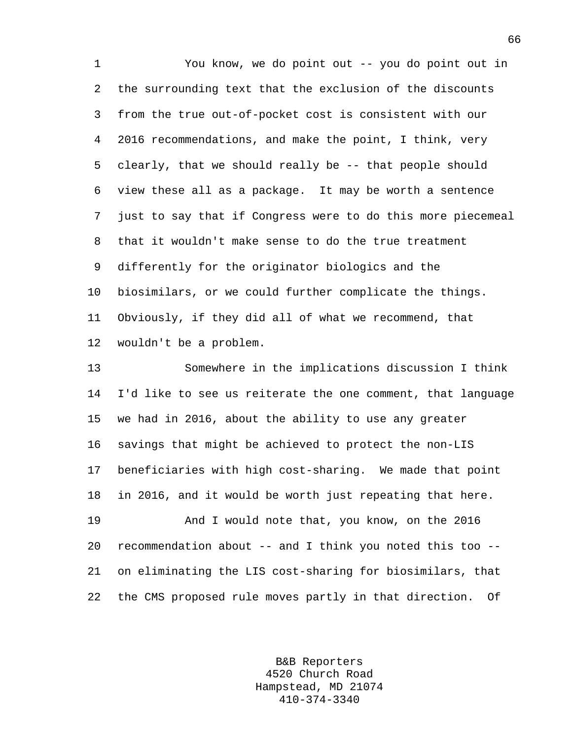You know, we do point out -- you do point out in the surrounding text that the exclusion of the discounts from the true out-of-pocket cost is consistent with our 2016 recommendations, and make the point, I think, very clearly, that we should really be -- that people should view these all as a package. It may be worth a sentence just to say that if Congress were to do this more piecemeal that it wouldn't make sense to do the true treatment differently for the originator biologics and the biosimilars, or we could further complicate the things. Obviously, if they did all of what we recommend, that wouldn't be a problem.

Somewhere in the implications discussion I think I'd like to see us reiterate the one comment, that language we had in 2016, about the ability to use any greater savings that might be achieved to protect the non-LIS beneficiaries with high cost-sharing. We made that point in 2016, and it would be worth just repeating that here.

And I would note that, you know, on the 2016 recommendation about -- and I think you noted this too -- on eliminating the LIS cost-sharing for biosimilars, that the CMS proposed rule moves partly in that direction. Of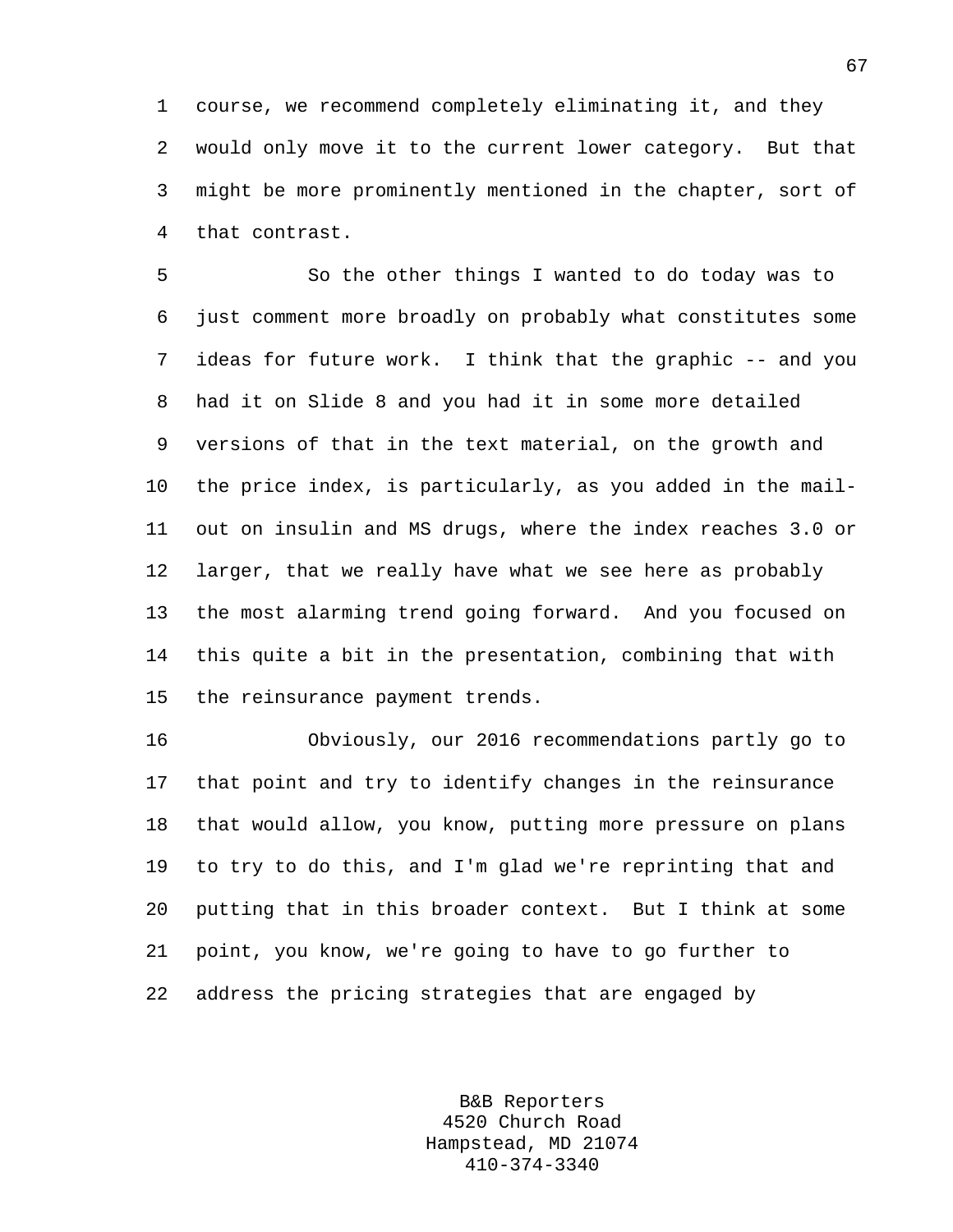course, we recommend completely eliminating it, and they would only move it to the current lower category. But that might be more prominently mentioned in the chapter, sort of that contrast.

So the other things I wanted to do today was to just comment more broadly on probably what constitutes some ideas for future work. I think that the graphic -- and you had it on Slide 8 and you had it in some more detailed versions of that in the text material, on the growth and the price index, is particularly, as you added in the mail-out on insulin and MS drugs, where the index reaches 3.0 or larger, that we really have what we see here as probably the most alarming trend going forward. And you focused on this quite a bit in the presentation, combining that with the reinsurance payment trends.

Obviously, our 2016 recommendations partly go to that point and try to identify changes in the reinsurance that would allow, you know, putting more pressure on plans to try to do this, and I'm glad we're reprinting that and putting that in this broader context. But I think at some point, you know, we're going to have to go further to address the pricing strategies that are engaged by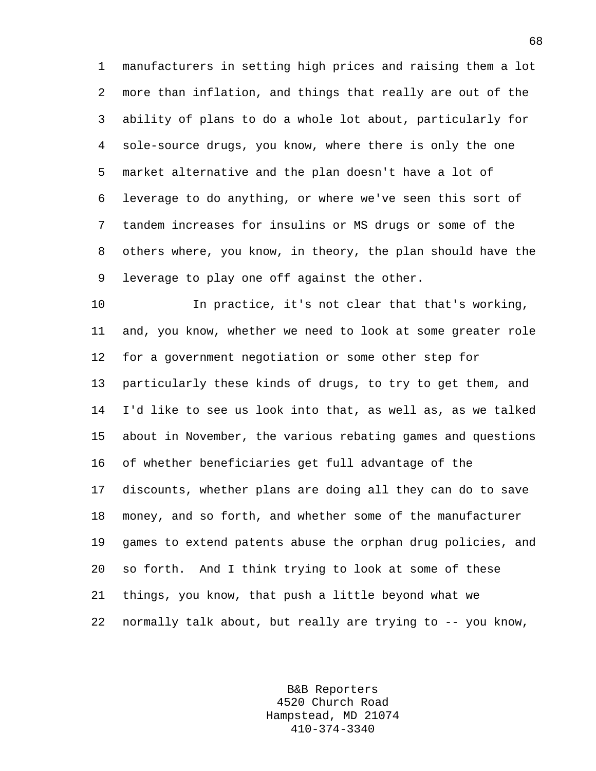manufacturers in setting high prices and raising them a lot more than inflation, and things that really are out of the ability of plans to do a whole lot about, particularly for sole-source drugs, you know, where there is only the one market alternative and the plan doesn't have a lot of leverage to do anything, or where we've seen this sort of tandem increases for insulins or MS drugs or some of the others where, you know, in theory, the plan should have the leverage to play one off against the other.

In practice, it's not clear that that's working, and, you know, whether we need to look at some greater role for a government negotiation or some other step for particularly these kinds of drugs, to try to get them, and I'd like to see us look into that, as well as, as we talked about in November, the various rebating games and questions of whether beneficiaries get full advantage of the discounts, whether plans are doing all they can do to save money, and so forth, and whether some of the manufacturer games to extend patents abuse the orphan drug policies, and so forth. And I think trying to look at some of these things, you know, that push a little beyond what we normally talk about, but really are trying to -- you know,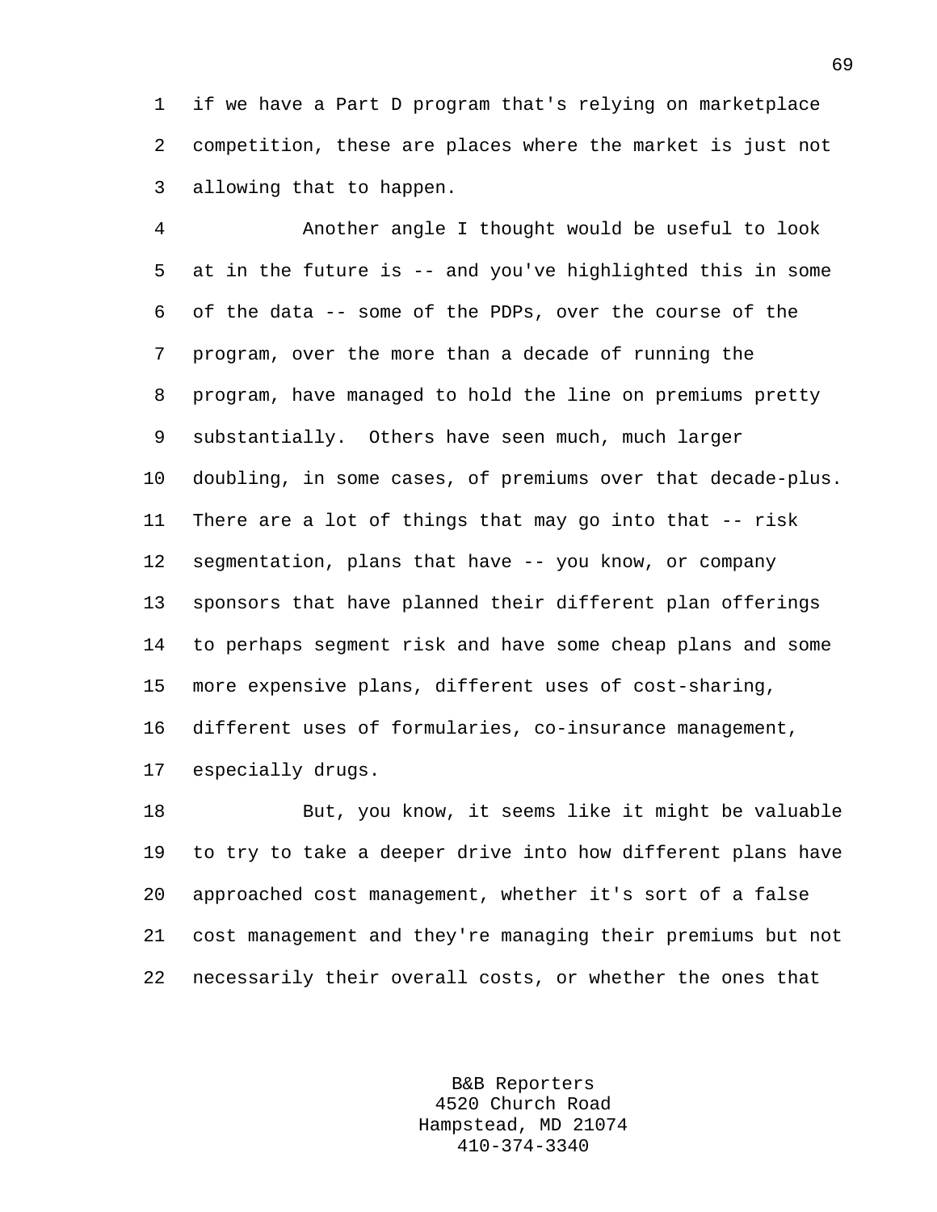if we have a Part D program that's relying on marketplace competition, these are places where the market is just not allowing that to happen.

Another angle I thought would be useful to look at in the future is -- and you've highlighted this in some of the data -- some of the PDPs, over the course of the program, over the more than a decade of running the program, have managed to hold the line on premiums pretty substantially. Others have seen much, much larger doubling, in some cases, of premiums over that decade-plus. There are a lot of things that may go into that -- risk segmentation, plans that have -- you know, or company sponsors that have planned their different plan offerings to perhaps segment risk and have some cheap plans and some more expensive plans, different uses of cost-sharing, different uses of formularies, co-insurance management, especially drugs.

But, you know, it seems like it might be valuable to try to take a deeper drive into how different plans have approached cost management, whether it's sort of a false cost management and they're managing their premiums but not necessarily their overall costs, or whether the ones that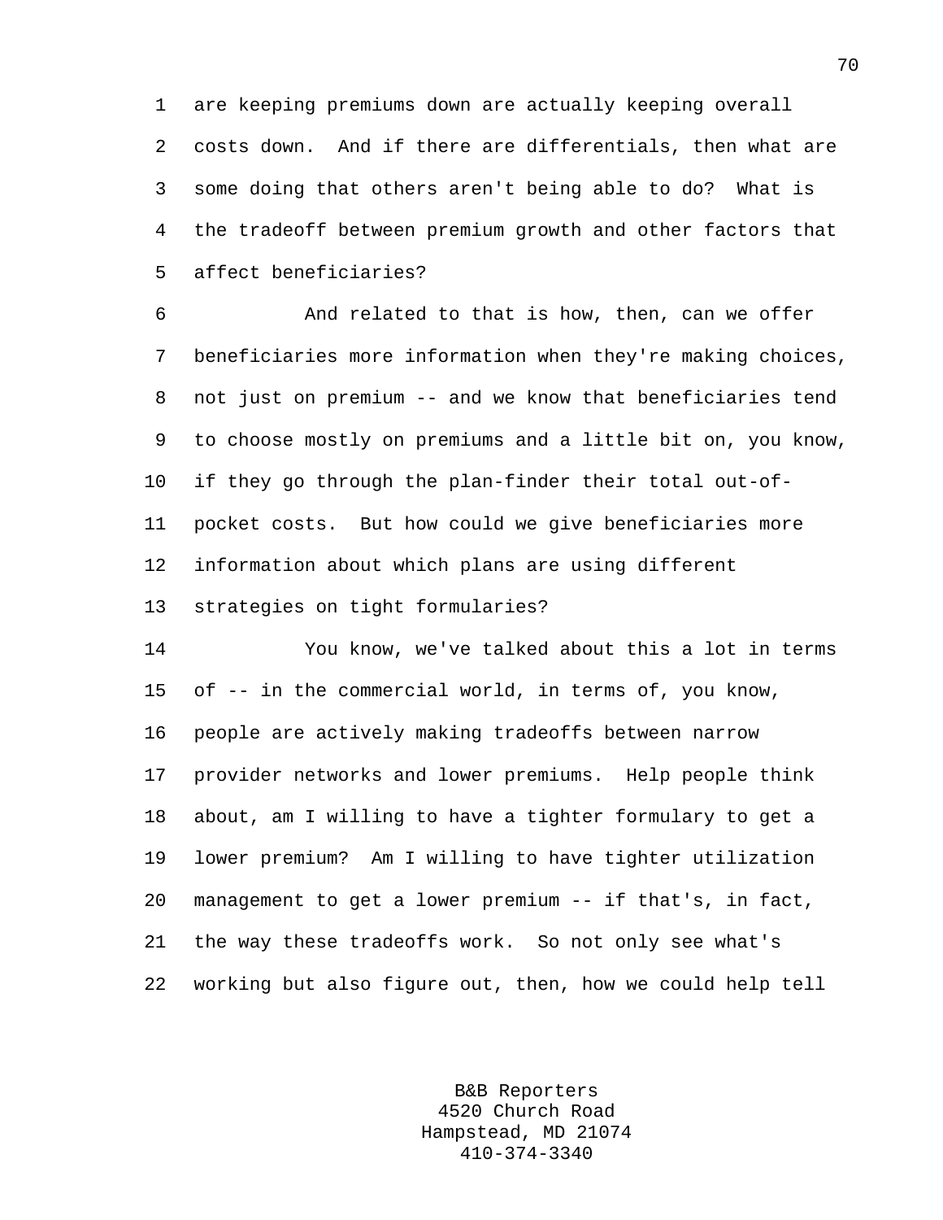are keeping premiums down are actually keeping overall costs down. And if there are differentials, then what are some doing that others aren't being able to do? What is the tradeoff between premium growth and other factors that affect beneficiaries?

And related to that is how, then, can we offer beneficiaries more information when they're making choices, not just on premium -- and we know that beneficiaries tend to choose mostly on premiums and a little bit on, you know, if they go through the plan-finder their total out-of-pocket costs. But how could we give beneficiaries more information about which plans are using different strategies on tight formularies?

You know, we've talked about this a lot in terms of -- in the commercial world, in terms of, you know, people are actively making tradeoffs between narrow provider networks and lower premiums. Help people think about, am I willing to have a tighter formulary to get a lower premium? Am I willing to have tighter utilization management to get a lower premium -- if that's, in fact, the way these tradeoffs work. So not only see what's working but also figure out, then, how we could help tell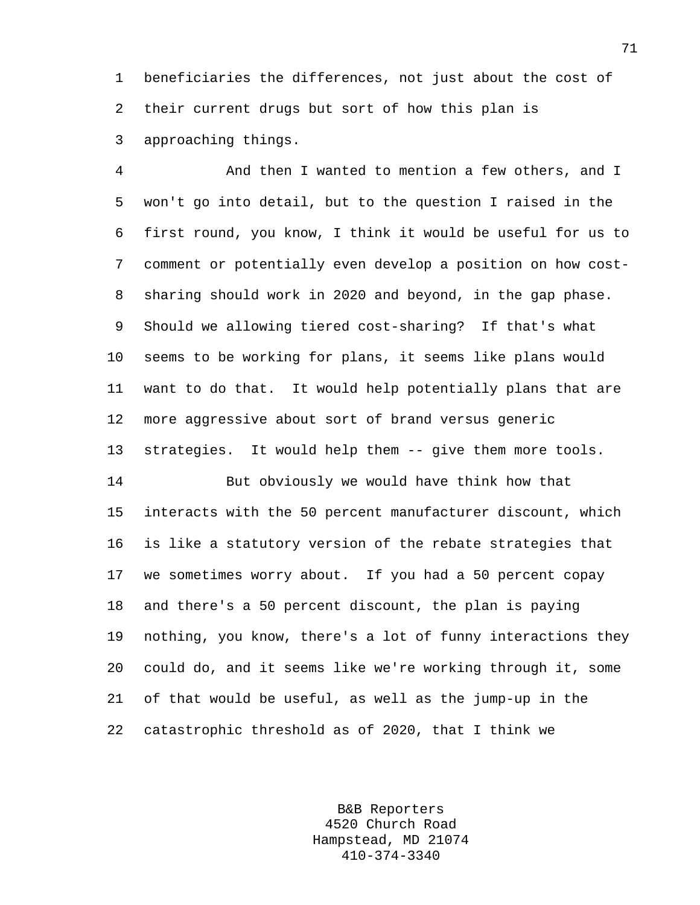beneficiaries the differences, not just about the cost of their current drugs but sort of how this plan is approaching things.

And then I wanted to mention a few others, and I won't go into detail, but to the question I raised in the first round, you know, I think it would be useful for us to comment or potentially even develop a position on how cost-sharing should work in 2020 and beyond, in the gap phase. Should we allowing tiered cost-sharing? If that's what seems to be working for plans, it seems like plans would want to do that. It would help potentially plans that are more aggressive about sort of brand versus generic strategies. It would help them -- give them more tools.

But obviously we would have think how that interacts with the 50 percent manufacturer discount, which is like a statutory version of the rebate strategies that we sometimes worry about. If you had a 50 percent copay and there's a 50 percent discount, the plan is paying nothing, you know, there's a lot of funny interactions they could do, and it seems like we're working through it, some of that would be useful, as well as the jump-up in the catastrophic threshold as of 2020, that I think we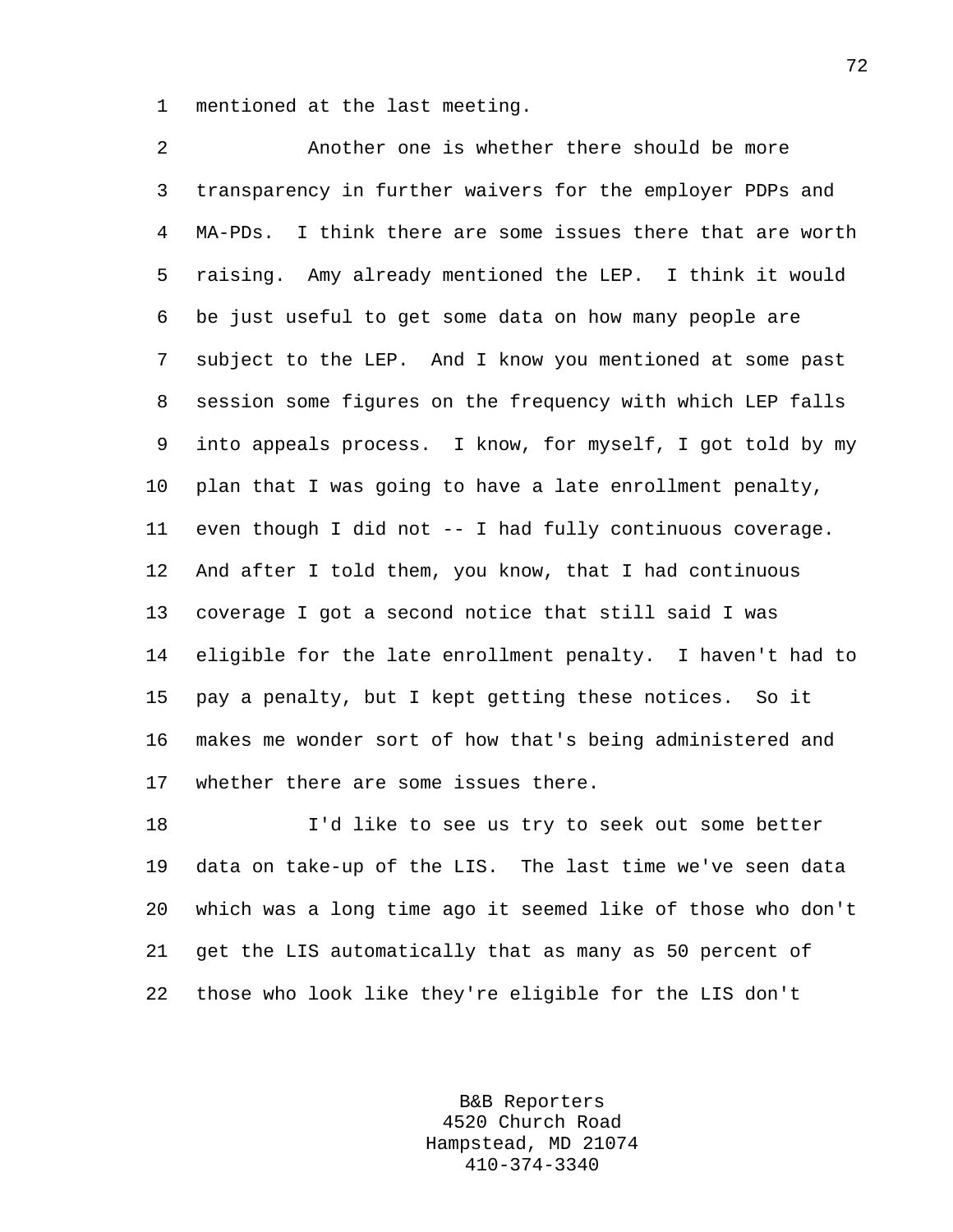mentioned at the last meeting.

Another one is whether there should be more transparency in further waivers for the employer PDPs and MA-PDs. I think there are some issues there that are worth raising. Amy already mentioned the LEP. I think it would be just useful to get some data on how many people are subject to the LEP. And I know you mentioned at some past session some figures on the frequency with which LEP falls into appeals process. I know, for myself, I got told by my plan that I was going to have a late enrollment penalty, even though I did not -- I had fully continuous coverage. And after I told them, you know, that I had continuous coverage I got a second notice that still said I was eligible for the late enrollment penalty. I haven't had to pay a penalty, but I kept getting these notices. So it makes me wonder sort of how that's being administered and whether there are some issues there.

I'd like to see us try to seek out some better data on take-up of the LIS. The last time we've seen data which was a long time ago it seemed like of those who don't get the LIS automatically that as many as 50 percent of those who look like they're eligible for the LIS don't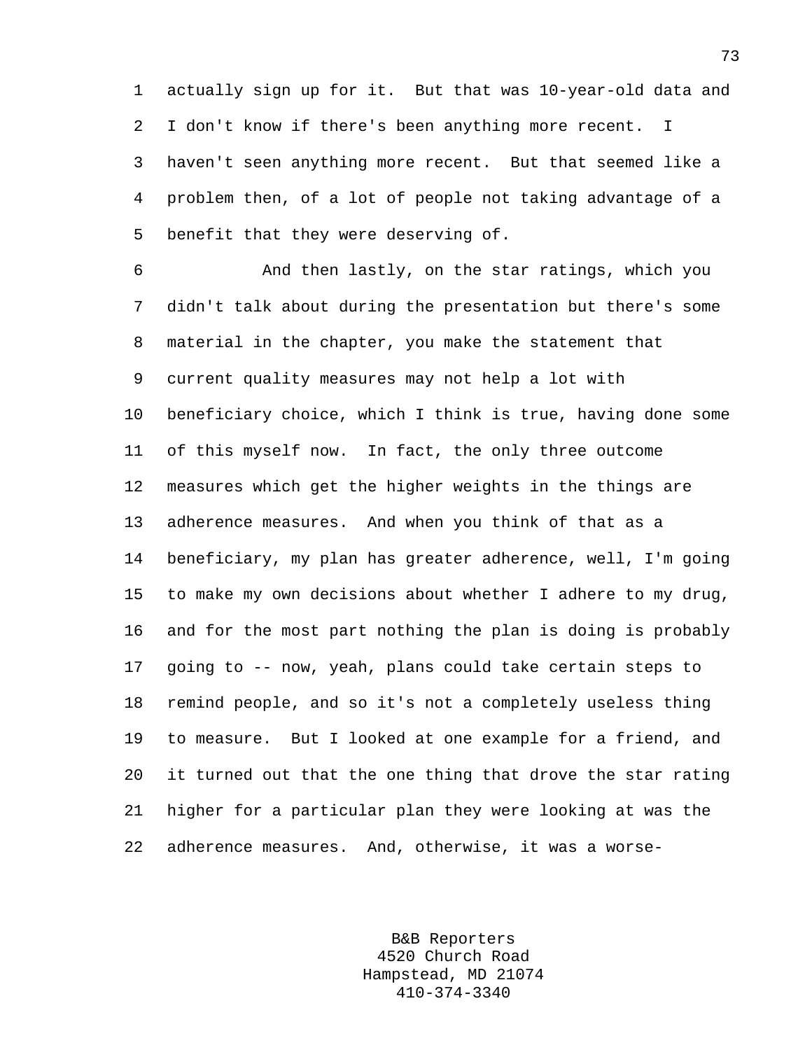actually sign up for it. But that was 10-year-old data and I don't know if there's been anything more recent. I haven't seen anything more recent. But that seemed like a problem then, of a lot of people not taking advantage of a benefit that they were deserving of.

And then lastly, on the star ratings, which you didn't talk about during the presentation but there's some material in the chapter, you make the statement that current quality measures may not help a lot with beneficiary choice, which I think is true, having done some of this myself now. In fact, the only three outcome measures which get the higher weights in the things are adherence measures. And when you think of that as a beneficiary, my plan has greater adherence, well, I'm going to make my own decisions about whether I adhere to my drug, and for the most part nothing the plan is doing is probably going to -- now, yeah, plans could take certain steps to remind people, and so it's not a completely useless thing to measure. But I looked at one example for a friend, and it turned out that the one thing that drove the star rating higher for a particular plan they were looking at was the adherence measures. And, otherwise, it was a worse-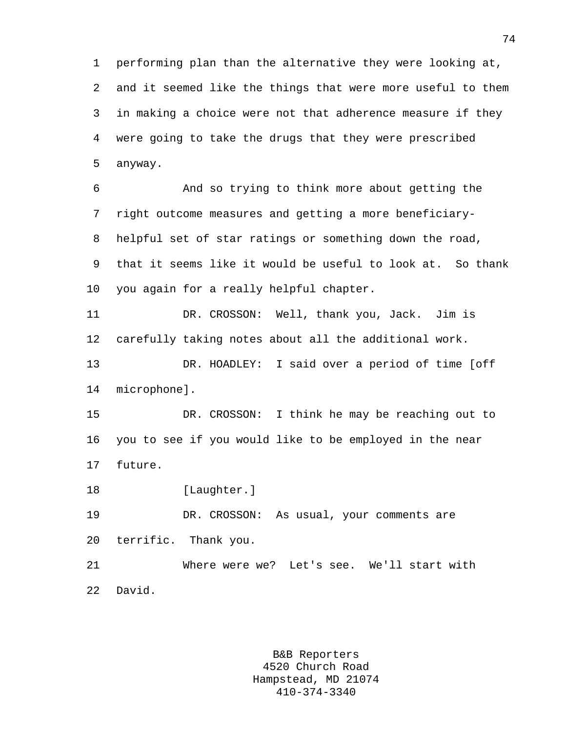performing plan than the alternative they were looking at, and it seemed like the things that were more useful to them in making a choice were not that adherence measure if they were going to take the drugs that they were prescribed anyway.

And so trying to think more about getting the right outcome measures and getting a more beneficiary-helpful set of star ratings or something down the road, that it seems like it would be useful to look at. So thank you again for a really helpful chapter.

DR. CROSSON: Well, thank you, Jack. Jim is carefully taking notes about all the additional work.

DR. HOADLEY: I said over a period of time [off microphone].

DR. CROSSON: I think he may be reaching out to you to see if you would like to be employed in the near future.

[Laughter.]

DR. CROSSON: As usual, your comments are terrific. Thank you.

Where were we? Let's see. We'll start with David.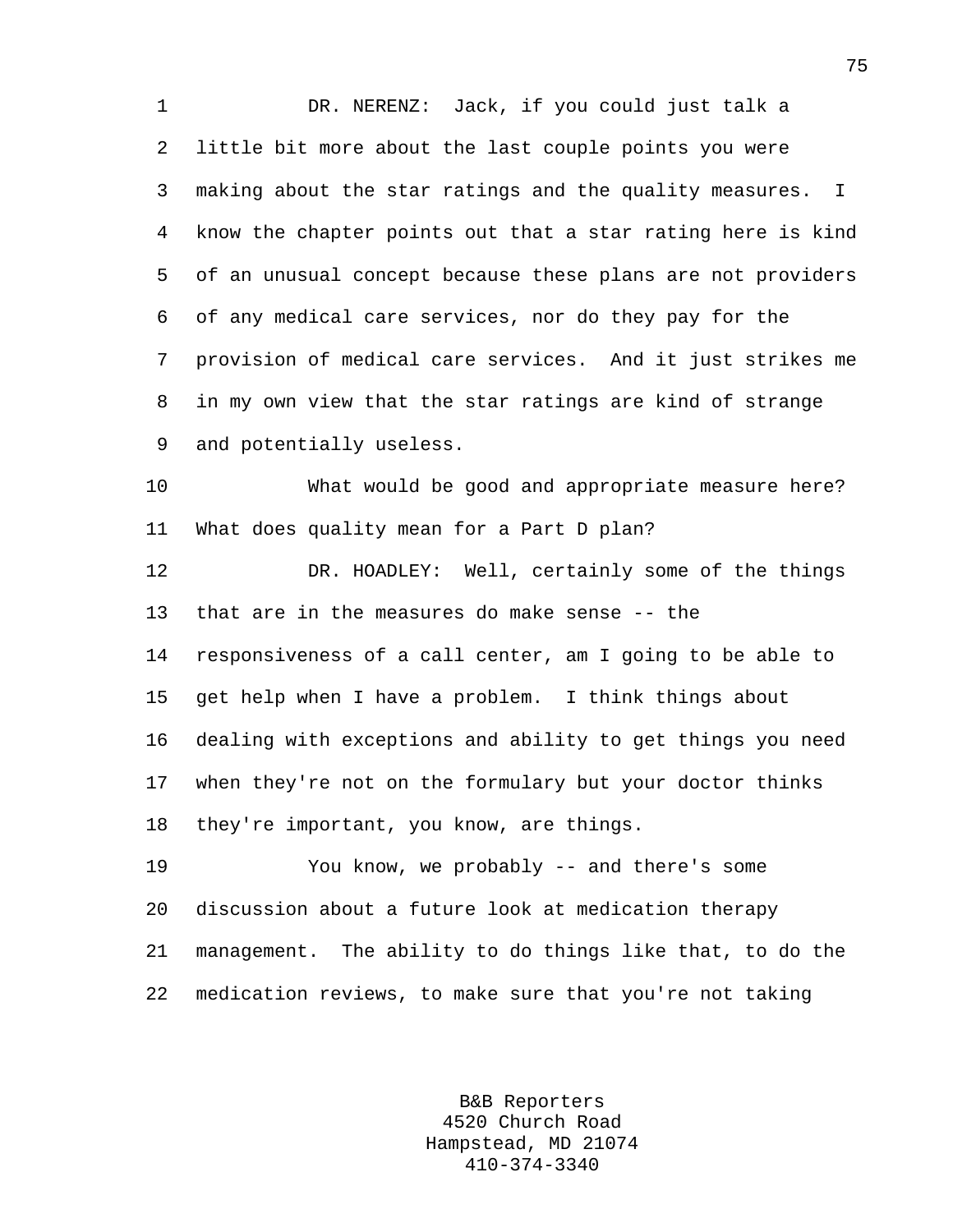DR. NERENZ: Jack, if you could just talk a little bit more about the last couple points you were making about the star ratings and the quality measures. I know the chapter points out that a star rating here is kind of an unusual concept because these plans are not providers of any medical care services, nor do they pay for the provision of medical care services. And it just strikes me in my own view that the star ratings are kind of strange and potentially useless.

What would be good and appropriate measure here? What does quality mean for a Part D plan?

DR. HOADLEY: Well, certainly some of the things that are in the measures do make sense -- the responsiveness of a call center, am I going to be able to get help when I have a problem. I think things about dealing with exceptions and ability to get things you need when they're not on the formulary but your doctor thinks they're important, you know, are things.

You know, we probably -- and there's some discussion about a future look at medication therapy management. The ability to do things like that, to do the medication reviews, to make sure that you're not taking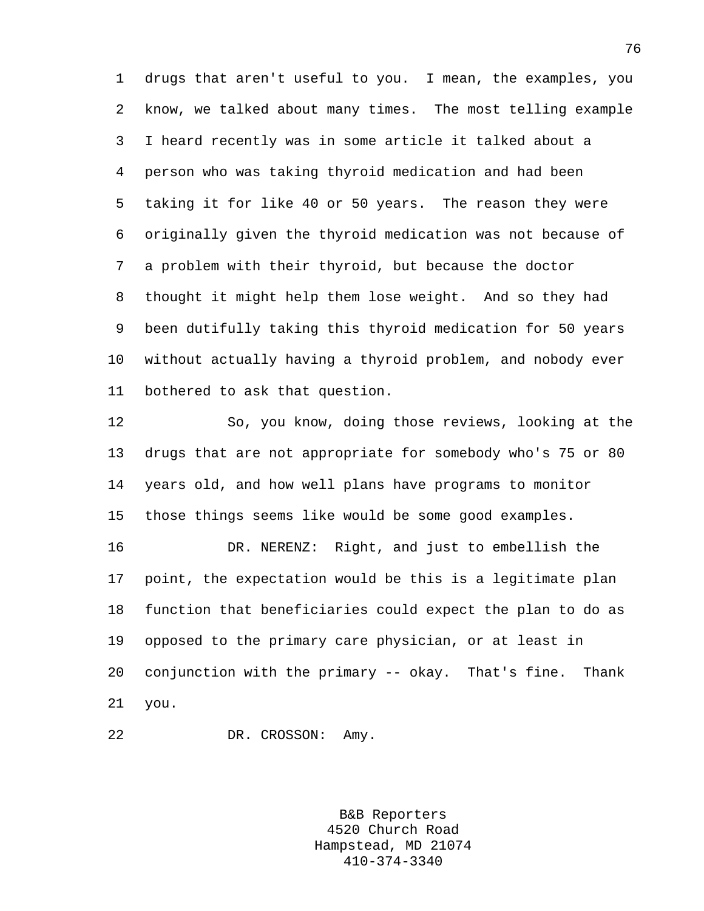drugs that aren't useful to you. I mean, the examples, you know, we talked about many times. The most telling example I heard recently was in some article it talked about a person who was taking thyroid medication and had been taking it for like 40 or 50 years. The reason they were originally given the thyroid medication was not because of a problem with their thyroid, but because the doctor thought it might help them lose weight. And so they had been dutifully taking this thyroid medication for 50 years without actually having a thyroid problem, and nobody ever bothered to ask that question.

So, you know, doing those reviews, looking at the drugs that are not appropriate for somebody who's 75 or 80 years old, and how well plans have programs to monitor those things seems like would be some good examples.

DR. NERENZ: Right, and just to embellish the point, the expectation would be this is a legitimate plan function that beneficiaries could expect the plan to do as opposed to the primary care physician, or at least in conjunction with the primary -- okay. That's fine. Thank you.

DR. CROSSON: Amy.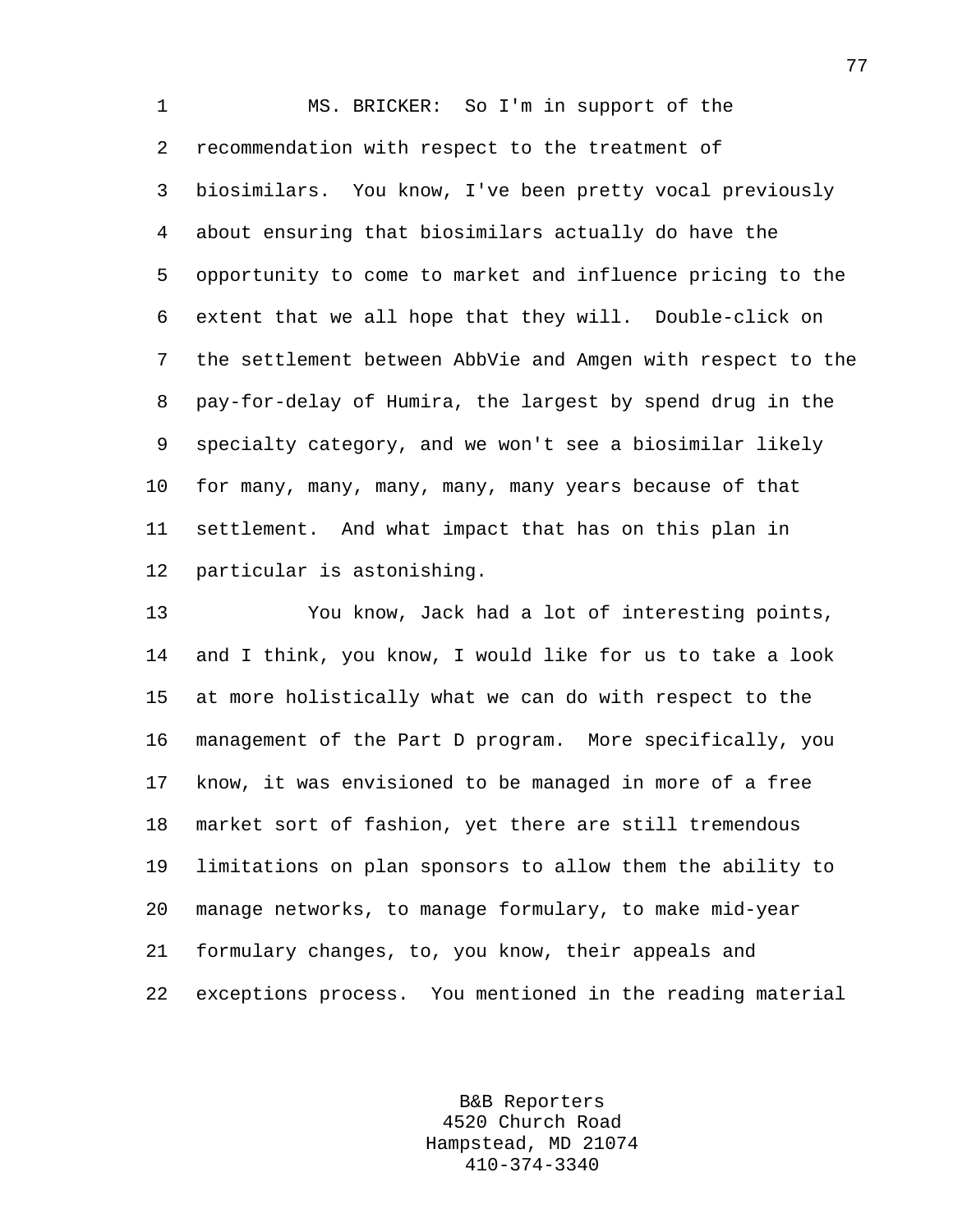MS. BRICKER: So I'm in support of the recommendation with respect to the treatment of biosimilars. You know, I've been pretty vocal previously about ensuring that biosimilars actually do have the opportunity to come to market and influence pricing to the extent that we all hope that they will. Double-click on the settlement between AbbVie and Amgen with respect to the pay-for-delay of Humira, the largest by spend drug in the specialty category, and we won't see a biosimilar likely for many, many, many, many, many years because of that settlement. And what impact that has on this plan in particular is astonishing.

You know, Jack had a lot of interesting points, and I think, you know, I would like for us to take a look at more holistically what we can do with respect to the management of the Part D program. More specifically, you know, it was envisioned to be managed in more of a free market sort of fashion, yet there are still tremendous limitations on plan sponsors to allow them the ability to manage networks, to manage formulary, to make mid-year formulary changes, to, you know, their appeals and exceptions process. You mentioned in the reading material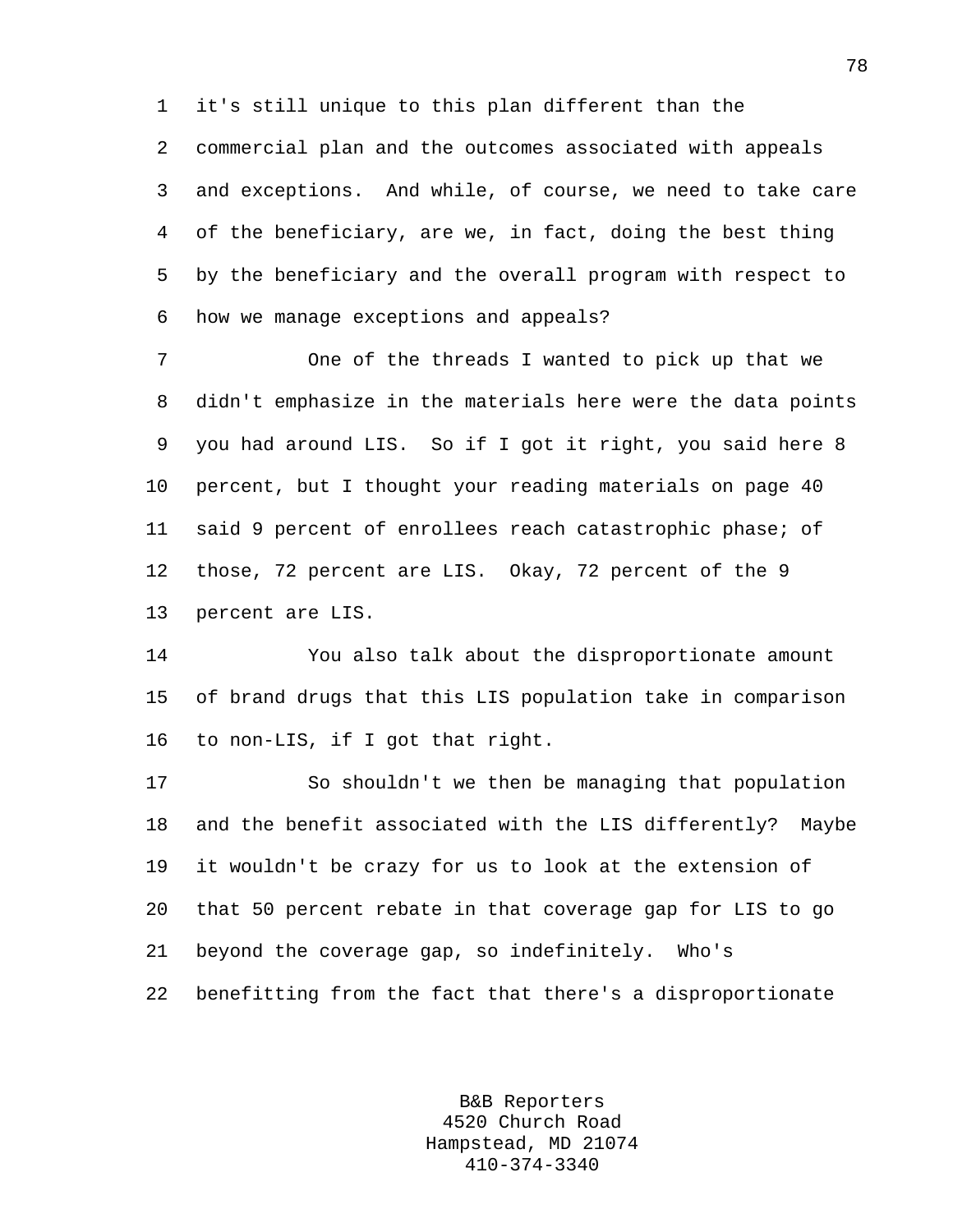it's still unique to this plan different than the commercial plan and the outcomes associated with appeals and exceptions. And while, of course, we need to take care of the beneficiary, are we, in fact, doing the best thing by the beneficiary and the overall program with respect to how we manage exceptions and appeals?

One of the threads I wanted to pick up that we didn't emphasize in the materials here were the data points you had around LIS. So if I got it right, you said here 8 percent, but I thought your reading materials on page 40 said 9 percent of enrollees reach catastrophic phase; of those, 72 percent are LIS. Okay, 72 percent of the 9 percent are LIS.

You also talk about the disproportionate amount of brand drugs that this LIS population take in comparison to non-LIS, if I got that right.

So shouldn't we then be managing that population and the benefit associated with the LIS differently? Maybe it wouldn't be crazy for us to look at the extension of that 50 percent rebate in that coverage gap for LIS to go beyond the coverage gap, so indefinitely. Who's benefitting from the fact that there's a disproportionate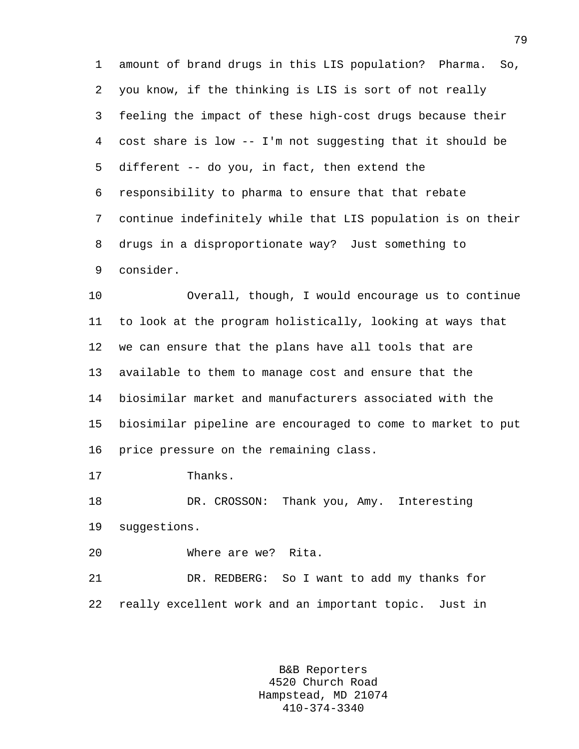amount of brand drugs in this LIS population? Pharma. So, you know, if the thinking is LIS is sort of not really feeling the impact of these high-cost drugs because their cost share is low -- I'm not suggesting that it should be different -- do you, in fact, then extend the responsibility to pharma to ensure that that rebate continue indefinitely while that LIS population is on their drugs in a disproportionate way? Just something to consider.

Overall, though, I would encourage us to continue to look at the program holistically, looking at ways that we can ensure that the plans have all tools that are available to them to manage cost and ensure that the biosimilar market and manufacturers associated with the biosimilar pipeline are encouraged to come to market to put price pressure on the remaining class.

Thanks.

DR. CROSSON: Thank you, Amy. Interesting suggestions.

Where are we? Rita.

DR. REDBERG: So I want to add my thanks for really excellent work and an important topic. Just in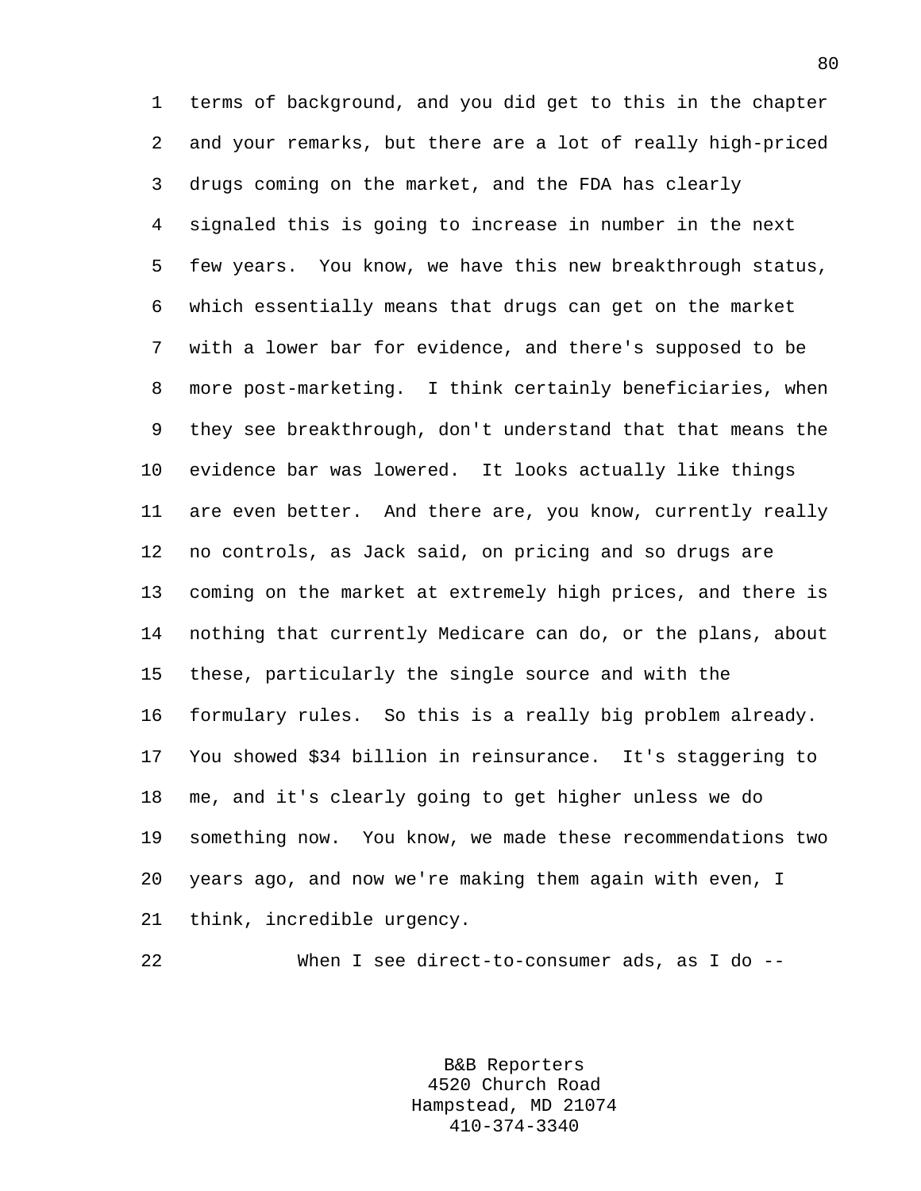terms of background, and you did get to this in the chapter and your remarks, but there are a lot of really high-priced drugs coming on the market, and the FDA has clearly signaled this is going to increase in number in the next few years. You know, we have this new breakthrough status, which essentially means that drugs can get on the market with a lower bar for evidence, and there's supposed to be more post-marketing. I think certainly beneficiaries, when they see breakthrough, don't understand that that means the evidence bar was lowered. It looks actually like things are even better. And there are, you know, currently really no controls, as Jack said, on pricing and so drugs are coming on the market at extremely high prices, and there is nothing that currently Medicare can do, or the plans, about these, particularly the single source and with the formulary rules. So this is a really big problem already. You showed $34 billion in reinsurance. It's staggering to me, and it's clearly going to get higher unless we do something now. You know, we made these recommendations two years ago, and now we're making them again with even, I think, incredible urgency.

When I see direct-to-consumer ads, as I do --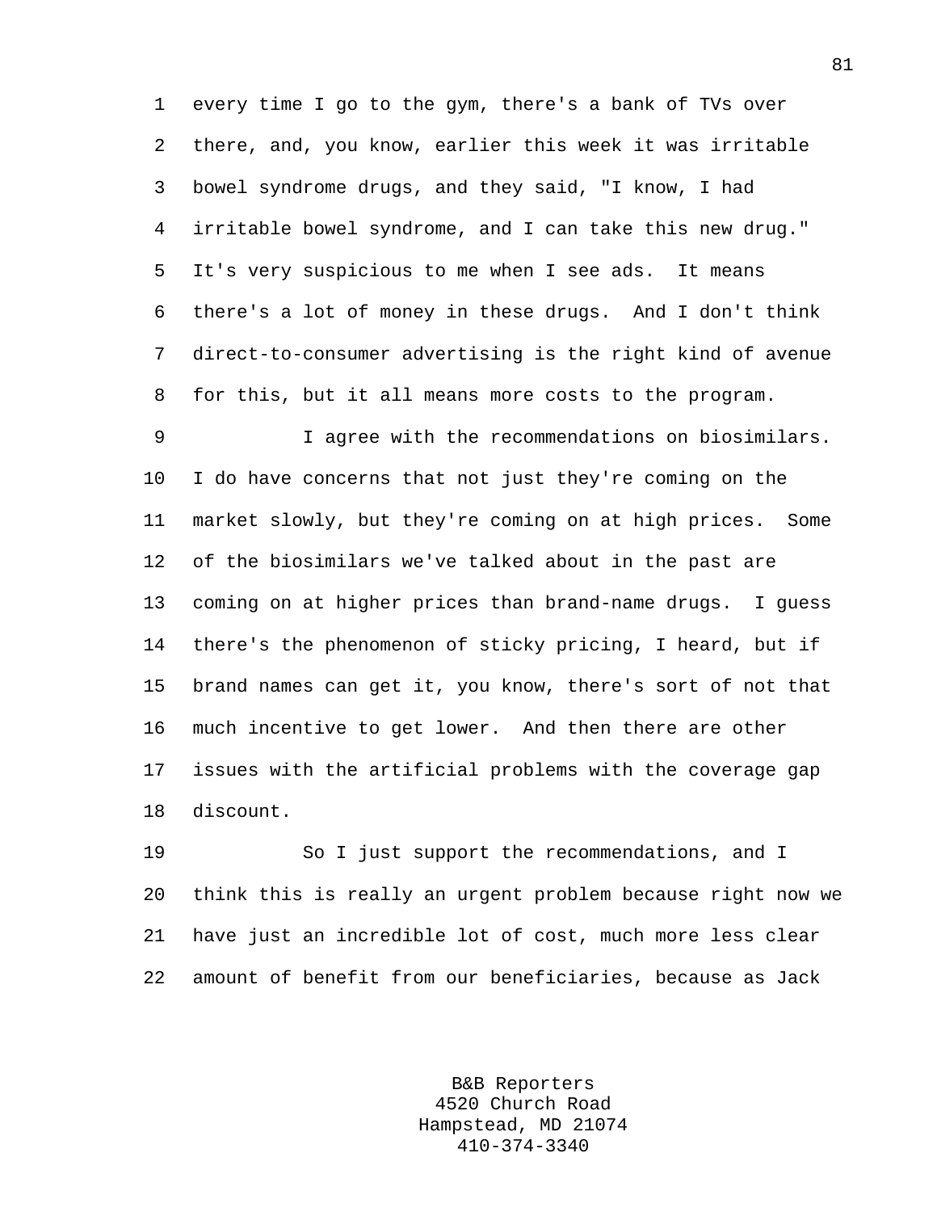every time I go to the gym, there's a bank of TVs over there, and, you know, earlier this week it was irritable bowel syndrome drugs, and they said, "I know, I had irritable bowel syndrome, and I can take this new drug." It's very suspicious to me when I see ads. It means there's a lot of money in these drugs. And I don't think direct-to-consumer advertising is the right kind of avenue for this, but it all means more costs to the program.

I agree with the recommendations on biosimilars. I do have concerns that not just they're coming on the market slowly, but they're coming on at high prices. Some of the biosimilars we've talked about in the past are coming on at higher prices than brand-name drugs. I guess there's the phenomenon of sticky pricing, I heard, but if brand names can get it, you know, there's sort of not that much incentive to get lower. And then there are other issues with the artificial problems with the coverage gap discount.

So I just support the recommendations, and I think this is really an urgent problem because right now we have just an incredible lot of cost, much more less clear amount of benefit from our beneficiaries, because as Jack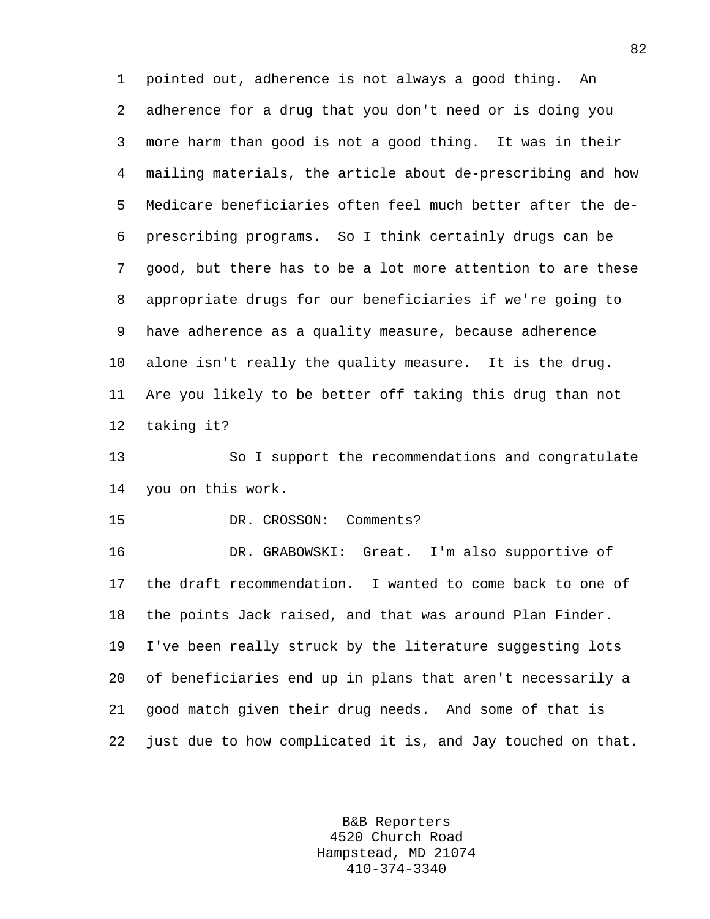pointed out, adherence is not always a good thing. An adherence for a drug that you don't need or is doing you more harm than good is not a good thing. It was in their mailing materials, the article about de-prescribing and how Medicare beneficiaries often feel much better after the de-prescribing programs. So I think certainly drugs can be good, but there has to be a lot more attention to are these appropriate drugs for our beneficiaries if we're going to have adherence as a quality measure, because adherence alone isn't really the quality measure. It is the drug. Are you likely to be better off taking this drug than not taking it?

So I support the recommendations and congratulate you on this work.

DR. CROSSON: Comments?

DR. GRABOWSKI: Great. I'm also supportive of the draft recommendation. I wanted to come back to one of the points Jack raised, and that was around Plan Finder. I've been really struck by the literature suggesting lots of beneficiaries end up in plans that aren't necessarily a good match given their drug needs. And some of that is just due to how complicated it is, and Jay touched on that.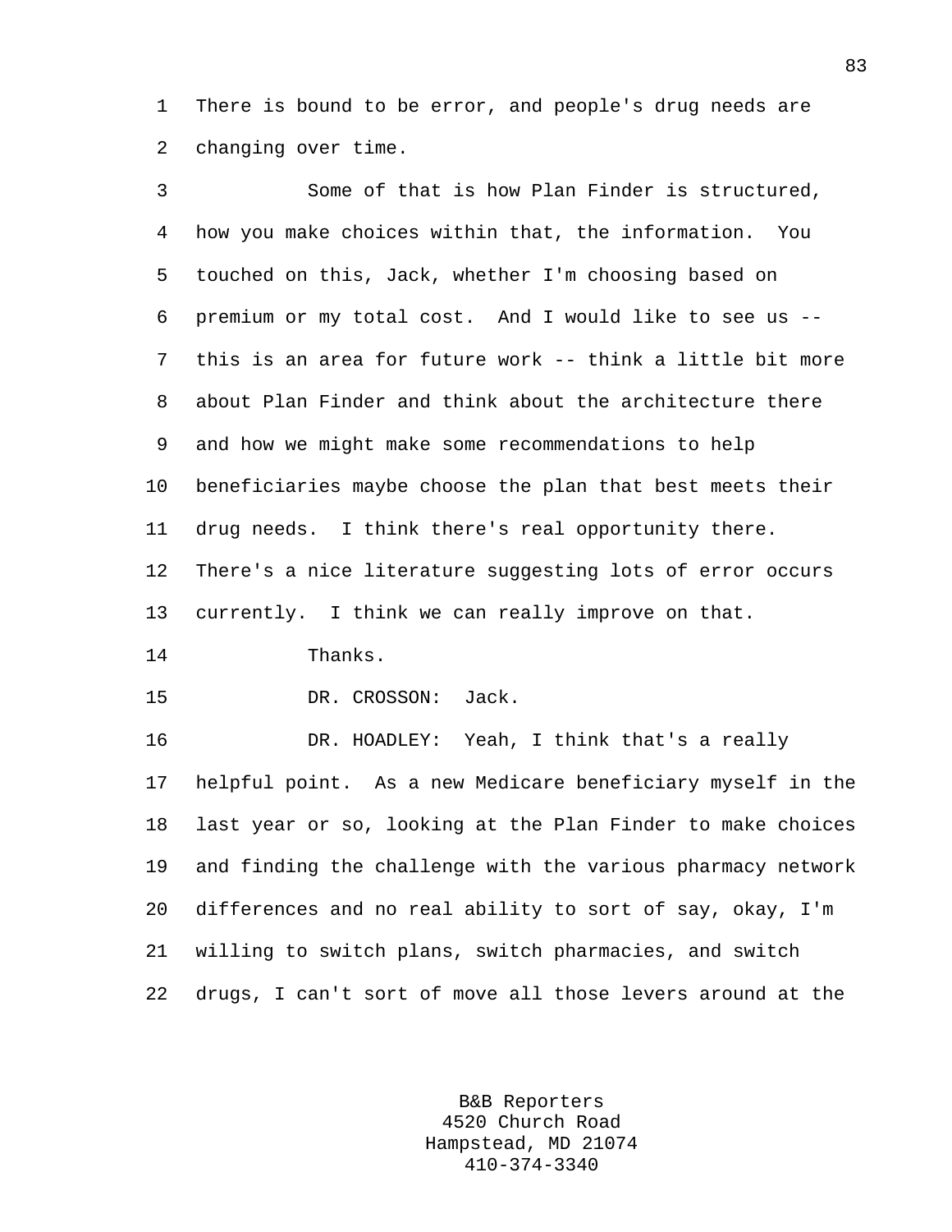There is bound to be error, and people's drug needs are changing over time.

Some of that is how Plan Finder is structured, how you make choices within that, the information. You touched on this, Jack, whether I'm choosing based on premium or my total cost. And I would like to see us -- this is an area for future work -- think a little bit more about Plan Finder and think about the architecture there and how we might make some recommendations to help beneficiaries maybe choose the plan that best meets their drug needs. I think there's real opportunity there. There's a nice literature suggesting lots of error occurs currently. I think we can really improve on that.

Thanks.

DR. CROSSON: Jack.

DR. HOADLEY: Yeah, I think that's a really helpful point. As a new Medicare beneficiary myself in the last year or so, looking at the Plan Finder to make choices and finding the challenge with the various pharmacy network differences and no real ability to sort of say, okay, I'm willing to switch plans, switch pharmacies, and switch drugs, I can't sort of move all those levers around at the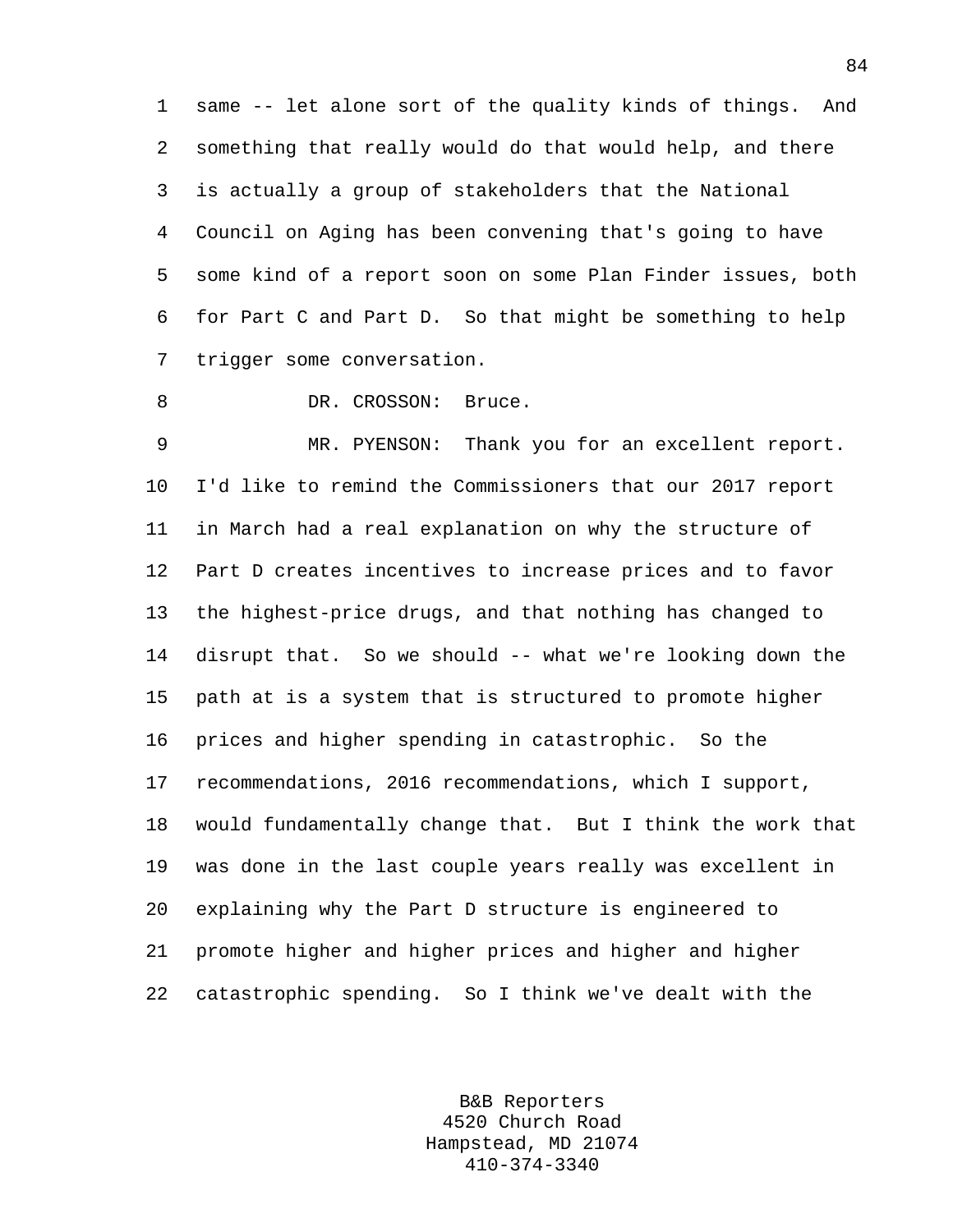same -- let alone sort of the quality kinds of things. And something that really would do that would help, and there is actually a group of stakeholders that the National Council on Aging has been convening that's going to have some kind of a report soon on some Plan Finder issues, both for Part C and Part D. So that might be something to help trigger some conversation.

DR. CROSSON: Bruce.

MR. PYENSON: Thank you for an excellent report. I'd like to remind the Commissioners that our 2017 report in March had a real explanation on why the structure of Part D creates incentives to increase prices and to favor the highest-price drugs, and that nothing has changed to disrupt that. So we should -- what we're looking down the path at is a system that is structured to promote higher prices and higher spending in catastrophic. So the recommendations, 2016 recommendations, which I support, would fundamentally change that. But I think the work that was done in the last couple years really was excellent in explaining why the Part D structure is engineered to promote higher and higher prices and higher and higher catastrophic spending. So I think we've dealt with the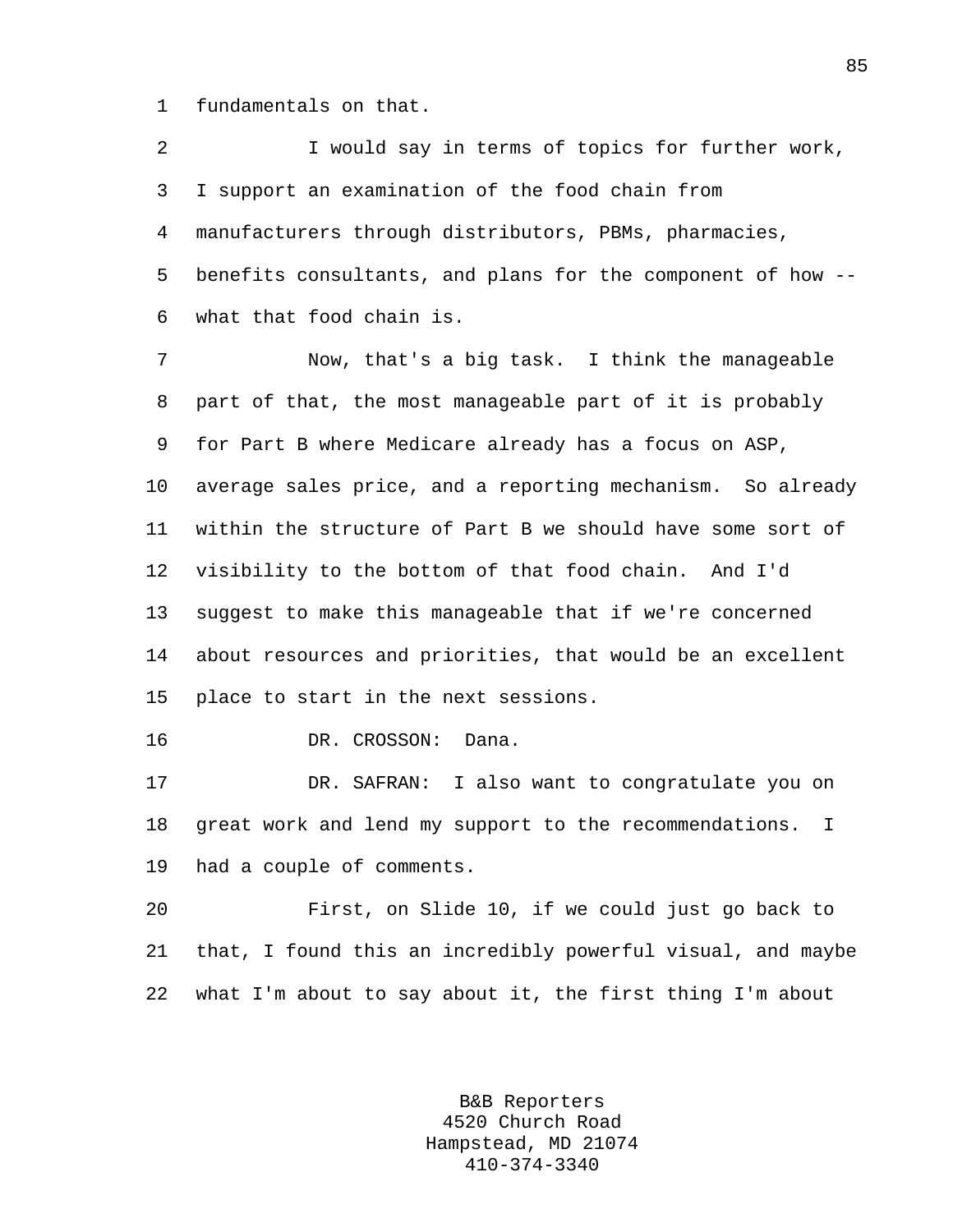fundamentals on that.

I would say in terms of topics for further work, I support an examination of the food chain from manufacturers through distributors, PBMs, pharmacies, benefits consultants, and plans for the component of how -- what that food chain is.

Now, that's a big task. I think the manageable part of that, the most manageable part of it is probably for Part B where Medicare already has a focus on ASP, average sales price, and a reporting mechanism. So already within the structure of Part B we should have some sort of visibility to the bottom of that food chain. And I'd suggest to make this manageable that if we're concerned about resources and priorities, that would be an excellent place to start in the next sessions.

DR. CROSSON: Dana.

DR. SAFRAN: I also want to congratulate you on great work and lend my support to the recommendations. I had a couple of comments.

First, on Slide 10, if we could just go back to that, I found this an incredibly powerful visual, and maybe what I'm about to say about it, the first thing I'm about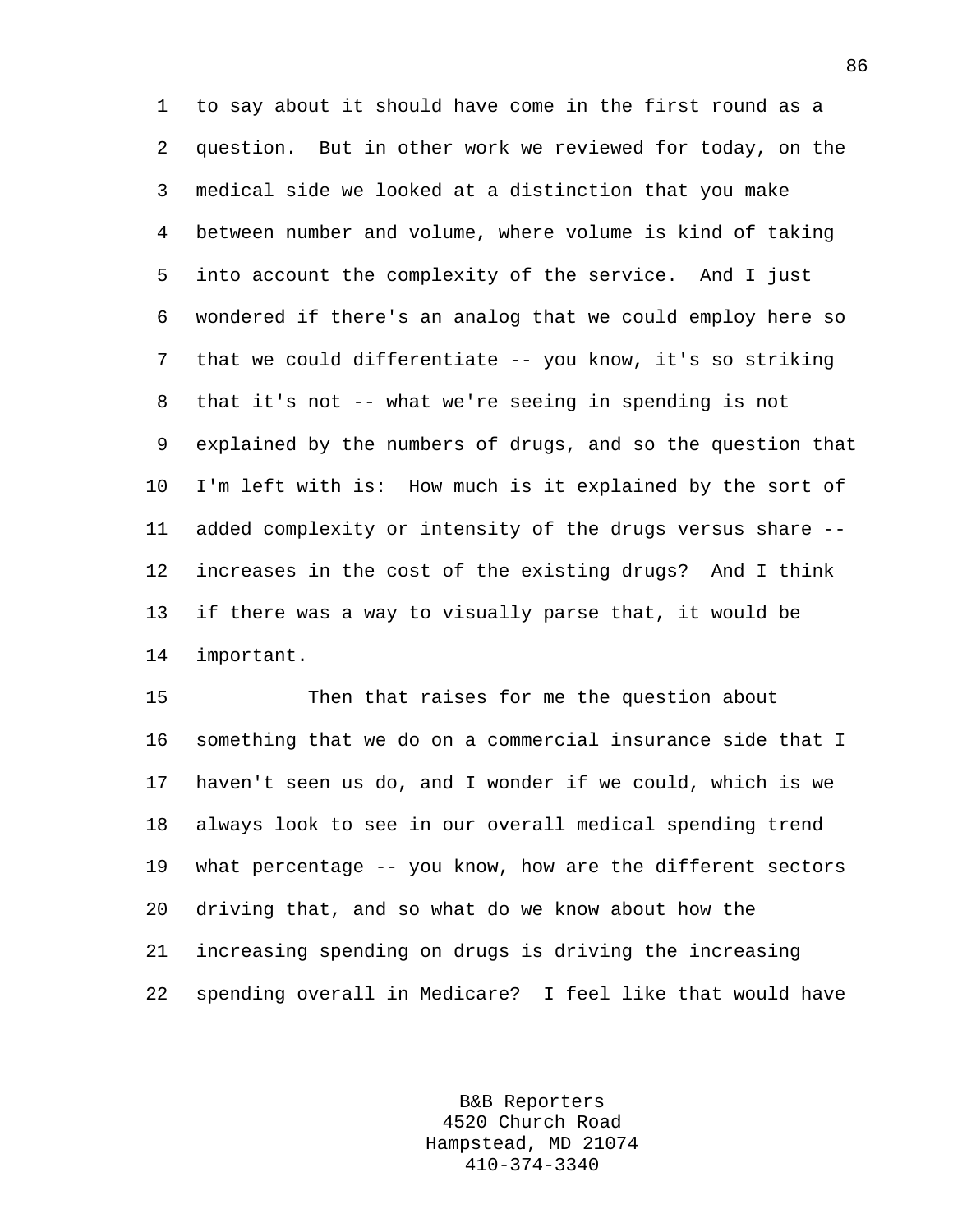to say about it should have come in the first round as a question. But in other work we reviewed for today, on the medical side we looked at a distinction that you make between number and volume, where volume is kind of taking into account the complexity of the service. And I just wondered if there's an analog that we could employ here so that we could differentiate -- you know, it's so striking that it's not -- what we're seeing in spending is not explained by the numbers of drugs, and so the question that I'm left with is: How much is it explained by the sort of added complexity or intensity of the drugs versus share -- increases in the cost of the existing drugs? And I think if there was a way to visually parse that, it would be important.

Then that raises for me the question about something that we do on a commercial insurance side that I haven't seen us do, and I wonder if we could, which is we always look to see in our overall medical spending trend what percentage -- you know, how are the different sectors driving that, and so what do we know about how the increasing spending on drugs is driving the increasing spending overall in Medicare? I feel like that would have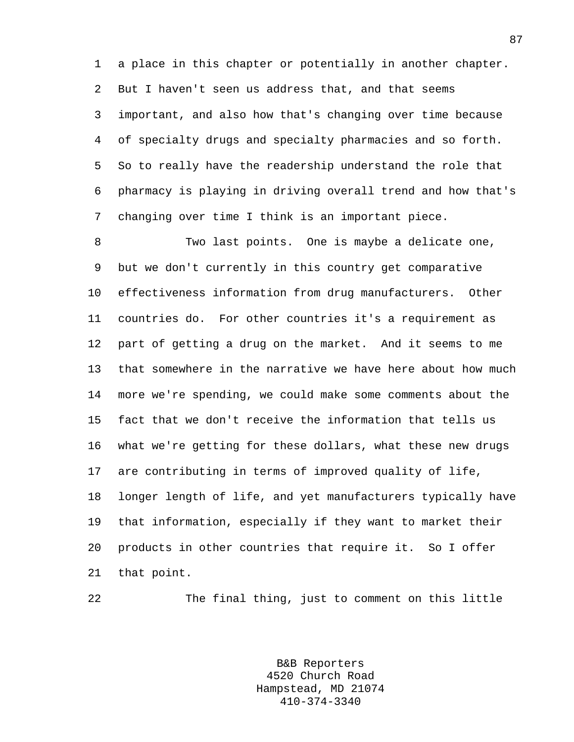a place in this chapter or potentially in another chapter. But I haven't seen us address that, and that seems important, and also how that's changing over time because of specialty drugs and specialty pharmacies and so forth. So to really have the readership understand the role that pharmacy is playing in driving overall trend and how that's changing over time I think is an important piece.

Two last points. One is maybe a delicate one, but we don't currently in this country get comparative effectiveness information from drug manufacturers. Other countries do. For other countries it's a requirement as part of getting a drug on the market. And it seems to me that somewhere in the narrative we have here about how much more we're spending, we could make some comments about the fact that we don't receive the information that tells us what we're getting for these dollars, what these new drugs are contributing in terms of improved quality of life, longer length of life, and yet manufacturers typically have that information, especially if they want to market their products in other countries that require it. So I offer that point.

The final thing, just to comment on this little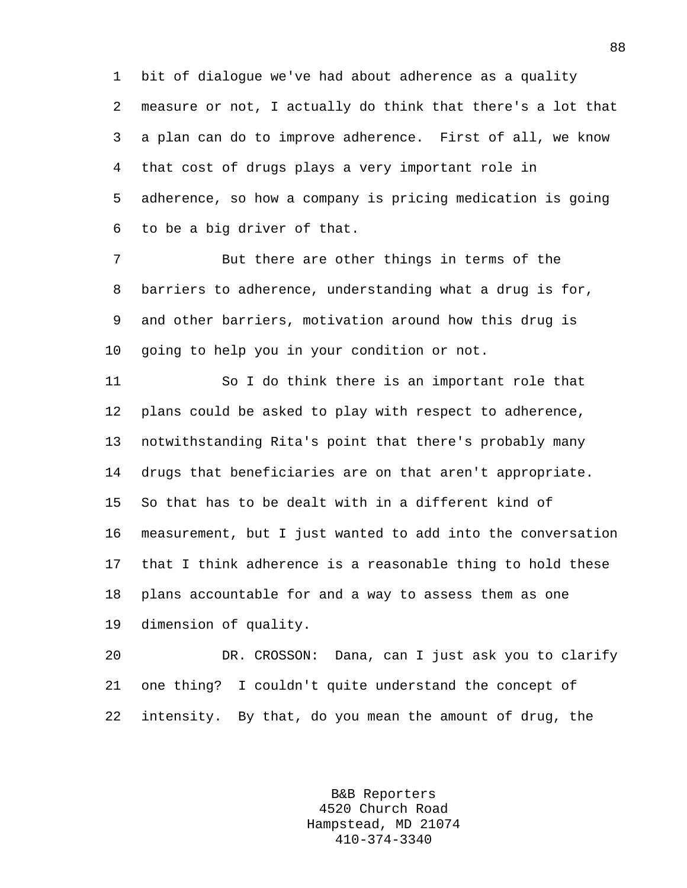bit of dialogue we've had about adherence as a quality measure or not, I actually do think that there's a lot that a plan can do to improve adherence. First of all, we know that cost of drugs plays a very important role in adherence, so how a company is pricing medication is going to be a big driver of that.

But there are other things in terms of the barriers to adherence, understanding what a drug is for, and other barriers, motivation around how this drug is going to help you in your condition or not.

So I do think there is an important role that plans could be asked to play with respect to adherence, notwithstanding Rita's point that there's probably many drugs that beneficiaries are on that aren't appropriate. So that has to be dealt with in a different kind of measurement, but I just wanted to add into the conversation that I think adherence is a reasonable thing to hold these plans accountable for and a way to assess them as one dimension of quality.

DR. CROSSON: Dana, can I just ask you to clarify one thing? I couldn't quite understand the concept of intensity. By that, do you mean the amount of drug, the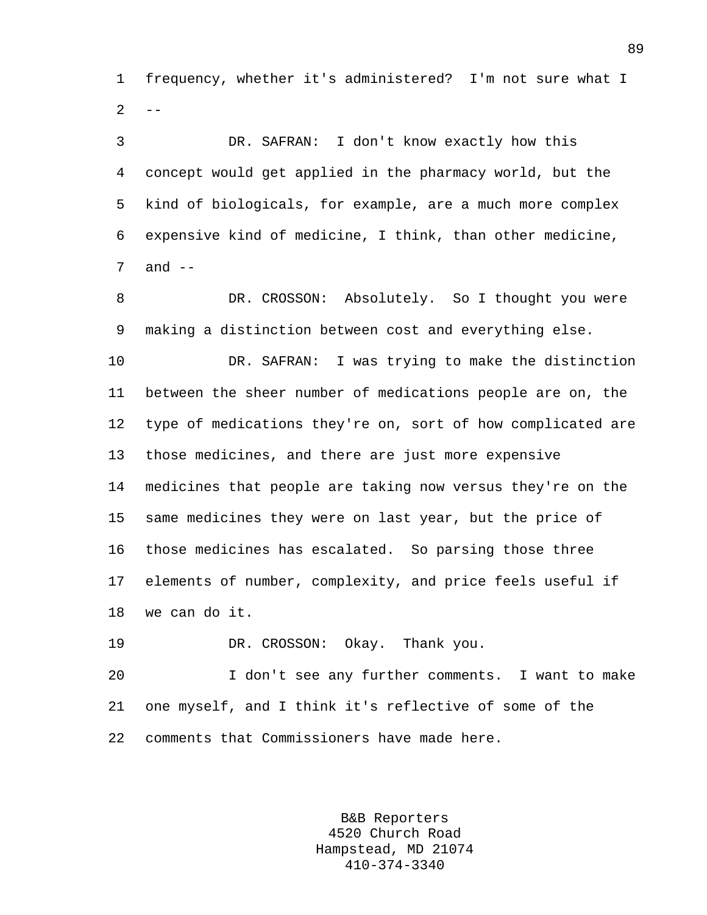frequency, whether it's administered? I'm not sure what I --

DR. SAFRAN: I don't know exactly how this concept would get applied in the pharmacy world, but the kind of biologicals, for example, are a much more complex expensive kind of medicine, I think, than other medicine, and --

DR. CROSSON: Absolutely. So I thought you were making a distinction between cost and everything else.

DR. SAFRAN: I was trying to make the distinction between the sheer number of medications people are on, the type of medications they're on, sort of how complicated are those medicines, and there are just more expensive medicines that people are taking now versus they're on the same medicines they were on last year, but the price of those medicines has escalated. So parsing those three elements of number, complexity, and price feels useful if we can do it.

DR. CROSSON: Okay. Thank you.

I don't see any further comments. I want to make one myself, and I think it's reflective of some of the comments that Commissioners have made here.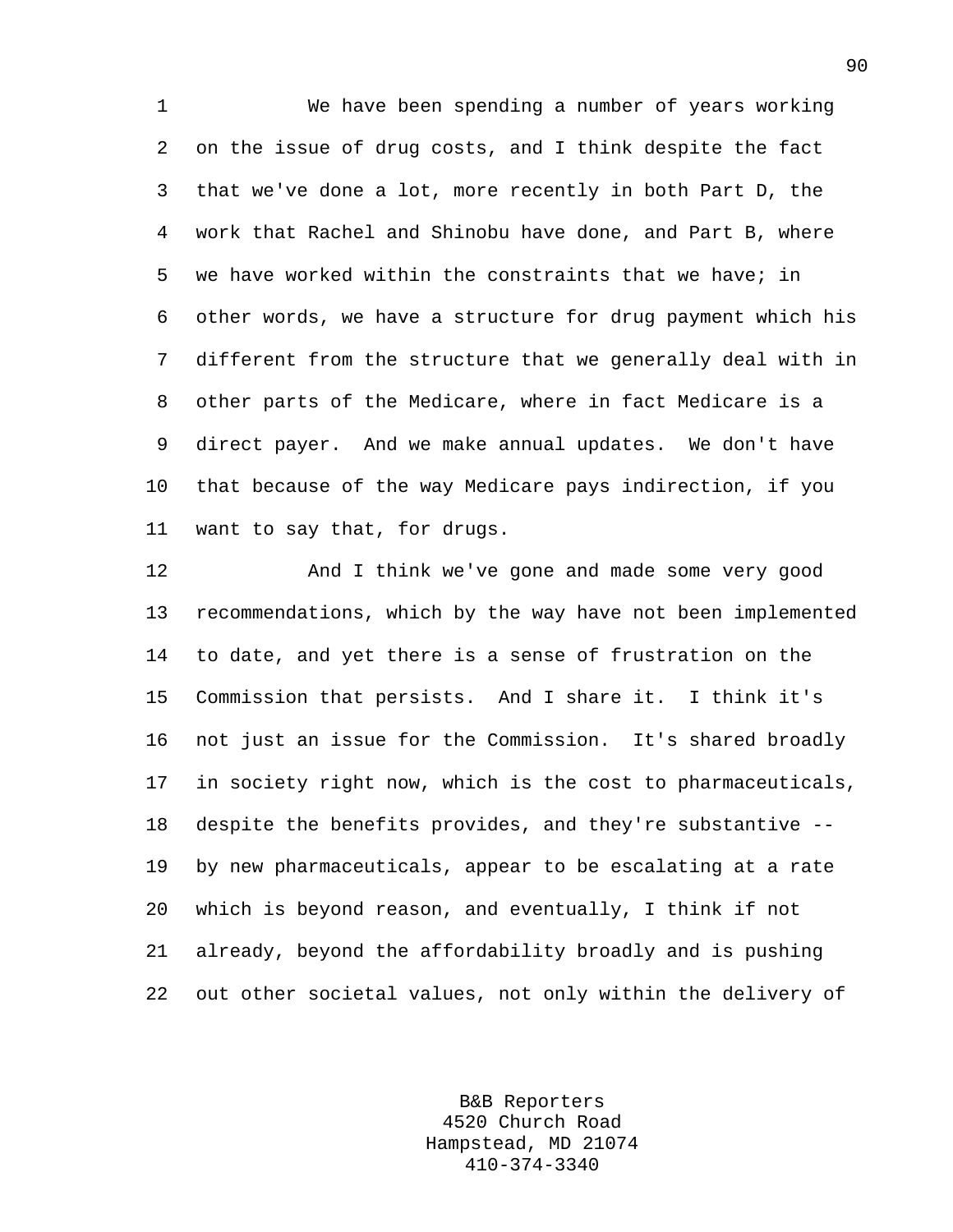We have been spending a number of years working on the issue of drug costs, and I think despite the fact that we've done a lot, more recently in both Part D, the work that Rachel and Shinobu have done, and Part B, where we have worked within the constraints that we have; in other words, we have a structure for drug payment which his different from the structure that we generally deal with in other parts of the Medicare, where in fact Medicare is a direct payer. And we make annual updates. We don't have that because of the way Medicare pays indirection, if you want to say that, for drugs.

And I think we've gone and made some very good recommendations, which by the way have not been implemented to date, and yet there is a sense of frustration on the Commission that persists. And I share it. I think it's not just an issue for the Commission. It's shared broadly in society right now, which is the cost to pharmaceuticals, despite the benefits provides, and they're substantive -- by new pharmaceuticals, appear to be escalating at a rate which is beyond reason, and eventually, I think if not already, beyond the affordability broadly and is pushing out other societal values, not only within the delivery of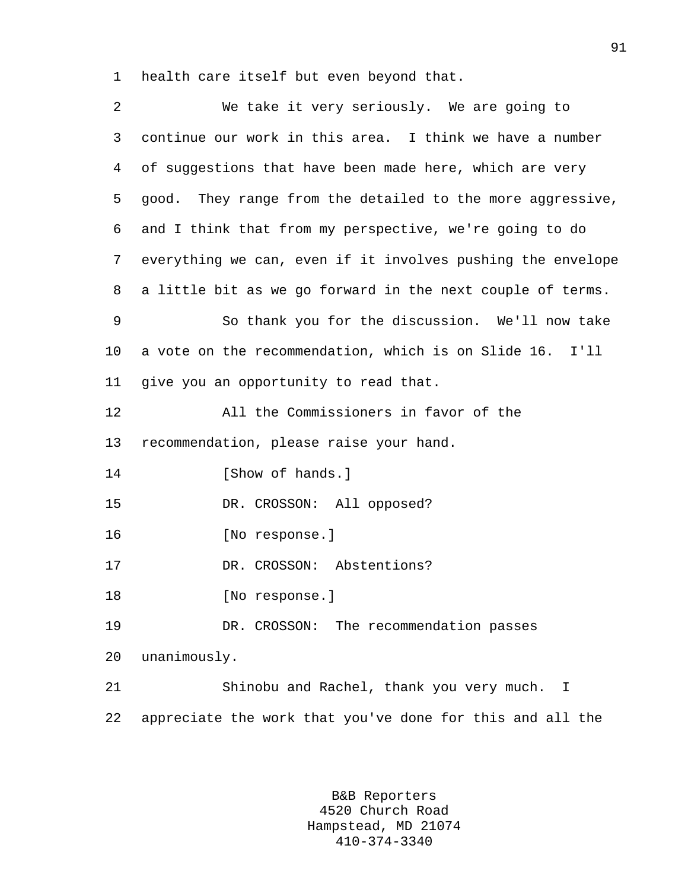health care itself but even beyond that.

We take it very seriously. We are going to continue our work in this area. I think we have a number of suggestions that have been made here, which are very good. They range from the detailed to the more aggressive, and I think that from my perspective, we're going to do everything we can, even if it involves pushing the envelope a little bit as we go forward in the next couple of terms.

So thank you for the discussion. We'll now take a vote on the recommendation, which is on Slide 16. I'll give you an opportunity to read that.

All the Commissioners in favor of the recommendation, please raise your hand.

[Show of hands.]

DR. CROSSON: All opposed?

[No response.]

DR. CROSSON: Abstentions?

[No response.]

DR. CROSSON: The recommendation passes unanimously.

Shinobu and Rachel, thank you very much. I appreciate the work that you've done for this and all the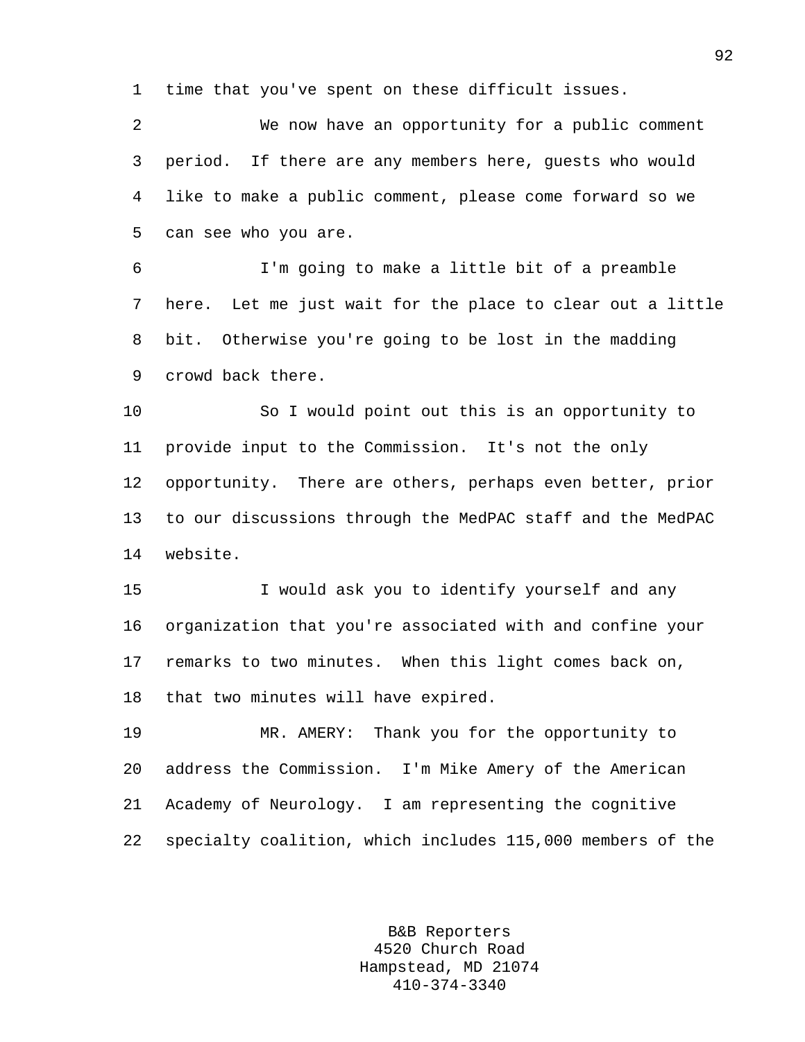time that you've spent on these difficult issues.

We now have an opportunity for a public comment period. If there are any members here, guests who would like to make a public comment, please come forward so we can see who you are.

I'm going to make a little bit of a preamble here. Let me just wait for the place to clear out a little bit. Otherwise you're going to be lost in the madding crowd back there.

So I would point out this is an opportunity to provide input to the Commission. It's not the only opportunity. There are others, perhaps even better, prior to our discussions through the MedPAC staff and the MedPAC website.

I would ask you to identify yourself and any organization that you're associated with and confine your remarks to two minutes. When this light comes back on, that two minutes will have expired.

MR. AMERY: Thank you for the opportunity to address the Commission. I'm Mike Amery of the American Academy of Neurology. I am representing the cognitive specialty coalition, which includes 115,000 members of the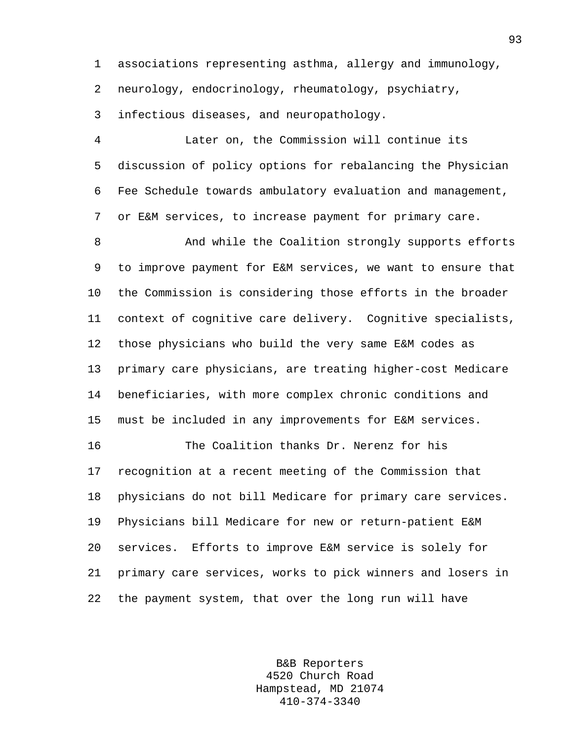associations representing asthma, allergy and immunology, neurology, endocrinology, rheumatology, psychiatry, infectious diseases, and neuropathology.

Later on, the Commission will continue its discussion of policy options for rebalancing the Physician Fee Schedule towards ambulatory evaluation and management, or E&M services, to increase payment for primary care.

And while the Coalition strongly supports efforts to improve payment for E&M services, we want to ensure that the Commission is considering those efforts in the broader context of cognitive care delivery. Cognitive specialists, those physicians who build the very same E&M codes as primary care physicians, are treating higher-cost Medicare beneficiaries, with more complex chronic conditions and must be included in any improvements for E&M services.

The Coalition thanks Dr. Nerenz for his recognition at a recent meeting of the Commission that physicians do not bill Medicare for primary care services. Physicians bill Medicare for new or return-patient E&M services. Efforts to improve E&M service is solely for primary care services, works to pick winners and losers in the payment system, that over the long run will have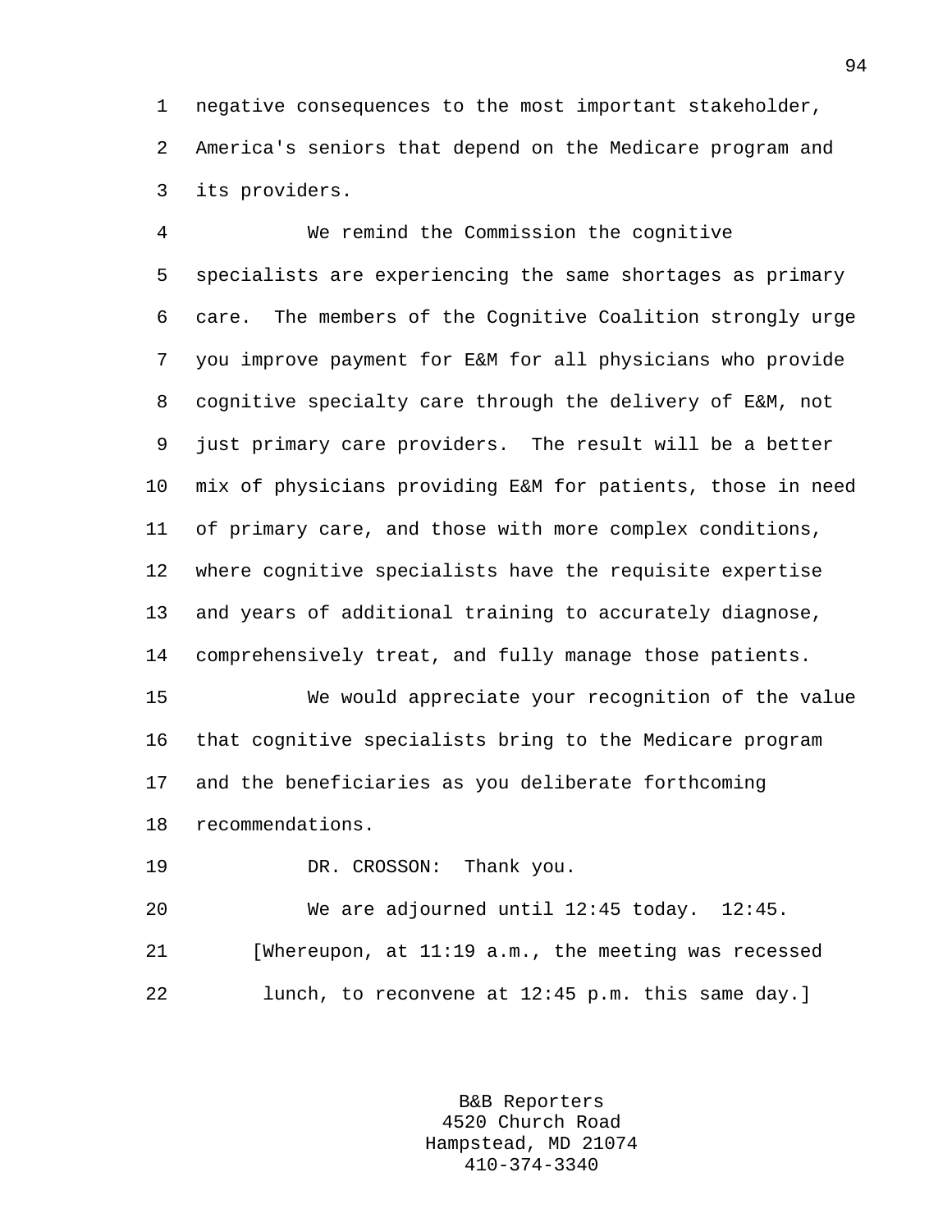negative consequences to the most important stakeholder, America's seniors that depend on the Medicare program and its providers.

We remind the Commission the cognitive specialists are experiencing the same shortages as primary care. The members of the Cognitive Coalition strongly urge you improve payment for E&M for all physicians who provide cognitive specialty care through the delivery of E&M, not just primary care providers. The result will be a better mix of physicians providing E&M for patients, those in need of primary care, and those with more complex conditions, where cognitive specialists have the requisite expertise and years of additional training to accurately diagnose, comprehensively treat, and fully manage those patients.

We would appreciate your recognition of the value that cognitive specialists bring to the Medicare program and the beneficiaries as you deliberate forthcoming recommendations.

DR. CROSSON: Thank you.

We are adjourned until 12:45 today. 12:45.

[Whereupon, at 11:19 a.m., the meeting was recessed lunch, to reconvene at 12:45 p.m. this same day.]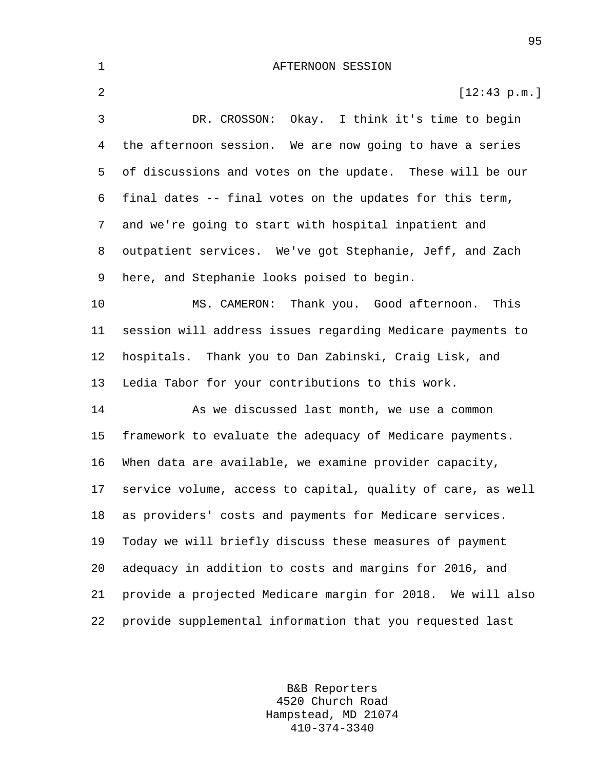AFTERNOON SESSION

[12:43 p.m.]

DR. CROSSON: Okay. I think it's time to begin the afternoon session. We are now going to have a series of discussions and votes on the update. These will be our final dates -- final votes on the updates for this term, and we're going to start with hospital inpatient and outpatient services. We've got Stephanie, Jeff, and Zach here, and Stephanie looks poised to begin.

MS. CAMERON: Thank you. Good afternoon. This session will address issues regarding Medicare payments to hospitals. Thank you to Dan Zabinski, Craig Lisk, and Ledia Tabor for your contributions to this work.

As we discussed last month, we use a common framework to evaluate the adequacy of Medicare payments. When data are available, we examine provider capacity, service volume, access to capital, quality of care, as well as providers' costs and payments for Medicare services. Today we will briefly discuss these measures of payment adequacy in addition to costs and margins for 2016, and provide a projected Medicare margin for 2018. We will also provide supplemental information that you requested last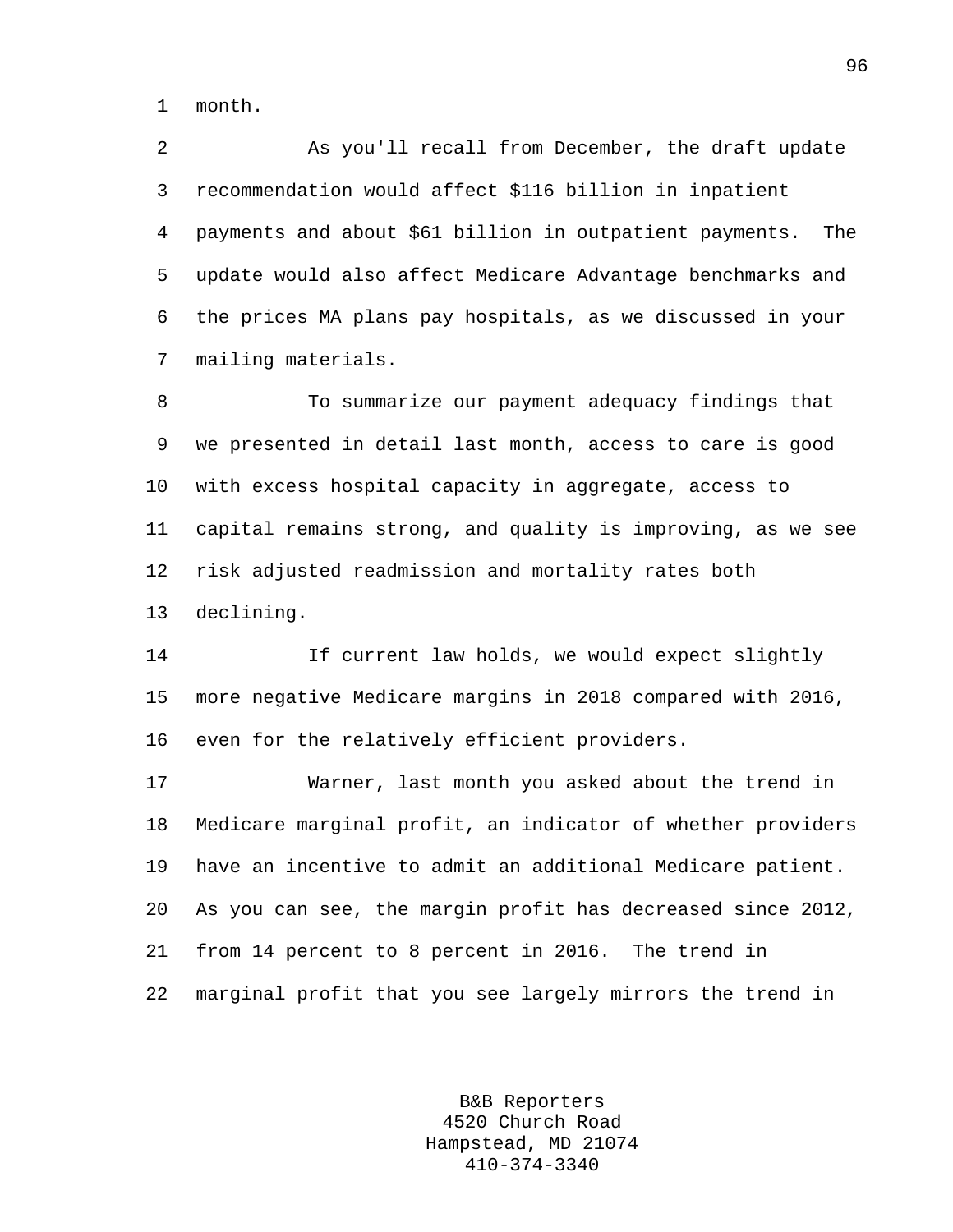month.

As you'll recall from December, the draft update recommendation would affect $116 billion in inpatient payments and about $61 billion in outpatient payments. The update would also affect Medicare Advantage benchmarks and the prices MA plans pay hospitals, as we discussed in your mailing materials.

To summarize our payment adequacy findings that we presented in detail last month, access to care is good with excess hospital capacity in aggregate, access to capital remains strong, and quality is improving, as we see risk adjusted readmission and mortality rates both declining.

If current law holds, we would expect slightly more negative Medicare margins in 2018 compared with 2016, even for the relatively efficient providers.

Warner, last month you asked about the trend in Medicare marginal profit, an indicator of whether providers have an incentive to admit an additional Medicare patient. As you can see, the margin profit has decreased since 2012, from 14 percent to 8 percent in 2016. The trend in marginal profit that you see largely mirrors the trend in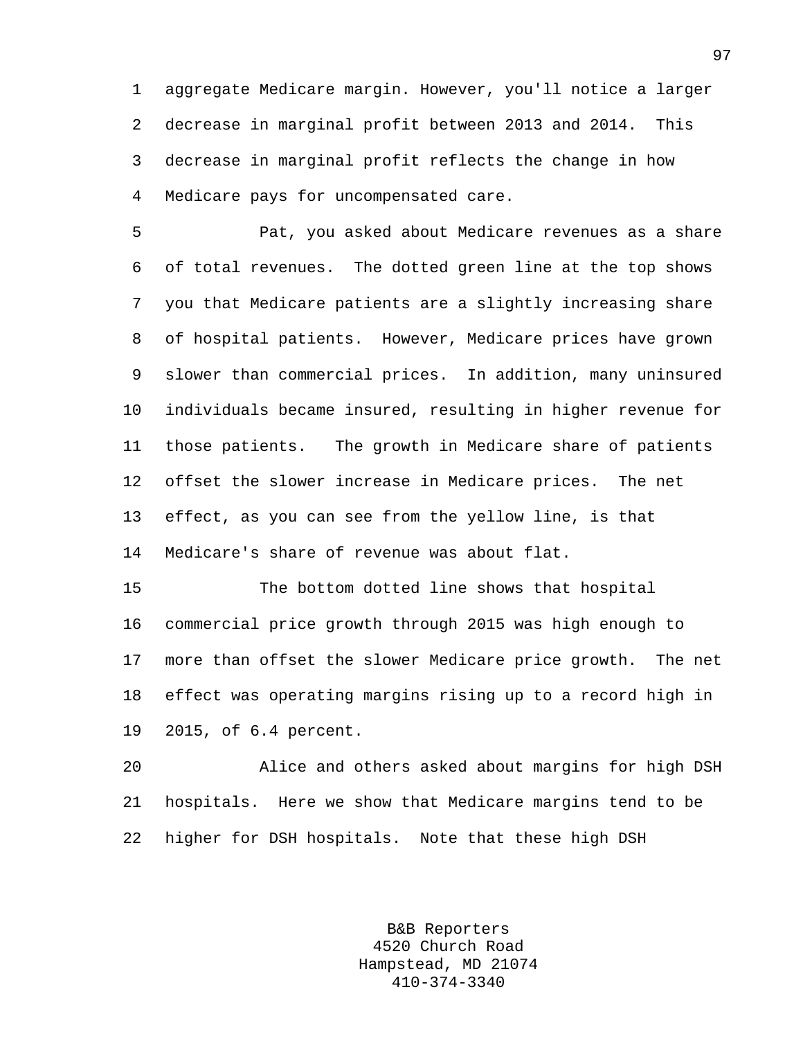aggregate Medicare margin. However, you'll notice a larger decrease in marginal profit between 2013 and 2014. This decrease in marginal profit reflects the change in how Medicare pays for uncompensated care.

Pat, you asked about Medicare revenues as a share of total revenues. The dotted green line at the top shows you that Medicare patients are a slightly increasing share of hospital patients. However, Medicare prices have grown slower than commercial prices. In addition, many uninsured individuals became insured, resulting in higher revenue for those patients. The growth in Medicare share of patients offset the slower increase in Medicare prices. The net effect, as you can see from the yellow line, is that Medicare's share of revenue was about flat.

The bottom dotted line shows that hospital commercial price growth through 2015 was high enough to more than offset the slower Medicare price growth. The net effect was operating margins rising up to a record high in 2015, of 6.4 percent.

Alice and others asked about margins for high DSH hospitals. Here we show that Medicare margins tend to be higher for DSH hospitals. Note that these high DSH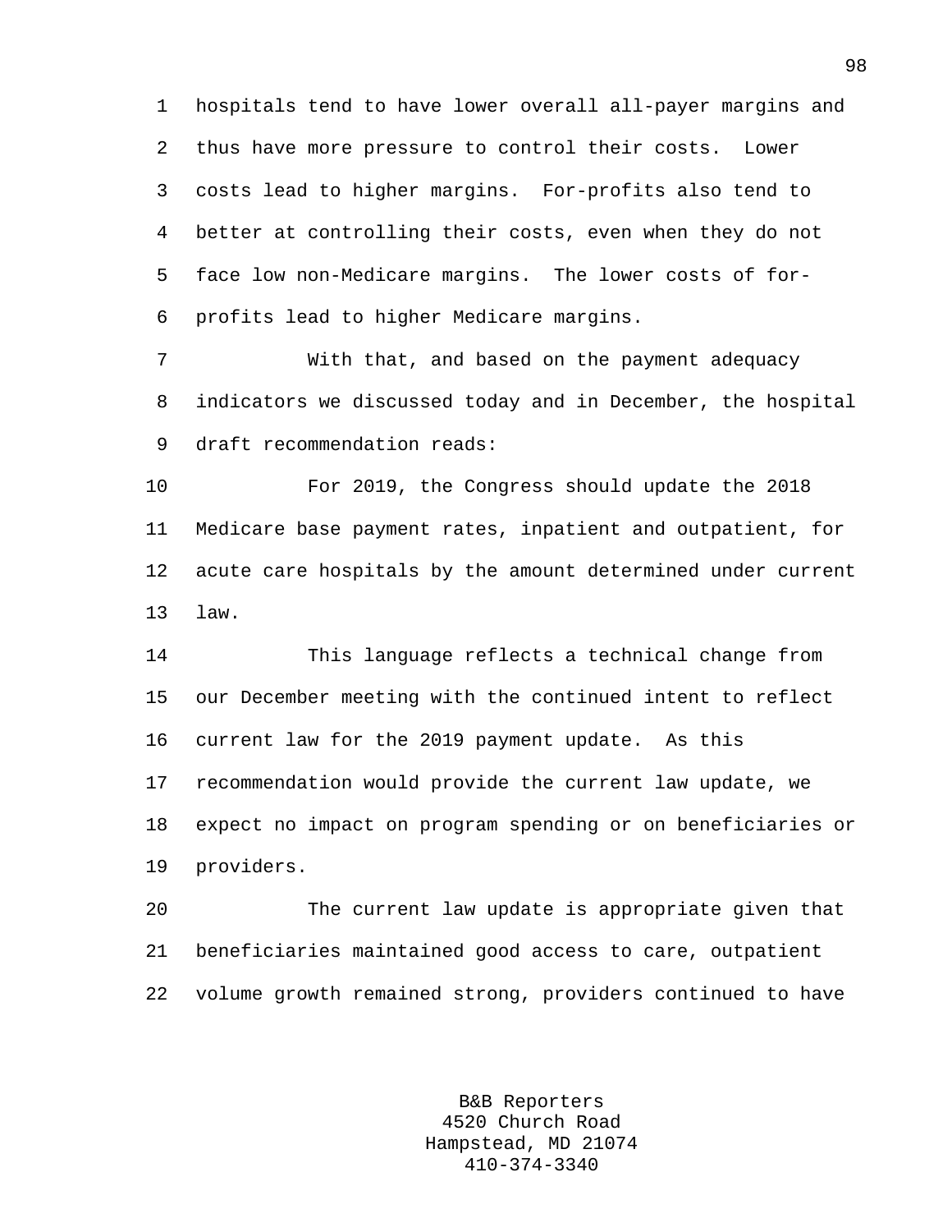hospitals tend to have lower overall all-payer margins and thus have more pressure to control their costs. Lower costs lead to higher margins. For-profits also tend to better at controlling their costs, even when they do not face low non-Medicare margins. The lower costs of for-profits lead to higher Medicare margins.

With that, and based on the payment adequacy indicators we discussed today and in December, the hospital draft recommendation reads:

For 2019, the Congress should update the 2018 Medicare base payment rates, inpatient and outpatient, for acute care hospitals by the amount determined under current law.

This language reflects a technical change from our December meeting with the continued intent to reflect current law for the 2019 payment update. As this recommendation would provide the current law update, we expect no impact on program spending or on beneficiaries or providers.

The current law update is appropriate given that beneficiaries maintained good access to care, outpatient volume growth remained strong, providers continued to have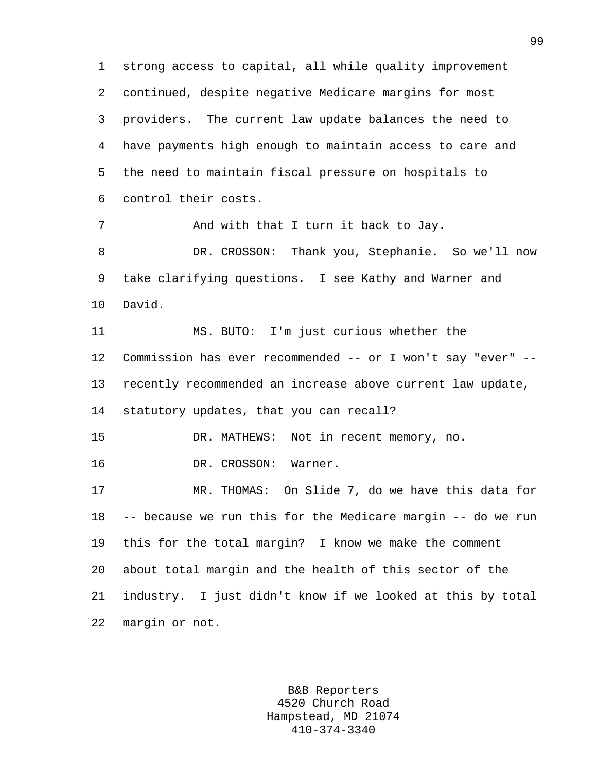strong access to capital, all while quality improvement continued, despite negative Medicare margins for most providers. The current law update balances the need to have payments high enough to maintain access to care and the need to maintain fiscal pressure on hospitals to control their costs.

And with that I turn it back to Jay.

DR. CROSSON: Thank you, Stephanie. So we'll now take clarifying questions. I see Kathy and Warner and David.

MS. BUTO: I'm just curious whether the Commission has ever recommended -- or I won't say "ever" -- recently recommended an increase above current law update, statutory updates, that you can recall?

DR. MATHEWS: Not in recent memory, no.

DR. CROSSON: Warner.

MR. THOMAS: On Slide 7, do we have this data for -- because we run this for the Medicare margin -- do we run this for the total margin? I know we make the comment about total margin and the health of this sector of the industry. I just didn't know if we looked at this by total margin or not.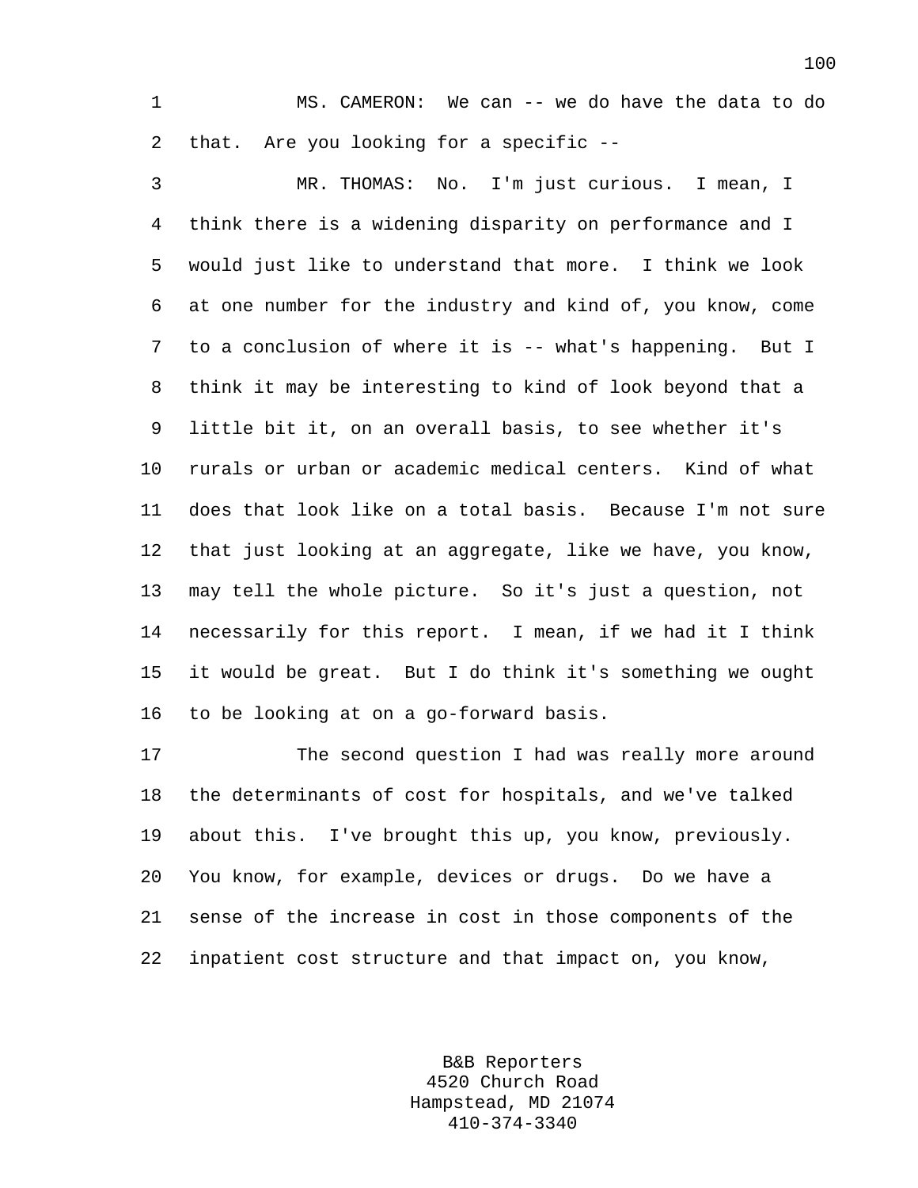MS. CAMERON: We can -- we do have the data to do that. Are you looking for a specific --

MR. THOMAS: No. I'm just curious. I mean, I think there is a widening disparity on performance and I would just like to understand that more. I think we look at one number for the industry and kind of, you know, come to a conclusion of where it is -- what's happening. But I think it may be interesting to kind of look beyond that a little bit it, on an overall basis, to see whether it's rurals or urban or academic medical centers. Kind of what does that look like on a total basis. Because I'm not sure that just looking at an aggregate, like we have, you know, may tell the whole picture. So it's just a question, not necessarily for this report. I mean, if we had it I think it would be great. But I do think it's something we ought to be looking at on a go-forward basis.

The second question I had was really more around the determinants of cost for hospitals, and we've talked about this. I've brought this up, you know, previously. You know, for example, devices or drugs. Do we have a sense of the increase in cost in those components of the inpatient cost structure and that impact on, you know,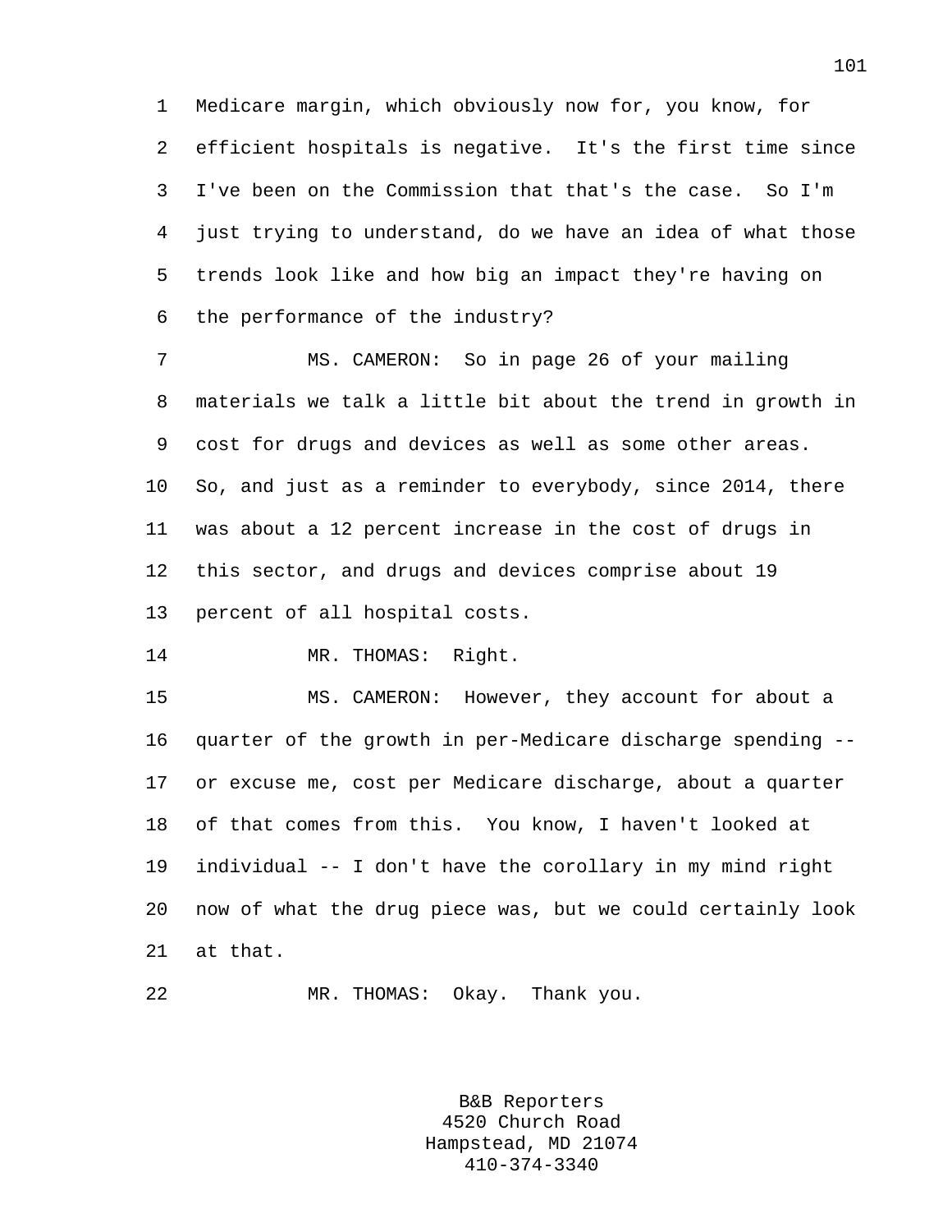Medicare margin, which obviously now for, you know, for efficient hospitals is negative. It's the first time since I've been on the Commission that that's the case. So I'm just trying to understand, do we have an idea of what those trends look like and how big an impact they're having on the performance of the industry?

MS. CAMERON: So in page 26 of your mailing materials we talk a little bit about the trend in growth in cost for drugs and devices as well as some other areas. So, and just as a reminder to everybody, since 2014, there was about a 12 percent increase in the cost of drugs in this sector, and drugs and devices comprise about 19 percent of all hospital costs.

MR. THOMAS: Right.

MS. CAMERON: However, they account for about a quarter of the growth in per-Medicare discharge spending -- or excuse me, cost per Medicare discharge, about a quarter of that comes from this. You know, I haven't looked at individual -- I don't have the corollary in my mind right now of what the drug piece was, but we could certainly look at that.

MR. THOMAS: Okay. Thank you.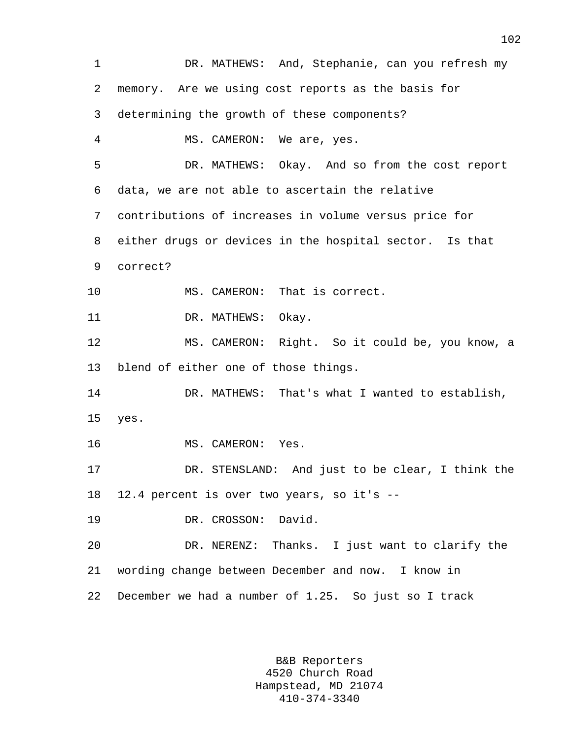DR. MATHEWS: And, Stephanie, can you refresh my memory. Are we using cost reports as the basis for determining the growth of these components?

MS. CAMERON: We are, yes.

DR. MATHEWS: Okay. And so from the cost report data, we are not able to ascertain the relative contributions of increases in volume versus price for either drugs or devices in the hospital sector. Is that correct?

MS. CAMERON: That is correct.

DR. MATHEWS: Okay.

MS. CAMERON: Right. So it could be, you know, a blend of either one of those things.

DR. MATHEWS: That's what I wanted to establish, yes.

MS. CAMERON: Yes.

DR. STENSLAND: And just to be clear, I think the 12.4 percent is over two years, so it's --

DR. CROSSON: David.

DR. NERENZ: Thanks. I just want to clarify the wording change between December and now. I know in December we had a number of 1.25. So just so I track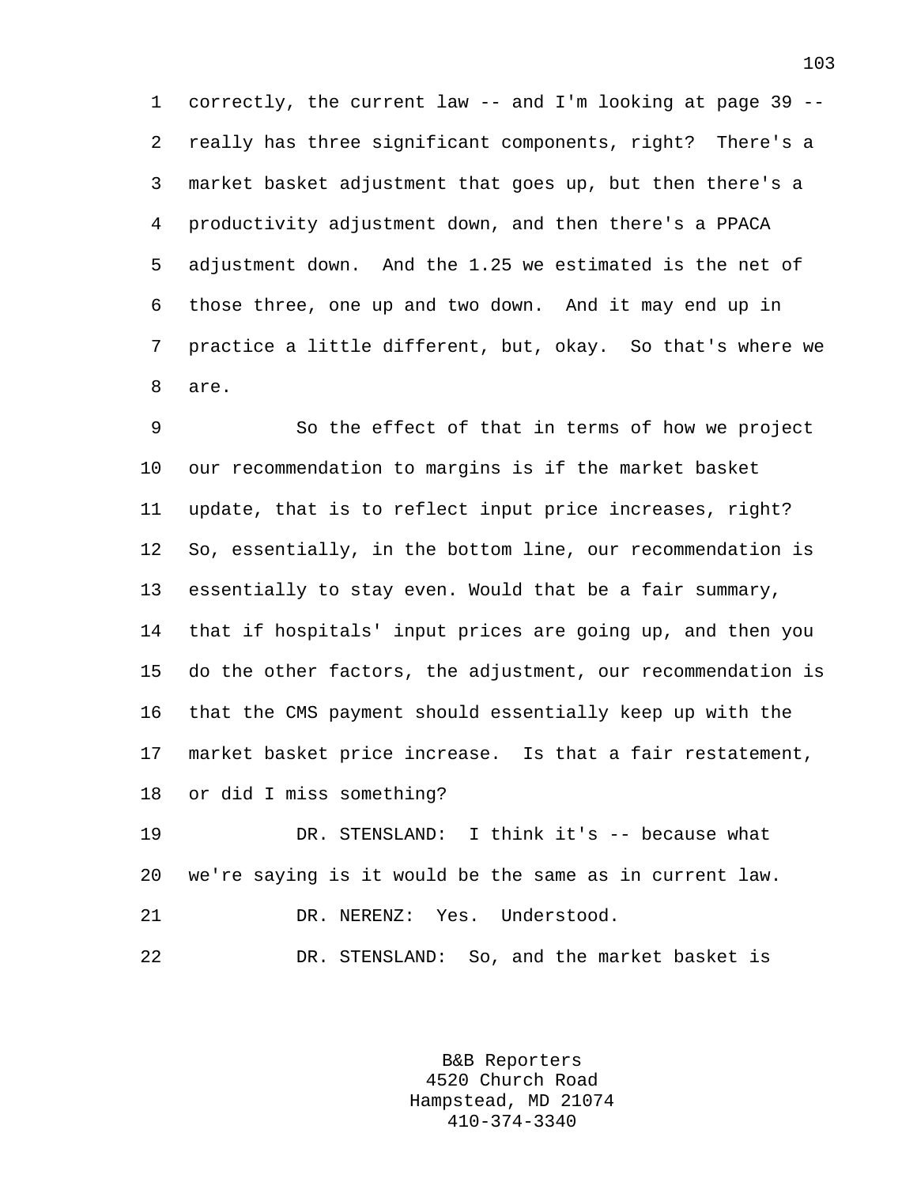correctly, the current law -- and I'm looking at page 39 -- really has three significant components, right? There's a market basket adjustment that goes up, but then there's a productivity adjustment down, and then there's a PPACA adjustment down. And the 1.25 we estimated is the net of those three, one up and two down. And it may end up in practice a little different, but, okay. So that's where we are.

So the effect of that in terms of how we project our recommendation to margins is if the market basket update, that is to reflect input price increases, right? So, essentially, in the bottom line, our recommendation is essentially to stay even. Would that be a fair summary, that if hospitals' input prices are going up, and then you do the other factors, the adjustment, our recommendation is that the CMS payment should essentially keep up with the market basket price increase. Is that a fair restatement, or did I miss something?

DR. STENSLAND: I think it's -- because what we're saying is it would be the same as in current law.

DR. NERENZ: Yes. Understood.

DR. STENSLAND: So, and the market basket is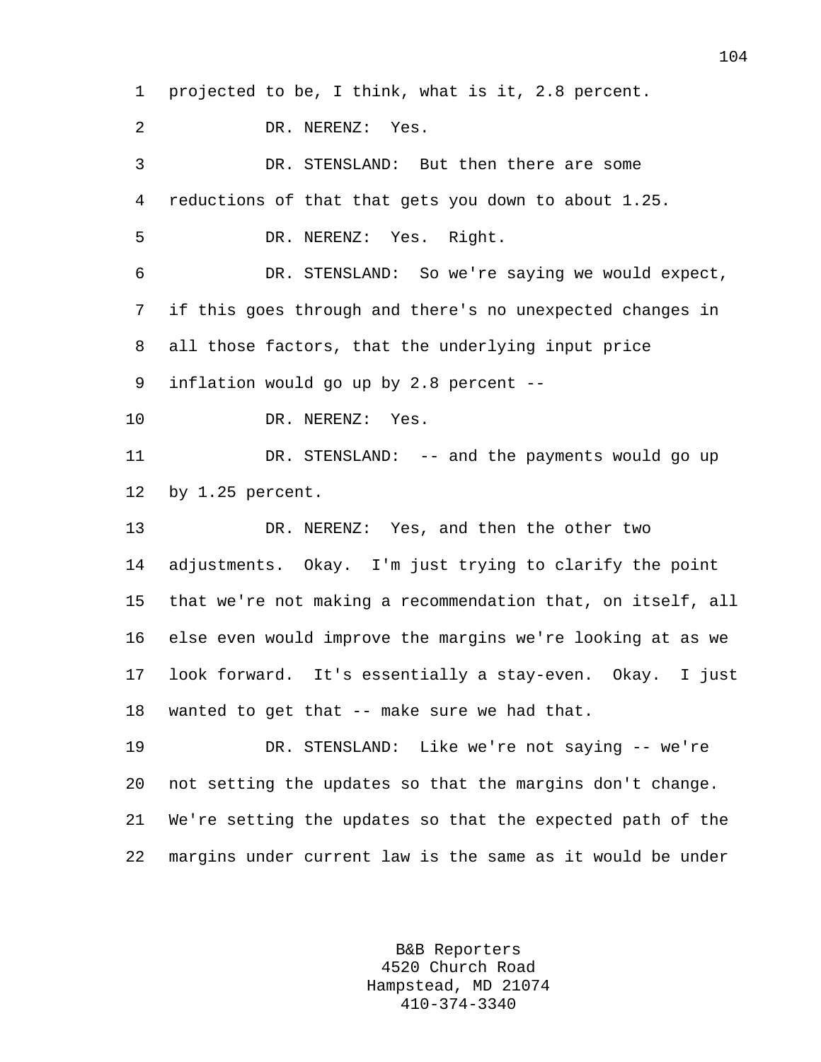projected to be, I think, what is it, 2.8 percent.

DR. NERENZ: Yes.

DR. STENSLAND: But then there are some reductions of that that gets you down to about 1.25.

DR. NERENZ: Yes. Right.

DR. STENSLAND: So we're saying we would expect, if this goes through and there's no unexpected changes in all those factors, that the underlying input price inflation would go up by 2.8 percent --

DR. NERENZ: Yes.

DR. STENSLAND: -- and the payments would go up by 1.25 percent.

DR. NERENZ: Yes, and then the other two adjustments. Okay. I'm just trying to clarify the point that we're not making a recommendation that, on itself, all else even would improve the margins we're looking at as we look forward. It's essentially a stay-even. Okay. I just wanted to get that -- make sure we had that.

DR. STENSLAND: Like we're not saying -- we're not setting the updates so that the margins don't change. We're setting the updates so that the expected path of the margins under current law is the same as it would be under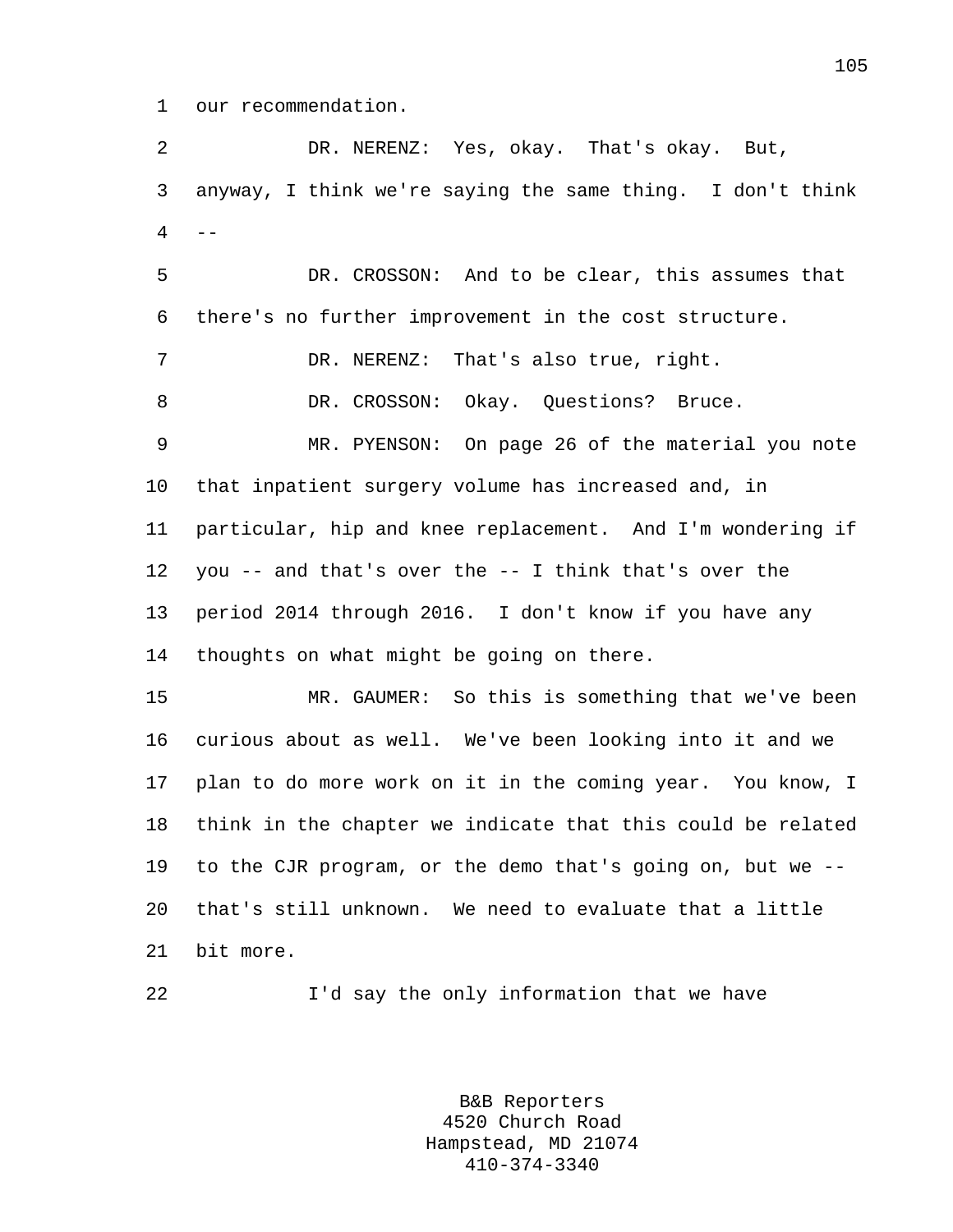our recommendation.

DR. NERENZ: Yes, okay. That's okay. But, anyway, I think we're saying the same thing. I don't think --

DR. CROSSON: And to be clear, this assumes that there's no further improvement in the cost structure.

DR. NERENZ: That's also true, right.

DR. CROSSON: Okay. Questions? Bruce.

MR. PYENSON: On page 26 of the material you note that inpatient surgery volume has increased and, in particular, hip and knee replacement. And I'm wondering if you -- and that's over the -- I think that's over the period 2014 through 2016. I don't know if you have any thoughts on what might be going on there.

MR. GAUMER: So this is something that we've been curious about as well. We've been looking into it and we plan to do more work on it in the coming year. You know, I think in the chapter we indicate that this could be related to the CJR program, or the demo that's going on, but we -- that's still unknown. We need to evaluate that a little bit more.

I'd say the only information that we have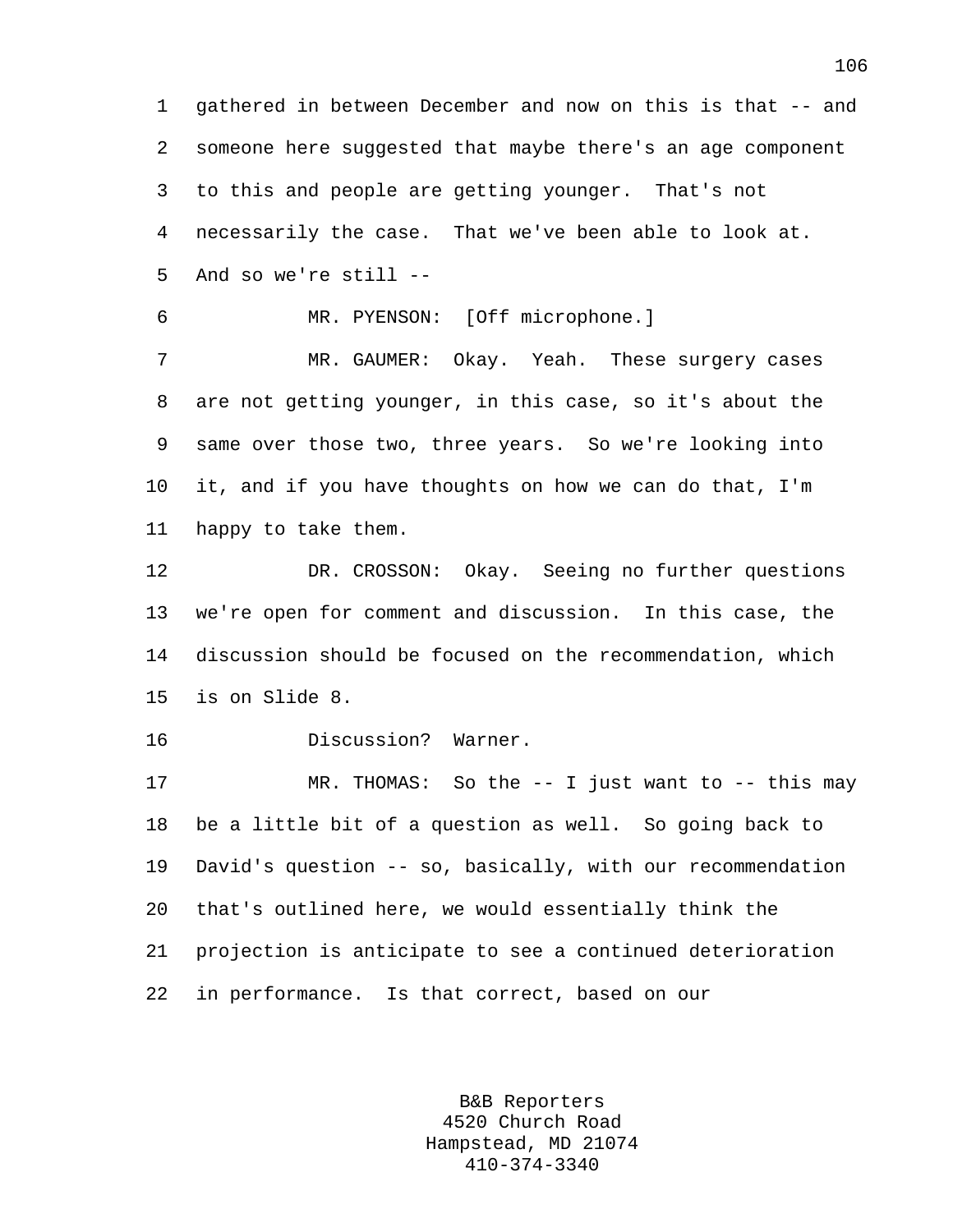gathered in between December and now on this is that -- and someone here suggested that maybe there's an age component to this and people are getting younger. That's not necessarily the case. That we've been able to look at. And so we're still --

MR. PYENSON: [Off microphone.]

MR. GAUMER: Okay. Yeah. These surgery cases are not getting younger, in this case, so it's about the same over those two, three years. So we're looking into it, and if you have thoughts on how we can do that, I'm happy to take them.

DR. CROSSON: Okay. Seeing no further questions we're open for comment and discussion. In this case, the discussion should be focused on the recommendation, which is on Slide 8.

Discussion? Warner.

MR. THOMAS: So the -- I just want to -- this may be a little bit of a question as well. So going back to David's question -- so, basically, with our recommendation that's outlined here, we would essentially think the projection is anticipate to see a continued deterioration in performance. Is that correct, based on our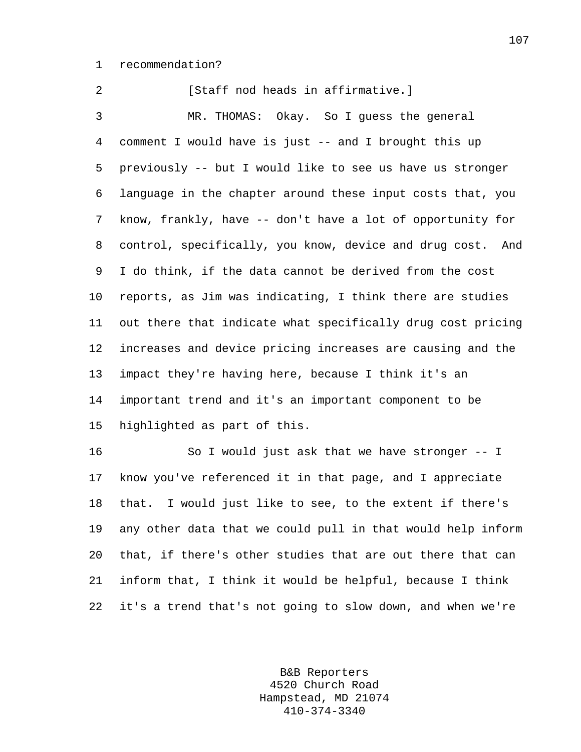recommendation?

[Staff nod heads in affirmative.]

MR. THOMAS: Okay. So I guess the general comment I would have is just -- and I brought this up previously -- but I would like to see us have us stronger language in the chapter around these input costs that, you know, frankly, have -- don't have a lot of opportunity for control, specifically, you know, device and drug cost. And I do think, if the data cannot be derived from the cost reports, as Jim was indicating, I think there are studies out there that indicate what specifically drug cost pricing increases and device pricing increases are causing and the impact they're having here, because I think it's an important trend and it's an important component to be highlighted as part of this.

So I would just ask that we have stronger -- I know you've referenced it in that page, and I appreciate that. I would just like to see, to the extent if there's any other data that we could pull in that would help inform that, if there's other studies that are out there that can inform that, I think it would be helpful, because I think it's a trend that's not going to slow down, and when we're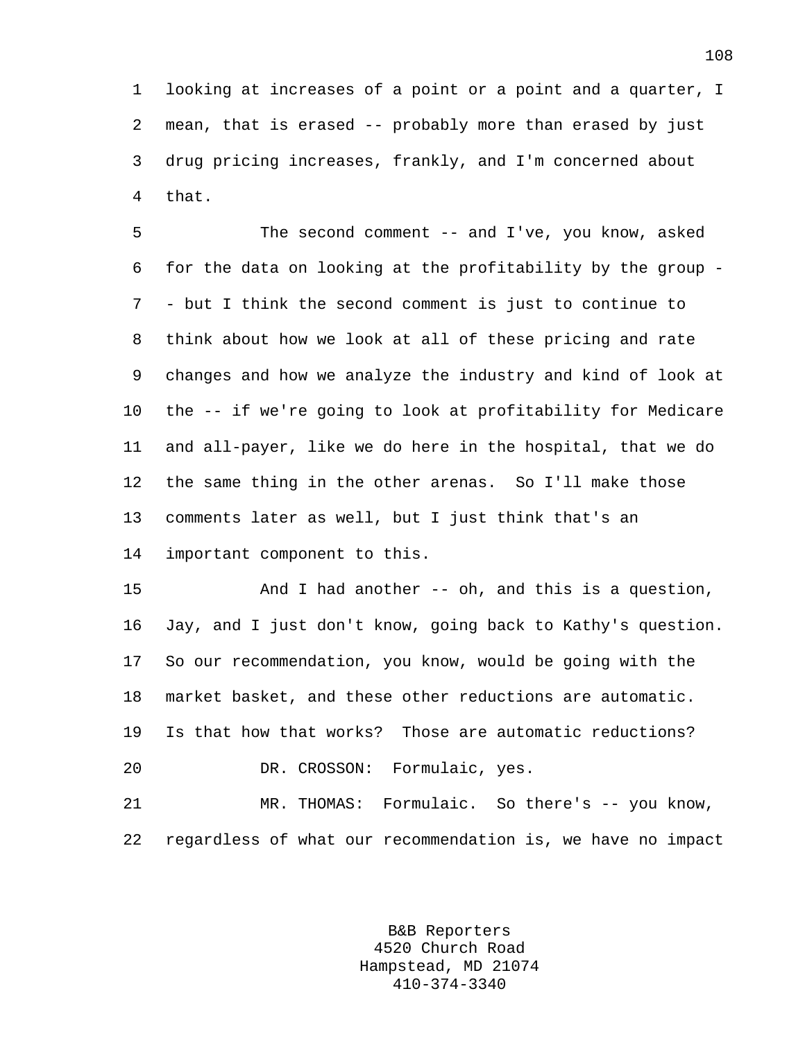looking at increases of a point or a point and a quarter, I mean, that is erased -- probably more than erased by just drug pricing increases, frankly, and I'm concerned about that.

The second comment -- and I've, you know, asked for the data on looking at the profitability by the group -- but I think the second comment is just to continue to think about how we look at all of these pricing and rate changes and how we analyze the industry and kind of look at the -- if we're going to look at profitability for Medicare and all-payer, like we do here in the hospital, that we do the same thing in the other arenas. So I'll make those comments later as well, but I just think that's an important component to this.

And I had another -- oh, and this is a question, Jay, and I just don't know, going back to Kathy's question. So our recommendation, you know, would be going with the market basket, and these other reductions are automatic. Is that how that works? Those are automatic reductions?

DR. CROSSON: Formulaic, yes.

MR. THOMAS: Formulaic. So there's -- you know, regardless of what our recommendation is, we have no impact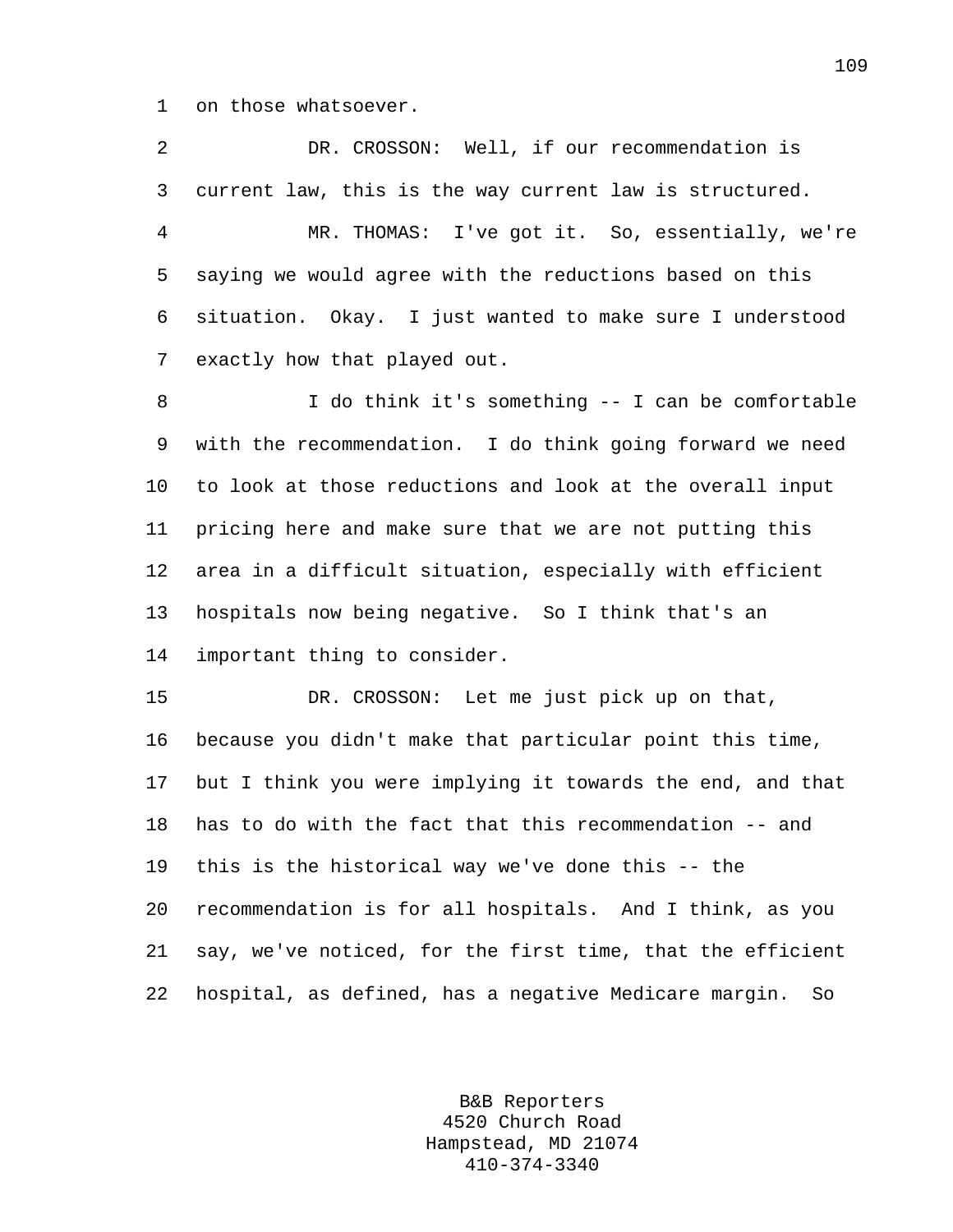on those whatsoever.

DR. CROSSON: Well, if our recommendation is current law, this is the way current law is structured.

MR. THOMAS: I've got it. So, essentially, we're saying we would agree with the reductions based on this situation. Okay. I just wanted to make sure I understood exactly how that played out.

I do think it's something -- I can be comfortable with the recommendation. I do think going forward we need to look at those reductions and look at the overall input pricing here and make sure that we are not putting this area in a difficult situation, especially with efficient hospitals now being negative. So I think that's an important thing to consider.

DR. CROSSON: Let me just pick up on that, because you didn't make that particular point this time, but I think you were implying it towards the end, and that has to do with the fact that this recommendation -- and this is the historical way we've done this -- the recommendation is for all hospitals. And I think, as you say, we've noticed, for the first time, that the efficient hospital, as defined, has a negative Medicare margin. So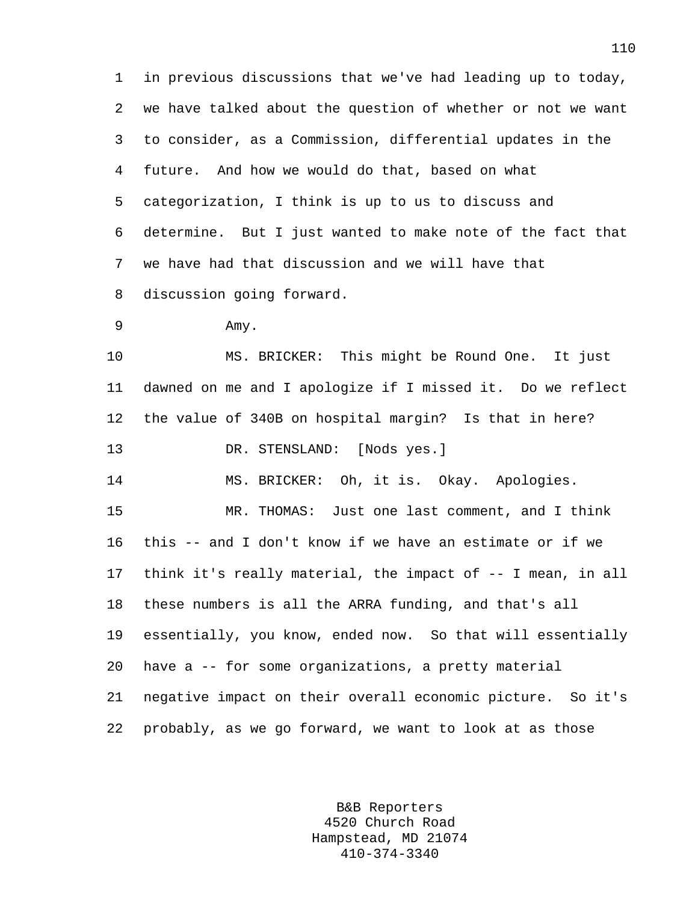in previous discussions that we've had leading up to today, we have talked about the question of whether or not we want to consider, as a Commission, differential updates in the future. And how we would do that, based on what categorization, I think is up to us to discuss and determine. But I just wanted to make note of the fact that we have had that discussion and we will have that discussion going forward.

Amy.

MS. BRICKER: This might be Round One. It just dawned on me and I apologize if I missed it. Do we reflect the value of 340B on hospital margin? Is that in here?

DR. STENSLAND: [Nods yes.]

MS. BRICKER: Oh, it is. Okay. Apologies.

MR. THOMAS: Just one last comment, and I think this -- and I don't know if we have an estimate or if we think it's really material, the impact of -- I mean, in all these numbers is all the ARRA funding, and that's all essentially, you know, ended now. So that will essentially have a -- for some organizations, a pretty material negative impact on their overall economic picture. So it's probably, as we go forward, we want to look at as those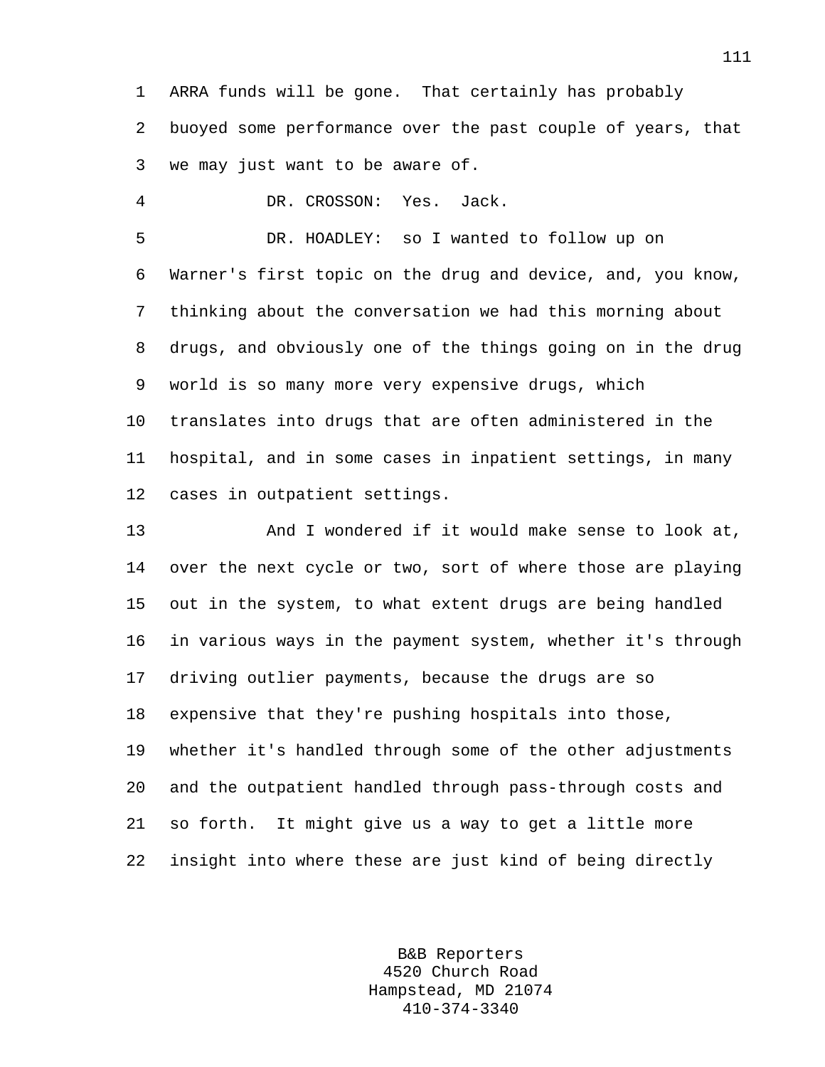ARRA funds will be gone. That certainly has probably buoyed some performance over the past couple of years, that we may just want to be aware of.

DR. CROSSON: Yes. Jack.

DR. HOADLEY: so I wanted to follow up on Warner's first topic on the drug and device, and, you know, thinking about the conversation we had this morning about drugs, and obviously one of the things going on in the drug world is so many more very expensive drugs, which translates into drugs that are often administered in the hospital, and in some cases in inpatient settings, in many cases in outpatient settings.

And I wondered if it would make sense to look at, over the next cycle or two, sort of where those are playing out in the system, to what extent drugs are being handled in various ways in the payment system, whether it's through driving outlier payments, because the drugs are so expensive that they're pushing hospitals into those, whether it's handled through some of the other adjustments and the outpatient handled through pass-through costs and so forth. It might give us a way to get a little more insight into where these are just kind of being directly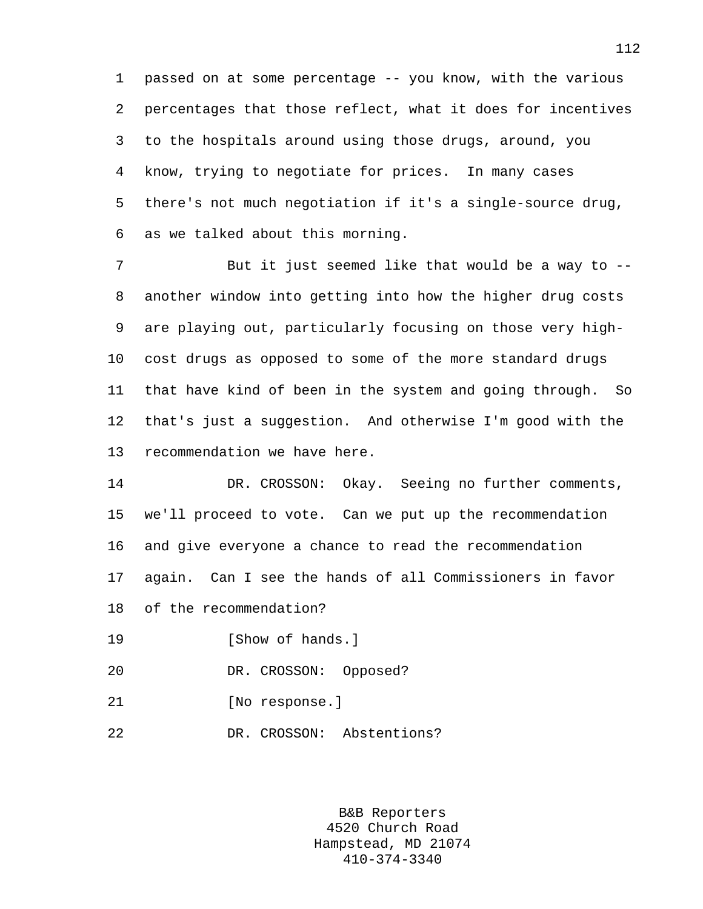passed on at some percentage -- you know, with the various percentages that those reflect, what it does for incentives to the hospitals around using those drugs, around, you know, trying to negotiate for prices. In many cases there's not much negotiation if it's a single-source drug, as we talked about this morning.

But it just seemed like that would be a way to -- another window into getting into how the higher drug costs are playing out, particularly focusing on those very high-cost drugs as opposed to some of the more standard drugs that have kind of been in the system and going through. So that's just a suggestion. And otherwise I'm good with the recommendation we have here.

DR. CROSSON: Okay. Seeing no further comments, we'll proceed to vote. Can we put up the recommendation and give everyone a chance to read the recommendation again. Can I see the hands of all Commissioners in favor of the recommendation?

[Show of hands.]

DR. CROSSON: Opposed?

[No response.]

DR. CROSSON: Abstentions?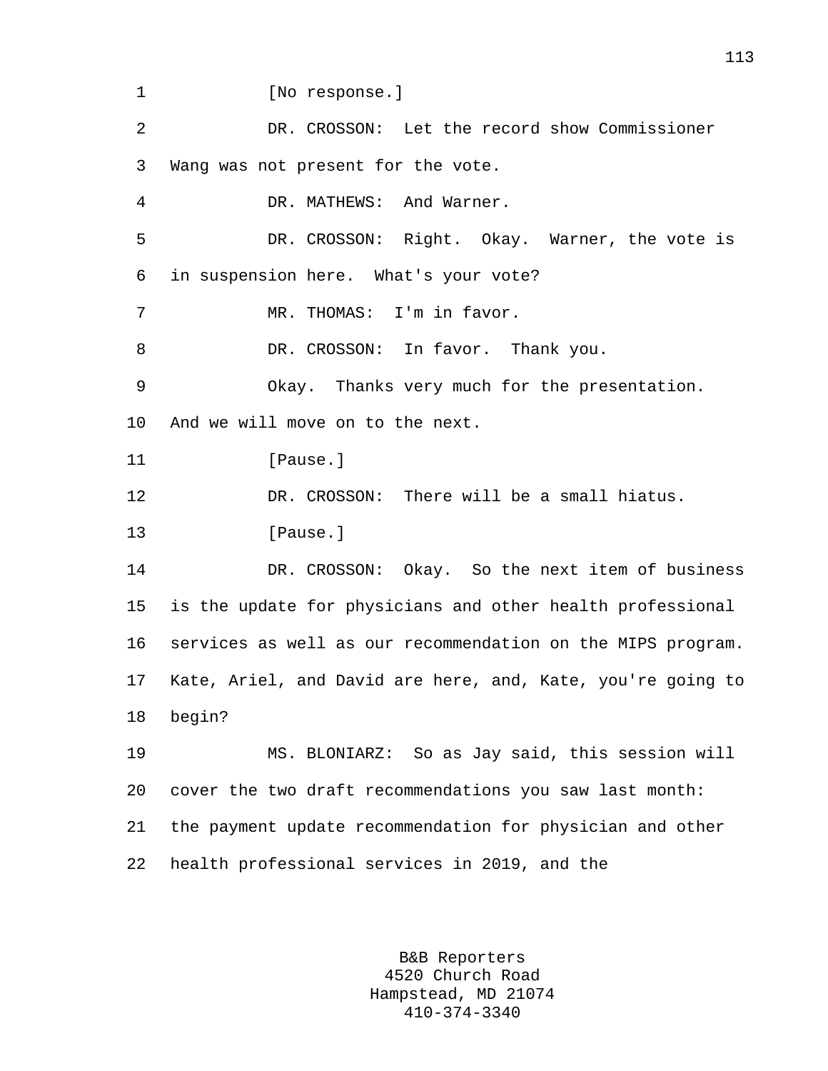[No response.]

DR. CROSSON: Let the record show Commissioner Wang was not present for the vote.

DR. MATHEWS: And Warner.

DR. CROSSON: Right. Okay. Warner, the vote is in suspension here. What's your vote?

MR. THOMAS: I'm in favor.

DR. CROSSON: In favor. Thank you.

Okay. Thanks very much for the presentation. And we will move on to the next.

[Pause.]

DR. CROSSON: There will be a small hiatus.

[Pause.]

DR. CROSSON: Okay. So the next item of business is the update for physicians and other health professional services as well as our recommendation on the MIPS program. Kate, Ariel, and David are here, and, Kate, you're going to begin?

MS. BLONIARZ: So as Jay said, this session will cover the two draft recommendations you saw last month: the payment update recommendation for physician and other health professional services in 2019, and the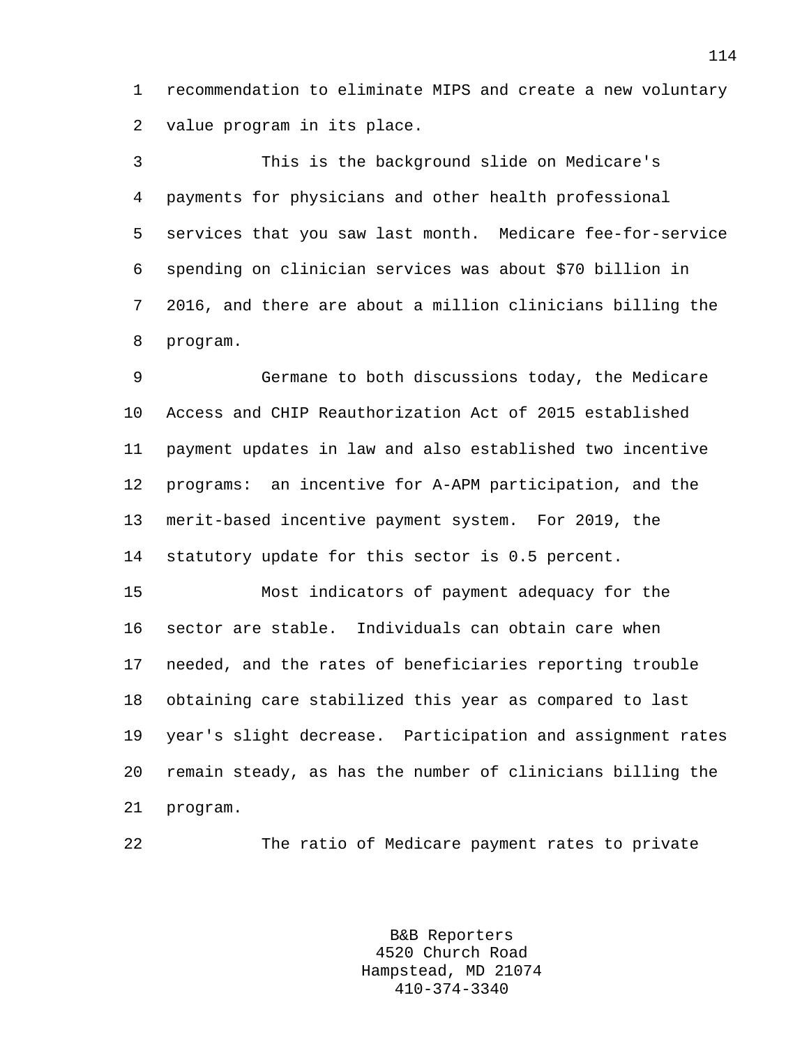recommendation to eliminate MIPS and create a new voluntary value program in its place.

This is the background slide on Medicare's payments for physicians and other health professional services that you saw last month. Medicare fee-for-service spending on clinician services was about $70 billion in 2016, and there are about a million clinicians billing the program.

Germane to both discussions today, the Medicare Access and CHIP Reauthorization Act of 2015 established payment updates in law and also established two incentive programs: an incentive for A-APM participation, and the merit-based incentive payment system. For 2019, the statutory update for this sector is 0.5 percent.

Most indicators of payment adequacy for the sector are stable. Individuals can obtain care when needed, and the rates of beneficiaries reporting trouble obtaining care stabilized this year as compared to last year's slight decrease. Participation and assignment rates remain steady, as has the number of clinicians billing the program.

The ratio of Medicare payment rates to private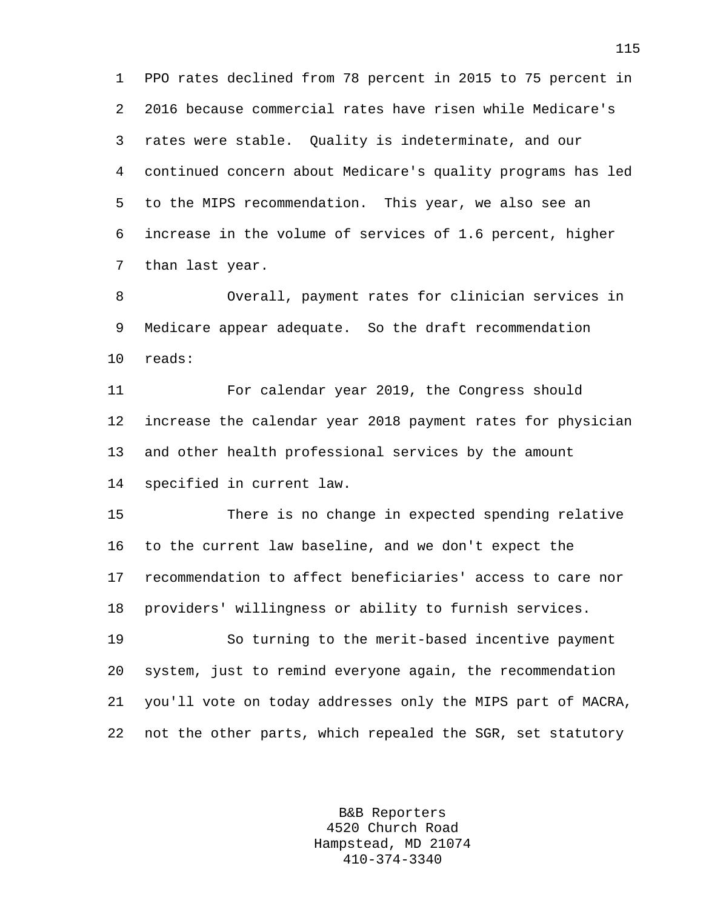PPO rates declined from 78 percent in 2015 to 75 percent in 2016 because commercial rates have risen while Medicare's rates were stable. Quality is indeterminate, and our continued concern about Medicare's quality programs has led to the MIPS recommendation. This year, we also see an increase in the volume of services of 1.6 percent, higher than last year.

Overall, payment rates for clinician services in Medicare appear adequate. So the draft recommendation reads:

For calendar year 2019, the Congress should increase the calendar year 2018 payment rates for physician and other health professional services by the amount specified in current law.

There is no change in expected spending relative to the current law baseline, and we don't expect the recommendation to affect beneficiaries' access to care nor providers' willingness or ability to furnish services.

So turning to the merit-based incentive payment system, just to remind everyone again, the recommendation you'll vote on today addresses only the MIPS part of MACRA, not the other parts, which repealed the SGR, set statutory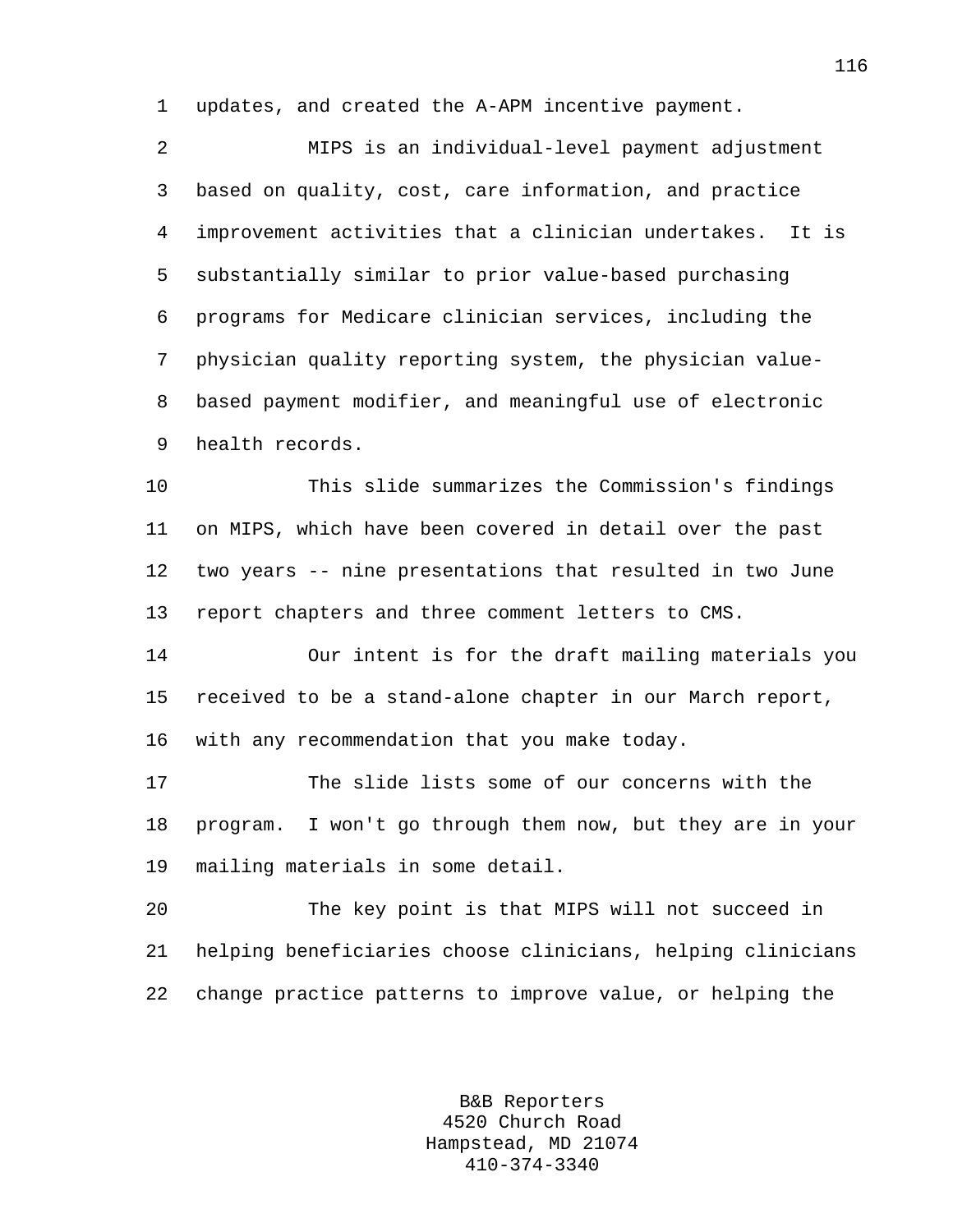updates, and created the A-APM incentive payment.

MIPS is an individual-level payment adjustment based on quality, cost, care information, and practice improvement activities that a clinician undertakes. It is substantially similar to prior value-based purchasing programs for Medicare clinician services, including the physician quality reporting system, the physician value-based payment modifier, and meaningful use of electronic health records.

This slide summarizes the Commission's findings on MIPS, which have been covered in detail over the past two years -- nine presentations that resulted in two June report chapters and three comment letters to CMS.

Our intent is for the draft mailing materials you received to be a stand-alone chapter in our March report, with any recommendation that you make today.

The slide lists some of our concerns with the program. I won't go through them now, but they are in your mailing materials in some detail.

The key point is that MIPS will not succeed in helping beneficiaries choose clinicians, helping clinicians change practice patterns to improve value, or helping the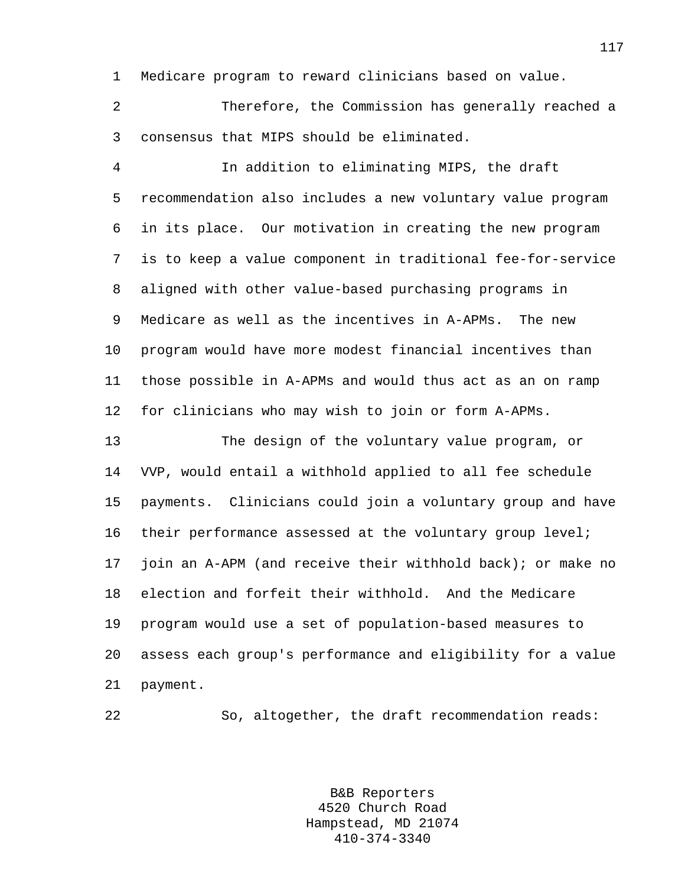Medicare program to reward clinicians based on value.

Therefore, the Commission has generally reached a consensus that MIPS should be eliminated.

In addition to eliminating MIPS, the draft recommendation also includes a new voluntary value program in its place. Our motivation in creating the new program is to keep a value component in traditional fee-for-service aligned with other value-based purchasing programs in Medicare as well as the incentives in A-APMs. The new program would have more modest financial incentives than those possible in A-APMs and would thus act as an on ramp for clinicians who may wish to join or form A-APMs.

The design of the voluntary value program, or VVP, would entail a withhold applied to all fee schedule payments. Clinicians could join a voluntary group and have their performance assessed at the voluntary group level; join an A-APM (and receive their withhold back); or make no election and forfeit their withhold. And the Medicare program would use a set of population-based measures to assess each group's performance and eligibility for a value payment.

So, altogether, the draft recommendation reads: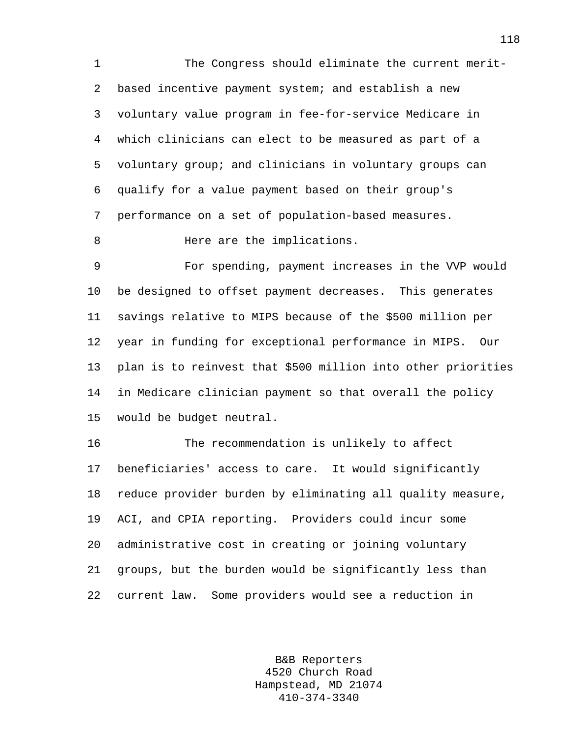The Congress should eliminate the current merit-based incentive payment system; and establish a new voluntary value program in fee-for-service Medicare in which clinicians can elect to be measured as part of a voluntary group; and clinicians in voluntary groups can qualify for a value payment based on their group's performance on a set of population-based measures.

Here are the implications.

For spending, payment increases in the VVP would be designed to offset payment decreases. This generates savings relative to MIPS because of the $500 million per year in funding for exceptional performance in MIPS. Our plan is to reinvest that $500 million into other priorities in Medicare clinician payment so that overall the policy would be budget neutral.

The recommendation is unlikely to affect beneficiaries' access to care. It would significantly reduce provider burden by eliminating all quality measure, ACI, and CPIA reporting. Providers could incur some administrative cost in creating or joining voluntary groups, but the burden would be significantly less than current law. Some providers would see a reduction in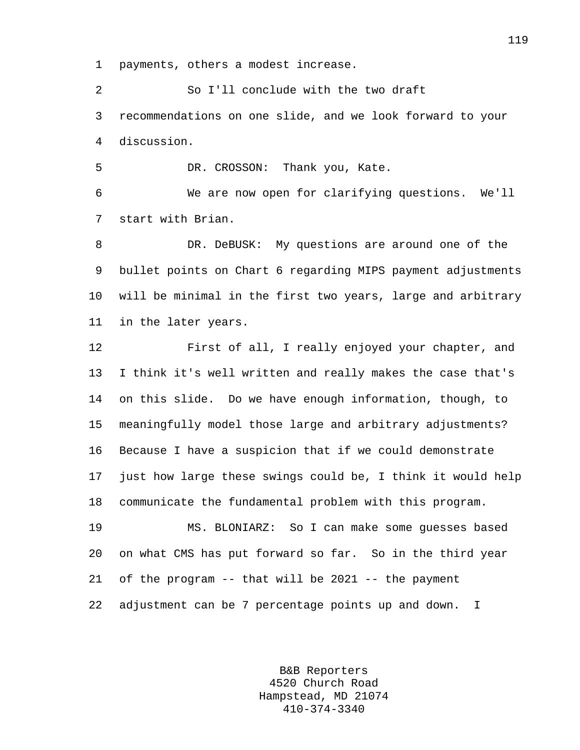payments, others a modest increase.

So I'll conclude with the two draft recommendations on one slide, and we look forward to your discussion.

DR. CROSSON: Thank you, Kate.

We are now open for clarifying questions. We'll start with Brian.

DR. DeBUSK: My questions are around one of the bullet points on Chart 6 regarding MIPS payment adjustments will be minimal in the first two years, large and arbitrary in the later years.

First of all, I really enjoyed your chapter, and I think it's well written and really makes the case that's on this slide. Do we have enough information, though, to meaningfully model those large and arbitrary adjustments? Because I have a suspicion that if we could demonstrate just how large these swings could be, I think it would help communicate the fundamental problem with this program.

MS. BLONIARZ: So I can make some guesses based on what CMS has put forward so far. So in the third year of the program -- that will be 2021 -- the payment adjustment can be 7 percentage points up and down. I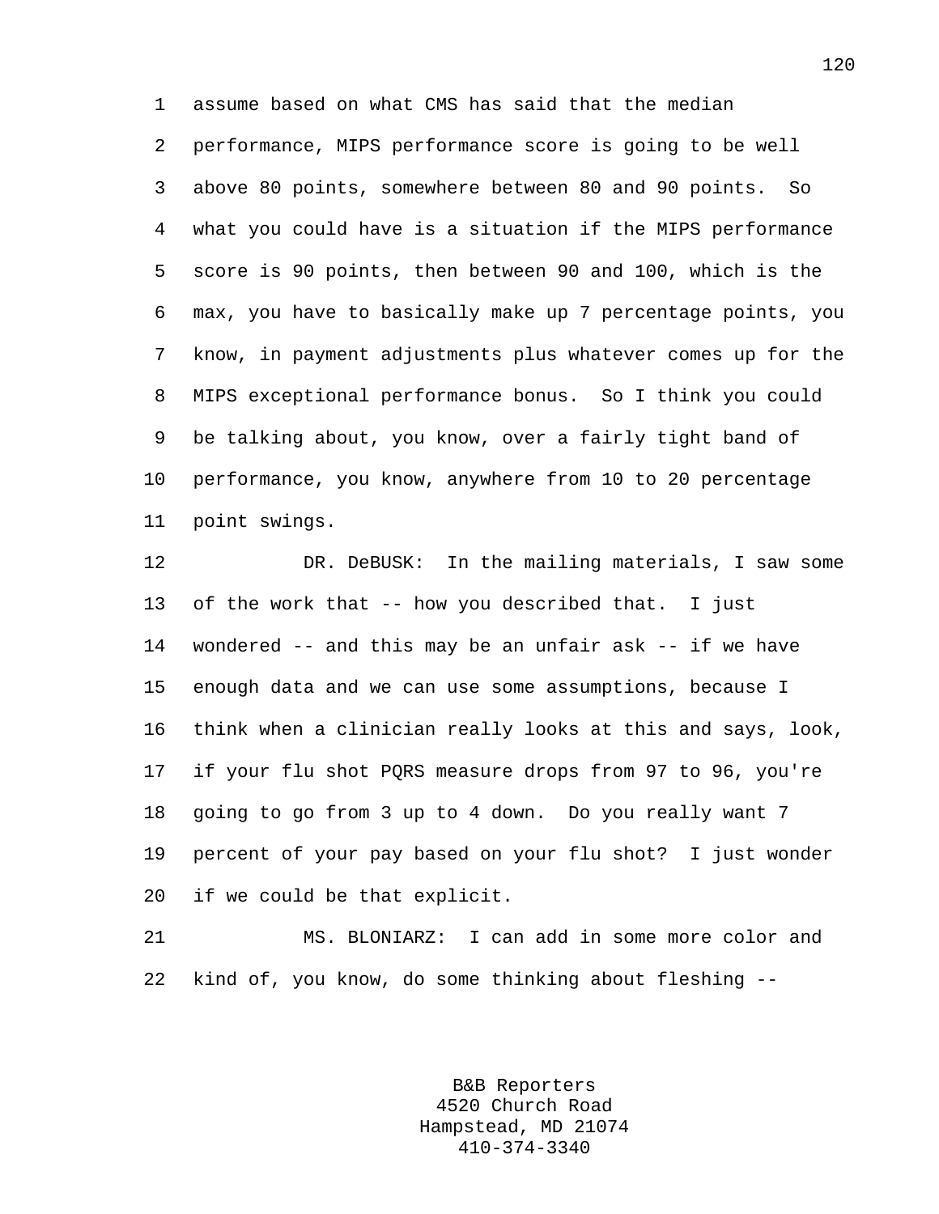assume based on what CMS has said that the median performance, MIPS performance score is going to be well above 80 points, somewhere between 80 and 90 points. So what you could have is a situation if the MIPS performance score is 90 points, then between 90 and 100, which is the max, you have to basically make up 7 percentage points, you know, in payment adjustments plus whatever comes up for the MIPS exceptional performance bonus. So I think you could be talking about, you know, over a fairly tight band of performance, you know, anywhere from 10 to 20 percentage point swings.

DR. DeBUSK: In the mailing materials, I saw some of the work that -- how you described that. I just wondered -- and this may be an unfair ask -- if we have enough data and we can use some assumptions, because I think when a clinician really looks at this and says, look, if your flu shot PQRS measure drops from 97 to 96, you're going to go from 3 up to 4 down. Do you really want 7 percent of your pay based on your flu shot? I just wonder if we could be that explicit.

MS. BLONIARZ: I can add in some more color and kind of, you know, do some thinking about fleshing --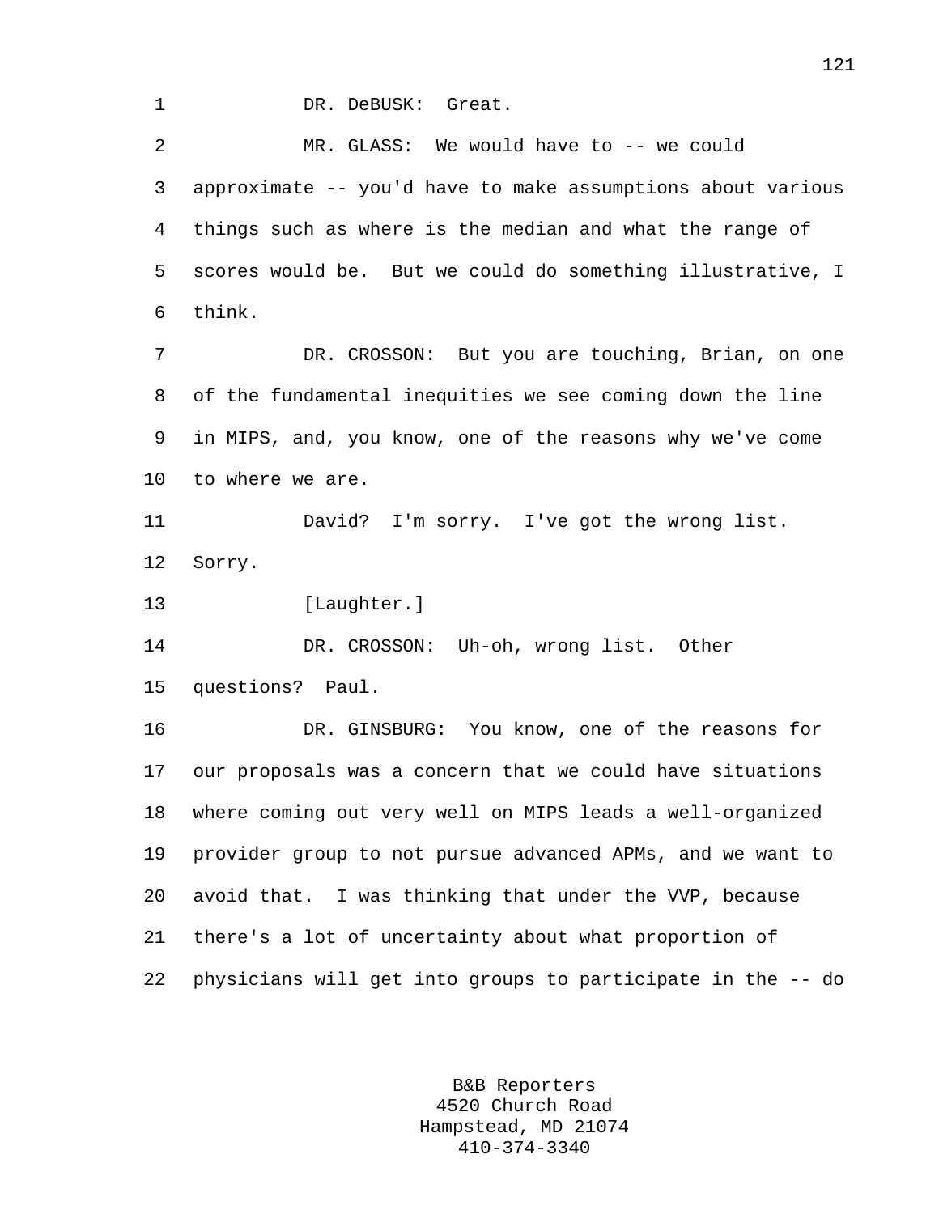DR. DeBUSK: Great.

MR. GLASS: We would have to -- we could approximate -- you'd have to make assumptions about various things such as where is the median and what the range of scores would be. But we could do something illustrative, I think.

DR. CROSSON: But you are touching, Brian, on one of the fundamental inequities we see coming down the line in MIPS, and, you know, one of the reasons why we've come to where we are.

David? I'm sorry. I've got the wrong list. Sorry.

[Laughter.]

DR. CROSSON: Uh-oh, wrong list. Other questions? Paul.

DR. GINSBURG: You know, one of the reasons for our proposals was a concern that we could have situations where coming out very well on MIPS leads a well-organized provider group to not pursue advanced APMs, and we want to avoid that. I was thinking that under the VVP, because there's a lot of uncertainty about what proportion of physicians will get into groups to participate in the -- do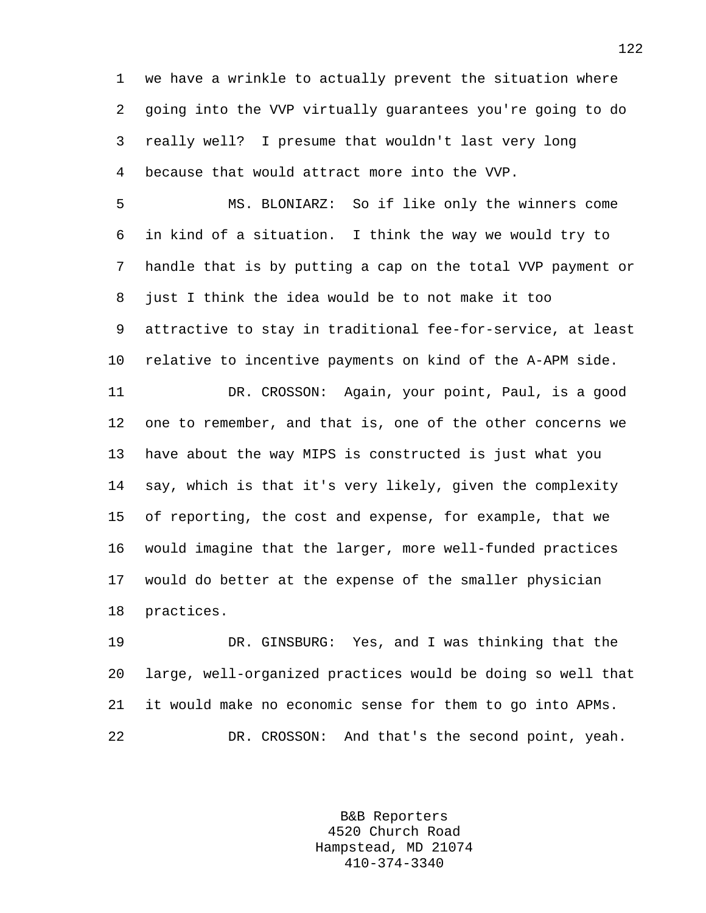we have a wrinkle to actually prevent the situation where going into the VVP virtually guarantees you're going to do really well? I presume that wouldn't last very long because that would attract more into the VVP.

MS. BLONIARZ: So if like only the winners come in kind of a situation. I think the way we would try to handle that is by putting a cap on the total VVP payment or just I think the idea would be to not make it too attractive to stay in traditional fee-for-service, at least relative to incentive payments on kind of the A-APM side.

DR. CROSSON: Again, your point, Paul, is a good one to remember, and that is, one of the other concerns we have about the way MIPS is constructed is just what you say, which is that it's very likely, given the complexity of reporting, the cost and expense, for example, that we would imagine that the larger, more well-funded practices would do better at the expense of the smaller physician practices.

DR. GINSBURG: Yes, and I was thinking that the large, well-organized practices would be doing so well that it would make no economic sense for them to go into APMs.

DR. CROSSON: And that's the second point, yeah.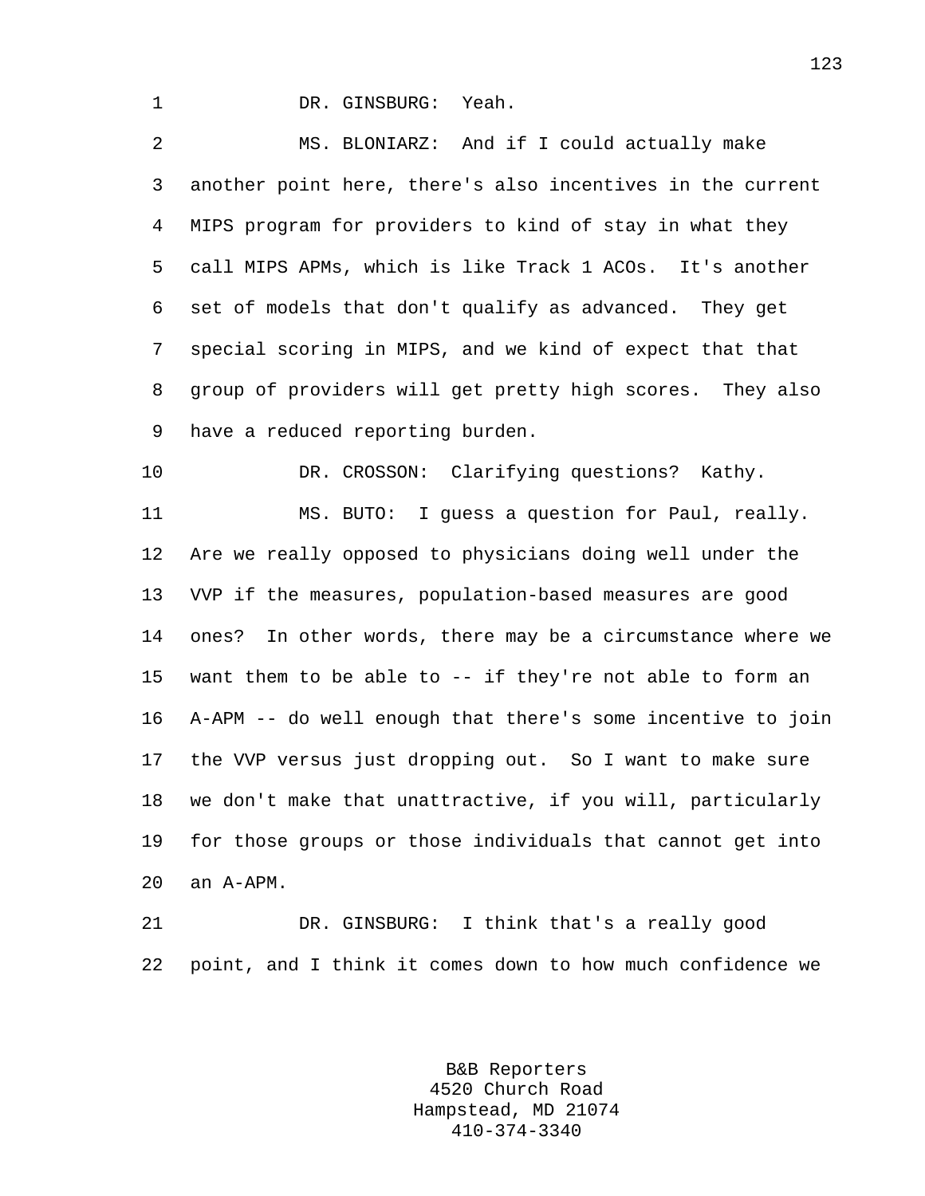DR. GINSBURG: Yeah.

MS. BLONIARZ: And if I could actually make another point here, there's also incentives in the current MIPS program for providers to kind of stay in what they call MIPS APMs, which is like Track 1 ACOs. It's another set of models that don't qualify as advanced. They get special scoring in MIPS, and we kind of expect that that group of providers will get pretty high scores. They also have a reduced reporting burden.

DR. CROSSON: Clarifying questions? Kathy.

MS. BUTO: I guess a question for Paul, really. Are we really opposed to physicians doing well under the VVP if the measures, population-based measures are good ones? In other words, there may be a circumstance where we want them to be able to -- if they're not able to form an A-APM -- do well enough that there's some incentive to join the VVP versus just dropping out. So I want to make sure we don't make that unattractive, if you will, particularly for those groups or those individuals that cannot get into an A-APM.

DR. GINSBURG: I think that's a really good point, and I think it comes down to how much confidence we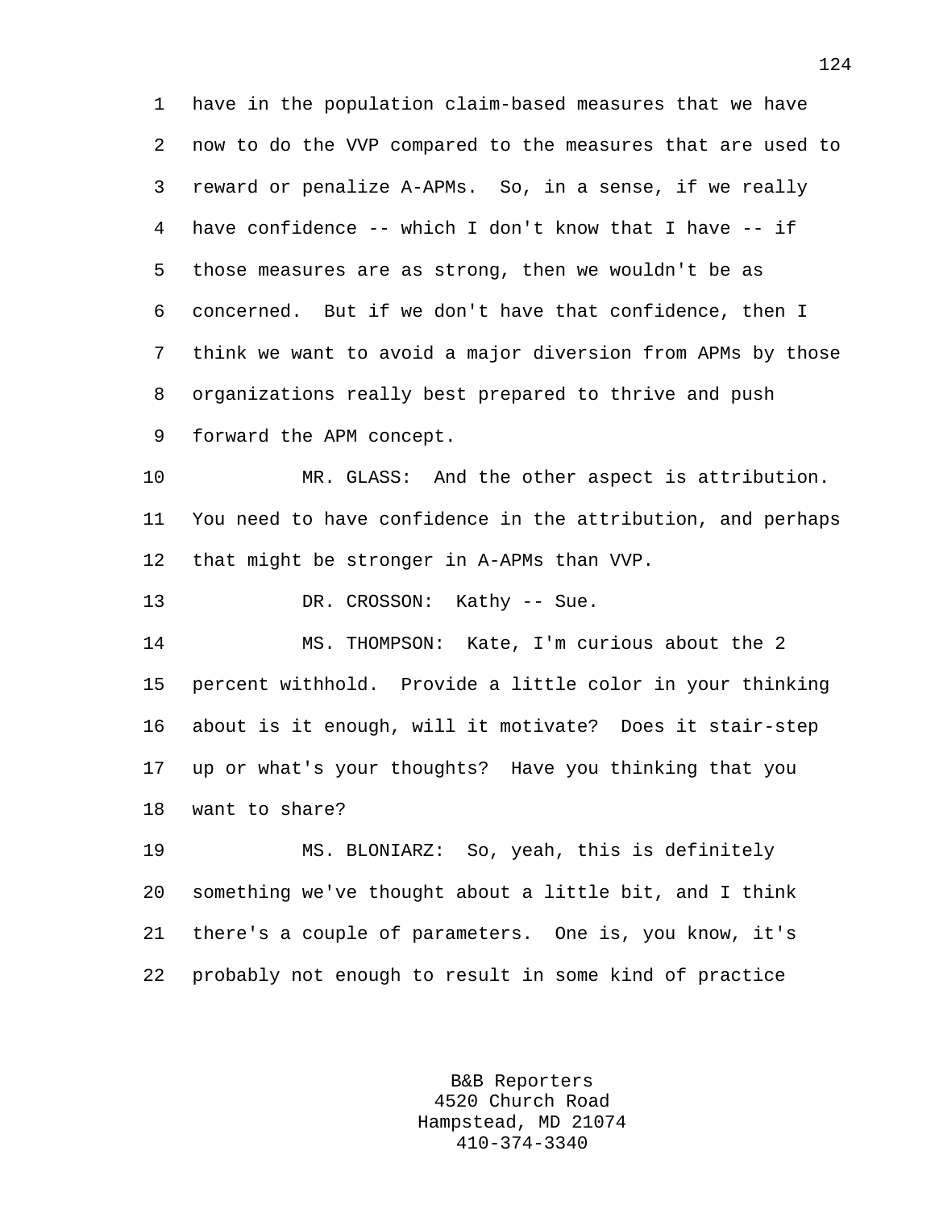have in the population claim-based measures that we have now to do the VVP compared to the measures that are used to reward or penalize A-APMs. So, in a sense, if we really have confidence -- which I don't know that I have -- if those measures are as strong, then we wouldn't be as concerned. But if we don't have that confidence, then I think we want to avoid a major diversion from APMs by those organizations really best prepared to thrive and push forward the APM concept.

MR. GLASS: And the other aspect is attribution. You need to have confidence in the attribution, and perhaps that might be stronger in A-APMs than VVP.

DR. CROSSON: Kathy -- Sue.

MS. THOMPSON: Kate, I'm curious about the 2 percent withhold. Provide a little color in your thinking about is it enough, will it motivate? Does it stair-step up or what's your thoughts? Have you thinking that you want to share?

MS. BLONIARZ: So, yeah, this is definitely something we've thought about a little bit, and I think there's a couple of parameters. One is, you know, it's probably not enough to result in some kind of practice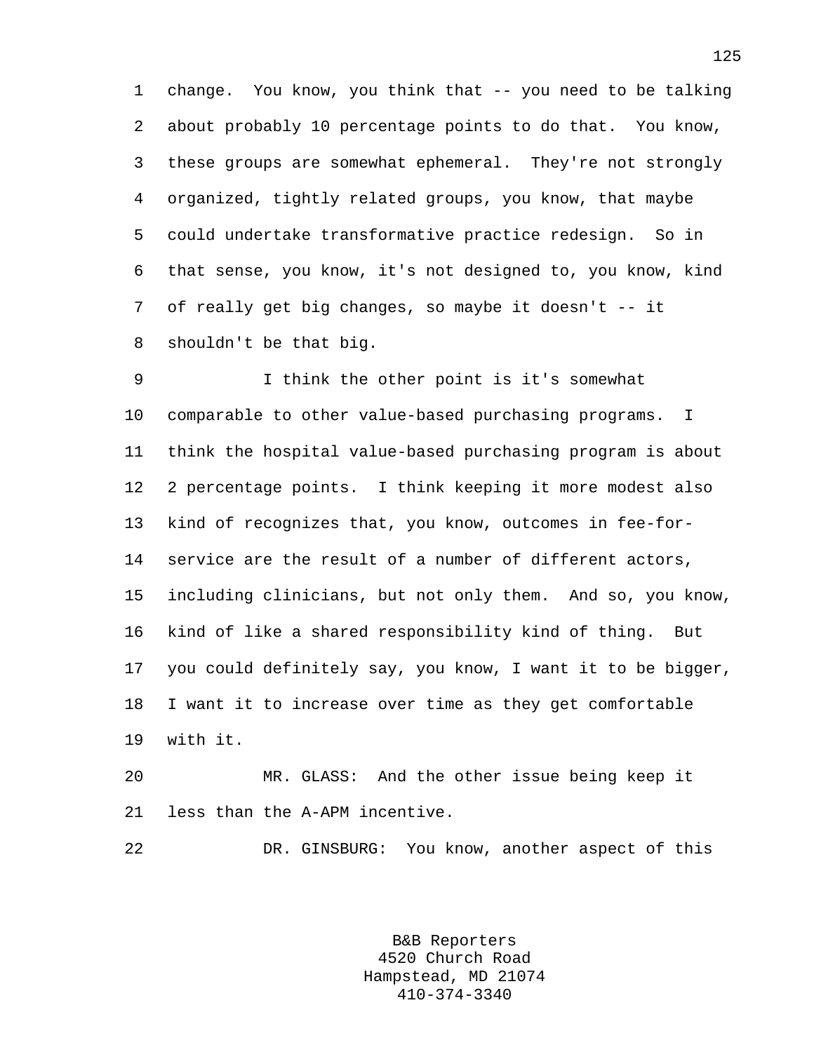change. You know, you think that -- you need to be talking about probably 10 percentage points to do that. You know, these groups are somewhat ephemeral. They're not strongly organized, tightly related groups, you know, that maybe could undertake transformative practice redesign. So in that sense, you know, it's not designed to, you know, kind of really get big changes, so maybe it doesn't -- it shouldn't be that big.

I think the other point is it's somewhat comparable to other value-based purchasing programs. I think the hospital value-based purchasing program is about 2 percentage points. I think keeping it more modest also kind of recognizes that, you know, outcomes in fee-for-service are the result of a number of different actors, including clinicians, but not only them. And so, you know, kind of like a shared responsibility kind of thing. But you could definitely say, you know, I want it to be bigger, I want it to increase over time as they get comfortable with it.

MR. GLASS: And the other issue being keep it less than the A-APM incentive.

DR. GINSBURG: You know, another aspect of this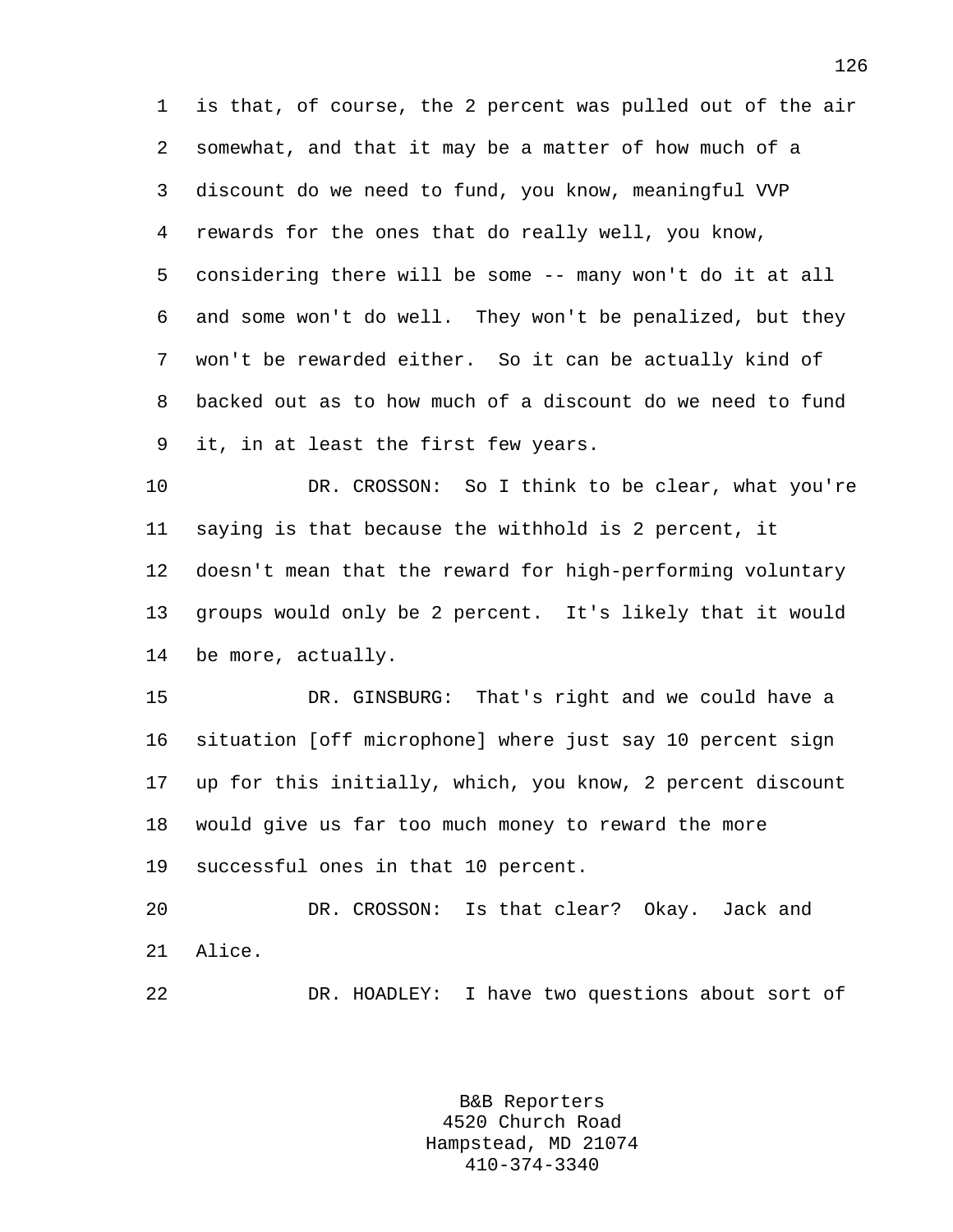is that, of course, the 2 percent was pulled out of the air somewhat, and that it may be a matter of how much of a discount do we need to fund, you know, meaningful VVP rewards for the ones that do really well, you know, considering there will be some -- many won't do it at all and some won't do well. They won't be penalized, but they won't be rewarded either. So it can be actually kind of backed out as to how much of a discount do we need to fund it, in at least the first few years.

DR. CROSSON: So I think to be clear, what you're saying is that because the withhold is 2 percent, it doesn't mean that the reward for high-performing voluntary groups would only be 2 percent. It's likely that it would be more, actually.

DR. GINSBURG: That's right and we could have a situation [off microphone] where just say 10 percent sign up for this initially, which, you know, 2 percent discount would give us far too much money to reward the more successful ones in that 10 percent.

DR. CROSSON: Is that clear? Okay. Jack and Alice.

DR. HOADLEY: I have two questions about sort of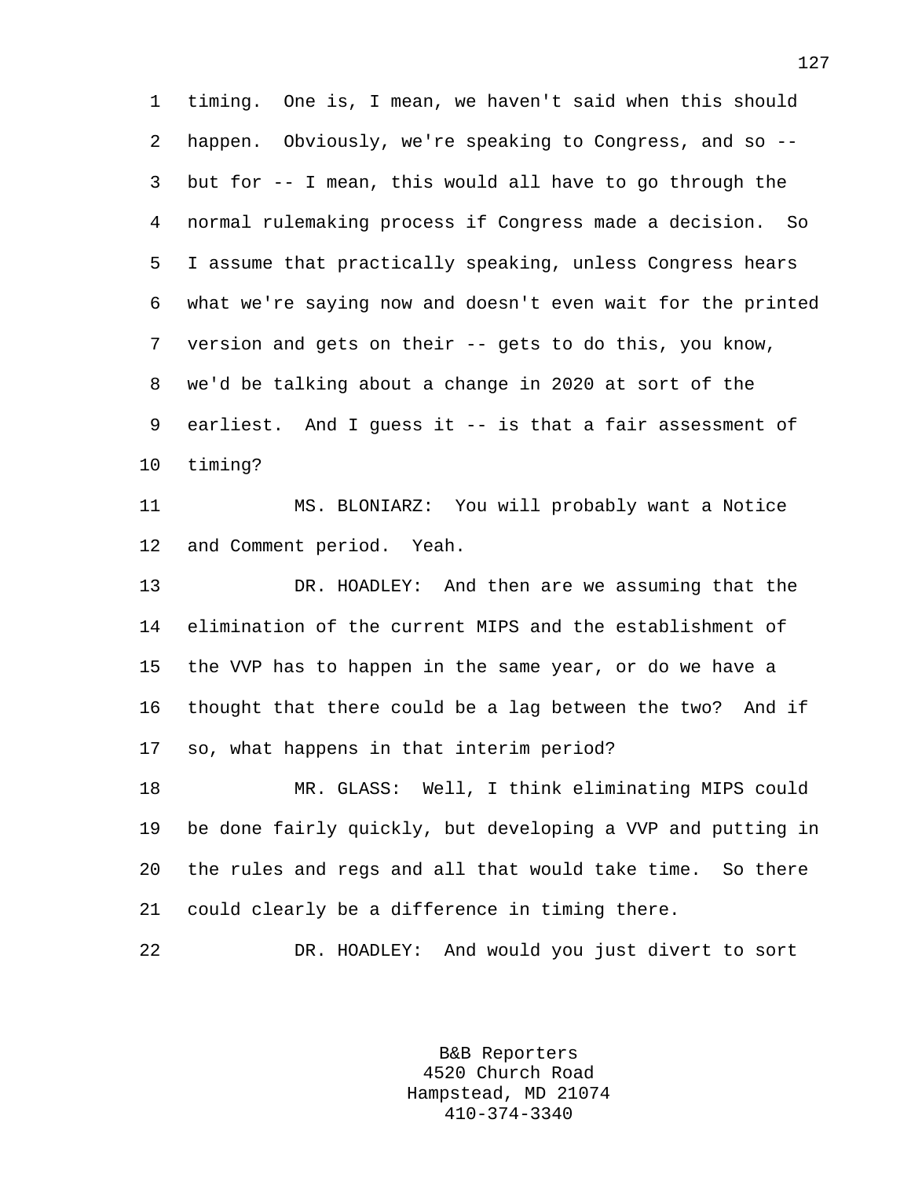1 timing. One is, I mean, we haven't said when this should
2 happen. Obviously, we're speaking to Congress, and so --
3 but for -- I mean, this would all have to go through the
4 normal rulemaking process if Congress made a decision. So
5 I assume that practically speaking, unless Congress hears
6 what we're saying now and doesn't even wait for the printed
7 version and gets on their -- gets to do this, you know,
8 we'd be talking about a change in 2020 at sort of the
9 earliest. And I guess it -- is that a fair assessment of
10 timing?

11 MS. BLONIARZ: You will probably want a Notice
12 and Comment period. Yeah.

13 DR. HOADLEY: And then are we assuming that the
14 elimination of the current MIPS and the establishment of
15 the VVP has to happen in the same year, or do we have a
16 thought that there could be a lag between the two? And if
17 so, what happens in that interim period?

18 MR. GLASS: Well, I think eliminating MIPS could
19 be done fairly quickly, but developing a VVP and putting in
20 the rules and regs and all that would take time. So there
21 could clearly be a difference in timing there.

22 DR. HOADLEY: And would you just divert to sort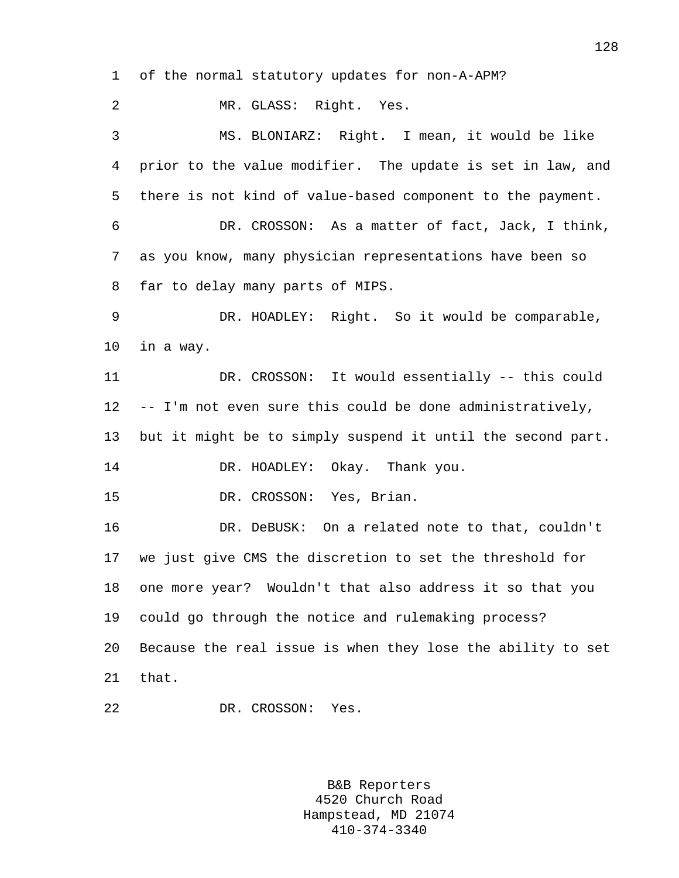of the normal statutory updates for non-A-APM?

MR. GLASS: Right. Yes.

MS. BLONIARZ: Right. I mean, it would be like prior to the value modifier. The update is set in law, and there is not kind of value-based component to the payment.

DR. CROSSON: As a matter of fact, Jack, I think, as you know, many physician representations have been so far to delay many parts of MIPS.

DR. HOADLEY: Right. So it would be comparable, in a way.

DR. CROSSON: It would essentially -- this could -- I'm not even sure this could be done administratively, but it might be to simply suspend it until the second part.

DR. HOADLEY: Okay. Thank you.

DR. CROSSON: Yes, Brian.

DR. DeBUSK: On a related note to that, couldn't we just give CMS the discretion to set the threshold for one more year? Wouldn't that also address it so that you could go through the notice and rulemaking process? Because the real issue is when they lose the ability to set that.

DR. CROSSON: Yes.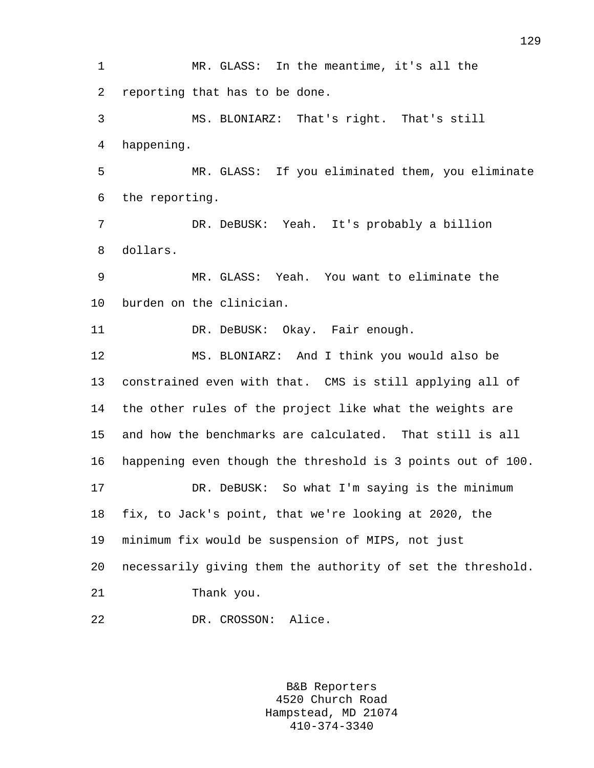MR. GLASS: In the meantime, it's all the reporting that has to be done.

MS. BLONIARZ: That's right. That's still happening.

MR. GLASS: If you eliminated them, you eliminate the reporting.

DR. DeBUSK: Yeah. It's probably a billion dollars.

MR. GLASS: Yeah. You want to eliminate the burden on the clinician.

DR. DeBUSK: Okay. Fair enough.

MS. BLONIARZ: And I think you would also be constrained even with that. CMS is still applying all of the other rules of the project like what the weights are and how the benchmarks are calculated. That still is all happening even though the threshold is 3 points out of 100.

DR. DeBUSK: So what I'm saying is the minimum fix, to Jack's point, that we're looking at 2020, the minimum fix would be suspension of MIPS, not just necessarily giving them the authority of set the threshold.

Thank you.

DR. CROSSON: Alice.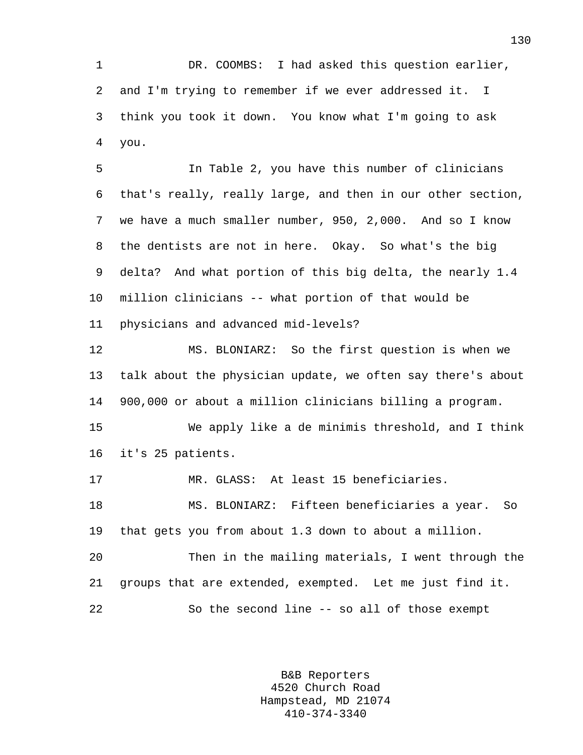DR. COOMBS: I had asked this question earlier, and I'm trying to remember if we ever addressed it. I think you took it down. You know what I'm going to ask you.

In Table 2, you have this number of clinicians that's really, really large, and then in our other section, we have a much smaller number, 950, 2,000. And so I know the dentists are not in here. Okay. So what's the big delta? And what portion of this big delta, the nearly 1.4 million clinicians -- what portion of that would be physicians and advanced mid-levels?

MS. BLONIARZ: So the first question is when we talk about the physician update, we often say there's about 900,000 or about a million clinicians billing a program.

We apply like a de minimis threshold, and I think it's 25 patients.

MR. GLASS: At least 15 beneficiaries.

MS. BLONIARZ: Fifteen beneficiaries a year. So that gets you from about 1.3 down to about a million.

Then in the mailing materials, I went through the groups that are extended, exempted. Let me just find it.

So the second line -- so all of those exempt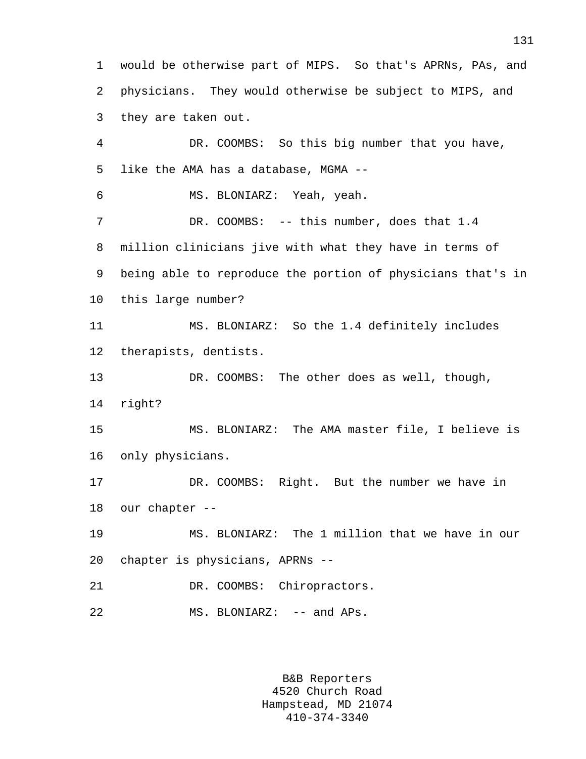would be otherwise part of MIPS. So that's APRNs, PAs, and physicians. They would otherwise be subject to MIPS, and they are taken out.

DR. COOMBS: So this big number that you have, like the AMA has a database, MGMA --

MS. BLONIARZ: Yeah, yeah.

DR. COOMBS: -- this number, does that 1.4 million clinicians jive with what they have in terms of being able to reproduce the portion of physicians that's in this large number?

MS. BLONIARZ: So the 1.4 definitely includes therapists, dentists.

DR. COOMBS: The other does as well, though, right?

MS. BLONIARZ: The AMA master file, I believe is only physicians.

DR. COOMBS: Right. But the number we have in our chapter --

MS. BLONIARZ: The 1 million that we have in our chapter is physicians, APRNs --

DR. COOMBS: Chiropractors.

MS. BLONIARZ: -- and APs.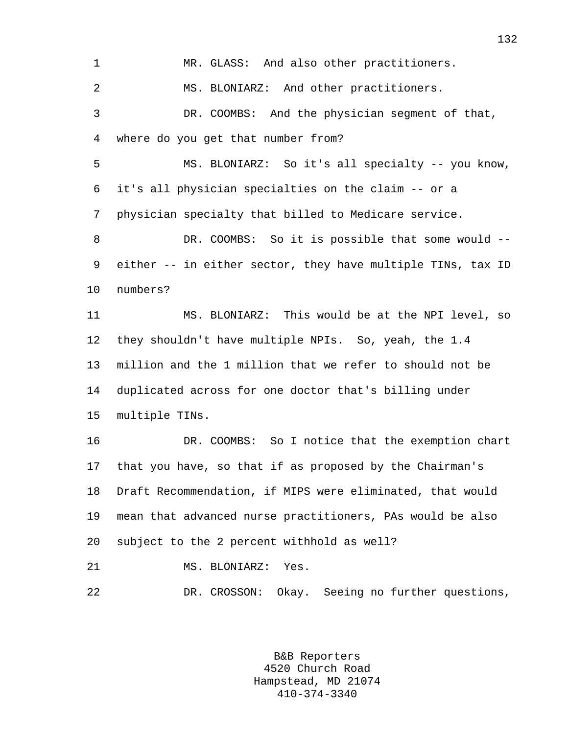MR. GLASS: And also other practitioners.

MS. BLONIARZ: And other practitioners.

DR. COOMBS: And the physician segment of that, where do you get that number from?

MS. BLONIARZ: So it's all specialty -- you know, it's all physician specialties on the claim -- or a physician specialty that billed to Medicare service.

DR. COOMBS: So it is possible that some would -- either -- in either sector, they have multiple TINs, tax ID numbers?

MS. BLONIARZ: This would be at the NPI level, so they shouldn't have multiple NPIs. So, yeah, the 1.4 million and the 1 million that we refer to should not be duplicated across for one doctor that's billing under multiple TINs.

DR. COOMBS: So I notice that the exemption chart that you have, so that if as proposed by the Chairman's Draft Recommendation, if MIPS were eliminated, that would mean that advanced nurse practitioners, PAs would be also subject to the 2 percent withhold as well?

MS. BLONIARZ: Yes.

DR. CROSSON: Okay. Seeing no further questions,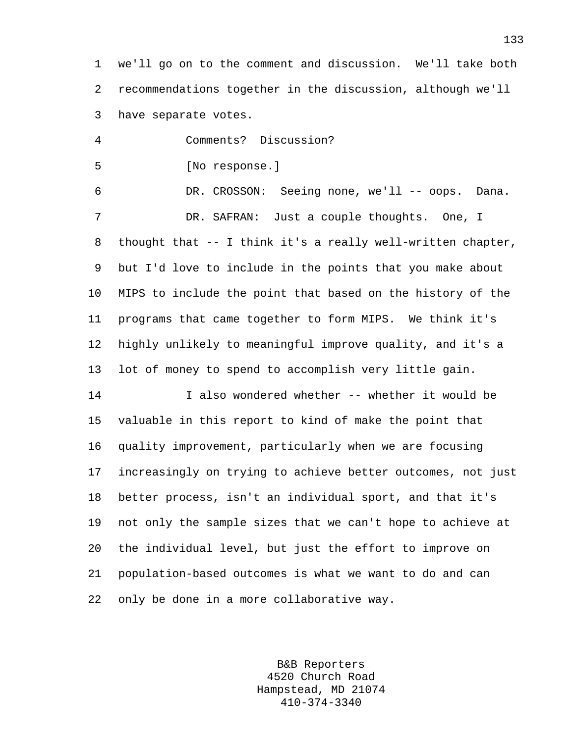we'll go on to the comment and discussion. We'll take both recommendations together in the discussion, although we'll have separate votes.

Comments? Discussion?

[No response.]

DR. CROSSON: Seeing none, we'll -- oops. Dana.

DR. SAFRAN: Just a couple thoughts. One, I thought that -- I think it's a really well-written chapter, but I'd love to include in the points that you make about MIPS to include the point that based on the history of the programs that came together to form MIPS. We think it's highly unlikely to meaningful improve quality, and it's a lot of money to spend to accomplish very little gain.

I also wondered whether -- whether it would be valuable in this report to kind of make the point that quality improvement, particularly when we are focusing increasingly on trying to achieve better outcomes, not just better process, isn't an individual sport, and that it's not only the sample sizes that we can't hope to achieve at the individual level, but just the effort to improve on population-based outcomes is what we want to do and can only be done in a more collaborative way.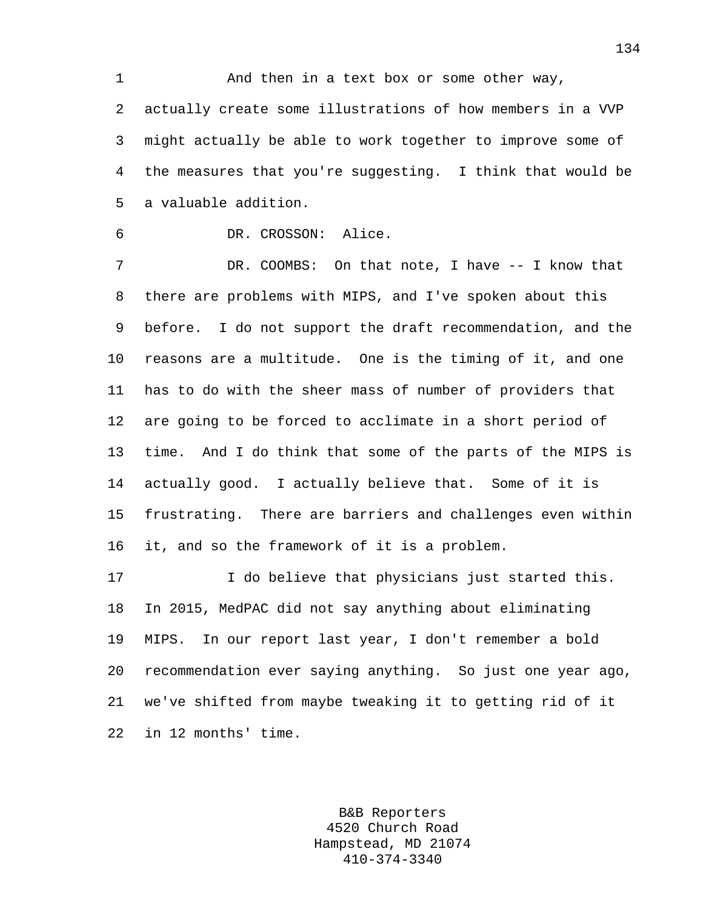And then in a text box or some other way, actually create some illustrations of how members in a VVP might actually be able to work together to improve some of the measures that you're suggesting. I think that would be a valuable addition.

DR. CROSSON: Alice.

DR. COOMBS: On that note, I have -- I know that there are problems with MIPS, and I've spoken about this before. I do not support the draft recommendation, and the reasons are a multitude. One is the timing of it, and one has to do with the sheer mass of number of providers that are going to be forced to acclimate in a short period of time. And I do think that some of the parts of the MIPS is actually good. I actually believe that. Some of it is frustrating. There are barriers and challenges even within it, and so the framework of it is a problem.

I do believe that physicians just started this. In 2015, MedPAC did not say anything about eliminating MIPS. In our report last year, I don't remember a bold recommendation ever saying anything. So just one year ago, we've shifted from maybe tweaking it to getting rid of it in 12 months' time.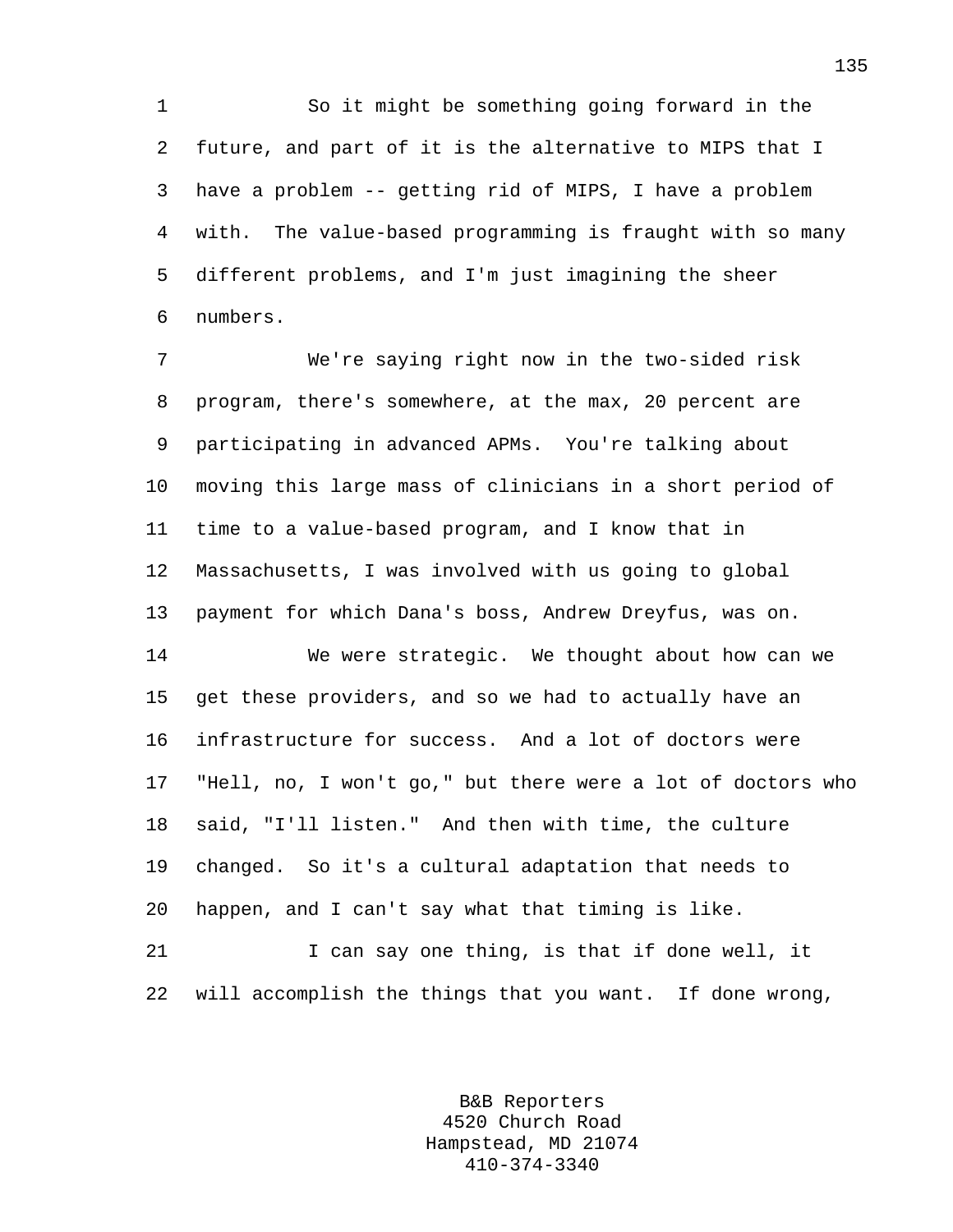So it might be something going forward in the future, and part of it is the alternative to MIPS that I have a problem -- getting rid of MIPS, I have a problem with. The value-based programming is fraught with so many different problems, and I'm just imagining the sheer numbers.

We're saying right now in the two-sided risk program, there's somewhere, at the max, 20 percent are participating in advanced APMs. You're talking about moving this large mass of clinicians in a short period of time to a value-based program, and I know that in Massachusetts, I was involved with us going to global payment for which Dana's boss, Andrew Dreyfus, was on.

We were strategic. We thought about how can we get these providers, and so we had to actually have an infrastructure for success. And a lot of doctors were "Hell, no, I won't go," but there were a lot of doctors who said, "I'll listen." And then with time, the culture changed. So it's a cultural adaptation that needs to happen, and I can't say what that timing is like.

I can say one thing, is that if done well, it will accomplish the things that you want. If done wrong,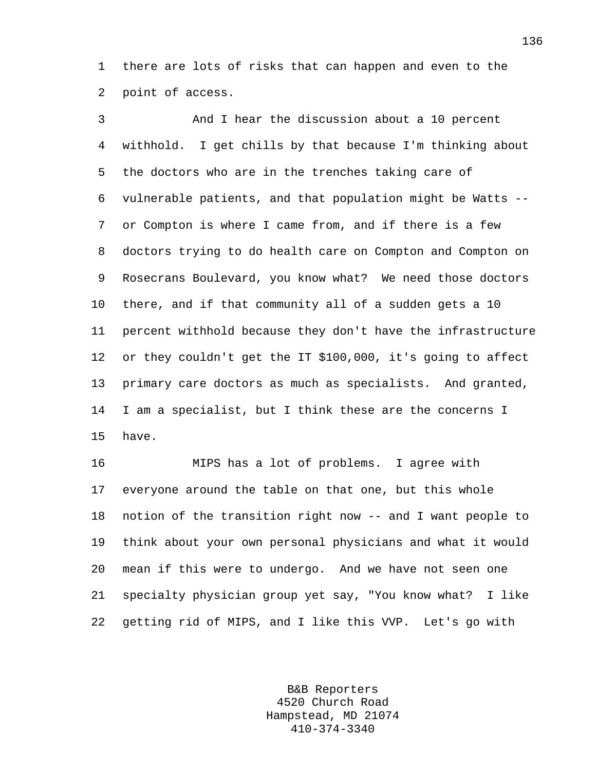there are lots of risks that can happen and even to the point of access.

And I hear the discussion about a 10 percent withhold. I get chills by that because I'm thinking about the doctors who are in the trenches taking care of vulnerable patients, and that population might be Watts -- or Compton is where I came from, and if there is a few doctors trying to do health care on Compton and Compton on Rosecrans Boulevard, you know what? We need those doctors there, and if that community all of a sudden gets a 10 percent withhold because they don't have the infrastructure or they couldn't get the IT $100,000, it's going to affect primary care doctors as much as specialists. And granted, I am a specialist, but I think these are the concerns I have.

MIPS has a lot of problems. I agree with everyone around the table on that one, but this whole notion of the transition right now -- and I want people to think about your own personal physicians and what it would mean if this were to undergo. And we have not seen one specialty physician group yet say, "You know what? I like getting rid of MIPS, and I like this VVP. Let's go with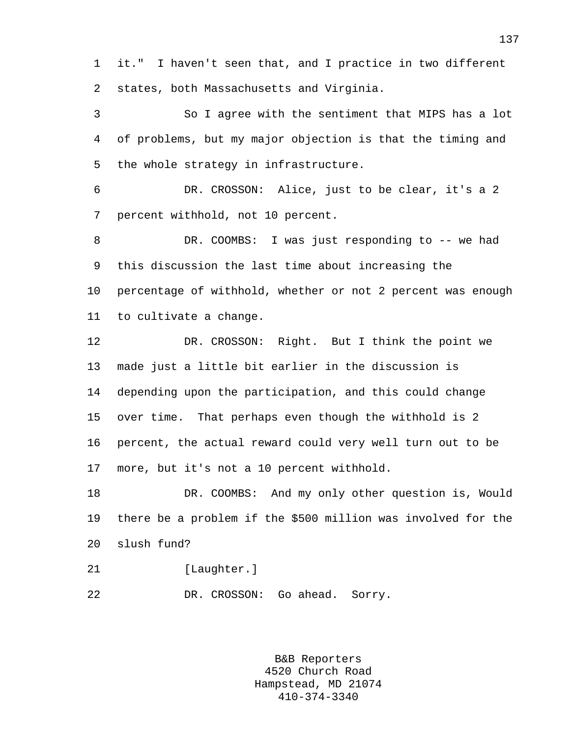it." I haven't seen that, and I practice in two different states, both Massachusetts and Virginia.

So I agree with the sentiment that MIPS has a lot of problems, but my major objection is that the timing and the whole strategy in infrastructure.

DR. CROSSON: Alice, just to be clear, it's a 2 percent withhold, not 10 percent.

DR. COOMBS: I was just responding to -- we had this discussion the last time about increasing the percentage of withhold, whether or not 2 percent was enough to cultivate a change.

DR. CROSSON: Right. But I think the point we made just a little bit earlier in the discussion is depending upon the participation, and this could change over time. That perhaps even though the withhold is 2 percent, the actual reward could very well turn out to be more, but it's not a 10 percent withhold.

DR. COOMBS: And my only other question is, Would there be a problem if the $500 million was involved for the slush fund?

[Laughter.]

DR. CROSSON: Go ahead. Sorry.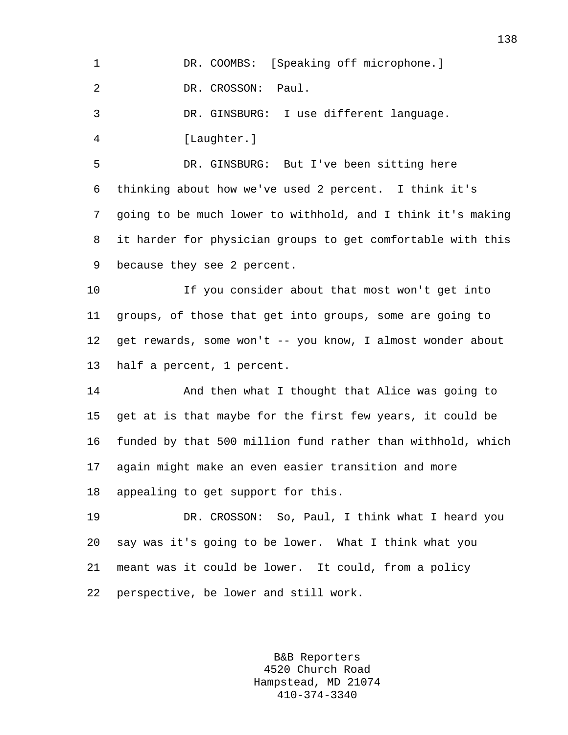DR. COOMBS: [Speaking off microphone.]

DR. CROSSON: Paul.

DR. GINSBURG: I use different language.

[Laughter.]

DR. GINSBURG: But I've been sitting here thinking about how we've used 2 percent. I think it's going to be much lower to withhold, and I think it's making it harder for physician groups to get comfortable with this because they see 2 percent.

If you consider about that most won't get into groups, of those that get into groups, some are going to get rewards, some won't -- you know, I almost wonder about half a percent, 1 percent.

And then what I thought that Alice was going to get at is that maybe for the first few years, it could be funded by that 500 million fund rather than withhold, which again might make an even easier transition and more appealing to get support for this.

DR. CROSSON: So, Paul, I think what I heard you say was it's going to be lower. What I think what you meant was it could be lower. It could, from a policy perspective, be lower and still work.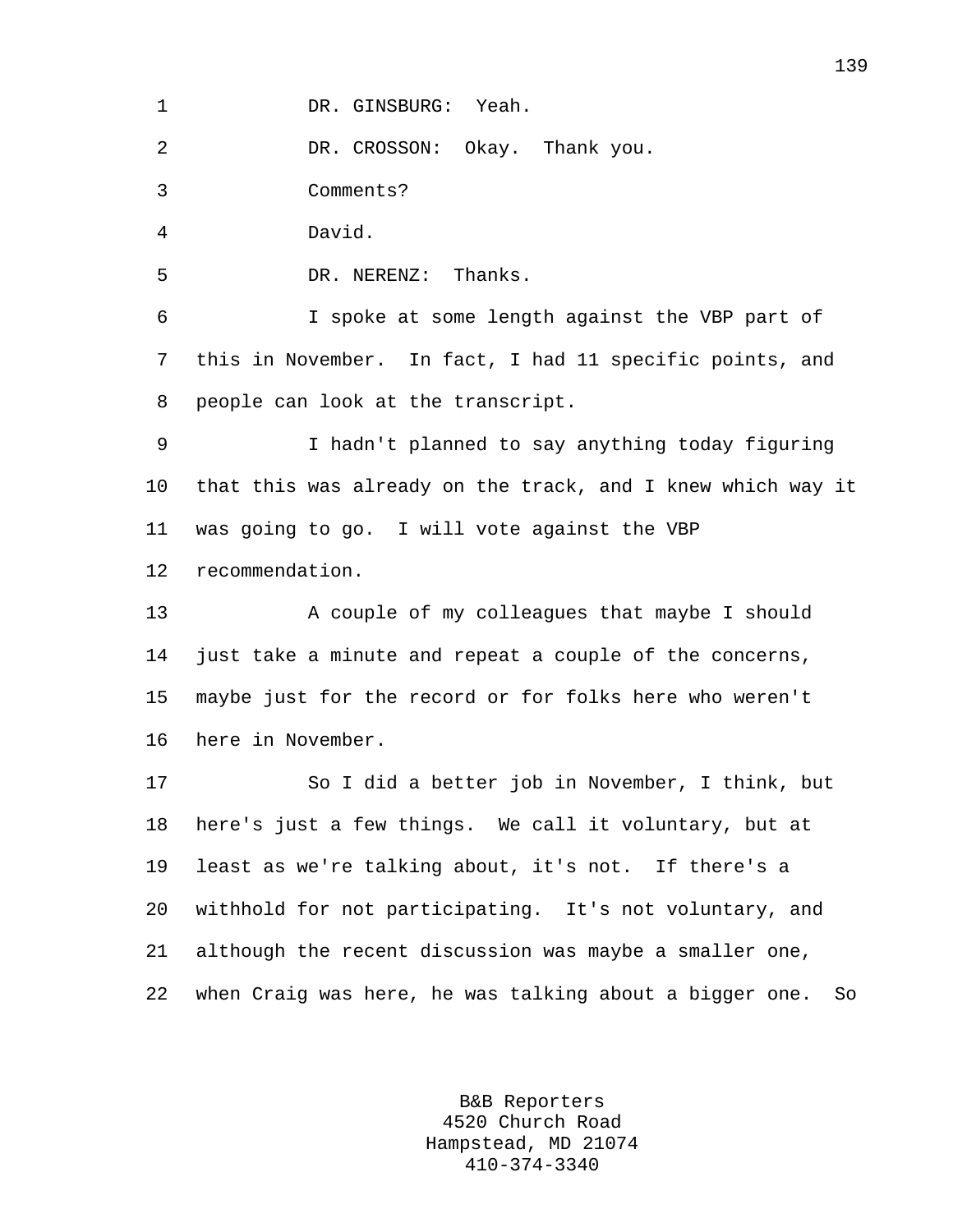DR. GINSBURG: Yeah.

DR. CROSSON: Okay. Thank you.

Comments?

David.

DR. NERENZ: Thanks.

I spoke at some length against the VBP part of this in November. In fact, I had 11 specific points, and people can look at the transcript.

I hadn't planned to say anything today figuring that this was already on the track, and I knew which way it was going to go. I will vote against the VBP recommendation.

A couple of my colleagues that maybe I should just take a minute and repeat a couple of the concerns, maybe just for the record or for folks here who weren't here in November.

So I did a better job in November, I think, but here's just a few things. We call it voluntary, but at least as we're talking about, it's not. If there's a withhold for not participating. It's not voluntary, and although the recent discussion was maybe a smaller one, when Craig was here, he was talking about a bigger one. So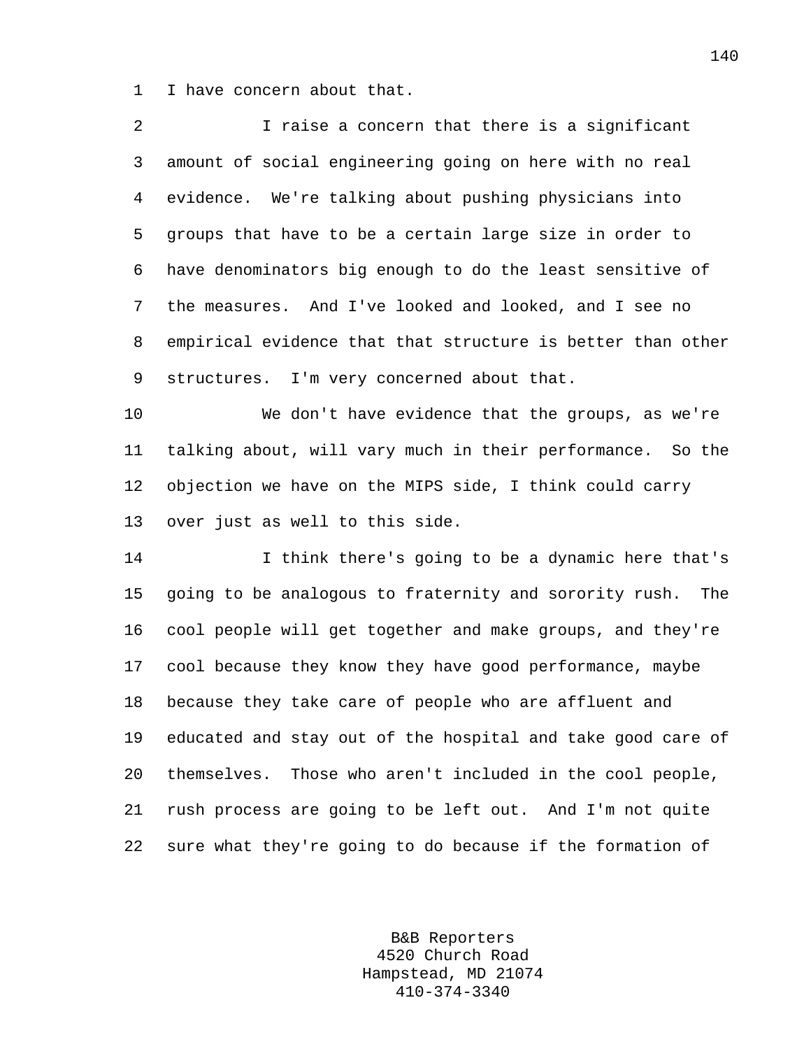I have concern about that.

I raise a concern that there is a significant amount of social engineering going on here with no real evidence. We're talking about pushing physicians into groups that have to be a certain large size in order to have denominators big enough to do the least sensitive of the measures. And I've looked and looked, and I see no empirical evidence that that structure is better than other structures. I'm very concerned about that.

We don't have evidence that the groups, as we're talking about, will vary much in their performance. So the objection we have on the MIPS side, I think could carry over just as well to this side.

I think there's going to be a dynamic here that's going to be analogous to fraternity and sorority rush. The cool people will get together and make groups, and they're cool because they know they have good performance, maybe because they take care of people who are affluent and educated and stay out of the hospital and take good care of themselves. Those who aren't included in the cool people, rush process are going to be left out. And I'm not quite sure what they're going to do because if the formation of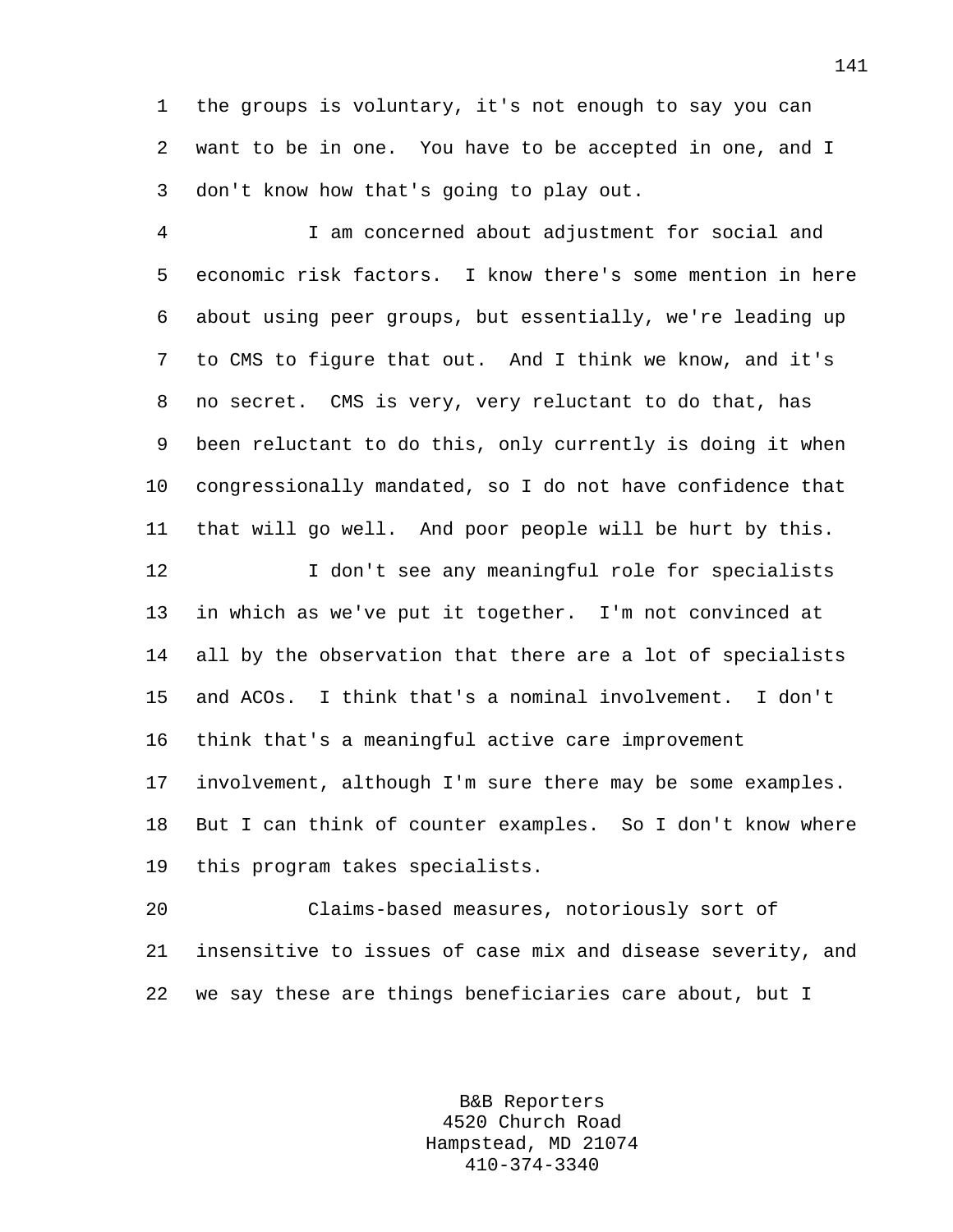the groups is voluntary, it's not enough to say you can want to be in one. You have to be accepted in one, and I don't know how that's going to play out.

I am concerned about adjustment for social and economic risk factors. I know there's some mention in here about using peer groups, but essentially, we're leading up to CMS to figure that out. And I think we know, and it's no secret. CMS is very, very reluctant to do that, has been reluctant to do this, only currently is doing it when congressionally mandated, so I do not have confidence that that will go well. And poor people will be hurt by this.

I don't see any meaningful role for specialists in which as we've put it together. I'm not convinced at all by the observation that there are a lot of specialists and ACOs. I think that's a nominal involvement. I don't think that's a meaningful active care improvement involvement, although I'm sure there may be some examples. But I can think of counter examples. So I don't know where this program takes specialists.

Claims-based measures, notoriously sort of insensitive to issues of case mix and disease severity, and we say these are things beneficiaries care about, but I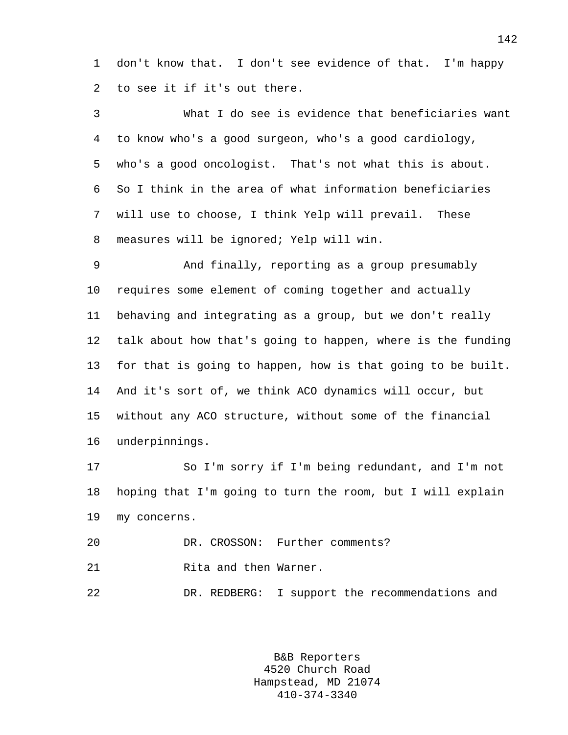don't know that. I don't see evidence of that. I'm happy to see it if it's out there.

What I do see is evidence that beneficiaries want to know who's a good surgeon, who's a good cardiology, who's a good oncologist. That's not what this is about. So I think in the area of what information beneficiaries will use to choose, I think Yelp will prevail. These measures will be ignored; Yelp will win.

And finally, reporting as a group presumably requires some element of coming together and actually behaving and integrating as a group, but we don't really talk about how that's going to happen, where is the funding for that is going to happen, how is that going to be built. And it's sort of, we think ACO dynamics will occur, but without any ACO structure, without some of the financial underpinnings.

So I'm sorry if I'm being redundant, and I'm not hoping that I'm going to turn the room, but I will explain my concerns.

DR. CROSSON: Further comments?

Rita and then Warner.

DR. REDBERG: I support the recommendations and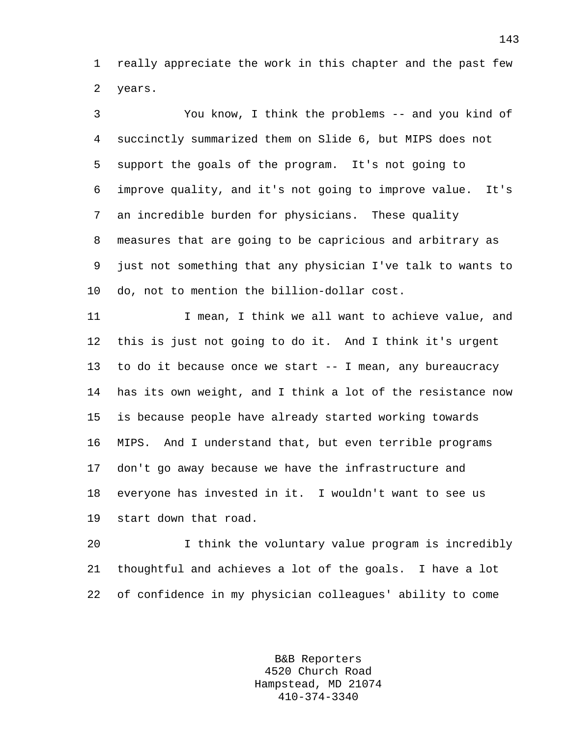really appreciate the work in this chapter and the past few years.

You know, I think the problems -- and you kind of succinctly summarized them on Slide 6, but MIPS does not support the goals of the program. It's not going to improve quality, and it's not going to improve value. It's an incredible burden for physicians. These quality measures that are going to be capricious and arbitrary as just not something that any physician I've talk to wants to do, not to mention the billion-dollar cost.

I mean, I think we all want to achieve value, and this is just not going to do it. And I think it's urgent to do it because once we start -- I mean, any bureaucracy has its own weight, and I think a lot of the resistance now is because people have already started working towards MIPS. And I understand that, but even terrible programs don't go away because we have the infrastructure and everyone has invested in it. I wouldn't want to see us start down that road.

I think the voluntary value program is incredibly thoughtful and achieves a lot of the goals. I have a lot of confidence in my physician colleagues' ability to come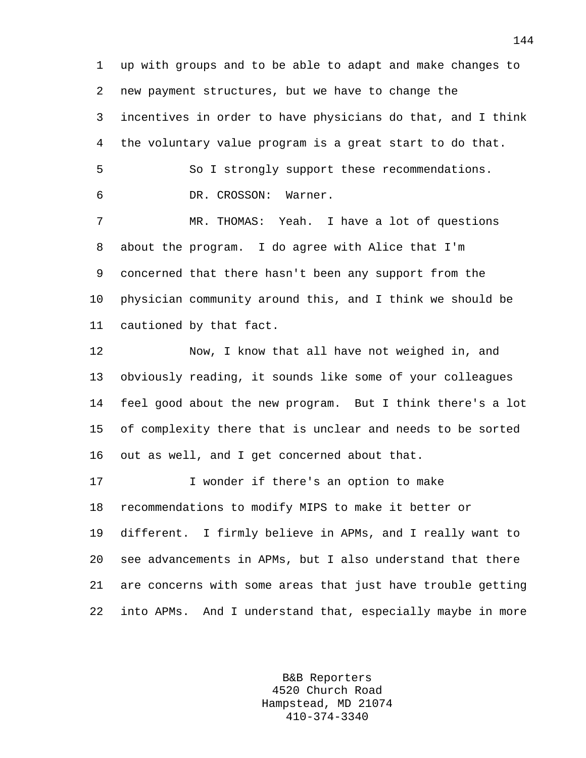up with groups and to be able to adapt and make changes to new payment structures, but we have to change the incentives in order to have physicians do that, and I think the voluntary value program is a great start to do that.

So I strongly support these recommendations.

DR. CROSSON: Warner.

MR. THOMAS: Yeah. I have a lot of questions about the program. I do agree with Alice that I'm concerned that there hasn't been any support from the physician community around this, and I think we should be cautioned by that fact.

Now, I know that all have not weighed in, and obviously reading, it sounds like some of your colleagues feel good about the new program. But I think there's a lot of complexity there that is unclear and needs to be sorted out as well, and I get concerned about that.

I wonder if there's an option to make recommendations to modify MIPS to make it better or different. I firmly believe in APMs, and I really want to see advancements in APMs, but I also understand that there are concerns with some areas that just have trouble getting into APMs. And I understand that, especially maybe in more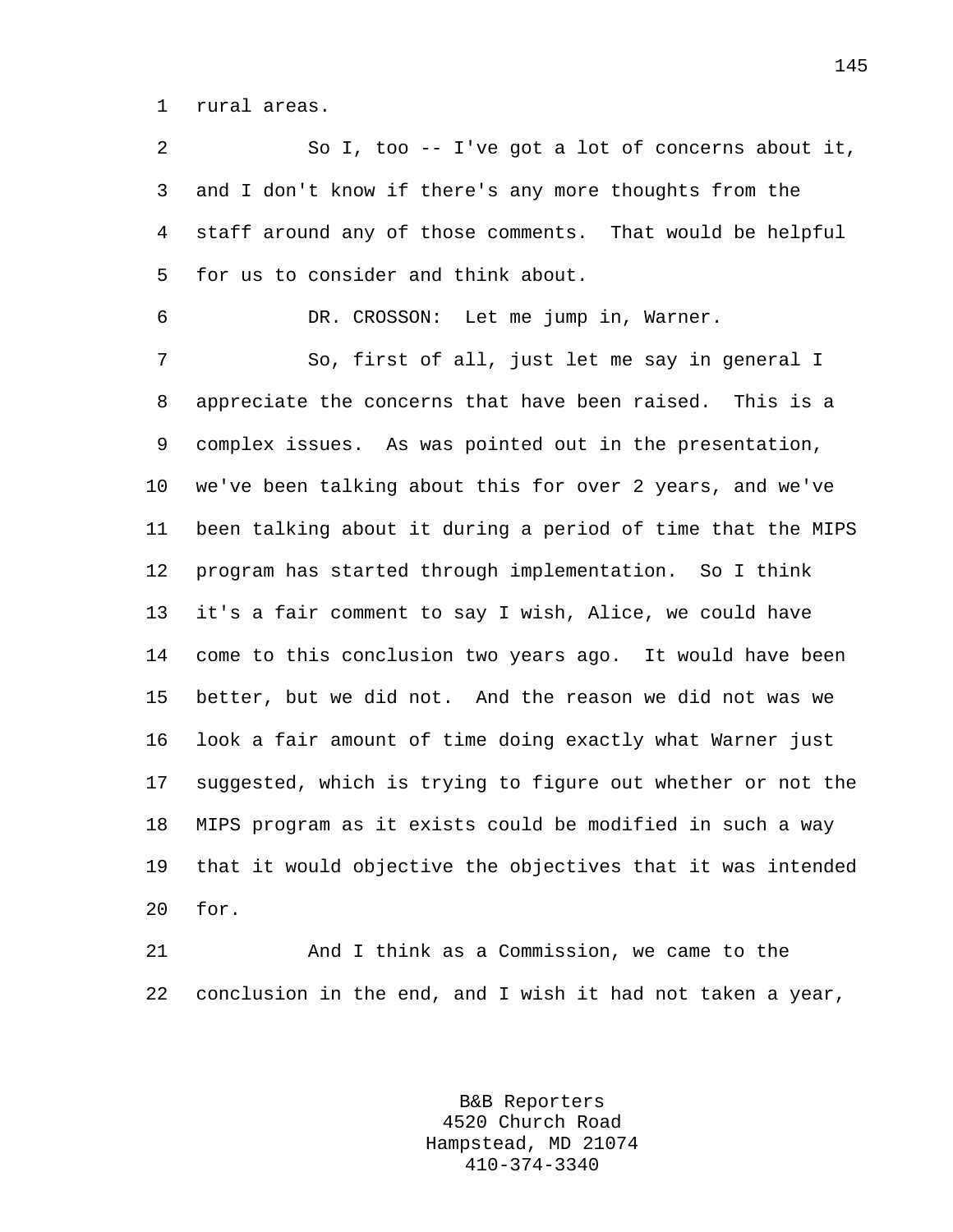rural areas.

So I, too -- I've got a lot of concerns about it, and I don't know if there's any more thoughts from the staff around any of those comments. That would be helpful for us to consider and think about.

DR. CROSSON: Let me jump in, Warner.

So, first of all, just let me say in general I appreciate the concerns that have been raised. This is a complex issues. As was pointed out in the presentation, we've been talking about this for over 2 years, and we've been talking about it during a period of time that the MIPS program has started through implementation. So I think it's a fair comment to say I wish, Alice, we could have come to this conclusion two years ago. It would have been better, but we did not. And the reason we did not was we look a fair amount of time doing exactly what Warner just suggested, which is trying to figure out whether or not the MIPS program as it exists could be modified in such a way that it would objective the objectives that it was intended for.

And I think as a Commission, we came to the conclusion in the end, and I wish it had not taken a year,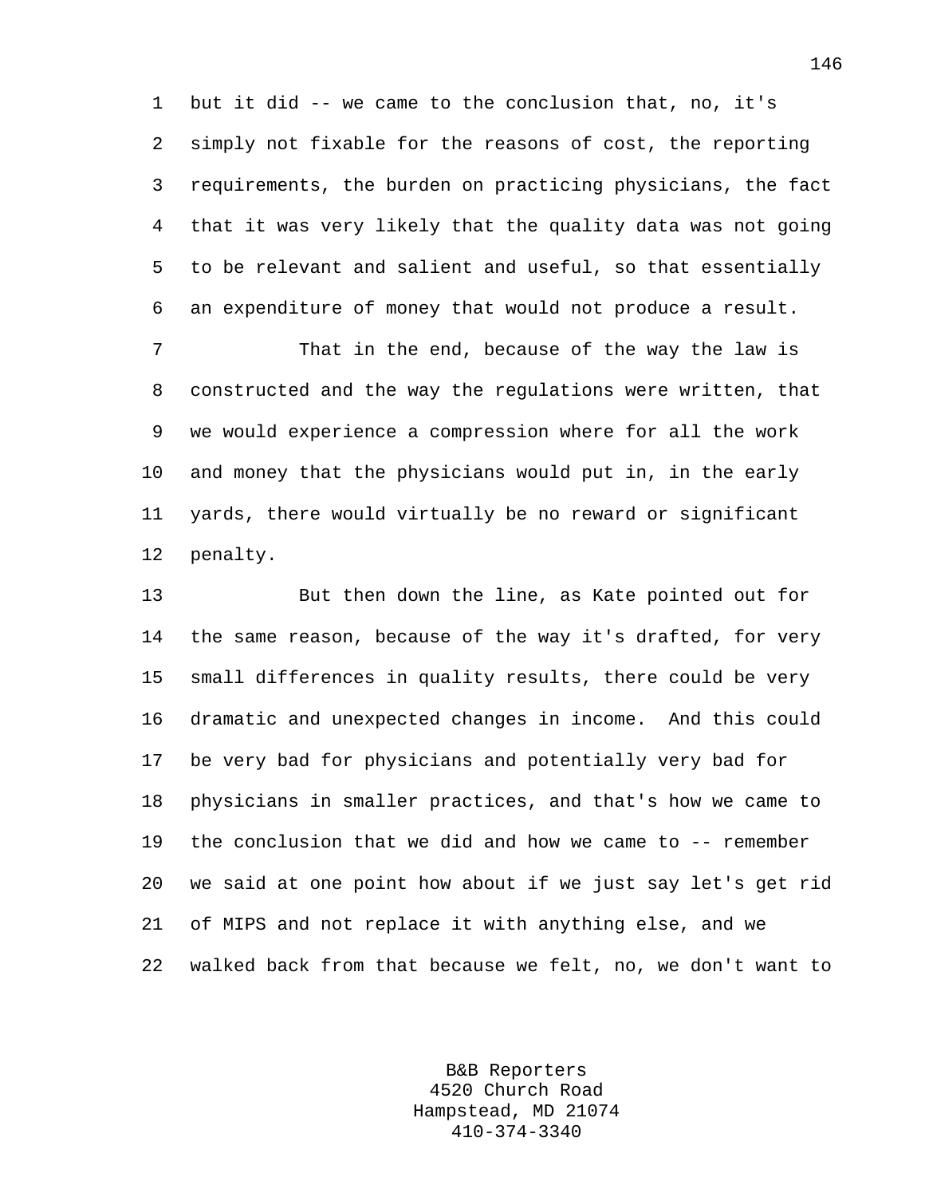but it did -- we came to the conclusion that, no, it's simply not fixable for the reasons of cost, the reporting requirements, the burden on practicing physicians, the fact that it was very likely that the quality data was not going to be relevant and salient and useful, so that essentially an expenditure of money that would not produce a result.

That in the end, because of the way the law is constructed and the way the regulations were written, that we would experience a compression where for all the work and money that the physicians would put in, in the early yards, there would virtually be no reward or significant penalty.

But then down the line, as Kate pointed out for the same reason, because of the way it's drafted, for very small differences in quality results, there could be very dramatic and unexpected changes in income. And this could be very bad for physicians and potentially very bad for physicians in smaller practices, and that's how we came to the conclusion that we did and how we came to -- remember we said at one point how about if we just say let's get rid of MIPS and not replace it with anything else, and we walked back from that because we felt, no, we don't want to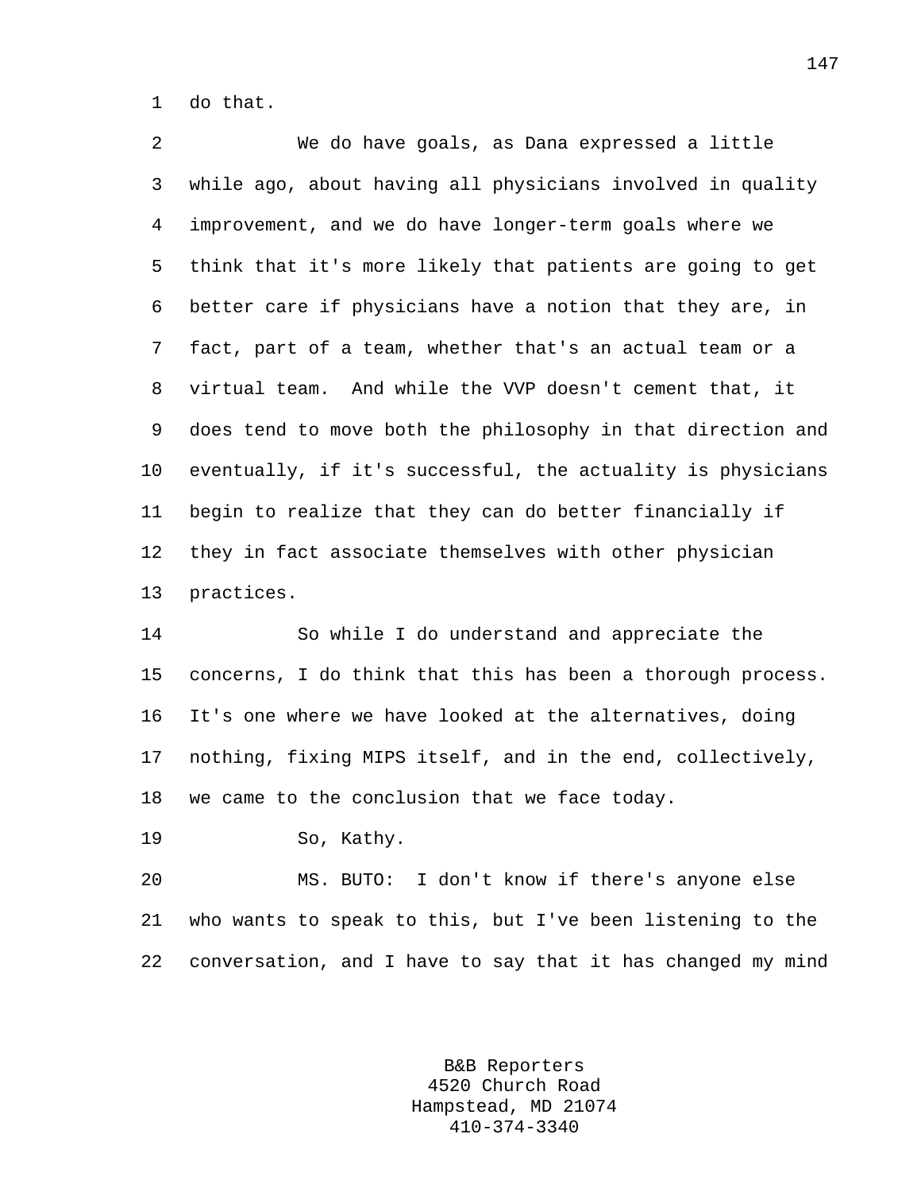do that.

We do have goals, as Dana expressed a little while ago, about having all physicians involved in quality improvement, and we do have longer-term goals where we think that it's more likely that patients are going to get better care if physicians have a notion that they are, in fact, part of a team, whether that's an actual team or a virtual team. And while the VVP doesn't cement that, it does tend to move both the philosophy in that direction and eventually, if it's successful, the actuality is physicians begin to realize that they can do better financially if they in fact associate themselves with other physician practices.

So while I do understand and appreciate the concerns, I do think that this has been a thorough process. It's one where we have looked at the alternatives, doing nothing, fixing MIPS itself, and in the end, collectively, we came to the conclusion that we face today.

So, Kathy.

MS. BUTO: I don't know if there's anyone else who wants to speak to this, but I've been listening to the conversation, and I have to say that it has changed my mind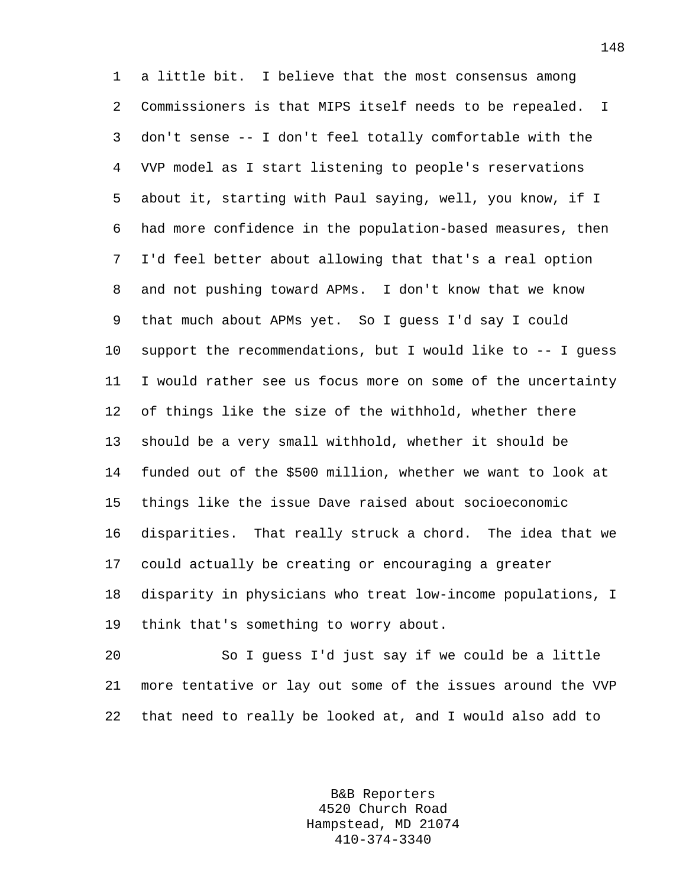a little bit. I believe that the most consensus among Commissioners is that MIPS itself needs to be repealed. I don't sense -- I don't feel totally comfortable with the VVP model as I start listening to people's reservations about it, starting with Paul saying, well, you know, if I had more confidence in the population-based measures, then I'd feel better about allowing that that's a real option and not pushing toward APMs. I don't know that we know that much about APMs yet. So I guess I'd say I could support the recommendations, but I would like to -- I guess I would rather see us focus more on some of the uncertainty of things like the size of the withhold, whether there should be a very small withhold, whether it should be funded out of the $500 million, whether we want to look at things like the issue Dave raised about socioeconomic disparities. That really struck a chord. The idea that we could actually be creating or encouraging a greater disparity in physicians who treat low-income populations, I think that's something to worry about.

So I guess I'd just say if we could be a little more tentative or lay out some of the issues around the VVP that need to really be looked at, and I would also add to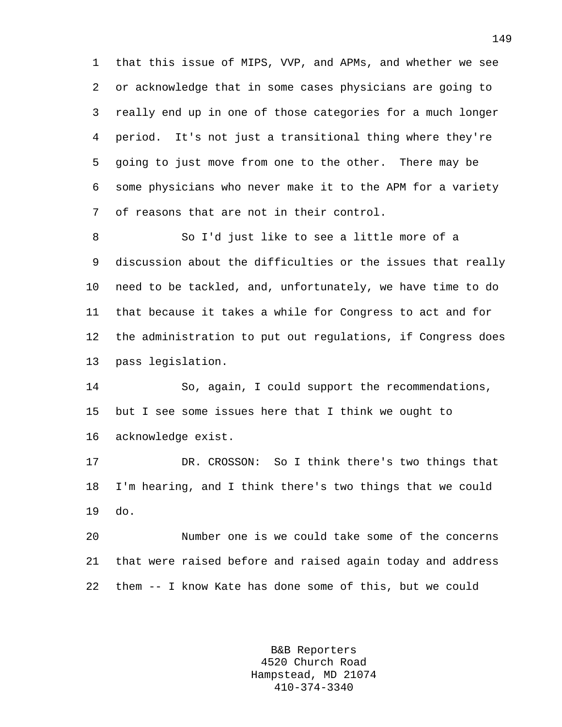that this issue of MIPS, VVP, and APMs, and whether we see or acknowledge that in some cases physicians are going to really end up in one of those categories for a much longer period. It's not just a transitional thing where they're going to just move from one to the other. There may be some physicians who never make it to the APM for a variety of reasons that are not in their control.

So I'd just like to see a little more of a discussion about the difficulties or the issues that really need to be tackled, and, unfortunately, we have time to do that because it takes a while for Congress to act and for the administration to put out regulations, if Congress does pass legislation.

So, again, I could support the recommendations, but I see some issues here that I think we ought to acknowledge exist.

DR. CROSSON: So I think there's two things that I'm hearing, and I think there's two things that we could do.

Number one is we could take some of the concerns that were raised before and raised again today and address them -- I know Kate has done some of this, but we could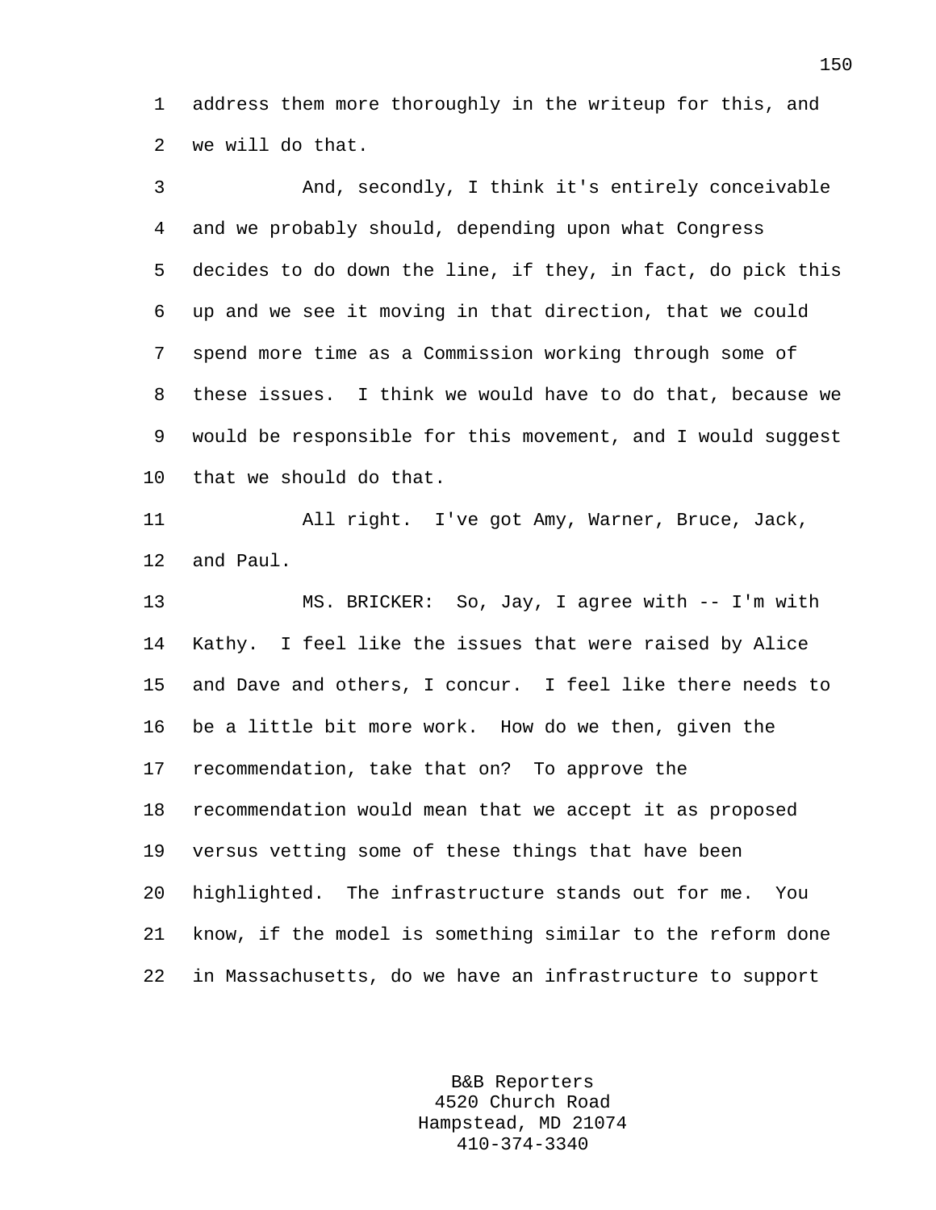address them more thoroughly in the writeup for this, and we will do that.

And, secondly, I think it's entirely conceivable and we probably should, depending upon what Congress decides to do down the line, if they, in fact, do pick this up and we see it moving in that direction, that we could spend more time as a Commission working through some of these issues. I think we would have to do that, because we would be responsible for this movement, and I would suggest that we should do that.

All right. I've got Amy, Warner, Bruce, Jack, and Paul.

MS. BRICKER: So, Jay, I agree with -- I'm with Kathy. I feel like the issues that were raised by Alice and Dave and others, I concur. I feel like there needs to be a little bit more work. How do we then, given the recommendation, take that on? To approve the recommendation would mean that we accept it as proposed versus vetting some of these things that have been highlighted. The infrastructure stands out for me. You know, if the model is something similar to the reform done in Massachusetts, do we have an infrastructure to support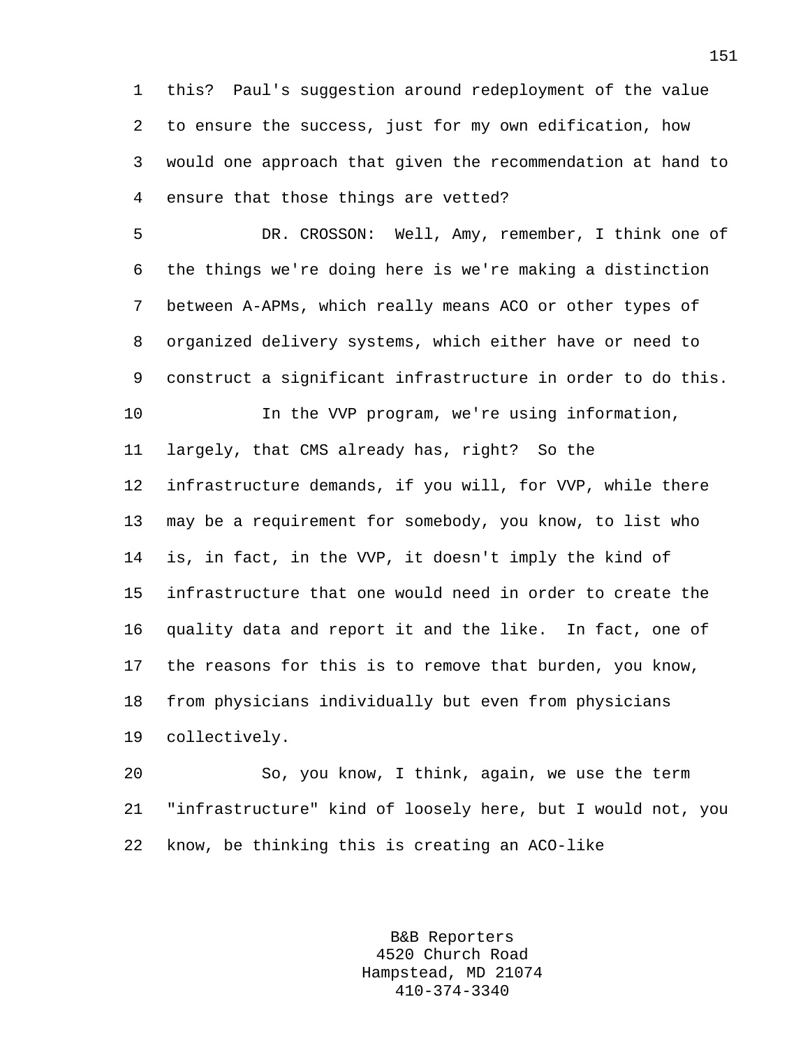this? Paul's suggestion around redeployment of the value to ensure the success, just for my own edification, how would one approach that given the recommendation at hand to ensure that those things are vetted?

DR. CROSSON: Well, Amy, remember, I think one of the things we're doing here is we're making a distinction between A-APMs, which really means ACO or other types of organized delivery systems, which either have or need to construct a significant infrastructure in order to do this.

In the VVP program, we're using information, largely, that CMS already has, right? So the infrastructure demands, if you will, for VVP, while there may be a requirement for somebody, you know, to list who is, in fact, in the VVP, it doesn't imply the kind of infrastructure that one would need in order to create the quality data and report it and the like. In fact, one of the reasons for this is to remove that burden, you know, from physicians individually but even from physicians collectively.

So, you know, I think, again, we use the term "infrastructure" kind of loosely here, but I would not, you know, be thinking this is creating an ACO-like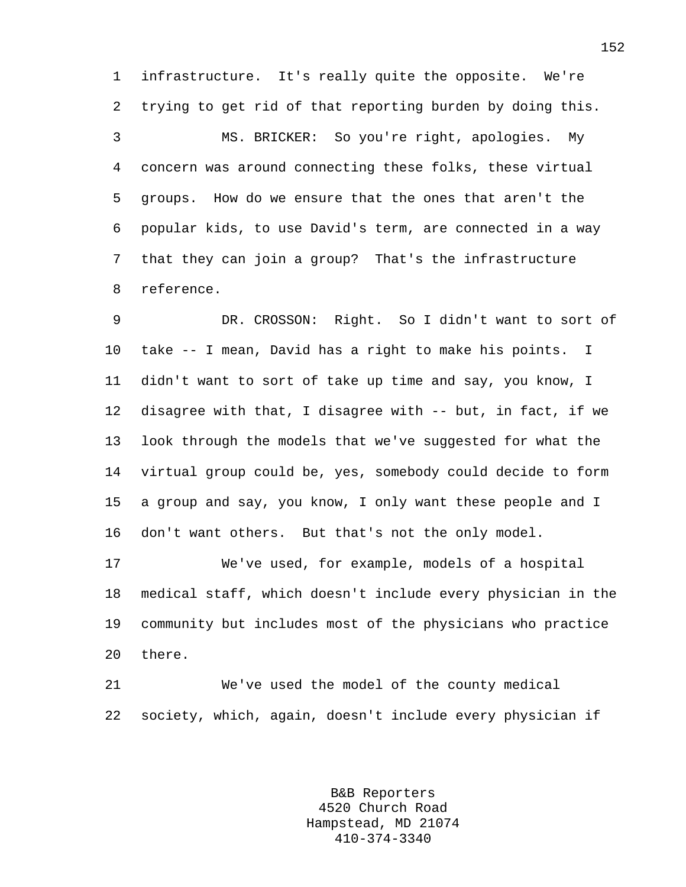infrastructure. It's really quite the opposite. We're trying to get rid of that reporting burden by doing this.

MS. BRICKER: So you're right, apologies. My concern was around connecting these folks, these virtual groups. How do we ensure that the ones that aren't the popular kids, to use David's term, are connected in a way that they can join a group? That's the infrastructure reference.

DR. CROSSON: Right. So I didn't want to sort of take -- I mean, David has a right to make his points. I didn't want to sort of take up time and say, you know, I disagree with that, I disagree with -- but, in fact, if we look through the models that we've suggested for what the virtual group could be, yes, somebody could decide to form a group and say, you know, I only want these people and I don't want others. But that's not the only model.

We've used, for example, models of a hospital medical staff, which doesn't include every physician in the community but includes most of the physicians who practice there.

We've used the model of the county medical society, which, again, doesn't include every physician if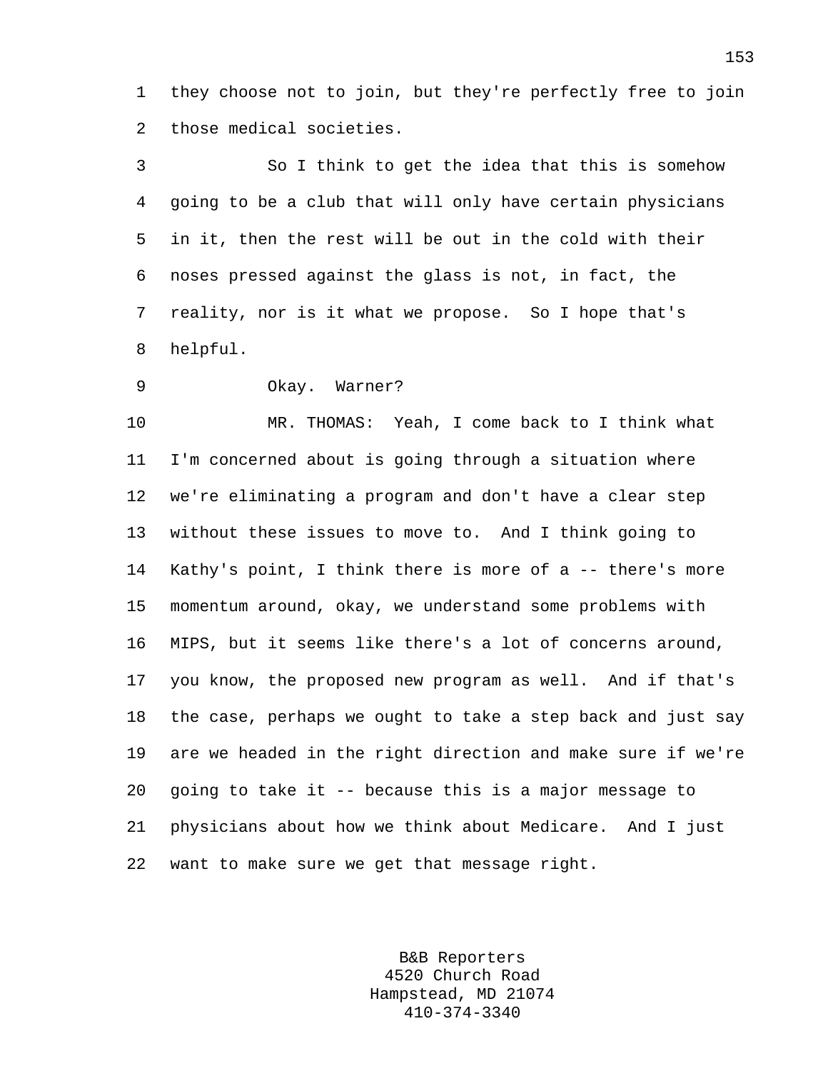they choose not to join, but they're perfectly free to join those medical societies.

So I think to get the idea that this is somehow going to be a club that will only have certain physicians in it, then the rest will be out in the cold with their noses pressed against the glass is not, in fact, the reality, nor is it what we propose. So I hope that's helpful.

Okay. Warner?

MR. THOMAS: Yeah, I come back to I think what I'm concerned about is going through a situation where we're eliminating a program and don't have a clear step without these issues to move to. And I think going to Kathy's point, I think there is more of a -- there's more momentum around, okay, we understand some problems with MIPS, but it seems like there's a lot of concerns around, you know, the proposed new program as well. And if that's the case, perhaps we ought to take a step back and just say are we headed in the right direction and make sure if we're going to take it -- because this is a major message to physicians about how we think about Medicare. And I just want to make sure we get that message right.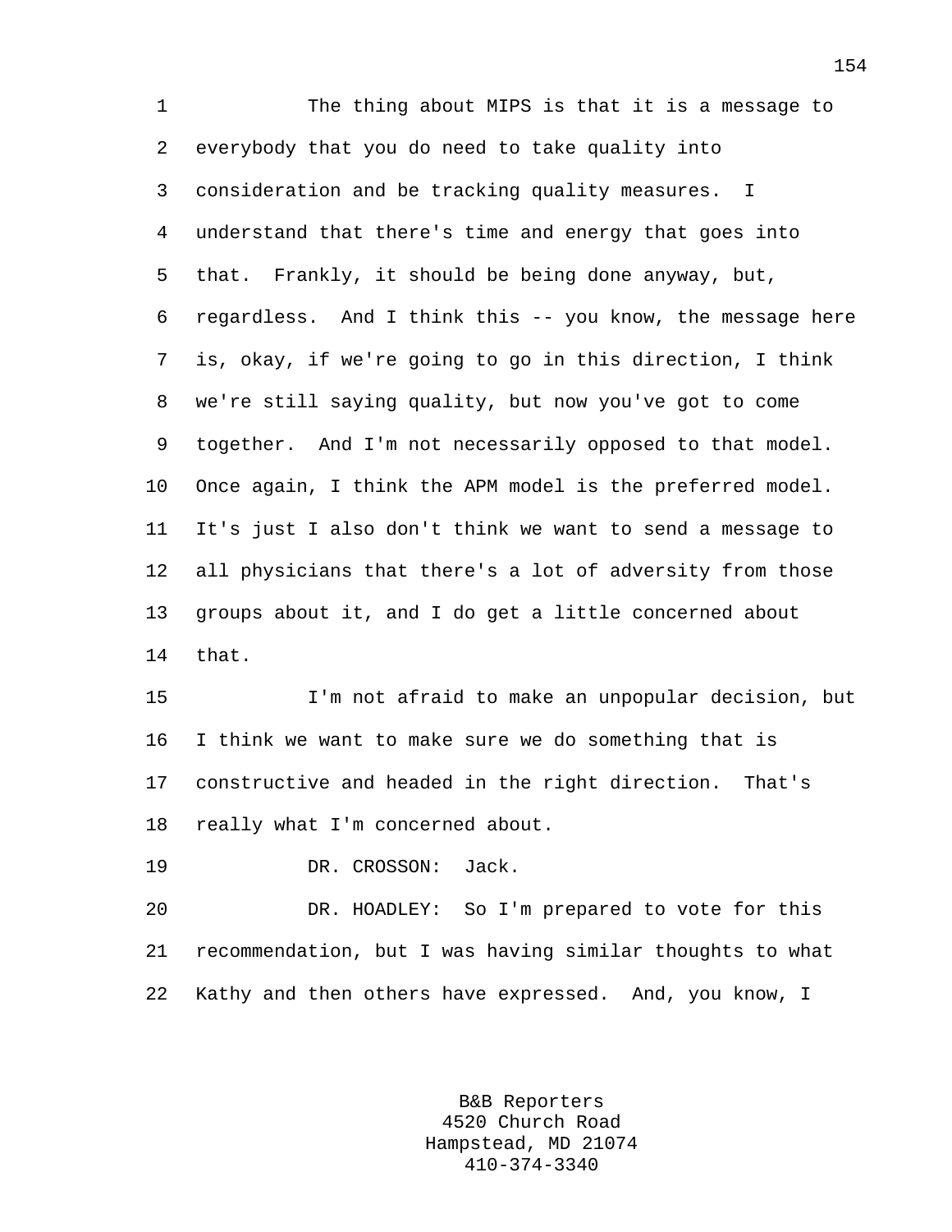The thing about MIPS is that it is a message to everybody that you do need to take quality into consideration and be tracking quality measures. I understand that there's time and energy that goes into that. Frankly, it should be being done anyway, but, regardless. And I think this -- you know, the message here is, okay, if we're going to go in this direction, I think we're still saying quality, but now you've got to come together. And I'm not necessarily opposed to that model. Once again, I think the APM model is the preferred model. It's just I also don't think we want to send a message to all physicians that there's a lot of adversity from those groups about it, and I do get a little concerned about that.

I'm not afraid to make an unpopular decision, but I think we want to make sure we do something that is constructive and headed in the right direction. That's really what I'm concerned about.

DR. CROSSON: Jack.

DR. HOADLEY: So I'm prepared to vote for this recommendation, but I was having similar thoughts to what Kathy and then others have expressed. And, you know, I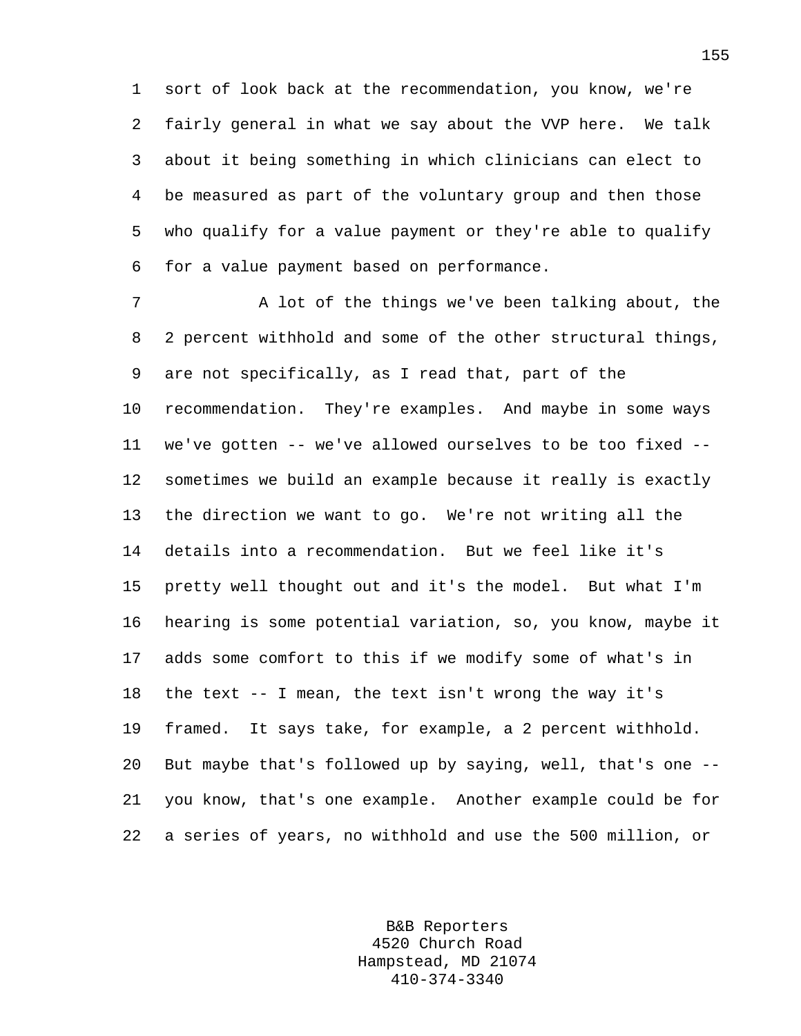sort of look back at the recommendation, you know, we're fairly general in what we say about the VVP here. We talk about it being something in which clinicians can elect to be measured as part of the voluntary group and then those who qualify for a value payment or they're able to qualify for a value payment based on performance.

A lot of the things we've been talking about, the 2 percent withhold and some of the other structural things, are not specifically, as I read that, part of the recommendation. They're examples. And maybe in some ways we've gotten -- we've allowed ourselves to be too fixed -- sometimes we build an example because it really is exactly the direction we want to go. We're not writing all the details into a recommendation. But we feel like it's pretty well thought out and it's the model. But what I'm hearing is some potential variation, so, you know, maybe it adds some comfort to this if we modify some of what's in the text -- I mean, the text isn't wrong the way it's framed. It says take, for example, a 2 percent withhold. But maybe that's followed up by saying, well, that's one -- you know, that's one example. Another example could be for a series of years, no withhold and use the 500 million, or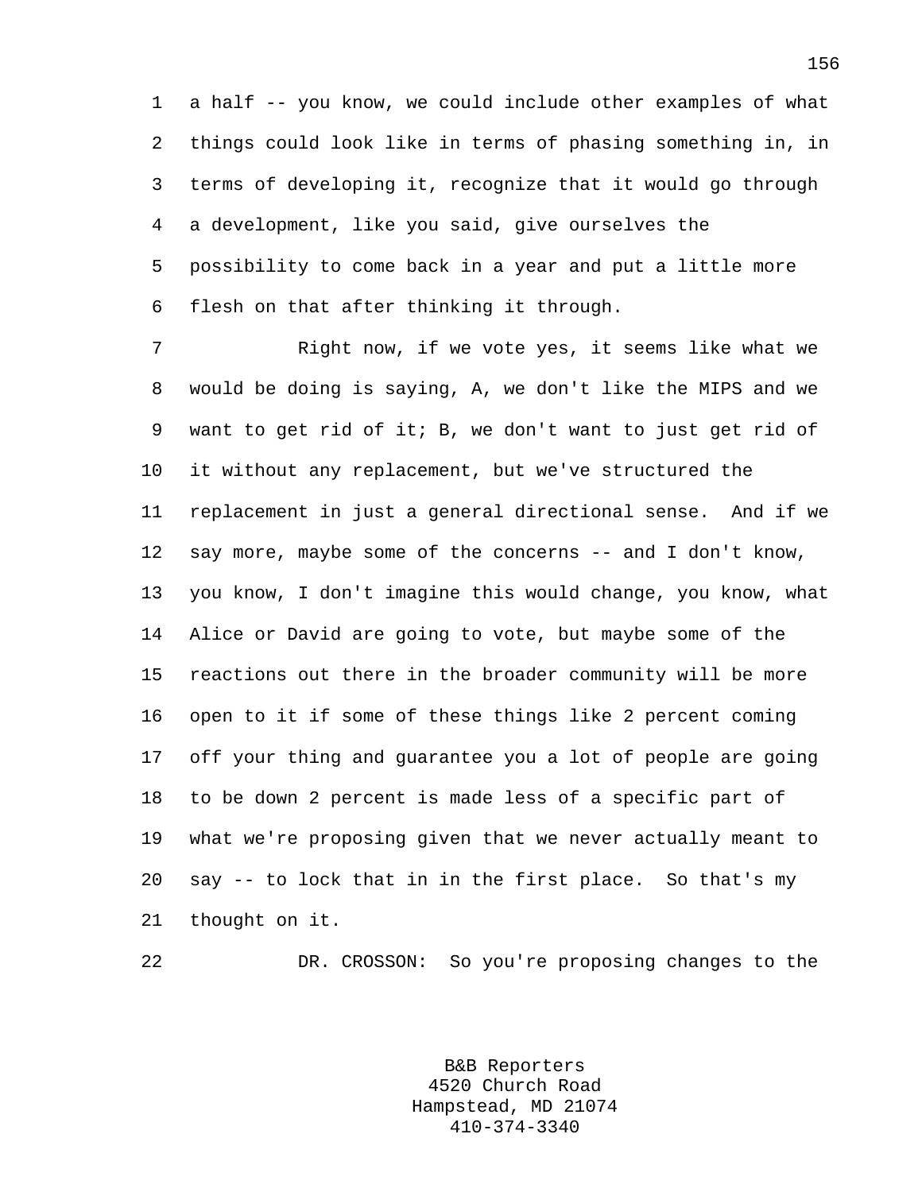a half -- you know, we could include other examples of what things could look like in terms of phasing something in, in terms of developing it, recognize that it would go through a development, like you said, give ourselves the possibility to come back in a year and put a little more flesh on that after thinking it through.

Right now, if we vote yes, it seems like what we would be doing is saying, A, we don't like the MIPS and we want to get rid of it; B, we don't want to just get rid of it without any replacement, but we've structured the replacement in just a general directional sense. And if we say more, maybe some of the concerns -- and I don't know, you know, I don't imagine this would change, you know, what Alice or David are going to vote, but maybe some of the reactions out there in the broader community will be more open to it if some of these things like 2 percent coming off your thing and guarantee you a lot of people are going to be down 2 percent is made less of a specific part of what we're proposing given that we never actually meant to say -- to lock that in in the first place. So that's my thought on it.

DR. CROSSON: So you're proposing changes to the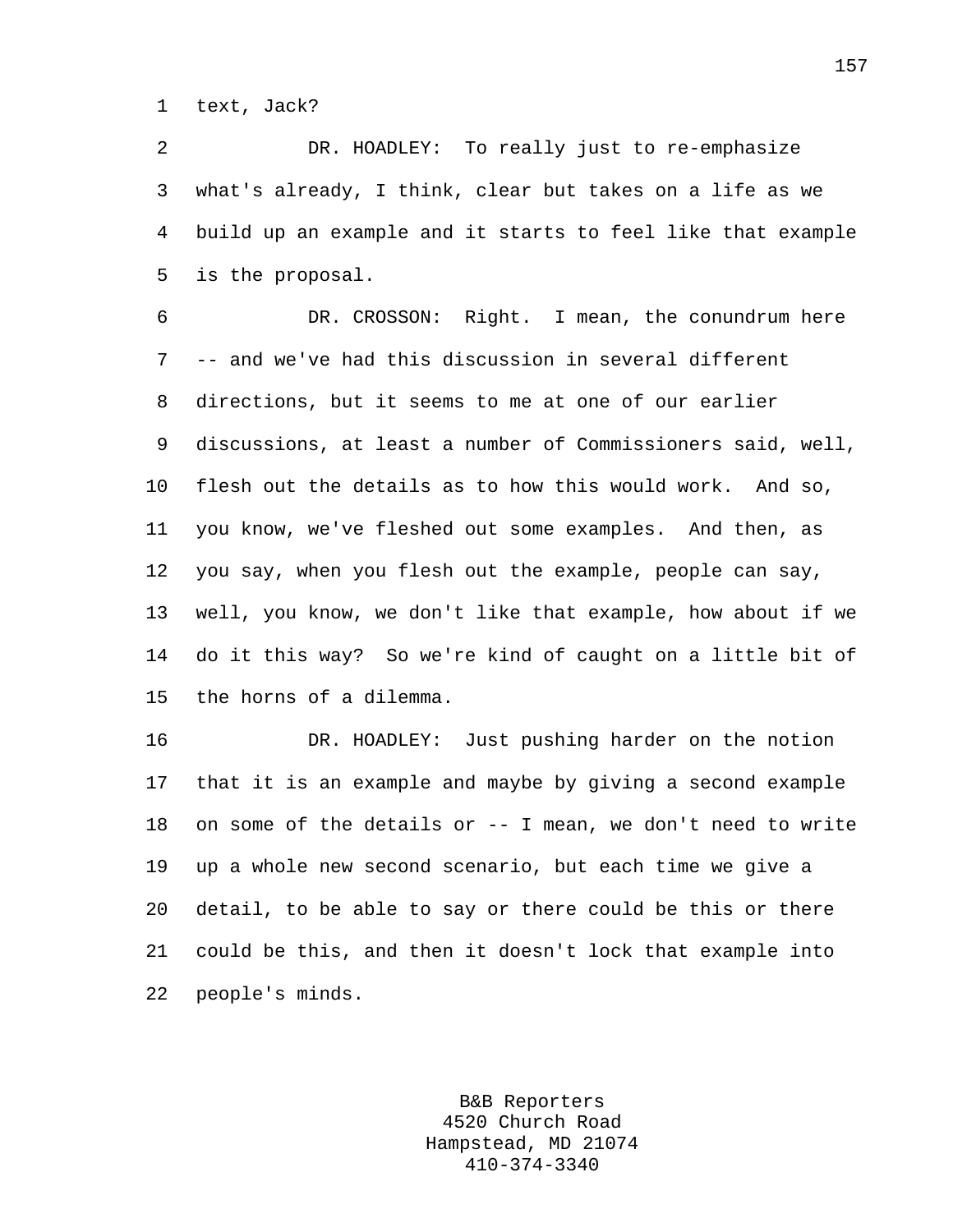text, Jack?

DR. HOADLEY: To really just to re-emphasize what's already, I think, clear but takes on a life as we build up an example and it starts to feel like that example is the proposal.

DR. CROSSON: Right. I mean, the conundrum here -- and we've had this discussion in several different directions, but it seems to me at one of our earlier discussions, at least a number of Commissioners said, well, flesh out the details as to how this would work. And so, you know, we've fleshed out some examples. And then, as you say, when you flesh out the example, people can say, well, you know, we don't like that example, how about if we do it this way? So we're kind of caught on a little bit of the horns of a dilemma.

DR. HOADLEY: Just pushing harder on the notion that it is an example and maybe by giving a second example on some of the details or -- I mean, we don't need to write up a whole new second scenario, but each time we give a detail, to be able to say or there could be this or there could be this, and then it doesn't lock that example into people's minds.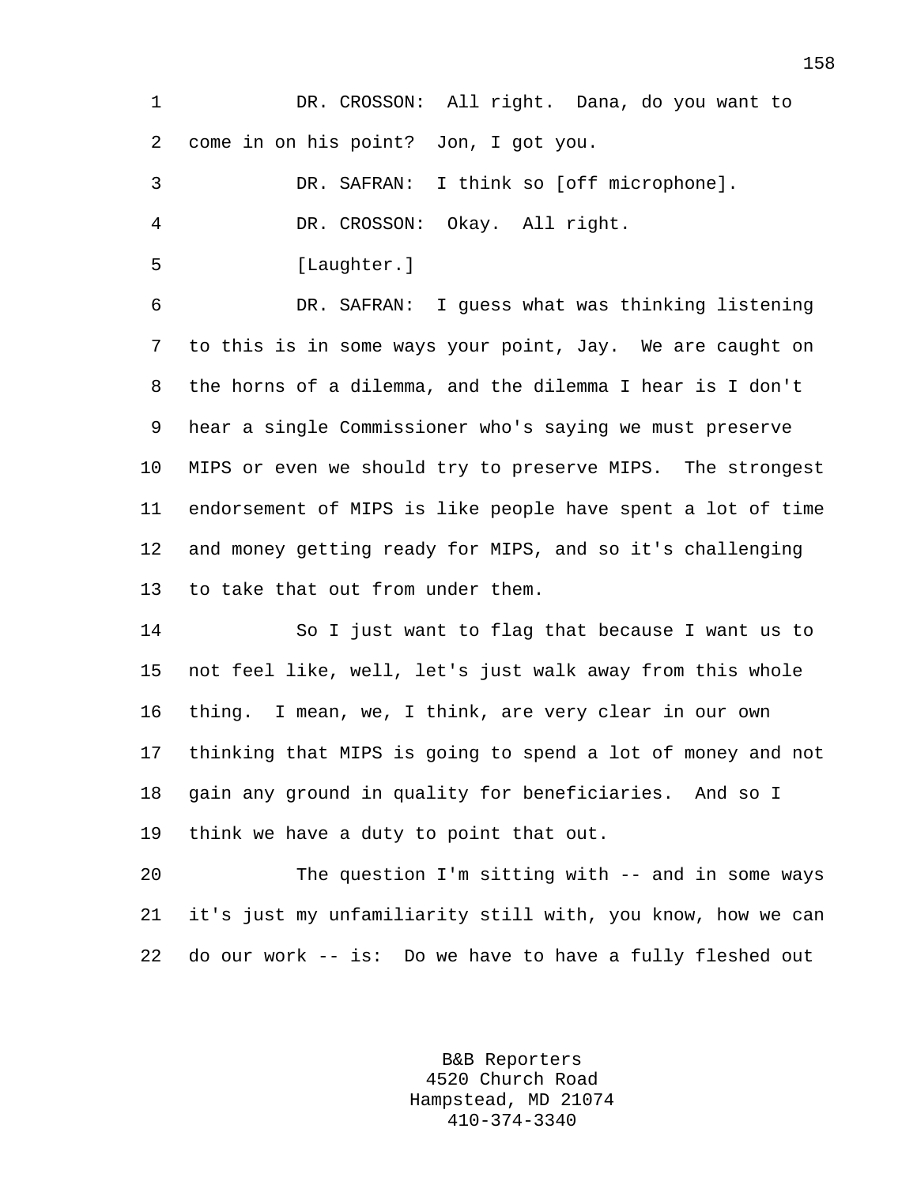DR. CROSSON: All right. Dana, do you want to come in on his point? Jon, I got you.

DR. SAFRAN: I think so [off microphone].

DR. CROSSON: Okay. All right.

[Laughter.]

DR. SAFRAN: I guess what was thinking listening to this is in some ways your point, Jay. We are caught on the horns of a dilemma, and the dilemma I hear is I don't hear a single Commissioner who's saying we must preserve MIPS or even we should try to preserve MIPS. The strongest endorsement of MIPS is like people have spent a lot of time and money getting ready for MIPS, and so it's challenging to take that out from under them.

So I just want to flag that because I want us to not feel like, well, let's just walk away from this whole thing. I mean, we, I think, are very clear in our own thinking that MIPS is going to spend a lot of money and not gain any ground in quality for beneficiaries. And so I think we have a duty to point that out.

The question I'm sitting with -- and in some ways it's just my unfamiliarity still with, you know, how we can do our work -- is: Do we have to have a fully fleshed out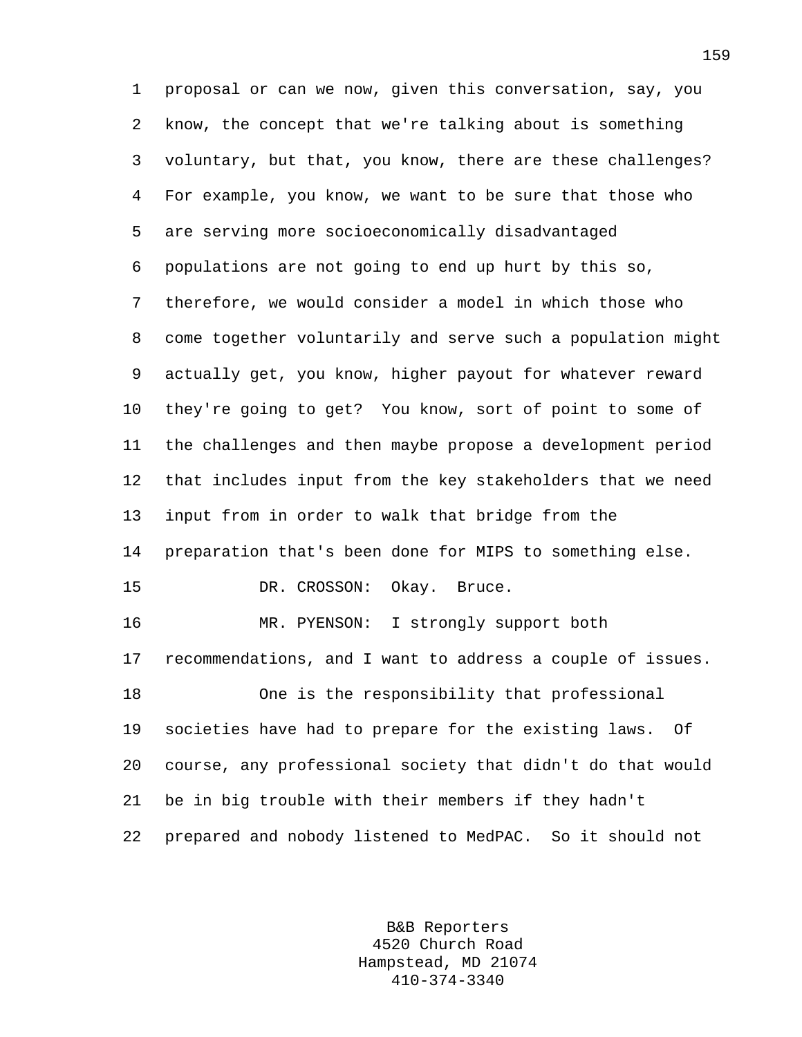proposal or can we now, given this conversation, say, you know, the concept that we're talking about is something voluntary, but that, you know, there are these challenges? For example, you know, we want to be sure that those who are serving more socioeconomically disadvantaged populations are not going to end up hurt by this so, therefore, we would consider a model in which those who come together voluntarily and serve such a population might actually get, you know, higher payout for whatever reward they're going to get? You know, sort of point to some of the challenges and then maybe propose a development period that includes input from the key stakeholders that we need input from in order to walk that bridge from the preparation that's been done for MIPS to something else.

DR. CROSSON: Okay. Bruce.

MR. PYENSON: I strongly support both recommendations, and I want to address a couple of issues.

One is the responsibility that professional societies have had to prepare for the existing laws. Of course, any professional society that didn't do that would be in big trouble with their members if they hadn't prepared and nobody listened to MedPAC. So it should not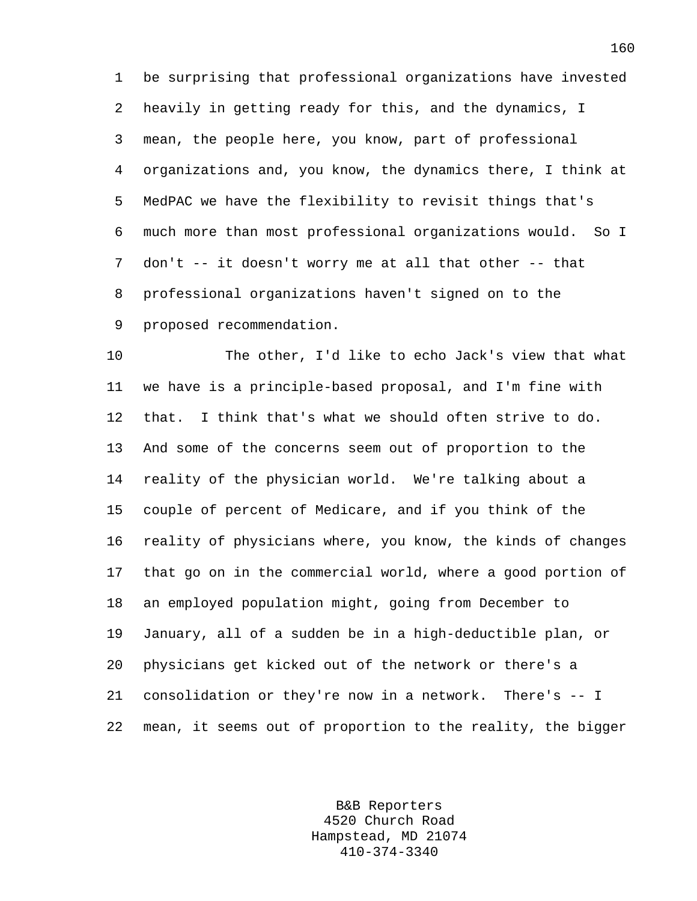be surprising that professional organizations have invested heavily in getting ready for this, and the dynamics, I mean, the people here, you know, part of professional organizations and, you know, the dynamics there, I think at MedPAC we have the flexibility to revisit things that's much more than most professional organizations would. So I don't -- it doesn't worry me at all that other -- that professional organizations haven't signed on to the proposed recommendation.

The other, I'd like to echo Jack's view that what we have is a principle-based proposal, and I'm fine with that. I think that's what we should often strive to do. And some of the concerns seem out of proportion to the reality of the physician world. We're talking about a couple of percent of Medicare, and if you think of the reality of physicians where, you know, the kinds of changes that go on in the commercial world, where a good portion of an employed population might, going from December to January, all of a sudden be in a high-deductible plan, or physicians get kicked out of the network or there's a consolidation or they're now in a network. There's -- I mean, it seems out of proportion to the reality, the bigger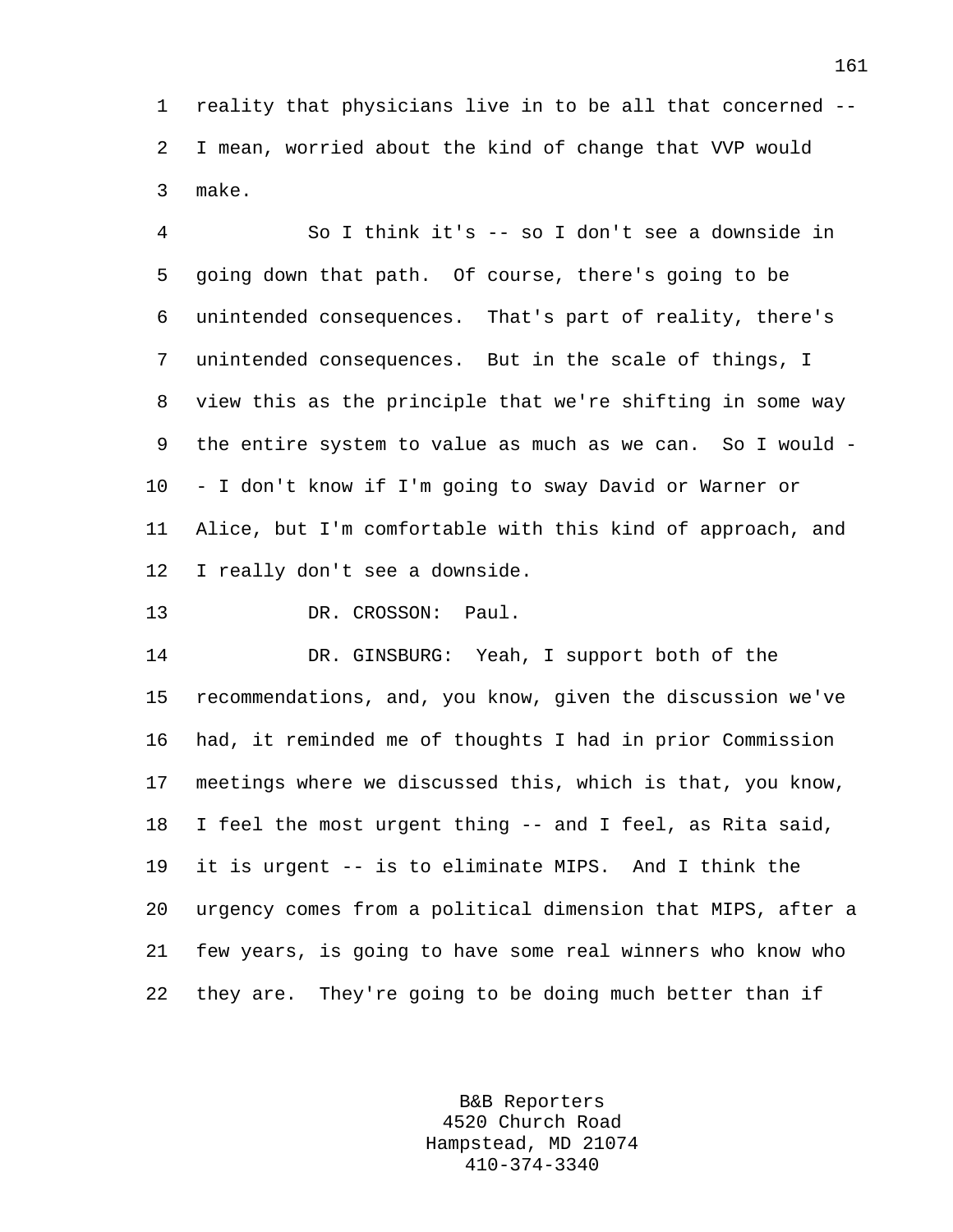reality that physicians live in to be all that concerned -- I mean, worried about the kind of change that VVP would make.

So I think it's -- so I don't see a downside in going down that path. Of course, there's going to be unintended consequences. That's part of reality, there's unintended consequences. But in the scale of things, I view this as the principle that we're shifting in some way the entire system to value as much as we can. So I would -- I don't know if I'm going to sway David or Warner or Alice, but I'm comfortable with this kind of approach, and I really don't see a downside.

DR. CROSSON: Paul.

DR. GINSBURG: Yeah, I support both of the recommendations, and, you know, given the discussion we've had, it reminded me of thoughts I had in prior Commission meetings where we discussed this, which is that, you know, I feel the most urgent thing -- and I feel, as Rita said, it is urgent -- is to eliminate MIPS. And I think the urgency comes from a political dimension that MIPS, after a few years, is going to have some real winners who know who they are. They're going to be doing much better than if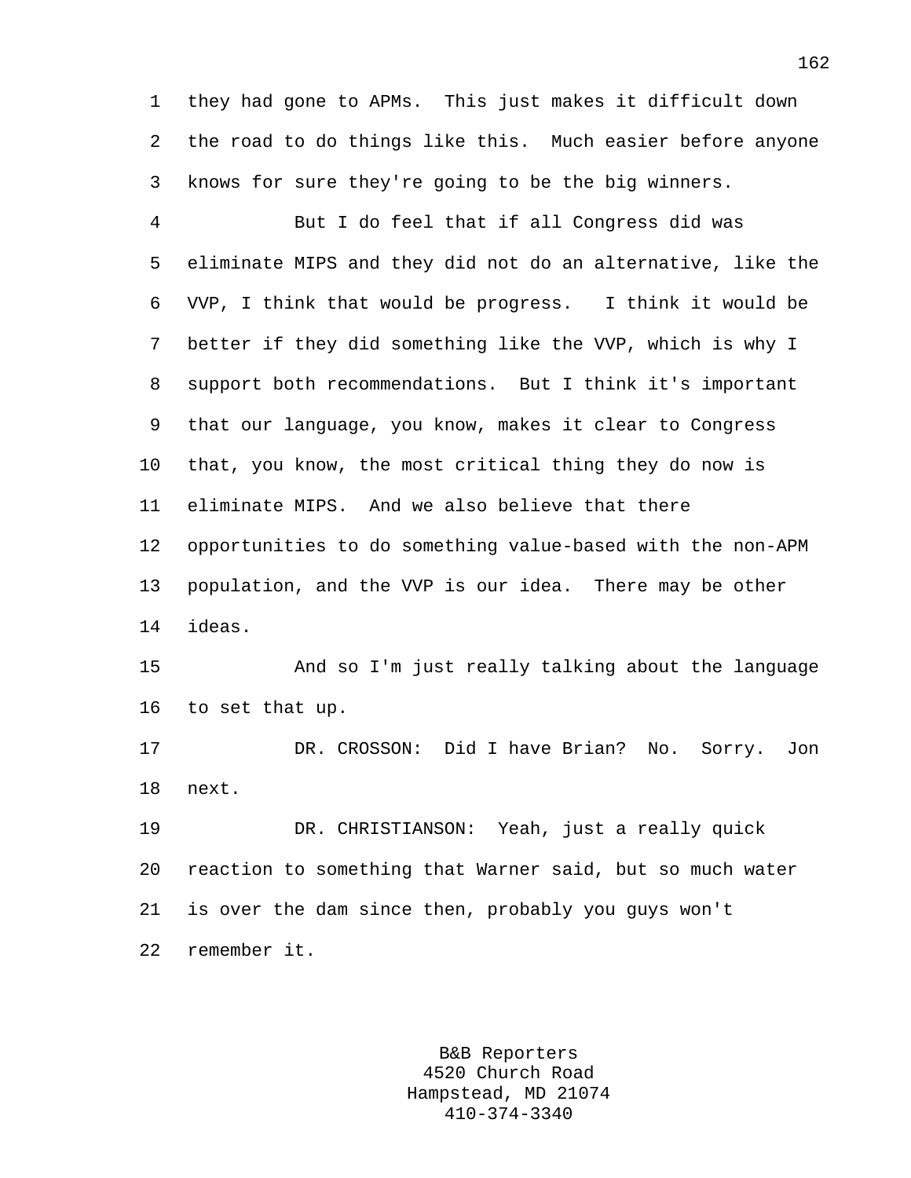they had gone to APMs. This just makes it difficult down the road to do things like this. Much easier before anyone knows for sure they're going to be the big winners.

But I do feel that if all Congress did was eliminate MIPS and they did not do an alternative, like the VVP, I think that would be progress. I think it would be better if they did something like the VVP, which is why I support both recommendations. But I think it's important that our language, you know, makes it clear to Congress that, you know, the most critical thing they do now is eliminate MIPS. And we also believe that there opportunities to do something value-based with the non-APM population, and the VVP is our idea. There may be other ideas.

And so I'm just really talking about the language to set that up.

DR. CROSSON: Did I have Brian? No. Sorry. Jon next.

DR. CHRISTIANSON: Yeah, just a really quick reaction to something that Warner said, but so much water is over the dam since then, probably you guys won't remember it.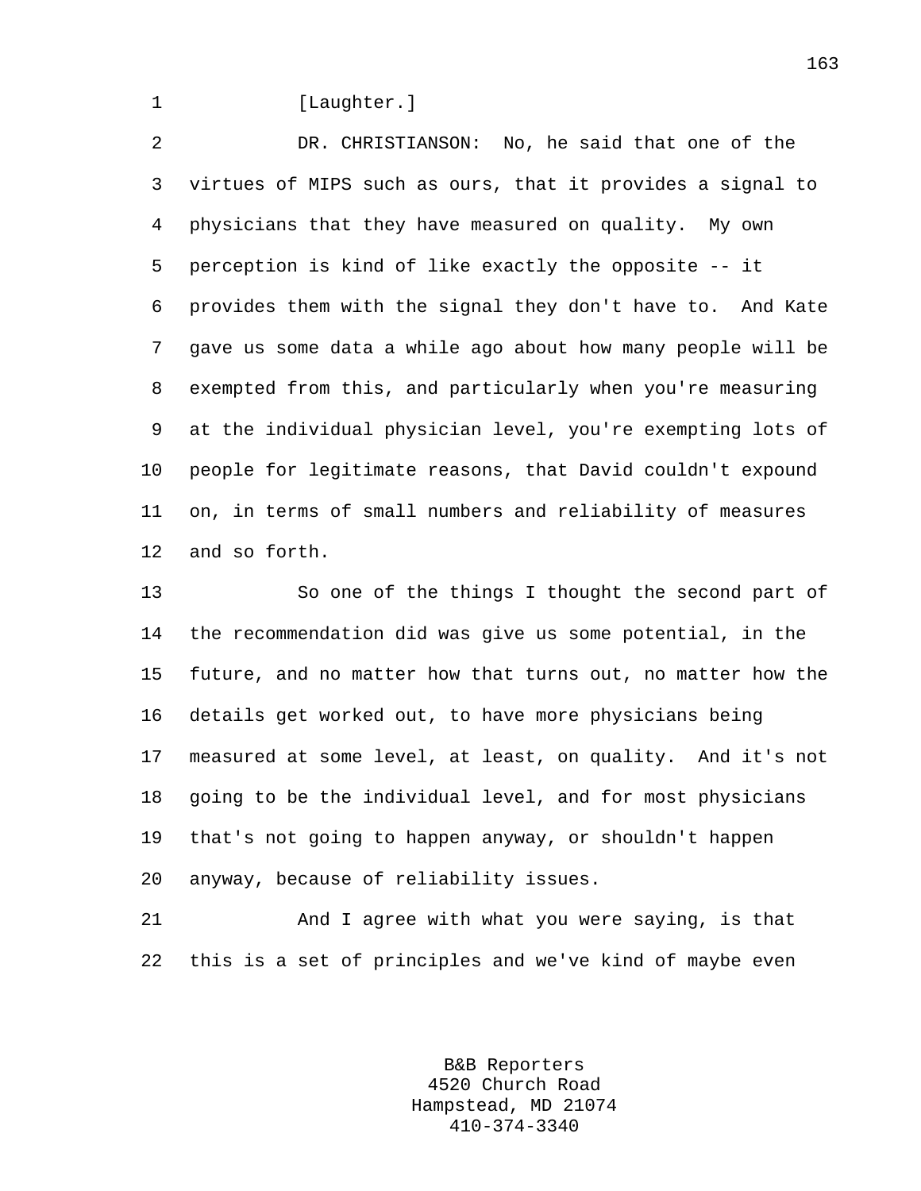[Laughter.]

DR. CHRISTIANSON: No, he said that one of the virtues of MIPS such as ours, that it provides a signal to physicians that they have measured on quality. My own perception is kind of like exactly the opposite -- it provides them with the signal they don't have to. And Kate gave us some data a while ago about how many people will be exempted from this, and particularly when you're measuring at the individual physician level, you're exempting lots of people for legitimate reasons, that David couldn't expound on, in terms of small numbers and reliability of measures and so forth.

So one of the things I thought the second part of the recommendation did was give us some potential, in the future, and no matter how that turns out, no matter how the details get worked out, to have more physicians being measured at some level, at least, on quality. And it's not going to be the individual level, and for most physicians that's not going to happen anyway, or shouldn't happen anyway, because of reliability issues.

And I agree with what you were saying, is that this is a set of principles and we've kind of maybe even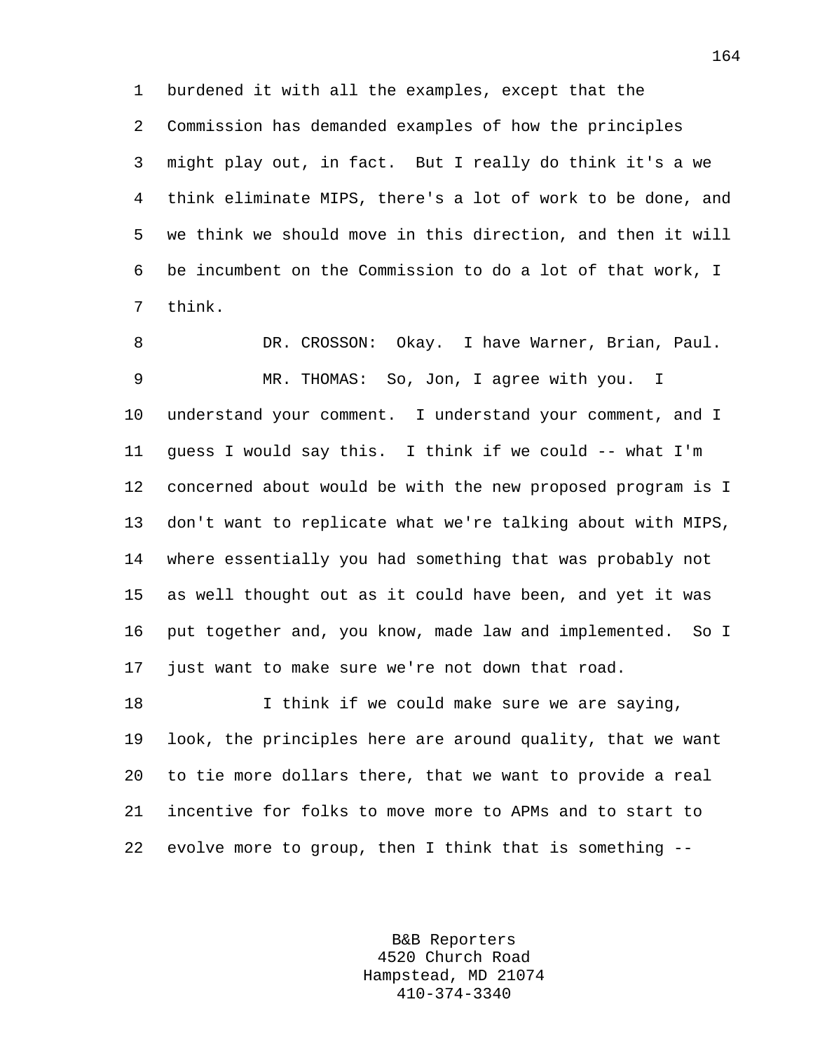burdened it with all the examples, except that the Commission has demanded examples of how the principles might play out, in fact. But I really do think it's a we think eliminate MIPS, there's a lot of work to be done, and we think we should move in this direction, and then it will be incumbent on the Commission to do a lot of that work, I think.

DR. CROSSON: Okay. I have Warner, Brian, Paul.

MR. THOMAS: So, Jon, I agree with you. I understand your comment. I understand your comment, and I guess I would say this. I think if we could -- what I'm concerned about would be with the new proposed program is I don't want to replicate what we're talking about with MIPS, where essentially you had something that was probably not as well thought out as it could have been, and yet it was put together and, you know, made law and implemented. So I just want to make sure we're not down that road.

I think if we could make sure we are saying, look, the principles here are around quality, that we want to tie more dollars there, that we want to provide a real incentive for folks to move more to APMs and to start to evolve more to group, then I think that is something --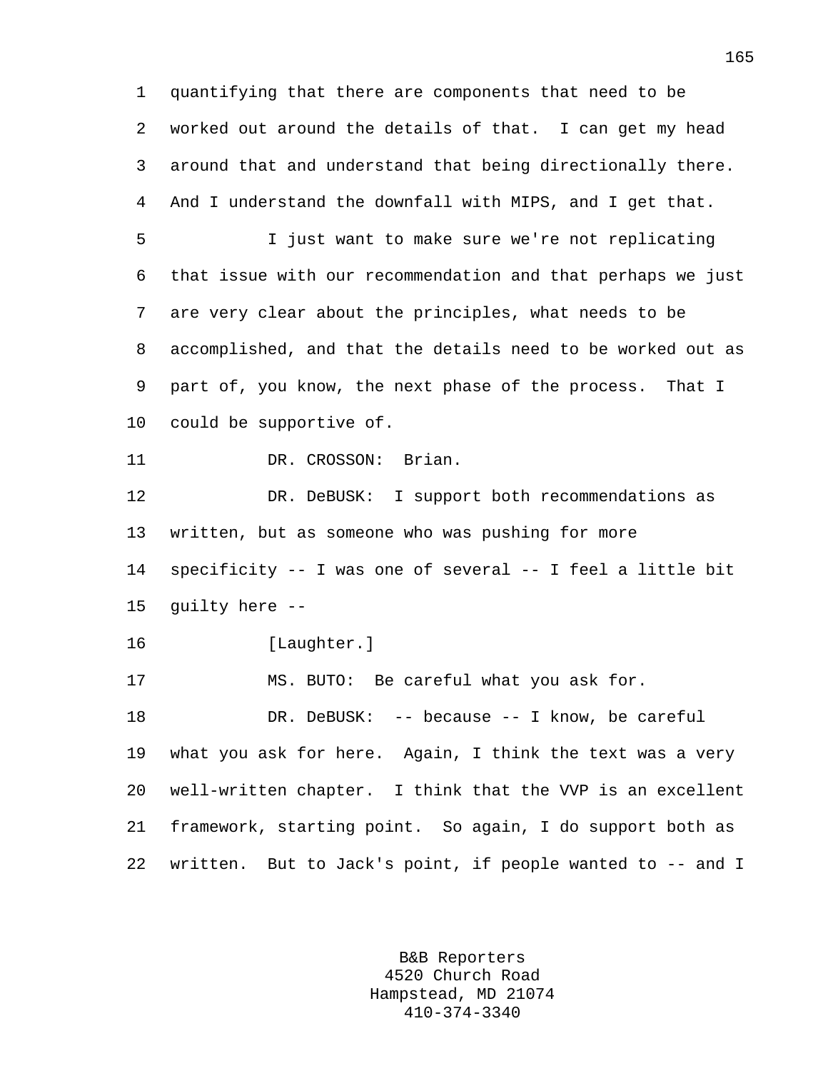quantifying that there are components that need to be worked out around the details of that. I can get my head around that and understand that being directionally there. And I understand the downfall with MIPS, and I get that.

I just want to make sure we're not replicating that issue with our recommendation and that perhaps we just are very clear about the principles, what needs to be accomplished, and that the details need to be worked out as part of, you know, the next phase of the process. That I could be supportive of.

DR. CROSSON: Brian.

DR. DeBUSK: I support both recommendations as written, but as someone who was pushing for more specificity -- I was one of several -- I feel a little bit guilty here --

[Laughter.]

MS. BUTO: Be careful what you ask for.

DR. DeBUSK: -- because -- I know, be careful what you ask for here. Again, I think the text was a very well-written chapter. I think that the VVP is an excellent framework, starting point. So again, I do support both as written. But to Jack's point, if people wanted to -- and I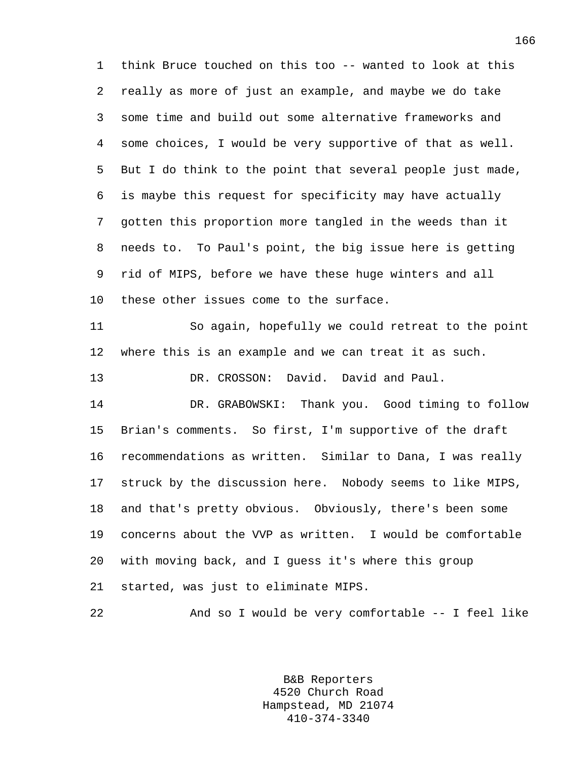think Bruce touched on this too -- wanted to look at this really as more of just an example, and maybe we do take some time and build out some alternative frameworks and some choices, I would be very supportive of that as well. But I do think to the point that several people just made, is maybe this request for specificity may have actually gotten this proportion more tangled in the weeds than it needs to. To Paul's point, the big issue here is getting rid of MIPS, before we have these huge winters and all these other issues come to the surface.

So again, hopefully we could retreat to the point where this is an example and we can treat it as such.

DR. CROSSON: David. David and Paul.

DR. GRABOWSKI: Thank you. Good timing to follow Brian's comments. So first, I'm supportive of the draft recommendations as written. Similar to Dana, I was really struck by the discussion here. Nobody seems to like MIPS, and that's pretty obvious. Obviously, there's been some concerns about the VVP as written. I would be comfortable with moving back, and I guess it's where this group started, was just to eliminate MIPS.

And so I would be very comfortable -- I feel like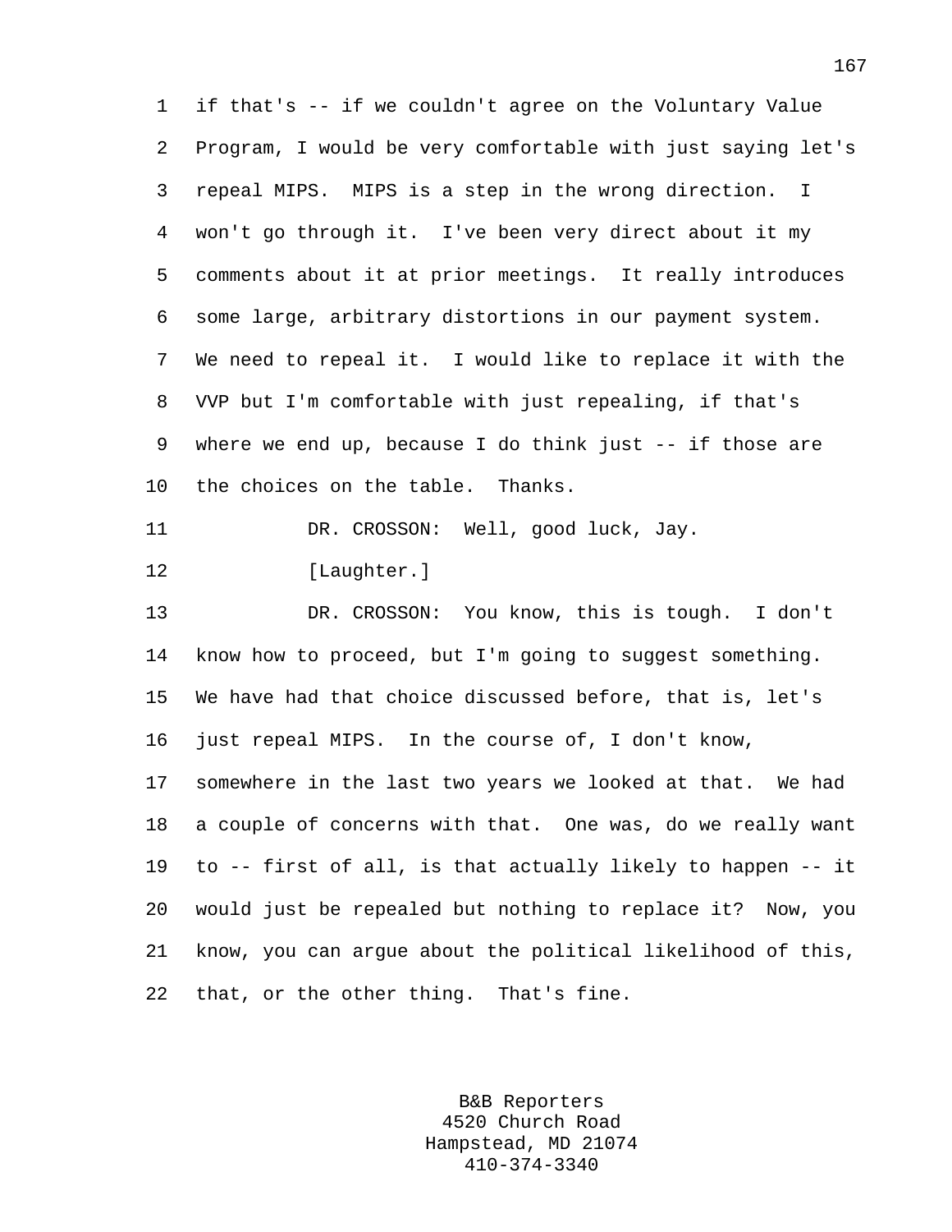if that's -- if we couldn't agree on the Voluntary Value Program, I would be very comfortable with just saying let's repeal MIPS. MIPS is a step in the wrong direction. I won't go through it. I've been very direct about it my comments about it at prior meetings. It really introduces some large, arbitrary distortions in our payment system. We need to repeal it. I would like to replace it with the VVP but I'm comfortable with just repealing, if that's where we end up, because I do think just -- if those are the choices on the table. Thanks.

DR. CROSSON: Well, good luck, Jay.

[Laughter.]

DR. CROSSON: You know, this is tough. I don't know how to proceed, but I'm going to suggest something. We have had that choice discussed before, that is, let's just repeal MIPS. In the course of, I don't know, somewhere in the last two years we looked at that. We had a couple of concerns with that. One was, do we really want to -- first of all, is that actually likely to happen -- it would just be repealed but nothing to replace it? Now, you know, you can argue about the political likelihood of this, that, or the other thing. That's fine.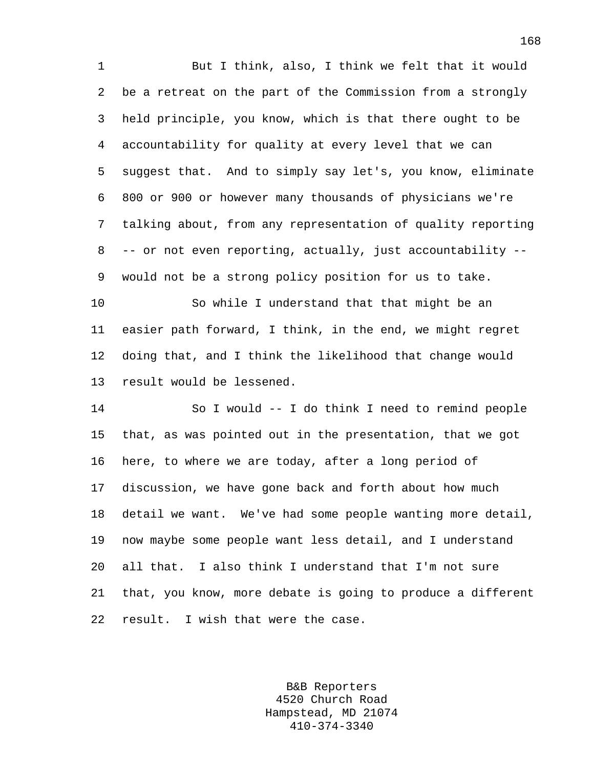But I think, also, I think we felt that it would be a retreat on the part of the Commission from a strongly held principle, you know, which is that there ought to be accountability for quality at every level that we can suggest that. And to simply say let's, you know, eliminate 800 or 900 or however many thousands of physicians we're talking about, from any representation of quality reporting -- or not even reporting, actually, just accountability -- would not be a strong policy position for us to take.

So while I understand that that might be an easier path forward, I think, in the end, we might regret doing that, and I think the likelihood that change would result would be lessened.

So I would -- I do think I need to remind people that, as was pointed out in the presentation, that we got here, to where we are today, after a long period of discussion, we have gone back and forth about how much detail we want. We've had some people wanting more detail, now maybe some people want less detail, and I understand all that. I also think I understand that I'm not sure that, you know, more debate is going to produce a different result. I wish that were the case.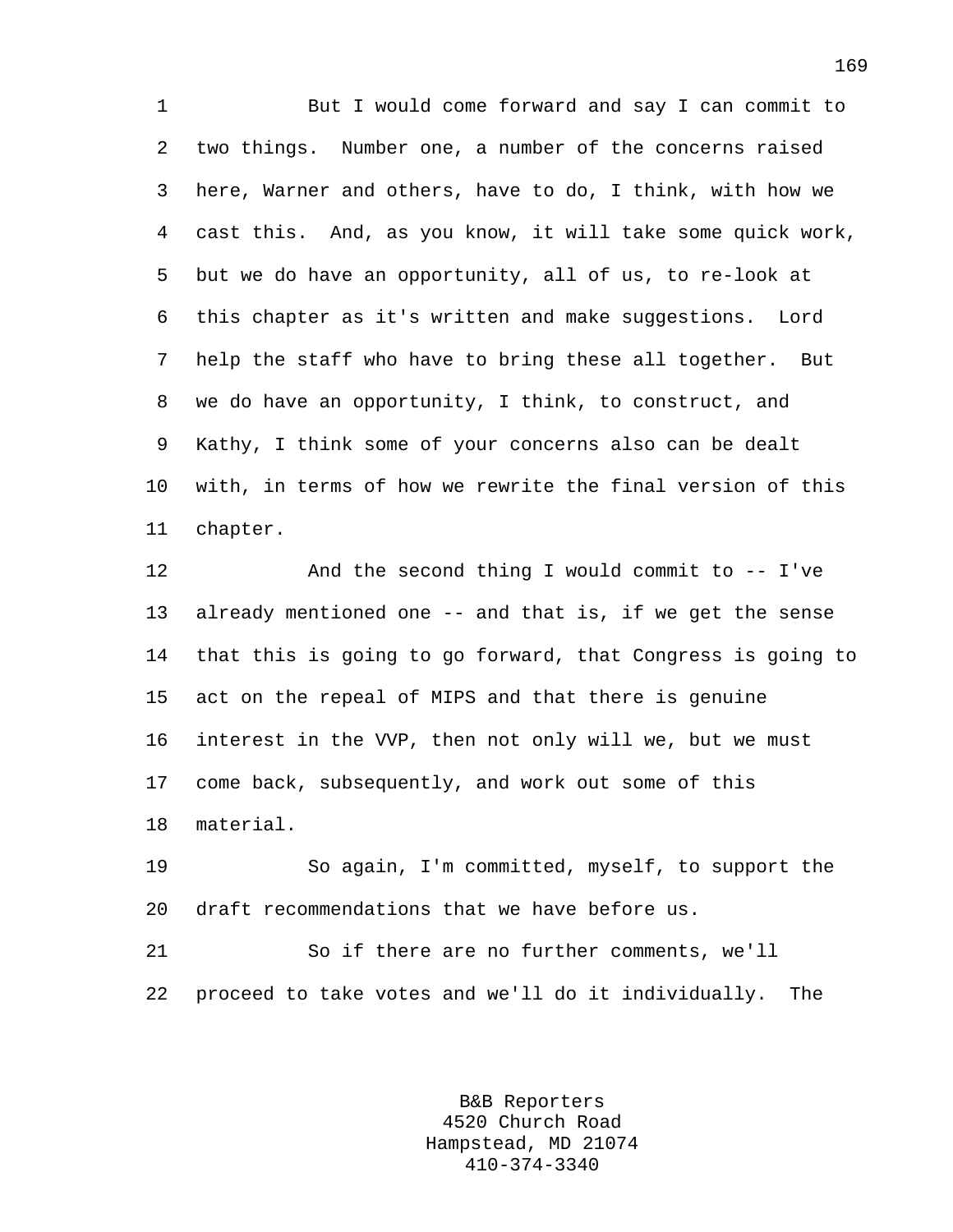But I would come forward and say I can commit to two things. Number one, a number of the concerns raised here, Warner and others, have to do, I think, with how we cast this. And, as you know, it will take some quick work, but we do have an opportunity, all of us, to re-look at this chapter as it's written and make suggestions. Lord help the staff who have to bring these all together. But we do have an opportunity, I think, to construct, and Kathy, I think some of your concerns also can be dealt with, in terms of how we rewrite the final version of this chapter.

And the second thing I would commit to -- I've already mentioned one -- and that is, if we get the sense that this is going to go forward, that Congress is going to act on the repeal of MIPS and that there is genuine interest in the VVP, then not only will we, but we must come back, subsequently, and work out some of this material.

So again, I'm committed, myself, to support the draft recommendations that we have before us.

So if there are no further comments, we'll proceed to take votes and we'll do it individually. The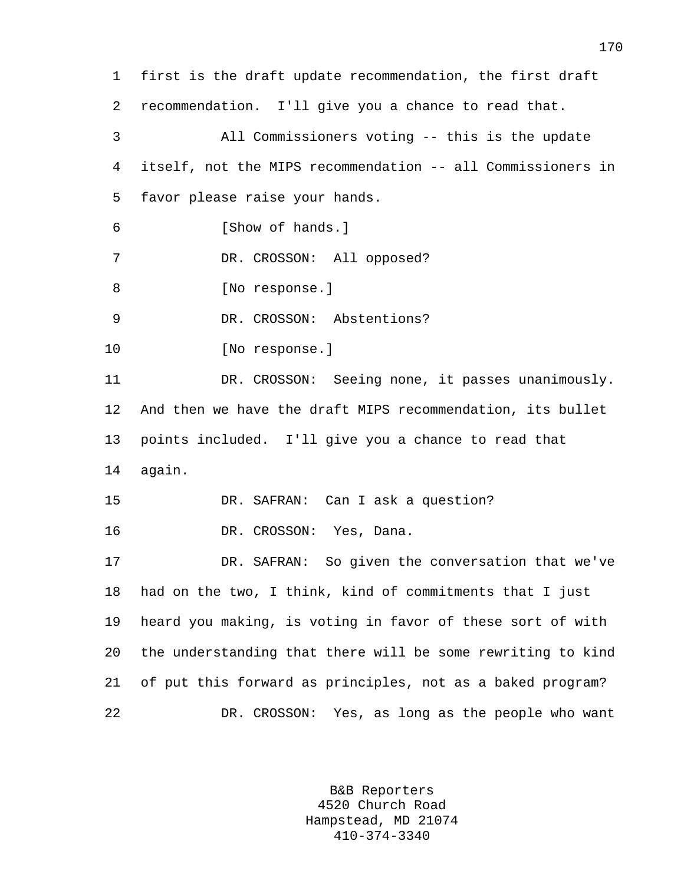first is the draft update recommendation, the first draft recommendation. I'll give you a chance to read that.

All Commissioners voting -- this is the update itself, not the MIPS recommendation -- all Commissioners in favor please raise your hands.

[Show of hands.]

DR. CROSSON: All opposed?

[No response.]

DR. CROSSON: Abstentions?

[No response.]

DR. CROSSON: Seeing none, it passes unanimously. And then we have the draft MIPS recommendation, its bullet points included. I'll give you a chance to read that again.

DR. SAFRAN: Can I ask a question?

DR. CROSSON: Yes, Dana.

DR. SAFRAN: So given the conversation that we've had on the two, I think, kind of commitments that I just heard you making, is voting in favor of these sort of with the understanding that there will be some rewriting to kind of put this forward as principles, not as a baked program?

DR. CROSSON: Yes, as long as the people who want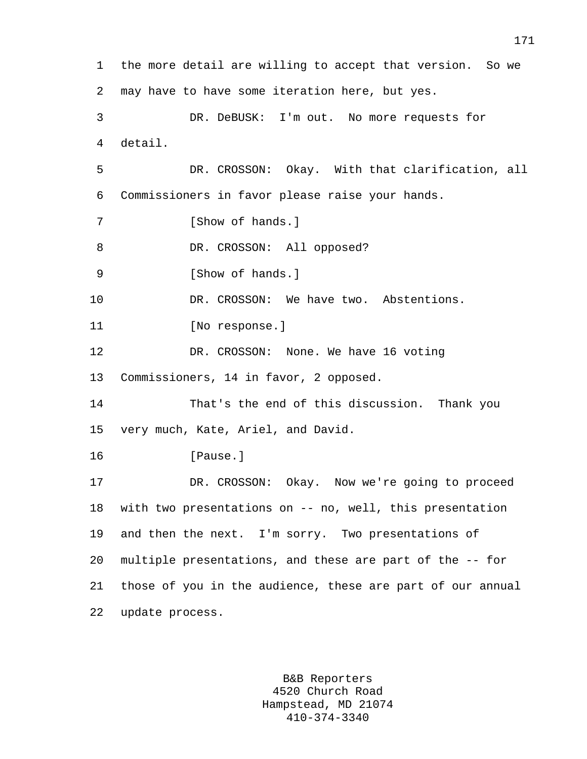the more detail are willing to accept that version. So we may have to have some iteration here, but yes.

DR. DeBUSK: I'm out. No more requests for detail.

DR. CROSSON: Okay. With that clarification, all Commissioners in favor please raise your hands.

[Show of hands.]

DR. CROSSON: All opposed?

[Show of hands.]

DR. CROSSON: We have two. Abstentions.

[No response.]

DR. CROSSON: None. We have 16 voting Commissioners, 14 in favor, 2 opposed.

That's the end of this discussion. Thank you very much, Kate, Ariel, and David.

[Pause.]

DR. CROSSON: Okay. Now we're going to proceed with two presentations on -- no, well, this presentation and then the next. I'm sorry. Two presentations of multiple presentations, and these are part of the -- for those of you in the audience, these are part of our annual update process.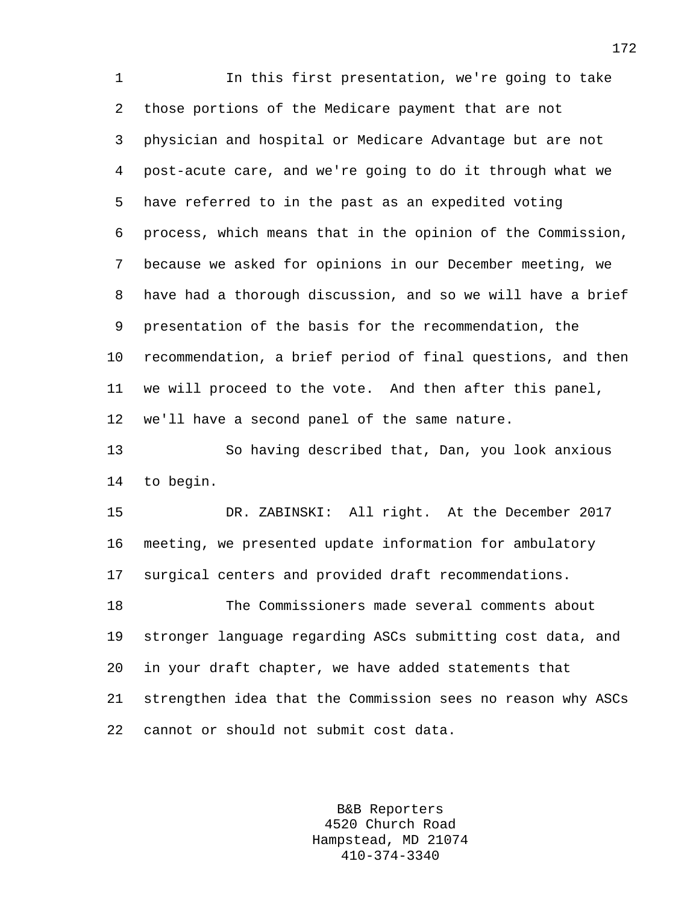In this first presentation, we're going to take those portions of the Medicare payment that are not physician and hospital or Medicare Advantage but are not post-acute care, and we're going to do it through what we have referred to in the past as an expedited voting process, which means that in the opinion of the Commission, because we asked for opinions in our December meeting, we have had a thorough discussion, and so we will have a brief presentation of the basis for the recommendation, the recommendation, a brief period of final questions, and then we will proceed to the vote. And then after this panel, we'll have a second panel of the same nature.

So having described that, Dan, you look anxious to begin.

DR. ZABINSKI: All right. At the December 2017 meeting, we presented update information for ambulatory surgical centers and provided draft recommendations.

The Commissioners made several comments about stronger language regarding ASCs submitting cost data, and in your draft chapter, we have added statements that strengthen idea that the Commission sees no reason why ASCs cannot or should not submit cost data.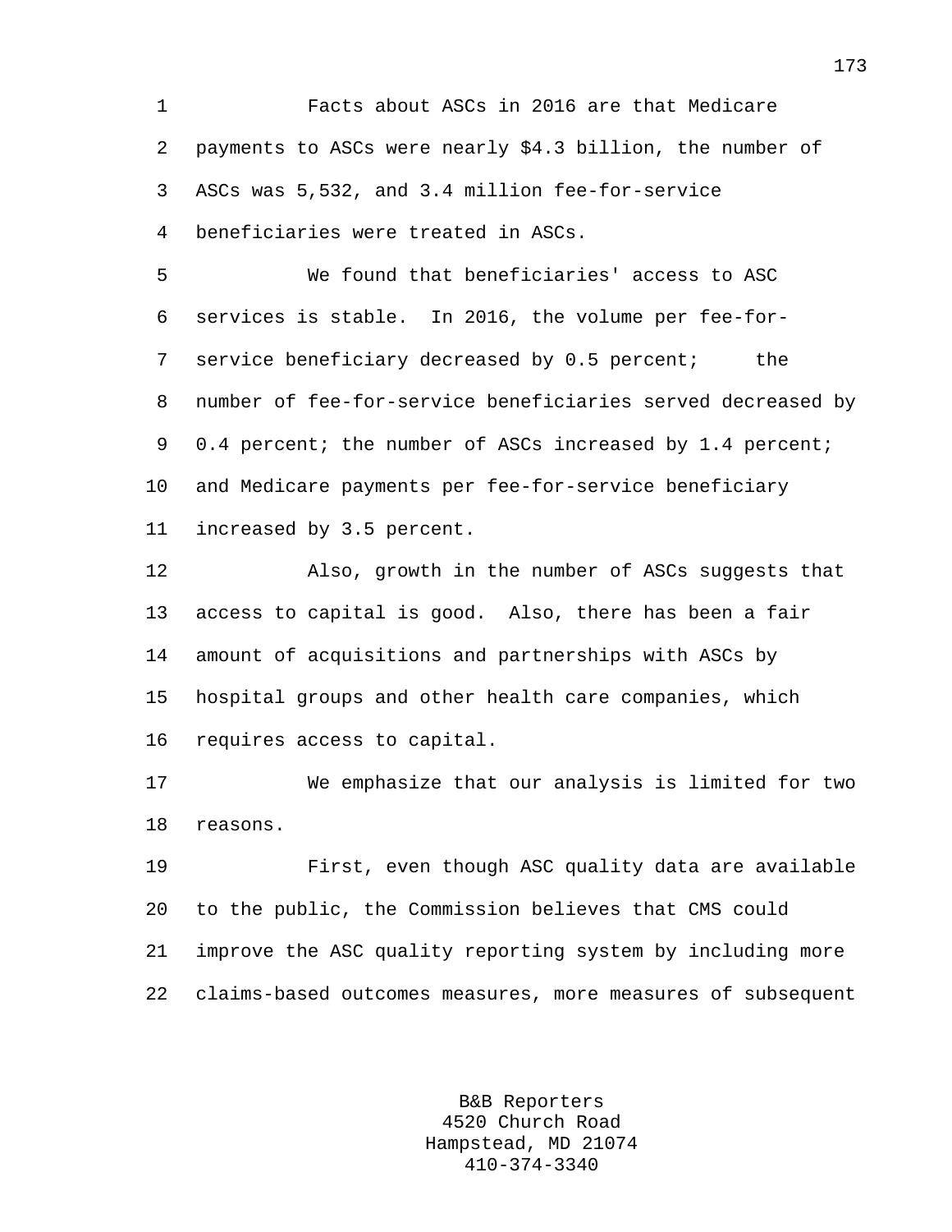Facts about ASCs in 2016 are that Medicare payments to ASCs were nearly $4.3 billion, the number of ASCs was 5,532, and 3.4 million fee-for-service beneficiaries were treated in ASCs.

We found that beneficiaries' access to ASC services is stable. In 2016, the volume per fee-for-service beneficiary decreased by 0.5 percent; the number of fee-for-service beneficiaries served decreased by 0.4 percent; the number of ASCs increased by 1.4 percent; and Medicare payments per fee-for-service beneficiary increased by 3.5 percent.

Also, growth in the number of ASCs suggests that access to capital is good. Also, there has been a fair amount of acquisitions and partnerships with ASCs by hospital groups and other health care companies, which requires access to capital.

We emphasize that our analysis is limited for two reasons.

First, even though ASC quality data are available to the public, the Commission believes that CMS could improve the ASC quality reporting system by including more claims-based outcomes measures, more measures of subsequent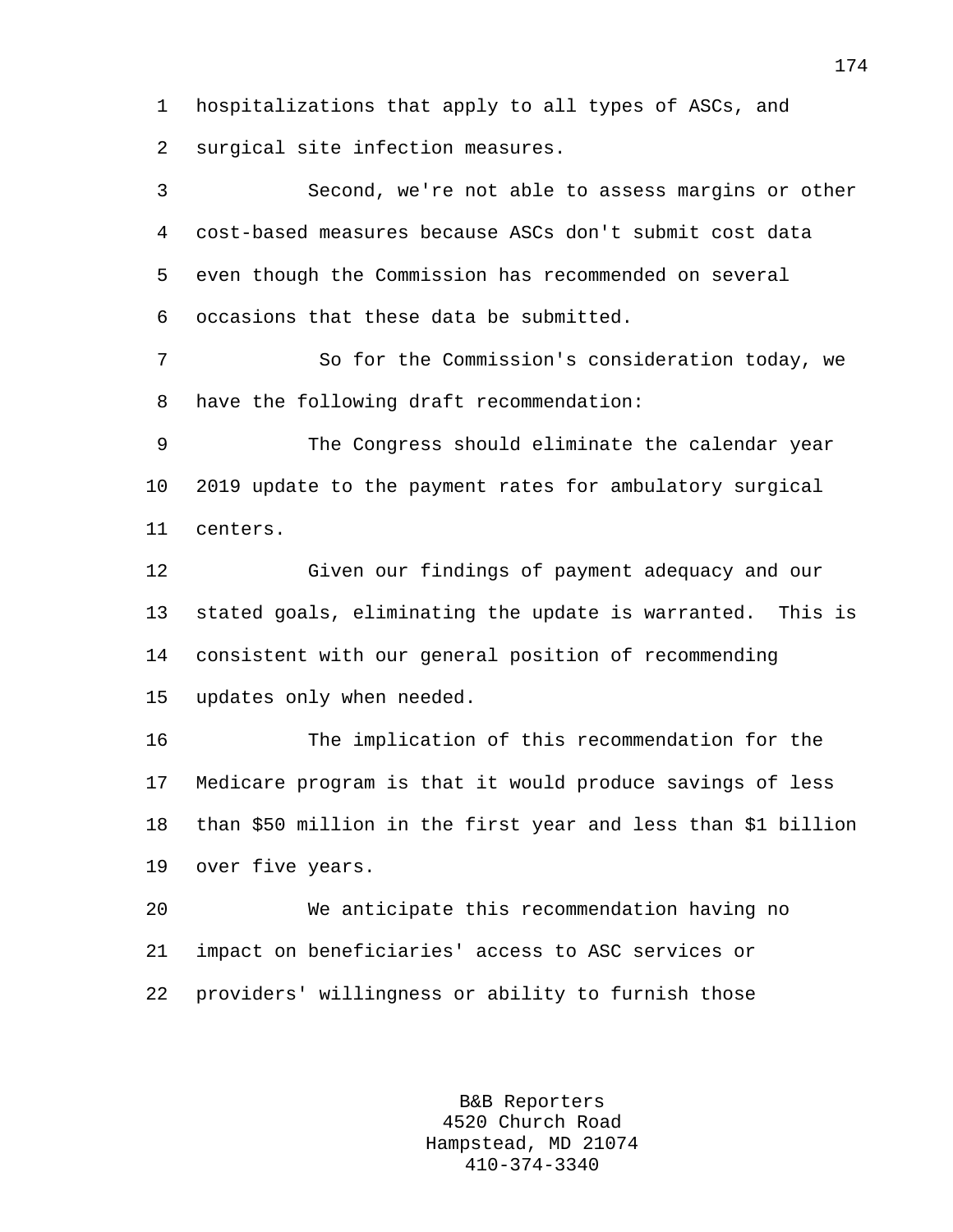hospitalizations that apply to all types of ASCs, and surgical site infection measures.

Second, we're not able to assess margins or other cost-based measures because ASCs don't submit cost data even though the Commission has recommended on several occasions that these data be submitted.

So for the Commission's consideration today, we have the following draft recommendation:

The Congress should eliminate the calendar year 2019 update to the payment rates for ambulatory surgical centers.

Given our findings of payment adequacy and our stated goals, eliminating the update is warranted. This is consistent with our general position of recommending updates only when needed.

The implication of this recommendation for the Medicare program is that it would produce savings of less than $50 million in the first year and less than $1 billion over five years.

We anticipate this recommendation having no impact on beneficiaries' access to ASC services or providers' willingness or ability to furnish those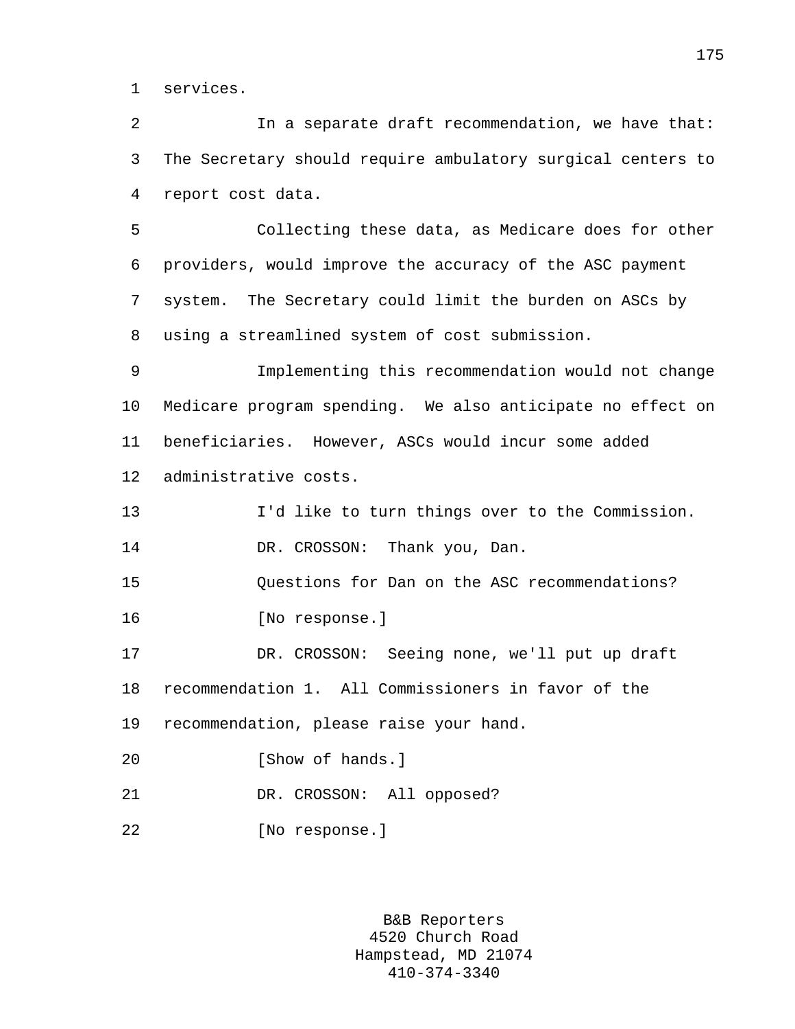services.

In a separate draft recommendation, we have that: The Secretary should require ambulatory surgical centers to report cost data.

Collecting these data, as Medicare does for other providers, would improve the accuracy of the ASC payment system. The Secretary could limit the burden on ASCs by using a streamlined system of cost submission.

Implementing this recommendation would not change Medicare program spending. We also anticipate no effect on beneficiaries. However, ASCs would incur some added administrative costs.

I'd like to turn things over to the Commission.

DR. CROSSON: Thank you, Dan.

Questions for Dan on the ASC recommendations?

[No response.]

DR. CROSSON: Seeing none, we'll put up draft recommendation 1. All Commissioners in favor of the recommendation, please raise your hand.

[Show of hands.]

DR. CROSSON: All opposed?

[No response.]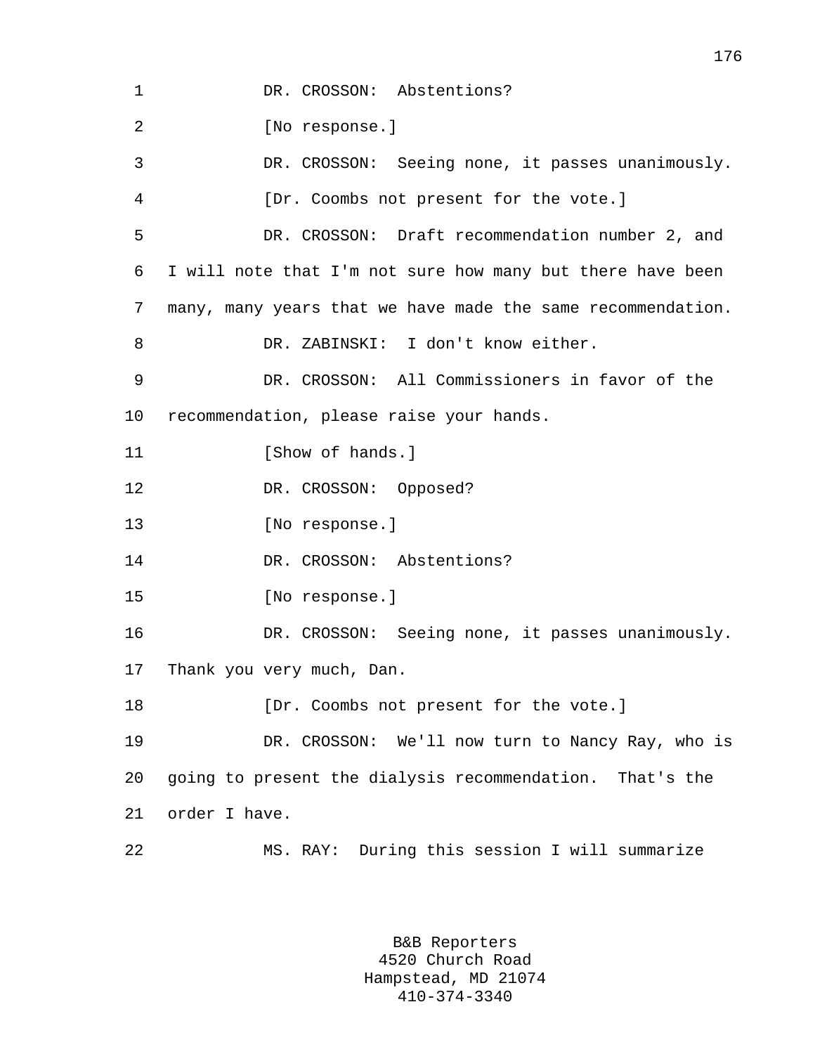DR. CROSSON: Abstentions?

[No response.]

DR. CROSSON: Seeing none, it passes unanimously.

[Dr. Coombs not present for the vote.]

DR. CROSSON: Draft recommendation number 2, and I will note that I'm not sure how many but there have been many, many years that we have made the same recommendation.

DR. ZABINSKI: I don't know either.

DR. CROSSON: All Commissioners in favor of the recommendation, please raise your hands.

[Show of hands.]

DR. CROSSON: Opposed?

[No response.]

DR. CROSSON: Abstentions?

[No response.]

DR. CROSSON: Seeing none, it passes unanimously. Thank you very much, Dan.

[Dr. Coombs not present for the vote.]

DR. CROSSON: We'll now turn to Nancy Ray, who is going to present the dialysis recommendation. That's the order I have.

MS. RAY: During this session I will summarize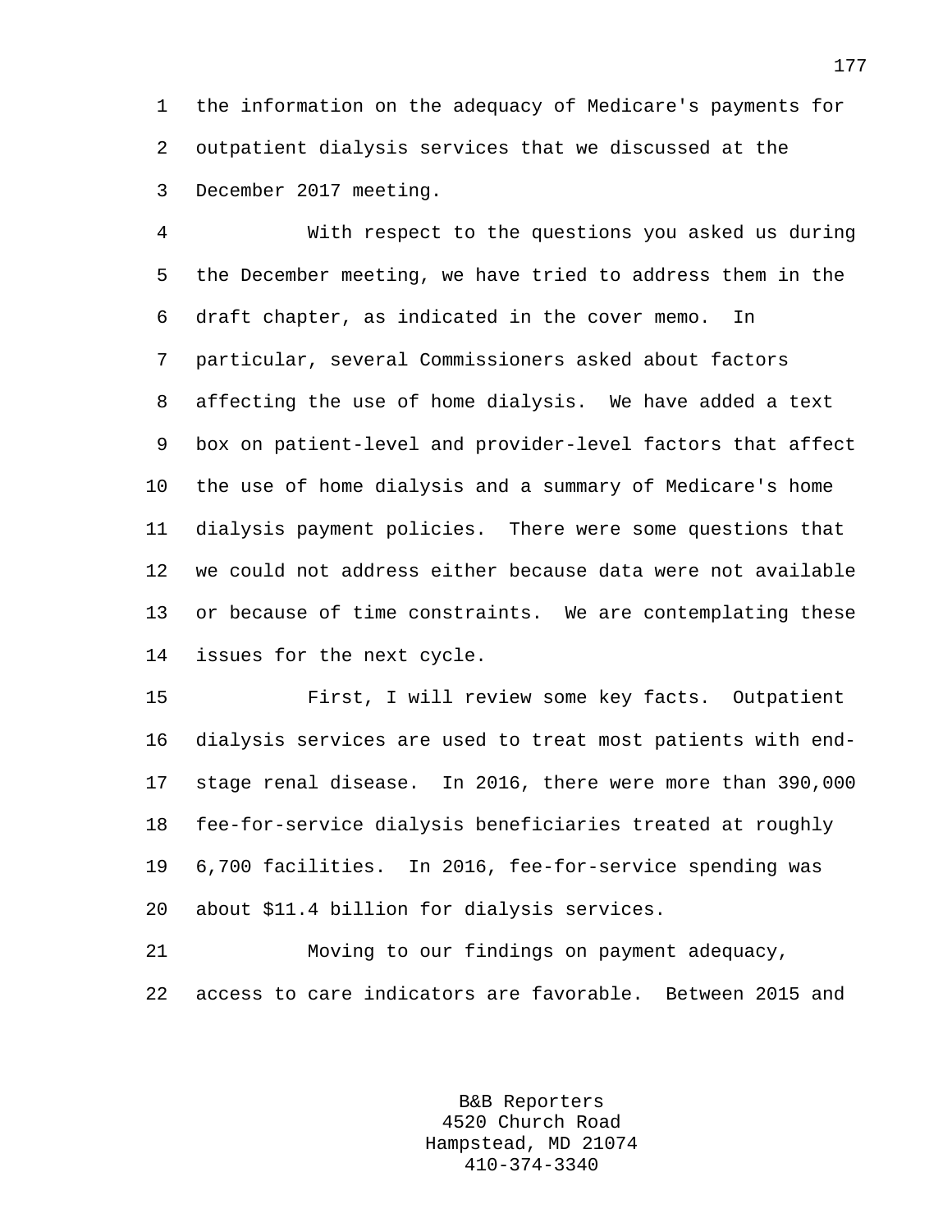the information on the adequacy of Medicare's payments for outpatient dialysis services that we discussed at the December 2017 meeting.

With respect to the questions you asked us during the December meeting, we have tried to address them in the draft chapter, as indicated in the cover memo. In particular, several Commissioners asked about factors affecting the use of home dialysis. We have added a text box on patient-level and provider-level factors that affect the use of home dialysis and a summary of Medicare's home dialysis payment policies. There were some questions that we could not address either because data were not available or because of time constraints. We are contemplating these issues for the next cycle.

First, I will review some key facts. Outpatient dialysis services are used to treat most patients with end-stage renal disease. In 2016, there were more than 390,000 fee-for-service dialysis beneficiaries treated at roughly 6,700 facilities. In 2016, fee-for-service spending was about $11.4 billion for dialysis services.

Moving to our findings on payment adequacy, access to care indicators are favorable. Between 2015 and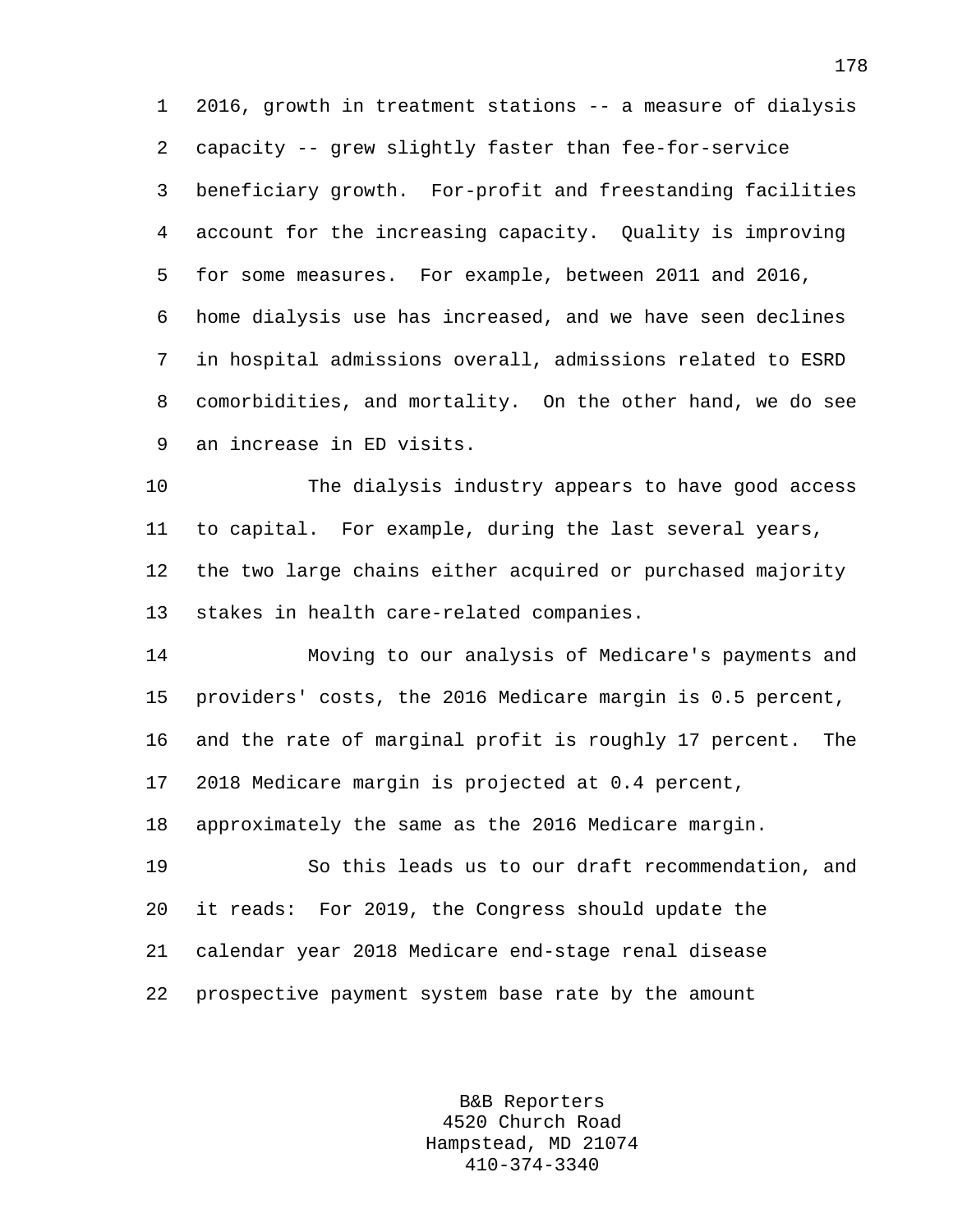2016, growth in treatment stations -- a measure of dialysis capacity -- grew slightly faster than fee-for-service beneficiary growth. For-profit and freestanding facilities account for the increasing capacity. Quality is improving for some measures. For example, between 2011 and 2016, home dialysis use has increased, and we have seen declines in hospital admissions overall, admissions related to ESRD comorbidities, and mortality. On the other hand, we do see an increase in ED visits.

The dialysis industry appears to have good access to capital. For example, during the last several years, the two large chains either acquired or purchased majority stakes in health care-related companies.

Moving to our analysis of Medicare's payments and providers' costs, the 2016 Medicare margin is 0.5 percent, and the rate of marginal profit is roughly 17 percent. The 2018 Medicare margin is projected at 0.4 percent, approximately the same as the 2016 Medicare margin.

So this leads us to our draft recommendation, and it reads: For 2019, the Congress should update the calendar year 2018 Medicare end-stage renal disease prospective payment system base rate by the amount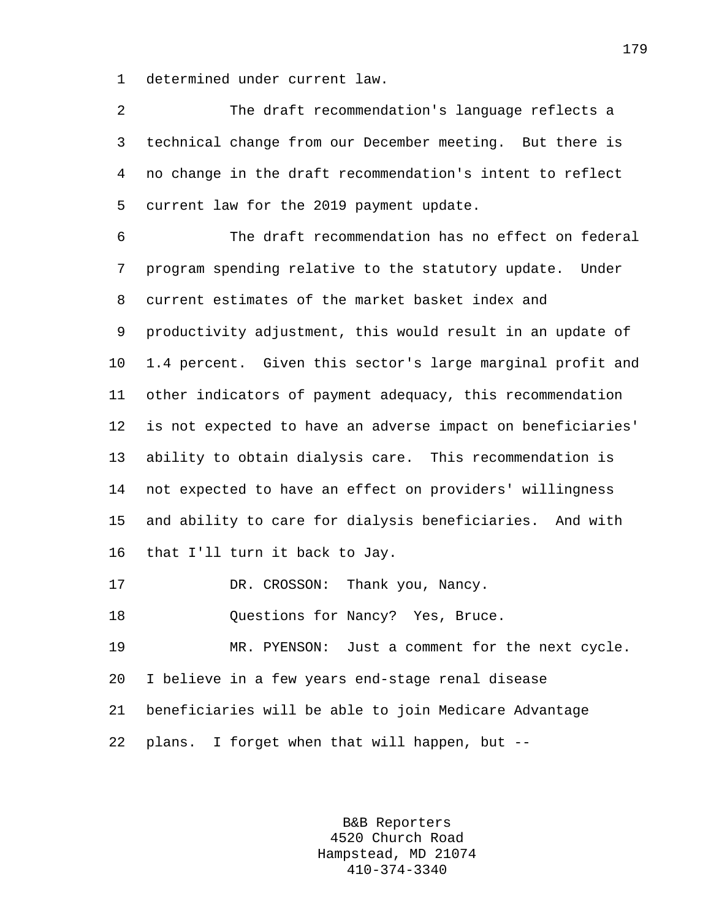determined under current law.

The draft recommendation's language reflects a technical change from our December meeting. But there is no change in the draft recommendation's intent to reflect current law for the 2019 payment update.

The draft recommendation has no effect on federal program spending relative to the statutory update. Under current estimates of the market basket index and productivity adjustment, this would result in an update of 1.4 percent. Given this sector's large marginal profit and other indicators of payment adequacy, this recommendation is not expected to have an adverse impact on beneficiaries' ability to obtain dialysis care. This recommendation is not expected to have an effect on providers' willingness and ability to care for dialysis beneficiaries. And with that I'll turn it back to Jay.

DR. CROSSON: Thank you, Nancy.

Questions for Nancy? Yes, Bruce.

MR. PYENSON: Just a comment for the next cycle. I believe in a few years end-stage renal disease beneficiaries will be able to join Medicare Advantage plans. I forget when that will happen, but --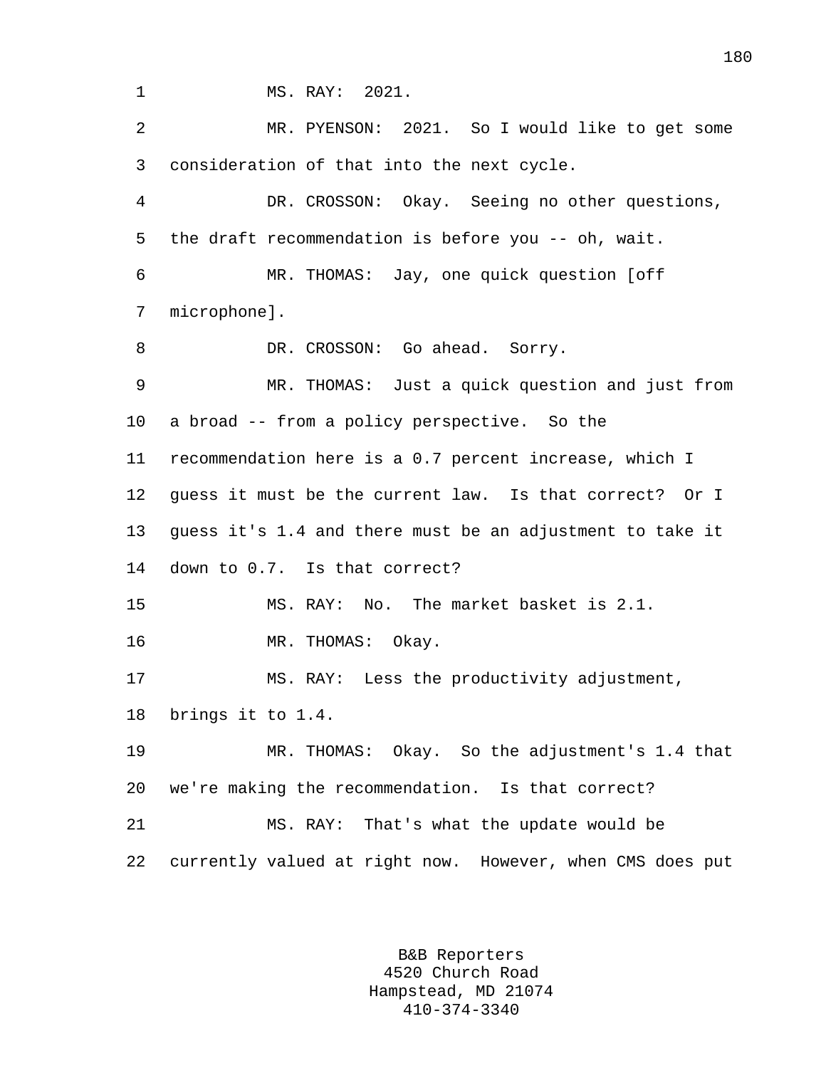MS. RAY: 2021.

MR. PYENSON: 2021. So I would like to get some consideration of that into the next cycle.

DR. CROSSON: Okay. Seeing no other questions, the draft recommendation is before you -- oh, wait.

MR. THOMAS: Jay, one quick question [off microphone].

DR. CROSSON: Go ahead. Sorry.

MR. THOMAS: Just a quick question and just from a broad -- from a policy perspective. So the recommendation here is a 0.7 percent increase, which I guess it must be the current law. Is that correct? Or I guess it's 1.4 and there must be an adjustment to take it down to 0.7. Is that correct?

MS. RAY: No. The market basket is 2.1.

MR. THOMAS: Okay.

MS. RAY: Less the productivity adjustment, brings it to 1.4.

MR. THOMAS: Okay. So the adjustment's 1.4 that we're making the recommendation. Is that correct?

MS. RAY: That's what the update would be currently valued at right now. However, when CMS does put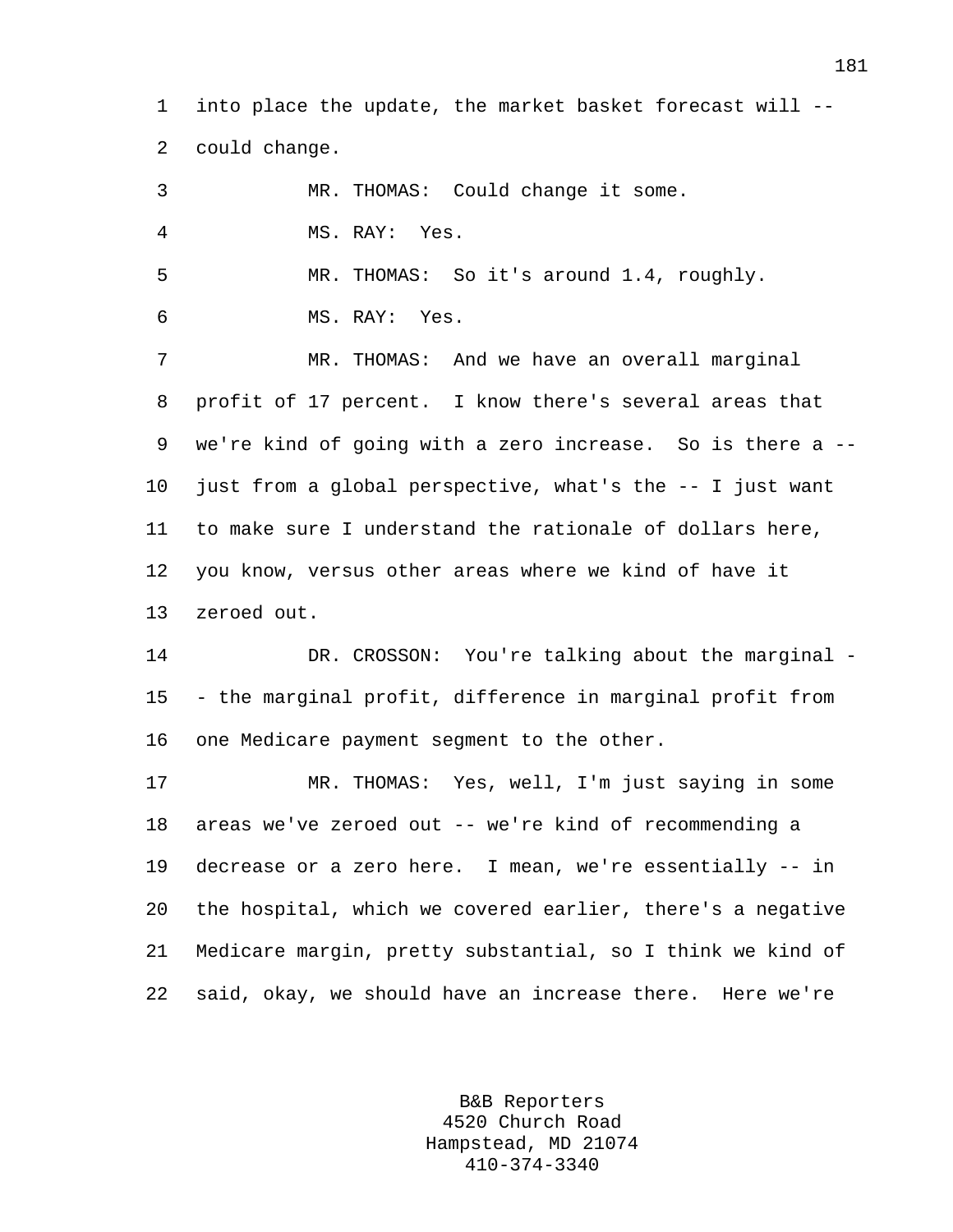into place the update, the market basket forecast will -- could change.

MR. THOMAS: Could change it some.

MS. RAY: Yes.

MR. THOMAS: So it's around 1.4, roughly.

MS. RAY: Yes.

MR. THOMAS: And we have an overall marginal profit of 17 percent. I know there's several areas that we're kind of going with a zero increase. So is there a -- just from a global perspective, what's the -- I just want to make sure I understand the rationale of dollars here, you know, versus other areas where we kind of have it zeroed out.

DR. CROSSON: You're talking about the marginal -- the marginal profit, difference in marginal profit from one Medicare payment segment to the other.

MR. THOMAS: Yes, well, I'm just saying in some areas we've zeroed out -- we're kind of recommending a decrease or a zero here. I mean, we're essentially -- in the hospital, which we covered earlier, there's a negative Medicare margin, pretty substantial, so I think we kind of said, okay, we should have an increase there. Here we're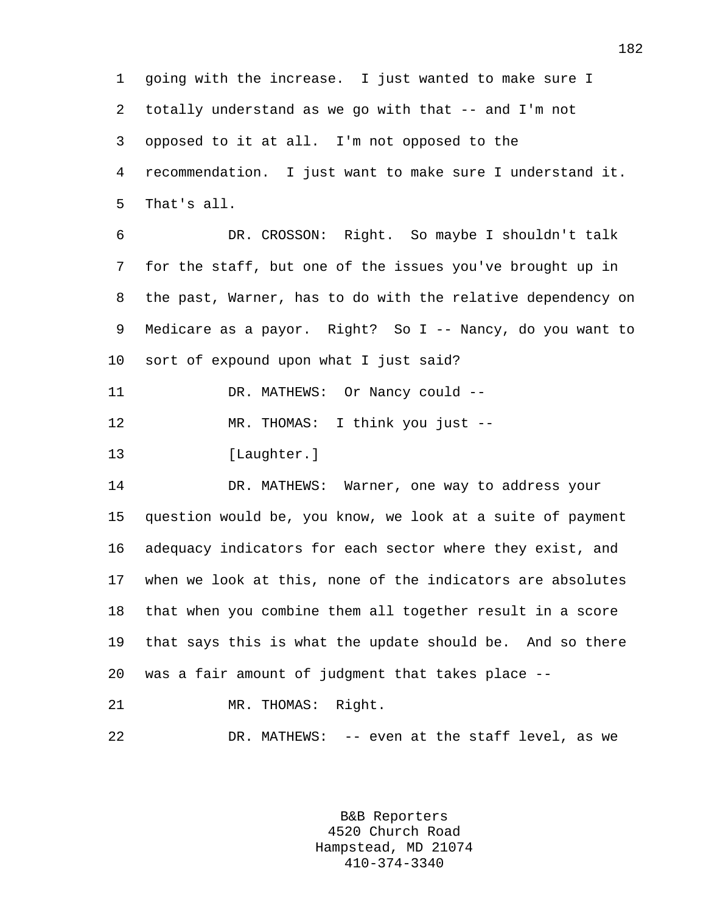going with the increase. I just wanted to make sure I totally understand as we go with that -- and I'm not opposed to it at all. I'm not opposed to the recommendation. I just want to make sure I understand it. That's all.

DR. CROSSON: Right. So maybe I shouldn't talk for the staff, but one of the issues you've brought up in the past, Warner, has to do with the relative dependency on Medicare as a payor. Right? So I -- Nancy, do you want to sort of expound upon what I just said?

DR. MATHEWS: Or Nancy could --

MR. THOMAS: I think you just --

[Laughter.]

DR. MATHEWS: Warner, one way to address your question would be, you know, we look at a suite of payment adequacy indicators for each sector where they exist, and when we look at this, none of the indicators are absolutes that when you combine them all together result in a score that says this is what the update should be. And so there was a fair amount of judgment that takes place --

MR. THOMAS: Right.

DR. MATHEWS: -- even at the staff level, as we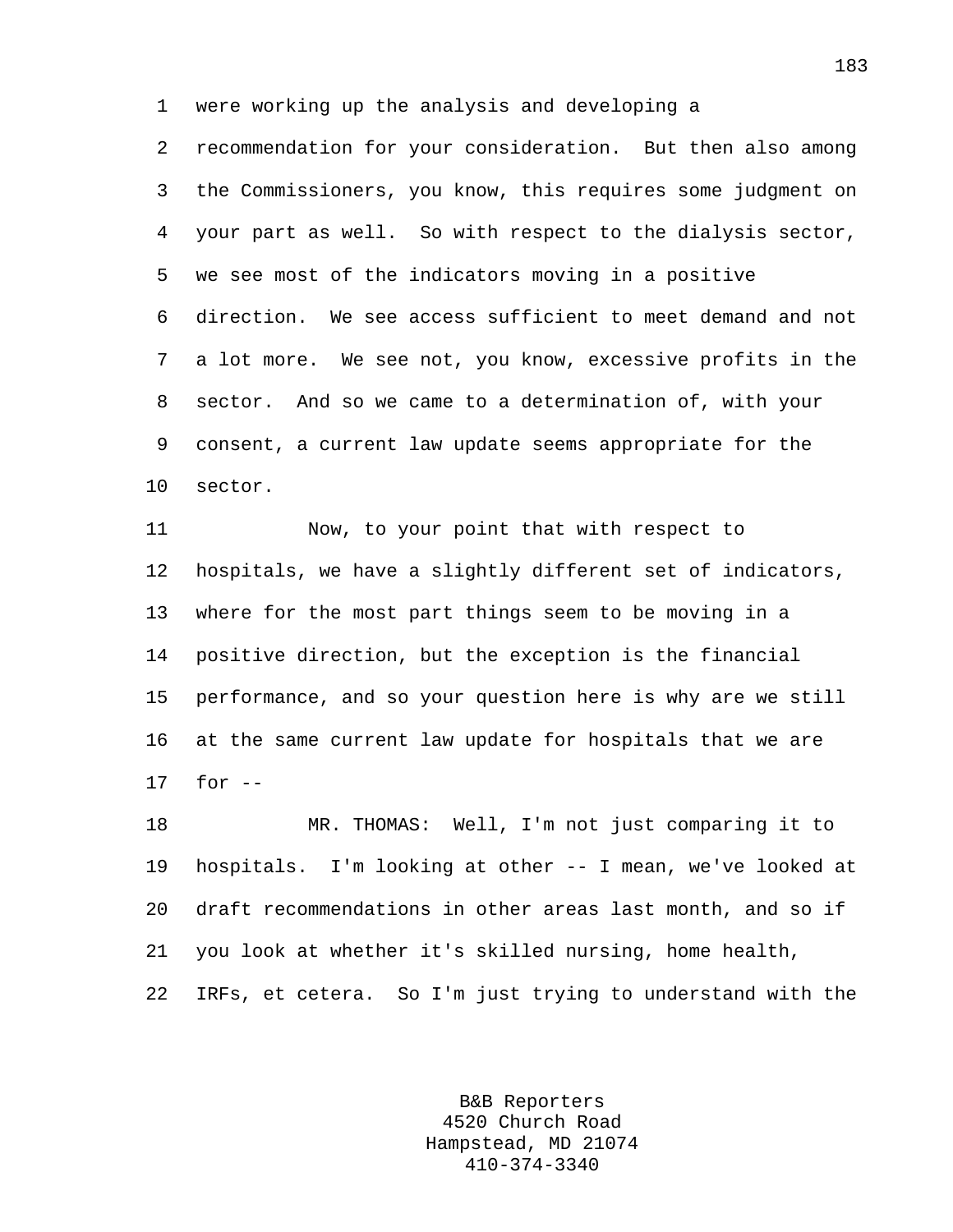were working up the analysis and developing a recommendation for your consideration. But then also among the Commissioners, you know, this requires some judgment on your part as well. So with respect to the dialysis sector, we see most of the indicators moving in a positive direction. We see access sufficient to meet demand and not a lot more. We see not, you know, excessive profits in the sector. And so we came to a determination of, with your consent, a current law update seems appropriate for the sector.

Now, to your point that with respect to hospitals, we have a slightly different set of indicators, where for the most part things seem to be moving in a positive direction, but the exception is the financial performance, and so your question here is why are we still at the same current law update for hospitals that we are for --

MR. THOMAS: Well, I'm not just comparing it to hospitals. I'm looking at other -- I mean, we've looked at draft recommendations in other areas last month, and so if you look at whether it's skilled nursing, home health, IRFs, et cetera. So I'm just trying to understand with the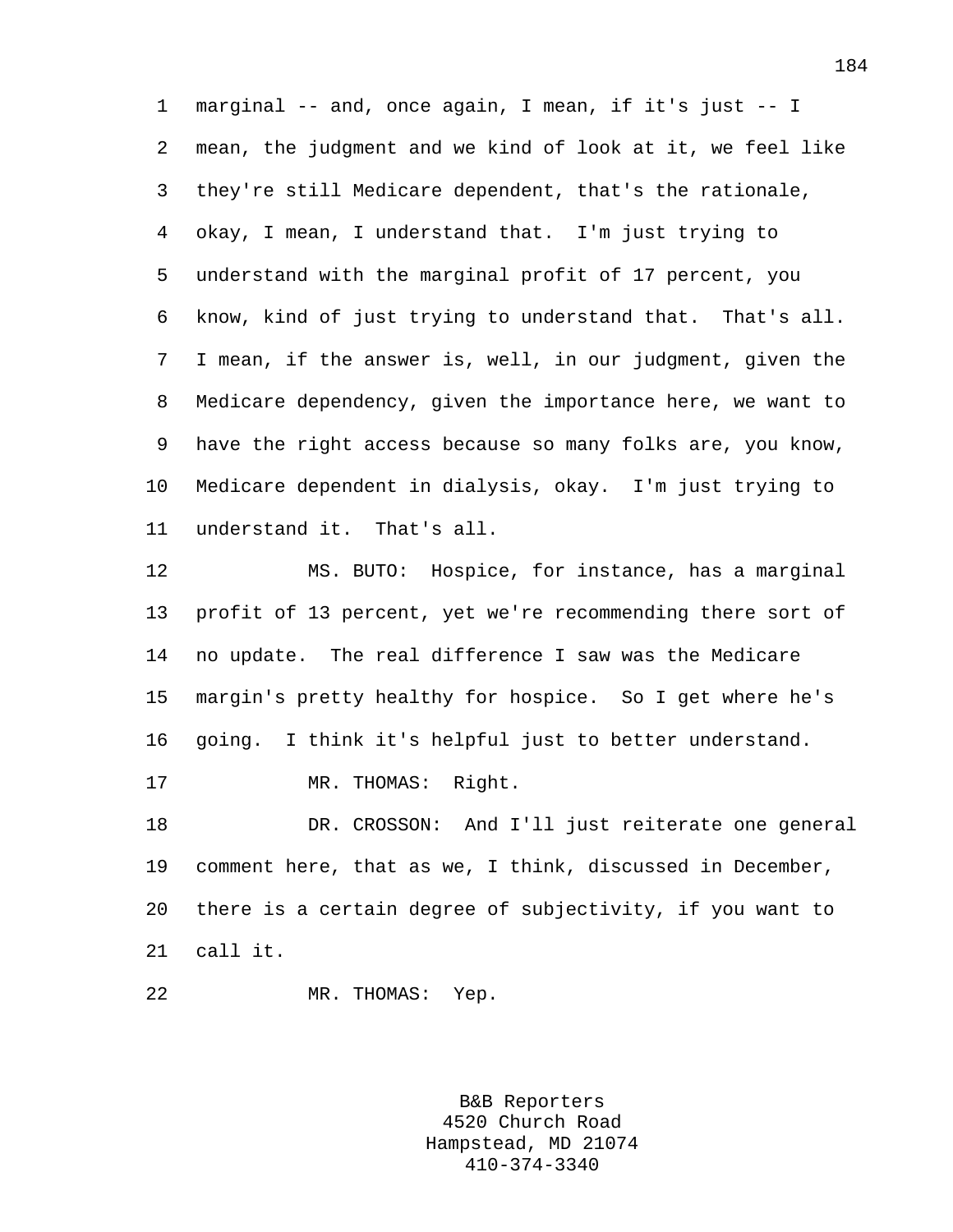marginal -- and, once again, I mean, if it's just -- I mean, the judgment and we kind of look at it, we feel like they're still Medicare dependent, that's the rationale, okay, I mean, I understand that. I'm just trying to understand with the marginal profit of 17 percent, you know, kind of just trying to understand that. That's all. I mean, if the answer is, well, in our judgment, given the Medicare dependency, given the importance here, we want to have the right access because so many folks are, you know, Medicare dependent in dialysis, okay. I'm just trying to understand it. That's all.

MS. BUTO: Hospice, for instance, has a marginal profit of 13 percent, yet we're recommending there sort of no update. The real difference I saw was the Medicare margin's pretty healthy for hospice. So I get where he's going. I think it's helpful just to better understand.

MR. THOMAS: Right.

DR. CROSSON: And I'll just reiterate one general comment here, that as we, I think, discussed in December, there is a certain degree of subjectivity, if you want to call it.

MR. THOMAS: Yep.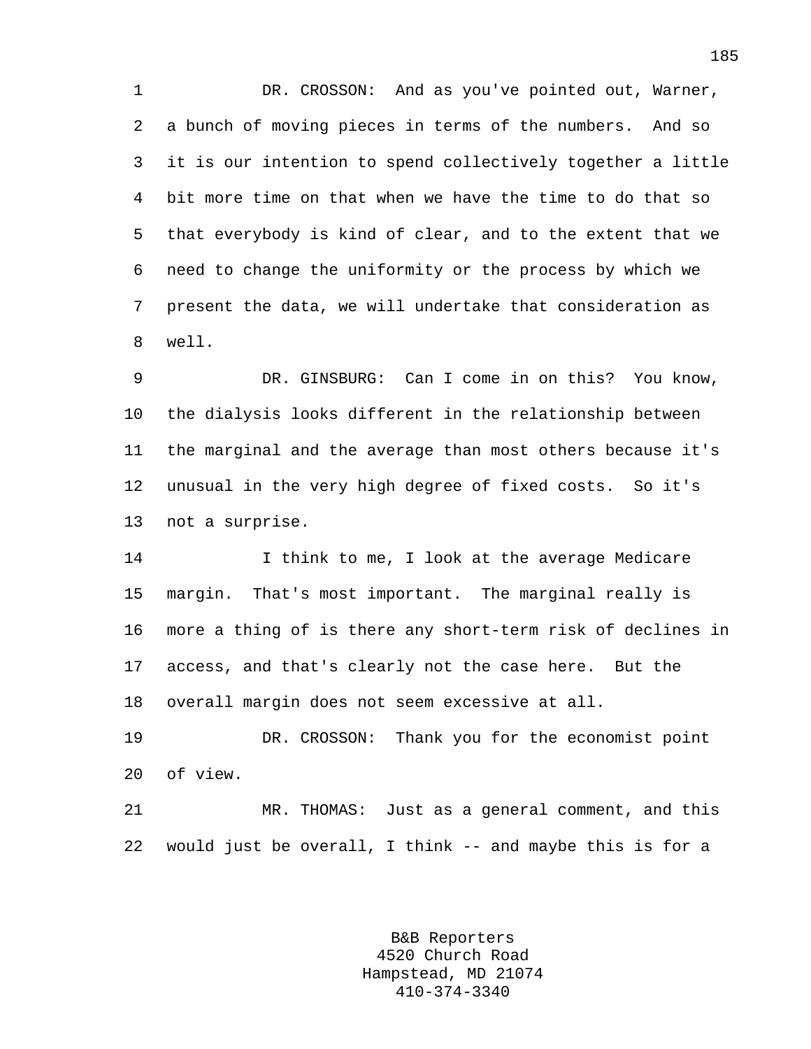DR. CROSSON: And as you've pointed out, Warner, a bunch of moving pieces in terms of the numbers. And so it is our intention to spend collectively together a little bit more time on that when we have the time to do that so that everybody is kind of clear, and to the extent that we need to change the uniformity or the process by which we present the data, we will undertake that consideration as well.

DR. GINSBURG: Can I come in on this? You know, the dialysis looks different in the relationship between the marginal and the average than most others because it's unusual in the very high degree of fixed costs. So it's not a surprise.

I think to me, I look at the average Medicare margin. That's most important. The marginal really is more a thing of is there any short-term risk of declines in access, and that's clearly not the case here. But the overall margin does not seem excessive at all.

DR. CROSSON: Thank you for the economist point of view.

MR. THOMAS: Just as a general comment, and this would just be overall, I think -- and maybe this is for a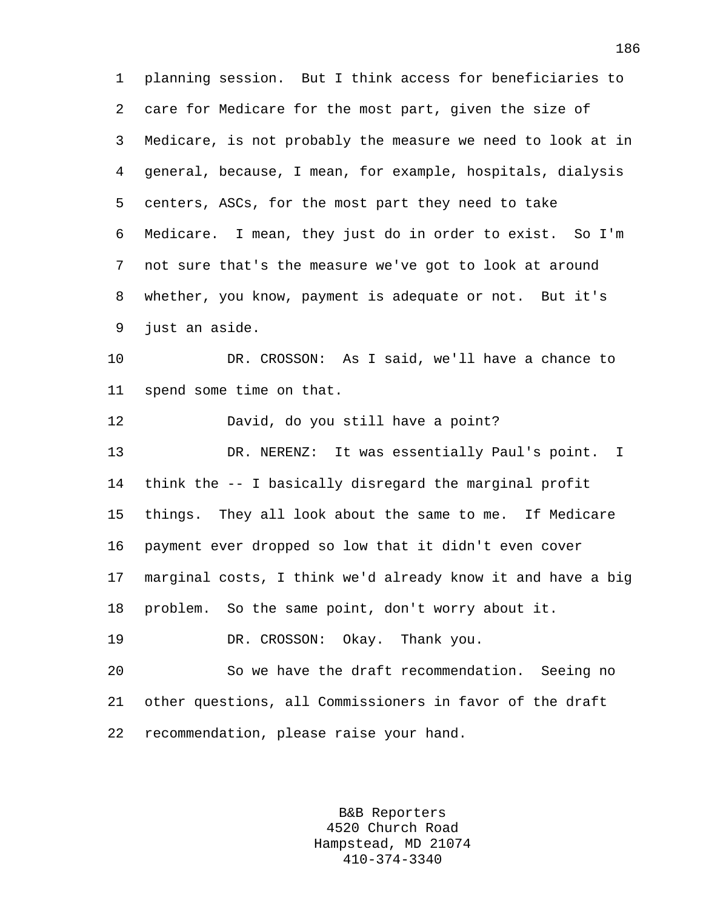planning session. But I think access for beneficiaries to care for Medicare for the most part, given the size of Medicare, is not probably the measure we need to look at in general, because, I mean, for example, hospitals, dialysis centers, ASCs, for the most part they need to take Medicare. I mean, they just do in order to exist. So I'm not sure that's the measure we've got to look at around whether, you know, payment is adequate or not. But it's just an aside.

DR. CROSSON: As I said, we'll have a chance to spend some time on that.

David, do you still have a point?

DR. NERENZ: It was essentially Paul's point. I think the -- I basically disregard the marginal profit things. They all look about the same to me. If Medicare payment ever dropped so low that it didn't even cover marginal costs, I think we'd already know it and have a big problem. So the same point, don't worry about it.

DR. CROSSON: Okay. Thank you.

So we have the draft recommendation. Seeing no other questions, all Commissioners in favor of the draft recommendation, please raise your hand.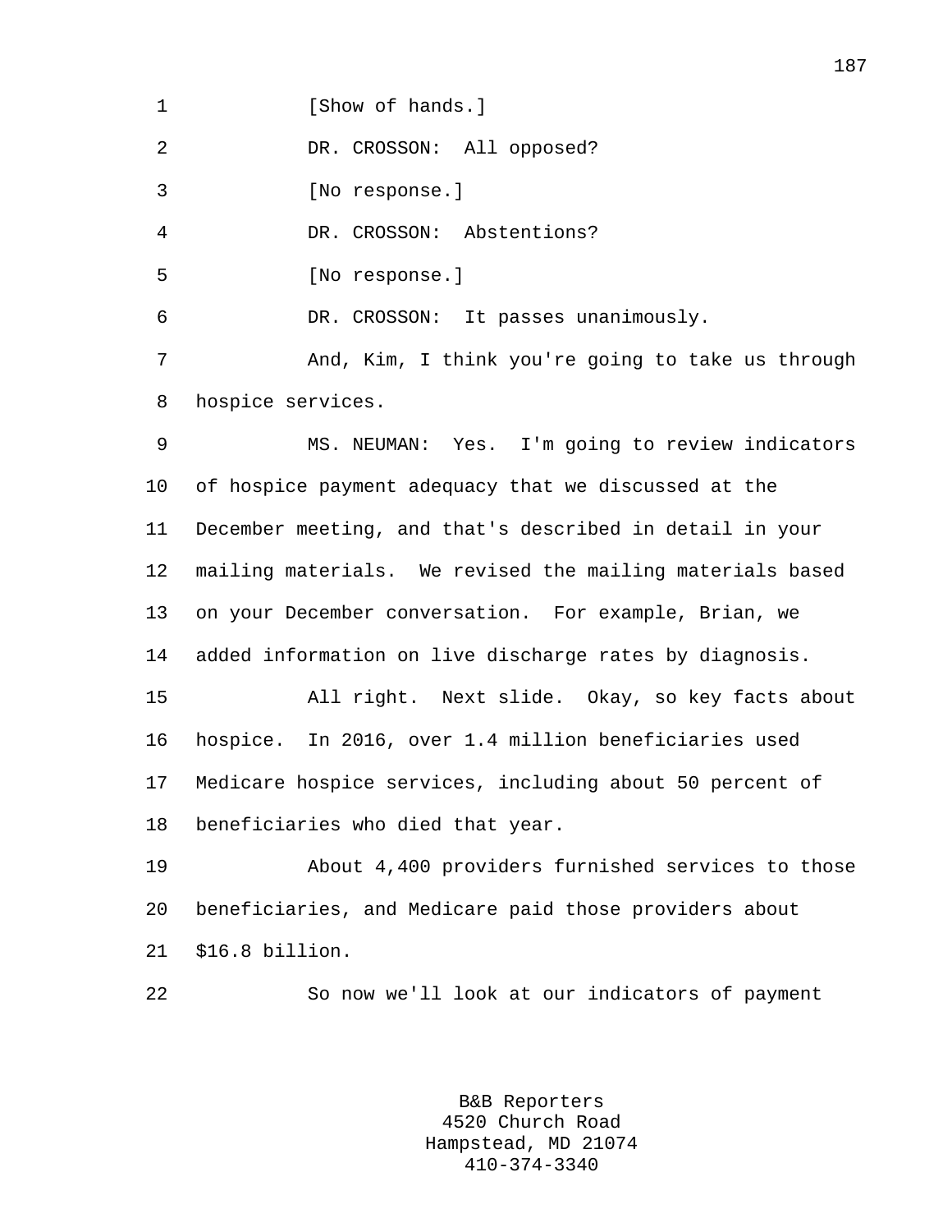[Show of hands.]

DR. CROSSON: All opposed?

[No response.]

DR. CROSSON: Abstentions?

[No response.]

DR. CROSSON: It passes unanimously.

And, Kim, I think you're going to take us through hospice services.

MS. NEUMAN: Yes. I'm going to review indicators of hospice payment adequacy that we discussed at the December meeting, and that's described in detail in your mailing materials. We revised the mailing materials based on your December conversation. For example, Brian, we added information on live discharge rates by diagnosis.

All right. Next slide. Okay, so key facts about hospice. In 2016, over 1.4 million beneficiaries used Medicare hospice services, including about 50 percent of beneficiaries who died that year.

About 4,400 providers furnished services to those beneficiaries, and Medicare paid those providers about $16.8 billion.

So now we'll look at our indicators of payment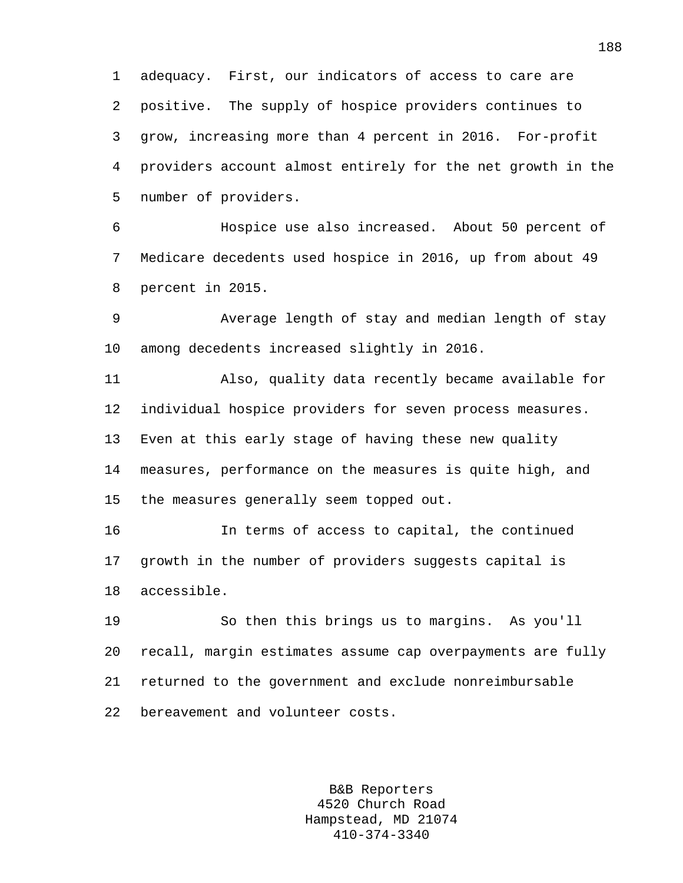adequacy. First, our indicators of access to care are positive. The supply of hospice providers continues to grow, increasing more than 4 percent in 2016. For-profit providers account almost entirely for the net growth in the number of providers.

Hospice use also increased. About 50 percent of Medicare decedents used hospice in 2016, up from about 49 percent in 2015.

Average length of stay and median length of stay among decedents increased slightly in 2016.

Also, quality data recently became available for individual hospice providers for seven process measures. Even at this early stage of having these new quality measures, performance on the measures is quite high, and the measures generally seem topped out.

In terms of access to capital, the continued growth in the number of providers suggests capital is accessible.

So then this brings us to margins. As you'll recall, margin estimates assume cap overpayments are fully returned to the government and exclude nonreimbursable bereavement and volunteer costs.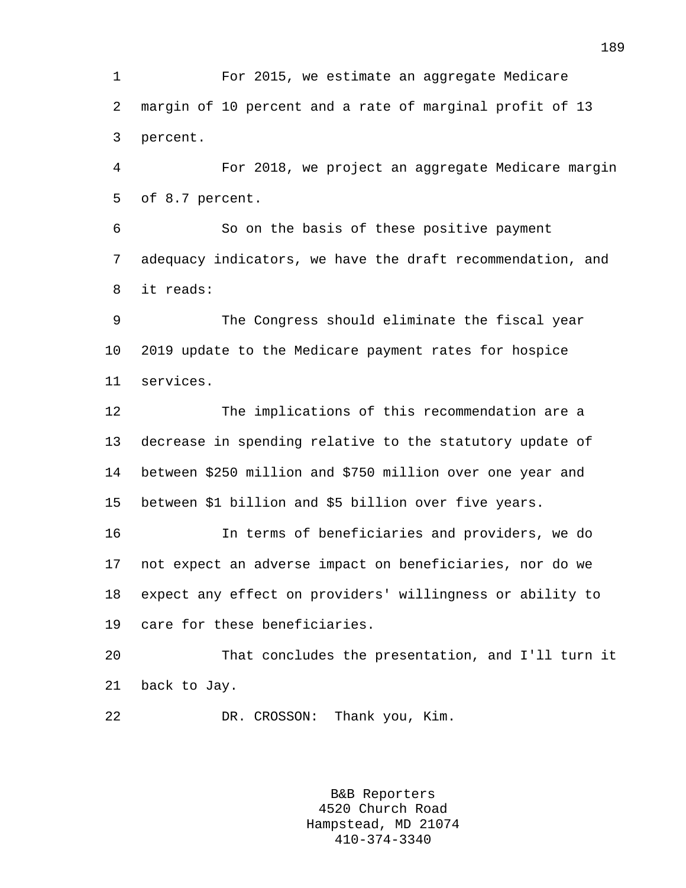For 2015, we estimate an aggregate Medicare margin of 10 percent and a rate of marginal profit of 13 percent.

For 2018, we project an aggregate Medicare margin of 8.7 percent.

So on the basis of these positive payment adequacy indicators, we have the draft recommendation, and it reads:

The Congress should eliminate the fiscal year 2019 update to the Medicare payment rates for hospice services.

The implications of this recommendation are a decrease in spending relative to the statutory update of between $250 million and $750 million over one year and between $1 billion and $5 billion over five years.

In terms of beneficiaries and providers, we do not expect an adverse impact on beneficiaries, nor do we expect any effect on providers' willingness or ability to care for these beneficiaries.

That concludes the presentation, and I'll turn it back to Jay.

DR. CROSSON: Thank you, Kim.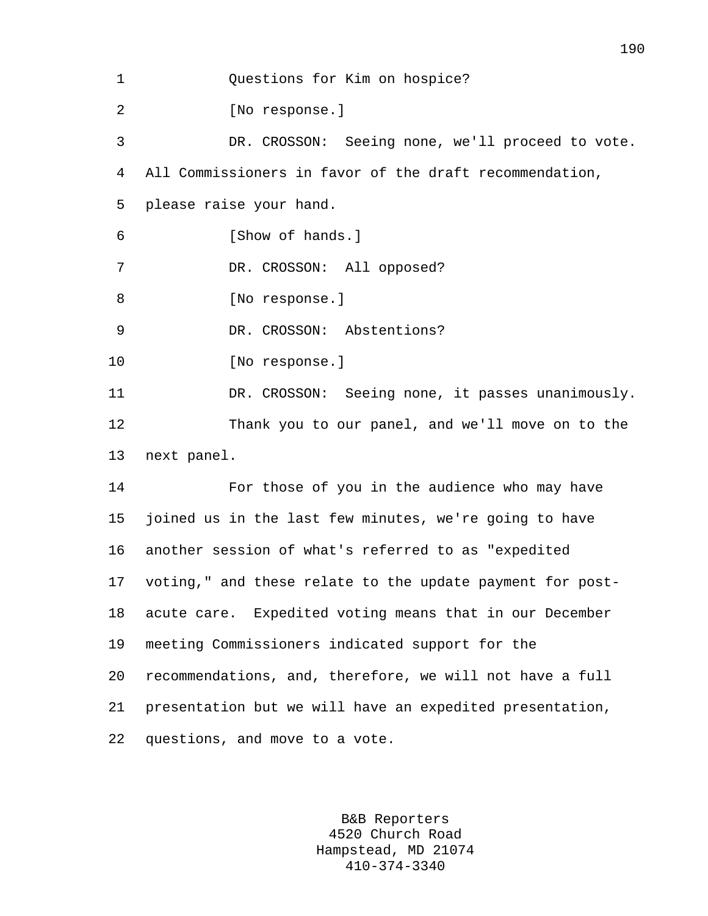Questions for Kim on hospice?

[No response.]

DR. CROSSON: Seeing none, we'll proceed to vote. All Commissioners in favor of the draft recommendation, please raise your hand.

[Show of hands.]

DR. CROSSON: All opposed?

[No response.]

DR. CROSSON: Abstentions?

[No response.]

DR. CROSSON: Seeing none, it passes unanimously.

Thank you to our panel, and we'll move on to the next panel.

For those of you in the audience who may have joined us in the last few minutes, we're going to have another session of what's referred to as "expedited voting," and these relate to the update payment for post-acute care. Expedited voting means that in our December meeting Commissioners indicated support for the recommendations, and, therefore, we will not have a full presentation but we will have an expedited presentation, questions, and move to a vote.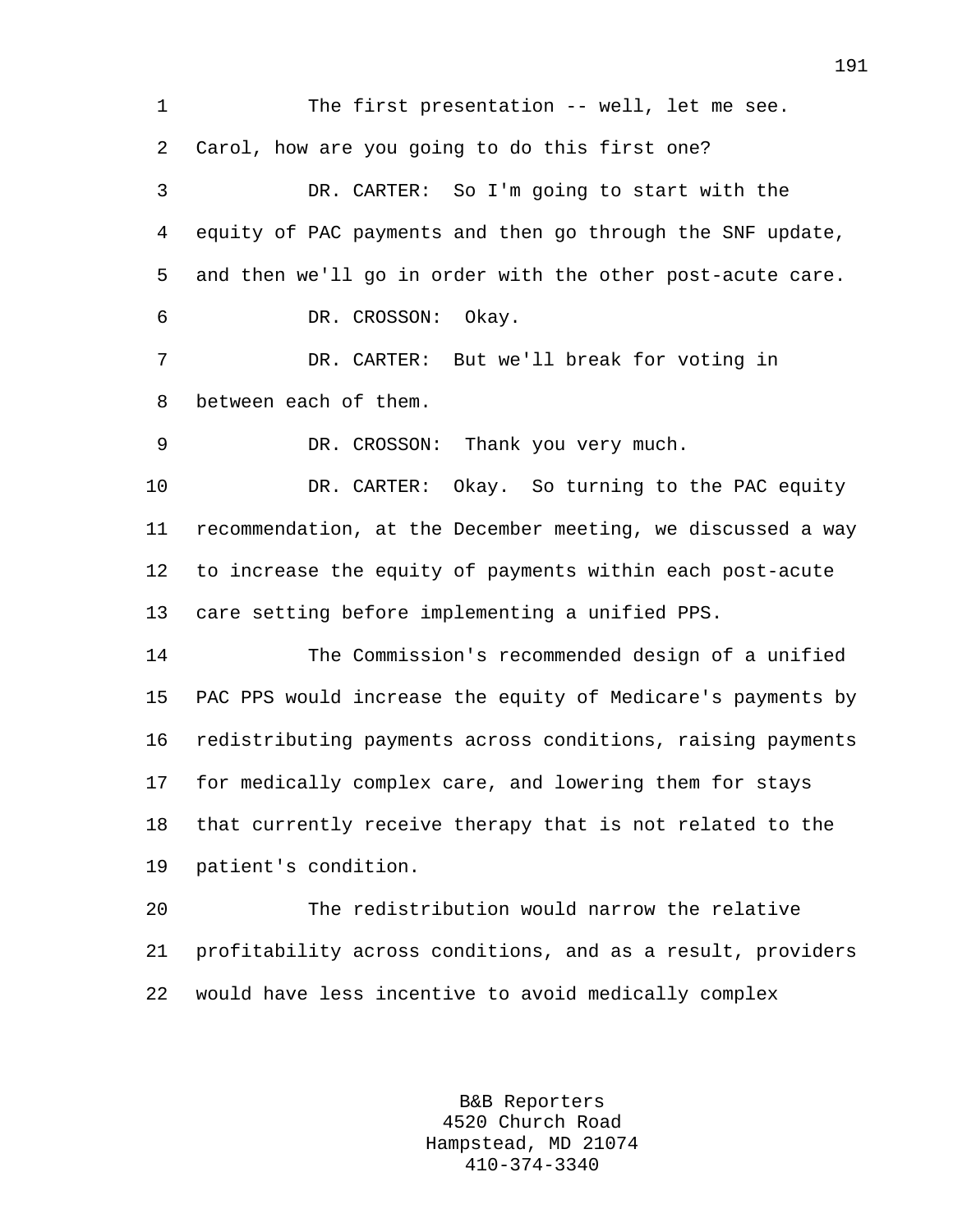The first presentation -- well, let me see. Carol, how are you going to do this first one?

DR. CARTER: So I'm going to start with the equity of PAC payments and then go through the SNF update, and then we'll go in order with the other post-acute care.

DR. CROSSON: Okay.

DR. CARTER: But we'll break for voting in between each of them.

DR. CROSSON: Thank you very much.

DR. CARTER: Okay. So turning to the PAC equity recommendation, at the December meeting, we discussed a way to increase the equity of payments within each post-acute care setting before implementing a unified PPS.

The Commission's recommended design of a unified PAC PPS would increase the equity of Medicare's payments by redistributing payments across conditions, raising payments for medically complex care, and lowering them for stays that currently receive therapy that is not related to the patient's condition.

The redistribution would narrow the relative profitability across conditions, and as a result, providers would have less incentive to avoid medically complex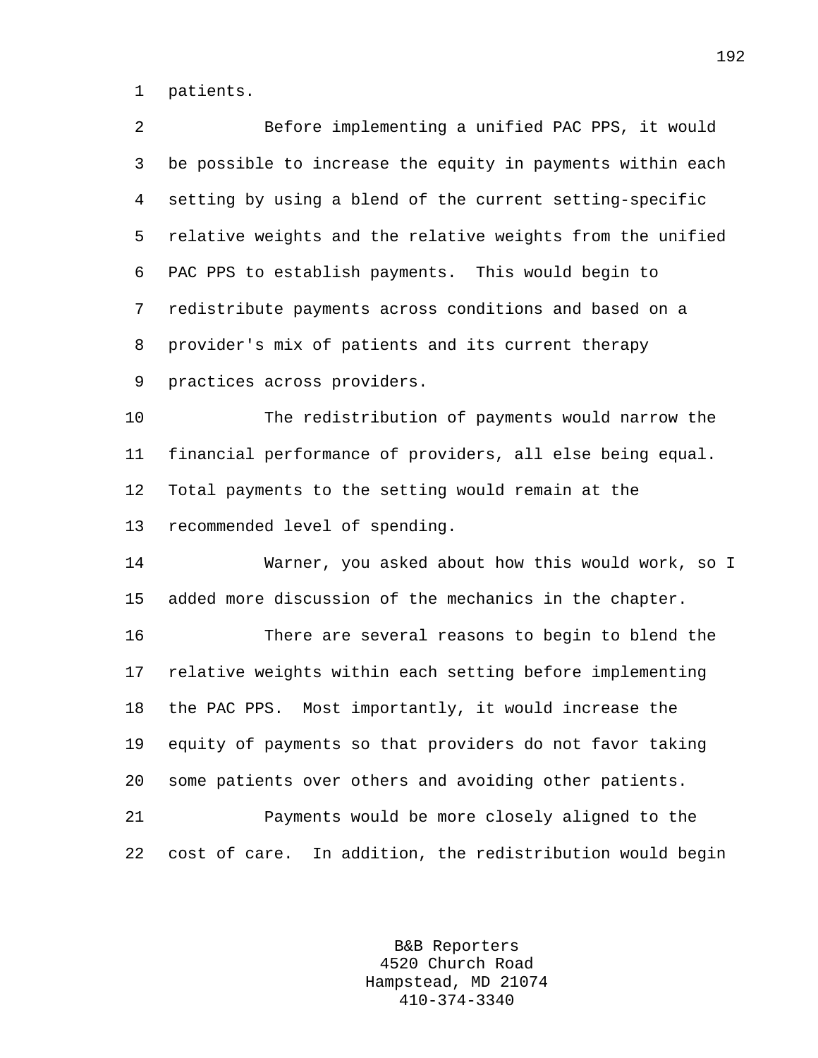patients.

Before implementing a unified PAC PPS, it would be possible to increase the equity in payments within each setting by using a blend of the current setting-specific relative weights and the relative weights from the unified PAC PPS to establish payments. This would begin to redistribute payments across conditions and based on a provider's mix of patients and its current therapy practices across providers.

The redistribution of payments would narrow the financial performance of providers, all else being equal. Total payments to the setting would remain at the recommended level of spending.

Warner, you asked about how this would work, so I added more discussion of the mechanics in the chapter.

There are several reasons to begin to blend the relative weights within each setting before implementing the PAC PPS. Most importantly, it would increase the equity of payments so that providers do not favor taking some patients over others and avoiding other patients.

Payments would be more closely aligned to the cost of care. In addition, the redistribution would begin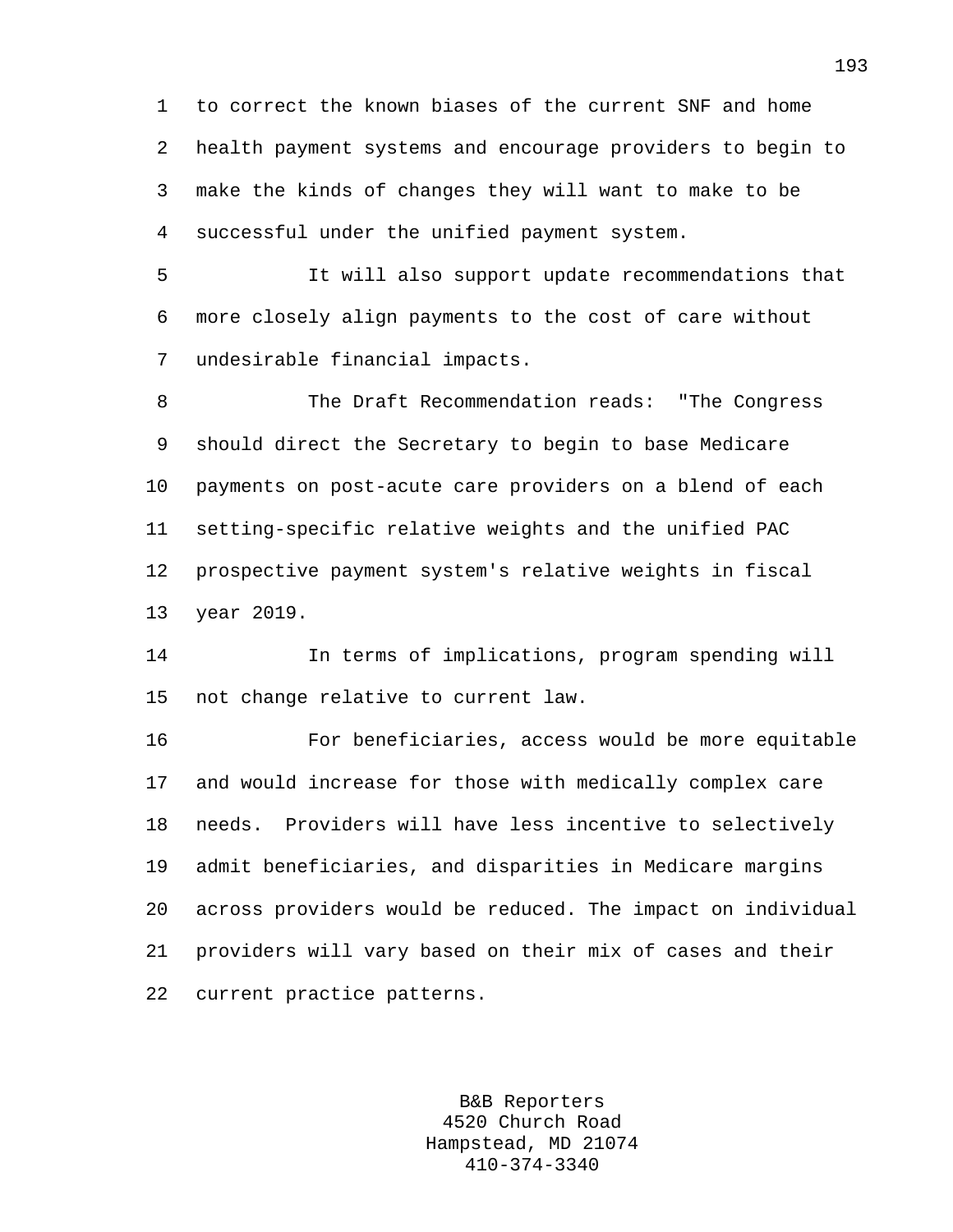to correct the known biases of the current SNF and home health payment systems and encourage providers to begin to make the kinds of changes they will want to make to be successful under the unified payment system.

It will also support update recommendations that more closely align payments to the cost of care without undesirable financial impacts.

The Draft Recommendation reads: "The Congress should direct the Secretary to begin to base Medicare payments on post-acute care providers on a blend of each setting-specific relative weights and the unified PAC prospective payment system's relative weights in fiscal year 2019.

In terms of implications, program spending will not change relative to current law.

For beneficiaries, access would be more equitable and would increase for those with medically complex care needs. Providers will have less incentive to selectively admit beneficiaries, and disparities in Medicare margins across providers would be reduced. The impact on individual providers will vary based on their mix of cases and their current practice patterns.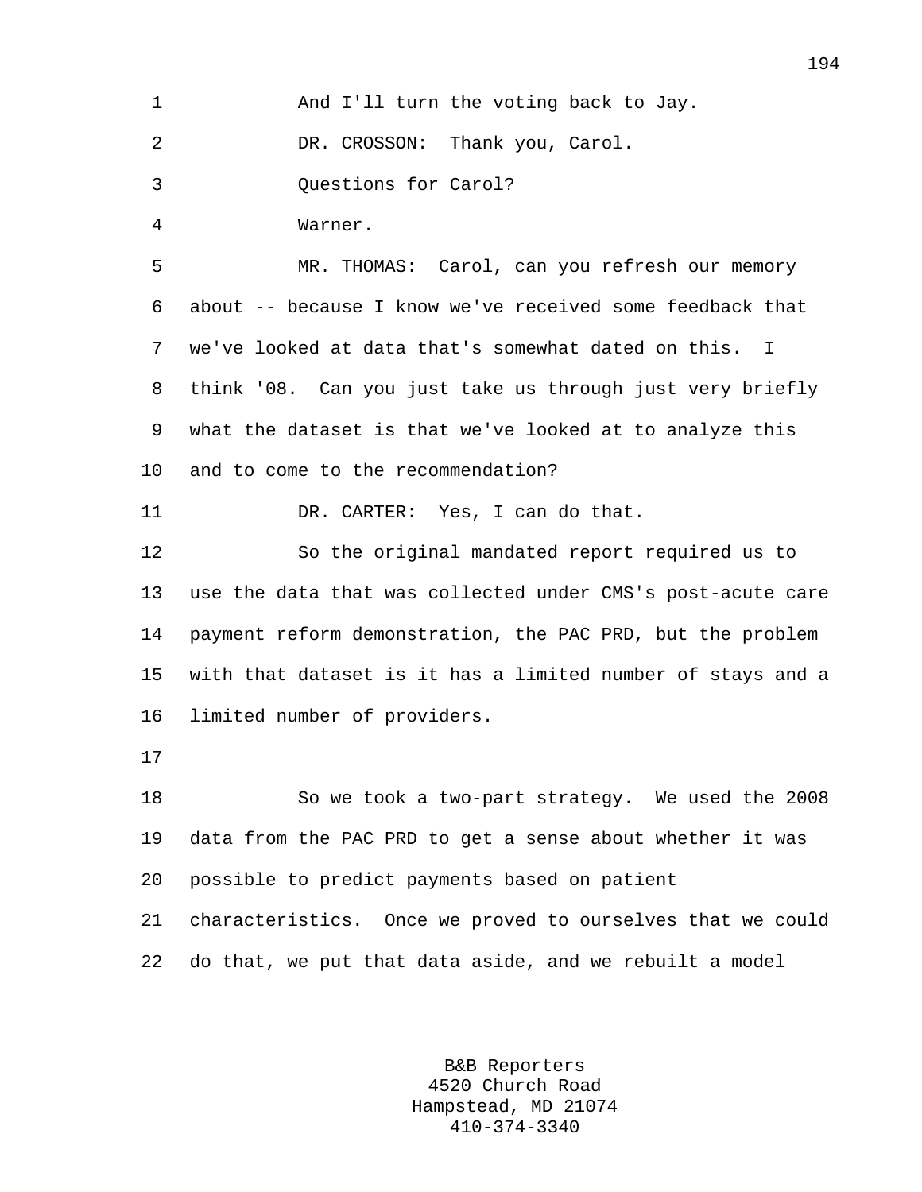And I'll turn the voting back to Jay.

DR. CROSSON: Thank you, Carol.

Questions for Carol?

Warner.

MR. THOMAS: Carol, can you refresh our memory about -- because I know we've received some feedback that we've looked at data that's somewhat dated on this. I think '08. Can you just take us through just very briefly what the dataset is that we've looked at to analyze this and to come to the recommendation?

DR. CARTER: Yes, I can do that.

So the original mandated report required us to use the data that was collected under CMS's post-acute care payment reform demonstration, the PAC PRD, but the problem with that dataset is it has a limited number of stays and a limited number of providers.

So we took a two-part strategy. We used the 2008 data from the PAC PRD to get a sense about whether it was possible to predict payments based on patient characteristics. Once we proved to ourselves that we could do that, we put that data aside, and we rebuilt a model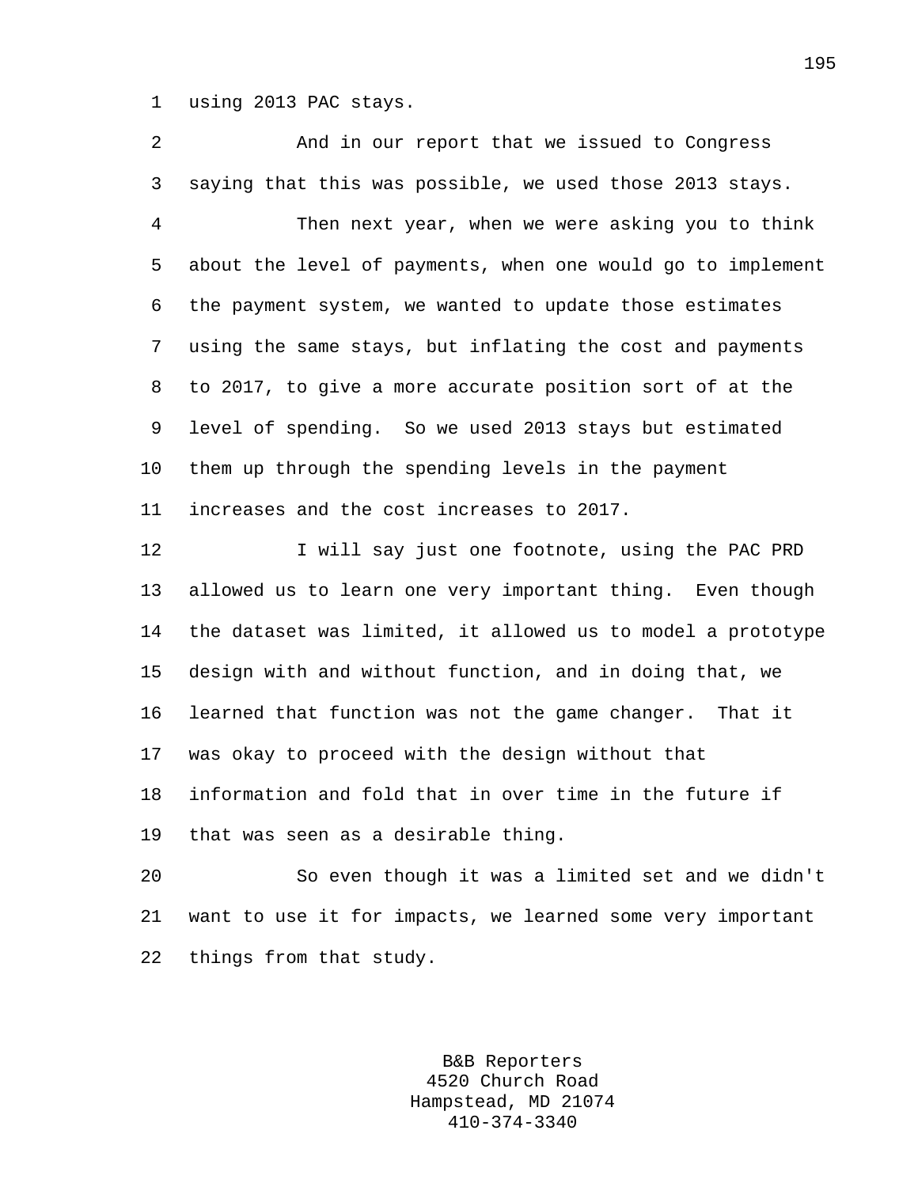using 2013 PAC stays.

And in our report that we issued to Congress saying that this was possible, we used those 2013 stays.

Then next year, when we were asking you to think about the level of payments, when one would go to implement the payment system, we wanted to update those estimates using the same stays, but inflating the cost and payments to 2017, to give a more accurate position sort of at the level of spending. So we used 2013 stays but estimated them up through the spending levels in the payment increases and the cost increases to 2017.

I will say just one footnote, using the PAC PRD allowed us to learn one very important thing. Even though the dataset was limited, it allowed us to model a prototype design with and without function, and in doing that, we learned that function was not the game changer. That it was okay to proceed with the design without that information and fold that in over time in the future if that was seen as a desirable thing.

So even though it was a limited set and we didn't want to use it for impacts, we learned some very important things from that study.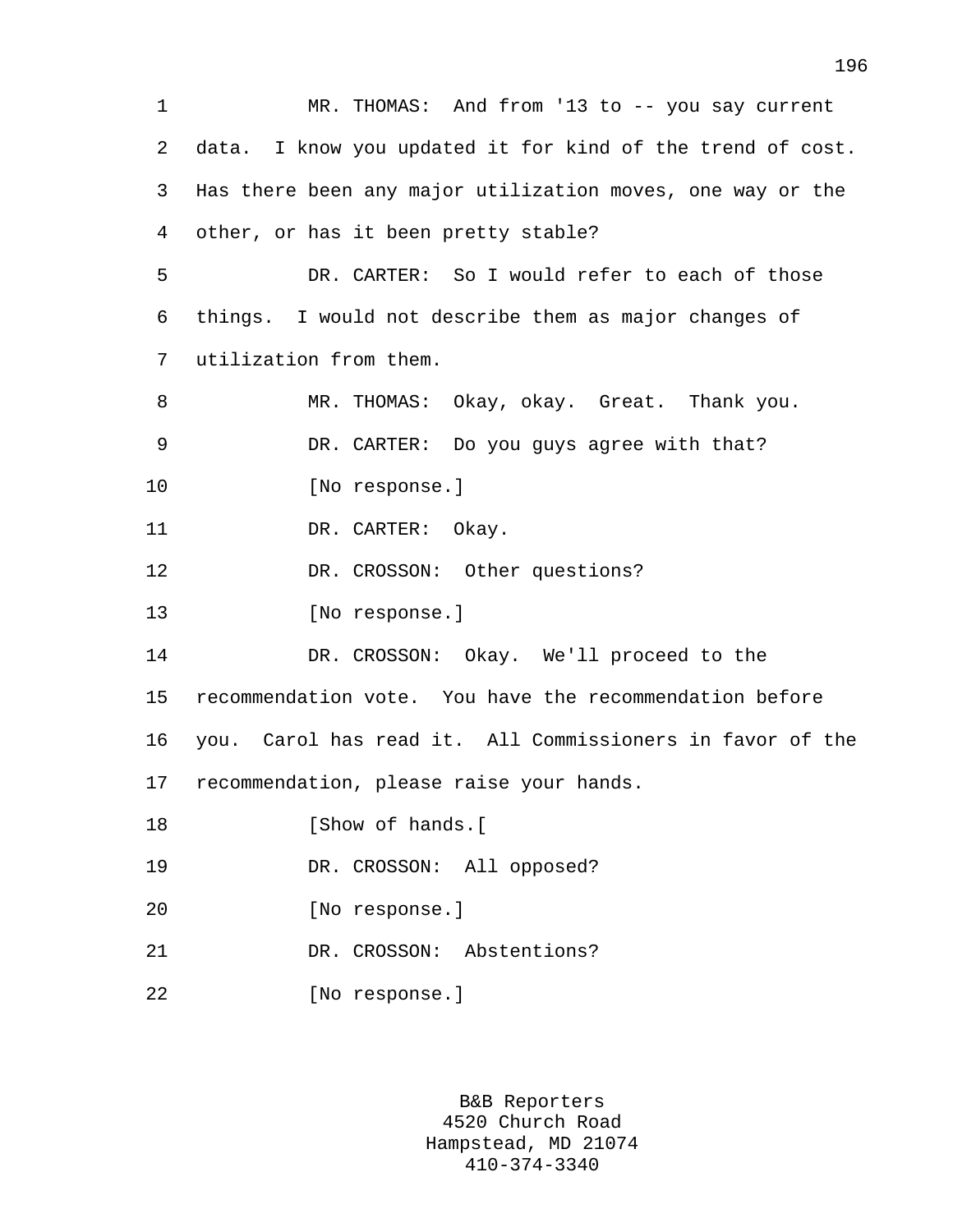MR. THOMAS: And from '13 to -- you say current data. I know you updated it for kind of the trend of cost. Has there been any major utilization moves, one way or the other, or has it been pretty stable?

DR. CARTER: So I would refer to each of those things. I would not describe them as major changes of utilization from them.

MR. THOMAS: Okay, okay. Great. Thank you.

DR. CARTER: Do you guys agree with that?

[No response.]

DR. CARTER: Okay.

DR. CROSSON: Other questions?

[No response.]

DR. CROSSON: Okay. We'll proceed to the recommendation vote. You have the recommendation before you. Carol has read it. All Commissioners in favor of the recommendation, please raise your hands.

[Show of hands.[

DR. CROSSON: All opposed?

[No response.]

DR. CROSSON: Abstentions?

[No response.]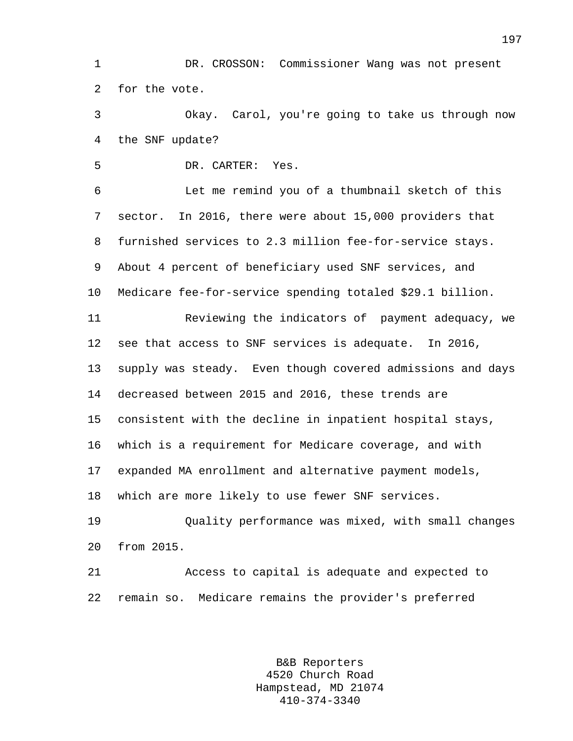DR. CROSSON: Commissioner Wang was not present for the vote.

Okay. Carol, you're going to take us through now the SNF update?

DR. CARTER: Yes.

Let me remind you of a thumbnail sketch of this sector. In 2016, there were about 15,000 providers that furnished services to 2.3 million fee-for-service stays. About 4 percent of beneficiary used SNF services, and Medicare fee-for-service spending totaled $29.1 billion.

Reviewing the indicators of payment adequacy, we see that access to SNF services is adequate. In 2016, supply was steady. Even though covered admissions and days decreased between 2015 and 2016, these trends are consistent with the decline in inpatient hospital stays, which is a requirement for Medicare coverage, and with expanded MA enrollment and alternative payment models, which are more likely to use fewer SNF services.

Quality performance was mixed, with small changes from 2015.

Access to capital is adequate and expected to remain so. Medicare remains the provider's preferred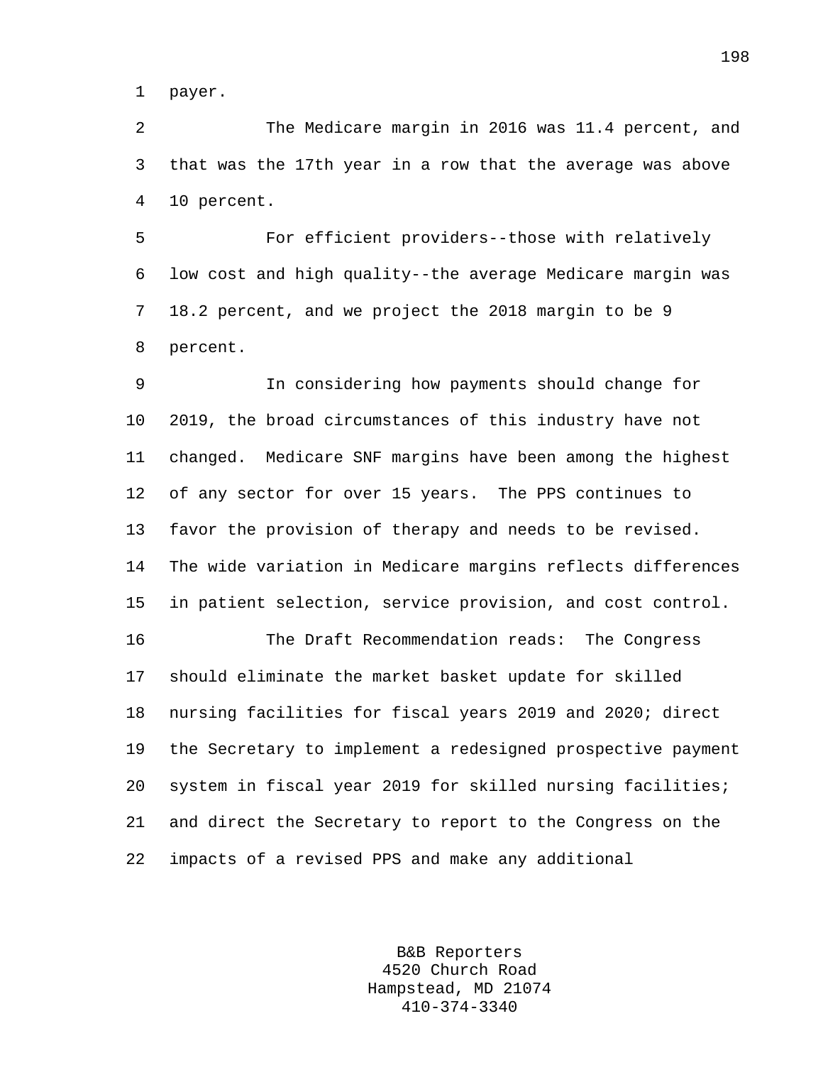payer.

The Medicare margin in 2016 was 11.4 percent, and that was the 17th year in a row that the average was above 10 percent.

For efficient providers--those with relatively low cost and high quality--the average Medicare margin was 18.2 percent, and we project the 2018 margin to be 9 percent.

In considering how payments should change for 2019, the broad circumstances of this industry have not changed. Medicare SNF margins have been among the highest of any sector for over 15 years. The PPS continues to favor the provision of therapy and needs to be revised. The wide variation in Medicare margins reflects differences in patient selection, service provision, and cost control.

The Draft Recommendation reads: The Congress should eliminate the market basket update for skilled nursing facilities for fiscal years 2019 and 2020; direct the Secretary to implement a redesigned prospective payment system in fiscal year 2019 for skilled nursing facilities; and direct the Secretary to report to the Congress on the impacts of a revised PPS and make any additional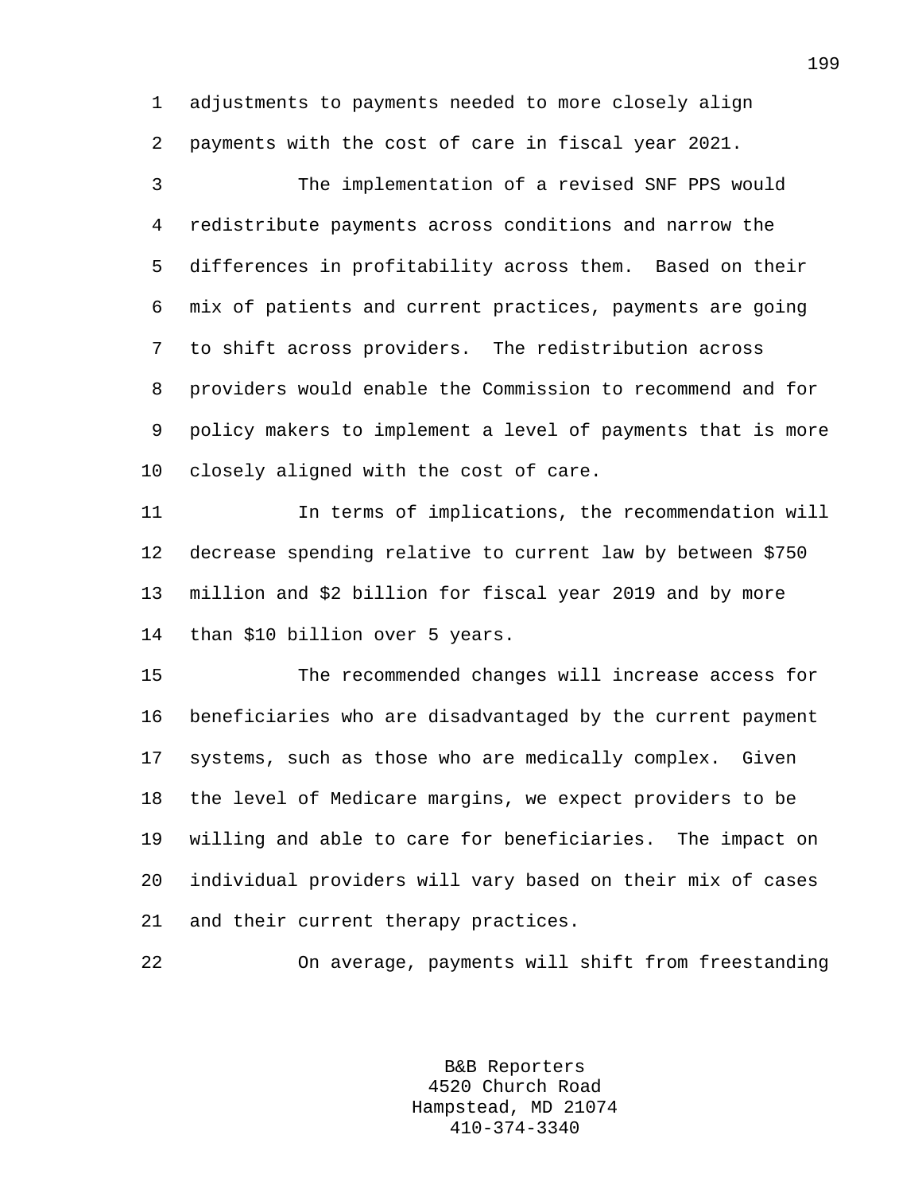adjustments to payments needed to more closely align payments with the cost of care in fiscal year 2021.

The implementation of a revised SNF PPS would redistribute payments across conditions and narrow the differences in profitability across them. Based on their mix of patients and current practices, payments are going to shift across providers. The redistribution across providers would enable the Commission to recommend and for policy makers to implement a level of payments that is more closely aligned with the cost of care.

In terms of implications, the recommendation will decrease spending relative to current law by between $750 million and $2 billion for fiscal year 2019 and by more than $10 billion over 5 years.

The recommended changes will increase access for beneficiaries who are disadvantaged by the current payment systems, such as those who are medically complex. Given the level of Medicare margins, we expect providers to be willing and able to care for beneficiaries. The impact on individual providers will vary based on their mix of cases and their current therapy practices.

On average, payments will shift from freestanding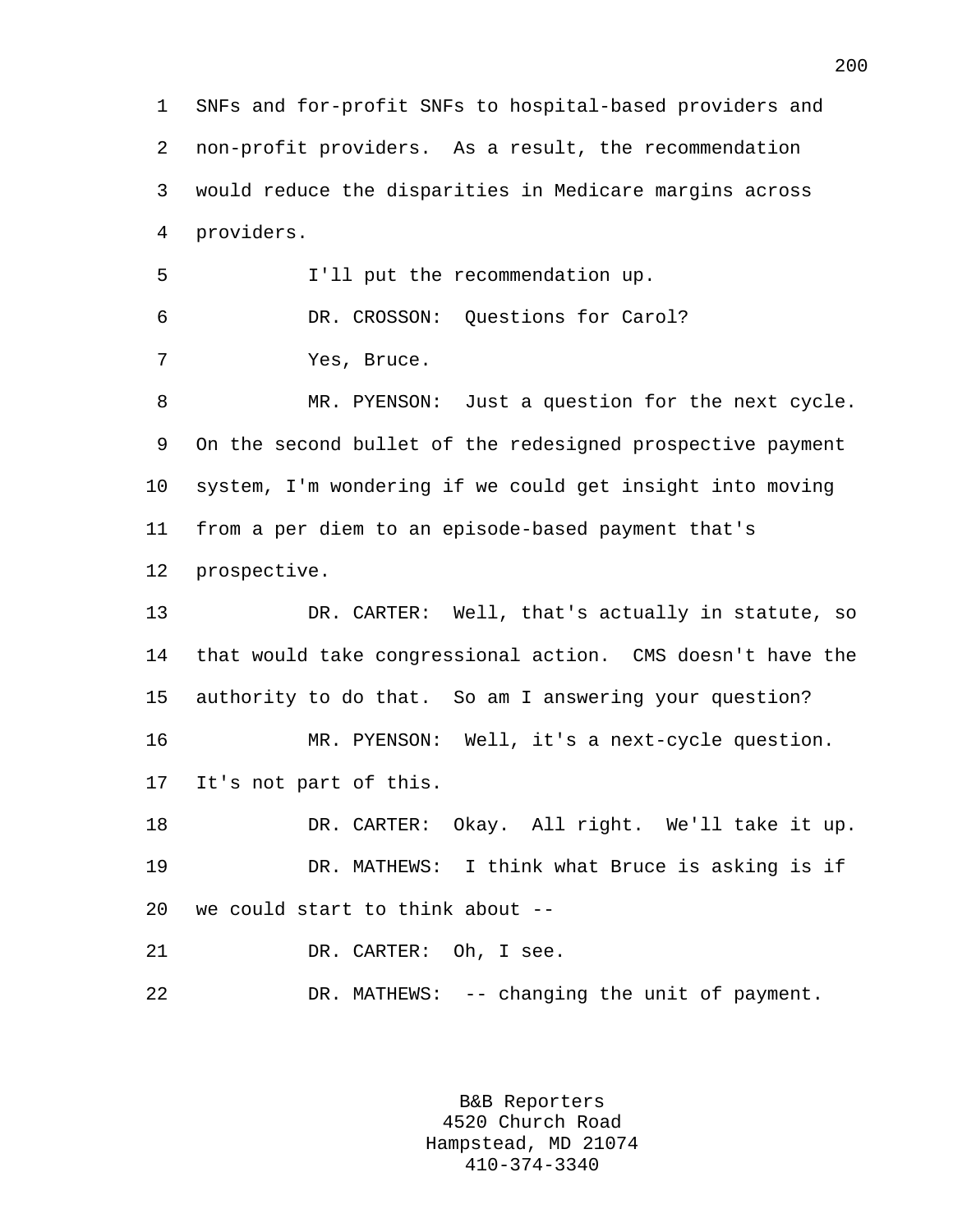SNFs and for-profit SNFs to hospital-based providers and non-profit providers. As a result, the recommendation would reduce the disparities in Medicare margins across providers.

I'll put the recommendation up.

DR. CROSSON: Questions for Carol?

Yes, Bruce.

MR. PYENSON: Just a question for the next cycle. On the second bullet of the redesigned prospective payment system, I'm wondering if we could get insight into moving from a per diem to an episode-based payment that's prospective.

DR. CARTER: Well, that's actually in statute, so that would take congressional action. CMS doesn't have the authority to do that. So am I answering your question?

MR. PYENSON: Well, it's a next-cycle question. It's not part of this.

DR. CARTER: Okay. All right. We'll take it up.

DR. MATHEWS: I think what Bruce is asking is if we could start to think about --

DR. CARTER: Oh, I see.

DR. MATHEWS: -- changing the unit of payment.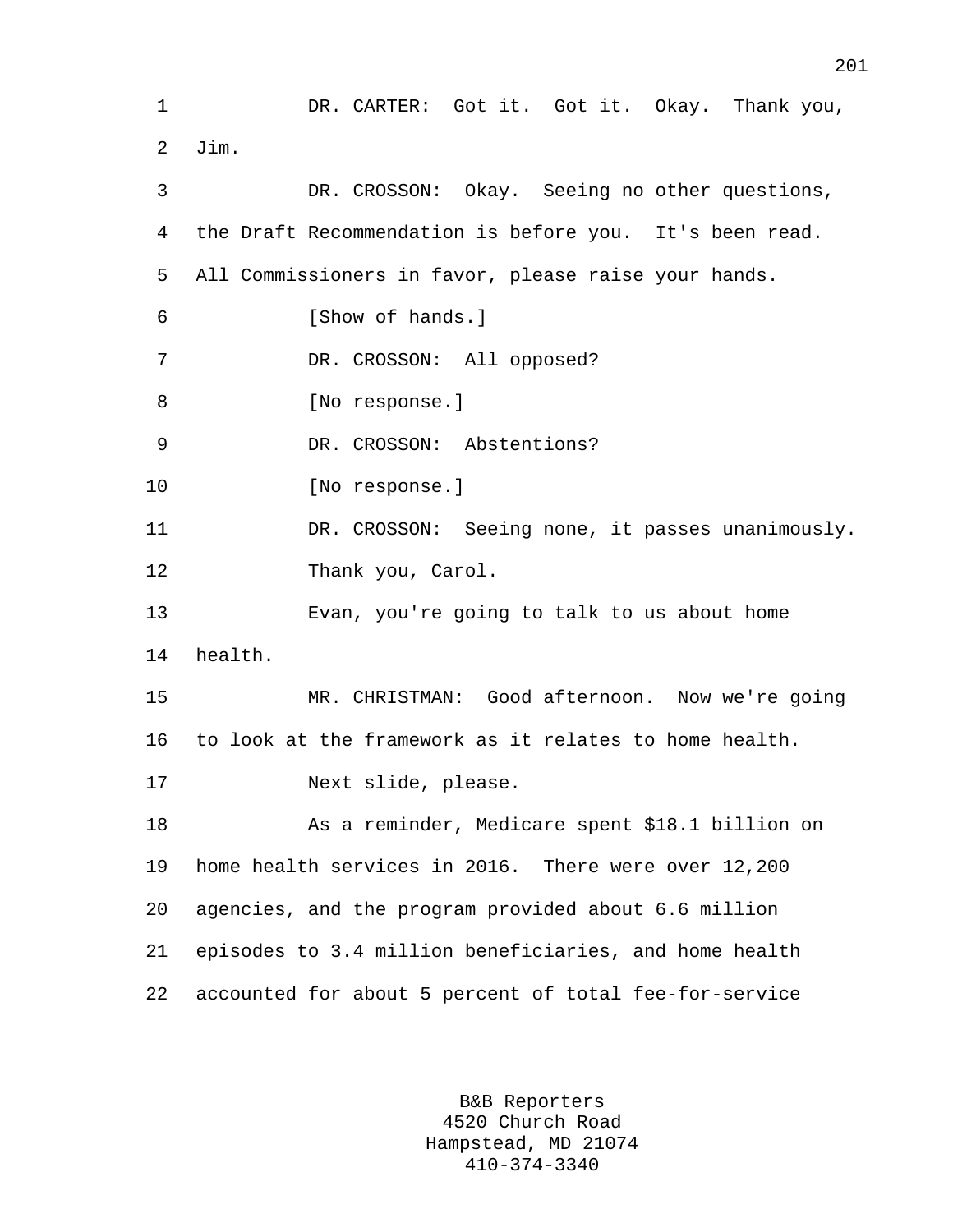DR. CARTER: Got it. Got it. Okay. Thank you, Jim.

DR. CROSSON: Okay. Seeing no other questions, the Draft Recommendation is before you. It's been read. All Commissioners in favor, please raise your hands.

[Show of hands.]

DR. CROSSON: All opposed?

[No response.]

DR. CROSSON: Abstentions?

[No response.]

DR. CROSSON: Seeing none, it passes unanimously.

Thank you, Carol.

Evan, you're going to talk to us about home health.

MR. CHRISTMAN: Good afternoon. Now we're going to look at the framework as it relates to home health.

Next slide, please.

As a reminder, Medicare spent $18.1 billion on home health services in 2016. There were over 12,200 agencies, and the program provided about 6.6 million episodes to 3.4 million beneficiaries, and home health accounted for about 5 percent of total fee-for-service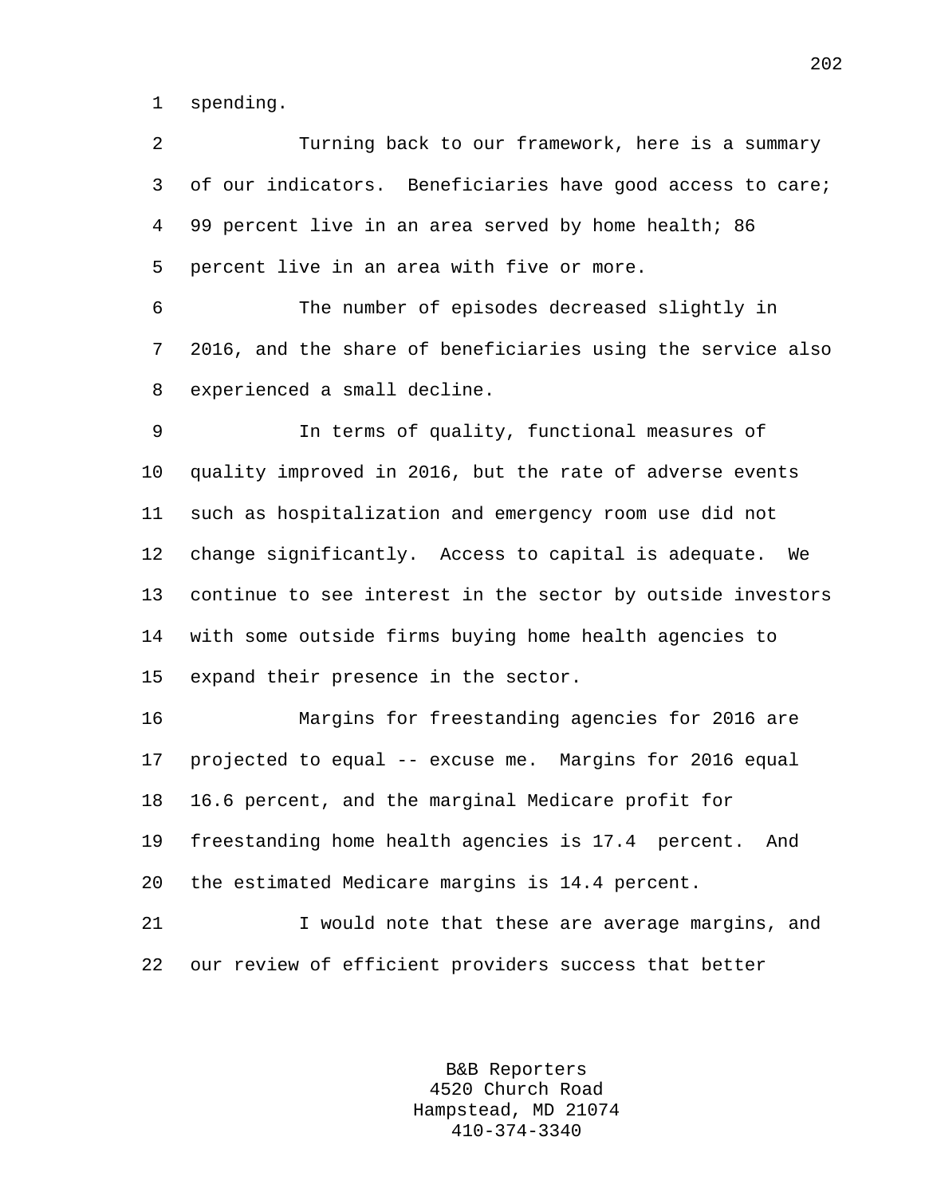spending.

Turning back to our framework, here is a summary of our indicators. Beneficiaries have good access to care; 99 percent live in an area served by home health; 86 percent live in an area with five or more.

The number of episodes decreased slightly in 2016, and the share of beneficiaries using the service also experienced a small decline.

In terms of quality, functional measures of quality improved in 2016, but the rate of adverse events such as hospitalization and emergency room use did not change significantly. Access to capital is adequate. We continue to see interest in the sector by outside investors with some outside firms buying home health agencies to expand their presence in the sector.

Margins for freestanding agencies for 2016 are projected to equal -- excuse me. Margins for 2016 equal 16.6 percent, and the marginal Medicare profit for freestanding home health agencies is 17.4 percent. And the estimated Medicare margins is 14.4 percent.

I would note that these are average margins, and our review of efficient providers success that better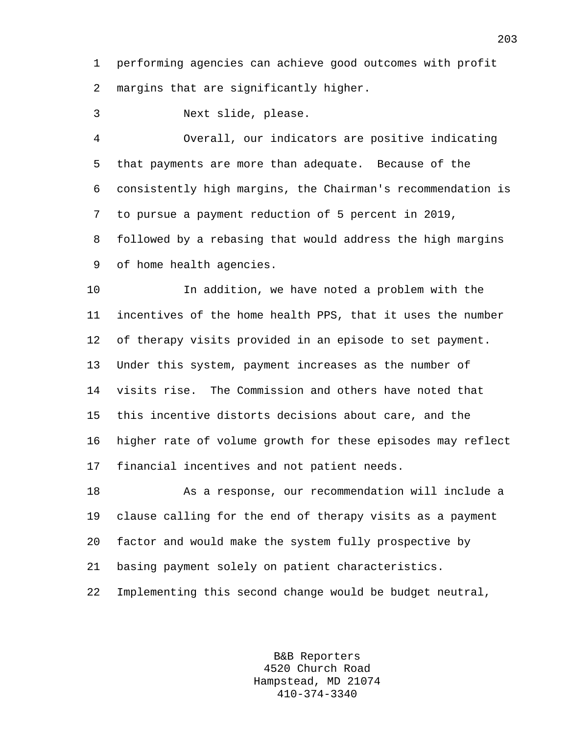performing agencies can achieve good outcomes with profit margins that are significantly higher.

Next slide, please.

Overall, our indicators are positive indicating that payments are more than adequate. Because of the consistently high margins, the Chairman's recommendation is to pursue a payment reduction of 5 percent in 2019, followed by a rebasing that would address the high margins of home health agencies.

In addition, we have noted a problem with the incentives of the home health PPS, that it uses the number of therapy visits provided in an episode to set payment. Under this system, payment increases as the number of visits rise. The Commission and others have noted that this incentive distorts decisions about care, and the higher rate of volume growth for these episodes may reflect financial incentives and not patient needs.

As a response, our recommendation will include a clause calling for the end of therapy visits as a payment factor and would make the system fully prospective by basing payment solely on patient characteristics. Implementing this second change would be budget neutral,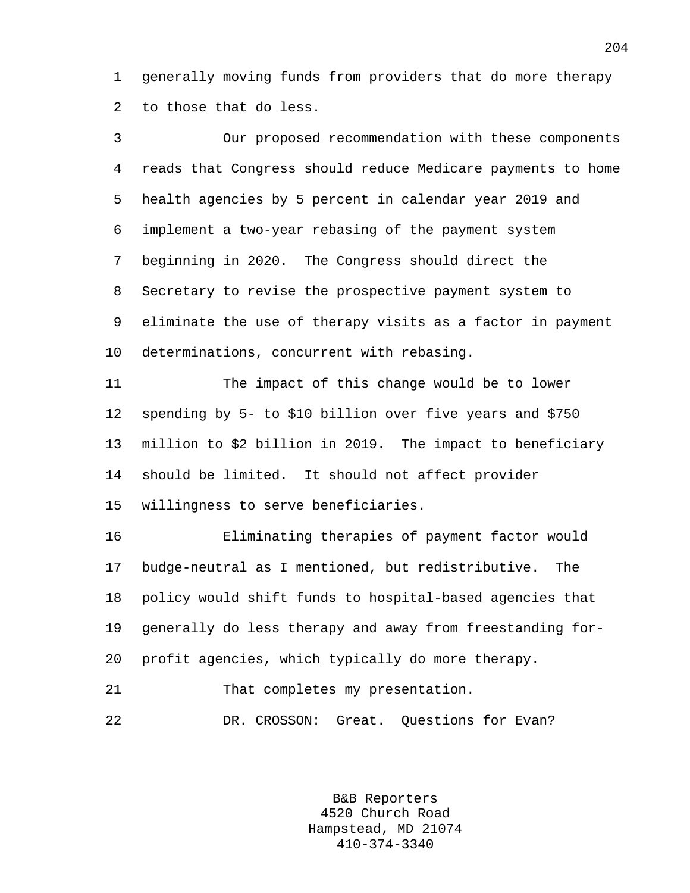generally moving funds from providers that do more therapy to those that do less.

Our proposed recommendation with these components reads that Congress should reduce Medicare payments to home health agencies by 5 percent in calendar year 2019 and implement a two-year rebasing of the payment system beginning in 2020. The Congress should direct the Secretary to revise the prospective payment system to eliminate the use of therapy visits as a factor in payment determinations, concurrent with rebasing.

The impact of this change would be to lower spending by 5- to $10 billion over five years and $750 million to $2 billion in 2019. The impact to beneficiary should be limited. It should not affect provider willingness to serve beneficiaries.

Eliminating therapies of payment factor would budge-neutral as I mentioned, but redistributive. The policy would shift funds to hospital-based agencies that generally do less therapy and away from freestanding for-profit agencies, which typically do more therapy.

That completes my presentation.

DR. CROSSON: Great. Questions for Evan?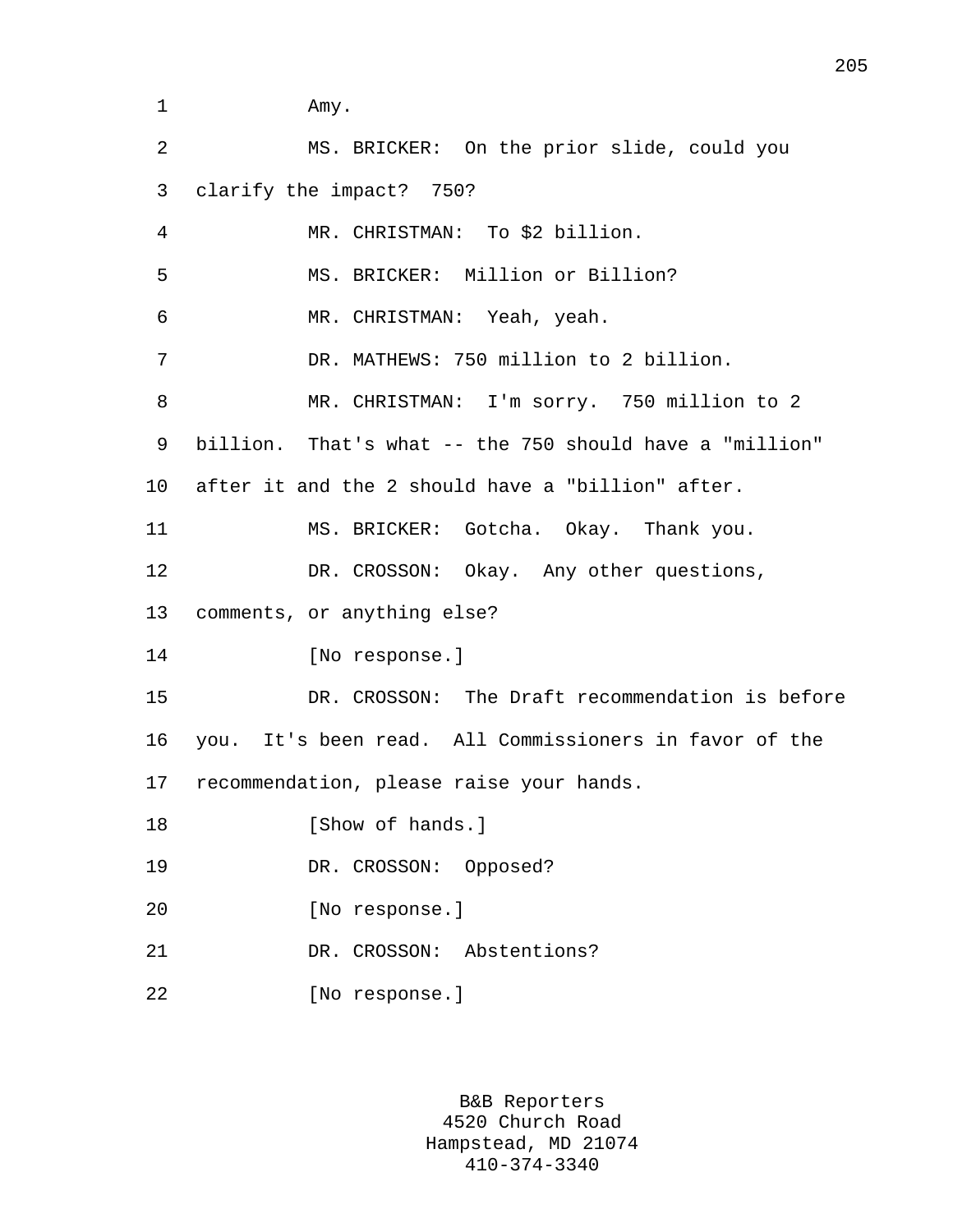Amy.

MS. BRICKER: On the prior slide, could you clarify the impact? 750?

MR. CHRISTMAN: To $2 billion.

MS. BRICKER: Million or Billion?

MR. CHRISTMAN: Yeah, yeah.

DR. MATHEWS: 750 million to 2 billion.

MR. CHRISTMAN: I'm sorry. 750 million to 2 billion. That's what -- the 750 should have a "million" after it and the 2 should have a "billion" after.

MS. BRICKER: Gotcha. Okay. Thank you.

DR. CROSSON: Okay. Any other questions, comments, or anything else?

[No response.]

DR. CROSSON: The Draft recommendation is before you. It's been read. All Commissioners in favor of the recommendation, please raise your hands.

[Show of hands.]

DR. CROSSON: Opposed?

[No response.]

DR. CROSSON: Abstentions?

[No response.]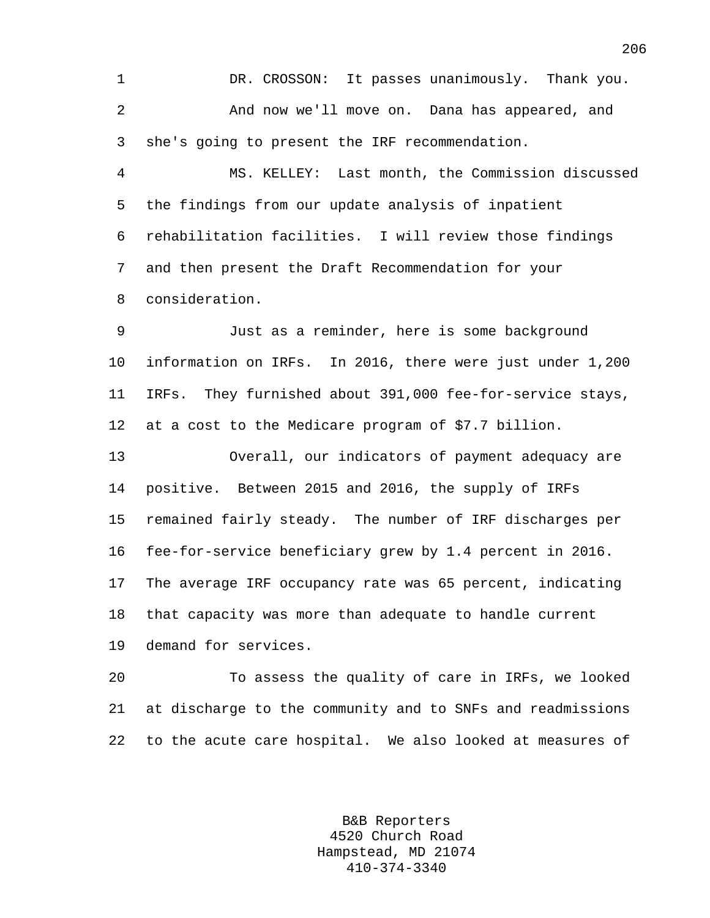DR. CROSSON: It passes unanimously. Thank you.

And now we'll move on. Dana has appeared, and she's going to present the IRF recommendation.

MS. KELLEY: Last month, the Commission discussed the findings from our update analysis of inpatient rehabilitation facilities. I will review those findings and then present the Draft Recommendation for your consideration.

Just as a reminder, here is some background information on IRFs. In 2016, there were just under 1,200 IRFs. They furnished about 391,000 fee-for-service stays, at a cost to the Medicare program of $7.7 billion.

Overall, our indicators of payment adequacy are positive. Between 2015 and 2016, the supply of IRFs remained fairly steady. The number of IRF discharges per fee-for-service beneficiary grew by 1.4 percent in 2016. The average IRF occupancy rate was 65 percent, indicating that capacity was more than adequate to handle current demand for services.

To assess the quality of care in IRFs, we looked at discharge to the community and to SNFs and readmissions to the acute care hospital. We also looked at measures of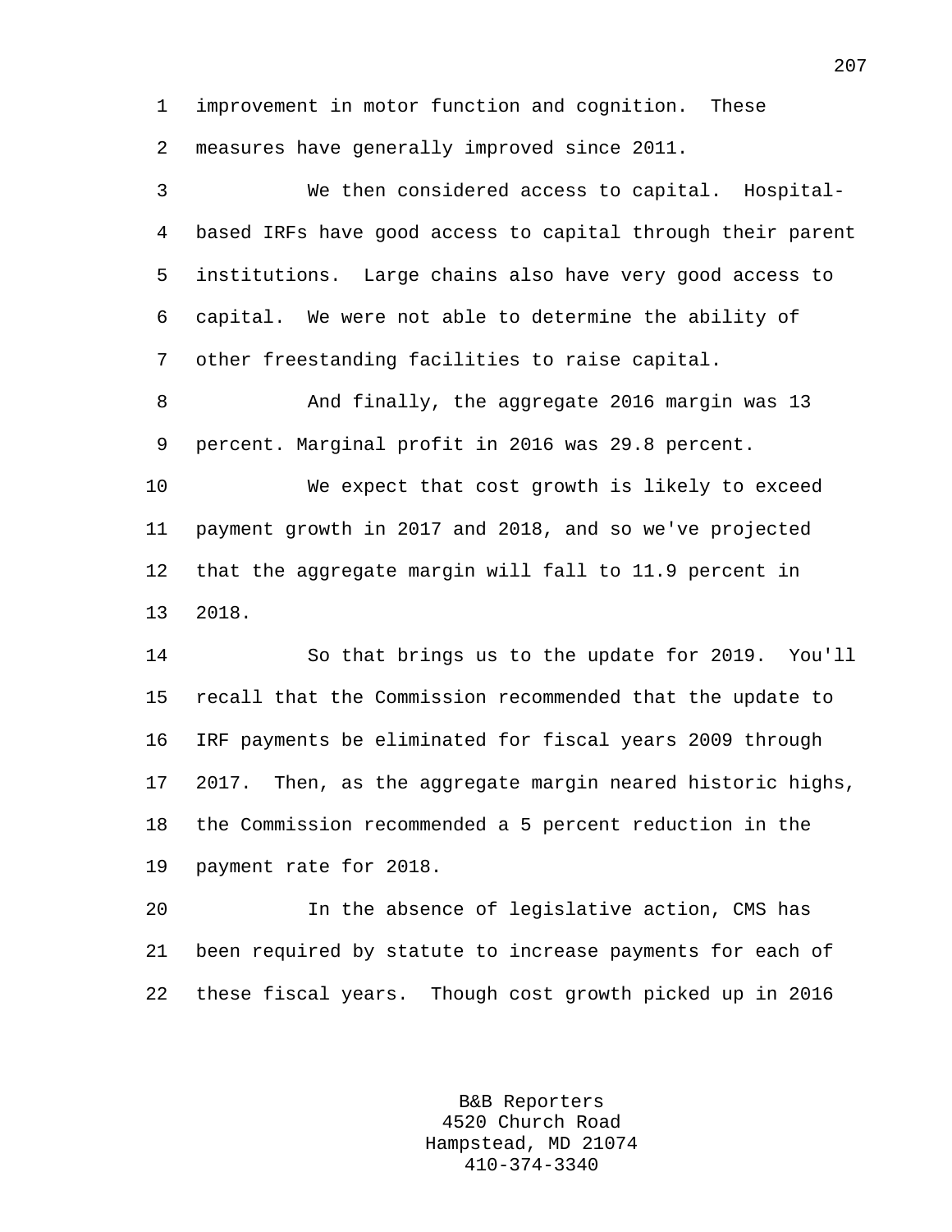improvement in motor function and cognition. These measures have generally improved since 2011.

We then considered access to capital. Hospital-based IRFs have good access to capital through their parent institutions. Large chains also have very good access to capital. We were not able to determine the ability of other freestanding facilities to raise capital.

And finally, the aggregate 2016 margin was 13 percent. Marginal profit in 2016 was 29.8 percent.

We expect that cost growth is likely to exceed payment growth in 2017 and 2018, and so we've projected that the aggregate margin will fall to 11.9 percent in 2018.

So that brings us to the update for 2019. You'll recall that the Commission recommended that the update to IRF payments be eliminated for fiscal years 2009 through 2017. Then, as the aggregate margin neared historic highs, the Commission recommended a 5 percent reduction in the payment rate for 2018.

In the absence of legislative action, CMS has been required by statute to increase payments for each of these fiscal years. Though cost growth picked up in 2016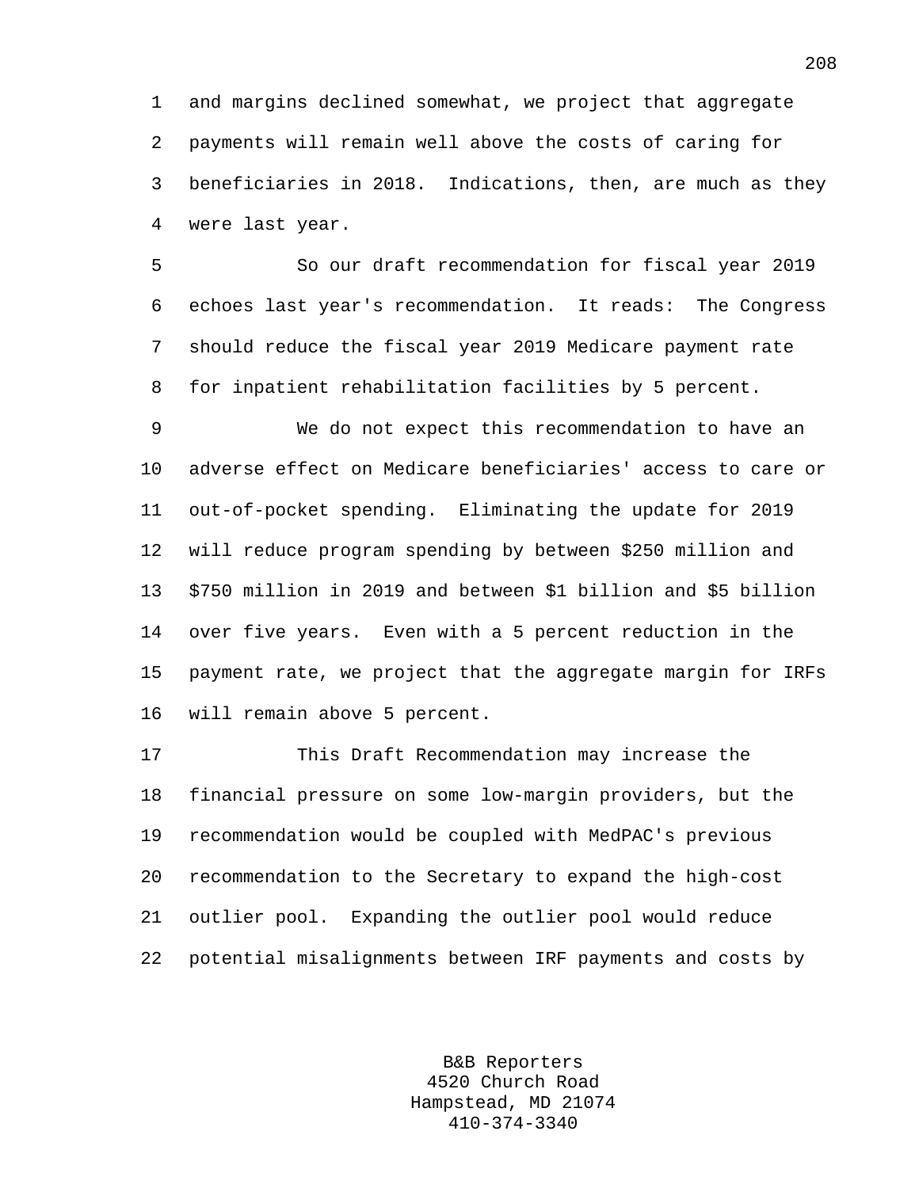and margins declined somewhat, we project that aggregate payments will remain well above the costs of caring for beneficiaries in 2018. Indications, then, are much as they were last year.

So our draft recommendation for fiscal year 2019 echoes last year's recommendation. It reads: The Congress should reduce the fiscal year 2019 Medicare payment rate for inpatient rehabilitation facilities by 5 percent.

We do not expect this recommendation to have an adverse effect on Medicare beneficiaries' access to care or out-of-pocket spending. Eliminating the update for 2019 will reduce program spending by between $250 million and $750 million in 2019 and between $1 billion and $5 billion over five years. Even with a 5 percent reduction in the payment rate, we project that the aggregate margin for IRFs will remain above 5 percent.

This Draft Recommendation may increase the financial pressure on some low-margin providers, but the recommendation would be coupled with MedPAC's previous recommendation to the Secretary to expand the high-cost outlier pool. Expanding the outlier pool would reduce potential misalignments between IRF payments and costs by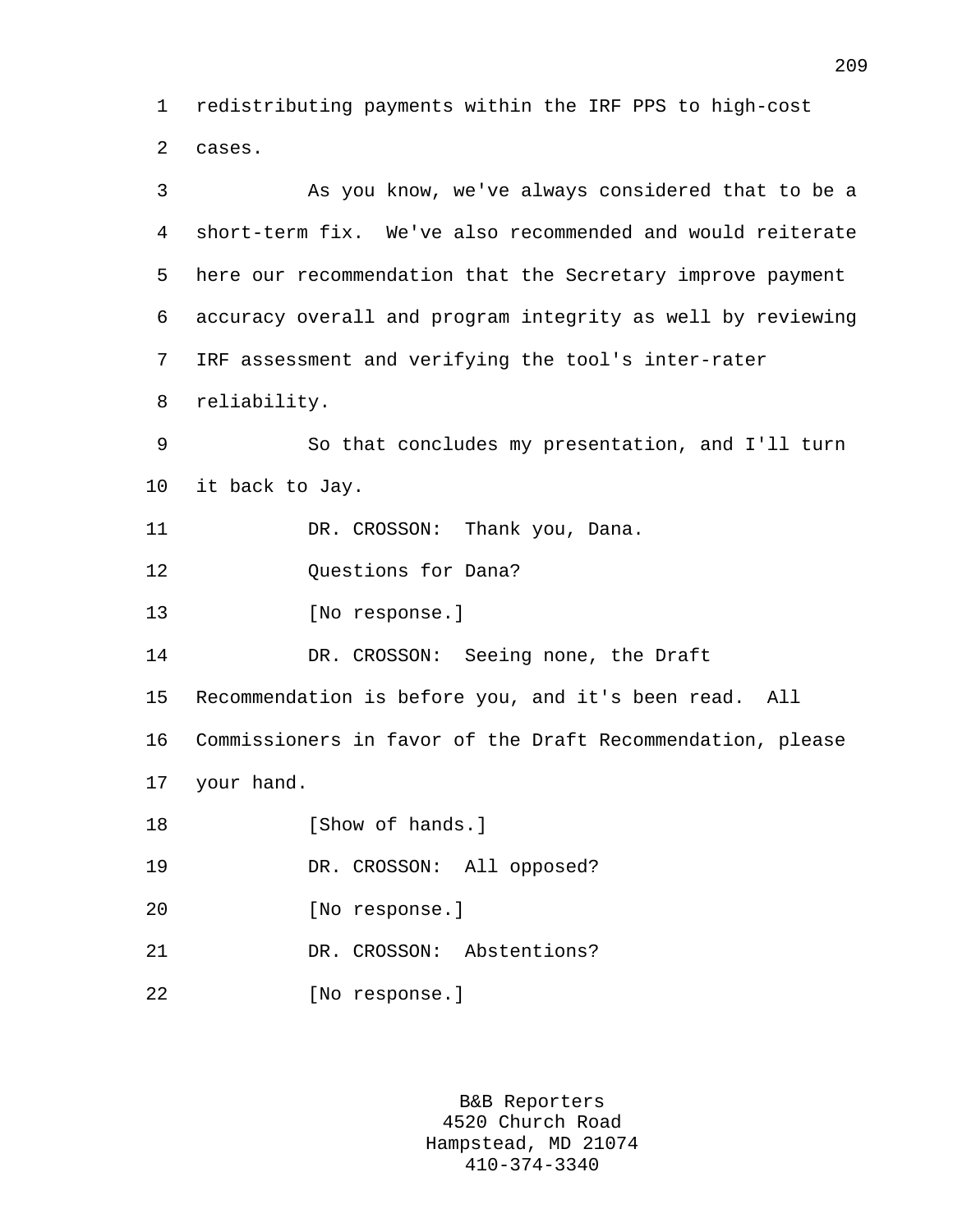redistributing payments within the IRF PPS to high-cost cases.

As you know, we've always considered that to be a short-term fix. We've also recommended and would reiterate here our recommendation that the Secretary improve payment accuracy overall and program integrity as well by reviewing IRF assessment and verifying the tool's inter-rater reliability.

So that concludes my presentation, and I'll turn it back to Jay.

DR. CROSSON: Thank you, Dana.

Questions for Dana?

[No response.]

DR. CROSSON: Seeing none, the Draft Recommendation is before you, and it's been read. All Commissioners in favor of the Draft Recommendation, please your hand.

[Show of hands.]

DR. CROSSON: All opposed?

[No response.]

DR. CROSSON: Abstentions?

[No response.]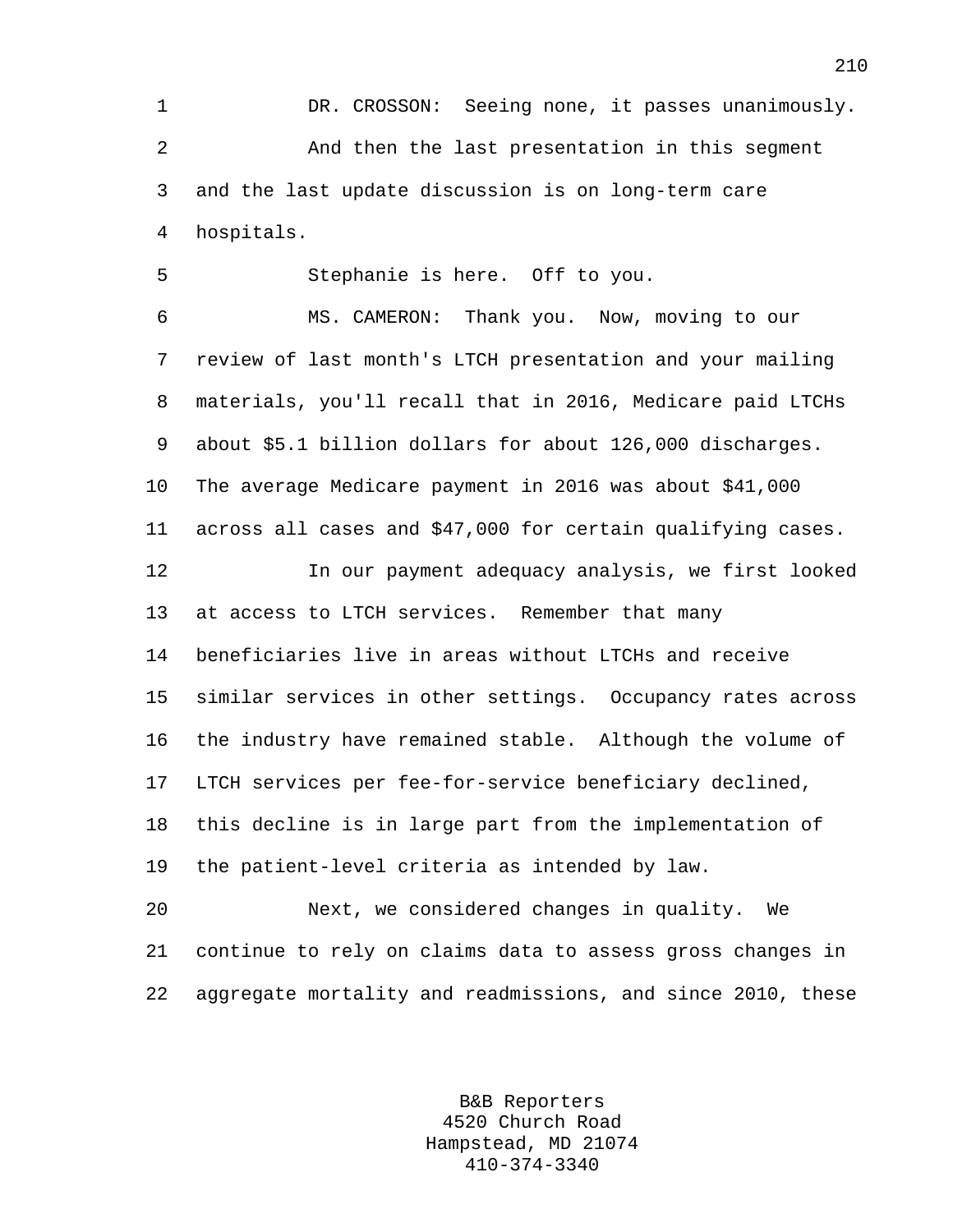DR. CROSSON: Seeing none, it passes unanimously.

And then the last presentation in this segment and the last update discussion is on long-term care hospitals.

Stephanie is here. Off to you.

MS. CAMERON: Thank you. Now, moving to our review of last month's LTCH presentation and your mailing materials, you'll recall that in 2016, Medicare paid LTCHs about $5.1 billion dollars for about 126,000 discharges. The average Medicare payment in 2016 was about $41,000 across all cases and $47,000 for certain qualifying cases.

In our payment adequacy analysis, we first looked at access to LTCH services. Remember that many beneficiaries live in areas without LTCHs and receive similar services in other settings. Occupancy rates across the industry have remained stable. Although the volume of LTCH services per fee-for-service beneficiary declined, this decline is in large part from the implementation of the patient-level criteria as intended by law.

Next, we considered changes in quality. We continue to rely on claims data to assess gross changes in aggregate mortality and readmissions, and since 2010, these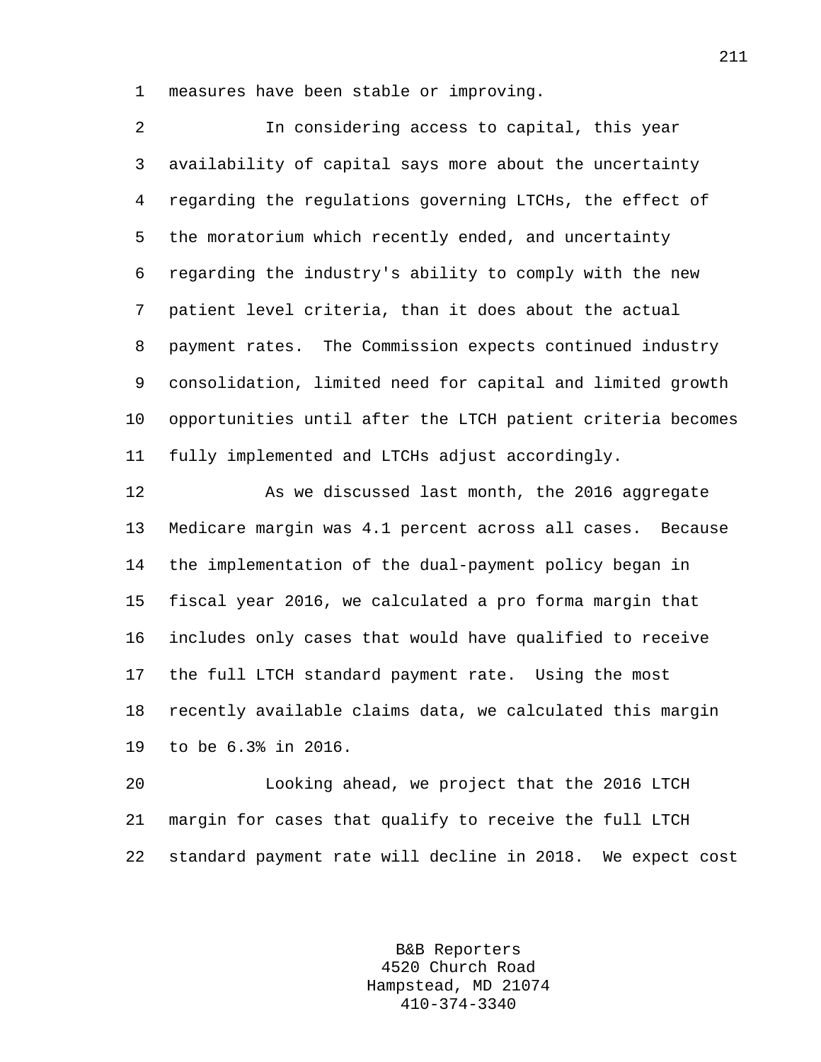measures have been stable or improving.

In considering access to capital, this year availability of capital says more about the uncertainty regarding the regulations governing LTCHs, the effect of the moratorium which recently ended, and uncertainty regarding the industry's ability to comply with the new patient level criteria, than it does about the actual payment rates. The Commission expects continued industry consolidation, limited need for capital and limited growth opportunities until after the LTCH patient criteria becomes fully implemented and LTCHs adjust accordingly.

As we discussed last month, the 2016 aggregate Medicare margin was 4.1 percent across all cases. Because the implementation of the dual-payment policy began in fiscal year 2016, we calculated a pro forma margin that includes only cases that would have qualified to receive the full LTCH standard payment rate. Using the most recently available claims data, we calculated this margin to be 6.3% in 2016.

Looking ahead, we project that the 2016 LTCH margin for cases that qualify to receive the full LTCH standard payment rate will decline in 2018. We expect cost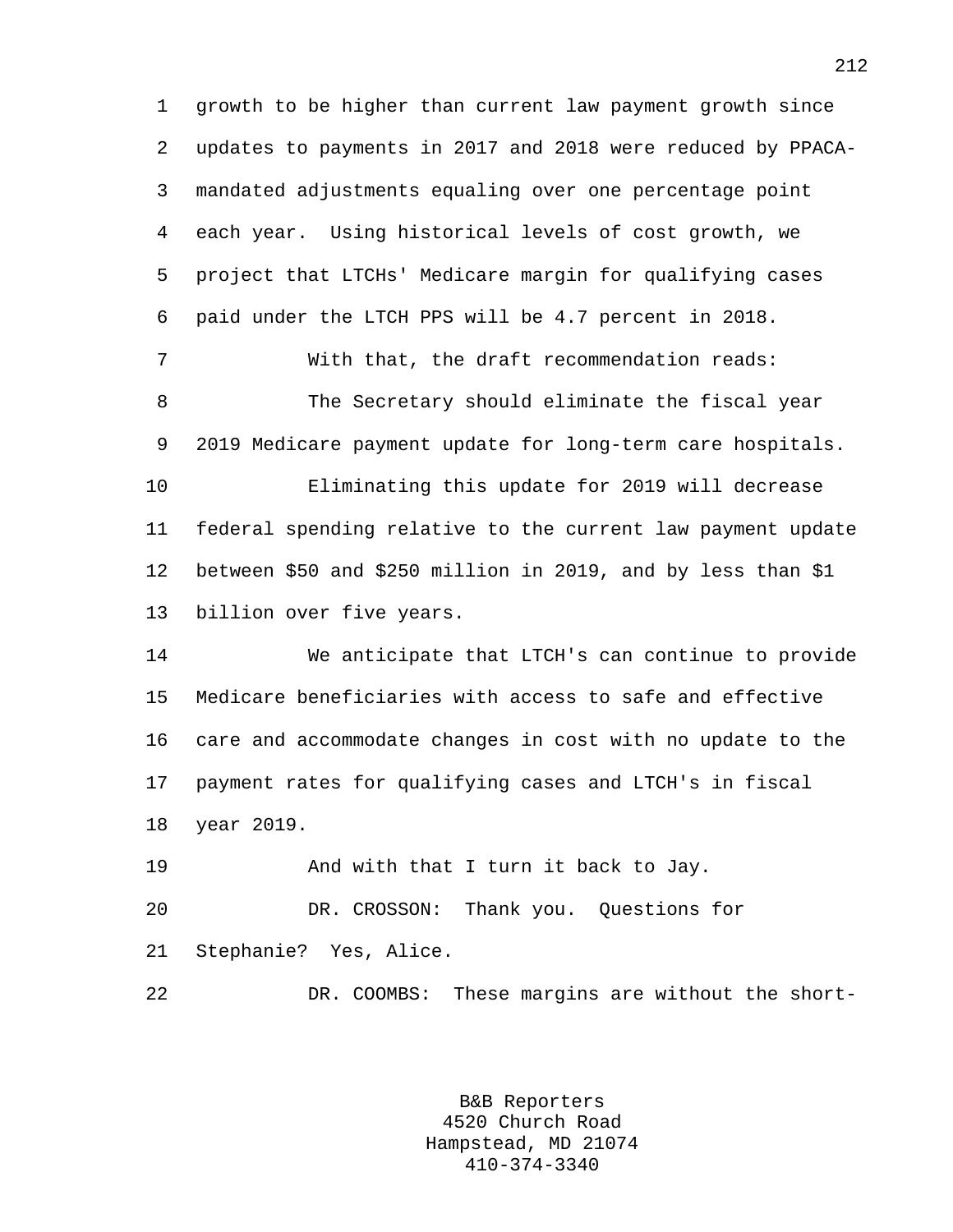growth to be higher than current law payment growth since updates to payments in 2017 and 2018 were reduced by PPACA-mandated adjustments equaling over one percentage point each year. Using historical levels of cost growth, we project that LTCHs' Medicare margin for qualifying cases paid under the LTCH PPS will be 4.7 percent in 2018.

With that, the draft recommendation reads:

The Secretary should eliminate the fiscal year 2019 Medicare payment update for long-term care hospitals.

Eliminating this update for 2019 will decrease federal spending relative to the current law payment update between $50 and $250 million in 2019, and by less than $1 billion over five years.

We anticipate that LTCH's can continue to provide Medicare beneficiaries with access to safe and effective care and accommodate changes in cost with no update to the payment rates for qualifying cases and LTCH's in fiscal year 2019.

And with that I turn it back to Jay.

DR. CROSSON: Thank you. Questions for Stephanie? Yes, Alice.

DR. COOMBS: These margins are without the short-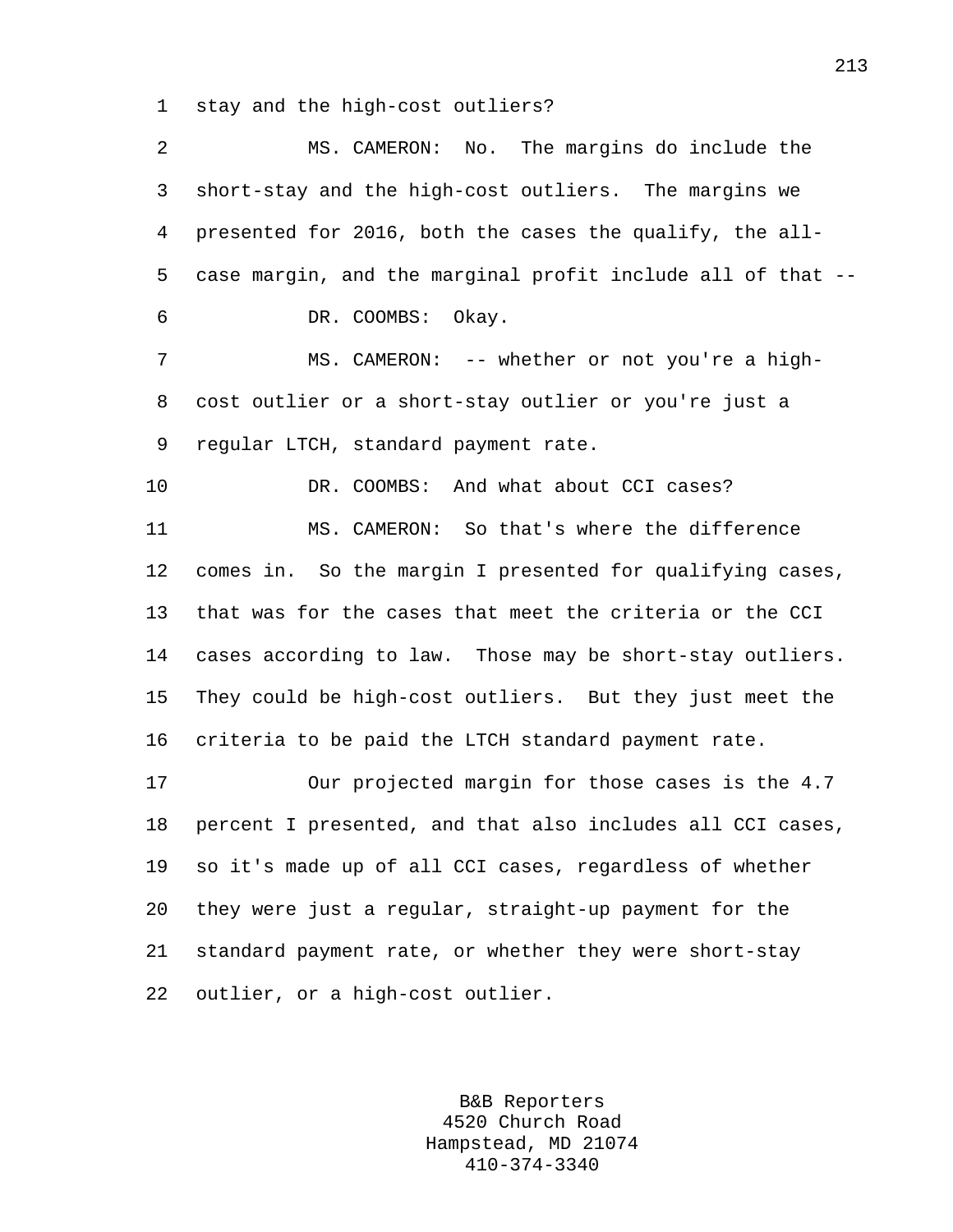stay and the high-cost outliers?

MS. CAMERON: No. The margins do include the short-stay and the high-cost outliers. The margins we presented for 2016, both the cases the qualify, the all-case margin, and the marginal profit include all of that --

DR. COOMBS: Okay.

MS. CAMERON: -- whether or not you're a high-cost outlier or a short-stay outlier or you're just a regular LTCH, standard payment rate.

DR. COOMBS: And what about CCI cases?

MS. CAMERON: So that's where the difference comes in. So the margin I presented for qualifying cases, that was for the cases that meet the criteria or the CCI cases according to law. Those may be short-stay outliers. They could be high-cost outliers. But they just meet the criteria to be paid the LTCH standard payment rate.

Our projected margin for those cases is the 4.7 percent I presented, and that also includes all CCI cases, so it's made up of all CCI cases, regardless of whether they were just a regular, straight-up payment for the standard payment rate, or whether they were short-stay outlier, or a high-cost outlier.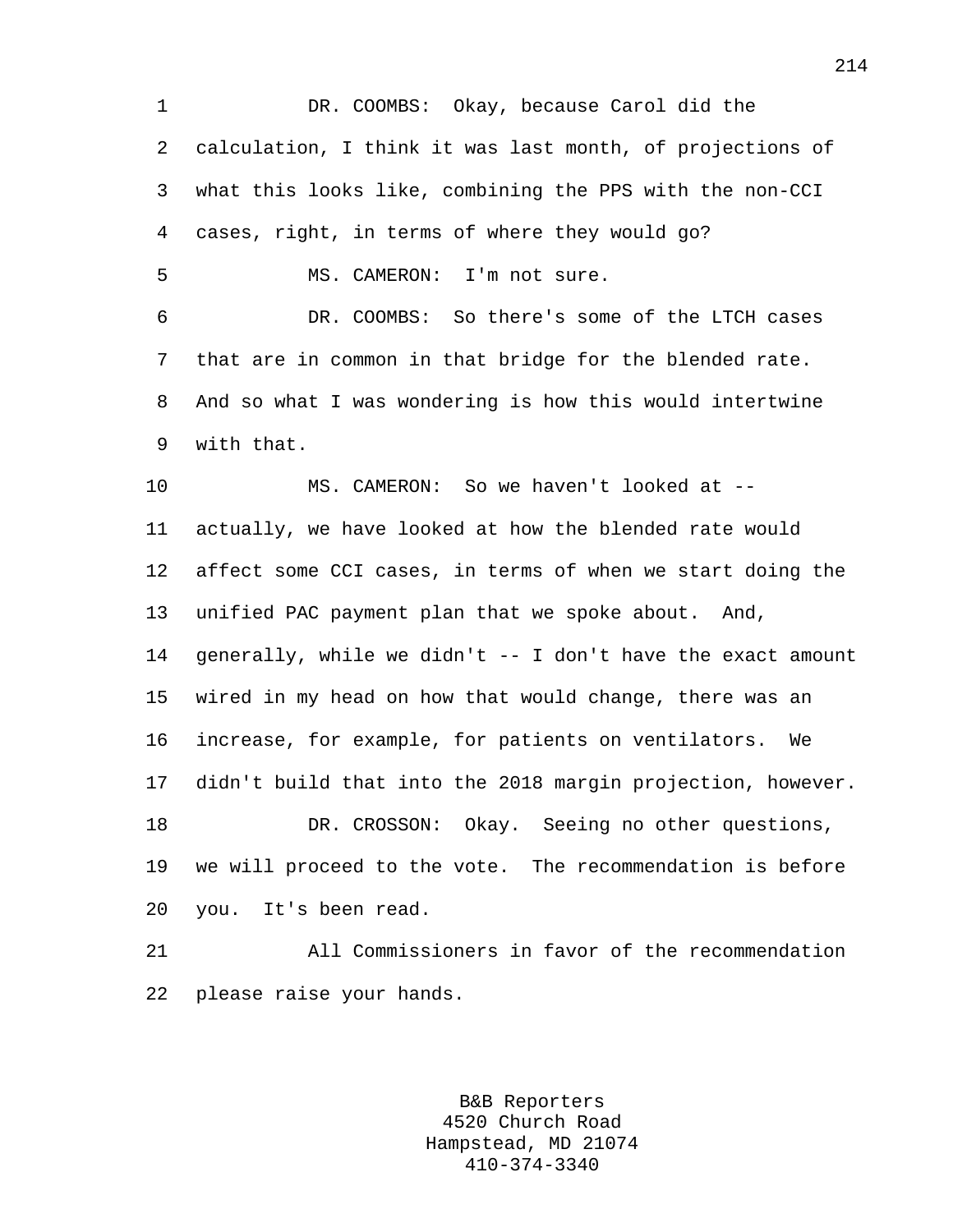DR. COOMBS: Okay, because Carol did the calculation, I think it was last month, of projections of what this looks like, combining the PPS with the non-CCI cases, right, in terms of where they would go?

MS. CAMERON: I'm not sure.

DR. COOMBS: So there's some of the LTCH cases that are in common in that bridge for the blended rate. And so what I was wondering is how this would intertwine with that.

MS. CAMERON: So we haven't looked at -- actually, we have looked at how the blended rate would affect some CCI cases, in terms of when we start doing the unified PAC payment plan that we spoke about. And, generally, while we didn't -- I don't have the exact amount wired in my head on how that would change, there was an increase, for example, for patients on ventilators. We didn't build that into the 2018 margin projection, however.

DR. CROSSON: Okay. Seeing no other questions, we will proceed to the vote. The recommendation is before you. It's been read.

All Commissioners in favor of the recommendation please raise your hands.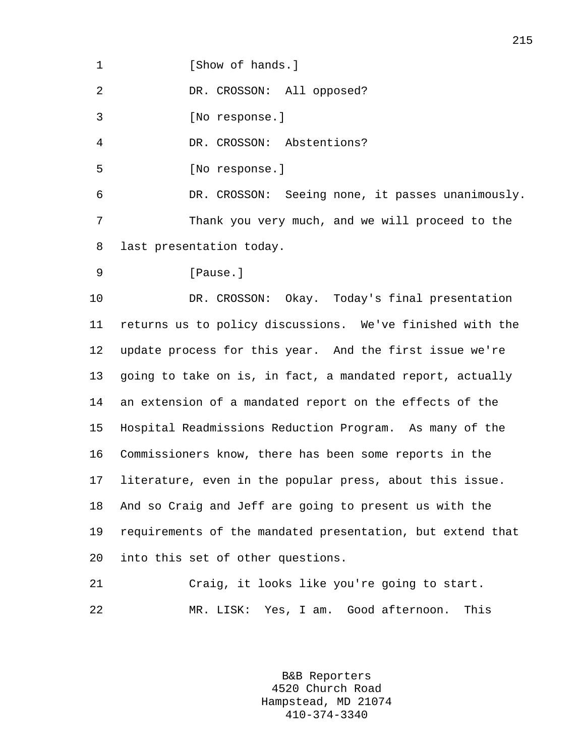[Show of hands.]

DR. CROSSON: All opposed?

[No response.]

DR. CROSSON: Abstentions?

[No response.]

DR. CROSSON: Seeing none, it passes unanimously.

Thank you very much, and we will proceed to the last presentation today.

[Pause.]

DR. CROSSON: Okay. Today's final presentation returns us to policy discussions. We've finished with the update process for this year. And the first issue we're going to take on is, in fact, a mandated report, actually an extension of a mandated report on the effects of the Hospital Readmissions Reduction Program. As many of the Commissioners know, there has been some reports in the literature, even in the popular press, about this issue. And so Craig and Jeff are going to present us with the requirements of the mandated presentation, but extend that into this set of other questions.

Craig, it looks like you're going to start.

MR. LISK: Yes, I am. Good afternoon. This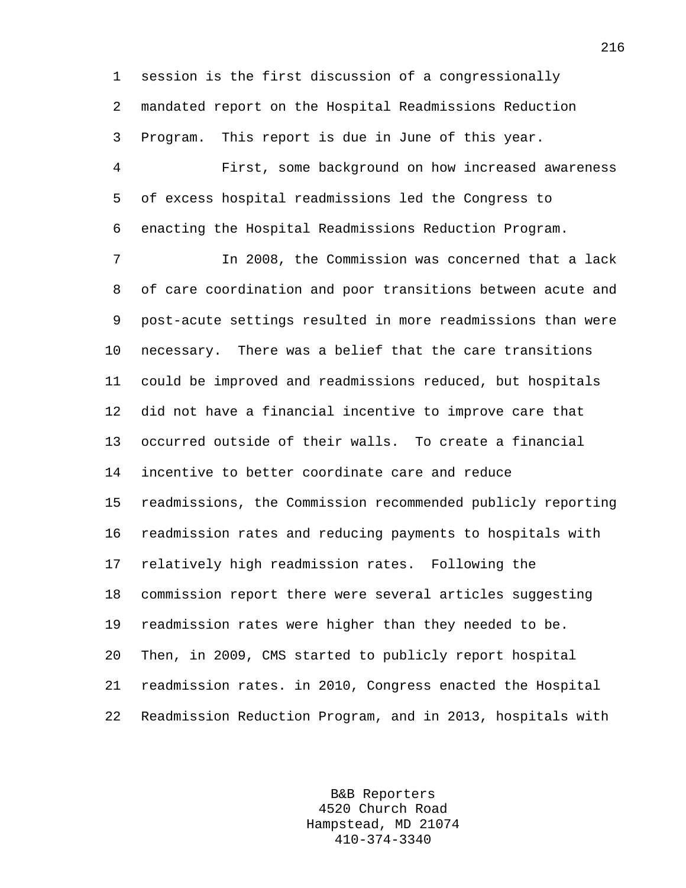session is the first discussion of a congressionally mandated report on the Hospital Readmissions Reduction Program. This report is due in June of this year.

First, some background on how increased awareness of excess hospital readmissions led the Congress to enacting the Hospital Readmissions Reduction Program.

In 2008, the Commission was concerned that a lack of care coordination and poor transitions between acute and post-acute settings resulted in more readmissions than were necessary. There was a belief that the care transitions could be improved and readmissions reduced, but hospitals did not have a financial incentive to improve care that occurred outside of their walls. To create a financial incentive to better coordinate care and reduce readmissions, the Commission recommended publicly reporting readmission rates and reducing payments to hospitals with relatively high readmission rates. Following the commission report there were several articles suggesting readmission rates were higher than they needed to be. Then, in 2009, CMS started to publicly report hospital readmission rates. in 2010, Congress enacted the Hospital Readmission Reduction Program, and in 2013, hospitals with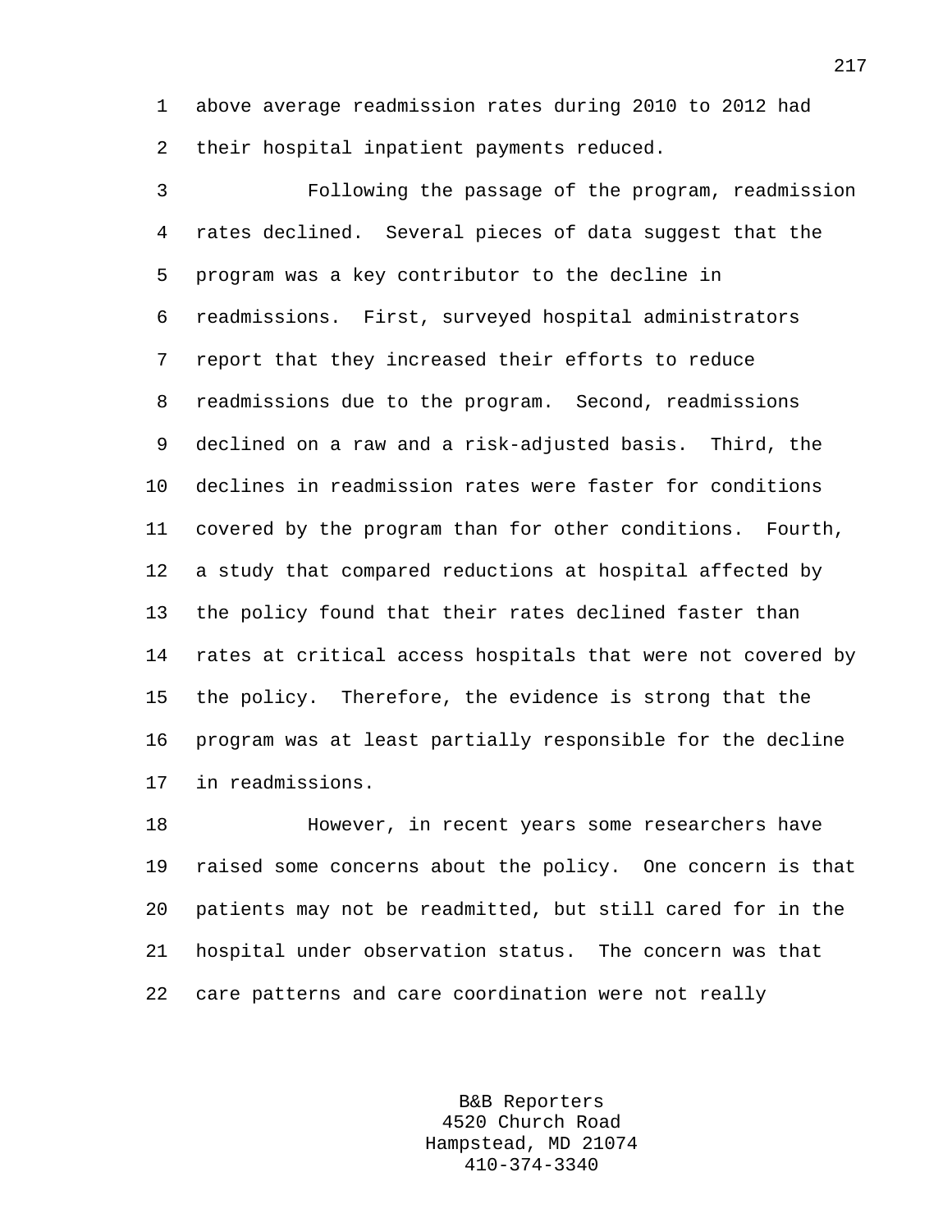above average readmission rates during 2010 to 2012 had their hospital inpatient payments reduced.

Following the passage of the program, readmission rates declined. Several pieces of data suggest that the program was a key contributor to the decline in readmissions. First, surveyed hospital administrators report that they increased their efforts to reduce readmissions due to the program. Second, readmissions declined on a raw and a risk-adjusted basis. Third, the declines in readmission rates were faster for conditions covered by the program than for other conditions. Fourth, a study that compared reductions at hospital affected by the policy found that their rates declined faster than rates at critical access hospitals that were not covered by the policy. Therefore, the evidence is strong that the program was at least partially responsible for the decline in readmissions.

However, in recent years some researchers have raised some concerns about the policy. One concern is that patients may not be readmitted, but still cared for in the hospital under observation status. The concern was that care patterns and care coordination were not really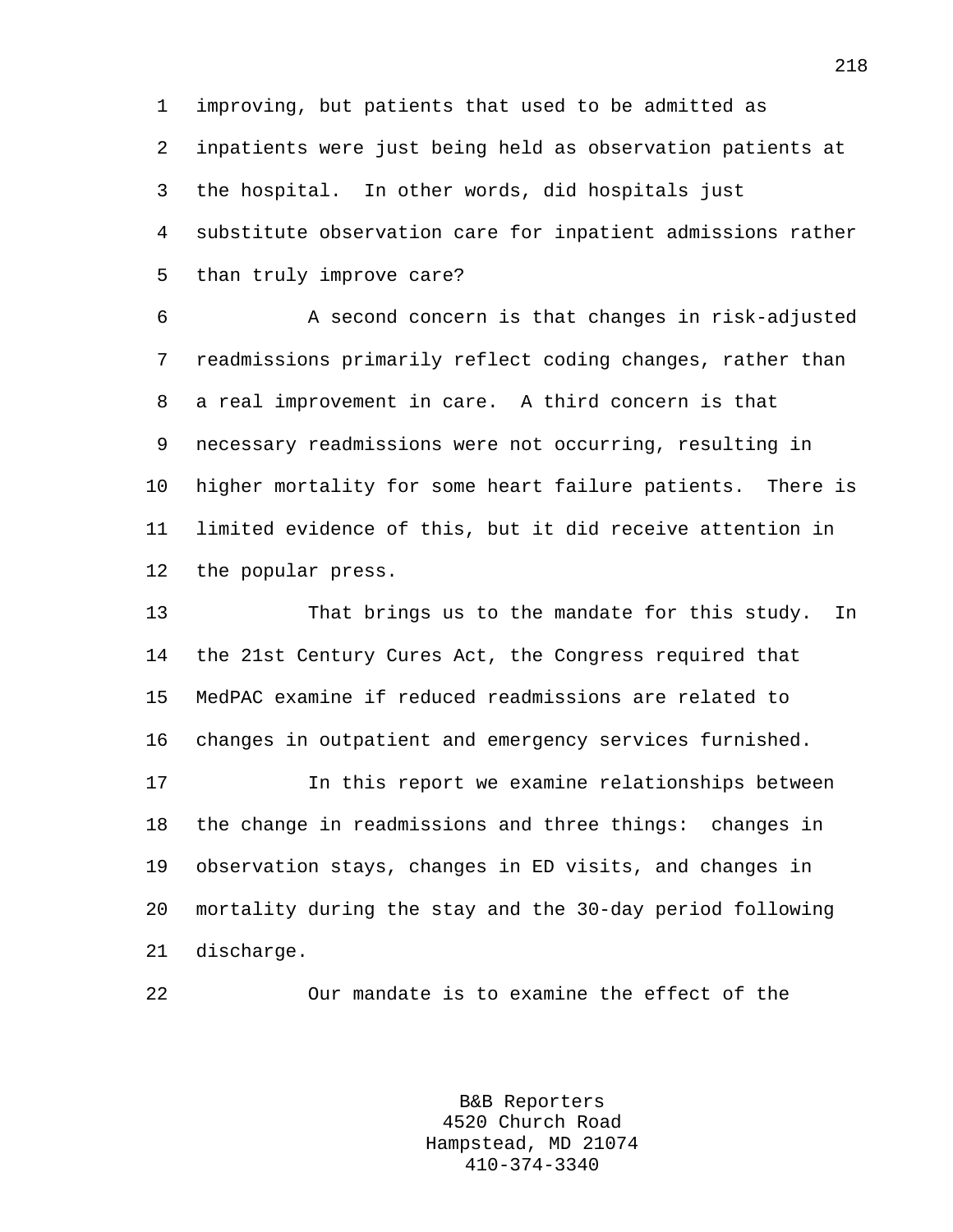improving, but patients that used to be admitted as inpatients were just being held as observation patients at the hospital. In other words, did hospitals just substitute observation care for inpatient admissions rather than truly improve care?

A second concern is that changes in risk-adjusted readmissions primarily reflect coding changes, rather than a real improvement in care. A third concern is that necessary readmissions were not occurring, resulting in higher mortality for some heart failure patients. There is limited evidence of this, but it did receive attention in the popular press.

That brings us to the mandate for this study. In the 21st Century Cures Act, the Congress required that MedPAC examine if reduced readmissions are related to changes in outpatient and emergency services furnished.

In this report we examine relationships between the change in readmissions and three things: changes in observation stays, changes in ED visits, and changes in mortality during the stay and the 30-day period following discharge.

Our mandate is to examine the effect of the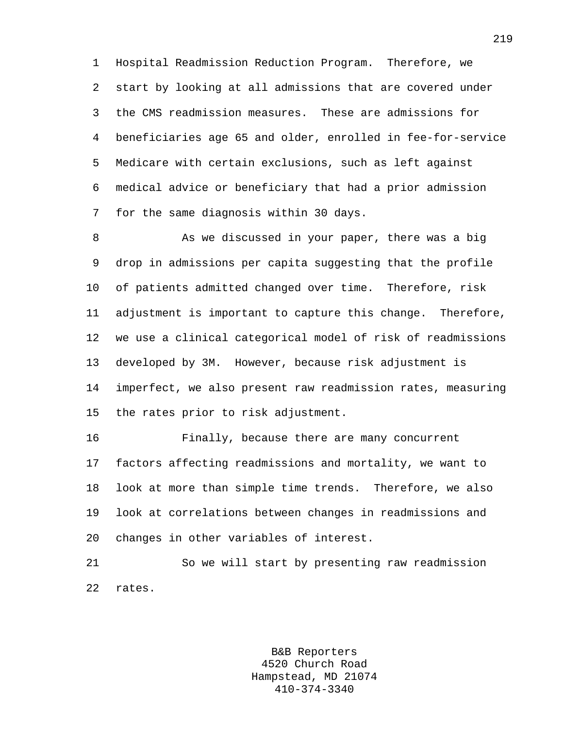Hospital Readmission Reduction Program. Therefore, we start by looking at all admissions that are covered under the CMS readmission measures. These are admissions for beneficiaries age 65 and older, enrolled in fee-for-service Medicare with certain exclusions, such as left against medical advice or beneficiary that had a prior admission for the same diagnosis within 30 days.

As we discussed in your paper, there was a big drop in admissions per capita suggesting that the profile of patients admitted changed over time. Therefore, risk adjustment is important to capture this change. Therefore, we use a clinical categorical model of risk of readmissions developed by 3M. However, because risk adjustment is imperfect, we also present raw readmission rates, measuring the rates prior to risk adjustment.

Finally, because there are many concurrent factors affecting readmissions and mortality, we want to look at more than simple time trends. Therefore, we also look at correlations between changes in readmissions and changes in other variables of interest.

So we will start by presenting raw readmission rates.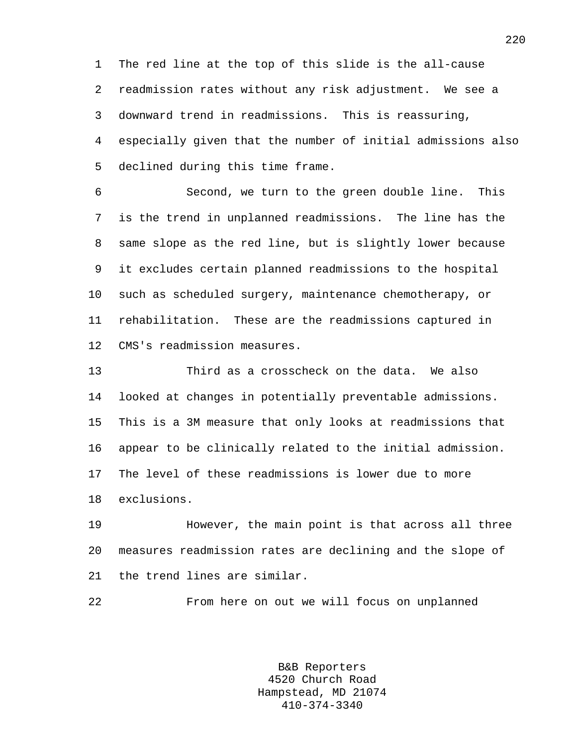The red line at the top of this slide is the all-cause readmission rates without any risk adjustment. We see a downward trend in readmissions. This is reassuring, especially given that the number of initial admissions also declined during this time frame.

Second, we turn to the green double line. This is the trend in unplanned readmissions. The line has the same slope as the red line, but is slightly lower because it excludes certain planned readmissions to the hospital such as scheduled surgery, maintenance chemotherapy, or rehabilitation. These are the readmissions captured in CMS's readmission measures.

Third as a crosscheck on the data. We also looked at changes in potentially preventable admissions. This is a 3M measure that only looks at readmissions that appear to be clinically related to the initial admission. The level of these readmissions is lower due to more exclusions.

However, the main point is that across all three measures readmission rates are declining and the slope of the trend lines are similar.

From here on out we will focus on unplanned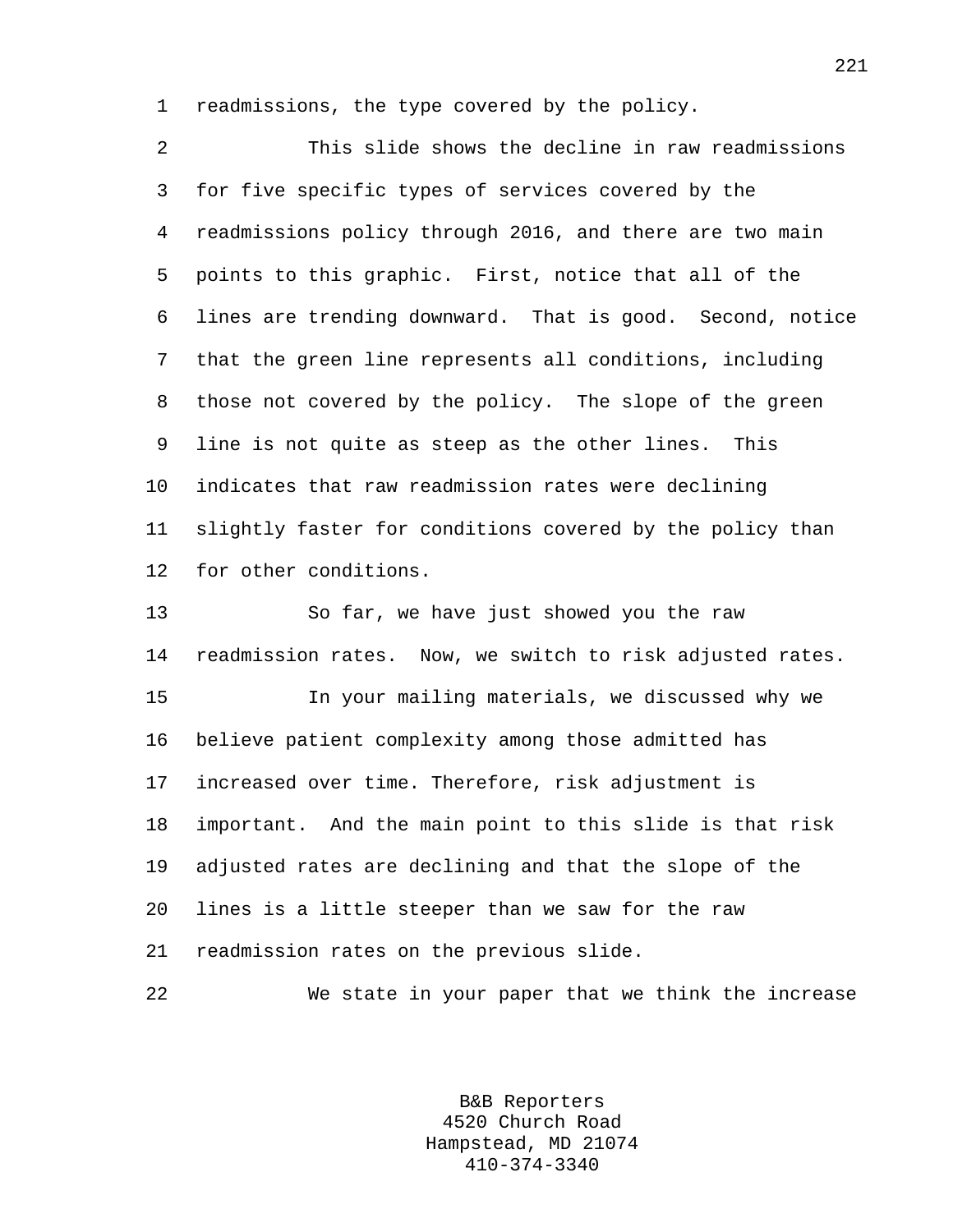readmissions, the type covered by the policy.

This slide shows the decline in raw readmissions for five specific types of services covered by the readmissions policy through 2016, and there are two main points to this graphic. First, notice that all of the lines are trending downward. That is good. Second, notice that the green line represents all conditions, including those not covered by the policy. The slope of the green line is not quite as steep as the other lines. This indicates that raw readmission rates were declining slightly faster for conditions covered by the policy than for other conditions.

So far, we have just showed you the raw readmission rates. Now, we switch to risk adjusted rates.

In your mailing materials, we discussed why we believe patient complexity among those admitted has increased over time. Therefore, risk adjustment is important. And the main point to this slide is that risk adjusted rates are declining and that the slope of the lines is a little steeper than we saw for the raw readmission rates on the previous slide.

We state in your paper that we think the increase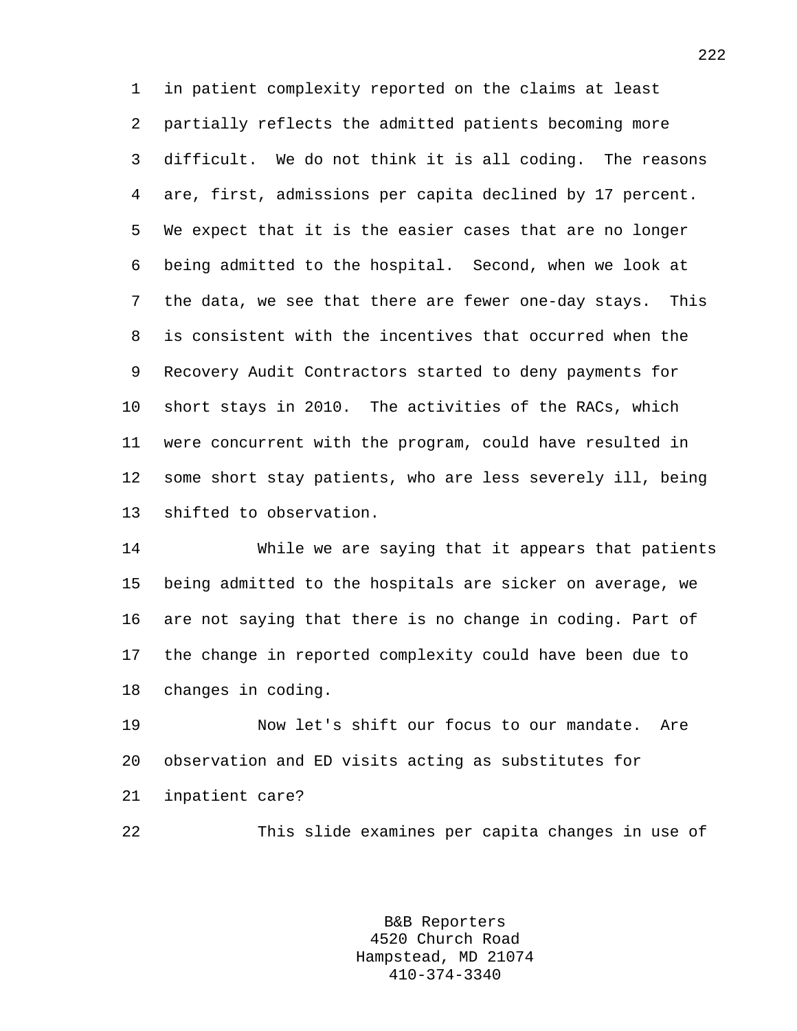in patient complexity reported on the claims at least partially reflects the admitted patients becoming more difficult. We do not think it is all coding. The reasons are, first, admissions per capita declined by 17 percent. We expect that it is the easier cases that are no longer being admitted to the hospital. Second, when we look at the data, we see that there are fewer one-day stays. This is consistent with the incentives that occurred when the Recovery Audit Contractors started to deny payments for short stays in 2010. The activities of the RACs, which were concurrent with the program, could have resulted in some short stay patients, who are less severely ill, being shifted to observation.

While we are saying that it appears that patients being admitted to the hospitals are sicker on average, we are not saying that there is no change in coding. Part of the change in reported complexity could have been due to changes in coding.

Now let's shift our focus to our mandate. Are observation and ED visits acting as substitutes for inpatient care?

This slide examines per capita changes in use of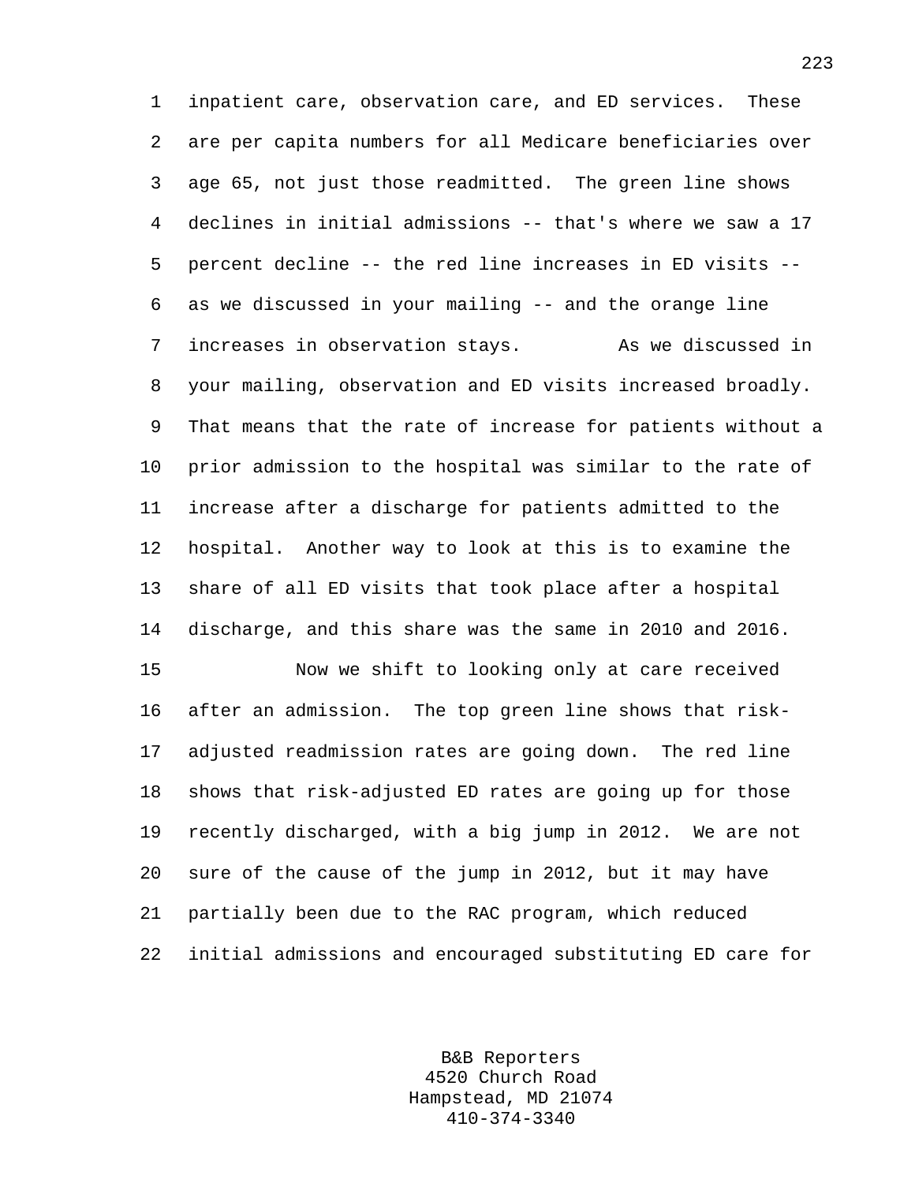inpatient care, observation care, and ED services. These are per capita numbers for all Medicare beneficiaries over age 65, not just those readmitted. The green line shows declines in initial admissions -- that's where we saw a 17 percent decline -- the red line increases in ED visits -- as we discussed in your mailing -- and the orange line increases in observation stays. As we discussed in your mailing, observation and ED visits increased broadly. That means that the rate of increase for patients without a prior admission to the hospital was similar to the rate of increase after a discharge for patients admitted to the hospital. Another way to look at this is to examine the share of all ED visits that took place after a hospital discharge, and this share was the same in 2010 and 2016.

Now we shift to looking only at care received after an admission. The top green line shows that risk-adjusted readmission rates are going down. The red line shows that risk-adjusted ED rates are going up for those recently discharged, with a big jump in 2012. We are not sure of the cause of the jump in 2012, but it may have partially been due to the RAC program, which reduced initial admissions and encouraged substituting ED care for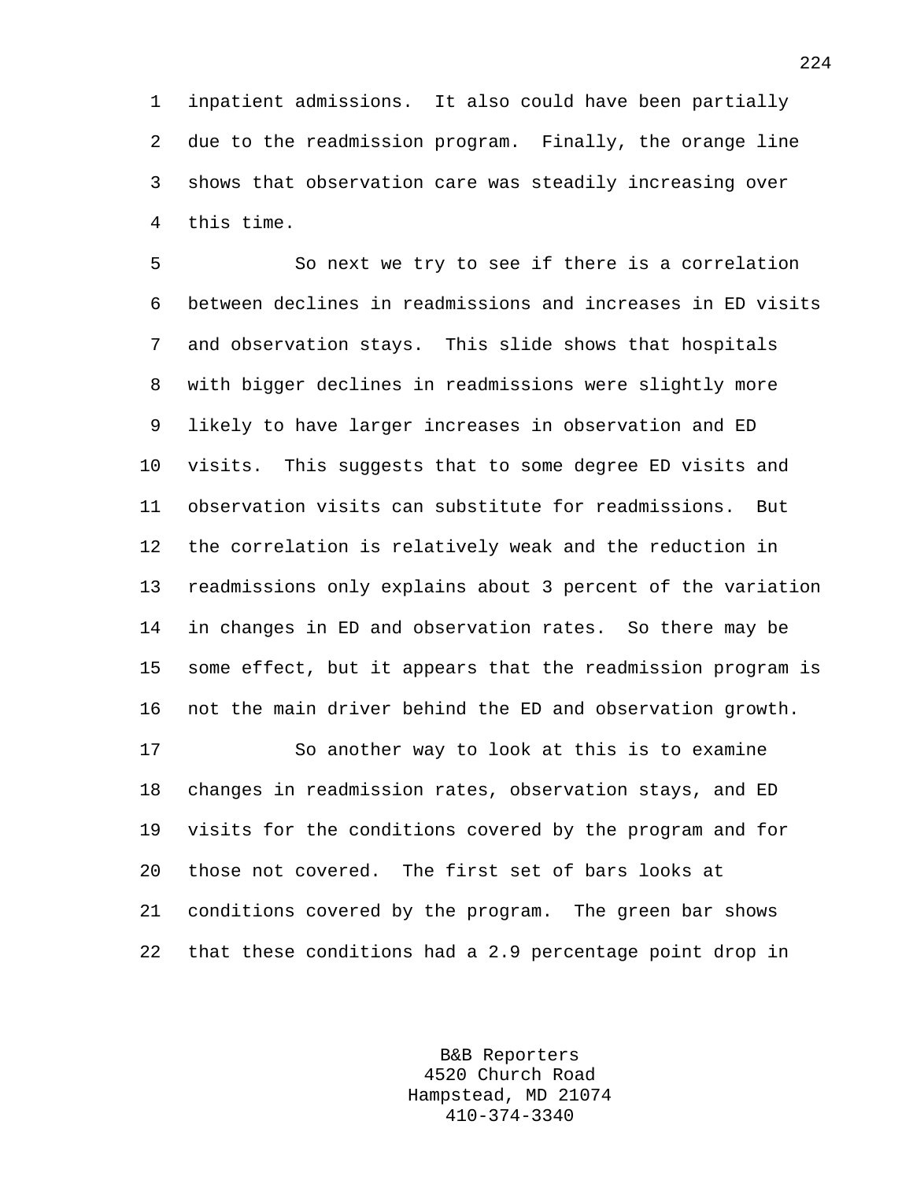inpatient admissions. It also could have been partially due to the readmission program. Finally, the orange line shows that observation care was steadily increasing over this time.

So next we try to see if there is a correlation between declines in readmissions and increases in ED visits and observation stays. This slide shows that hospitals with bigger declines in readmissions were slightly more likely to have larger increases in observation and ED visits. This suggests that to some degree ED visits and observation visits can substitute for readmissions. But the correlation is relatively weak and the reduction in readmissions only explains about 3 percent of the variation in changes in ED and observation rates. So there may be some effect, but it appears that the readmission program is not the main driver behind the ED and observation growth.

So another way to look at this is to examine changes in readmission rates, observation stays, and ED visits for the conditions covered by the program and for those not covered. The first set of bars looks at conditions covered by the program. The green bar shows that these conditions had a 2.9 percentage point drop in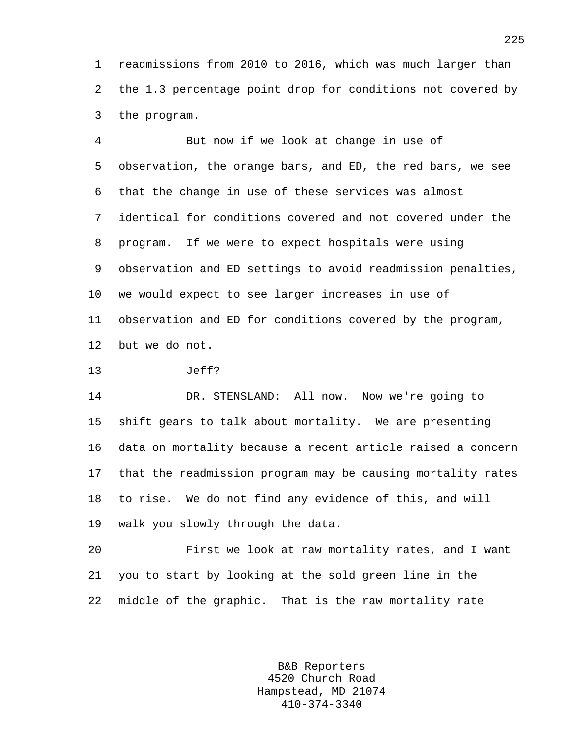readmissions from 2010 to 2016, which was much larger than the 1.3 percentage point drop for conditions not covered by the program.

But now if we look at change in use of observation, the orange bars, and ED, the red bars, we see that the change in use of these services was almost identical for conditions covered and not covered under the program. If we were to expect hospitals were using observation and ED settings to avoid readmission penalties, we would expect to see larger increases in use of observation and ED for conditions covered by the program, but we do not.

Jeff?

DR. STENSLAND: All now. Now we're going to shift gears to talk about mortality. We are presenting data on mortality because a recent article raised a concern that the readmission program may be causing mortality rates to rise. We do not find any evidence of this, and will walk you slowly through the data.

First we look at raw mortality rates, and I want you to start by looking at the sold green line in the middle of the graphic. That is the raw mortality rate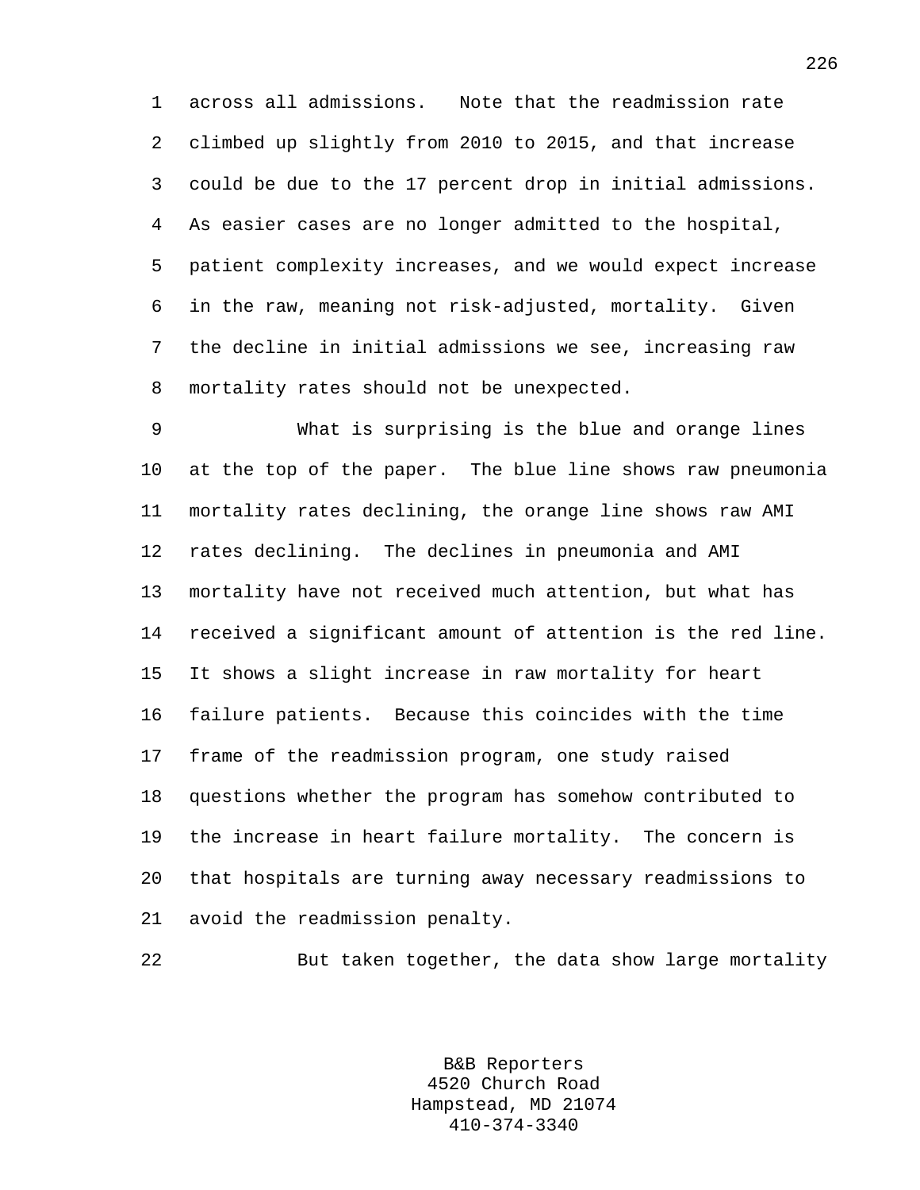across all admissions. Note that the readmission rate climbed up slightly from 2010 to 2015, and that increase could be due to the 17 percent drop in initial admissions. As easier cases are no longer admitted to the hospital, patient complexity increases, and we would expect increase in the raw, meaning not risk-adjusted, mortality. Given the decline in initial admissions we see, increasing raw mortality rates should not be unexpected.

What is surprising is the blue and orange lines at the top of the paper. The blue line shows raw pneumonia mortality rates declining, the orange line shows raw AMI rates declining. The declines in pneumonia and AMI mortality have not received much attention, but what has received a significant amount of attention is the red line. It shows a slight increase in raw mortality for heart failure patients. Because this coincides with the time frame of the readmission program, one study raised questions whether the program has somehow contributed to the increase in heart failure mortality. The concern is that hospitals are turning away necessary readmissions to avoid the readmission penalty.

But taken together, the data show large mortality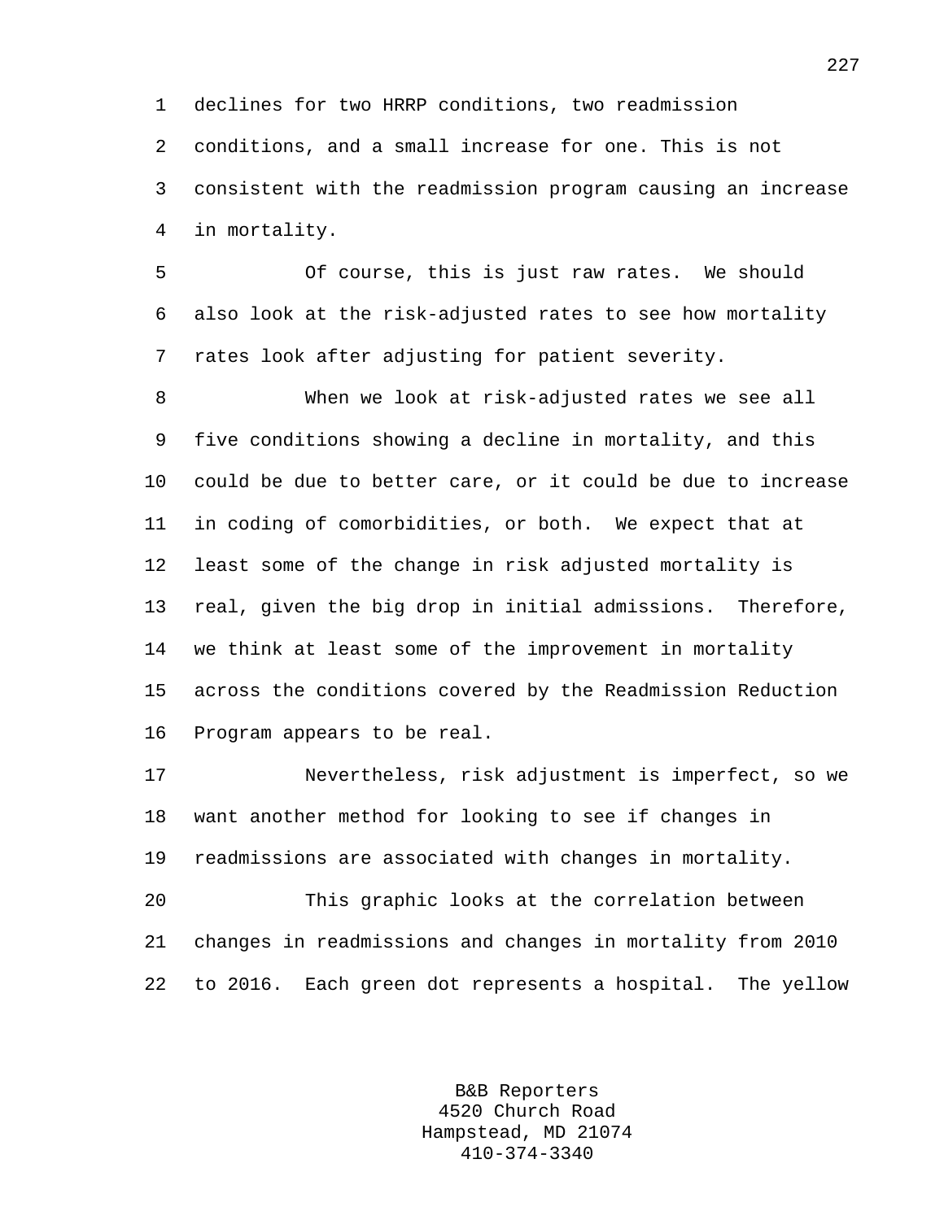declines for two HRRP conditions, two readmission conditions, and a small increase for one. This is not consistent with the readmission program causing an increase in mortality.

Of course, this is just raw rates. We should also look at the risk-adjusted rates to see how mortality rates look after adjusting for patient severity.

When we look at risk-adjusted rates we see all five conditions showing a decline in mortality, and this could be due to better care, or it could be due to increase in coding of comorbidities, or both. We expect that at least some of the change in risk adjusted mortality is real, given the big drop in initial admissions. Therefore, we think at least some of the improvement in mortality across the conditions covered by the Readmission Reduction Program appears to be real.

Nevertheless, risk adjustment is imperfect, so we want another method for looking to see if changes in readmissions are associated with changes in mortality.

This graphic looks at the correlation between changes in readmissions and changes in mortality from 2010 to 2016. Each green dot represents a hospital. The yellow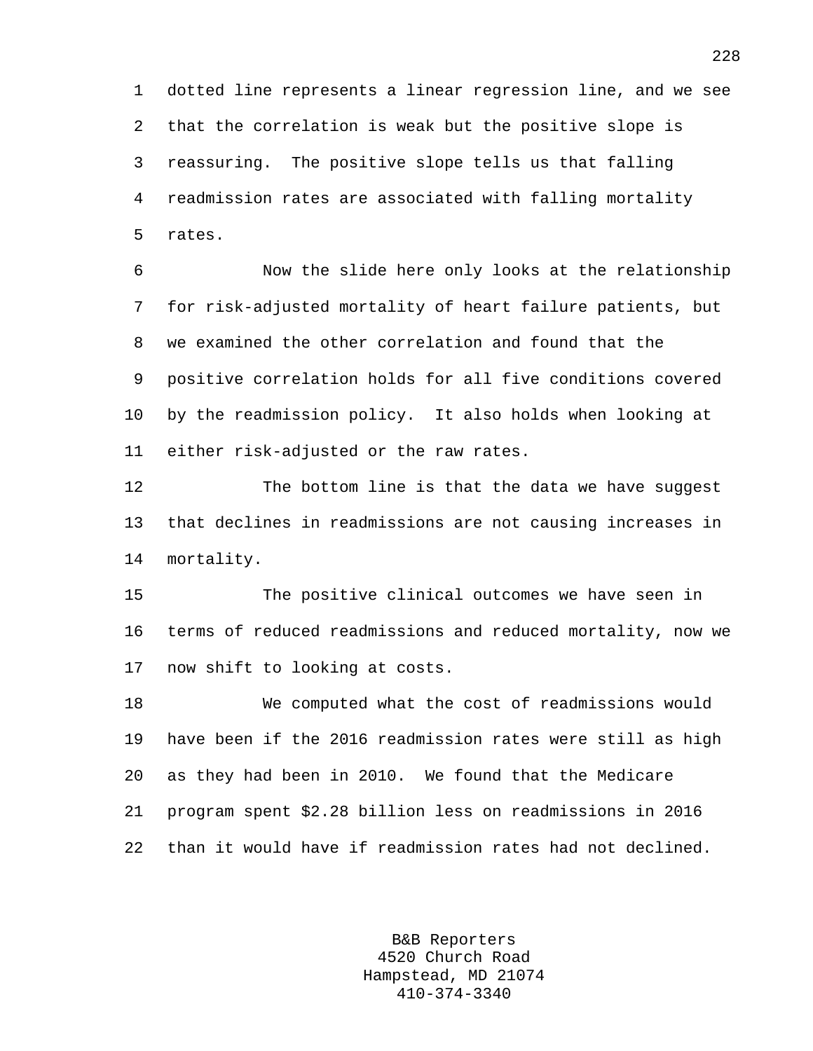dotted line represents a linear regression line, and we see that the correlation is weak but the positive slope is reassuring. The positive slope tells us that falling readmission rates are associated with falling mortality rates.

Now the slide here only looks at the relationship for risk-adjusted mortality of heart failure patients, but we examined the other correlation and found that the positive correlation holds for all five conditions covered by the readmission policy. It also holds when looking at either risk-adjusted or the raw rates.

The bottom line is that the data we have suggest that declines in readmissions are not causing increases in mortality.

The positive clinical outcomes we have seen in terms of reduced readmissions and reduced mortality, now we now shift to looking at costs.

We computed what the cost of readmissions would have been if the 2016 readmission rates were still as high as they had been in 2010. We found that the Medicare program spent $2.28 billion less on readmissions in 2016 than it would have if readmission rates had not declined.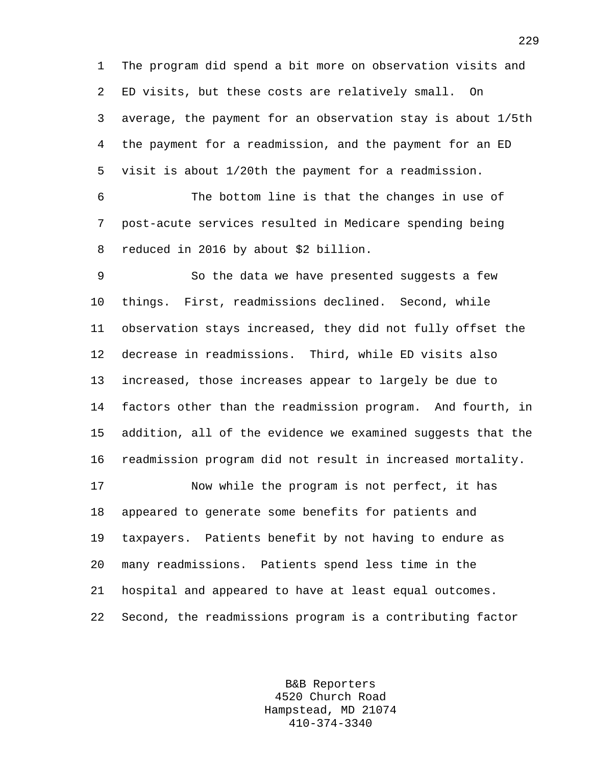The program did spend a bit more on observation visits and ED visits, but these costs are relatively small. On average, the payment for an observation stay is about 1/5th the payment for a readmission, and the payment for an ED visit is about 1/20th the payment for a readmission.

The bottom line is that the changes in use of post-acute services resulted in Medicare spending being reduced in 2016 by about $2 billion.

So the data we have presented suggests a few things. First, readmissions declined. Second, while observation stays increased, they did not fully offset the decrease in readmissions. Third, while ED visits also increased, those increases appear to largely be due to factors other than the readmission program. And fourth, in addition, all of the evidence we examined suggests that the readmission program did not result in increased mortality.

Now while the program is not perfect, it has appeared to generate some benefits for patients and taxpayers. Patients benefit by not having to endure as many readmissions. Patients spend less time in the hospital and appeared to have at least equal outcomes. Second, the readmissions program is a contributing factor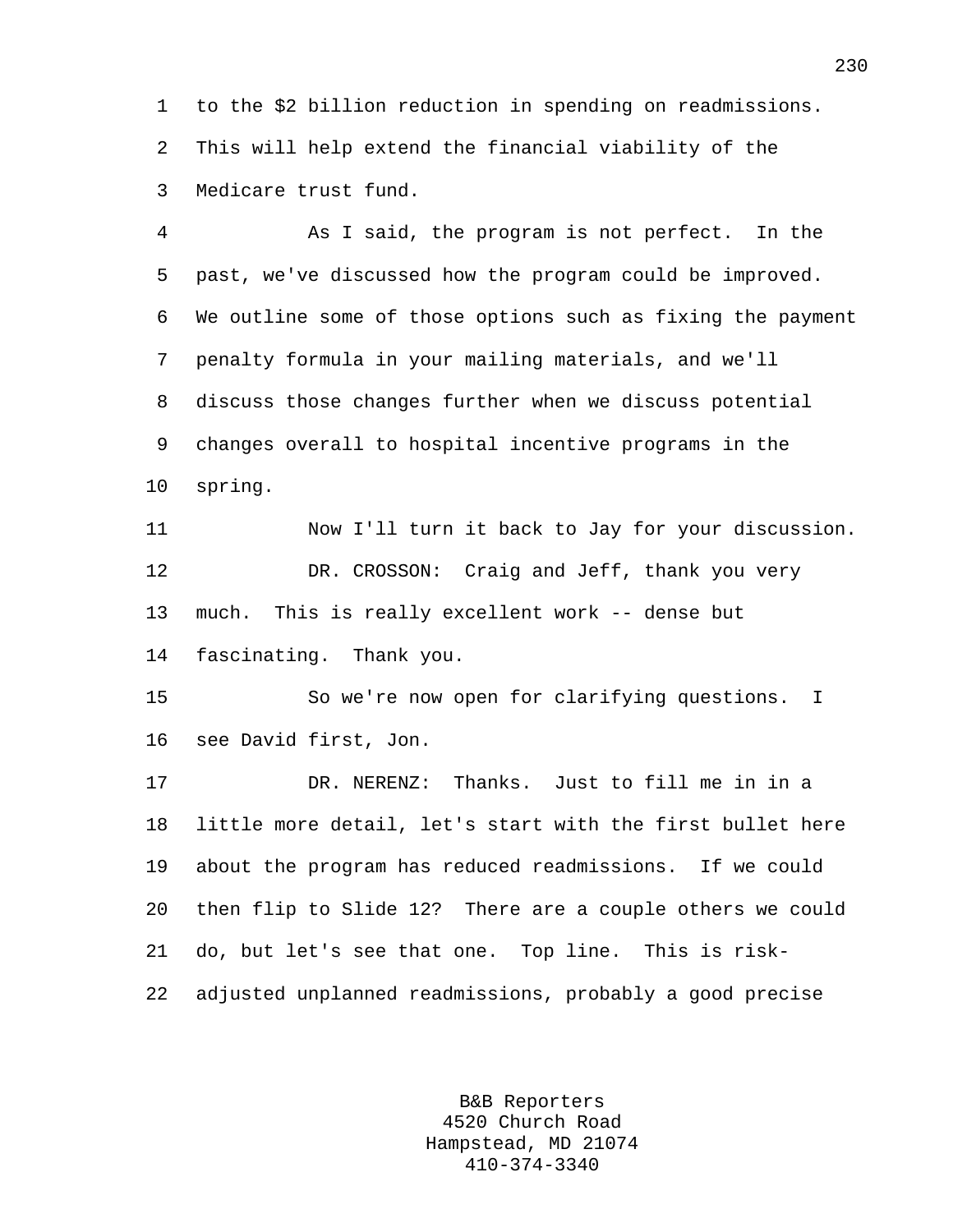to the $2 billion reduction in spending on readmissions. This will help extend the financial viability of the Medicare trust fund.

As I said, the program is not perfect. In the past, we've discussed how the program could be improved. We outline some of those options such as fixing the payment penalty formula in your mailing materials, and we'll discuss those changes further when we discuss potential changes overall to hospital incentive programs in the spring.

Now I'll turn it back to Jay for your discussion.

DR. CROSSON: Craig and Jeff, thank you very much. This is really excellent work -- dense but fascinating. Thank you.

So we're now open for clarifying questions. I see David first, Jon.

DR. NERENZ: Thanks. Just to fill me in in a little more detail, let's start with the first bullet here about the program has reduced readmissions. If we could then flip to Slide 12? There are a couple others we could do, but let's see that one. Top line. This is risk-adjusted unplanned readmissions, probably a good precise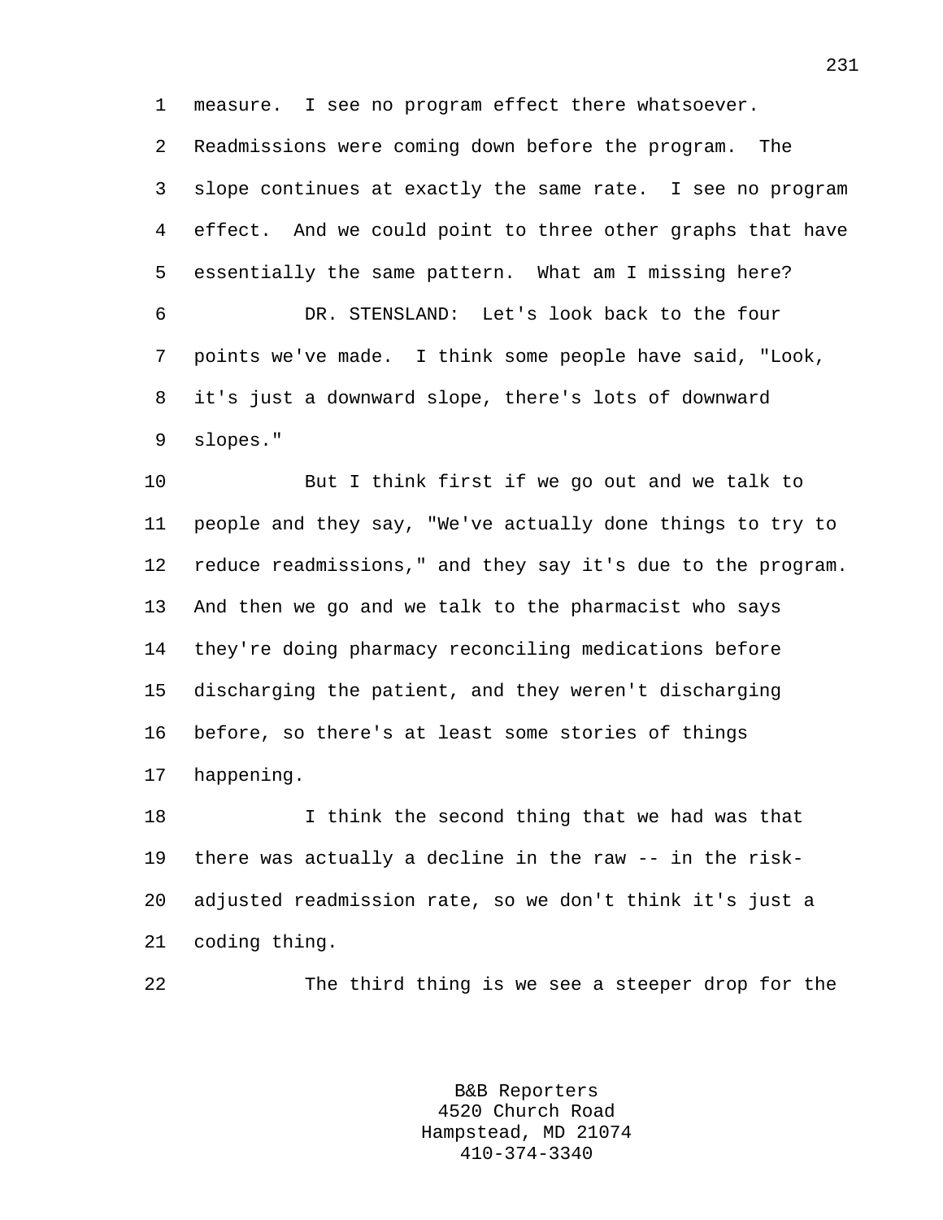measure. I see no program effect there whatsoever. Readmissions were coming down before the program. The slope continues at exactly the same rate. I see no program effect. And we could point to three other graphs that have essentially the same pattern. What am I missing here?

DR. STENSLAND: Let's look back to the four points we've made. I think some people have said, "Look, it's just a downward slope, there's lots of downward slopes."

But I think first if we go out and we talk to people and they say, "We've actually done things to try to reduce readmissions," and they say it's due to the program. And then we go and we talk to the pharmacist who says they're doing pharmacy reconciling medications before discharging the patient, and they weren't discharging before, so there's at least some stories of things happening.

I think the second thing that we had was that there was actually a decline in the raw -- in the risk-adjusted readmission rate, so we don't think it's just a coding thing.

The third thing is we see a steeper drop for the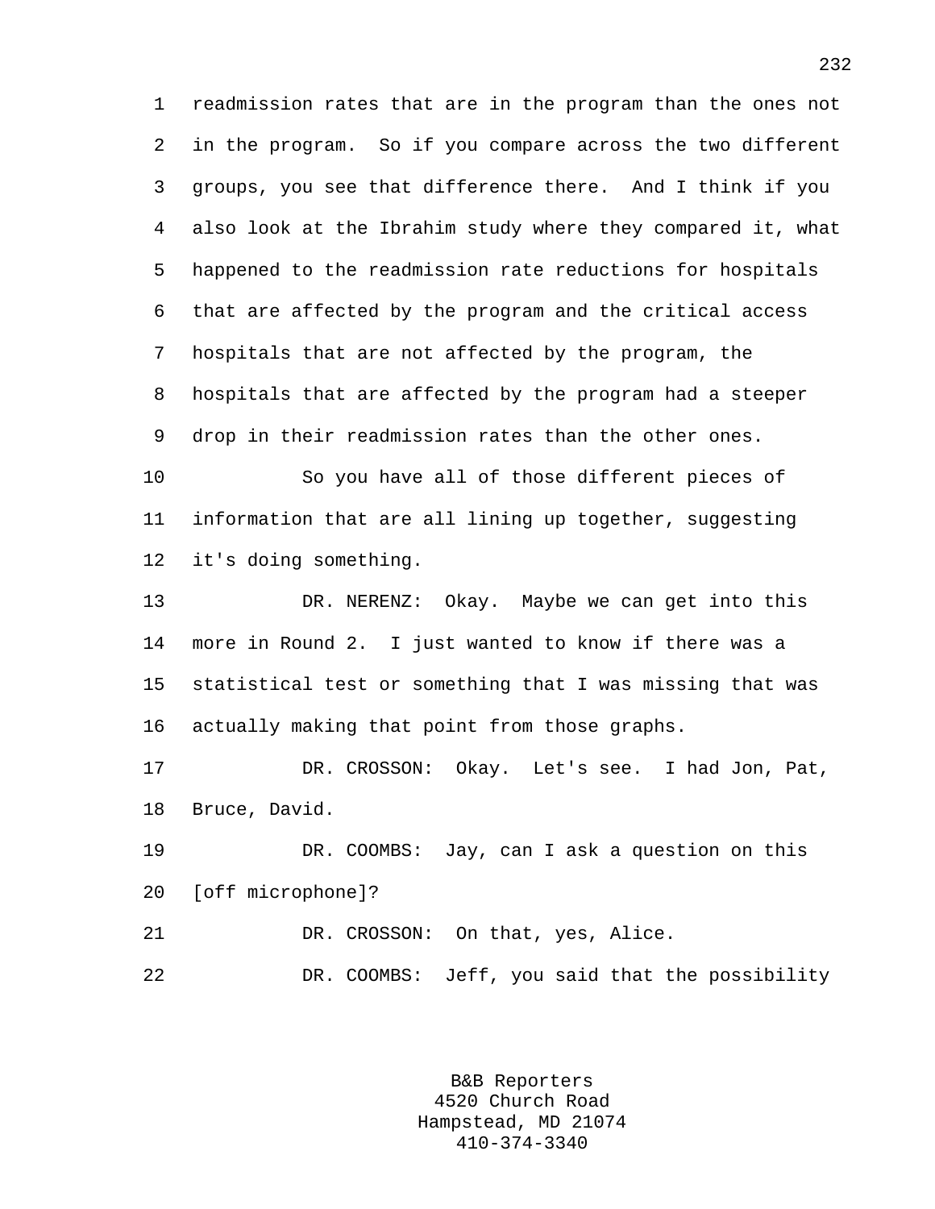readmission rates that are in the program than the ones not in the program. So if you compare across the two different groups, you see that difference there. And I think if you also look at the Ibrahim study where they compared it, what happened to the readmission rate reductions for hospitals that are affected by the program and the critical access hospitals that are not affected by the program, the hospitals that are affected by the program had a steeper drop in their readmission rates than the other ones.

So you have all of those different pieces of information that are all lining up together, suggesting it's doing something.

DR. NERENZ: Okay. Maybe we can get into this more in Round 2. I just wanted to know if there was a statistical test or something that I was missing that was actually making that point from those graphs.

DR. CROSSON: Okay. Let's see. I had Jon, Pat, Bruce, David.

DR. COOMBS: Jay, can I ask a question on this [off microphone]?

DR. CROSSON: On that, yes, Alice.

DR. COOMBS: Jeff, you said that the possibility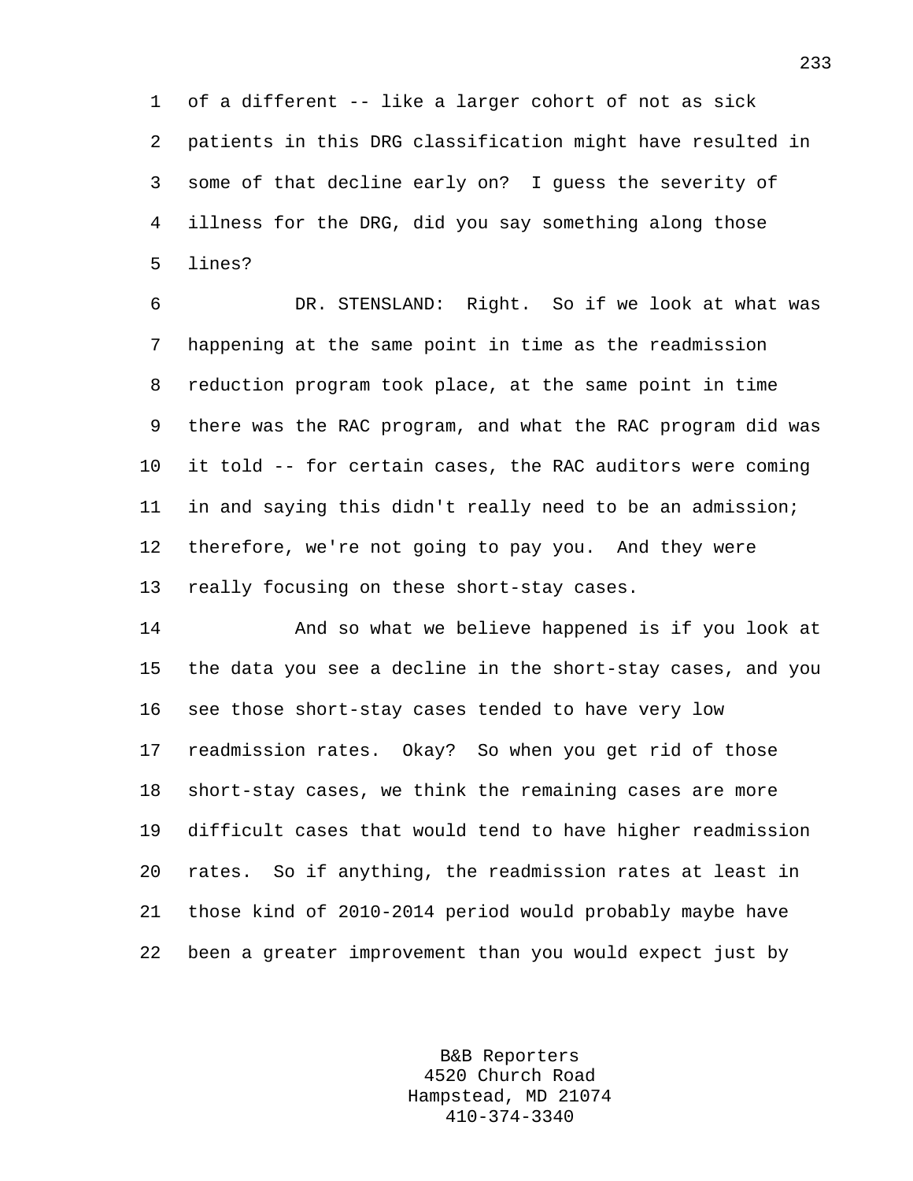of a different -- like a larger cohort of not as sick patients in this DRG classification might have resulted in some of that decline early on? I guess the severity of illness for the DRG, did you say something along those lines?

DR. STENSLAND: Right. So if we look at what was happening at the same point in time as the readmission reduction program took place, at the same point in time there was the RAC program, and what the RAC program did was it told -- for certain cases, the RAC auditors were coming in and saying this didn't really need to be an admission; therefore, we're not going to pay you. And they were really focusing on these short-stay cases.

And so what we believe happened is if you look at the data you see a decline in the short-stay cases, and you see those short-stay cases tended to have very low readmission rates. Okay? So when you get rid of those short-stay cases, we think the remaining cases are more difficult cases that would tend to have higher readmission rates. So if anything, the readmission rates at least in those kind of 2010-2014 period would probably maybe have been a greater improvement than you would expect just by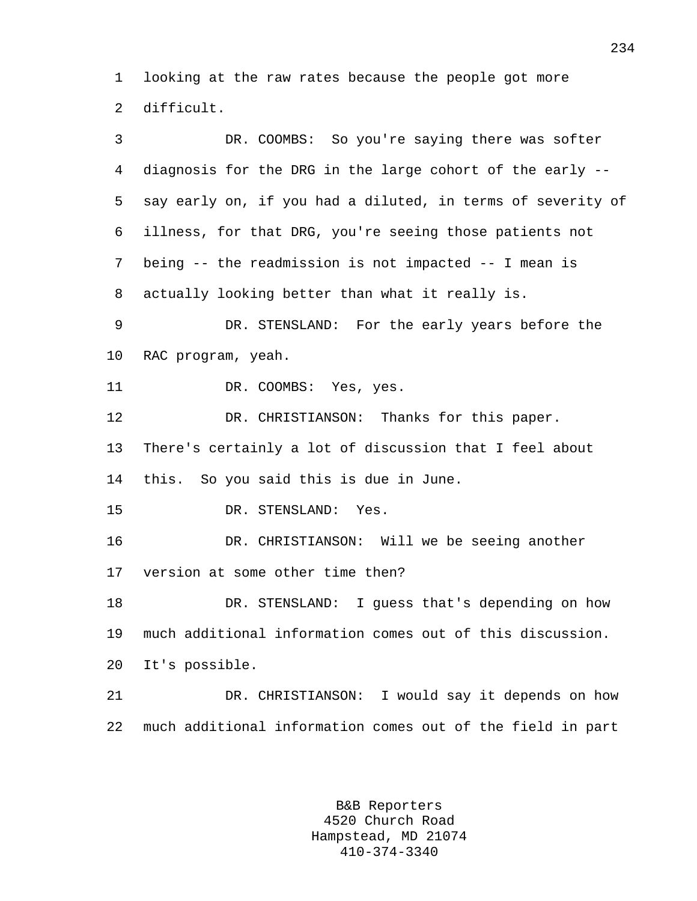looking at the raw rates because the people got more difficult.

DR. COOMBS: So you're saying there was softer diagnosis for the DRG in the large cohort of the early -- say early on, if you had a diluted, in terms of severity of illness, for that DRG, you're seeing those patients not being -- the readmission is not impacted -- I mean is actually looking better than what it really is.

DR. STENSLAND: For the early years before the RAC program, yeah.

DR. COOMBS: Yes, yes.

DR. CHRISTIANSON: Thanks for this paper. There's certainly a lot of discussion that I feel about this. So you said this is due in June.

DR. STENSLAND: Yes.

DR. CHRISTIANSON: Will we be seeing another version at some other time then?

DR. STENSLAND: I guess that's depending on how much additional information comes out of this discussion. It's possible.

DR. CHRISTIANSON: I would say it depends on how much additional information comes out of the field in part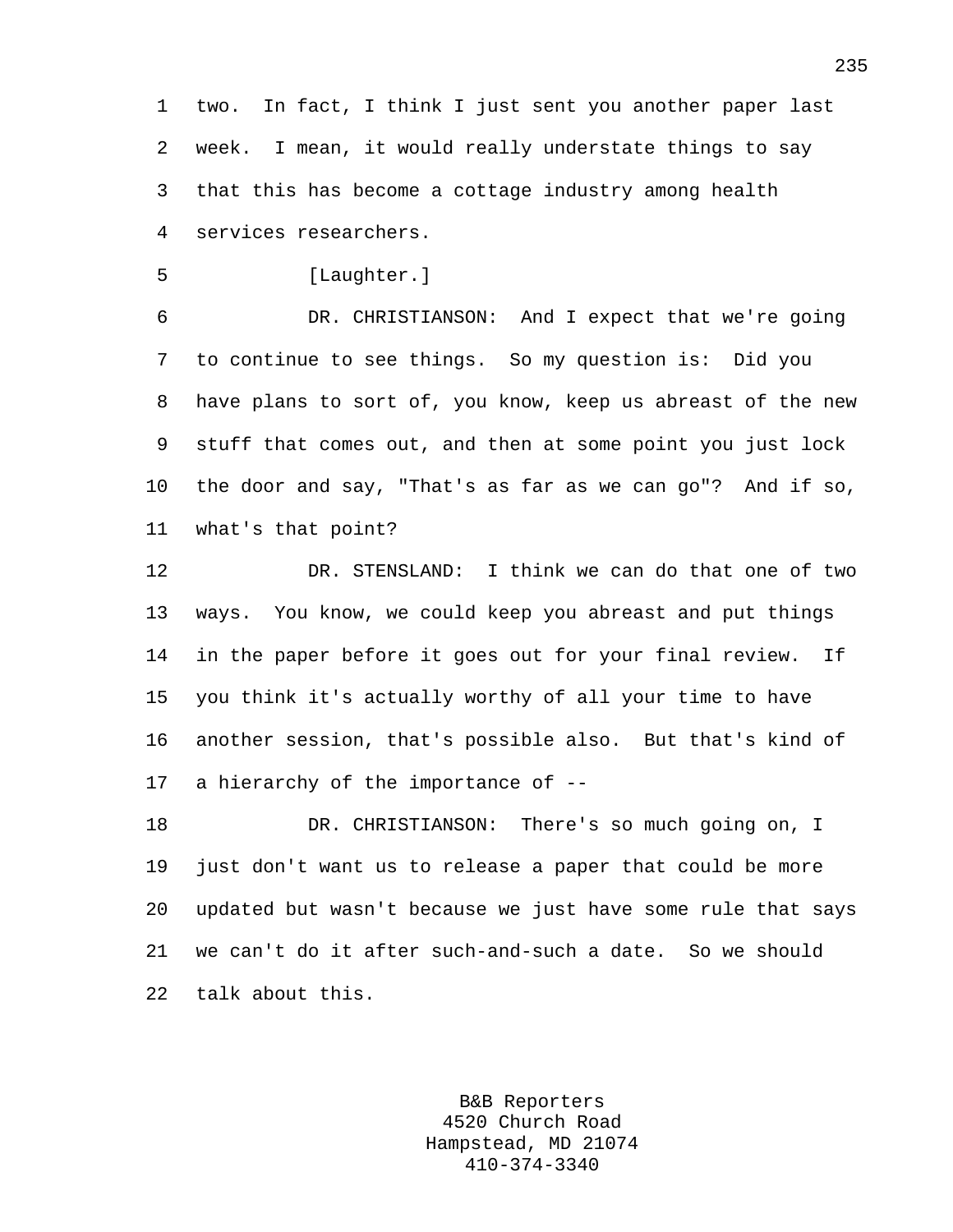two. In fact, I think I just sent you another paper last week. I mean, it would really understate things to say that this has become a cottage industry among health services researchers.

[Laughter.]

DR. CHRISTIANSON: And I expect that we're going to continue to see things. So my question is: Did you have plans to sort of, you know, keep us abreast of the new stuff that comes out, and then at some point you just lock the door and say, "That's as far as we can go"? And if so, what's that point?

DR. STENSLAND: I think we can do that one of two ways. You know, we could keep you abreast and put things in the paper before it goes out for your final review. If you think it's actually worthy of all your time to have another session, that's possible also. But that's kind of a hierarchy of the importance of --

DR. CHRISTIANSON: There's so much going on, I just don't want us to release a paper that could be more updated but wasn't because we just have some rule that says we can't do it after such-and-such a date. So we should talk about this.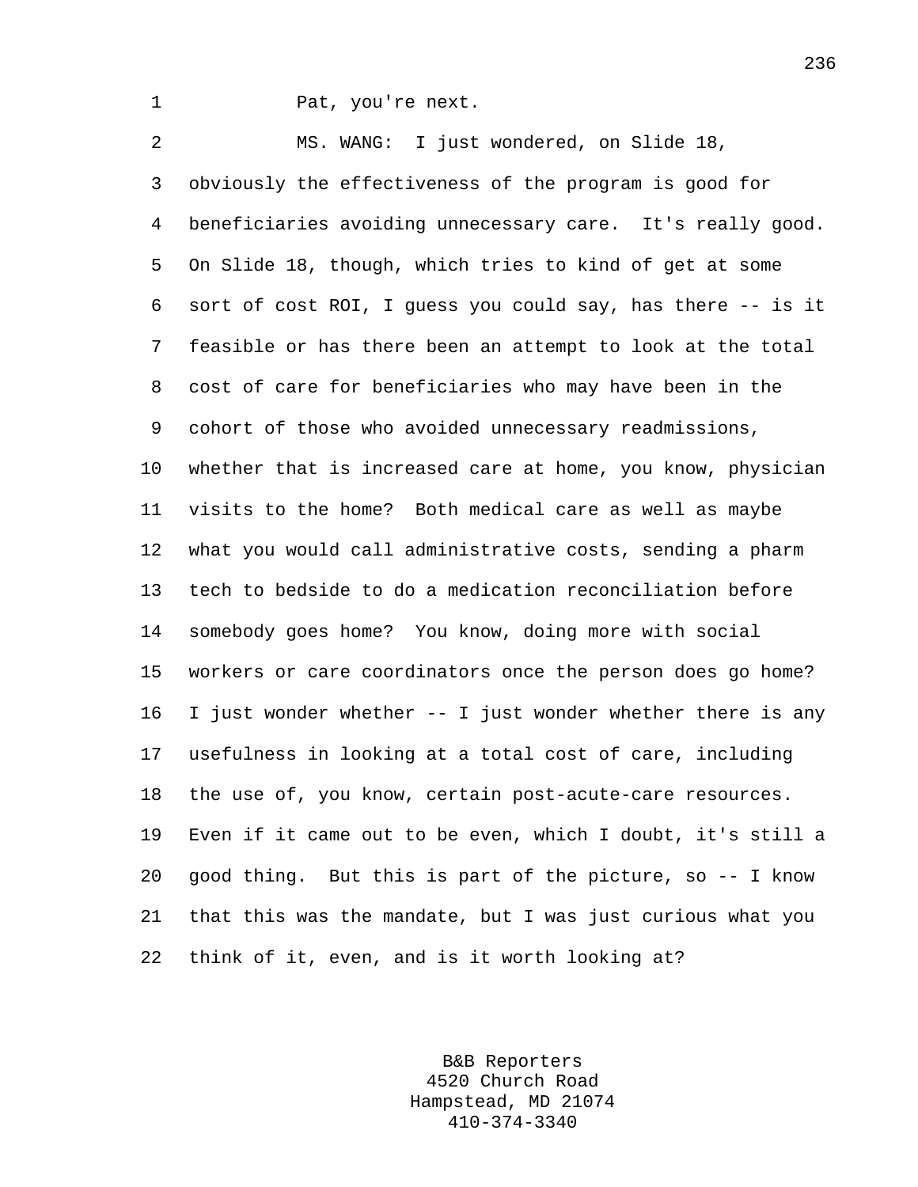Pat, you're next.

MS. WANG: I just wondered, on Slide 18, obviously the effectiveness of the program is good for beneficiaries avoiding unnecessary care. It's really good. On Slide 18, though, which tries to kind of get at some sort of cost ROI, I guess you could say, has there -- is it feasible or has there been an attempt to look at the total cost of care for beneficiaries who may have been in the cohort of those who avoided unnecessary readmissions, whether that is increased care at home, you know, physician visits to the home? Both medical care as well as maybe what you would call administrative costs, sending a pharm tech to bedside to do a medication reconciliation before somebody goes home? You know, doing more with social workers or care coordinators once the person does go home? I just wonder whether -- I just wonder whether there is any usefulness in looking at a total cost of care, including the use of, you know, certain post-acute-care resources. Even if it came out to be even, which I doubt, it's still a good thing. But this is part of the picture, so -- I know that this was the mandate, but I was just curious what you think of it, even, and is it worth looking at?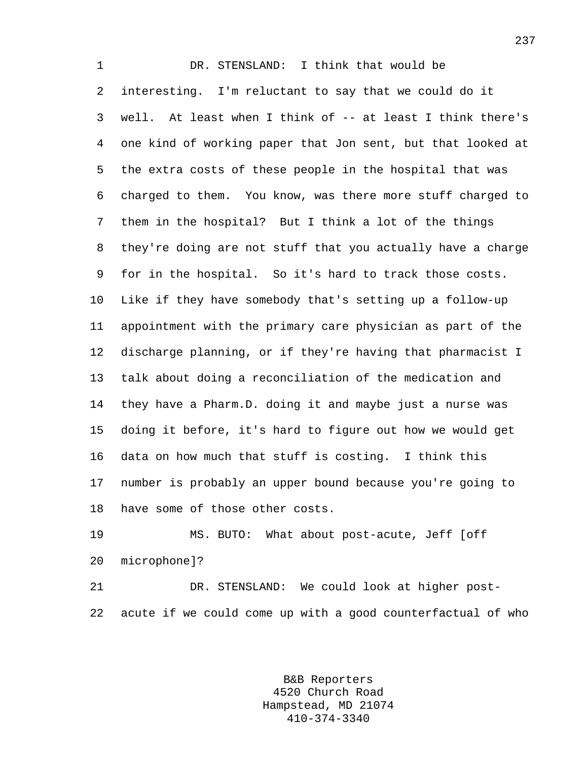DR. STENSLAND: I think that would be interesting. I'm reluctant to say that we could do it well. At least when I think of -- at least I think there's one kind of working paper that Jon sent, but that looked at the extra costs of these people in the hospital that was charged to them. You know, was there more stuff charged to them in the hospital? But I think a lot of the things they're doing are not stuff that you actually have a charge for in the hospital. So it's hard to track those costs. Like if they have somebody that's setting up a follow-up appointment with the primary care physician as part of the discharge planning, or if they're having that pharmacist I talk about doing a reconciliation of the medication and they have a Pharm.D. doing it and maybe just a nurse was doing it before, it's hard to figure out how we would get data on how much that stuff is costing. I think this number is probably an upper bound because you're going to have some of those other costs.

MS. BUTO: What about post-acute, Jeff [off microphone]?

DR. STENSLAND: We could look at higher post-acute if we could come up with a good counterfactual of who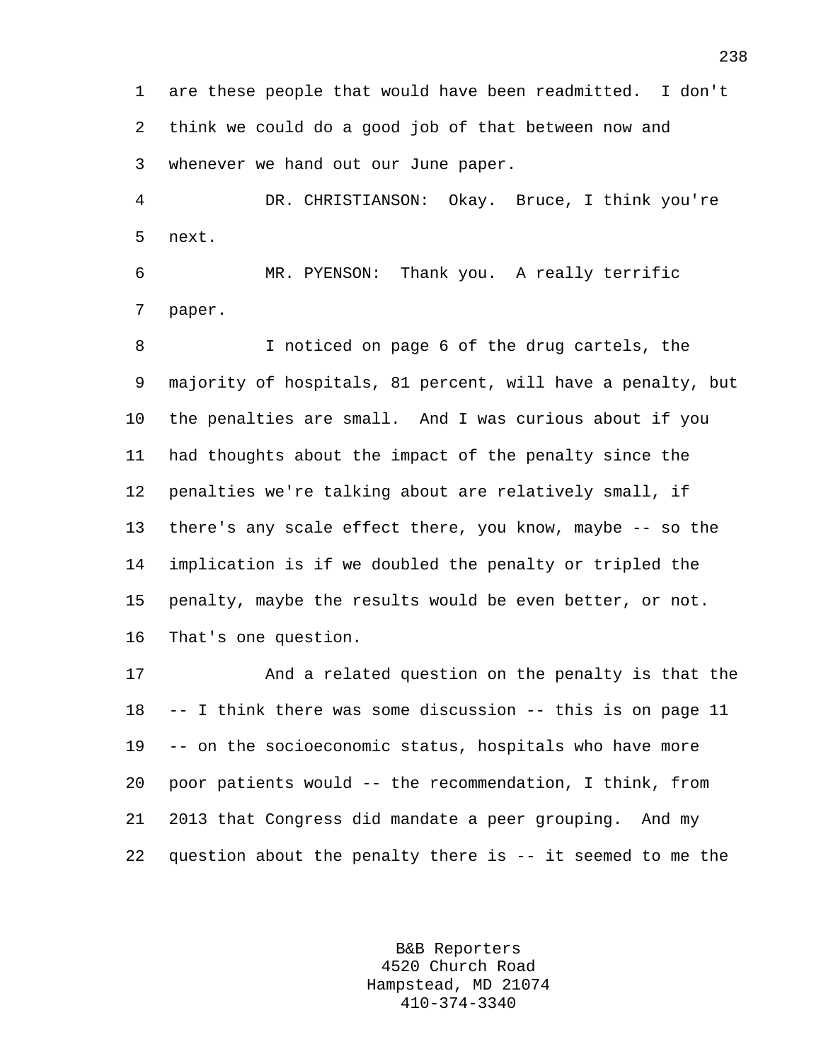are these people that would have been readmitted. I don't think we could do a good job of that between now and whenever we hand out our June paper.

DR. CHRISTIANSON: Okay. Bruce, I think you're next.

MR. PYENSON: Thank you. A really terrific paper.

I noticed on page 6 of the drug cartels, the majority of hospitals, 81 percent, will have a penalty, but the penalties are small. And I was curious about if you had thoughts about the impact of the penalty since the penalties we're talking about are relatively small, if there's any scale effect there, you know, maybe -- so the implication is if we doubled the penalty or tripled the penalty, maybe the results would be even better, or not. That's one question.

And a related question on the penalty is that the -- I think there was some discussion -- this is on page 11 -- on the socioeconomic status, hospitals who have more poor patients would -- the recommendation, I think, from 2013 that Congress did mandate a peer grouping. And my question about the penalty there is -- it seemed to me the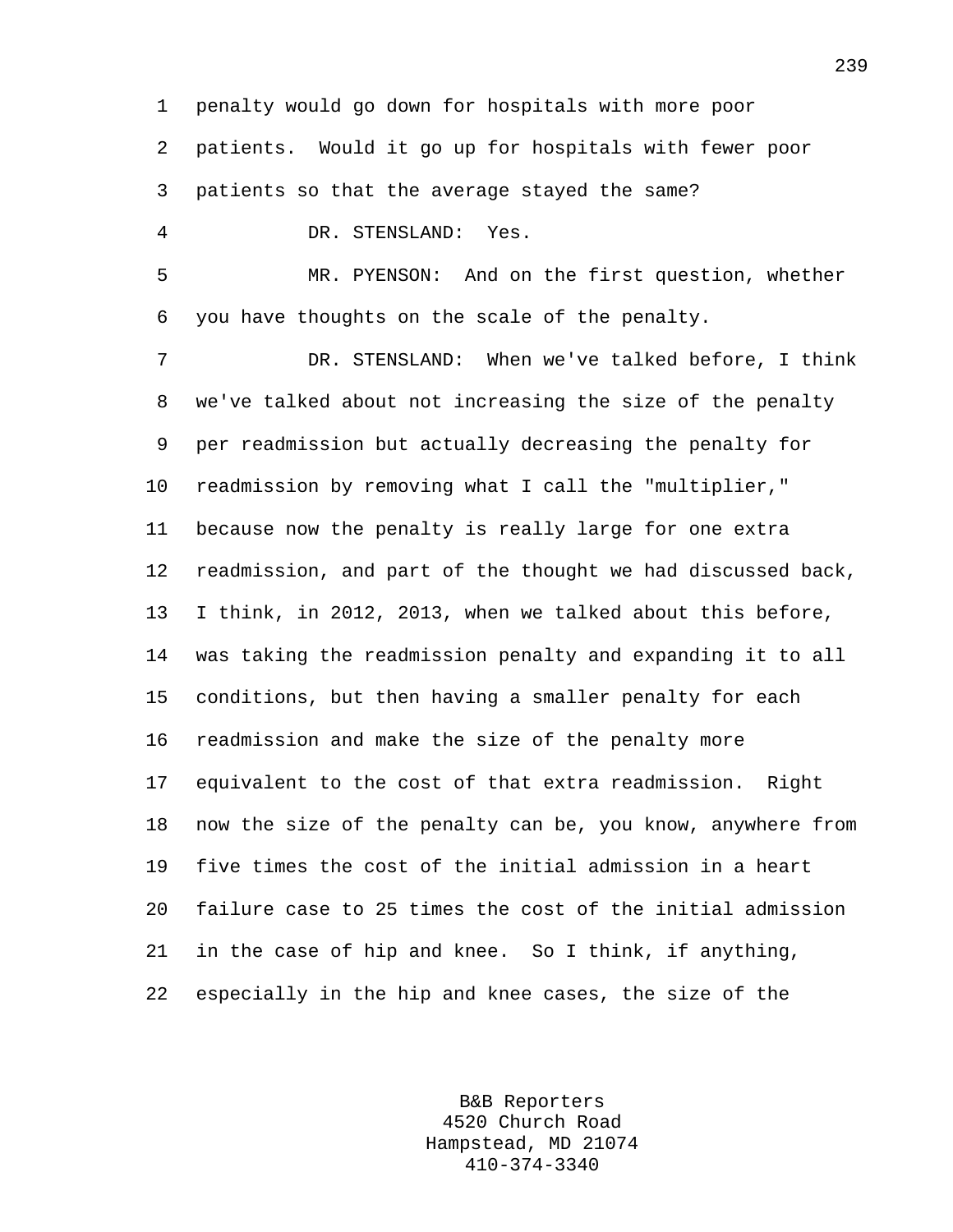penalty would go down for hospitals with more poor patients. Would it go up for hospitals with fewer poor patients so that the average stayed the same?

DR. STENSLAND: Yes.

MR. PYENSON: And on the first question, whether you have thoughts on the scale of the penalty.

DR. STENSLAND: When we've talked before, I think we've talked about not increasing the size of the penalty per readmission but actually decreasing the penalty for readmission by removing what I call the "multiplier," because now the penalty is really large for one extra readmission, and part of the thought we had discussed back, I think, in 2012, 2013, when we talked about this before, was taking the readmission penalty and expanding it to all conditions, but then having a smaller penalty for each readmission and make the size of the penalty more equivalent to the cost of that extra readmission. Right now the size of the penalty can be, you know, anywhere from five times the cost of the initial admission in a heart failure case to 25 times the cost of the initial admission in the case of hip and knee. So I think, if anything, especially in the hip and knee cases, the size of the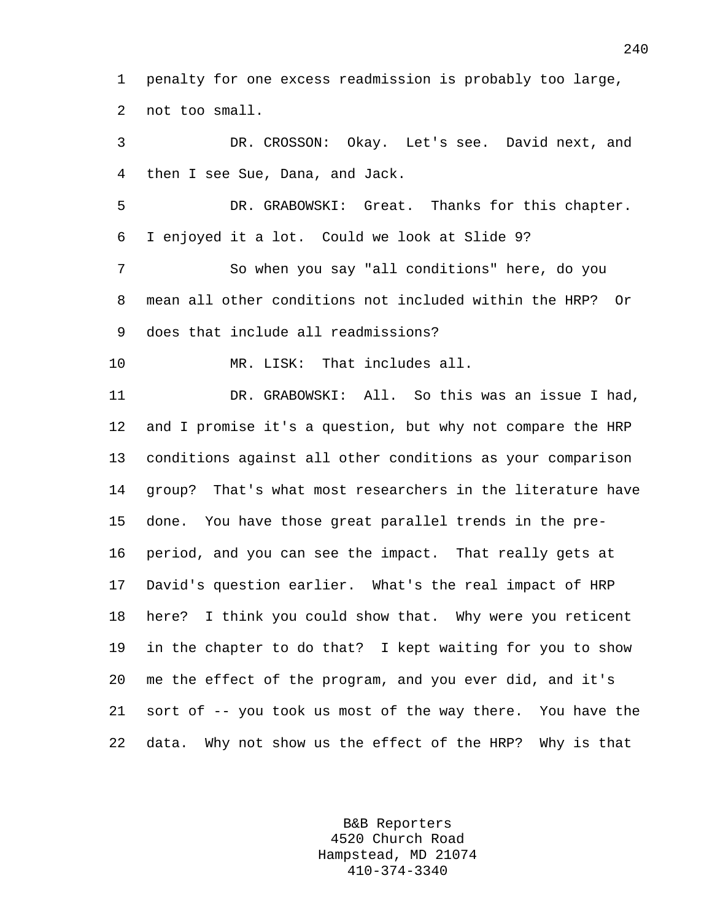penalty for one excess readmission is probably too large, not too small.

DR. CROSSON: Okay. Let's see. David next, and then I see Sue, Dana, and Jack.

DR. GRABOWSKI: Great. Thanks for this chapter. I enjoyed it a lot. Could we look at Slide 9?

So when you say "all conditions" here, do you mean all other conditions not included within the HRP? Or does that include all readmissions?

MR. LISK: That includes all.

DR. GRABOWSKI: All. So this was an issue I had, and I promise it's a question, but why not compare the HRP conditions against all other conditions as your comparison group? That's what most researchers in the literature have done. You have those great parallel trends in the pre-period, and you can see the impact. That really gets at David's question earlier. What's the real impact of HRP here? I think you could show that. Why were you reticent in the chapter to do that? I kept waiting for you to show me the effect of the program, and you ever did, and it's sort of -- you took us most of the way there. You have the data. Why not show us the effect of the HRP? Why is that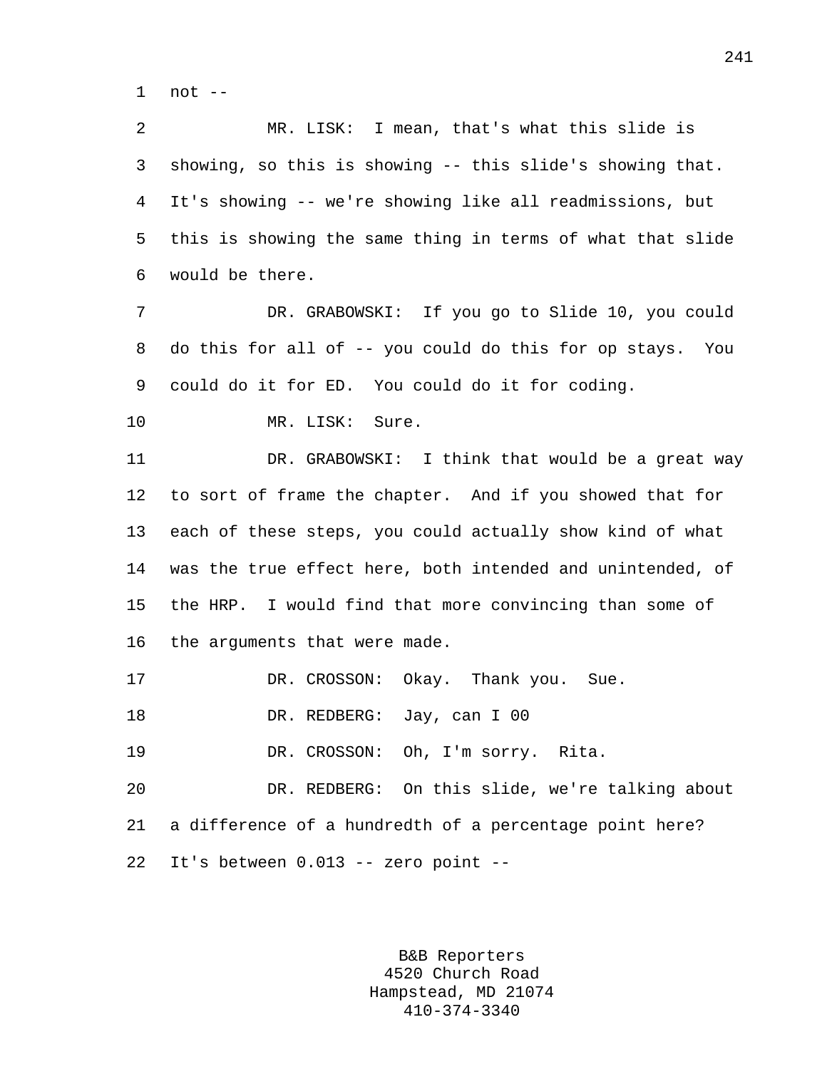not --

MR. LISK: I mean, that's what this slide is showing, so this is showing -- this slide's showing that. It's showing -- we're showing like all readmissions, but this is showing the same thing in terms of what that slide would be there.

DR. GRABOWSKI: If you go to Slide 10, you could do this for all of -- you could do this for op stays. You could do it for ED. You could do it for coding.

MR. LISK: Sure.

DR. GRABOWSKI: I think that would be a great way to sort of frame the chapter. And if you showed that for each of these steps, you could actually show kind of what was the true effect here, both intended and unintended, of the HRP. I would find that more convincing than some of the arguments that were made.

DR. CROSSON: Okay. Thank you. Sue.

DR. REDBERG: Jay, can I 00

DR. CROSSON: Oh, I'm sorry. Rita.

DR. REDBERG: On this slide, we're talking about a difference of a hundredth of a percentage point here? It's between 0.013 -- zero point --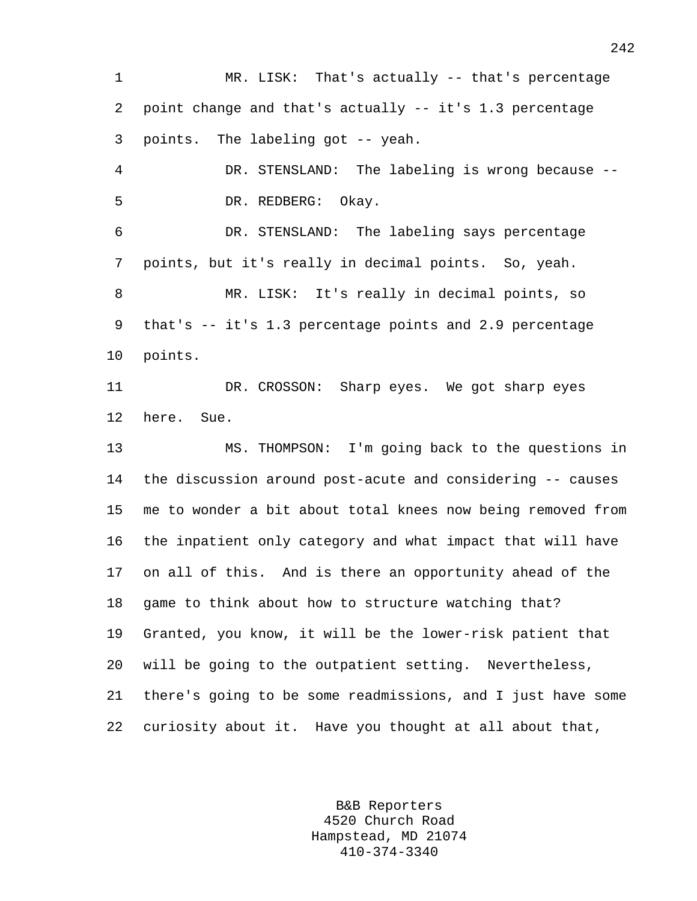MR. LISK: That's actually -- that's percentage point change and that's actually -- it's 1.3 percentage points. The labeling got -- yeah.

DR. STENSLAND: The labeling is wrong because --

DR. REDBERG: Okay.

DR. STENSLAND: The labeling says percentage points, but it's really in decimal points. So, yeah.

MR. LISK: It's really in decimal points, so that's -- it's 1.3 percentage points and 2.9 percentage points.

DR. CROSSON: Sharp eyes. We got sharp eyes here. Sue.

MS. THOMPSON: I'm going back to the questions in the discussion around post-acute and considering -- causes me to wonder a bit about total knees now being removed from the inpatient only category and what impact that will have on all of this. And is there an opportunity ahead of the game to think about how to structure watching that? Granted, you know, it will be the lower-risk patient that will be going to the outpatient setting. Nevertheless, there's going to be some readmissions, and I just have some curiosity about it. Have you thought at all about that,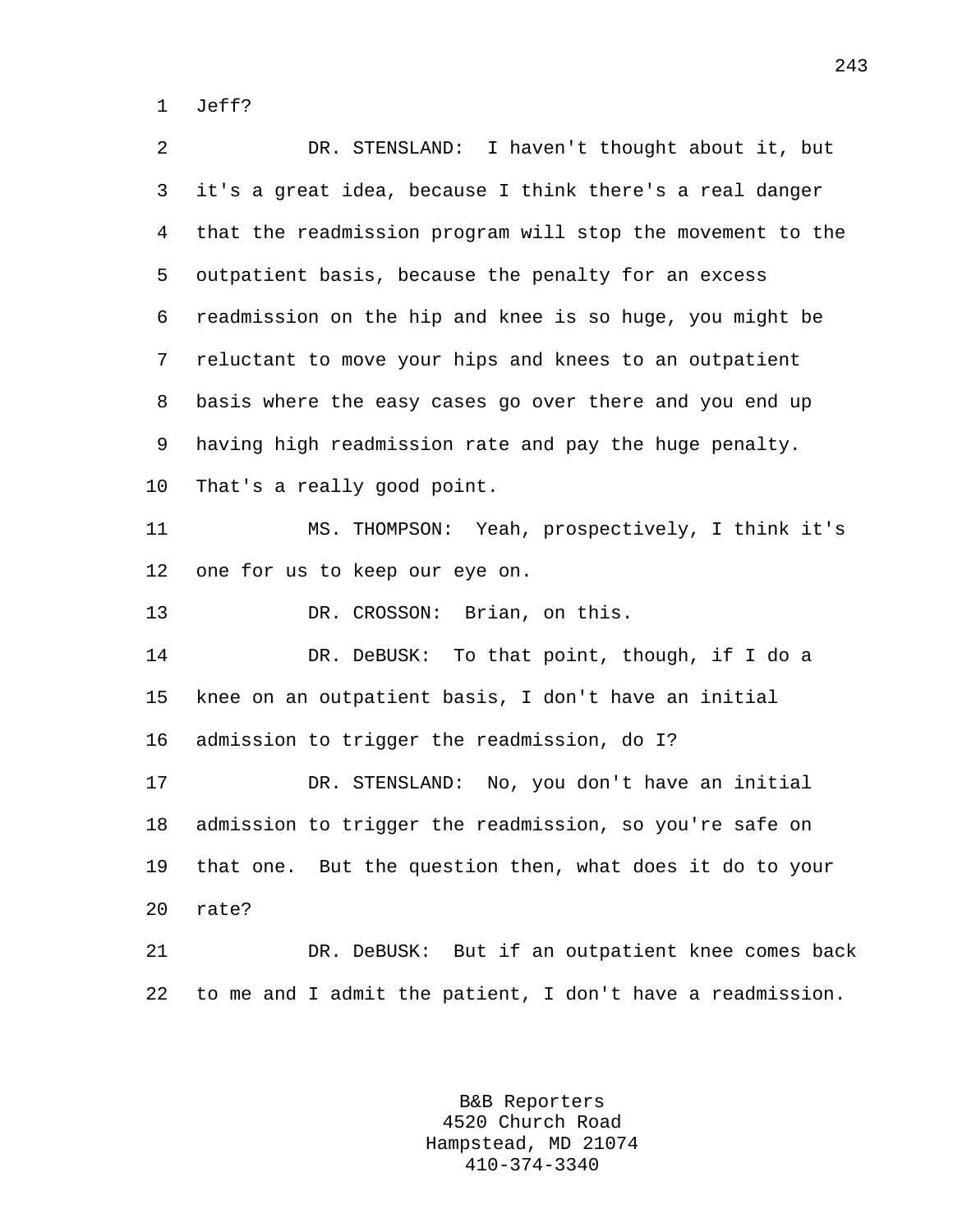Jeff?

DR. STENSLAND: I haven't thought about it, but it's a great idea, because I think there's a real danger that the readmission program will stop the movement to the outpatient basis, because the penalty for an excess readmission on the hip and knee is so huge, you might be reluctant to move your hips and knees to an outpatient basis where the easy cases go over there and you end up having high readmission rate and pay the huge penalty. That's a really good point.

MS. THOMPSON: Yeah, prospectively, I think it's one for us to keep our eye on.

DR. CROSSON: Brian, on this.

DR. DeBUSK: To that point, though, if I do a knee on an outpatient basis, I don't have an initial admission to trigger the readmission, do I?

DR. STENSLAND: No, you don't have an initial admission to trigger the readmission, so you're safe on that one. But the question then, what does it do to your rate?

DR. DeBUSK: But if an outpatient knee comes back to me and I admit the patient, I don't have a readmission.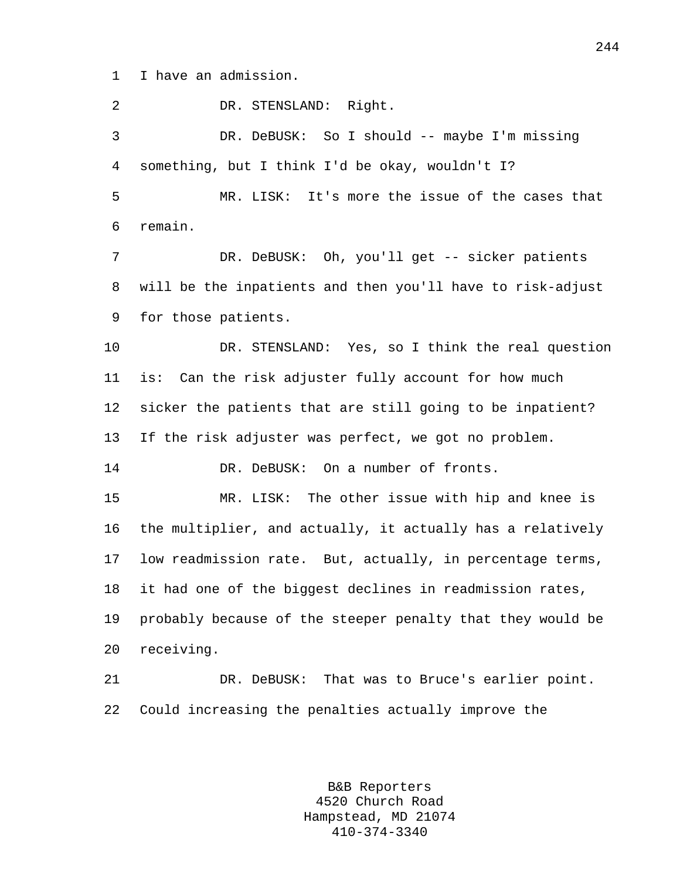I have an admission.

DR. STENSLAND: Right.

DR. DeBUSK: So I should -- maybe I'm missing something, but I think I'd be okay, wouldn't I?

MR. LISK: It's more the issue of the cases that remain.

DR. DeBUSK: Oh, you'll get -- sicker patients will be the inpatients and then you'll have to risk-adjust for those patients.

DR. STENSLAND: Yes, so I think the real question is: Can the risk adjuster fully account for how much sicker the patients that are still going to be inpatient? If the risk adjuster was perfect, we got no problem.

DR. DeBUSK: On a number of fronts.

MR. LISK: The other issue with hip and knee is the multiplier, and actually, it actually has a relatively low readmission rate. But, actually, in percentage terms, it had one of the biggest declines in readmission rates, probably because of the steeper penalty that they would be receiving.

DR. DeBUSK: That was to Bruce's earlier point. Could increasing the penalties actually improve the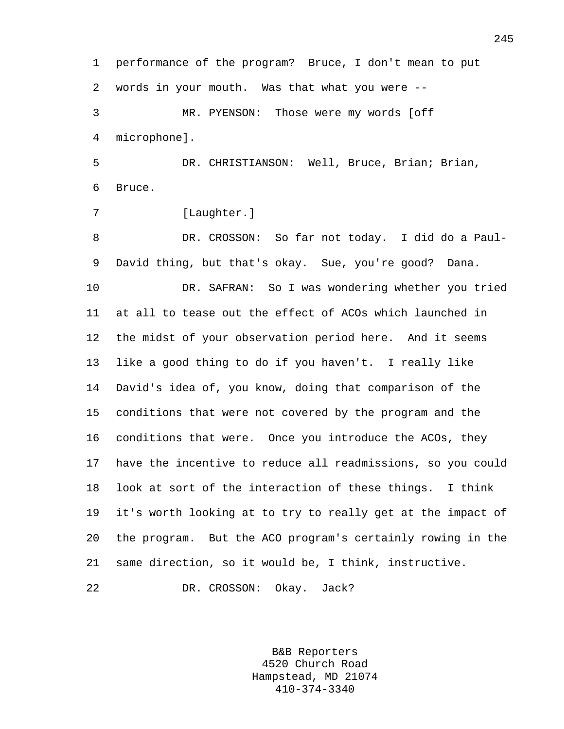performance of the program? Bruce, I don't mean to put words in your mouth. Was that what you were --

MR. PYENSON: Those were my words [off microphone].

DR. CHRISTIANSON: Well, Bruce, Brian; Brian, Bruce.

[Laughter.]

DR. CROSSON: So far not today. I did do a Paul-David thing, but that's okay. Sue, you're good? Dana.

DR. SAFRAN: So I was wondering whether you tried at all to tease out the effect of ACOs which launched in the midst of your observation period here. And it seems like a good thing to do if you haven't. I really like David's idea of, you know, doing that comparison of the conditions that were not covered by the program and the conditions that were. Once you introduce the ACOs, they have the incentive to reduce all readmissions, so you could look at sort of the interaction of these things. I think it's worth looking at to try to really get at the impact of the program. But the ACO program's certainly rowing in the same direction, so it would be, I think, instructive.

DR. CROSSON: Okay. Jack?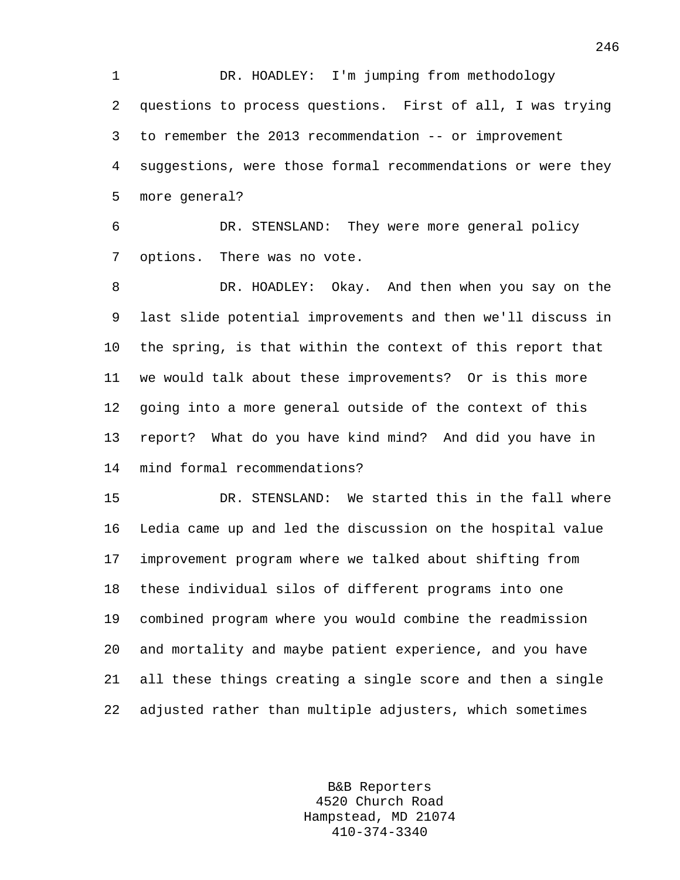DR. HOADLEY: I'm jumping from methodology questions to process questions. First of all, I was trying to remember the 2013 recommendation -- or improvement suggestions, were those formal recommendations or were they more general?

DR. STENSLAND: They were more general policy options. There was no vote.

DR. HOADLEY: Okay. And then when you say on the last slide potential improvements and then we'll discuss in the spring, is that within the context of this report that we would talk about these improvements? Or is this more going into a more general outside of the context of this report? What do you have kind mind? And did you have in mind formal recommendations?

DR. STENSLAND: We started this in the fall where Ledia came up and led the discussion on the hospital value improvement program where we talked about shifting from these individual silos of different programs into one combined program where you would combine the readmission and mortality and maybe patient experience, and you have all these things creating a single score and then a single adjusted rather than multiple adjusters, which sometimes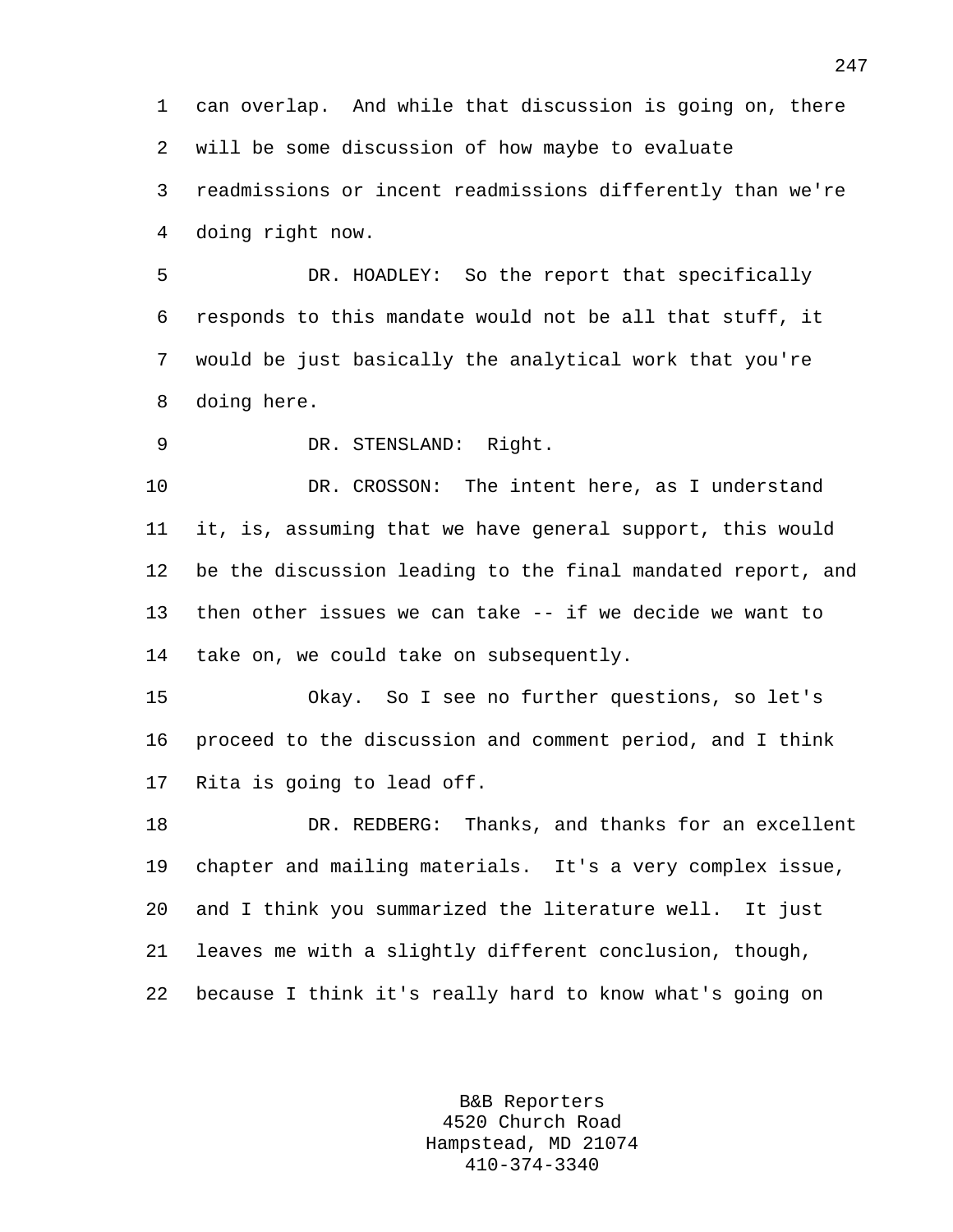can overlap. And while that discussion is going on, there will be some discussion of how maybe to evaluate readmissions or incent readmissions differently than we're doing right now.

DR. HOADLEY: So the report that specifically responds to this mandate would not be all that stuff, it would be just basically the analytical work that you're doing here.

DR. STENSLAND: Right.

DR. CROSSON: The intent here, as I understand it, is, assuming that we have general support, this would be the discussion leading to the final mandated report, and then other issues we can take -- if we decide we want to take on, we could take on subsequently.

Okay. So I see no further questions, so let's proceed to the discussion and comment period, and I think Rita is going to lead off.

DR. REDBERG: Thanks, and thanks for an excellent chapter and mailing materials. It's a very complex issue, and I think you summarized the literature well. It just leaves me with a slightly different conclusion, though, because I think it's really hard to know what's going on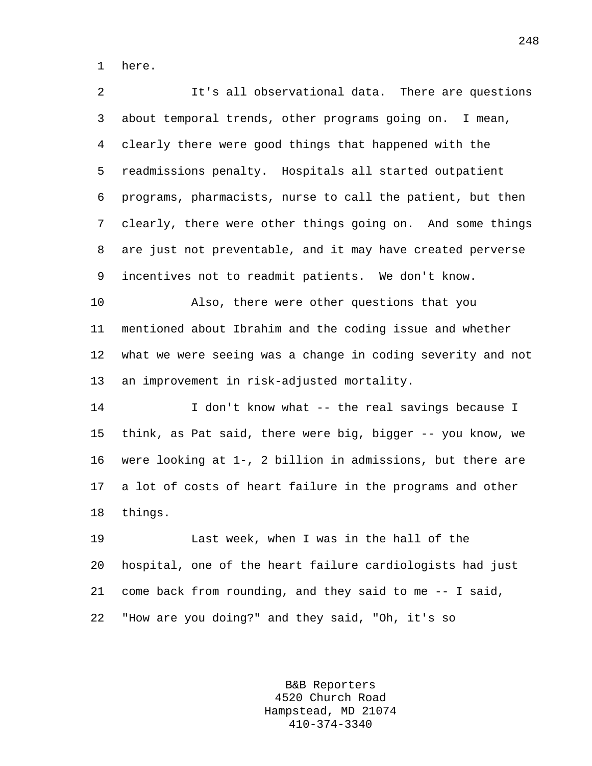here.

It's all observational data. There are questions about temporal trends, other programs going on. I mean, clearly there were good things that happened with the readmissions penalty. Hospitals all started outpatient programs, pharmacists, nurse to call the patient, but then clearly, there were other things going on. And some things are just not preventable, and it may have created perverse incentives not to readmit patients. We don't know.

Also, there were other questions that you mentioned about Ibrahim and the coding issue and whether what we were seeing was a change in coding severity and not an improvement in risk-adjusted mortality.

I don't know what -- the real savings because I think, as Pat said, there were big, bigger -- you know, we were looking at 1-, 2 billion in admissions, but there are a lot of costs of heart failure in the programs and other things.

Last week, when I was in the hall of the hospital, one of the heart failure cardiologists had just come back from rounding, and they said to me -- I said, "How are you doing?" and they said, "Oh, it's so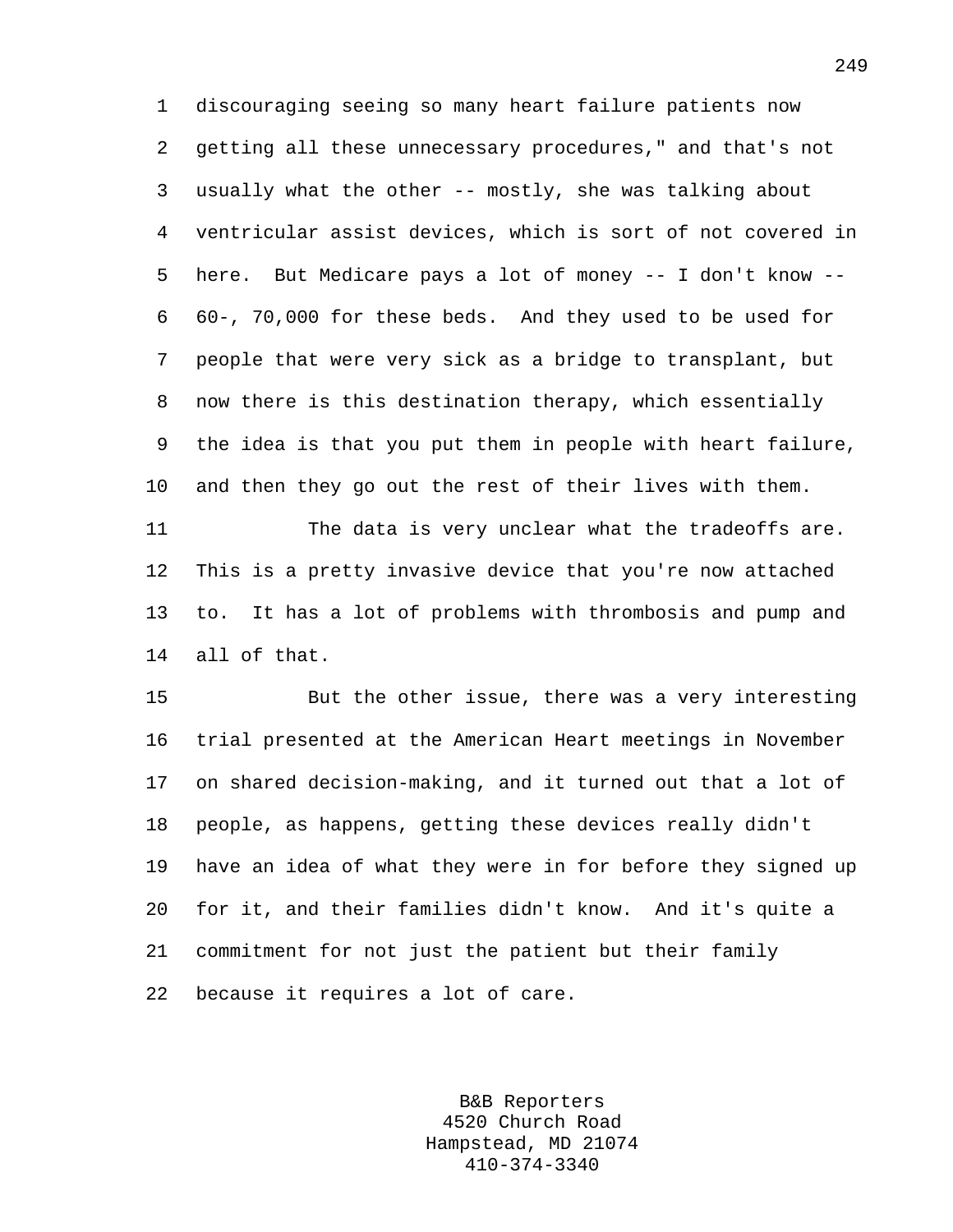discouraging seeing so many heart failure patients now getting all these unnecessary procedures," and that's not usually what the other -- mostly, she was talking about ventricular assist devices, which is sort of not covered in here. But Medicare pays a lot of money -- I don't know -- 60-, 70,000 for these beds. And they used to be used for people that were very sick as a bridge to transplant, but now there is this destination therapy, which essentially the idea is that you put them in people with heart failure, and then they go out the rest of their lives with them.

The data is very unclear what the tradeoffs are. This is a pretty invasive device that you're now attached to. It has a lot of problems with thrombosis and pump and all of that.

But the other issue, there was a very interesting trial presented at the American Heart meetings in November on shared decision-making, and it turned out that a lot of people, as happens, getting these devices really didn't have an idea of what they were in for before they signed up for it, and their families didn't know. And it's quite a commitment for not just the patient but their family because it requires a lot of care.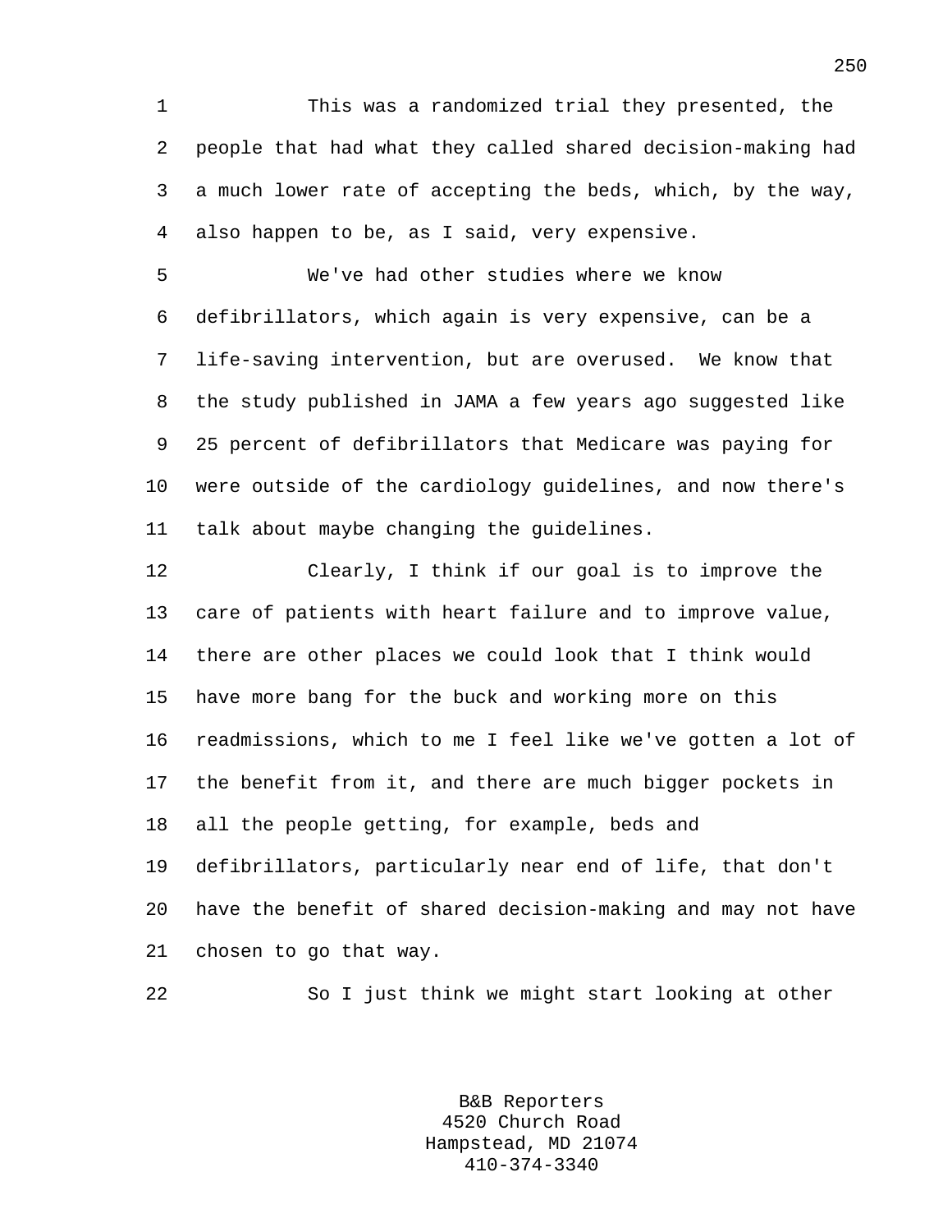This was a randomized trial they presented, the people that had what they called shared decision-making had a much lower rate of accepting the beds, which, by the way, also happen to be, as I said, very expensive.

We've had other studies where we know defibrillators, which again is very expensive, can be a life-saving intervention, but are overused. We know that the study published in JAMA a few years ago suggested like 25 percent of defibrillators that Medicare was paying for were outside of the cardiology guidelines, and now there's talk about maybe changing the guidelines.

Clearly, I think if our goal is to improve the care of patients with heart failure and to improve value, there are other places we could look that I think would have more bang for the buck and working more on this readmissions, which to me I feel like we've gotten a lot of the benefit from it, and there are much bigger pockets in all the people getting, for example, beds and defibrillators, particularly near end of life, that don't have the benefit of shared decision-making and may not have chosen to go that way.

So I just think we might start looking at other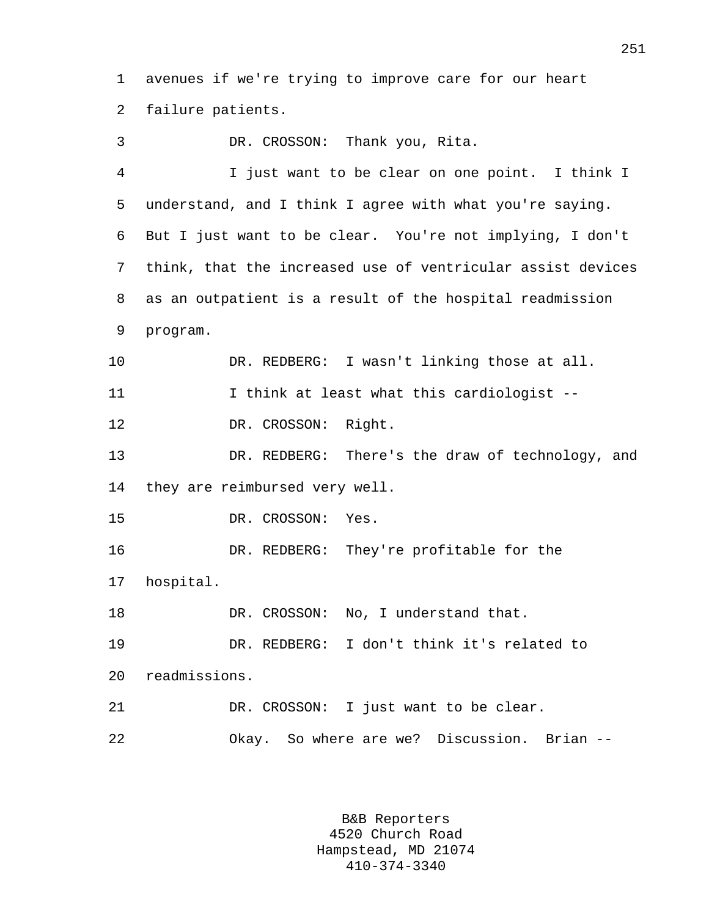avenues if we're trying to improve care for our heart failure patients.

DR. CROSSON: Thank you, Rita.

I just want to be clear on one point. I think I understand, and I think I agree with what you're saying. But I just want to be clear. You're not implying, I don't think, that the increased use of ventricular assist devices as an outpatient is a result of the hospital readmission program.

DR. REDBERG: I wasn't linking those at all.

I think at least what this cardiologist --

DR. CROSSON: Right.

DR. REDBERG: There's the draw of technology, and they are reimbursed very well.

DR. CROSSON: Yes.

DR. REDBERG: They're profitable for the hospital.

DR. CROSSON: No, I understand that.

DR. REDBERG: I don't think it's related to readmissions.

DR. CROSSON: I just want to be clear.

Okay. So where are we? Discussion. Brian --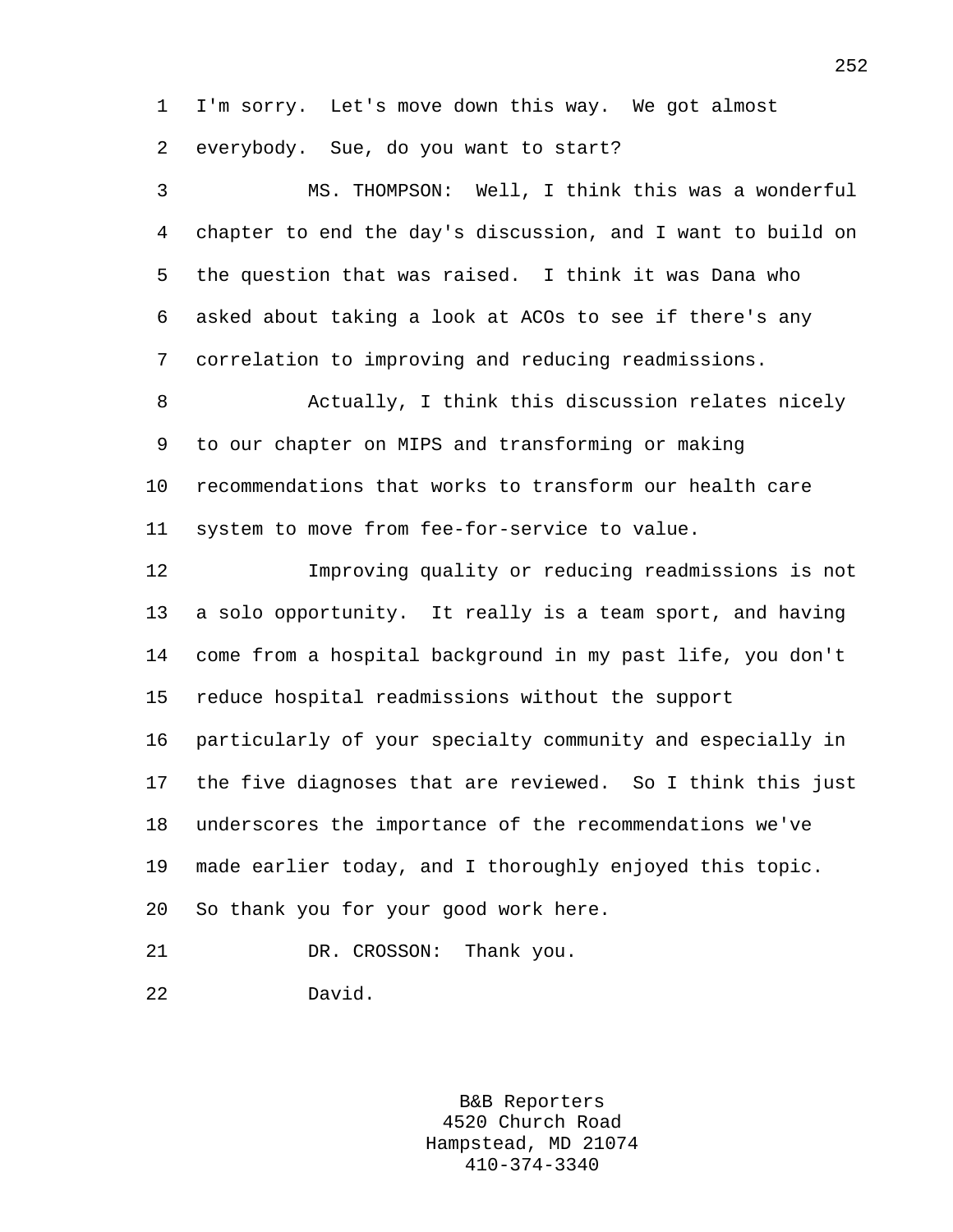I'm sorry. Let's move down this way. We got almost everybody. Sue, do you want to start?

MS. THOMPSON: Well, I think this was a wonderful chapter to end the day's discussion, and I want to build on the question that was raised. I think it was Dana who asked about taking a look at ACOs to see if there's any correlation to improving and reducing readmissions.

Actually, I think this discussion relates nicely to our chapter on MIPS and transforming or making recommendations that works to transform our health care system to move from fee-for-service to value.

Improving quality or reducing readmissions is not a solo opportunity. It really is a team sport, and having come from a hospital background in my past life, you don't reduce hospital readmissions without the support particularly of your specialty community and especially in the five diagnoses that are reviewed. So I think this just underscores the importance of the recommendations we've made earlier today, and I thoroughly enjoyed this topic. So thank you for your good work here.

DR. CROSSON: Thank you.

David.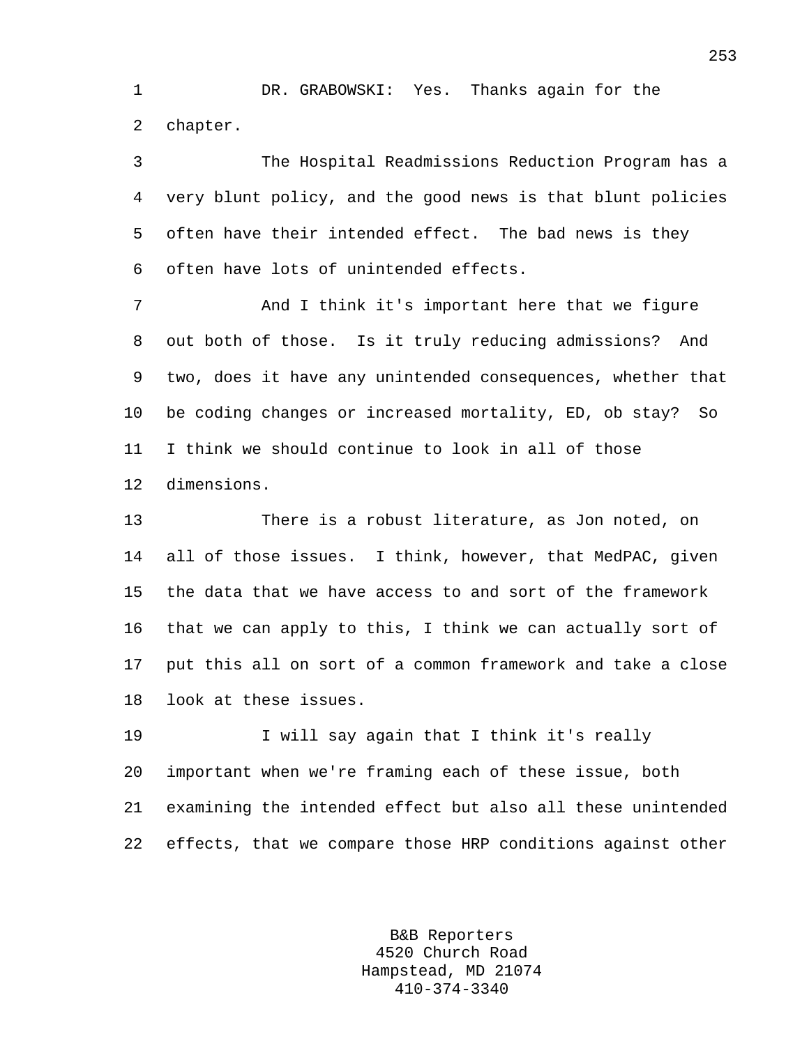DR. GRABOWSKI: Yes. Thanks again for the chapter.

The Hospital Readmissions Reduction Program has a very blunt policy, and the good news is that blunt policies often have their intended effect. The bad news is they often have lots of unintended effects.

And I think it's important here that we figure out both of those. Is it truly reducing admissions? And two, does it have any unintended consequences, whether that be coding changes or increased mortality, ED, ob stay? So I think we should continue to look in all of those dimensions.

There is a robust literature, as Jon noted, on all of those issues. I think, however, that MedPAC, given the data that we have access to and sort of the framework that we can apply to this, I think we can actually sort of put this all on sort of a common framework and take a close look at these issues.

I will say again that I think it's really important when we're framing each of these issue, both examining the intended effect but also all these unintended effects, that we compare those HRP conditions against other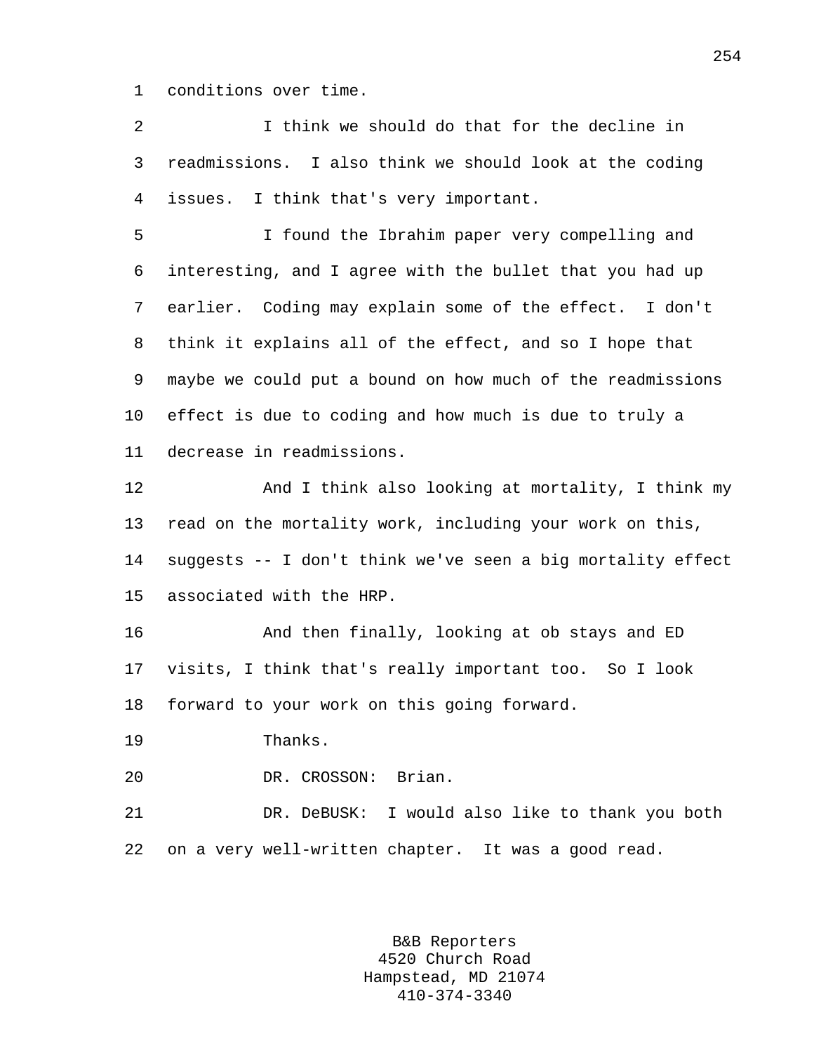conditions over time.

I think we should do that for the decline in readmissions. I also think we should look at the coding issues. I think that's very important.

I found the Ibrahim paper very compelling and interesting, and I agree with the bullet that you had up earlier. Coding may explain some of the effect. I don't think it explains all of the effect, and so I hope that maybe we could put a bound on how much of the readmissions effect is due to coding and how much is due to truly a decrease in readmissions.

And I think also looking at mortality, I think my read on the mortality work, including your work on this, suggests -- I don't think we've seen a big mortality effect associated with the HRP.

And then finally, looking at ob stays and ED visits, I think that's really important too. So I look forward to your work on this going forward.

Thanks.

DR. CROSSON: Brian.

DR. DeBUSK: I would also like to thank you both on a very well-written chapter. It was a good read.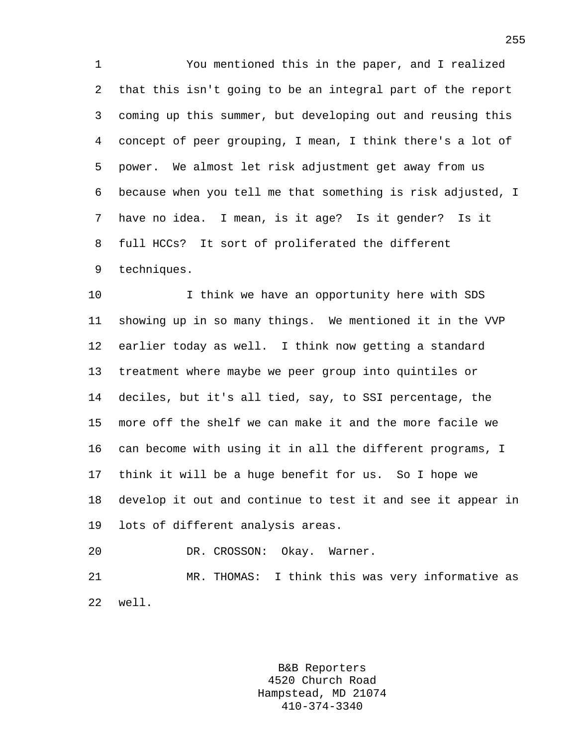You mentioned this in the paper, and I realized that this isn't going to be an integral part of the report coming up this summer, but developing out and reusing this concept of peer grouping, I mean, I think there's a lot of power. We almost let risk adjustment get away from us because when you tell me that something is risk adjusted, I have no idea. I mean, is it age? Is it gender? Is it full HCCs? It sort of proliferated the different techniques.

I think we have an opportunity here with SDS showing up in so many things. We mentioned it in the VVP earlier today as well. I think now getting a standard treatment where maybe we peer group into quintiles or deciles, but it's all tied, say, to SSI percentage, the more off the shelf we can make it and the more facile we can become with using it in all the different programs, I think it will be a huge benefit for us. So I hope we develop it out and continue to test it and see it appear in lots of different analysis areas.

DR. CROSSON: Okay. Warner.

MR. THOMAS: I think this was very informative as well.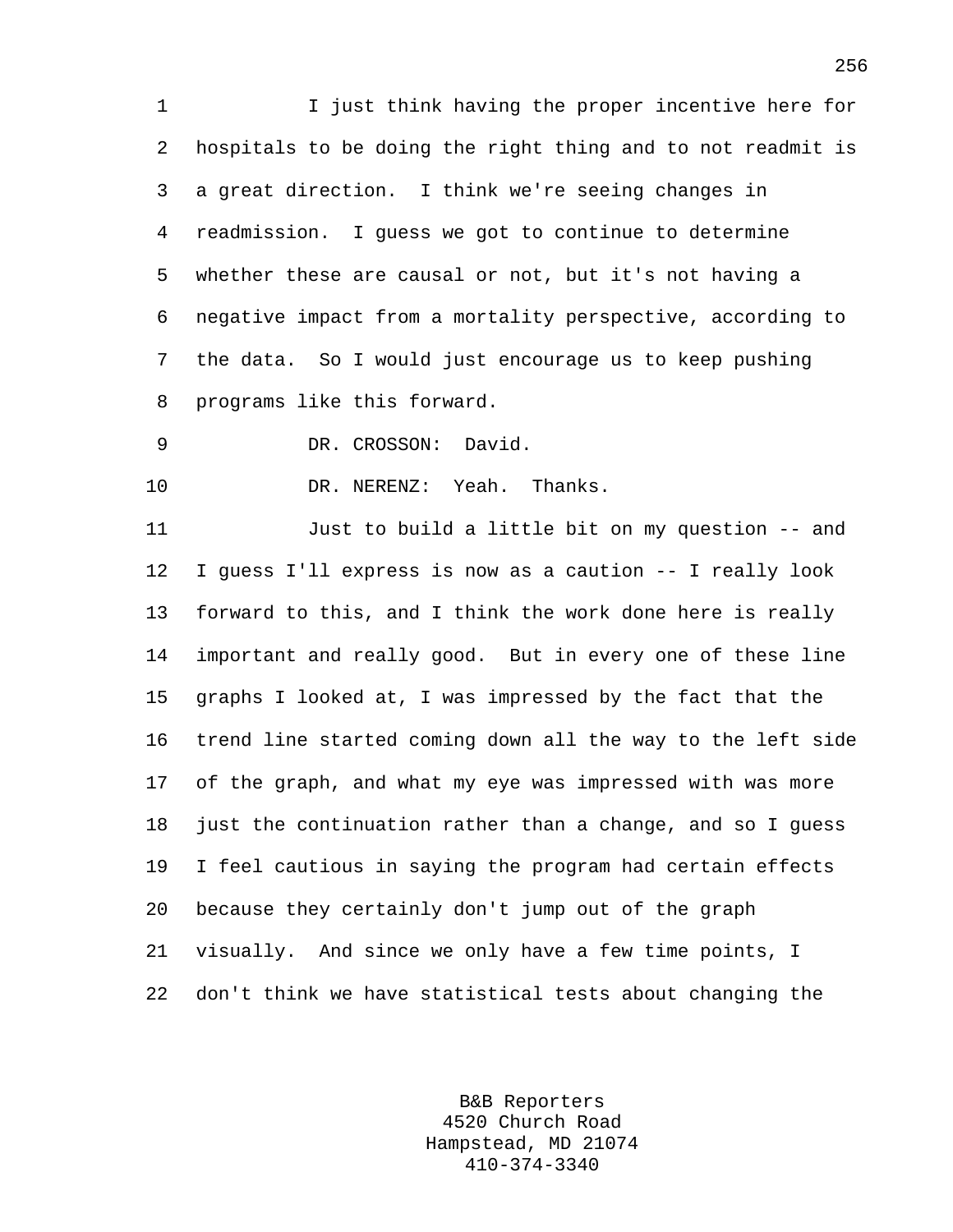I just think having the proper incentive here for hospitals to be doing the right thing and to not readmit is a great direction. I think we're seeing changes in readmission. I guess we got to continue to determine whether these are causal or not, but it's not having a negative impact from a mortality perspective, according to the data. So I would just encourage us to keep pushing programs like this forward.

DR. CROSSON: David.

DR. NERENZ: Yeah. Thanks.

Just to build a little bit on my question -- and I guess I'll express is now as a caution -- I really look forward to this, and I think the work done here is really important and really good. But in every one of these line graphs I looked at, I was impressed by the fact that the trend line started coming down all the way to the left side of the graph, and what my eye was impressed with was more just the continuation rather than a change, and so I guess I feel cautious in saying the program had certain effects because they certainly don't jump out of the graph visually. And since we only have a few time points, I don't think we have statistical tests about changing the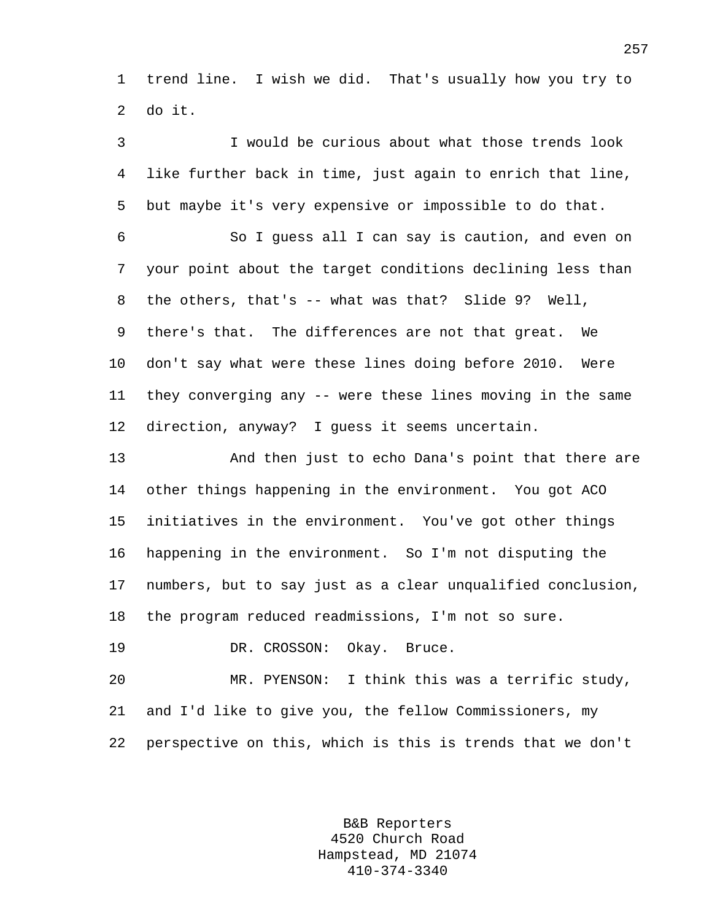trend line. I wish we did. That's usually how you try to do it.

I would be curious about what those trends look like further back in time, just again to enrich that line, but maybe it's very expensive or impossible to do that.

So I guess all I can say is caution, and even on your point about the target conditions declining less than the others, that's -- what was that? Slide 9? Well, there's that. The differences are not that great. We don't say what were these lines doing before 2010. Were they converging any -- were these lines moving in the same direction, anyway? I guess it seems uncertain.

And then just to echo Dana's point that there are other things happening in the environment. You got ACO initiatives in the environment. You've got other things happening in the environment. So I'm not disputing the numbers, but to say just as a clear unqualified conclusion, the program reduced readmissions, I'm not so sure.

DR. CROSSON: Okay. Bruce.

MR. PYENSON: I think this was a terrific study, and I'd like to give you, the fellow Commissioners, my perspective on this, which is this is trends that we don't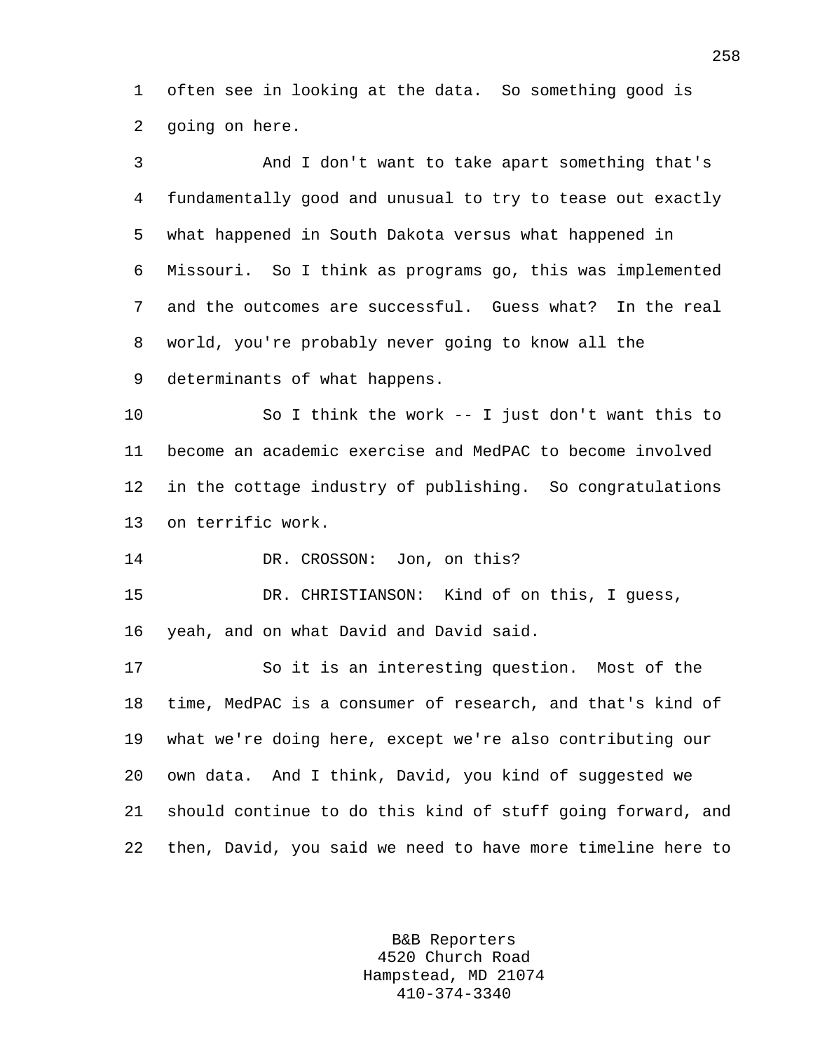often see in looking at the data. So something good is going on here.

And I don't want to take apart something that's fundamentally good and unusual to try to tease out exactly what happened in South Dakota versus what happened in Missouri. So I think as programs go, this was implemented and the outcomes are successful. Guess what? In the real world, you're probably never going to know all the determinants of what happens.

So I think the work -- I just don't want this to become an academic exercise and MedPAC to become involved in the cottage industry of publishing. So congratulations on terrific work.

DR. CROSSON: Jon, on this?

DR. CHRISTIANSON: Kind of on this, I guess, yeah, and on what David and David said.

So it is an interesting question. Most of the time, MedPAC is a consumer of research, and that's kind of what we're doing here, except we're also contributing our own data. And I think, David, you kind of suggested we should continue to do this kind of stuff going forward, and then, David, you said we need to have more timeline here to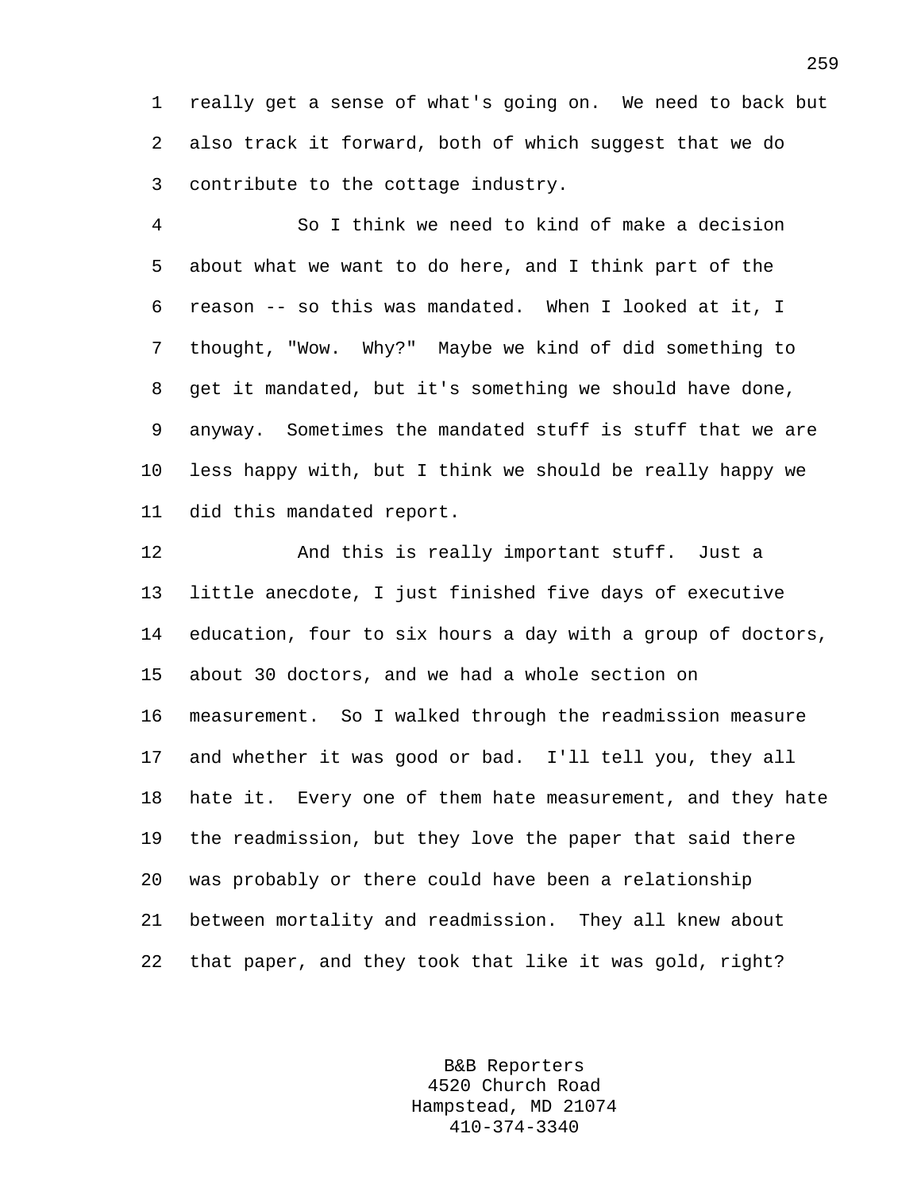really get a sense of what's going on. We need to back but also track it forward, both of which suggest that we do contribute to the cottage industry.

So I think we need to kind of make a decision about what we want to do here, and I think part of the reason -- so this was mandated. When I looked at it, I thought, "Wow. Why?" Maybe we kind of did something to get it mandated, but it's something we should have done, anyway. Sometimes the mandated stuff is stuff that we are less happy with, but I think we should be really happy we did this mandated report.

And this is really important stuff. Just a little anecdote, I just finished five days of executive education, four to six hours a day with a group of doctors, about 30 doctors, and we had a whole section on measurement. So I walked through the readmission measure and whether it was good or bad. I'll tell you, they all hate it. Every one of them hate measurement, and they hate the readmission, but they love the paper that said there was probably or there could have been a relationship between mortality and readmission. They all knew about that paper, and they took that like it was gold, right?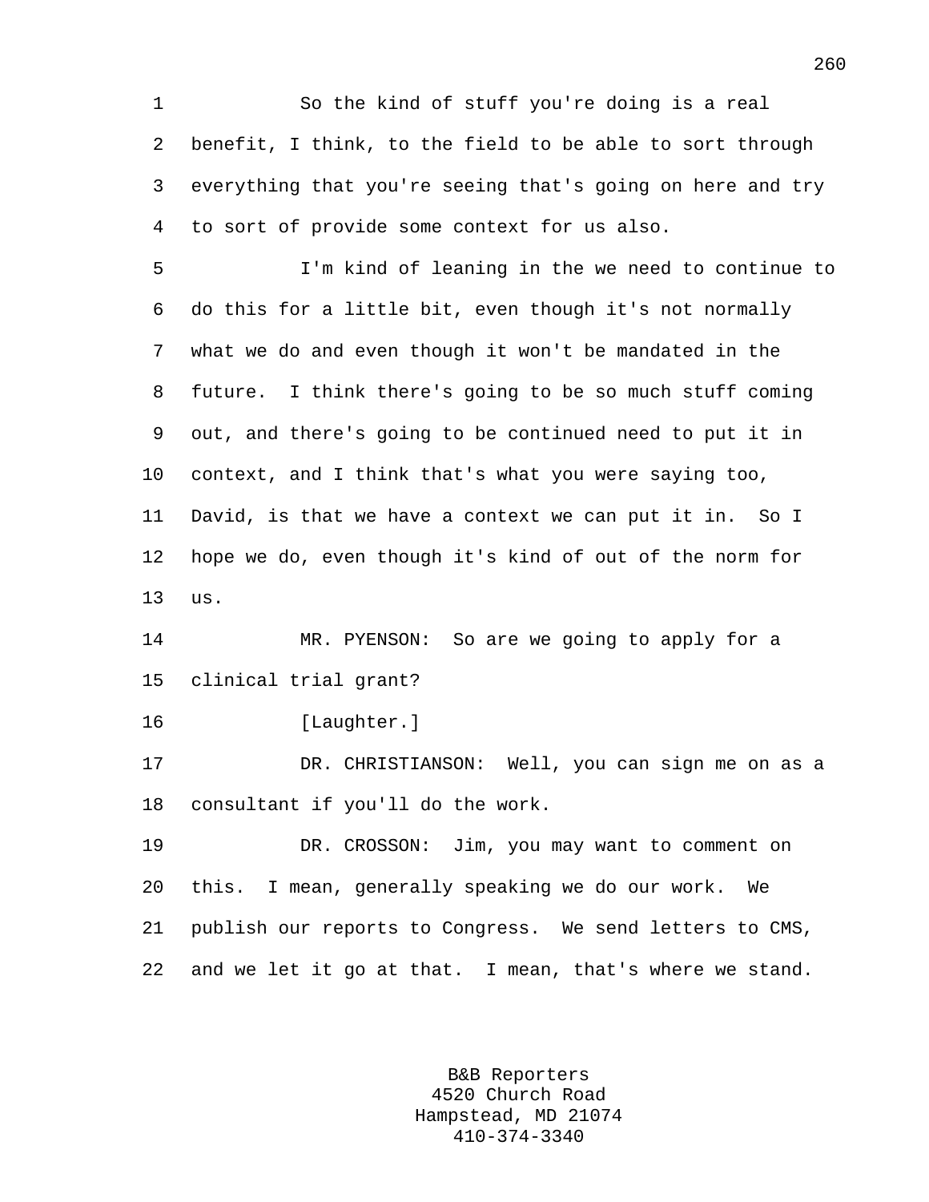So the kind of stuff you're doing is a real benefit, I think, to the field to be able to sort through everything that you're seeing that's going on here and try to sort of provide some context for us also.

I'm kind of leaning in the we need to continue to do this for a little bit, even though it's not normally what we do and even though it won't be mandated in the future. I think there's going to be so much stuff coming out, and there's going to be continued need to put it in context, and I think that's what you were saying too, David, is that we have a context we can put it in. So I hope we do, even though it's kind of out of the norm for us.

MR. PYENSON: So are we going to apply for a clinical trial grant?

[Laughter.]

DR. CHRISTIANSON: Well, you can sign me on as a consultant if you'll do the work.

DR. CROSSON: Jim, you may want to comment on this. I mean, generally speaking we do our work. We publish our reports to Congress. We send letters to CMS, and we let it go at that. I mean, that's where we stand.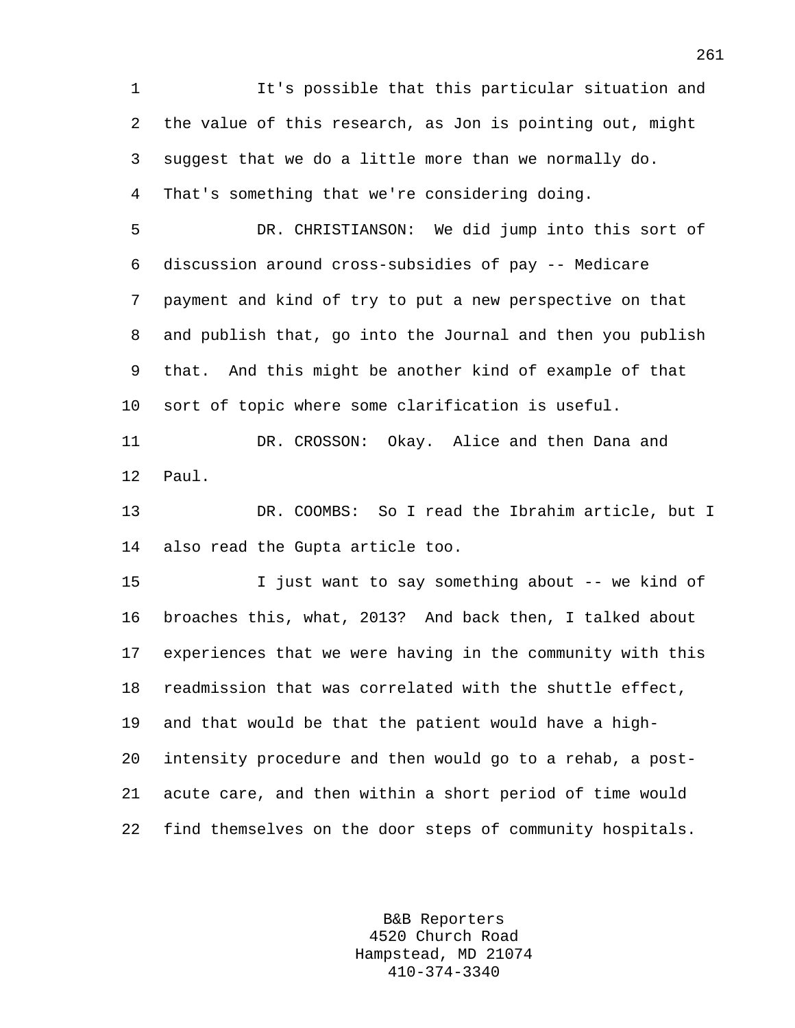It's possible that this particular situation and the value of this research, as Jon is pointing out, might suggest that we do a little more than we normally do. That's something that we're considering doing.

DR. CHRISTIANSON: We did jump into this sort of discussion around cross-subsidies of pay -- Medicare payment and kind of try to put a new perspective on that and publish that, go into the Journal and then you publish that. And this might be another kind of example of that sort of topic where some clarification is useful.

DR. CROSSON: Okay. Alice and then Dana and Paul.

DR. COOMBS: So I read the Ibrahim article, but I also read the Gupta article too.

I just want to say something about -- we kind of broaches this, what, 2013? And back then, I talked about experiences that we were having in the community with this readmission that was correlated with the shuttle effect, and that would be that the patient would have a high-intensity procedure and then would go to a rehab, a post-acute care, and then within a short period of time would find themselves on the door steps of community hospitals.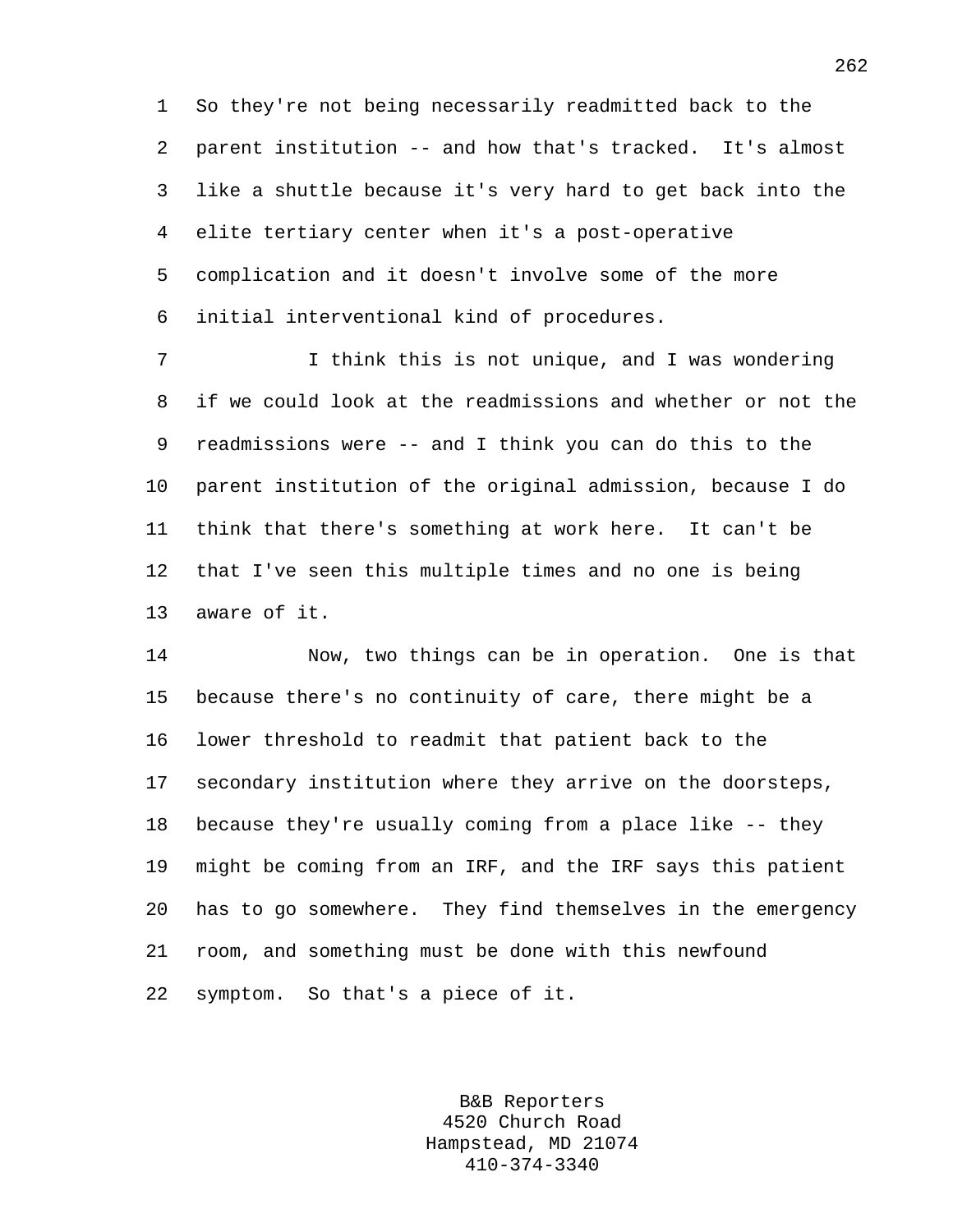So they're not being necessarily readmitted back to the parent institution -- and how that's tracked. It's almost like a shuttle because it's very hard to get back into the elite tertiary center when it's a post-operative complication and it doesn't involve some of the more initial interventional kind of procedures.

I think this is not unique, and I was wondering if we could look at the readmissions and whether or not the readmissions were -- and I think you can do this to the parent institution of the original admission, because I do think that there's something at work here. It can't be that I've seen this multiple times and no one is being aware of it.

Now, two things can be in operation. One is that because there's no continuity of care, there might be a lower threshold to readmit that patient back to the secondary institution where they arrive on the doorsteps, because they're usually coming from a place like -- they might be coming from an IRF, and the IRF says this patient has to go somewhere. They find themselves in the emergency room, and something must be done with this newfound symptom. So that's a piece of it.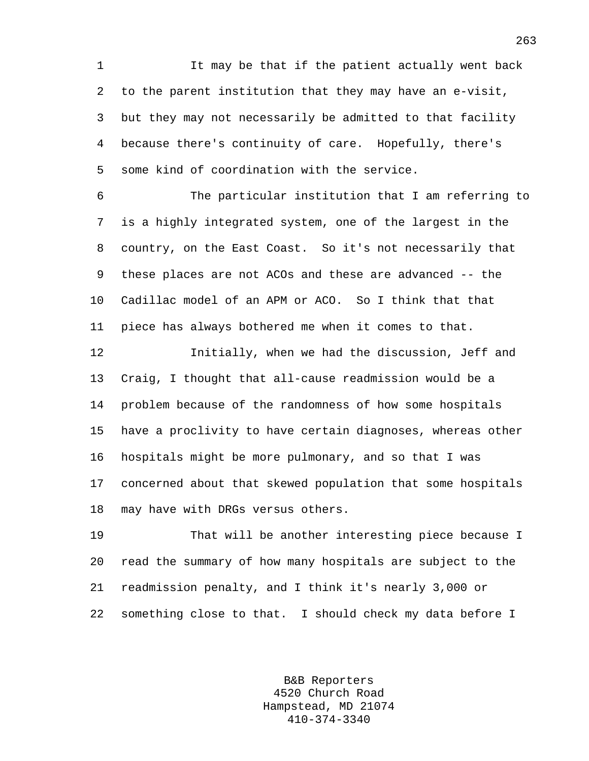It may be that if the patient actually went back to the parent institution that they may have an e-visit, but they may not necessarily be admitted to that facility because there's continuity of care. Hopefully, there's some kind of coordination with the service.

The particular institution that I am referring to is a highly integrated system, one of the largest in the country, on the East Coast. So it's not necessarily that these places are not ACOs and these are advanced -- the Cadillac model of an APM or ACO. So I think that that piece has always bothered me when it comes to that.

Initially, when we had the discussion, Jeff and Craig, I thought that all-cause readmission would be a problem because of the randomness of how some hospitals have a proclivity to have certain diagnoses, whereas other hospitals might be more pulmonary, and so that I was concerned about that skewed population that some hospitals may have with DRGs versus others.

That will be another interesting piece because I read the summary of how many hospitals are subject to the readmission penalty, and I think it's nearly 3,000 or something close to that. I should check my data before I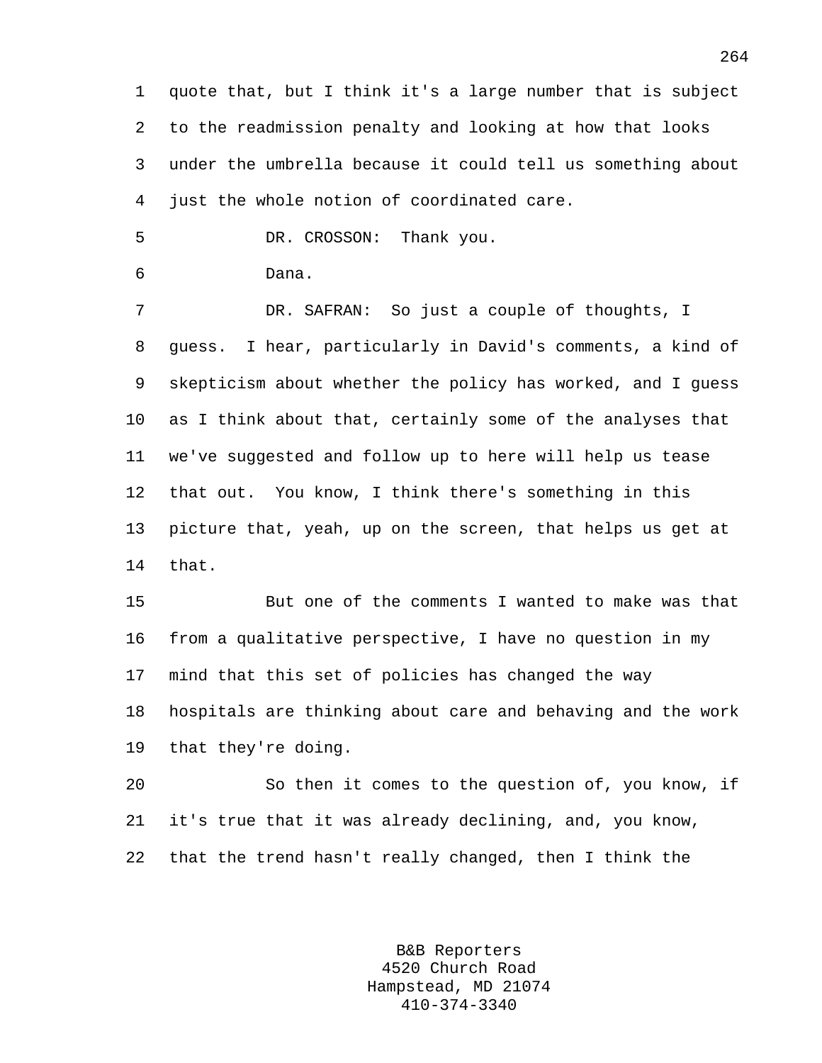quote that, but I think it's a large number that is subject to the readmission penalty and looking at how that looks under the umbrella because it could tell us something about just the whole notion of coordinated care.

DR. CROSSON: Thank you.

Dana.

DR. SAFRAN: So just a couple of thoughts, I guess. I hear, particularly in David's comments, a kind of skepticism about whether the policy has worked, and I guess as I think about that, certainly some of the analyses that we've suggested and follow up to here will help us tease that out. You know, I think there's something in this picture that, yeah, up on the screen, that helps us get at that.

But one of the comments I wanted to make was that from a qualitative perspective, I have no question in my mind that this set of policies has changed the way hospitals are thinking about care and behaving and the work that they're doing.

So then it comes to the question of, you know, if it's true that it was already declining, and, you know, that the trend hasn't really changed, then I think the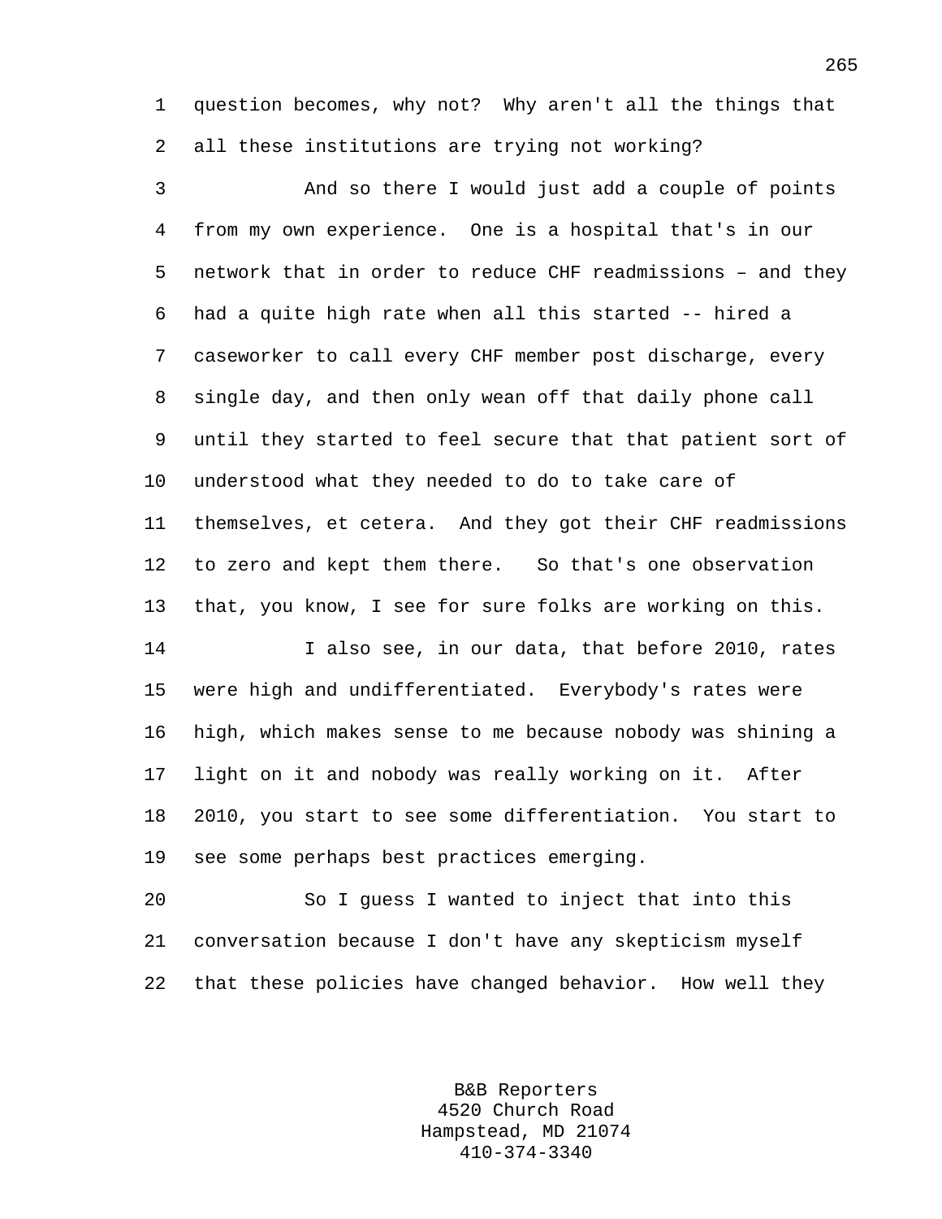question becomes, why not? Why aren't all the things that all these institutions are trying not working?

And so there I would just add a couple of points from my own experience. One is a hospital that's in our network that in order to reduce CHF readmissions – and they had a quite high rate when all this started -- hired a caseworker to call every CHF member post discharge, every single day, and then only wean off that daily phone call until they started to feel secure that that patient sort of understood what they needed to do to take care of themselves, et cetera. And they got their CHF readmissions to zero and kept them there. So that's one observation that, you know, I see for sure folks are working on this.

I also see, in our data, that before 2010, rates were high and undifferentiated. Everybody's rates were high, which makes sense to me because nobody was shining a light on it and nobody was really working on it. After 2010, you start to see some differentiation. You start to see some perhaps best practices emerging.

So I guess I wanted to inject that into this conversation because I don't have any skepticism myself that these policies have changed behavior. How well they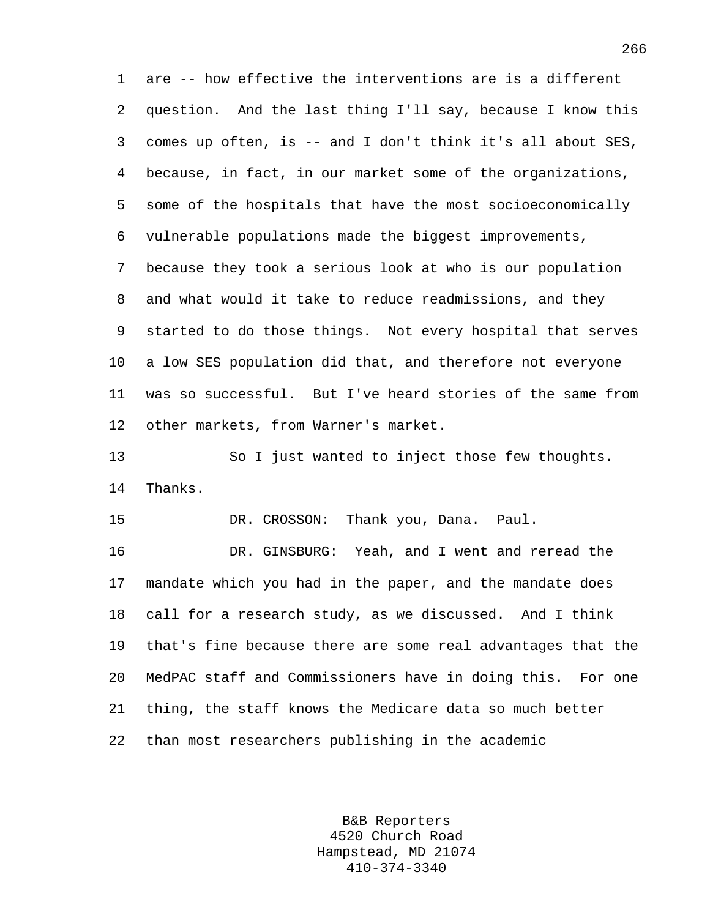are -- how effective the interventions are is a different question. And the last thing I'll say, because I know this comes up often, is -- and I don't think it's all about SES, because, in fact, in our market some of the organizations, some of the hospitals that have the most socioeconomically vulnerable populations made the biggest improvements, because they took a serious look at who is our population and what would it take to reduce readmissions, and they started to do those things. Not every hospital that serves a low SES population did that, and therefore not everyone was so successful. But I've heard stories of the same from other markets, from Warner's market.

So I just wanted to inject those few thoughts. Thanks.

DR. CROSSON: Thank you, Dana. Paul.

DR. GINSBURG: Yeah, and I went and reread the mandate which you had in the paper, and the mandate does call for a research study, as we discussed. And I think that's fine because there are some real advantages that the MedPAC staff and Commissioners have in doing this. For one thing, the staff knows the Medicare data so much better than most researchers publishing in the academic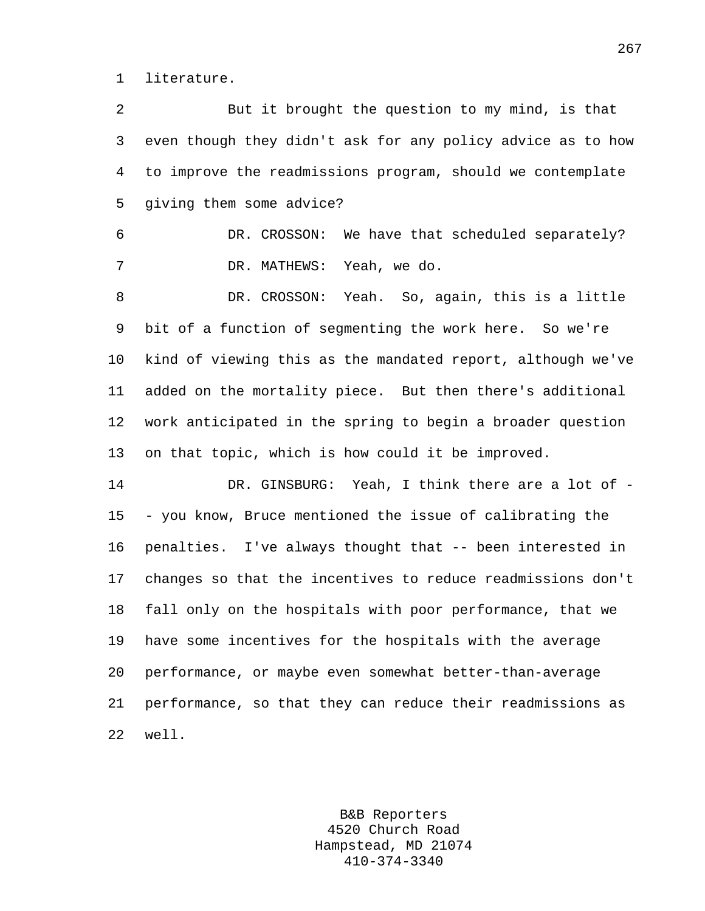literature.

But it brought the question to my mind, is that even though they didn't ask for any policy advice as to how to improve the readmissions program, should we contemplate giving them some advice?

DR. CROSSON: We have that scheduled separately?

DR. MATHEWS: Yeah, we do.

DR. CROSSON: Yeah. So, again, this is a little bit of a function of segmenting the work here. So we're kind of viewing this as the mandated report, although we've added on the mortality piece. But then there's additional work anticipated in the spring to begin a broader question on that topic, which is how could it be improved.

DR. GINSBURG: Yeah, I think there are a lot of -- you know, Bruce mentioned the issue of calibrating the penalties. I've always thought that -- been interested in changes so that the incentives to reduce readmissions don't fall only on the hospitals with poor performance, that we have some incentives for the hospitals with the average performance, or maybe even somewhat better-than-average performance, so that they can reduce their readmissions as well.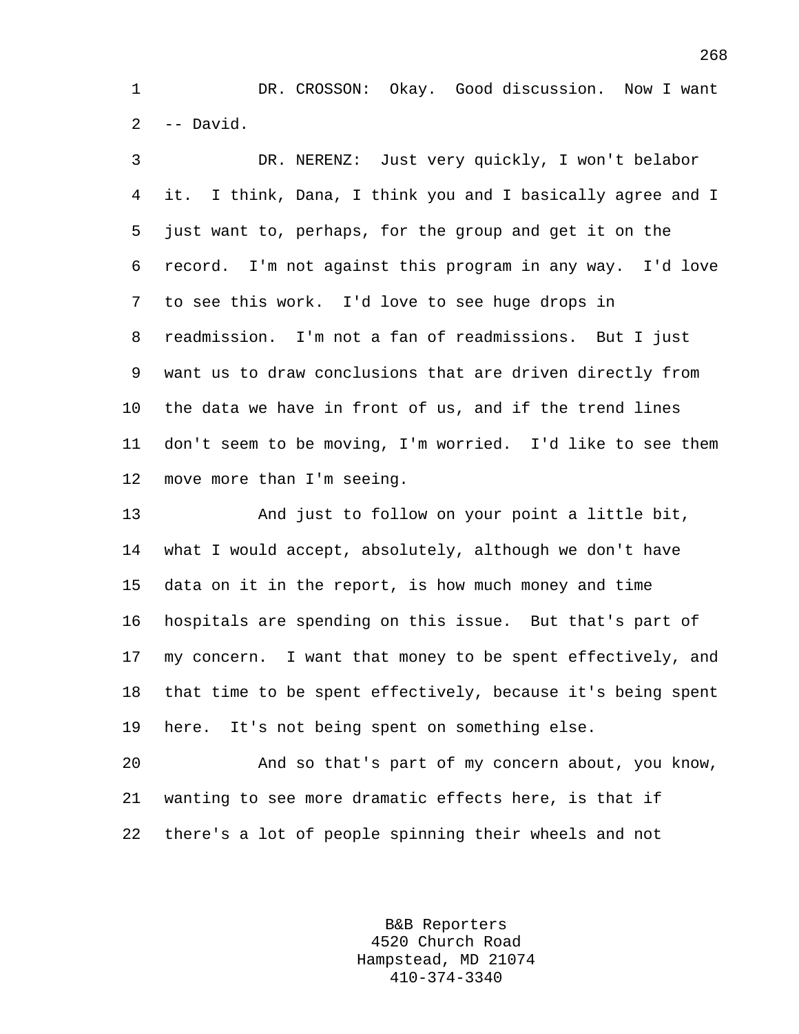DR. CROSSON: Okay. Good discussion. Now I want -- David.

DR. NERENZ: Just very quickly, I won't belabor it. I think, Dana, I think you and I basically agree and I just want to, perhaps, for the group and get it on the record. I'm not against this program in any way. I'd love to see this work. I'd love to see huge drops in readmission. I'm not a fan of readmissions. But I just want us to draw conclusions that are driven directly from the data we have in front of us, and if the trend lines don't seem to be moving, I'm worried. I'd like to see them move more than I'm seeing.

And just to follow on your point a little bit, what I would accept, absolutely, although we don't have data on it in the report, is how much money and time hospitals are spending on this issue. But that's part of my concern. I want that money to be spent effectively, and that time to be spent effectively, because it's being spent here. It's not being spent on something else.

And so that's part of my concern about, you know, wanting to see more dramatic effects here, is that if there's a lot of people spinning their wheels and not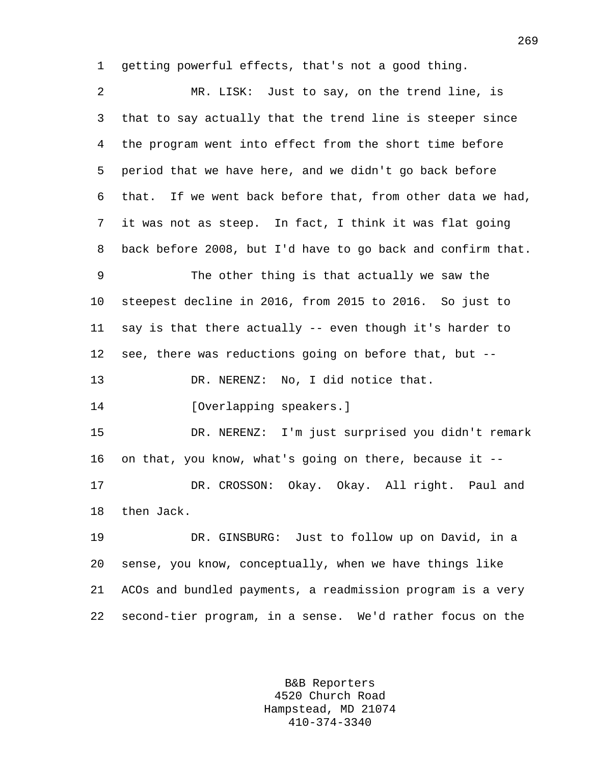getting powerful effects, that's not a good thing.

MR. LISK: Just to say, on the trend line, is that to say actually that the trend line is steeper since the program went into effect from the short time before period that we have here, and we didn't go back before that. If we went back before that, from other data we had, it was not as steep. In fact, I think it was flat going back before 2008, but I'd have to go back and confirm that.

The other thing is that actually we saw the steepest decline in 2016, from 2015 to 2016. So just to say is that there actually -- even though it's harder to see, there was reductions going on before that, but --

DR. NERENZ: No, I did notice that.

[Overlapping speakers.]

DR. NERENZ: I'm just surprised you didn't remark on that, you know, what's going on there, because it --

DR. CROSSON: Okay. Okay. All right. Paul and then Jack.

DR. GINSBURG: Just to follow up on David, in a sense, you know, conceptually, when we have things like ACOs and bundled payments, a readmission program is a very second-tier program, in a sense. We'd rather focus on the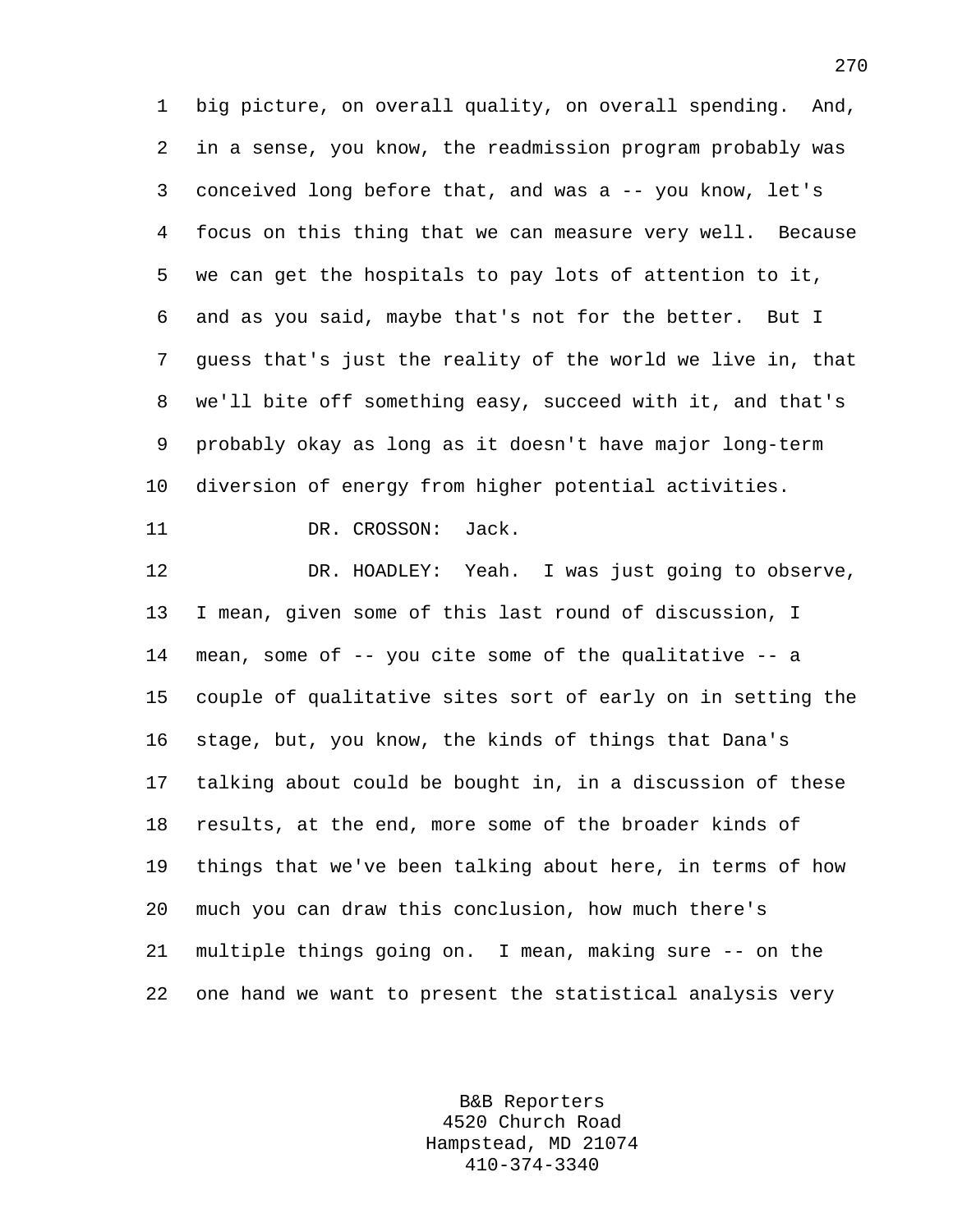big picture, on overall quality, on overall spending. And, in a sense, you know, the readmission program probably was conceived long before that, and was a -- you know, let's focus on this thing that we can measure very well. Because we can get the hospitals to pay lots of attention to it, and as you said, maybe that's not for the better. But I guess that's just the reality of the world we live in, that we'll bite off something easy, succeed with it, and that's probably okay as long as it doesn't have major long-term diversion of energy from higher potential activities.

DR. CROSSON: Jack.

DR. HOADLEY: Yeah. I was just going to observe, I mean, given some of this last round of discussion, I mean, some of -- you cite some of the qualitative -- a couple of qualitative sites sort of early on in setting the stage, but, you know, the kinds of things that Dana's talking about could be bought in, in a discussion of these results, at the end, more some of the broader kinds of things that we've been talking about here, in terms of how much you can draw this conclusion, how much there's multiple things going on. I mean, making sure -- on the one hand we want to present the statistical analysis very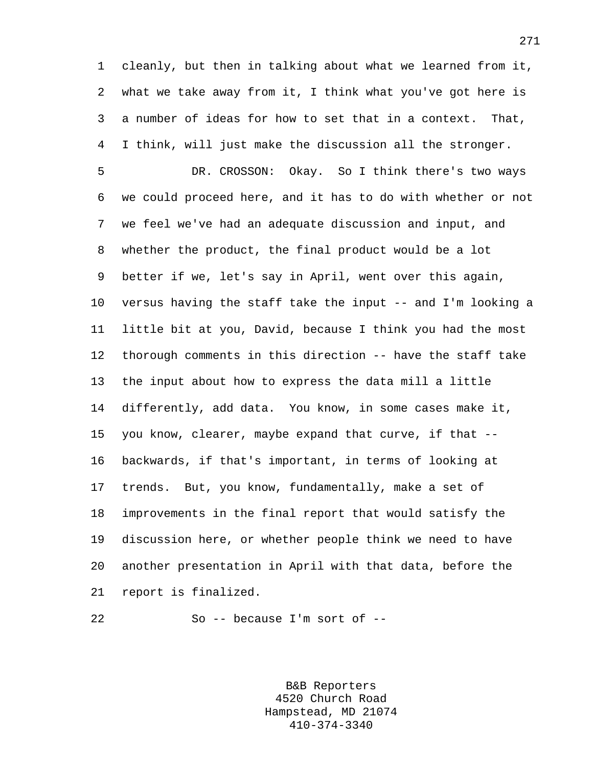cleanly, but then in talking about what we learned from it, what we take away from it, I think what you've got here is a number of ideas for how to set that in a context. That, I think, will just make the discussion all the stronger.

DR. CROSSON: Okay. So I think there's two ways we could proceed here, and it has to do with whether or not we feel we've had an adequate discussion and input, and whether the product, the final product would be a lot better if we, let's say in April, went over this again, versus having the staff take the input -- and I'm looking a little bit at you, David, because I think you had the most thorough comments in this direction -- have the staff take the input about how to express the data mill a little differently, add data. You know, in some cases make it, you know, clearer, maybe expand that curve, if that -- backwards, if that's important, in terms of looking at trends. But, you know, fundamentally, make a set of improvements in the final report that would satisfy the discussion here, or whether people think we need to have another presentation in April with that data, before the report is finalized.

So -- because I'm sort of --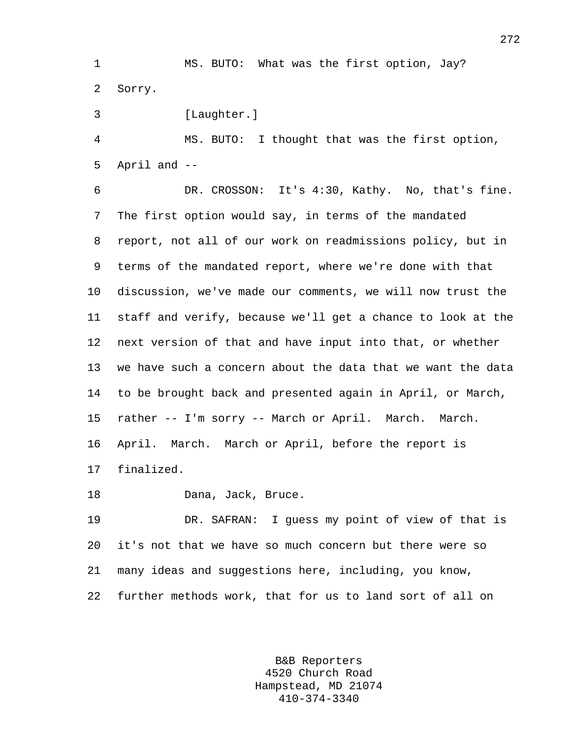MS. BUTO: What was the first option, Jay? Sorry.

[Laughter.]

MS. BUTO: I thought that was the first option, April and --

DR. CROSSON: It's 4:30, Kathy. No, that's fine. The first option would say, in terms of the mandated report, not all of our work on readmissions policy, but in terms of the mandated report, where we're done with that discussion, we've made our comments, we will now trust the staff and verify, because we'll get a chance to look at the next version of that and have input into that, or whether we have such a concern about the data that we want the data to be brought back and presented again in April, or March, rather -- I'm sorry -- March or April. March. March. April. March. March or April, before the report is finalized.

Dana, Jack, Bruce.

DR. SAFRAN: I guess my point of view of that is it's not that we have so much concern but there were so many ideas and suggestions here, including, you know, further methods work, that for us to land sort of all on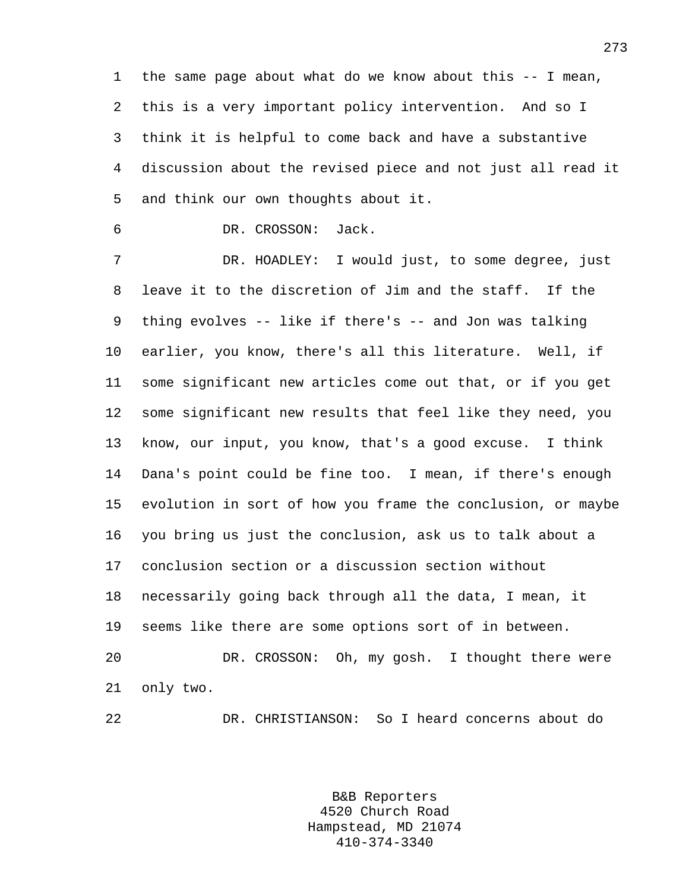the same page about what do we know about this -- I mean, this is a very important policy intervention. And so I think it is helpful to come back and have a substantive discussion about the revised piece and not just all read it and think our own thoughts about it.

DR. CROSSON: Jack.

DR. HOADLEY: I would just, to some degree, just leave it to the discretion of Jim and the staff. If the thing evolves -- like if there's -- and Jon was talking earlier, you know, there's all this literature. Well, if some significant new articles come out that, or if you get some significant new results that feel like they need, you know, our input, you know, that's a good excuse. I think Dana's point could be fine too. I mean, if there's enough evolution in sort of how you frame the conclusion, or maybe you bring us just the conclusion, ask us to talk about a conclusion section or a discussion section without necessarily going back through all the data, I mean, it seems like there are some options sort of in between.

DR. CROSSON: Oh, my gosh. I thought there were only two.

DR. CHRISTIANSON: So I heard concerns about do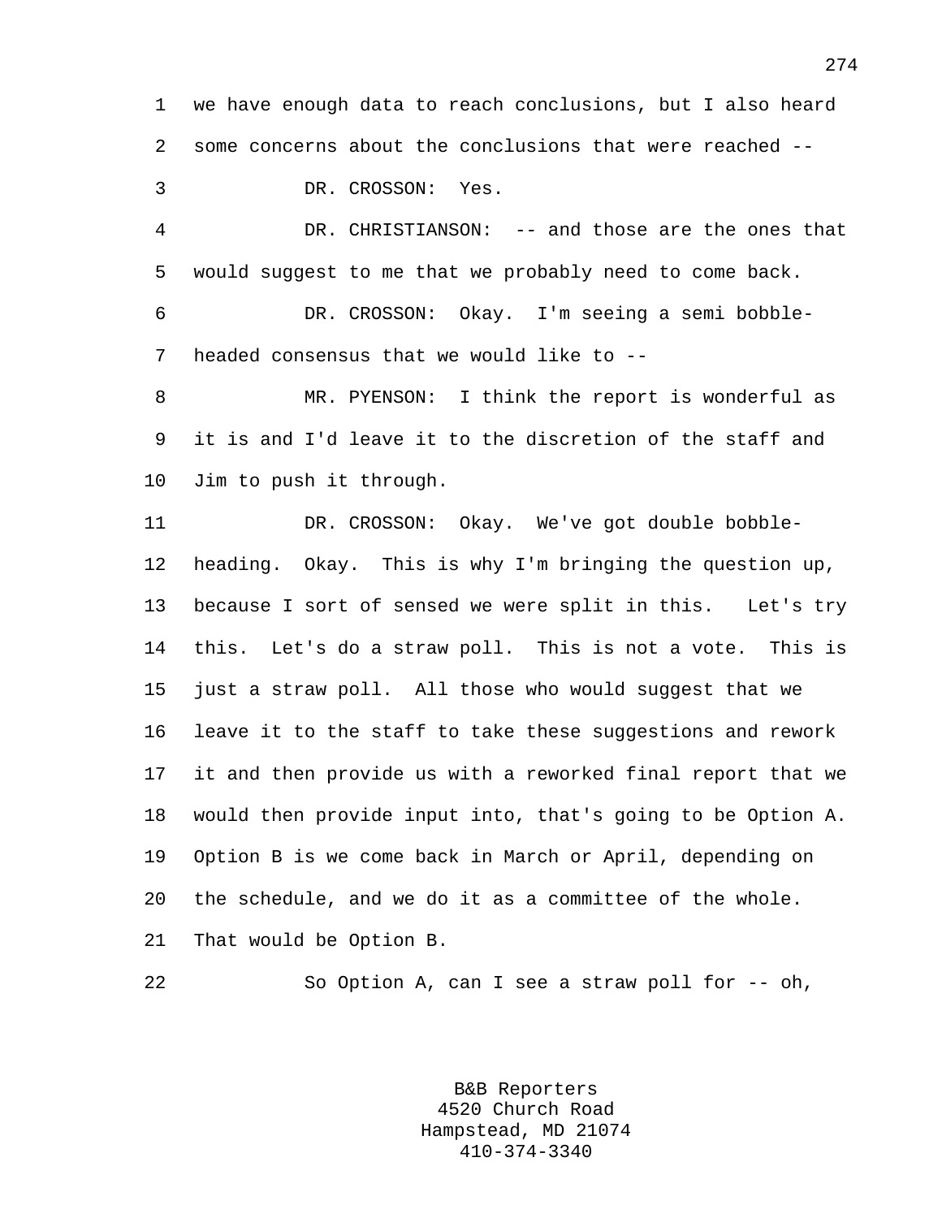we have enough data to reach conclusions, but I also heard some concerns about the conclusions that were reached --

DR. CROSSON: Yes.

DR. CHRISTIANSON: -- and those are the ones that would suggest to me that we probably need to come back.

DR. CROSSON: Okay. I'm seeing a semi bobble-headed consensus that we would like to --

MR. PYENSON: I think the report is wonderful as it is and I'd leave it to the discretion of the staff and Jim to push it through.

DR. CROSSON: Okay. We've got double bobble-heading. Okay. This is why I'm bringing the question up, because I sort of sensed we were split in this. Let's try this. Let's do a straw poll. This is not a vote. This is just a straw poll. All those who would suggest that we leave it to the staff to take these suggestions and rework it and then provide us with a reworked final report that we would then provide input into, that's going to be Option A. Option B is we come back in March or April, depending on the schedule, and we do it as a committee of the whole. That would be Option B.

So Option A, can I see a straw poll for -- oh,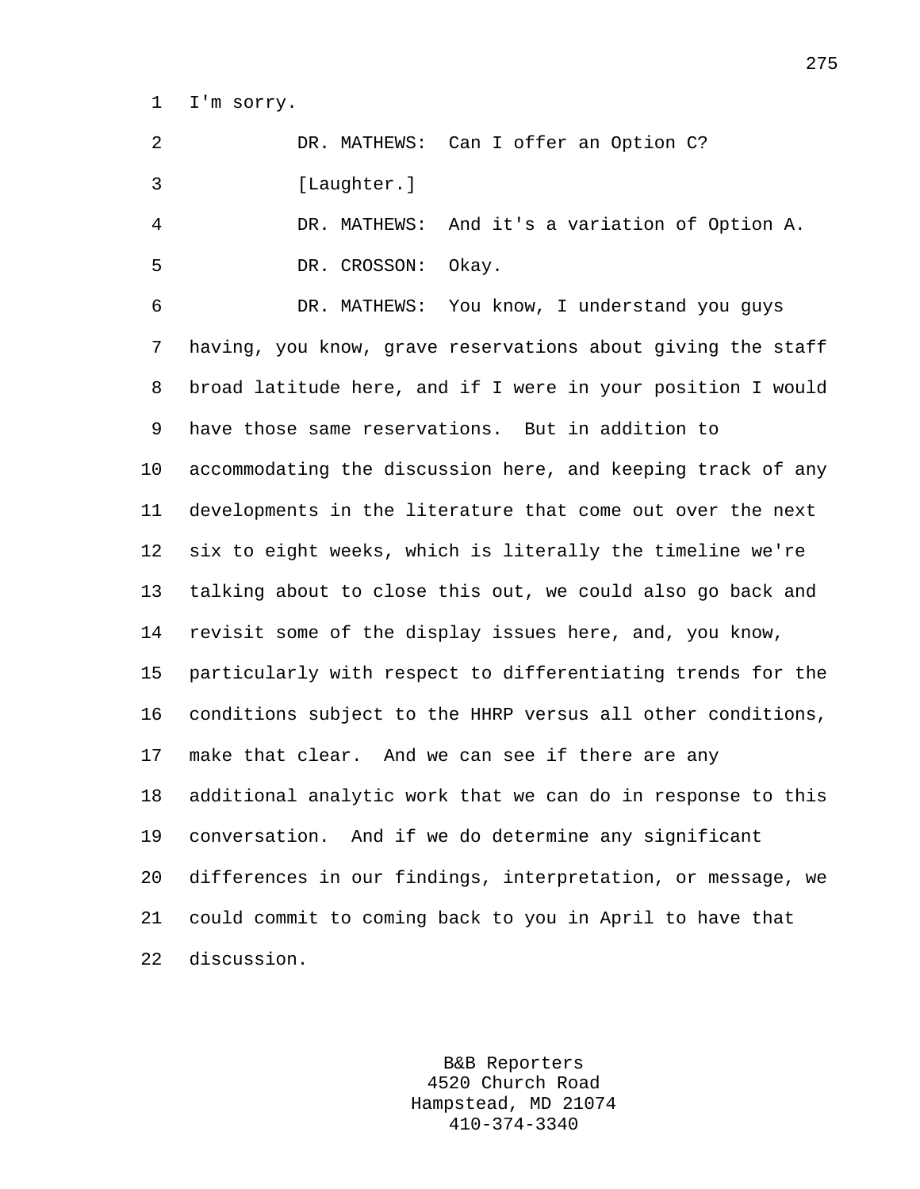I'm sorry.

DR. MATHEWS: Can I offer an Option C?

[Laughter.]

DR. MATHEWS: And it's a variation of Option A.

DR. CROSSON: Okay.

DR. MATHEWS: You know, I understand you guys having, you know, grave reservations about giving the staff broad latitude here, and if I were in your position I would have those same reservations. But in addition to accommodating the discussion here, and keeping track of any developments in the literature that come out over the next six to eight weeks, which is literally the timeline we're talking about to close this out, we could also go back and revisit some of the display issues here, and, you know, particularly with respect to differentiating trends for the conditions subject to the HHRP versus all other conditions, make that clear. And we can see if there are any additional analytic work that we can do in response to this conversation. And if we do determine any significant differences in our findings, interpretation, or message, we could commit to coming back to you in April to have that discussion.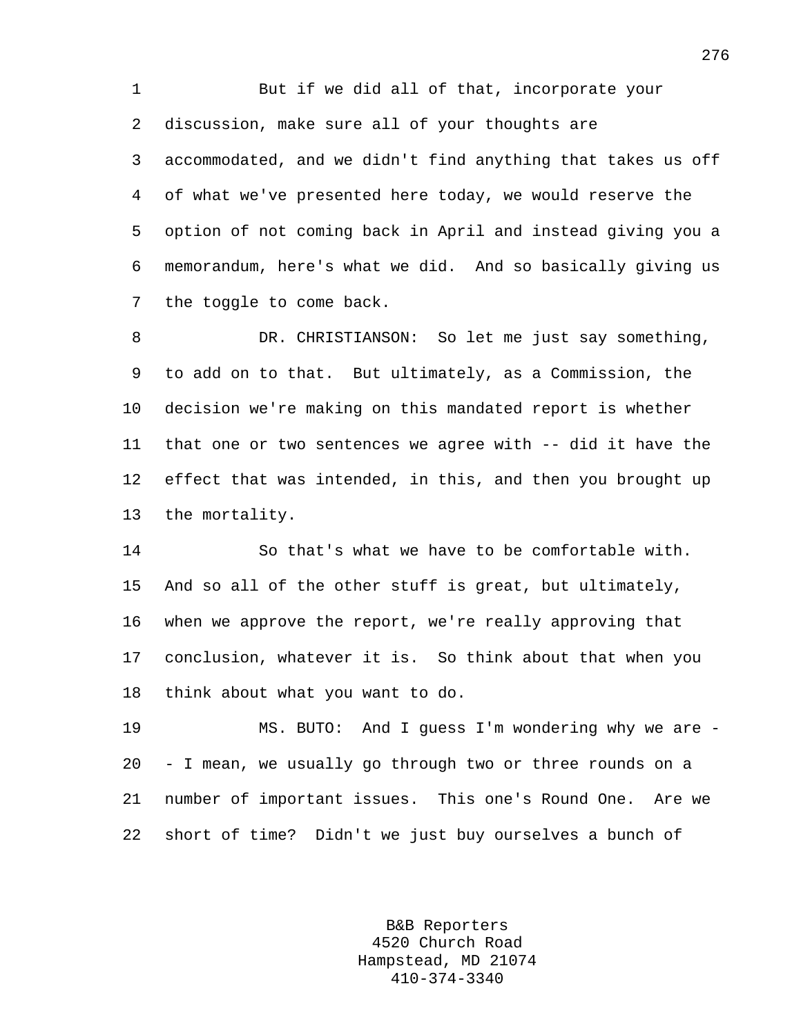But if we did all of that, incorporate your discussion, make sure all of your thoughts are accommodated, and we didn't find anything that takes us off of what we've presented here today, we would reserve the option of not coming back in April and instead giving you a memorandum, here's what we did. And so basically giving us the toggle to come back.

DR. CHRISTIANSON: So let me just say something, to add on to that. But ultimately, as a Commission, the decision we're making on this mandated report is whether that one or two sentences we agree with -- did it have the effect that was intended, in this, and then you brought up the mortality.

So that's what we have to be comfortable with. And so all of the other stuff is great, but ultimately, when we approve the report, we're really approving that conclusion, whatever it is. So think about that when you think about what you want to do.

MS. BUTO: And I guess I'm wondering why we are -- I mean, we usually go through two or three rounds on a number of important issues. This one's Round One. Are we short of time? Didn't we just buy ourselves a bunch of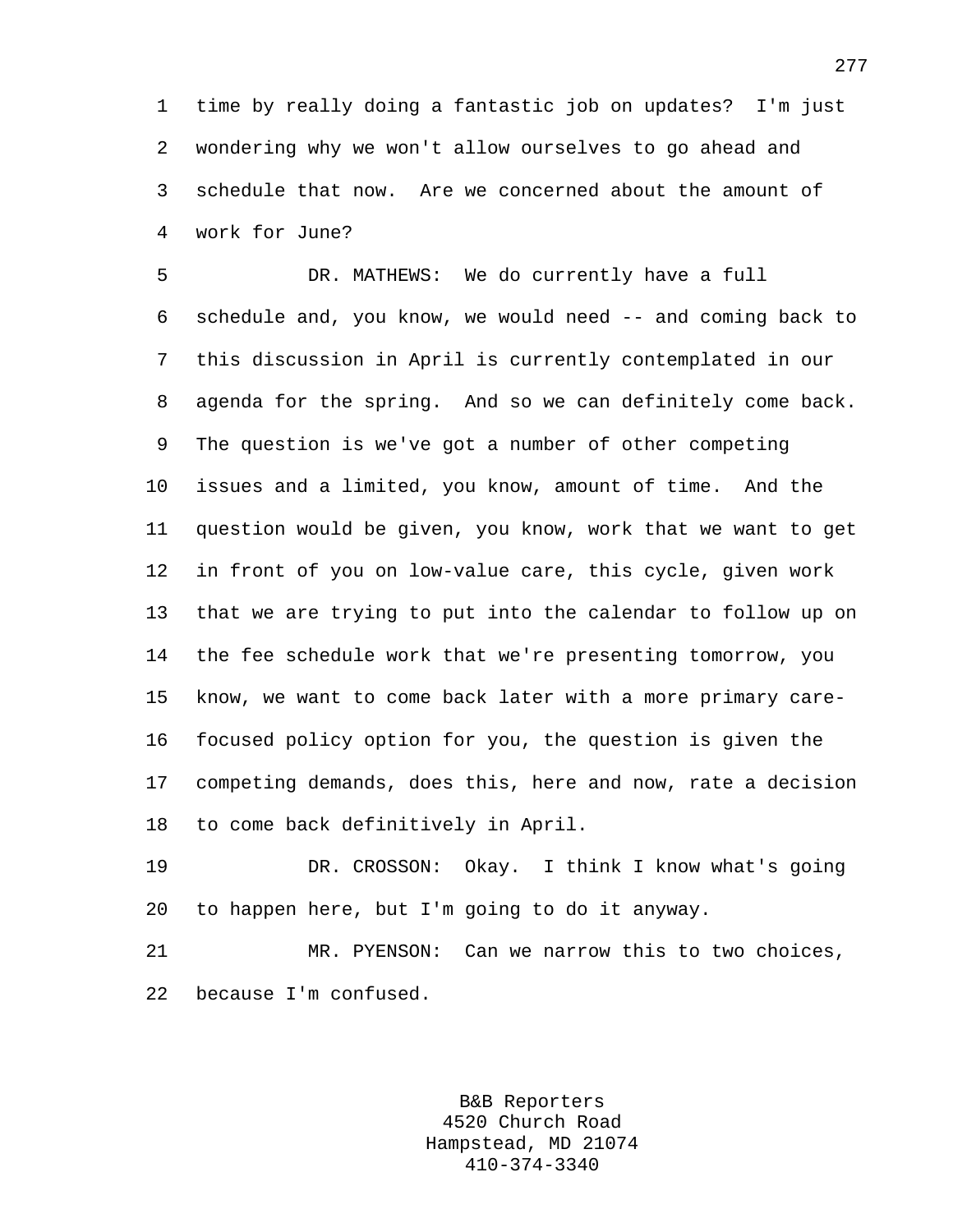time by really doing a fantastic job on updates? I'm just wondering why we won't allow ourselves to go ahead and schedule that now. Are we concerned about the amount of work for June?

DR. MATHEWS: We do currently have a full schedule and, you know, we would need -- and coming back to this discussion in April is currently contemplated in our agenda for the spring. And so we can definitely come back. The question is we've got a number of other competing issues and a limited, you know, amount of time. And the question would be given, you know, work that we want to get in front of you on low-value care, this cycle, given work that we are trying to put into the calendar to follow up on the fee schedule work that we're presenting tomorrow, you know, we want to come back later with a more primary care-focused policy option for you, the question is given the competing demands, does this, here and now, rate a decision to come back definitively in April.

DR. CROSSON: Okay. I think I know what's going to happen here, but I'm going to do it anyway.

MR. PYENSON: Can we narrow this to two choices, because I'm confused.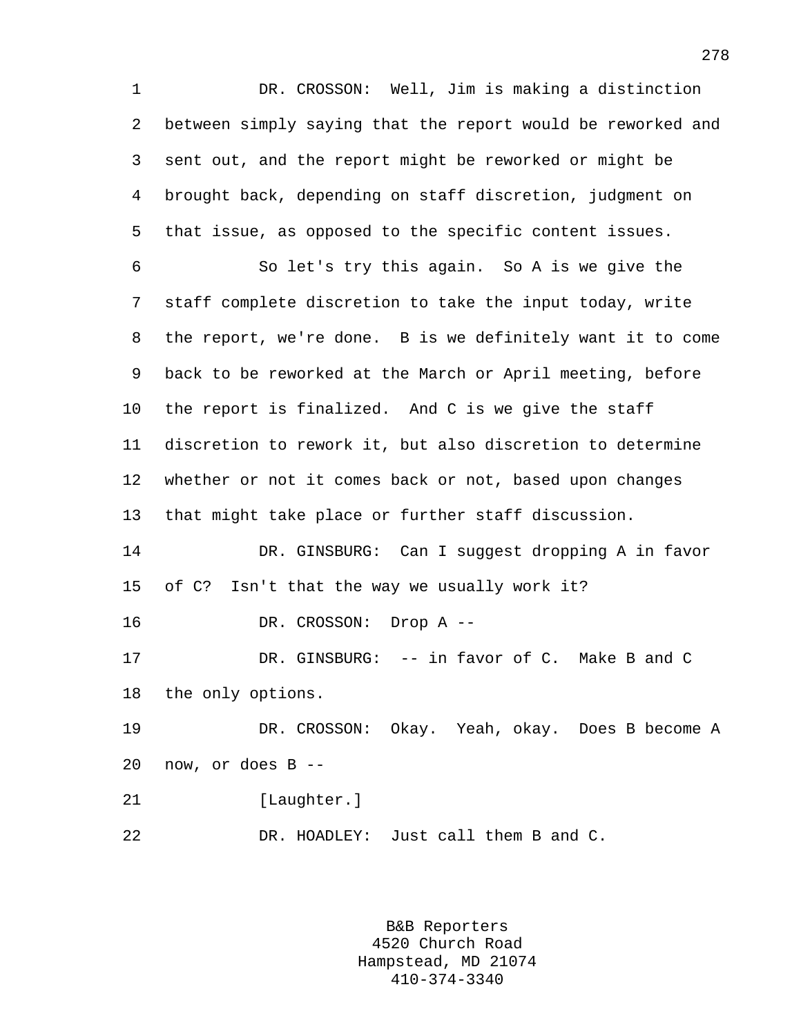DR. CROSSON: Well, Jim is making a distinction between simply saying that the report would be reworked and sent out, and the report might be reworked or might be brought back, depending on staff discretion, judgment on that issue, as opposed to the specific content issues.

So let's try this again. So A is we give the staff complete discretion to take the input today, write the report, we're done. B is we definitely want it to come back to be reworked at the March or April meeting, before the report is finalized. And C is we give the staff discretion to rework it, but also discretion to determine whether or not it comes back or not, based upon changes that might take place or further staff discussion.

DR. GINSBURG: Can I suggest dropping A in favor of C? Isn't that the way we usually work it?

DR. CROSSON: Drop A --

DR. GINSBURG: -- in favor of C. Make B and C the only options.

DR. CROSSON: Okay. Yeah, okay. Does B become A now, or does B --

[Laughter.]

DR. HOADLEY: Just call them B and C.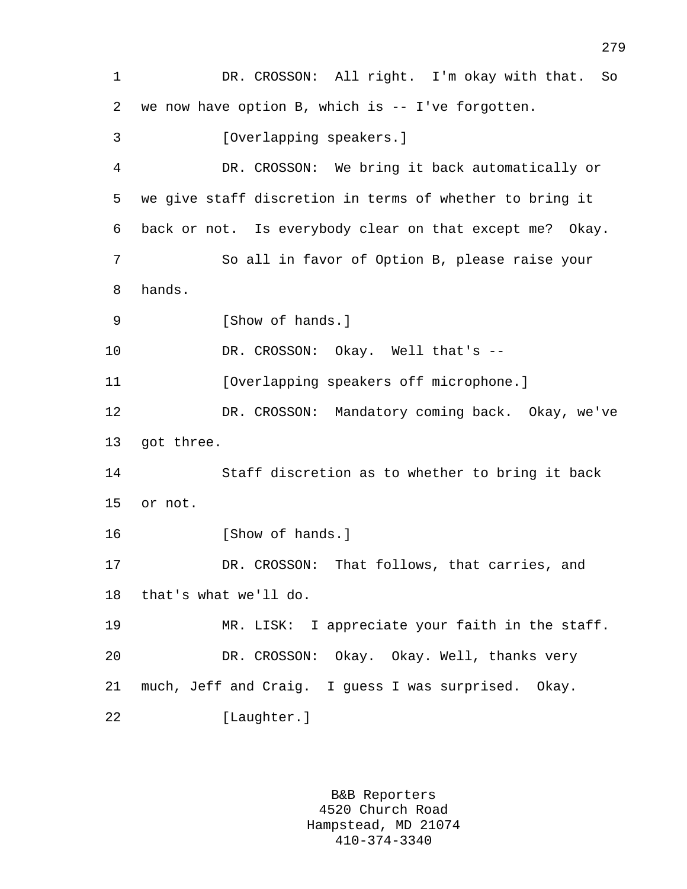DR. CROSSON: All right. I'm okay with that. So we now have option B, which is -- I've forgotten.

[Overlapping speakers.]

DR. CROSSON: We bring it back automatically or we give staff discretion in terms of whether to bring it back or not. Is everybody clear on that except me? Okay.

So all in favor of Option B, please raise your hands.

[Show of hands.]

DR. CROSSON: Okay. Well that's --

[Overlapping speakers off microphone.]

DR. CROSSON: Mandatory coming back. Okay, we've got three.

Staff discretion as to whether to bring it back or not.

[Show of hands.]

DR. CROSSON: That follows, that carries, and that's what we'll do.

MR. LISK: I appreciate your faith in the staff.

DR. CROSSON: Okay. Okay. Well, thanks very much, Jeff and Craig. I guess I was surprised. Okay.

[Laughter.]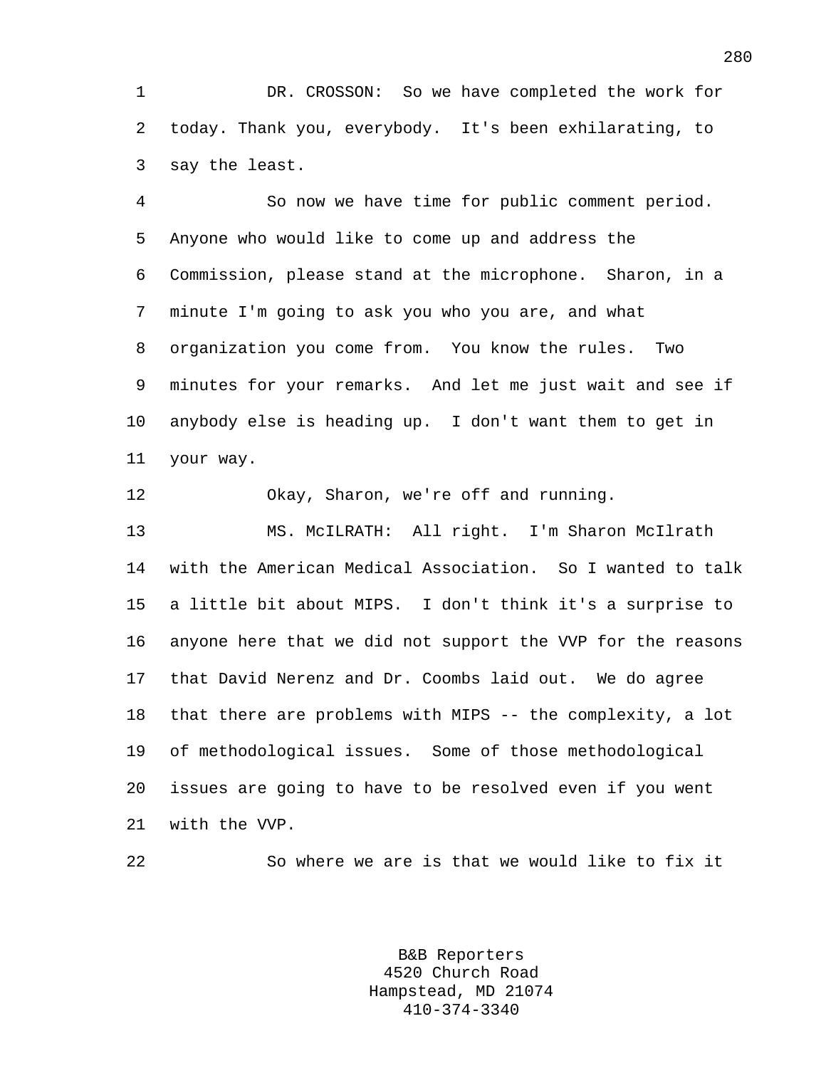DR. CROSSON: So we have completed the work for today. Thank you, everybody. It's been exhilarating, to say the least.

So now we have time for public comment period. Anyone who would like to come up and address the Commission, please stand at the microphone. Sharon, in a minute I'm going to ask you who you are, and what organization you come from. You know the rules. Two minutes for your remarks. And let me just wait and see if anybody else is heading up. I don't want them to get in your way.

Okay, Sharon, we're off and running.

MS. McILRATH: All right. I'm Sharon McIlrath with the American Medical Association. So I wanted to talk a little bit about MIPS. I don't think it's a surprise to anyone here that we did not support the VVP for the reasons that David Nerenz and Dr. Coombs laid out. We do agree that there are problems with MIPS -- the complexity, a lot of methodological issues. Some of those methodological issues are going to have to be resolved even if you went with the VVP.

So where we are is that we would like to fix it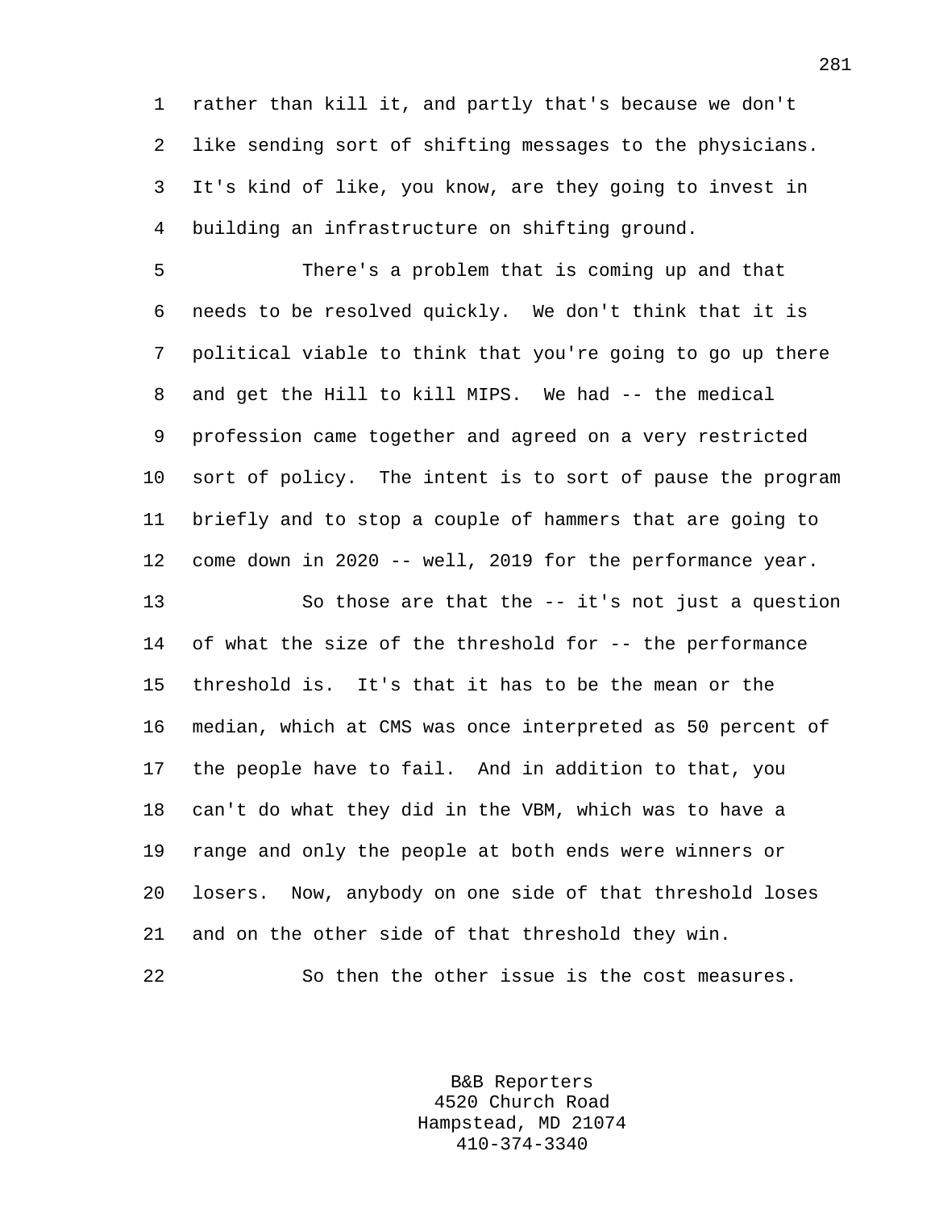rather than kill it, and partly that's because we don't like sending sort of shifting messages to the physicians. It's kind of like, you know, are they going to invest in building an infrastructure on shifting ground.

There's a problem that is coming up and that needs to be resolved quickly. We don't think that it is political viable to think that you're going to go up there and get the Hill to kill MIPS. We had -- the medical profession came together and agreed on a very restricted sort of policy. The intent is to sort of pause the program briefly and to stop a couple of hammers that are going to come down in 2020 -- well, 2019 for the performance year.

So those are that the -- it's not just a question of what the size of the threshold for -- the performance threshold is. It's that it has to be the mean or the median, which at CMS was once interpreted as 50 percent of the people have to fail. And in addition to that, you can't do what they did in the VBM, which was to have a range and only the people at both ends were winners or losers. Now, anybody on one side of that threshold loses and on the other side of that threshold they win.

So then the other issue is the cost measures.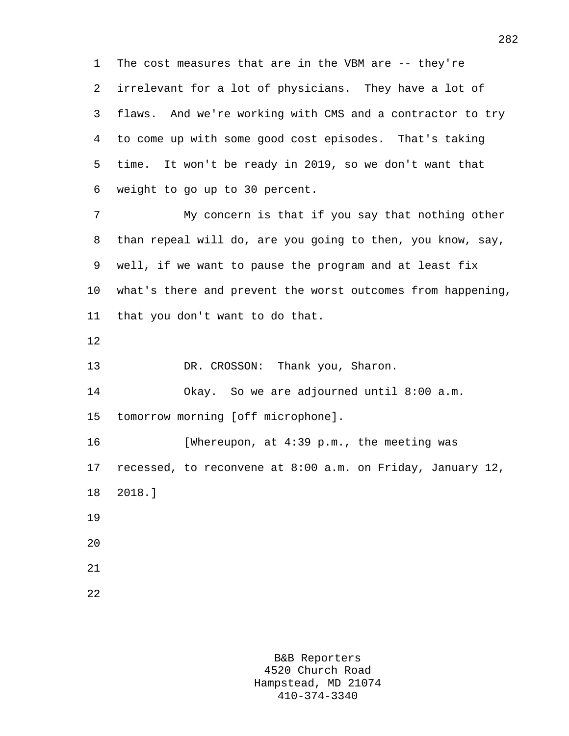The cost measures that are in the VBM are -- they're irrelevant for a lot of physicians. They have a lot of flaws. And we're working with CMS and a contractor to try to come up with some good cost episodes. That's taking time. It won't be ready in 2019, so we don't want that weight to go up to 30 percent.

My concern is that if you say that nothing other than repeal will do, are you going to then, you know, say, well, if we want to pause the program and at least fix what's there and prevent the worst outcomes from happening, that you don't want to do that.

DR. CROSSON: Thank you, Sharon.

Okay. So we are adjourned until 8:00 a.m. tomorrow morning [off microphone].

[Whereupon, at 4:39 p.m., the meeting was recessed, to reconvene at 8:00 a.m. on Friday, January 12, 2018.]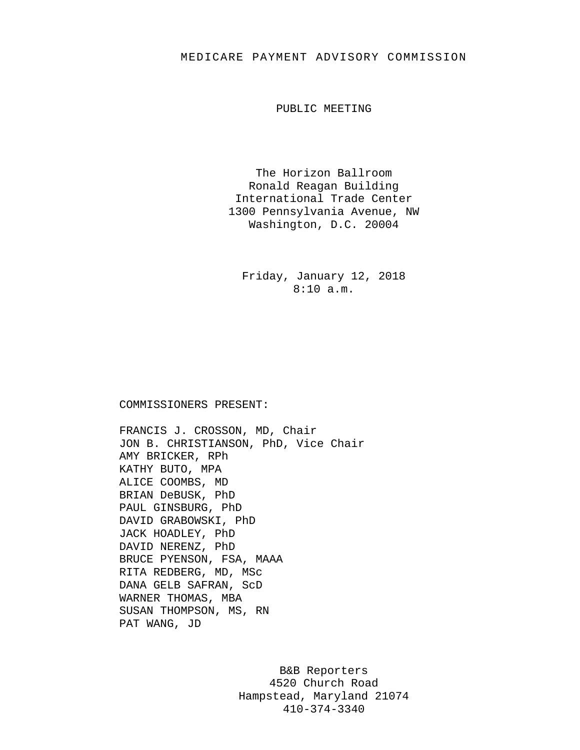# MEDICARE PAYMENT ADVISORY COMMISSION

## PUBLIC MEETING

The Horizon Ballroom
Ronald Reagan Building
International Trade Center
1300 Pennsylvania Avenue, NW
Washington, D.C. 20004

Friday, January 12, 2018
8:10 a.m.

COMMISSIONERS PRESENT:

FRANCIS J. CROSSON, MD, Chair
JON B. CHRISTIANSON, PhD, Vice Chair
AMY BRICKER, RPh
KATHY BUTO, MPA
ALICE COOMBS, MD
BRIAN DeBUSK, PhD
PAUL GINSBURG, PhD
DAVID GRABOWSKI, PhD
JACK HOADLEY, PhD
DAVID NERENZ, PhD
BRUCE PYENSON, FSA, MAAA
RITA REDBERG, MD, MSc
DANA GELB SAFRAN, ScD
WARNER THOMAS, MBA
SUSAN THOMPSON, MS, RN
PAT WANG, JD

B&B Reporters
4520 Church Road
Hampstead, Maryland 21074
410-374-3340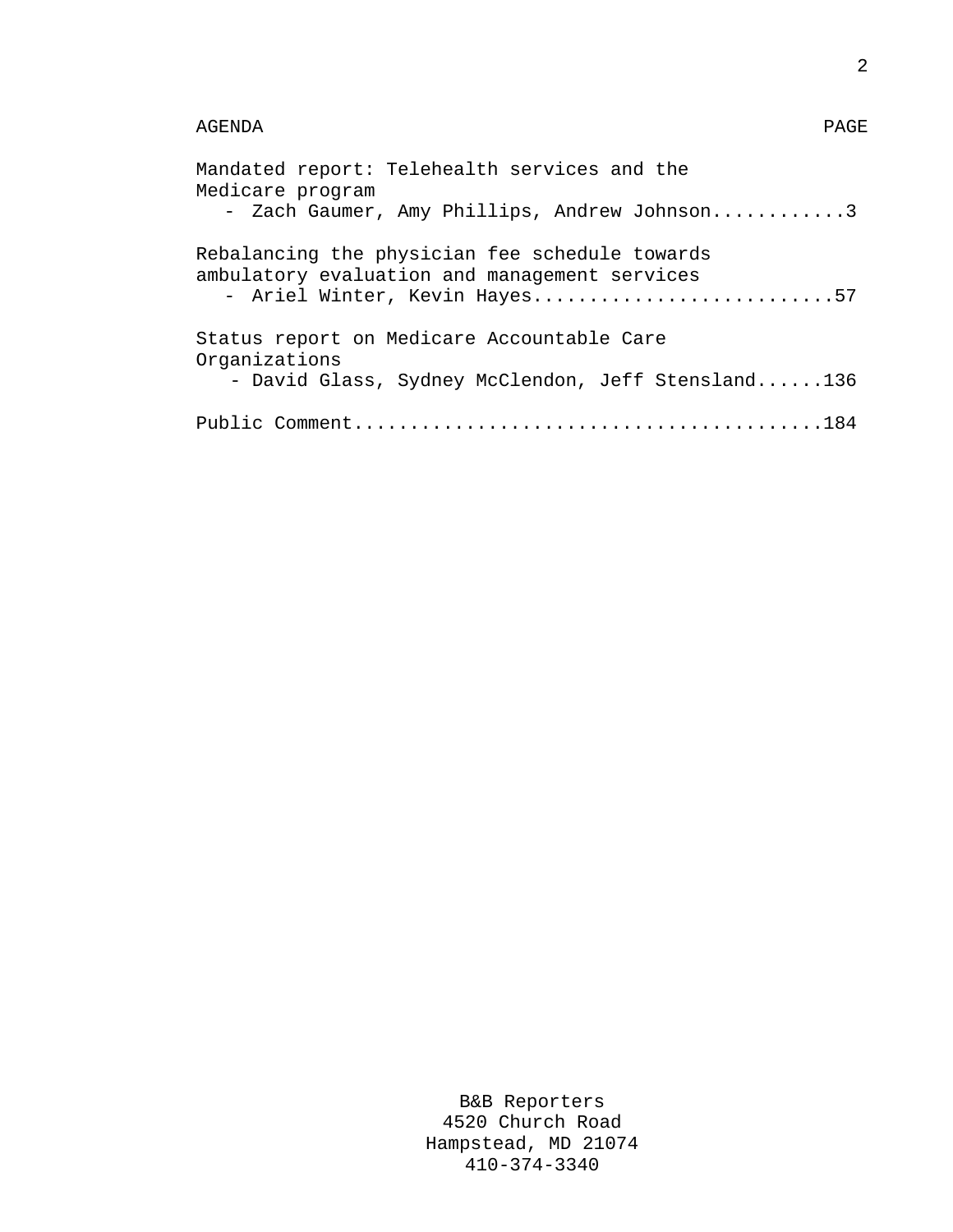AGENDA PAGE

Mandated report: Telehealth services and the Medicare program
- Zach Gaumer, Amy Phillips, Andrew Johnson............3

Rebalancing the physician fee schedule towards ambulatory evaluation and management services
- Ariel Winter, Kevin Hayes...........................57

Status report on Medicare Accountable Care Organizations
- David Glass, Sydney McClendon, Jeff Stensland......136

Public Comment.........................................184

B&B Reporters
4520 Church Road
Hampstead, MD 21074
410-374-3340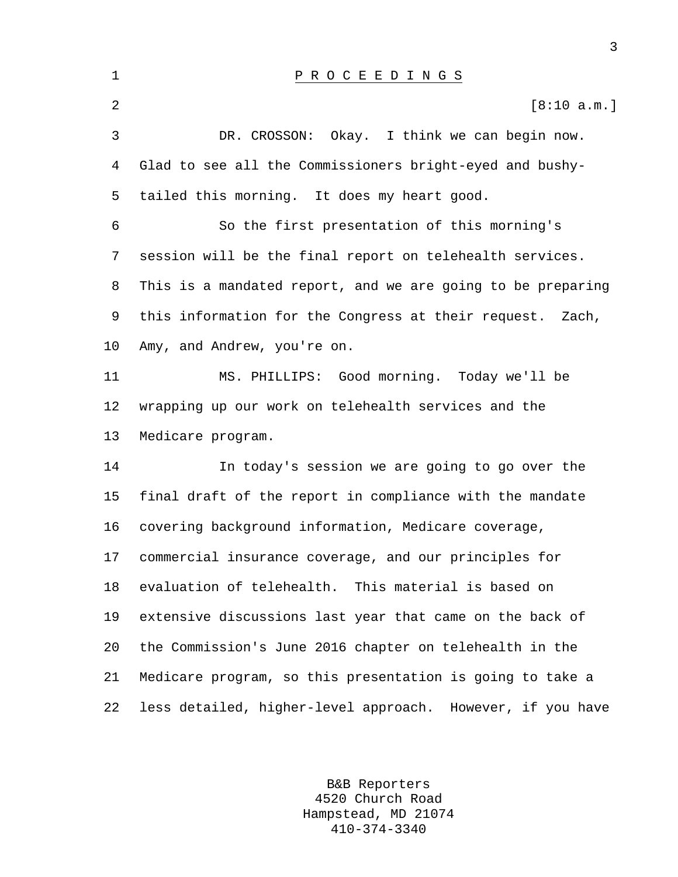# PROCEEDINGS

[8:10 a.m.]

DR. CROSSON: Okay. I think we can begin now. Glad to see all the Commissioners bright-eyed and bushy-tailed this morning. It does my heart good.

So the first presentation of this morning's session will be the final report on telehealth services. This is a mandated report, and we are going to be preparing this information for the Congress at their request. Zach, Amy, and Andrew, you're on.

MS. PHILLIPS: Good morning. Today we'll be wrapping up our work on telehealth services and the Medicare program.

In today's session we are going to go over the final draft of the report in compliance with the mandate covering background information, Medicare coverage, commercial insurance coverage, and our principles for evaluation of telehealth. This material is based on extensive discussions last year that came on the back of the Commission's June 2016 chapter on telehealth in the Medicare program, so this presentation is going to take a less detailed, higher-level approach. However, if you have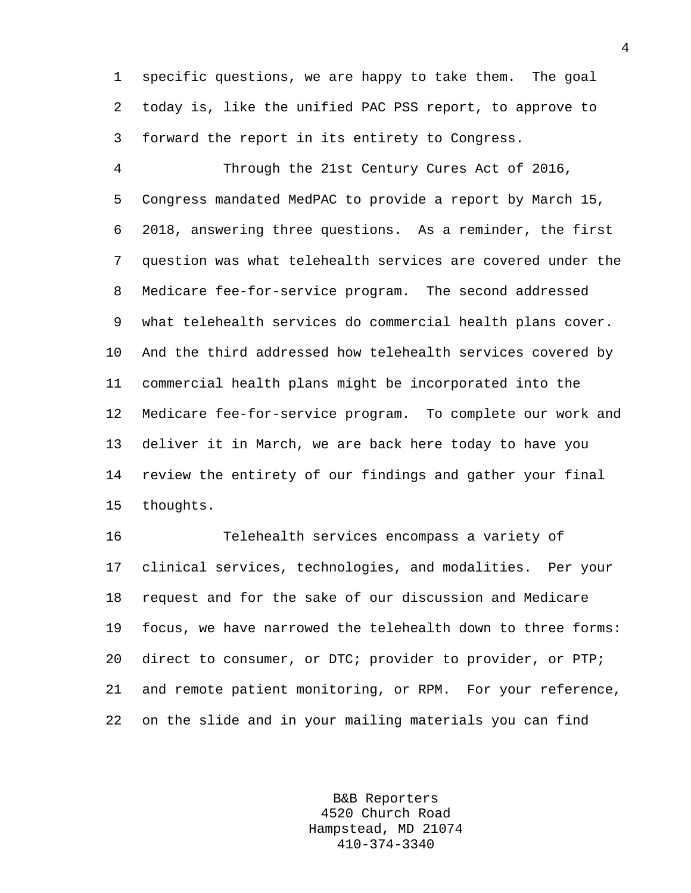specific questions, we are happy to take them. The goal today is, like the unified PAC PSS report, to approve to forward the report in its entirety to Congress.

Through the 21st Century Cures Act of 2016, Congress mandated MedPAC to provide a report by March 15, 2018, answering three questions. As a reminder, the first question was what telehealth services are covered under the Medicare fee-for-service program. The second addressed what telehealth services do commercial health plans cover. And the third addressed how telehealth services covered by commercial health plans might be incorporated into the Medicare fee-for-service program. To complete our work and deliver it in March, we are back here today to have you review the entirety of our findings and gather your final thoughts.

Telehealth services encompass a variety of clinical services, technologies, and modalities. Per your request and for the sake of our discussion and Medicare focus, we have narrowed the telehealth down to three forms: direct to consumer, or DTC; provider to provider, or PTP; and remote patient monitoring, or RPM. For your reference, on the slide and in your mailing materials you can find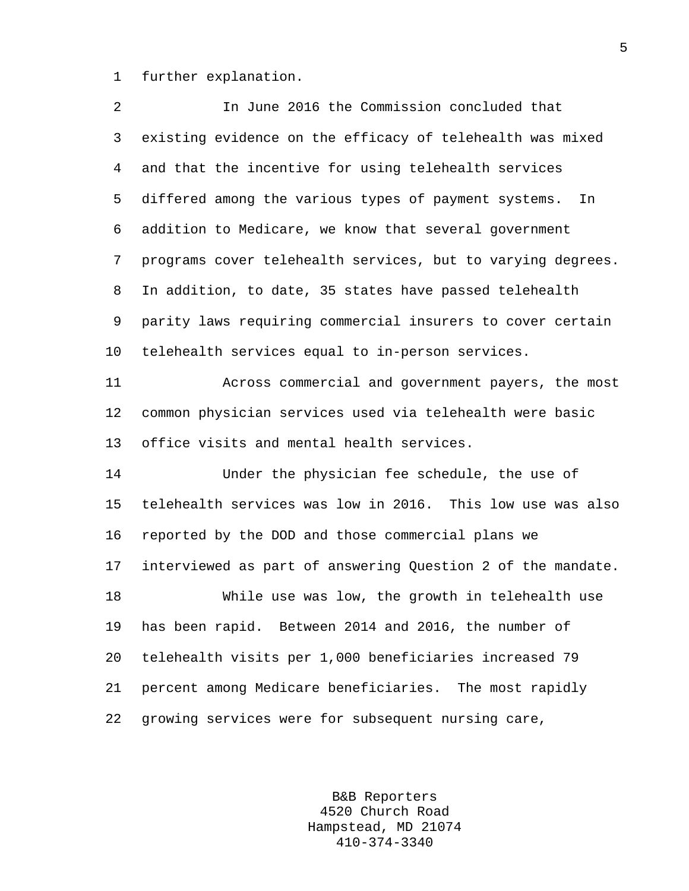further explanation.

In June 2016 the Commission concluded that existing evidence on the efficacy of telehealth was mixed and that the incentive for using telehealth services differed among the various types of payment systems. In addition to Medicare, we know that several government programs cover telehealth services, but to varying degrees. In addition, to date, 35 states have passed telehealth parity laws requiring commercial insurers to cover certain telehealth services equal to in-person services.

Across commercial and government payers, the most common physician services used via telehealth were basic office visits and mental health services.

Under the physician fee schedule, the use of telehealth services was low in 2016. This low use was also reported by the DOD and those commercial plans we interviewed as part of answering Question 2 of the mandate.

While use was low, the growth in telehealth use has been rapid. Between 2014 and 2016, the number of telehealth visits per 1,000 beneficiaries increased 79 percent among Medicare beneficiaries. The most rapidly growing services were for subsequent nursing care,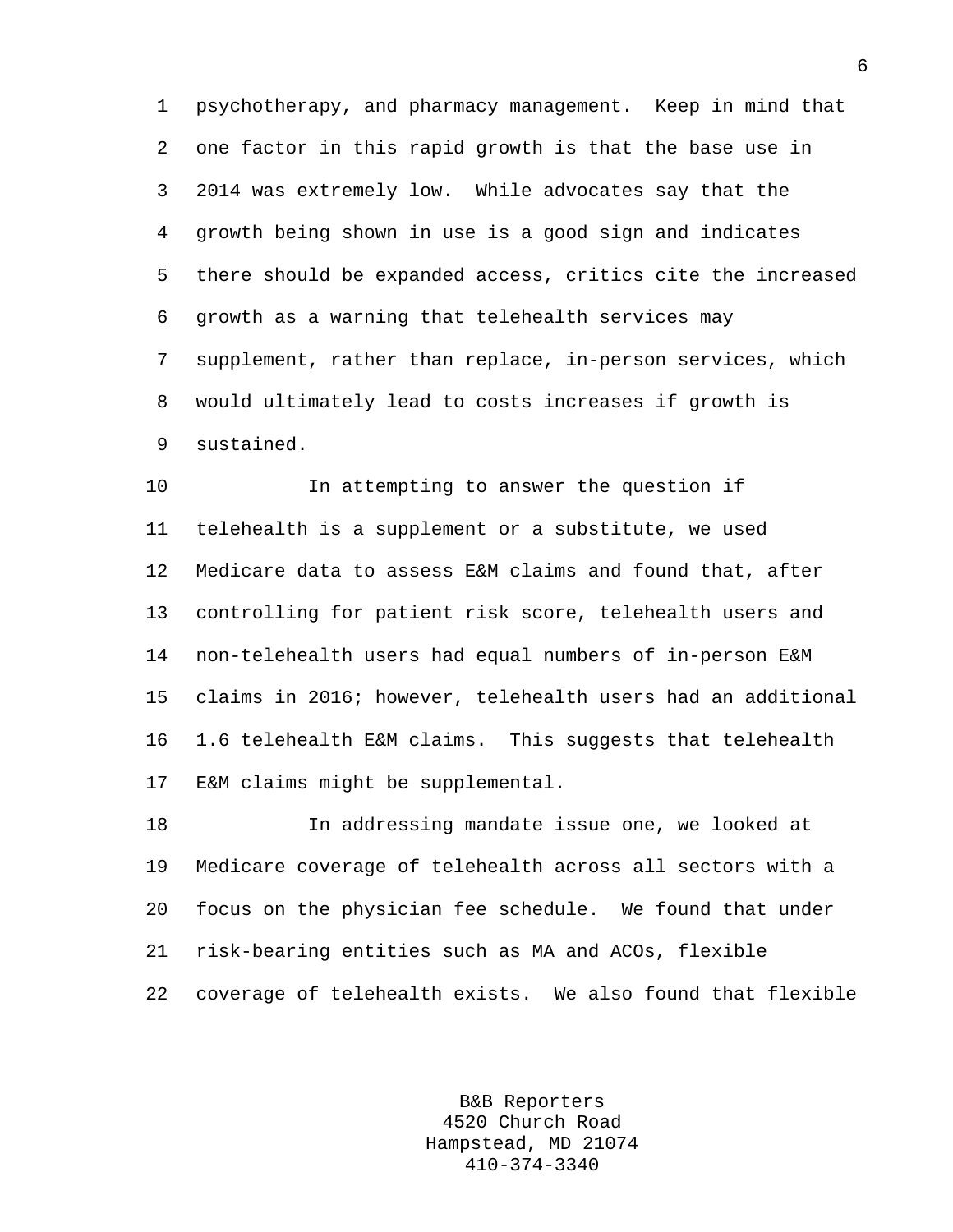psychotherapy, and pharmacy management. Keep in mind that one factor in this rapid growth is that the base use in 2014 was extremely low. While advocates say that the growth being shown in use is a good sign and indicates there should be expanded access, critics cite the increased growth as a warning that telehealth services may supplement, rather than replace, in-person services, which would ultimately lead to costs increases if growth is sustained.

In attempting to answer the question if telehealth is a supplement or a substitute, we used Medicare data to assess E&M claims and found that, after controlling for patient risk score, telehealth users and non-telehealth users had equal numbers of in-person E&M claims in 2016; however, telehealth users had an additional 1.6 telehealth E&M claims. This suggests that telehealth E&M claims might be supplemental.

In addressing mandate issue one, we looked at Medicare coverage of telehealth across all sectors with a focus on the physician fee schedule. We found that under risk-bearing entities such as MA and ACOs, flexible coverage of telehealth exists. We also found that flexible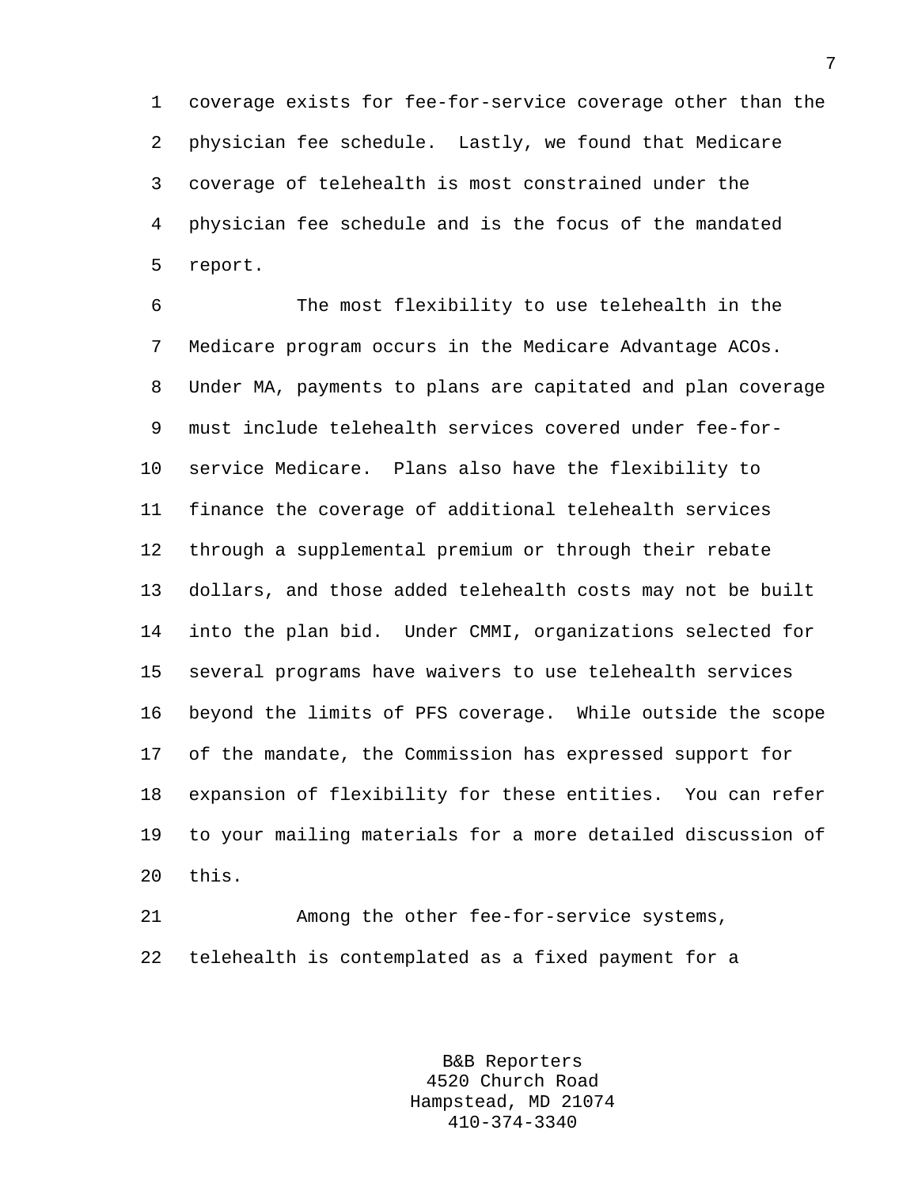coverage exists for fee-for-service coverage other than the physician fee schedule. Lastly, we found that Medicare coverage of telehealth is most constrained under the physician fee schedule and is the focus of the mandated report.

The most flexibility to use telehealth in the Medicare program occurs in the Medicare Advantage ACOs. Under MA, payments to plans are capitated and plan coverage must include telehealth services covered under fee-for-service Medicare. Plans also have the flexibility to finance the coverage of additional telehealth services through a supplemental premium or through their rebate dollars, and those added telehealth costs may not be built into the plan bid. Under CMMI, organizations selected for several programs have waivers to use telehealth services beyond the limits of PFS coverage. While outside the scope of the mandate, the Commission has expressed support for expansion of flexibility for these entities. You can refer to your mailing materials for a more detailed discussion of this.

Among the other fee-for-service systems, telehealth is contemplated as a fixed payment for a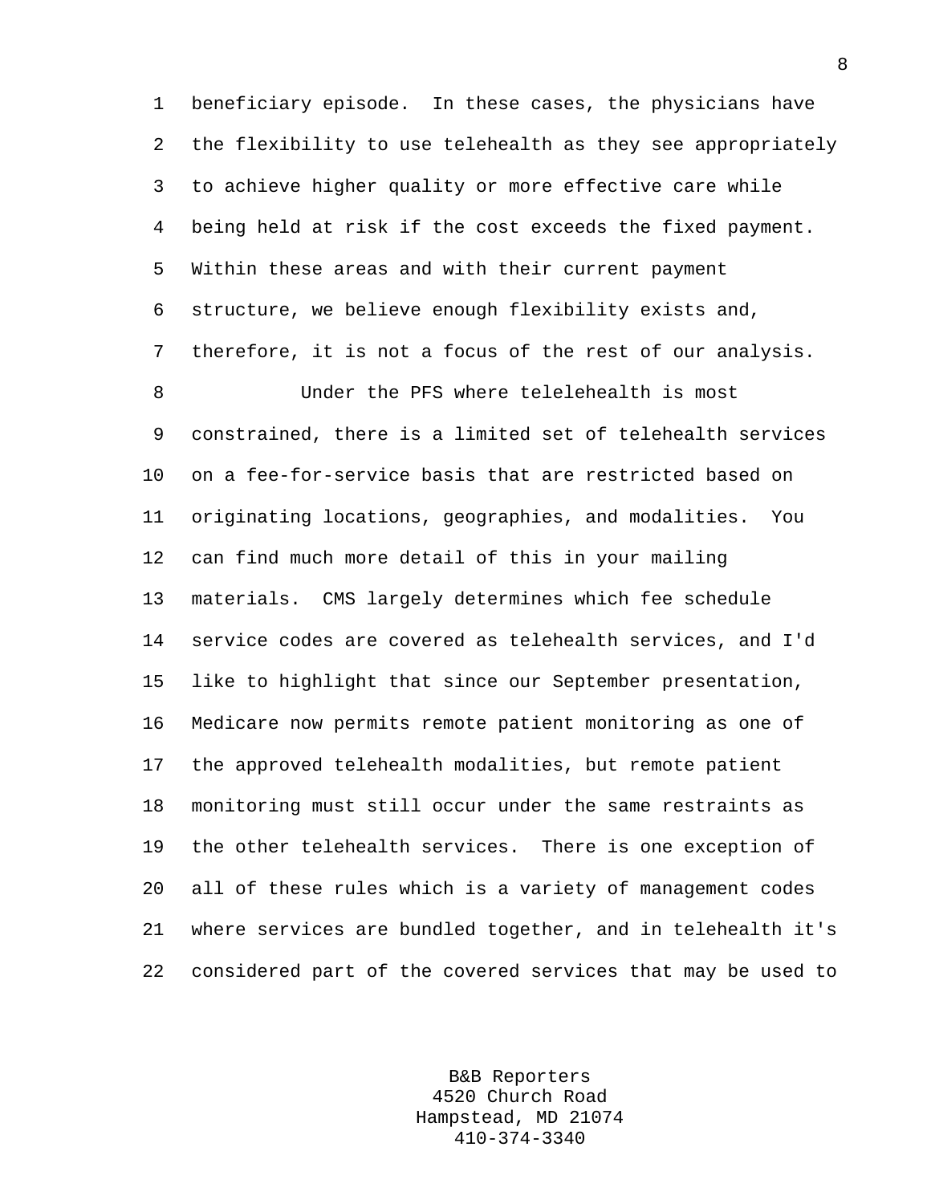beneficiary episode. In these cases, the physicians have the flexibility to use telehealth as they see appropriately to achieve higher quality or more effective care while being held at risk if the cost exceeds the fixed payment. Within these areas and with their current payment structure, we believe enough flexibility exists and, therefore, it is not a focus of the rest of our analysis.

Under the PFS where telelehealth is most constrained, there is a limited set of telehealth services on a fee-for-service basis that are restricted based on originating locations, geographies, and modalities. You can find much more detail of this in your mailing materials. CMS largely determines which fee schedule service codes are covered as telehealth services, and I'd like to highlight that since our September presentation, Medicare now permits remote patient monitoring as one of the approved telehealth modalities, but remote patient monitoring must still occur under the same restraints as the other telehealth services. There is one exception of all of these rules which is a variety of management codes where services are bundled together, and in telehealth it's considered part of the covered services that may be used to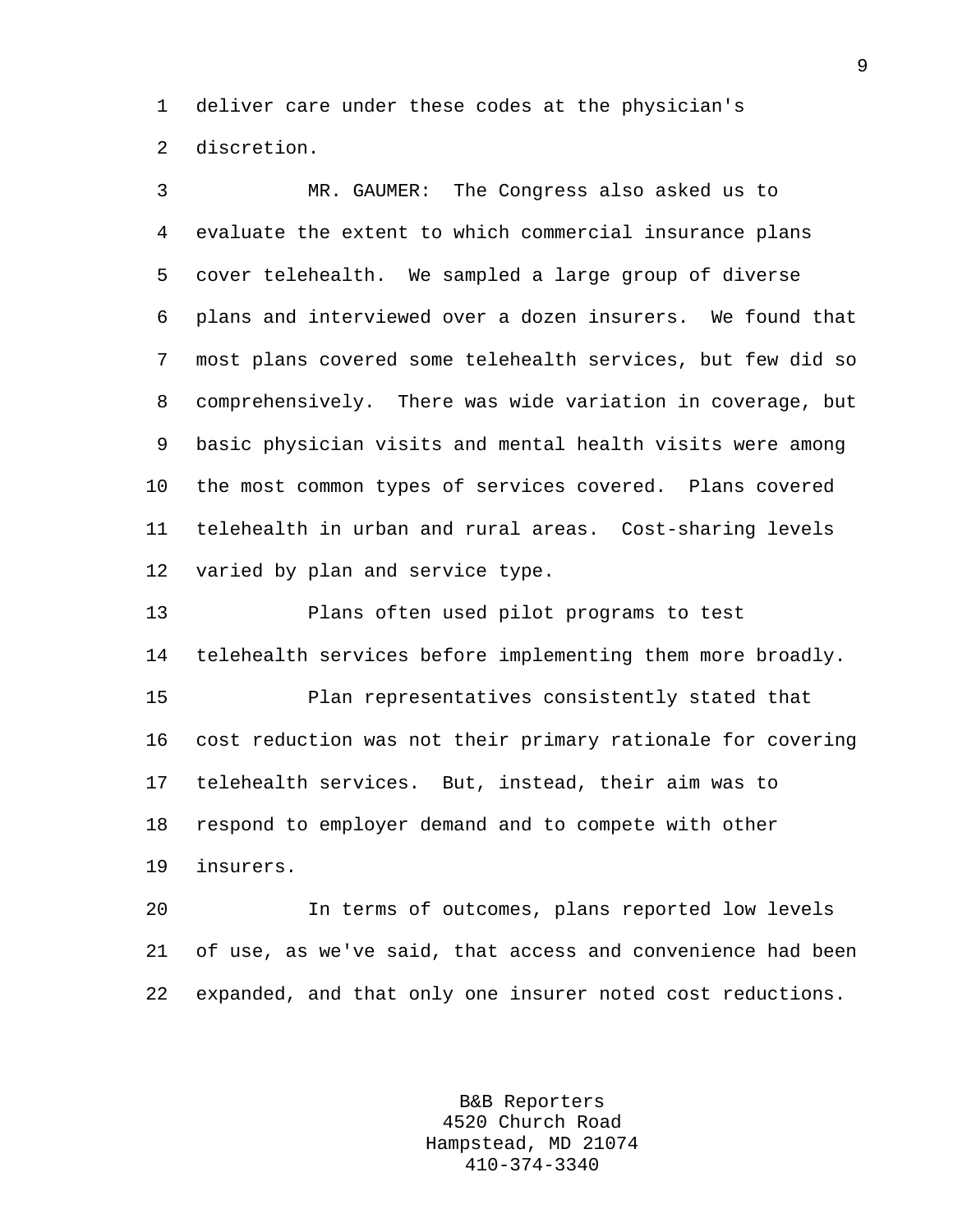deliver care under these codes at the physician's discretion.

MR. GAUMER: The Congress also asked us to evaluate the extent to which commercial insurance plans cover telehealth. We sampled a large group of diverse plans and interviewed over a dozen insurers. We found that most plans covered some telehealth services, but few did so comprehensively. There was wide variation in coverage, but basic physician visits and mental health visits were among the most common types of services covered. Plans covered telehealth in urban and rural areas. Cost-sharing levels varied by plan and service type.

Plans often used pilot programs to test telehealth services before implementing them more broadly.

Plan representatives consistently stated that cost reduction was not their primary rationale for covering telehealth services. But, instead, their aim was to respond to employer demand and to compete with other insurers.

In terms of outcomes, plans reported low levels of use, as we've said, that access and convenience had been expanded, and that only one insurer noted cost reductions.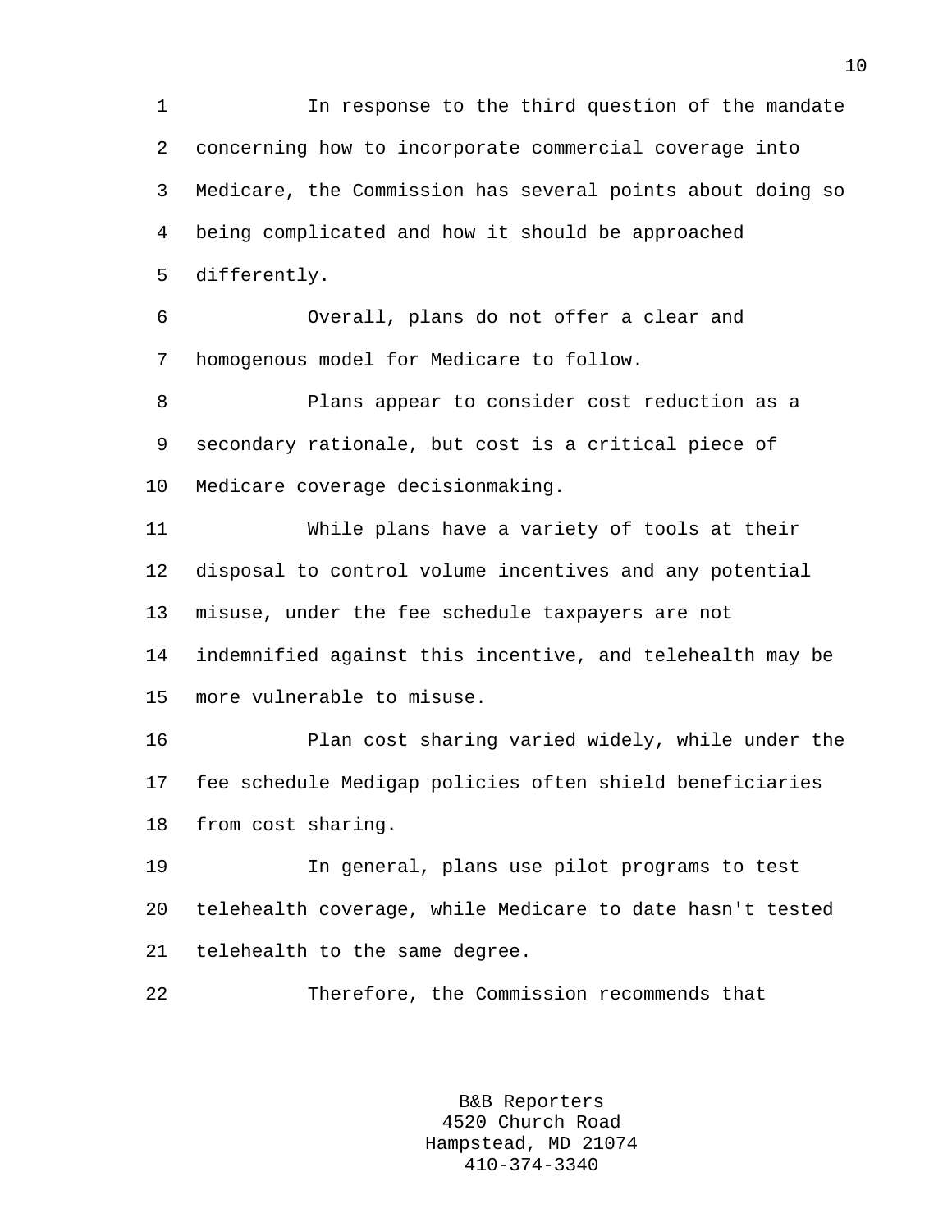In response to the third question of the mandate concerning how to incorporate commercial coverage into Medicare, the Commission has several points about doing so being complicated and how it should be approached differently.

Overall, plans do not offer a clear and homogenous model for Medicare to follow.

Plans appear to consider cost reduction as a secondary rationale, but cost is a critical piece of Medicare coverage decisionmaking.

While plans have a variety of tools at their disposal to control volume incentives and any potential misuse, under the fee schedule taxpayers are not indemnified against this incentive, and telehealth may be more vulnerable to misuse.

Plan cost sharing varied widely, while under the fee schedule Medigap policies often shield beneficiaries from cost sharing.

In general, plans use pilot programs to test telehealth coverage, while Medicare to date hasn't tested telehealth to the same degree.

Therefore, the Commission recommends that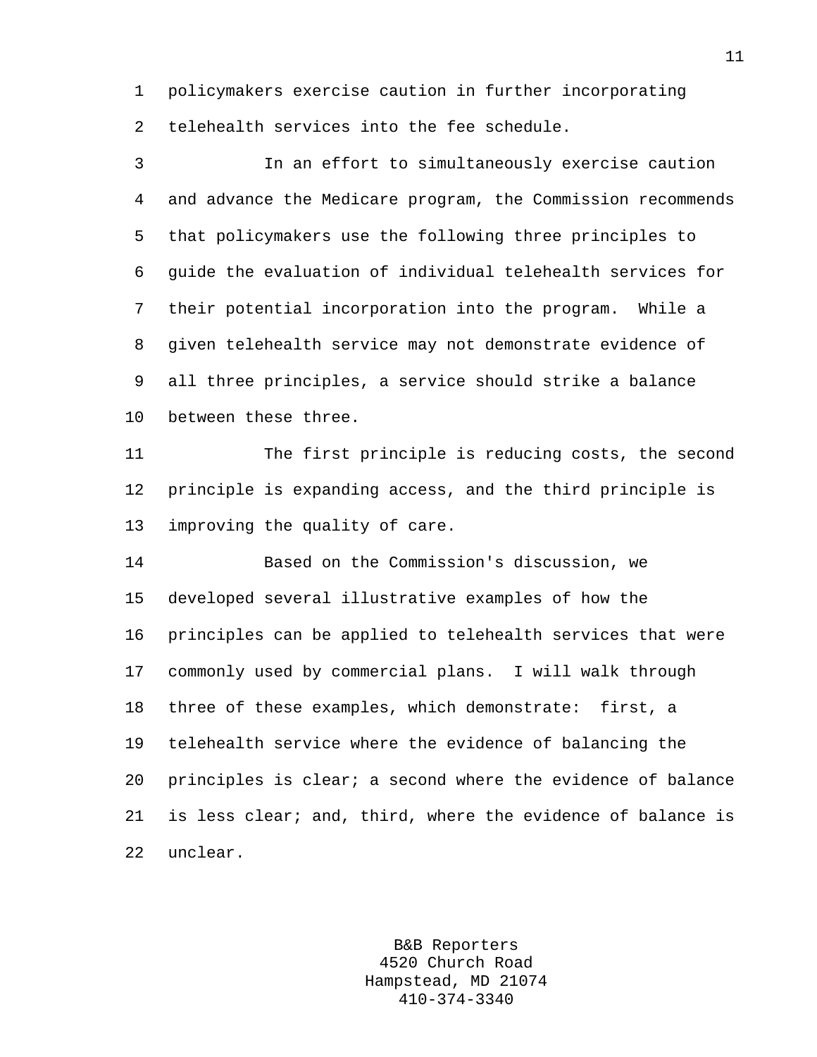policymakers exercise caution in further incorporating telehealth services into the fee schedule.

In an effort to simultaneously exercise caution and advance the Medicare program, the Commission recommends that policymakers use the following three principles to guide the evaluation of individual telehealth services for their potential incorporation into the program. While a given telehealth service may not demonstrate evidence of all three principles, a service should strike a balance between these three.

The first principle is reducing costs, the second principle is expanding access, and the third principle is improving the quality of care.

Based on the Commission's discussion, we developed several illustrative examples of how the principles can be applied to telehealth services that were commonly used by commercial plans. I will walk through three of these examples, which demonstrate: first, a telehealth service where the evidence of balancing the principles is clear; a second where the evidence of balance is less clear; and, third, where the evidence of balance is unclear.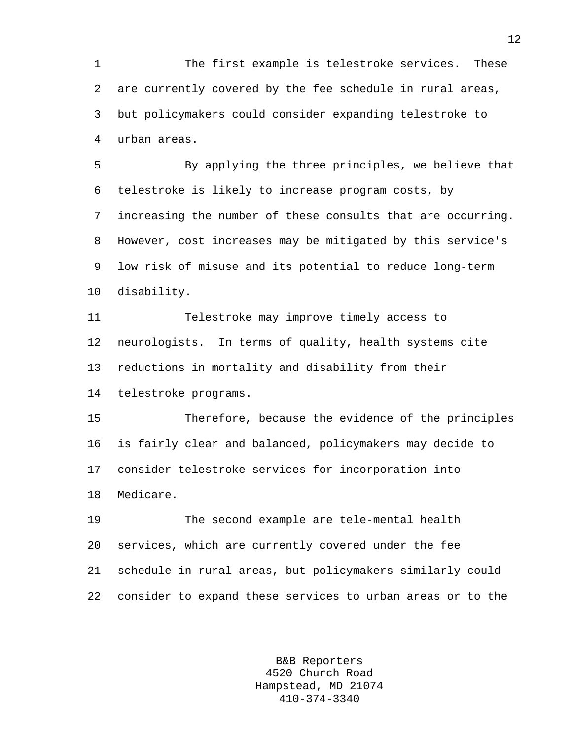The first example is telestroke services. These are currently covered by the fee schedule in rural areas, but policymakers could consider expanding telestroke to urban areas.

By applying the three principles, we believe that telestroke is likely to increase program costs, by increasing the number of these consults that are occurring. However, cost increases may be mitigated by this service's low risk of misuse and its potential to reduce long-term disability.

Telestroke may improve timely access to neurologists. In terms of quality, health systems cite reductions in mortality and disability from their telestroke programs.

Therefore, because the evidence of the principles is fairly clear and balanced, policymakers may decide to consider telestroke services for incorporation into Medicare.

The second example are tele-mental health services, which are currently covered under the fee schedule in rural areas, but policymakers similarly could consider to expand these services to urban areas or to the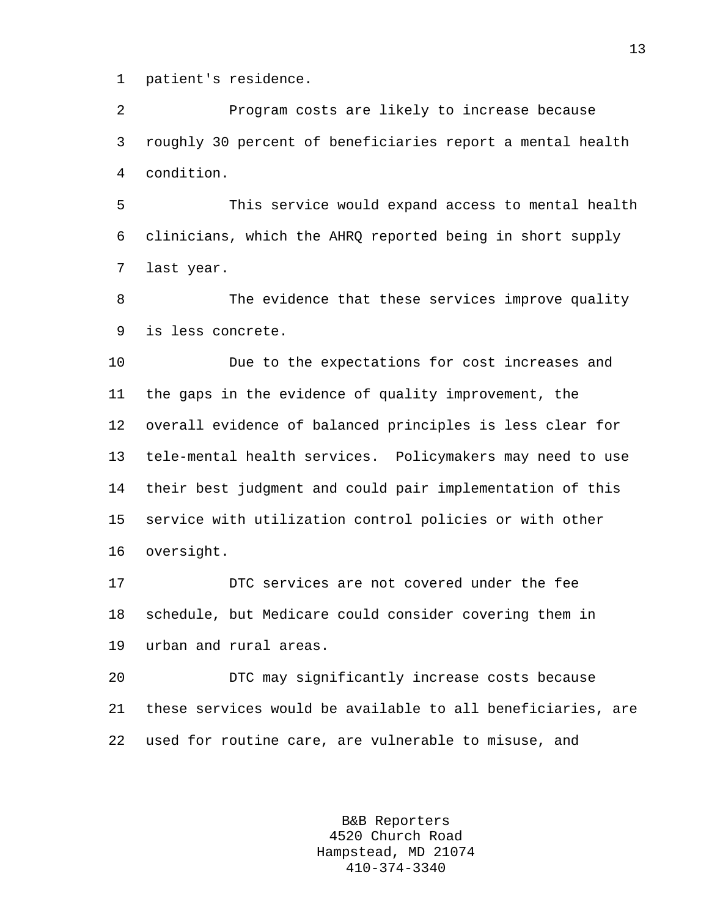patient's residence.

Program costs are likely to increase because roughly 30 percent of beneficiaries report a mental health condition.

This service would expand access to mental health clinicians, which the AHRQ reported being in short supply last year.

The evidence that these services improve quality is less concrete.

Due to the expectations for cost increases and the gaps in the evidence of quality improvement, the overall evidence of balanced principles is less clear for tele-mental health services. Policymakers may need to use their best judgment and could pair implementation of this service with utilization control policies or with other oversight.

DTC services are not covered under the fee schedule, but Medicare could consider covering them in urban and rural areas.

DTC may significantly increase costs because these services would be available to all beneficiaries, are used for routine care, are vulnerable to misuse, and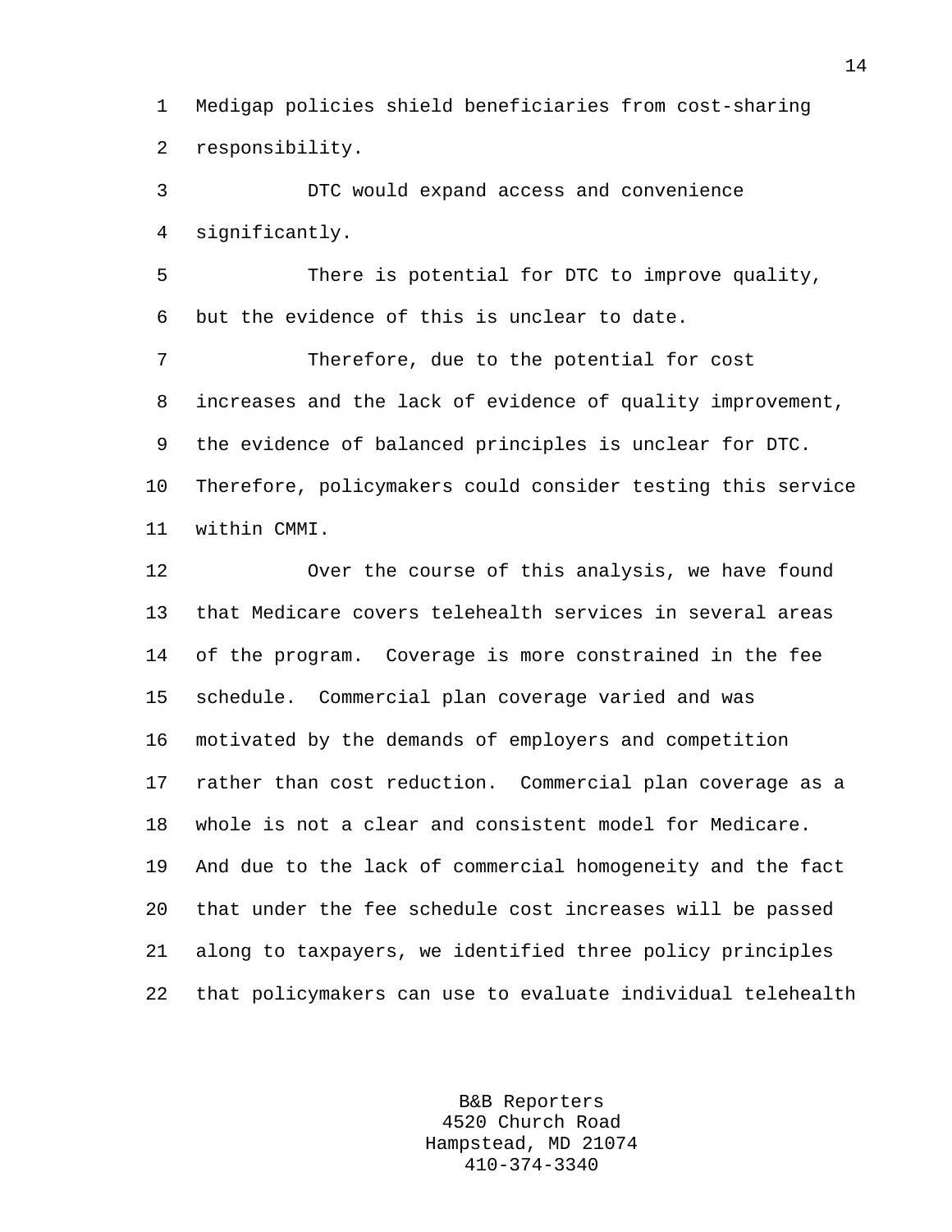Medigap policies shield beneficiaries from cost-sharing responsibility.

DTC would expand access and convenience significantly.

There is potential for DTC to improve quality, but the evidence of this is unclear to date.

Therefore, due to the potential for cost increases and the lack of evidence of quality improvement, the evidence of balanced principles is unclear for DTC. Therefore, policymakers could consider testing this service within CMMI.

Over the course of this analysis, we have found that Medicare covers telehealth services in several areas of the program. Coverage is more constrained in the fee schedule. Commercial plan coverage varied and was motivated by the demands of employers and competition rather than cost reduction. Commercial plan coverage as a whole is not a clear and consistent model for Medicare. And due to the lack of commercial homogeneity and the fact that under the fee schedule cost increases will be passed along to taxpayers, we identified three policy principles that policymakers can use to evaluate individual telehealth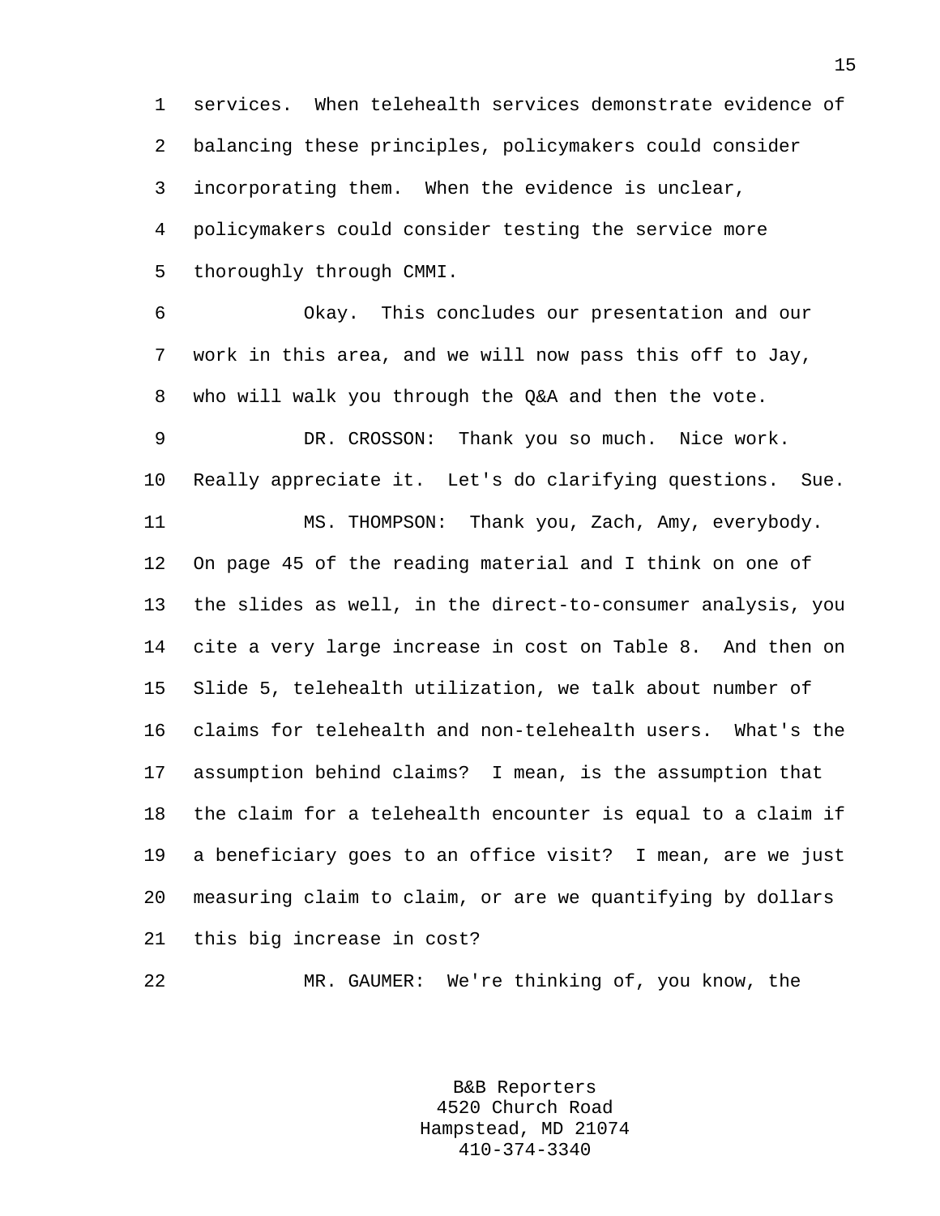services. When telehealth services demonstrate evidence of balancing these principles, policymakers could consider incorporating them. When the evidence is unclear, policymakers could consider testing the service more thoroughly through CMMI.

Okay. This concludes our presentation and our work in this area, and we will now pass this off to Jay, who will walk you through the Q&A and then the vote.

DR. CROSSON: Thank you so much. Nice work. Really appreciate it. Let's do clarifying questions. Sue.

MS. THOMPSON: Thank you, Zach, Amy, everybody. On page 45 of the reading material and I think on one of the slides as well, in the direct-to-consumer analysis, you cite a very large increase in cost on Table 8. And then on Slide 5, telehealth utilization, we talk about number of claims for telehealth and non-telehealth users. What's the assumption behind claims? I mean, is the assumption that the claim for a telehealth encounter is equal to a claim if a beneficiary goes to an office visit? I mean, are we just measuring claim to claim, or are we quantifying by dollars this big increase in cost?

MR. GAUMER: We're thinking of, you know, the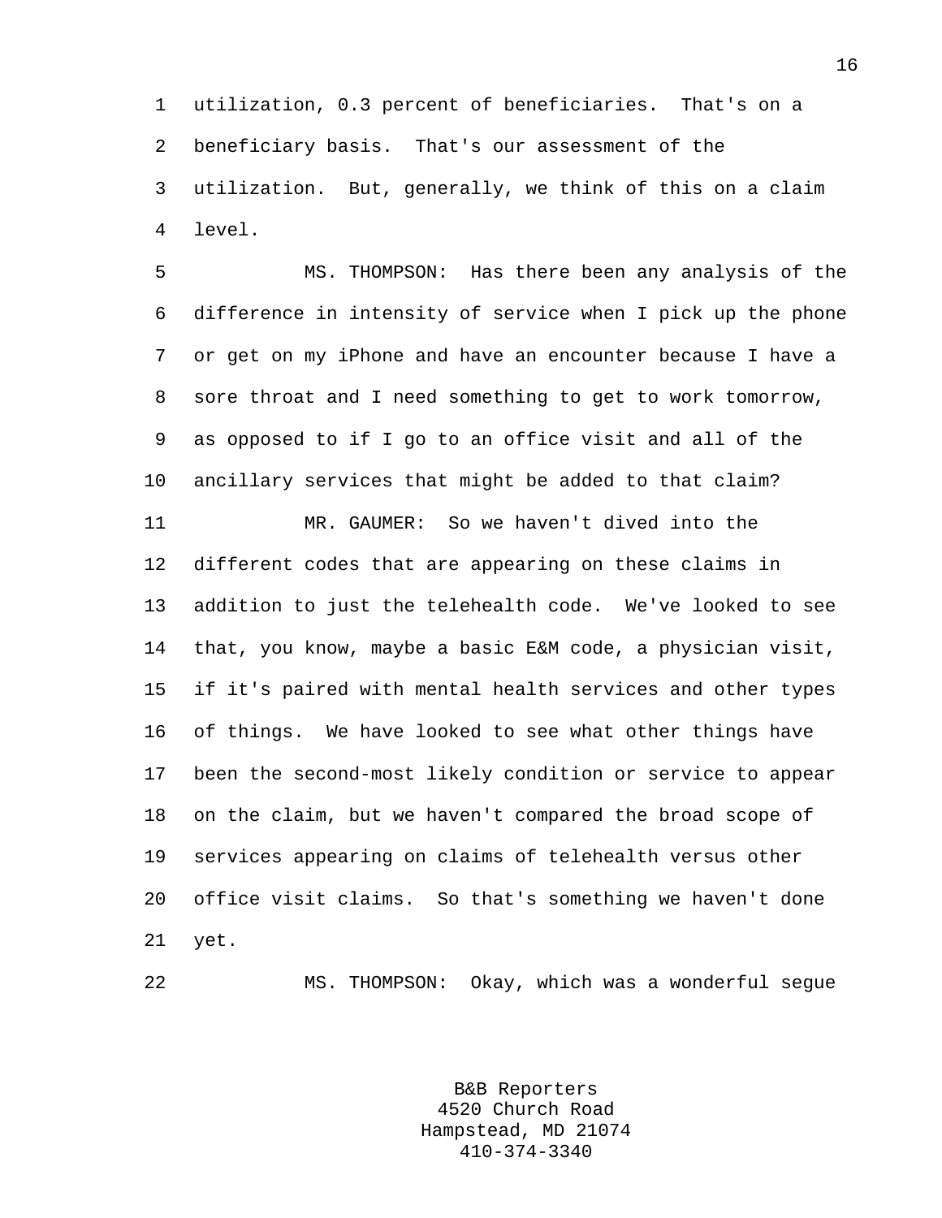utilization, 0.3 percent of beneficiaries. That's on a beneficiary basis. That's our assessment of the utilization. But, generally, we think of this on a claim level.

MS. THOMPSON: Has there been any analysis of the difference in intensity of service when I pick up the phone or get on my iPhone and have an encounter because I have a sore throat and I need something to get to work tomorrow, as opposed to if I go to an office visit and all of the ancillary services that might be added to that claim?

MR. GAUMER: So we haven't dived into the different codes that are appearing on these claims in addition to just the telehealth code. We've looked to see that, you know, maybe a basic E&M code, a physician visit, if it's paired with mental health services and other types of things. We have looked to see what other things have been the second-most likely condition or service to appear on the claim, but we haven't compared the broad scope of services appearing on claims of telehealth versus other office visit claims. So that's something we haven't done yet.

MS. THOMPSON: Okay, which was a wonderful segue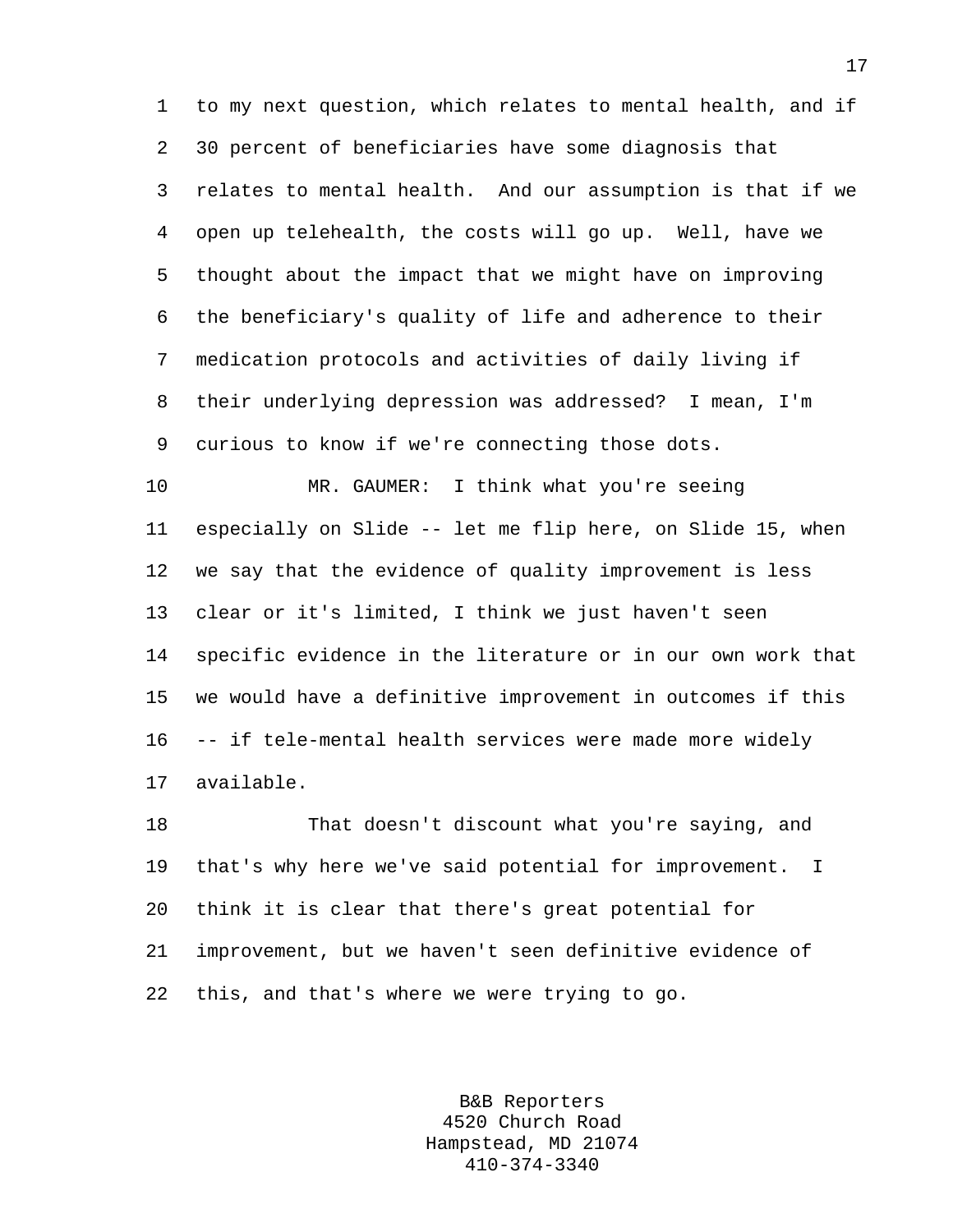to my next question, which relates to mental health, and if 30 percent of beneficiaries have some diagnosis that relates to mental health. And our assumption is that if we open up telehealth, the costs will go up. Well, have we thought about the impact that we might have on improving the beneficiary's quality of life and adherence to their medication protocols and activities of daily living if their underlying depression was addressed? I mean, I'm curious to know if we're connecting those dots.

MR. GAUMER: I think what you're seeing especially on Slide -- let me flip here, on Slide 15, when we say that the evidence of quality improvement is less clear or it's limited, I think we just haven't seen specific evidence in the literature or in our own work that we would have a definitive improvement in outcomes if this -- if tele-mental health services were made more widely available.

That doesn't discount what you're saying, and that's why here we've said potential for improvement. I think it is clear that there's great potential for improvement, but we haven't seen definitive evidence of this, and that's where we were trying to go.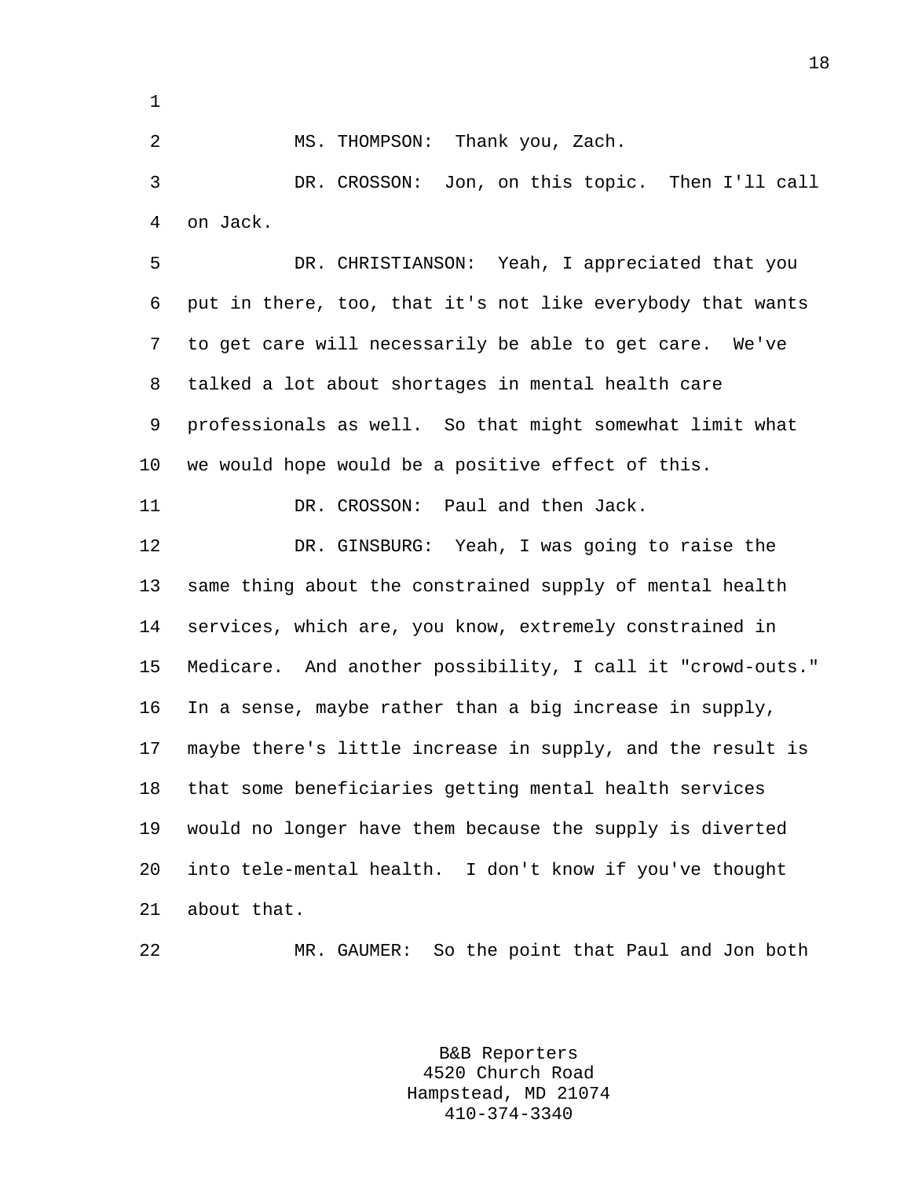MS. THOMPSON: Thank you, Zach.

DR. CROSSON: Jon, on this topic. Then I'll call on Jack.

DR. CHRISTIANSON: Yeah, I appreciated that you put in there, too, that it's not like everybody that wants to get care will necessarily be able to get care. We've talked a lot about shortages in mental health care professionals as well. So that might somewhat limit what we would hope would be a positive effect of this.

DR. CROSSON: Paul and then Jack.

DR. GINSBURG: Yeah, I was going to raise the same thing about the constrained supply of mental health services, which are, you know, extremely constrained in Medicare. And another possibility, I call it "crowd-outs." In a sense, maybe rather than a big increase in supply, maybe there's little increase in supply, and the result is that some beneficiaries getting mental health services would no longer have them because the supply is diverted into tele-mental health. I don't know if you've thought about that.

MR. GAUMER: So the point that Paul and Jon both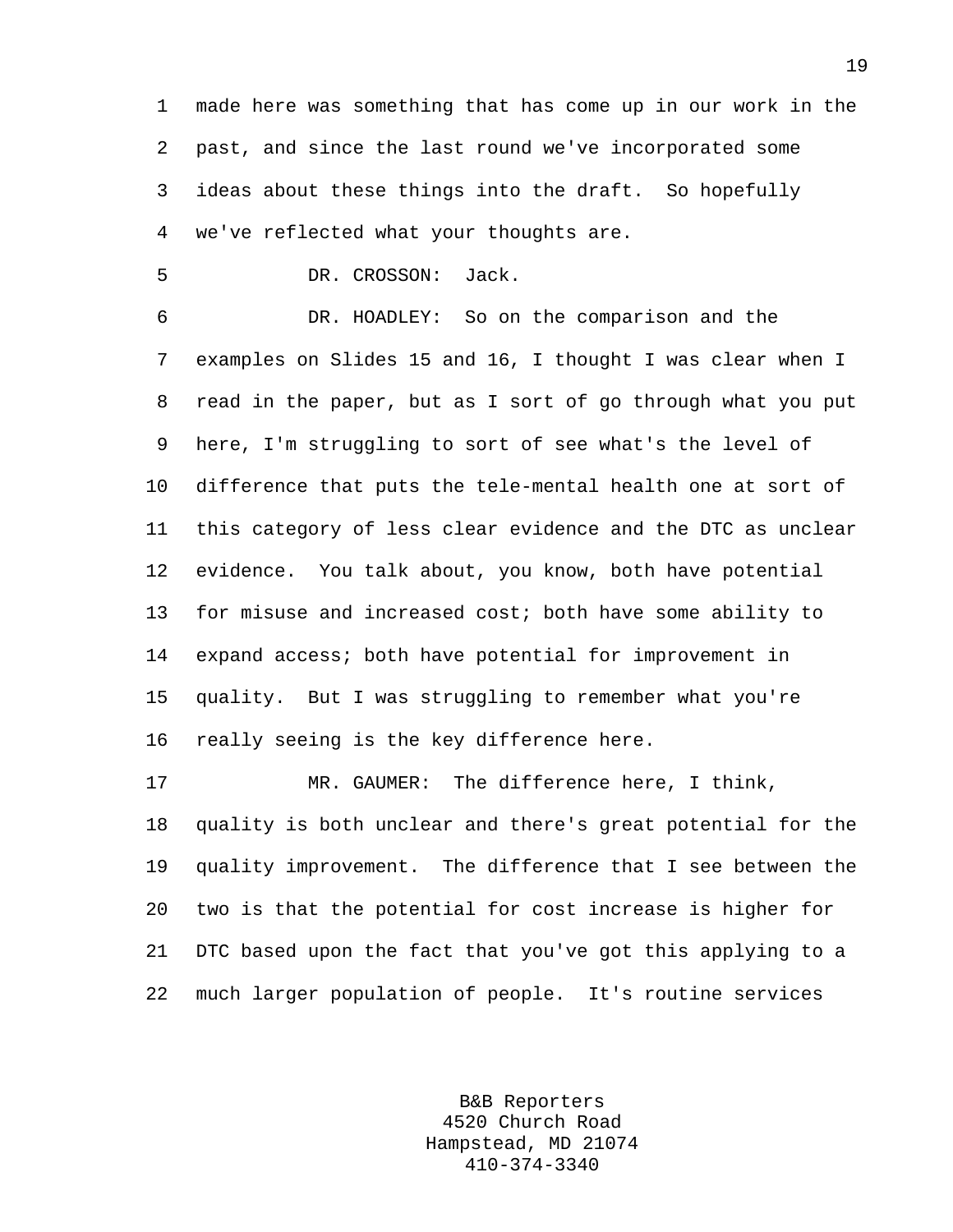made here was something that has come up in our work in the past, and since the last round we've incorporated some ideas about these things into the draft. So hopefully we've reflected what your thoughts are.

DR. CROSSON: Jack.

DR. HOADLEY: So on the comparison and the examples on Slides 15 and 16, I thought I was clear when I read in the paper, but as I sort of go through what you put here, I'm struggling to sort of see what's the level of difference that puts the tele-mental health one at sort of this category of less clear evidence and the DTC as unclear evidence. You talk about, you know, both have potential for misuse and increased cost; both have some ability to expand access; both have potential for improvement in quality. But I was struggling to remember what you're really seeing is the key difference here.

MR. GAUMER: The difference here, I think, quality is both unclear and there's great potential for the quality improvement. The difference that I see between the two is that the potential for cost increase is higher for DTC based upon the fact that you've got this applying to a much larger population of people. It's routine services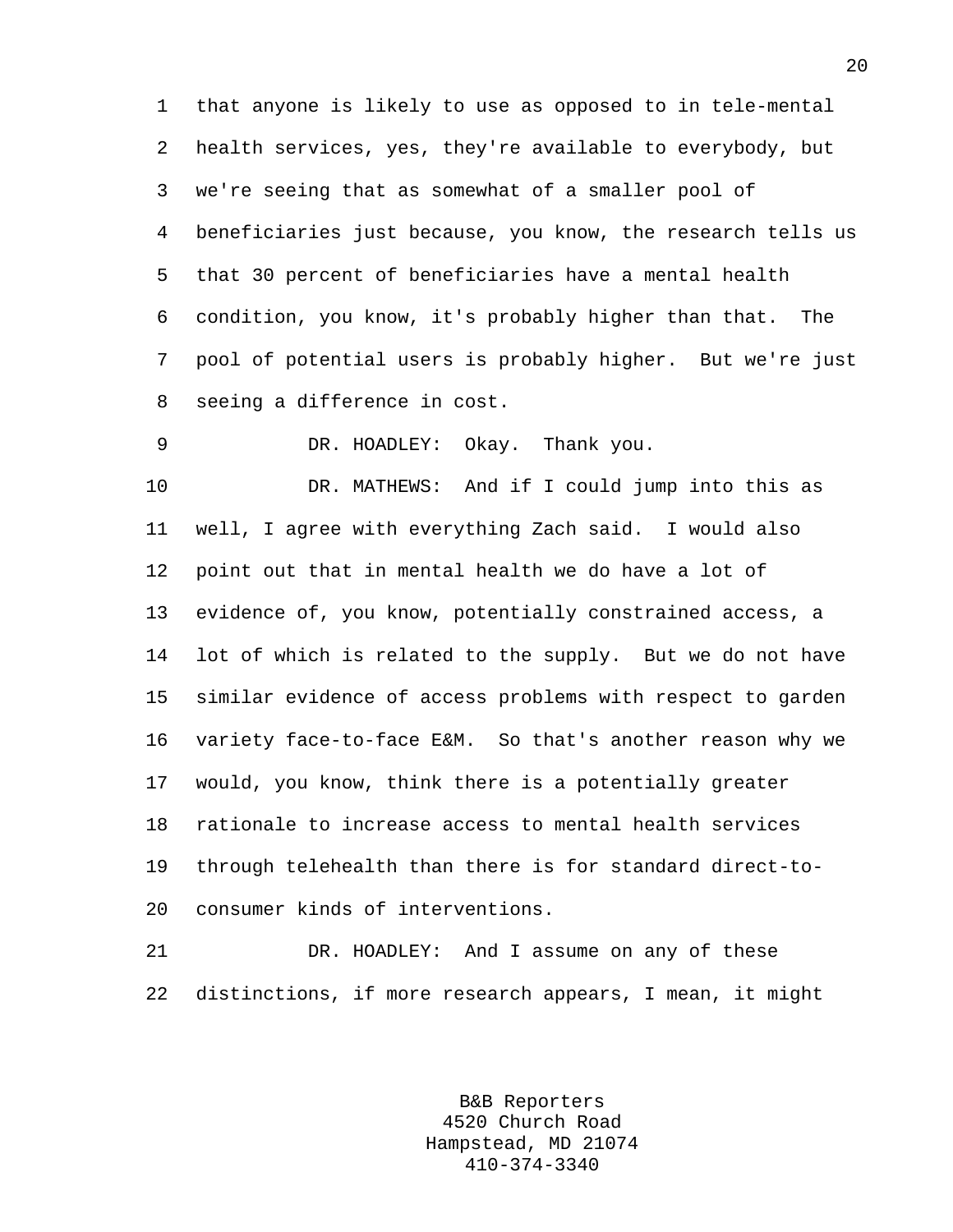that anyone is likely to use as opposed to in tele-mental health services, yes, they're available to everybody, but we're seeing that as somewhat of a smaller pool of beneficiaries just because, you know, the research tells us that 30 percent of beneficiaries have a mental health condition, you know, it's probably higher than that. The pool of potential users is probably higher. But we're just seeing a difference in cost.

DR. HOADLEY: Okay. Thank you.

DR. MATHEWS: And if I could jump into this as well, I agree with everything Zach said. I would also point out that in mental health we do have a lot of evidence of, you know, potentially constrained access, a lot of which is related to the supply. But we do not have similar evidence of access problems with respect to garden variety face-to-face E&M. So that's another reason why we would, you know, think there is a potentially greater rationale to increase access to mental health services through telehealth than there is for standard direct-to-consumer kinds of interventions.

DR. HOADLEY: And I assume on any of these distinctions, if more research appears, I mean, it might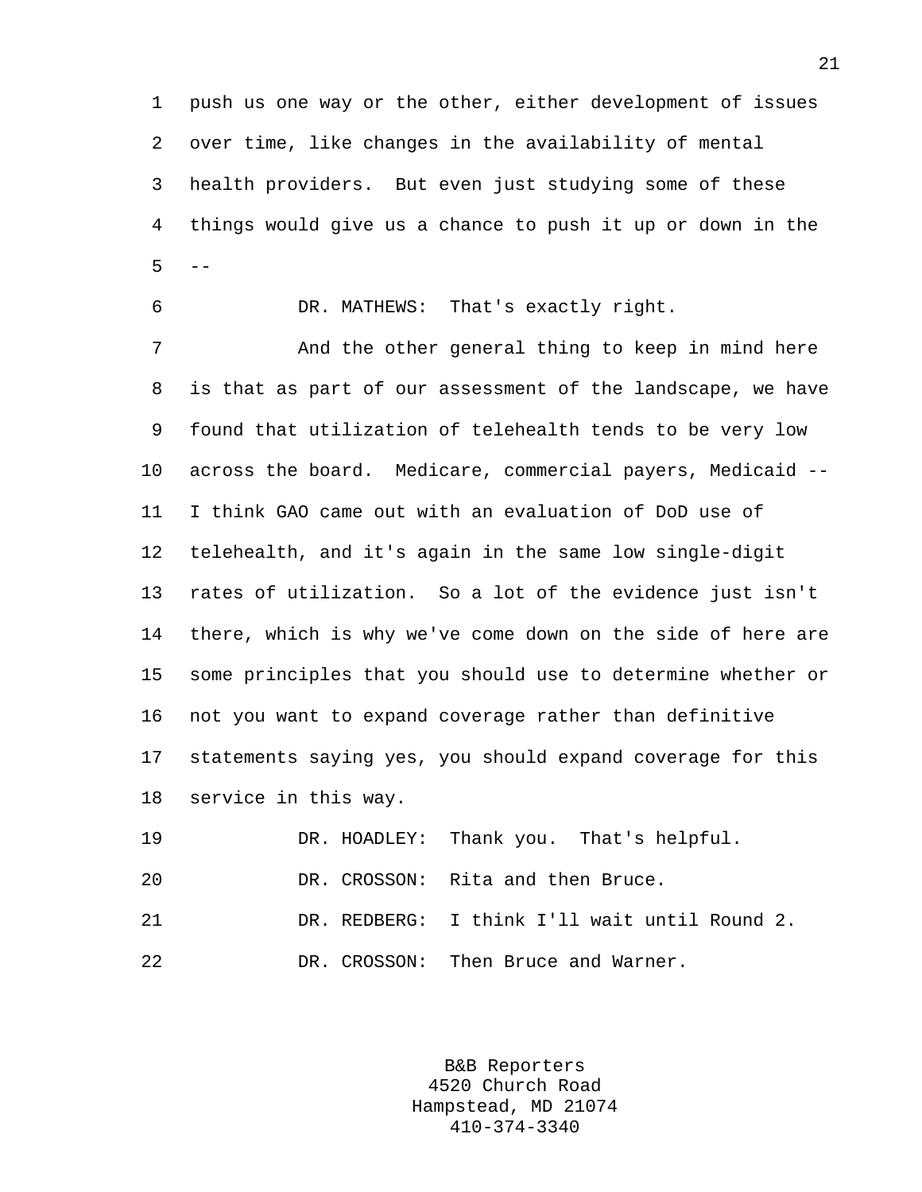push us one way or the other, either development of issues over time, like changes in the availability of mental health providers. But even just studying some of these things would give us a chance to push it up or down in the --

DR. MATHEWS: That's exactly right.

And the other general thing to keep in mind here is that as part of our assessment of the landscape, we have found that utilization of telehealth tends to be very low across the board. Medicare, commercial payers, Medicaid -- I think GAO came out with an evaluation of DoD use of telehealth, and it's again in the same low single-digit rates of utilization. So a lot of the evidence just isn't there, which is why we've come down on the side of here are some principles that you should use to determine whether or not you want to expand coverage rather than definitive statements saying yes, you should expand coverage for this service in this way.

DR. HOADLEY: Thank you. That's helpful.

DR. CROSSON: Rita and then Bruce.

DR. REDBERG: I think I'll wait until Round 2.

DR. CROSSON: Then Bruce and Warner.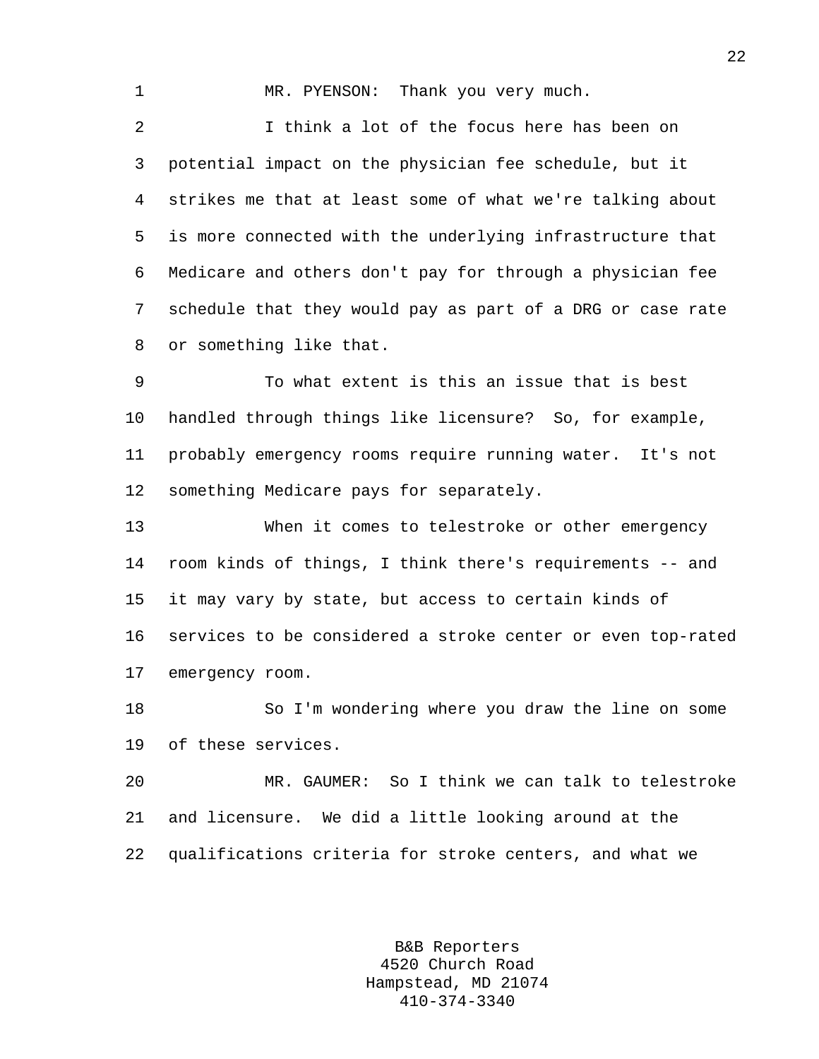MR. PYENSON: Thank you very much.

I think a lot of the focus here has been on potential impact on the physician fee schedule, but it strikes me that at least some of what we're talking about is more connected with the underlying infrastructure that Medicare and others don't pay for through a physician fee schedule that they would pay as part of a DRG or case rate or something like that.

To what extent is this an issue that is best handled through things like licensure? So, for example, probably emergency rooms require running water. It's not something Medicare pays for separately.

When it comes to telestroke or other emergency room kinds of things, I think there's requirements -- and it may vary by state, but access to certain kinds of services to be considered a stroke center or even top-rated emergency room.

So I'm wondering where you draw the line on some of these services.

MR. GAUMER: So I think we can talk to telestroke and licensure. We did a little looking around at the qualifications criteria for stroke centers, and what we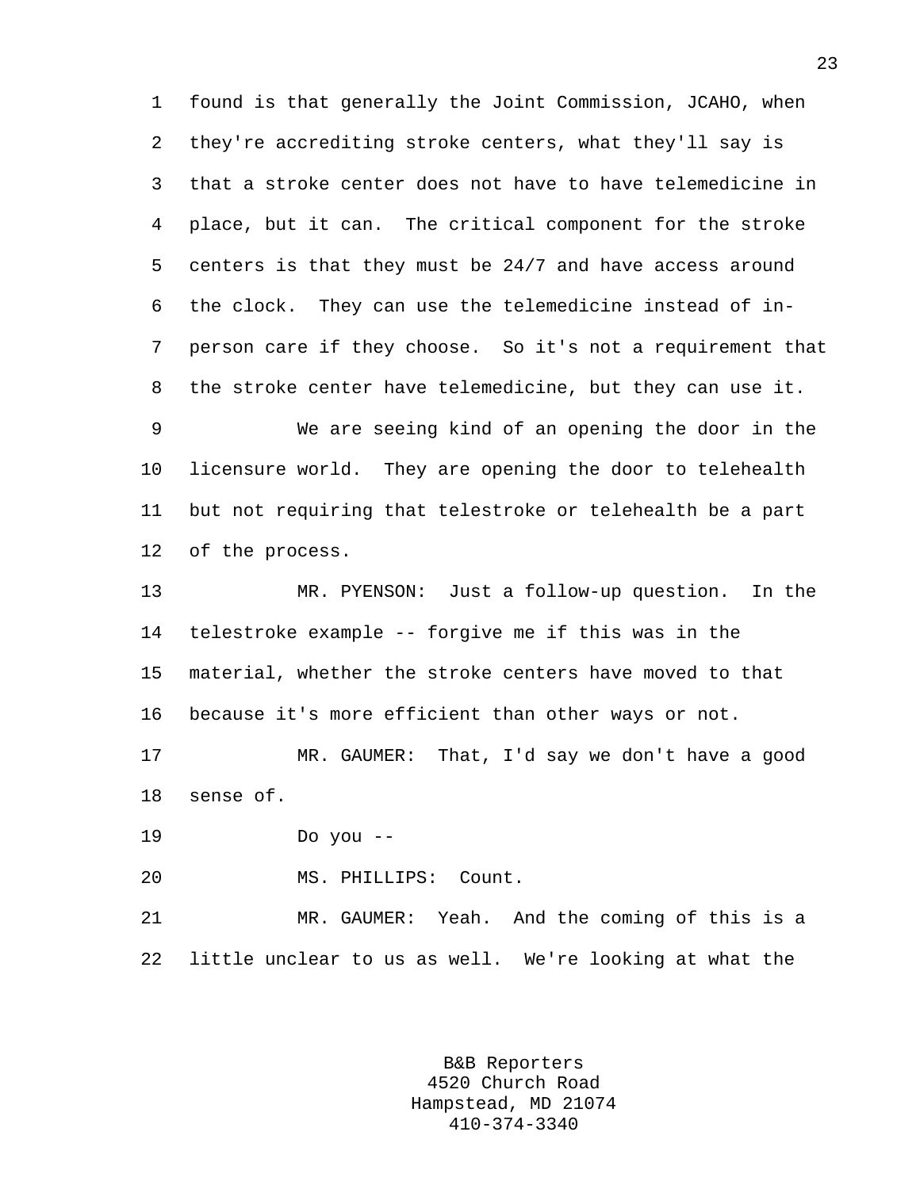found is that generally the Joint Commission, JCAHO, when they're accrediting stroke centers, what they'll say is that a stroke center does not have to have telemedicine in place, but it can. The critical component for the stroke centers is that they must be 24/7 and have access around the clock. They can use the telemedicine instead of in-person care if they choose. So it's not a requirement that the stroke center have telemedicine, but they can use it.

We are seeing kind of an opening the door in the licensure world. They are opening the door to telehealth but not requiring that telestroke or telehealth be a part of the process.

MR. PYENSON: Just a follow-up question. In the telestroke example -- forgive me if this was in the material, whether the stroke centers have moved to that because it's more efficient than other ways or not.

MR. GAUMER: That, I'd say we don't have a good sense of.

Do you --

MS. PHILLIPS: Count.

MR. GAUMER: Yeah. And the coming of this is a little unclear to us as well. We're looking at what the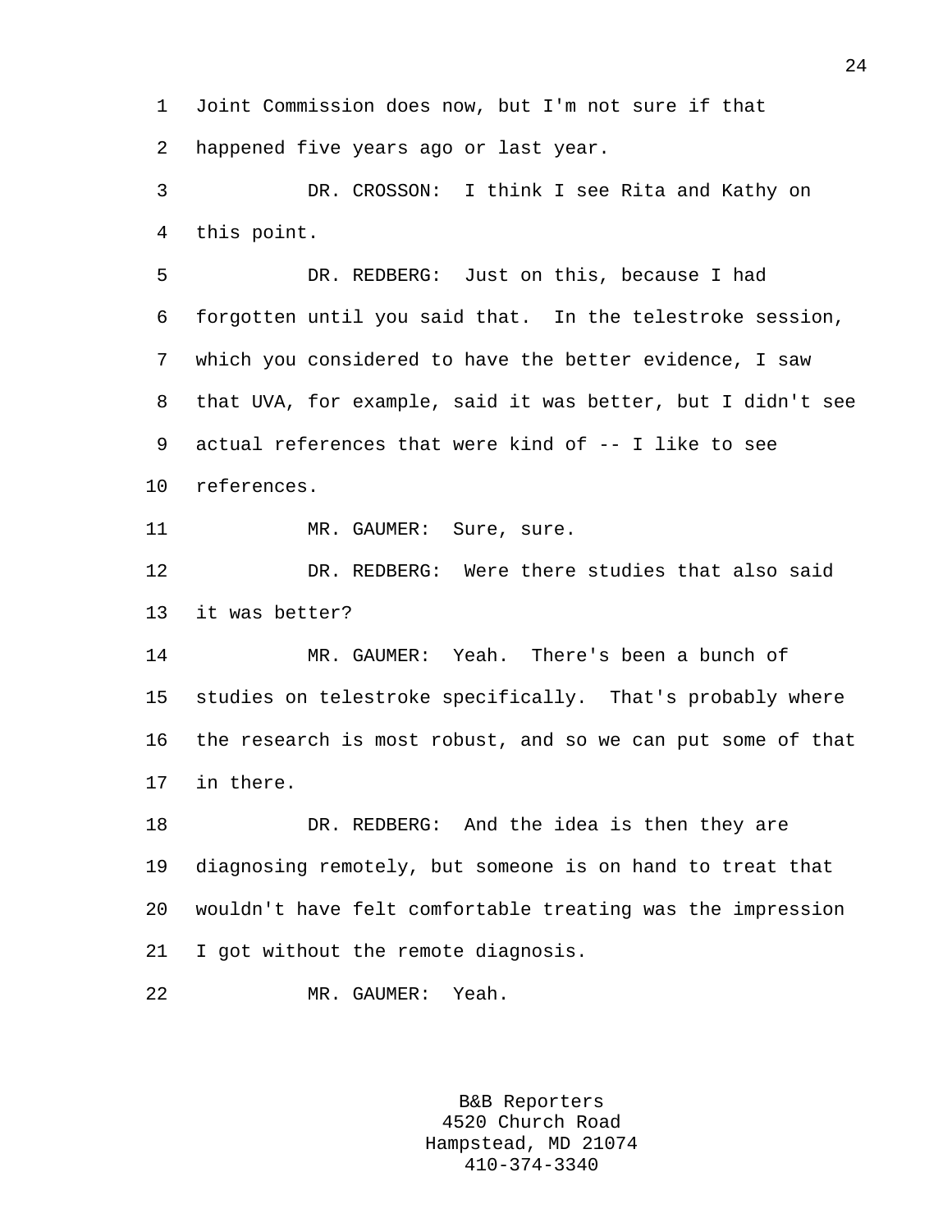Joint Commission does now, but I'm not sure if that happened five years ago or last year.

DR. CROSSON: I think I see Rita and Kathy on this point.

DR. REDBERG: Just on this, because I had forgotten until you said that. In the telestroke session, which you considered to have the better evidence, I saw that UVA, for example, said it was better, but I didn't see actual references that were kind of -- I like to see references.

MR. GAUMER: Sure, sure.

DR. REDBERG: Were there studies that also said it was better?

MR. GAUMER: Yeah. There's been a bunch of studies on telestroke specifically. That's probably where the research is most robust, and so we can put some of that in there.

DR. REDBERG: And the idea is then they are diagnosing remotely, but someone is on hand to treat that wouldn't have felt comfortable treating was the impression I got without the remote diagnosis.

MR. GAUMER: Yeah.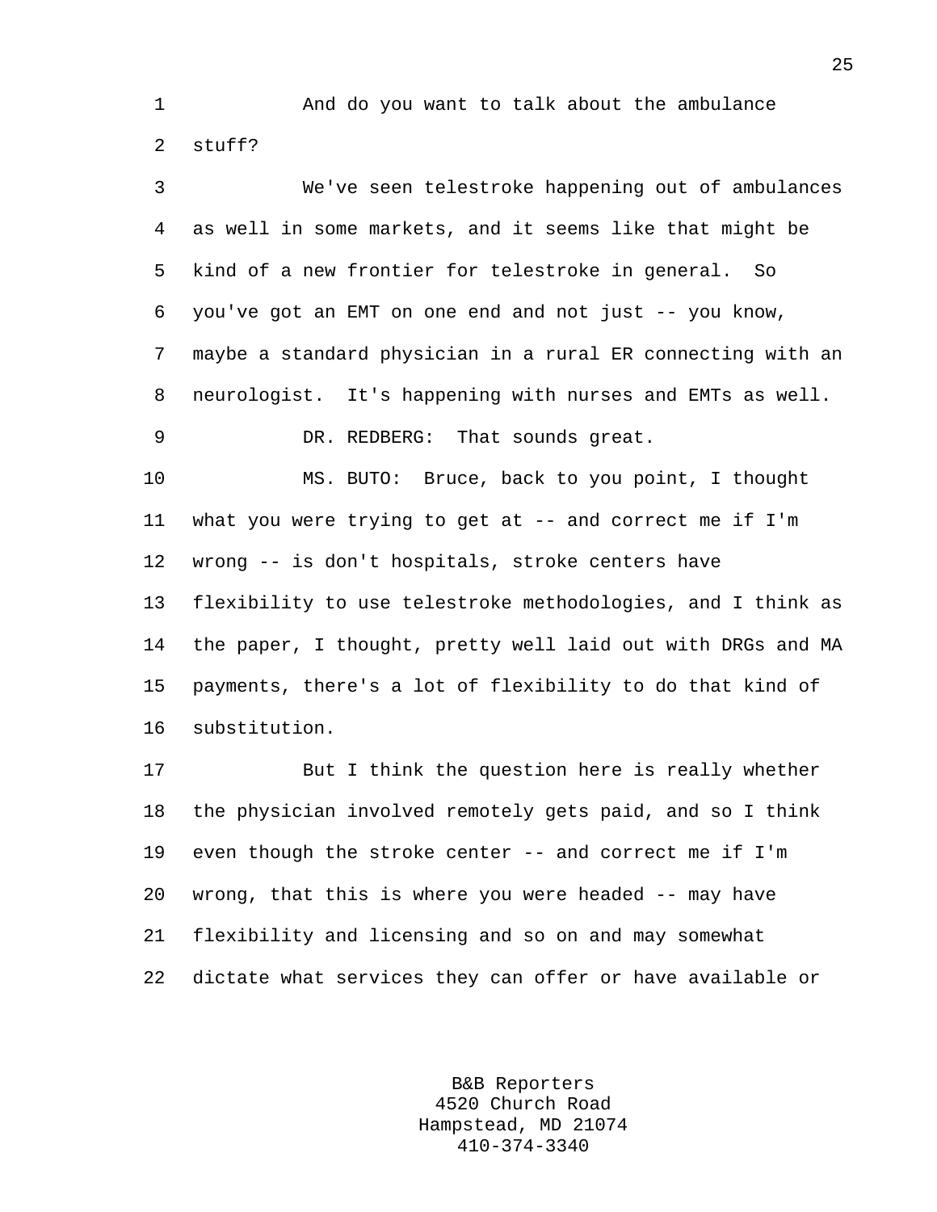And do you want to talk about the ambulance stuff?

We've seen telestroke happening out of ambulances as well in some markets, and it seems like that might be kind of a new frontier for telestroke in general. So you've got an EMT on one end and not just -- you know, maybe a standard physician in a rural ER connecting with an neurologist. It's happening with nurses and EMTs as well.

DR. REDBERG: That sounds great.

MS. BUTO: Bruce, back to you point, I thought what you were trying to get at -- and correct me if I'm wrong -- is don't hospitals, stroke centers have flexibility to use telestroke methodologies, and I think as the paper, I thought, pretty well laid out with DRGs and MA payments, there's a lot of flexibility to do that kind of substitution.

But I think the question here is really whether the physician involved remotely gets paid, and so I think even though the stroke center -- and correct me if I'm wrong, that this is where you were headed -- may have flexibility and licensing and so on and may somewhat dictate what services they can offer or have available or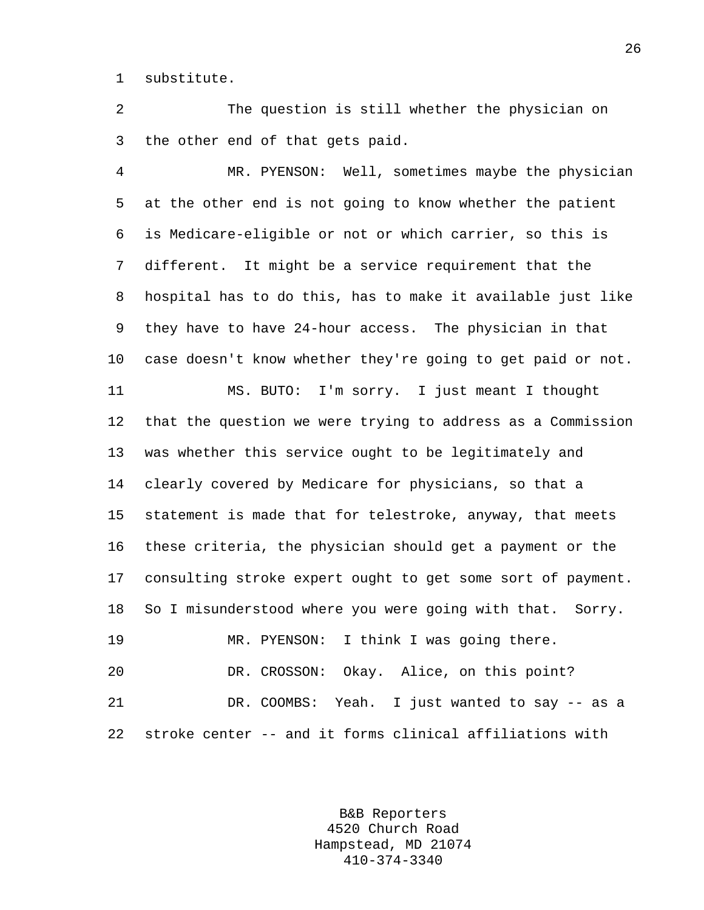substitute.

The question is still whether the physician on the other end of that gets paid.

MR. PYENSON: Well, sometimes maybe the physician at the other end is not going to know whether the patient is Medicare-eligible or not or which carrier, so this is different. It might be a service requirement that the hospital has to do this, has to make it available just like they have to have 24-hour access. The physician in that case doesn't know whether they're going to get paid or not.

MS. BUTO: I'm sorry. I just meant I thought that the question we were trying to address as a Commission was whether this service ought to be legitimately and clearly covered by Medicare for physicians, so that a statement is made that for telestroke, anyway, that meets these criteria, the physician should get a payment or the consulting stroke expert ought to get some sort of payment. So I misunderstood where you were going with that. Sorry.

MR. PYENSON: I think I was going there.

DR. CROSSON: Okay. Alice, on this point?

DR. COOMBS: Yeah. I just wanted to say -- as a stroke center -- and it forms clinical affiliations with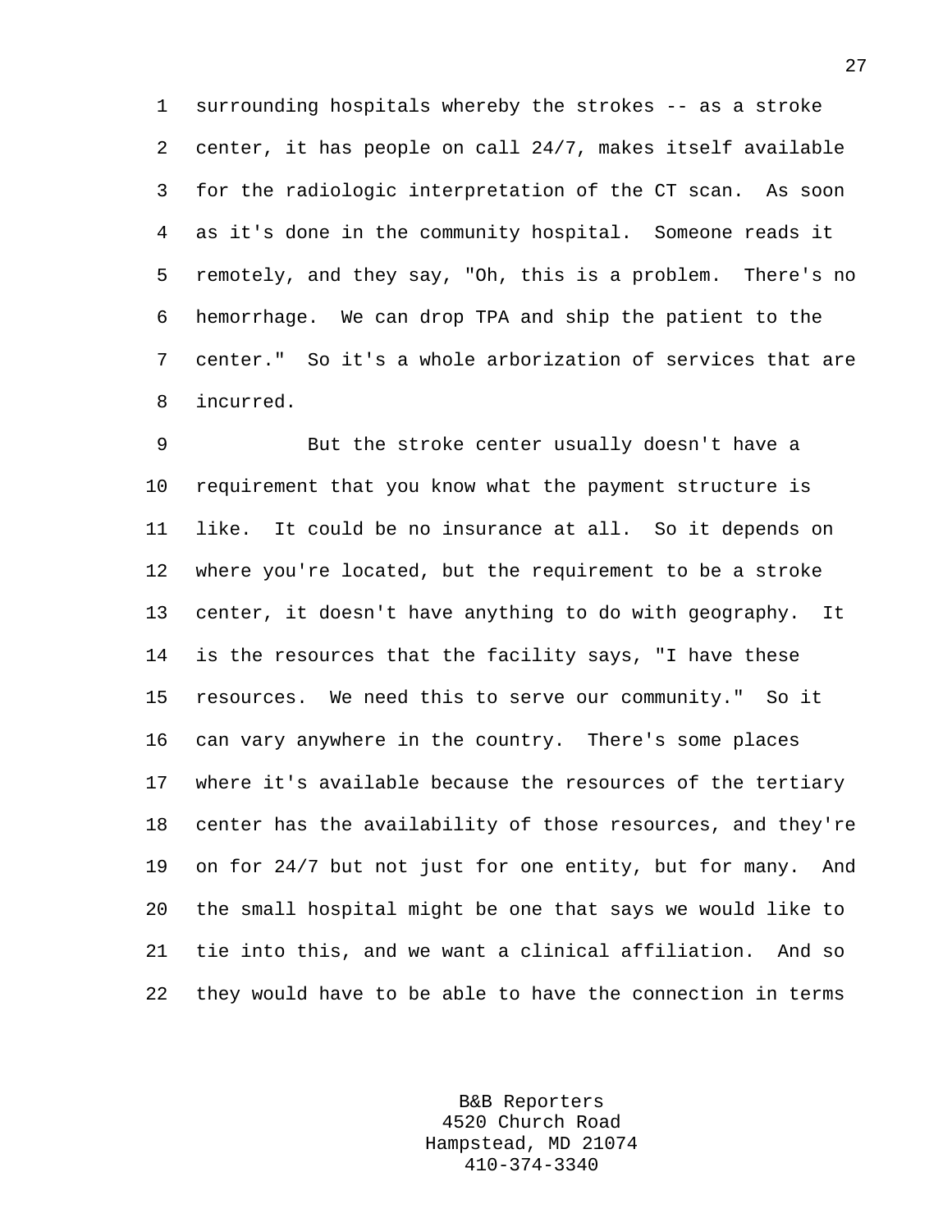surrounding hospitals whereby the strokes -- as a stroke center, it has people on call 24/7, makes itself available for the radiologic interpretation of the CT scan. As soon as it's done in the community hospital. Someone reads it remotely, and they say, "Oh, this is a problem. There's no hemorrhage. We can drop TPA and ship the patient to the center." So it's a whole arborization of services that are incurred.

But the stroke center usually doesn't have a requirement that you know what the payment structure is like. It could be no insurance at all. So it depends on where you're located, but the requirement to be a stroke center, it doesn't have anything to do with geography. It is the resources that the facility says, "I have these resources. We need this to serve our community." So it can vary anywhere in the country. There's some places where it's available because the resources of the tertiary center has the availability of those resources, and they're on for 24/7 but not just for one entity, but for many. And the small hospital might be one that says we would like to tie into this, and we want a clinical affiliation. And so they would have to be able to have the connection in terms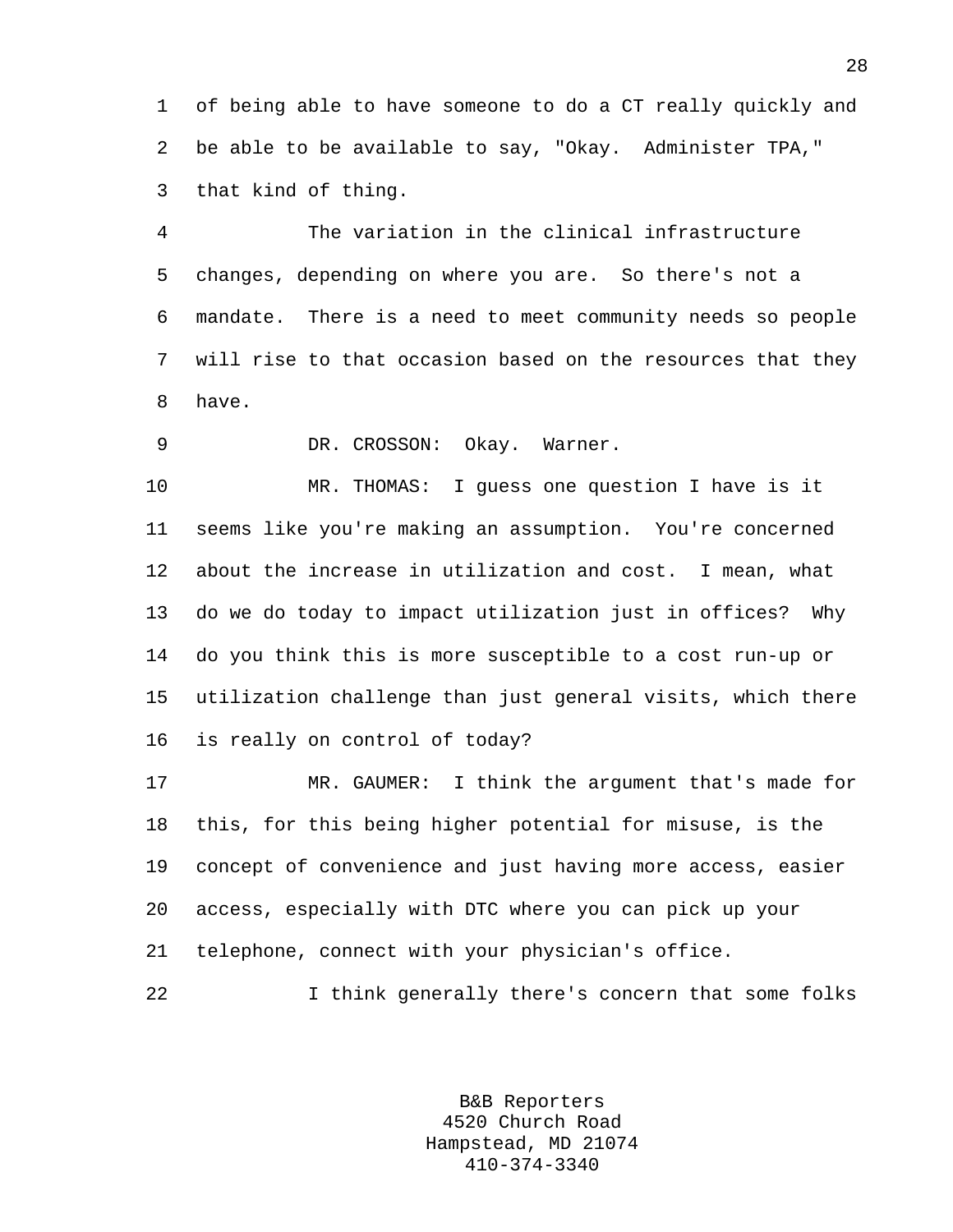of being able to have someone to do a CT really quickly and be able to be available to say, "Okay. Administer TPA," that kind of thing.

The variation in the clinical infrastructure changes, depending on where you are. So there's not a mandate. There is a need to meet community needs so people will rise to that occasion based on the resources that they have.

DR. CROSSON: Okay. Warner.

MR. THOMAS: I guess one question I have is it seems like you're making an assumption. You're concerned about the increase in utilization and cost. I mean, what do we do today to impact utilization just in offices? Why do you think this is more susceptible to a cost run-up or utilization challenge than just general visits, which there is really on control of today?

MR. GAUMER: I think the argument that's made for this, for this being higher potential for misuse, is the concept of convenience and just having more access, easier access, especially with DTC where you can pick up your telephone, connect with your physician's office.

I think generally there's concern that some folks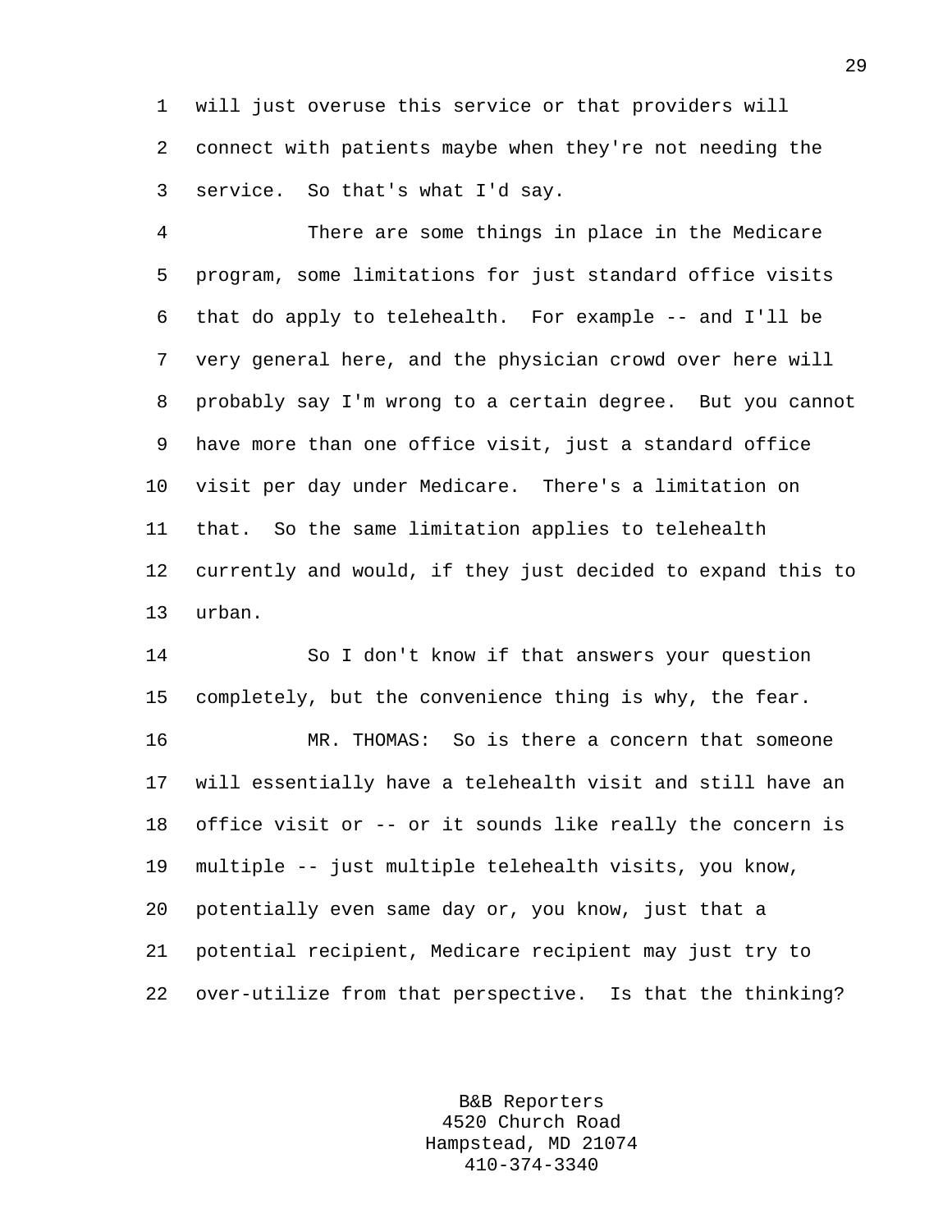will just overuse this service or that providers will connect with patients maybe when they're not needing the service. So that's what I'd say.

There are some things in place in the Medicare program, some limitations for just standard office visits that do apply to telehealth. For example -- and I'll be very general here, and the physician crowd over here will probably say I'm wrong to a certain degree. But you cannot have more than one office visit, just a standard office visit per day under Medicare. There's a limitation on that. So the same limitation applies to telehealth currently and would, if they just decided to expand this to urban.

So I don't know if that answers your question completely, but the convenience thing is why, the fear.

MR. THOMAS: So is there a concern that someone will essentially have a telehealth visit and still have an office visit or -- or it sounds like really the concern is multiple -- just multiple telehealth visits, you know, potentially even same day or, you know, just that a potential recipient, Medicare recipient may just try to over-utilize from that perspective. Is that the thinking?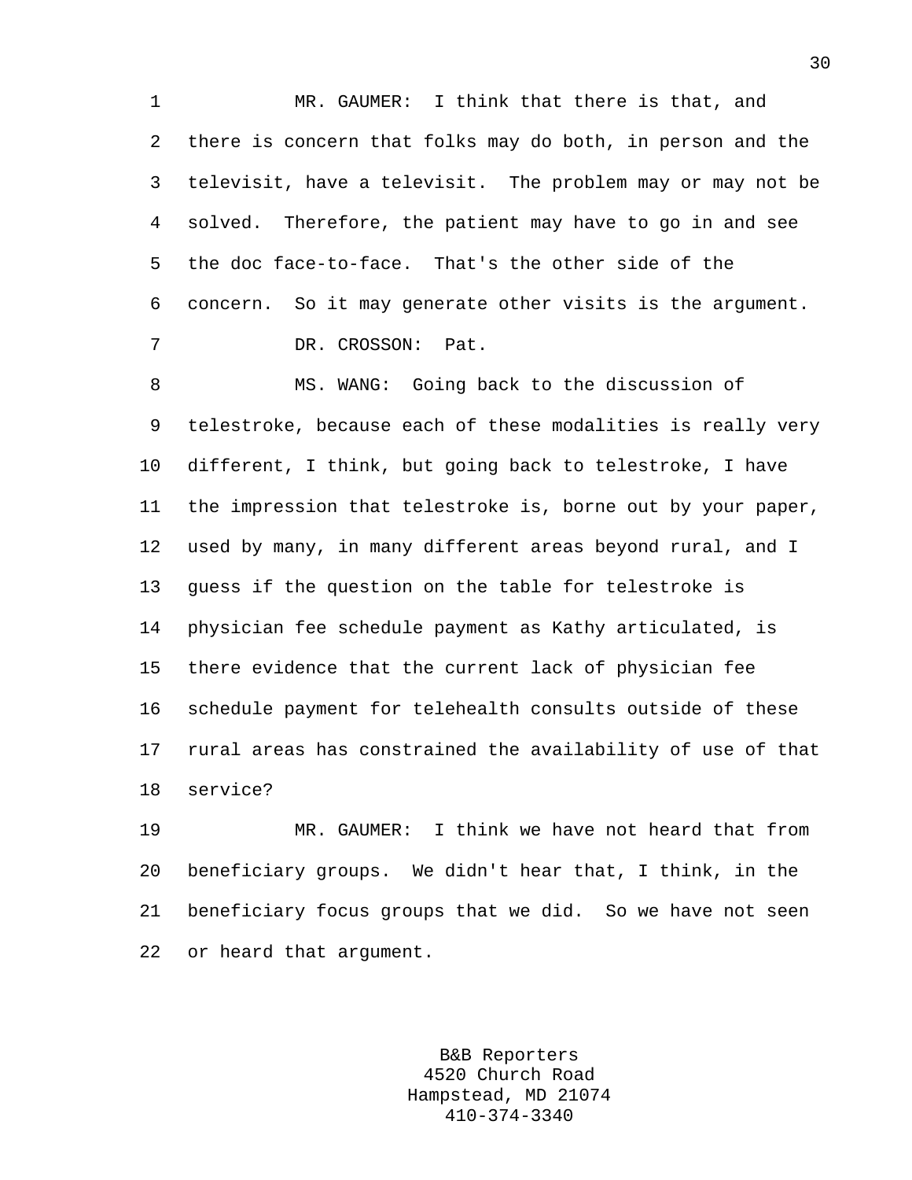MR. GAUMER: I think that there is that, and there is concern that folks may do both, in person and the televisit, have a televisit. The problem may or may not be solved. Therefore, the patient may have to go in and see the doc face-to-face. That's the other side of the concern. So it may generate other visits is the argument.

DR. CROSSON: Pat.

MS. WANG: Going back to the discussion of telestroke, because each of these modalities is really very different, I think, but going back to telestroke, I have the impression that telestroke is, borne out by your paper, used by many, in many different areas beyond rural, and I guess if the question on the table for telestroke is physician fee schedule payment as Kathy articulated, is there evidence that the current lack of physician fee schedule payment for telehealth consults outside of these rural areas has constrained the availability of use of that service?

MR. GAUMER: I think we have not heard that from beneficiary groups. We didn't hear that, I think, in the beneficiary focus groups that we did. So we have not seen or heard that argument.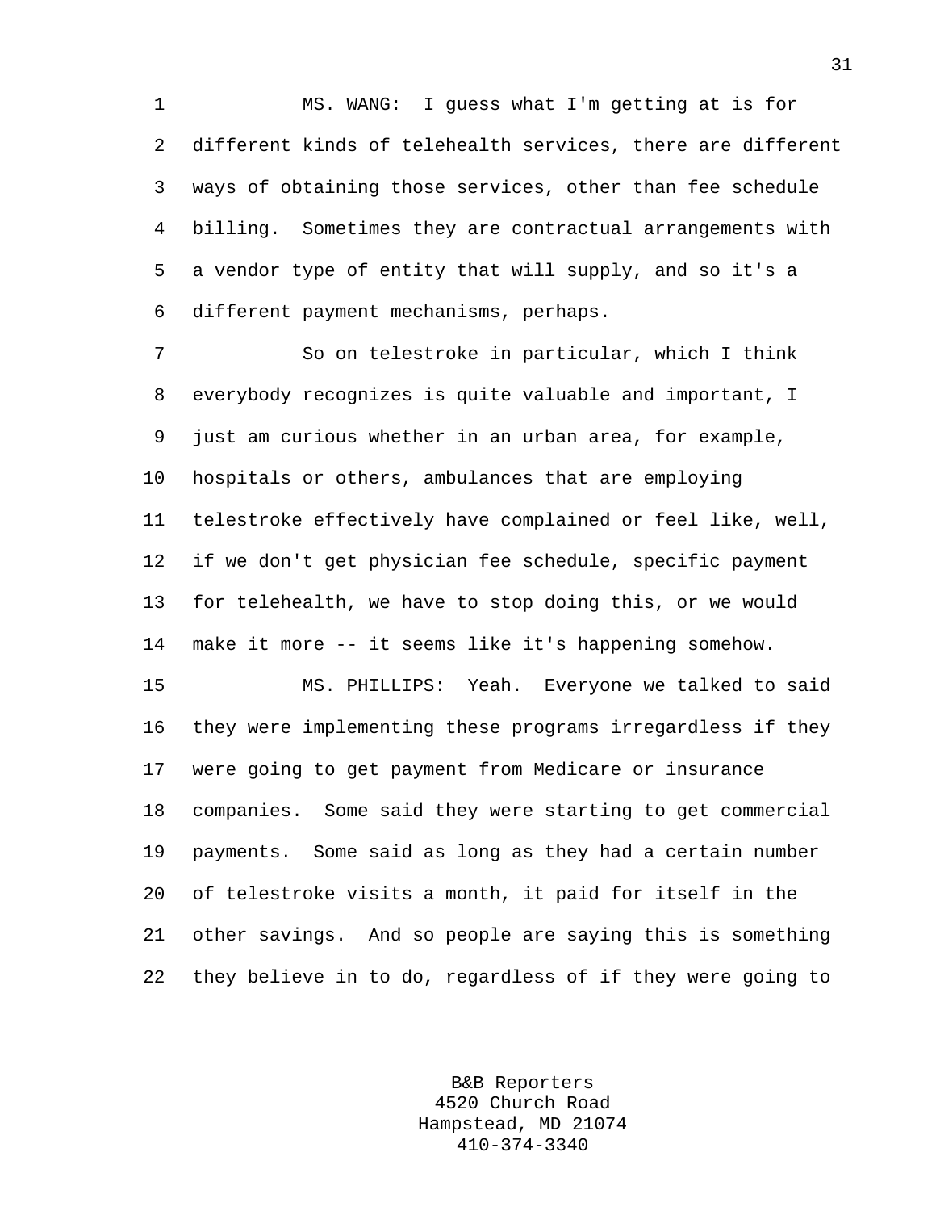MS. WANG: I guess what I'm getting at is for different kinds of telehealth services, there are different ways of obtaining those services, other than fee schedule billing. Sometimes they are contractual arrangements with a vendor type of entity that will supply, and so it's a different payment mechanisms, perhaps.

So on telestroke in particular, which I think everybody recognizes is quite valuable and important, I just am curious whether in an urban area, for example, hospitals or others, ambulances that are employing telestroke effectively have complained or feel like, well, if we don't get physician fee schedule, specific payment for telehealth, we have to stop doing this, or we would make it more -- it seems like it's happening somehow.

MS. PHILLIPS: Yeah. Everyone we talked to said they were implementing these programs irregardless if they were going to get payment from Medicare or insurance companies. Some said they were starting to get commercial payments. Some said as long as they had a certain number of telestroke visits a month, it paid for itself in the other savings. And so people are saying this is something they believe in to do, regardless of if they were going to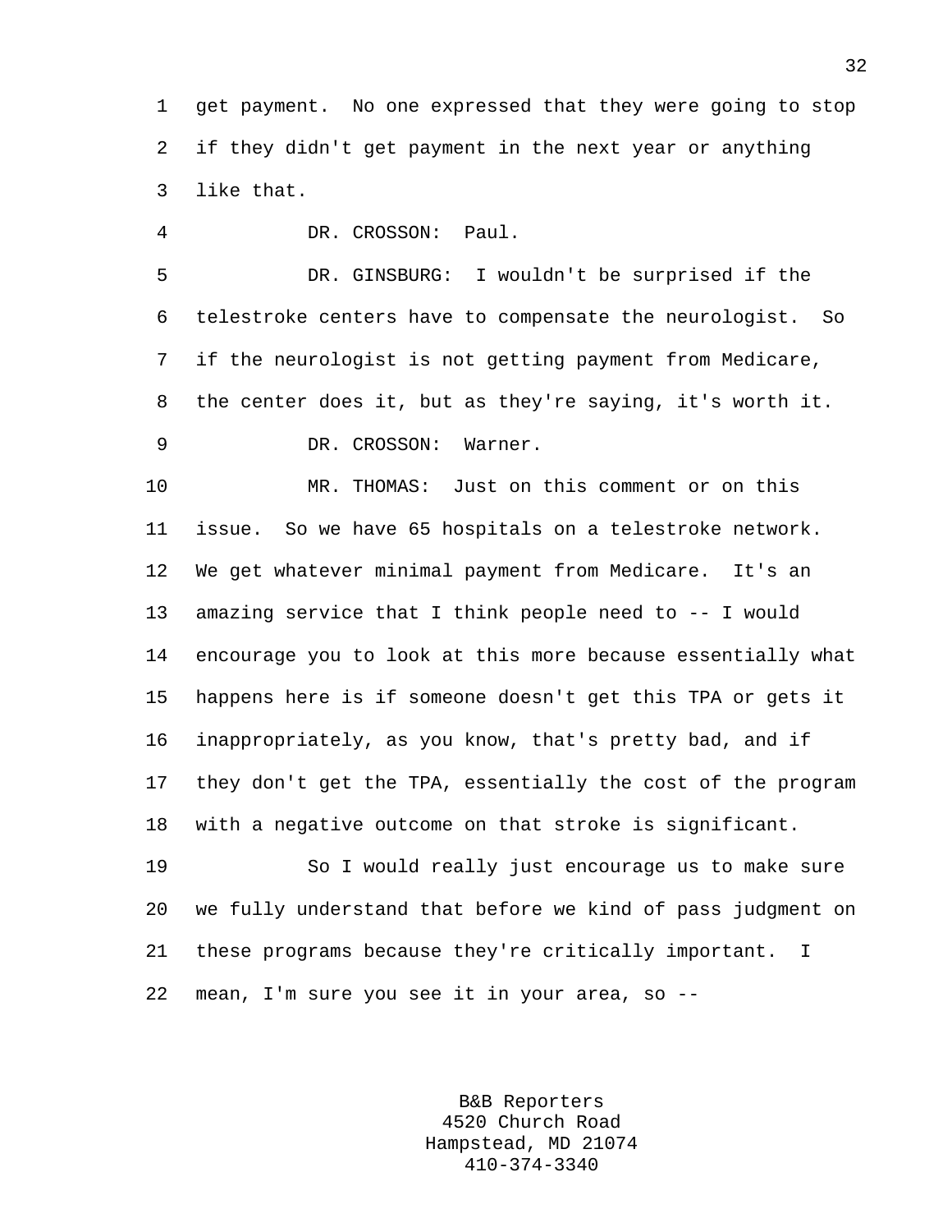get payment. No one expressed that they were going to stop if they didn't get payment in the next year or anything like that.

DR. CROSSON: Paul.

DR. GINSBURG: I wouldn't be surprised if the telestroke centers have to compensate the neurologist. So if the neurologist is not getting payment from Medicare, the center does it, but as they're saying, it's worth it.

DR. CROSSON: Warner.

MR. THOMAS: Just on this comment or on this issue. So we have 65 hospitals on a telestroke network. We get whatever minimal payment from Medicare. It's an amazing service that I think people need to -- I would encourage you to look at this more because essentially what happens here is if someone doesn't get this TPA or gets it inappropriately, as you know, that's pretty bad, and if they don't get the TPA, essentially the cost of the program with a negative outcome on that stroke is significant.

So I would really just encourage us to make sure we fully understand that before we kind of pass judgment on these programs because they're critically important. I mean, I'm sure you see it in your area, so --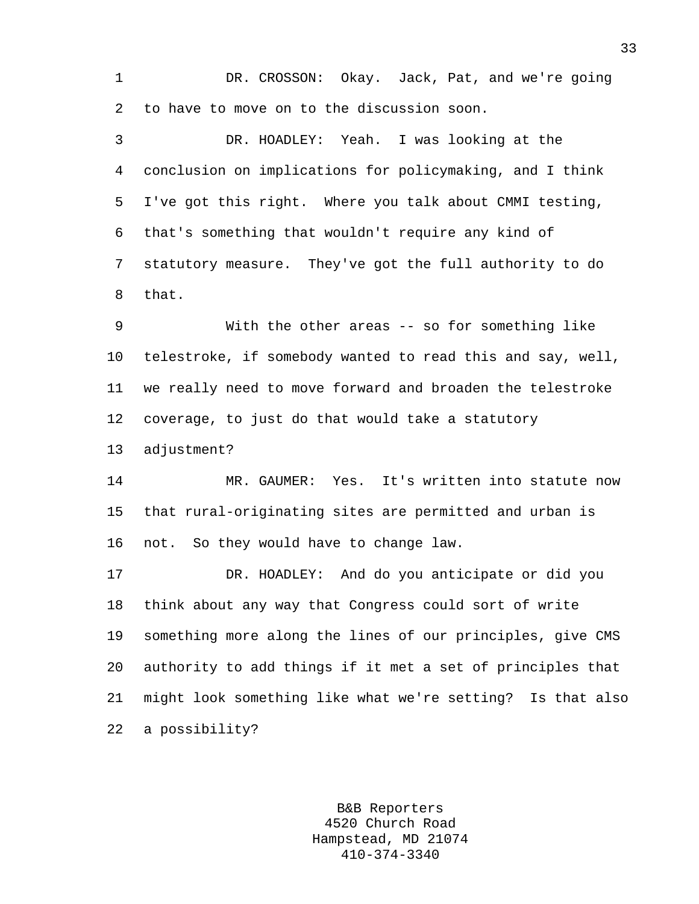DR. CROSSON: Okay. Jack, Pat, and we're going to have to move on to the discussion soon.

DR. HOADLEY: Yeah. I was looking at the conclusion on implications for policymaking, and I think I've got this right. Where you talk about CMMI testing, that's something that wouldn't require any kind of statutory measure. They've got the full authority to do that.

With the other areas -- so for something like telestroke, if somebody wanted to read this and say, well, we really need to move forward and broaden the telestroke coverage, to just do that would take a statutory adjustment?

MR. GAUMER: Yes. It's written into statute now that rural-originating sites are permitted and urban is not. So they would have to change law.

DR. HOADLEY: And do you anticipate or did you think about any way that Congress could sort of write something more along the lines of our principles, give CMS authority to add things if it met a set of principles that might look something like what we're setting? Is that also a possibility?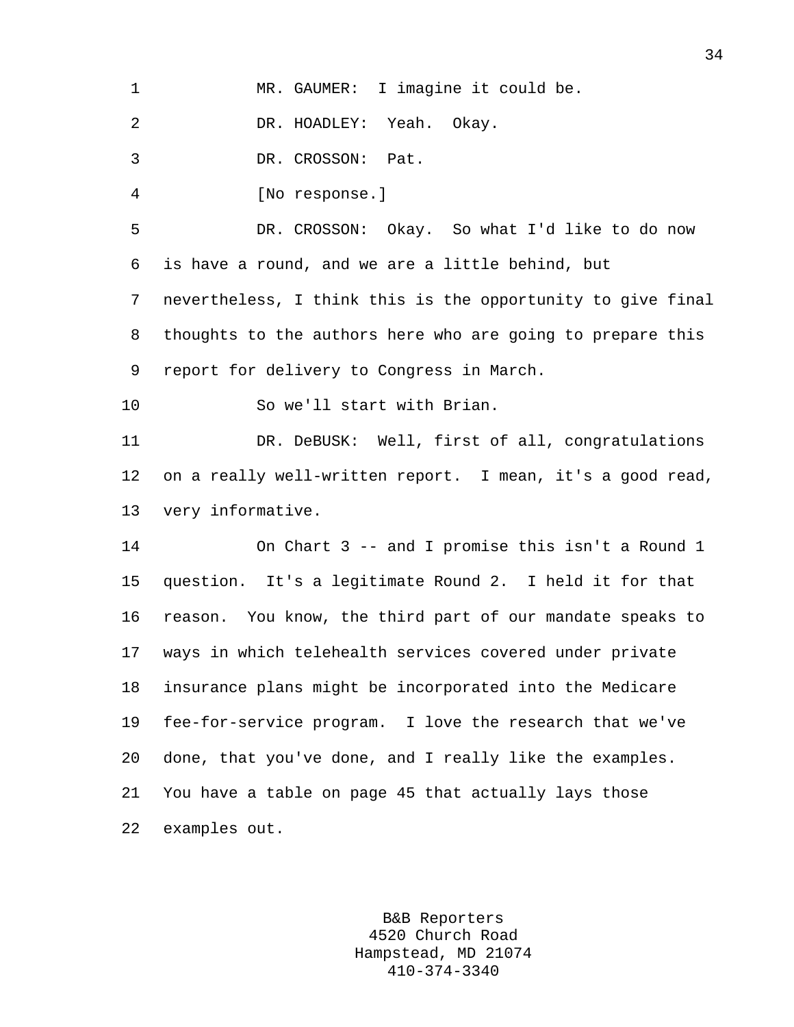MR. GAUMER: I imagine it could be.

DR. HOADLEY: Yeah. Okay.

DR. CROSSON: Pat.

[No response.]

DR. CROSSON: Okay. So what I'd like to do now is have a round, and we are a little behind, but nevertheless, I think this is the opportunity to give final thoughts to the authors here who are going to prepare this report for delivery to Congress in March.

So we'll start with Brian.

DR. DeBUSK: Well, first of all, congratulations on a really well-written report. I mean, it's a good read, very informative.

On Chart 3 -- and I promise this isn't a Round 1 question. It's a legitimate Round 2. I held it for that reason. You know, the third part of our mandate speaks to ways in which telehealth services covered under private insurance plans might be incorporated into the Medicare fee-for-service program. I love the research that we've done, that you've done, and I really like the examples. You have a table on page 45 that actually lays those examples out.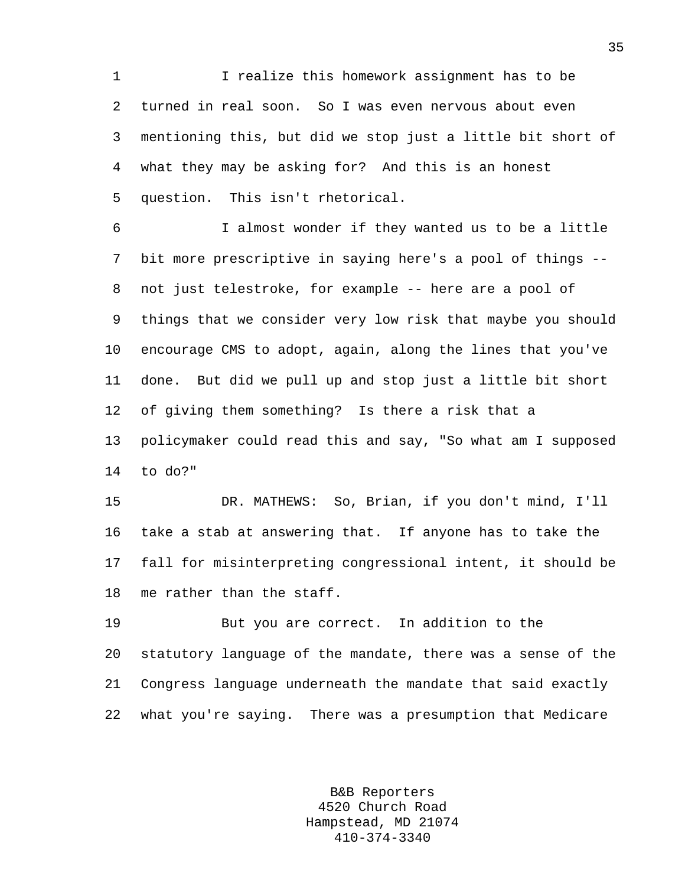I realize this homework assignment has to be turned in real soon. So I was even nervous about even mentioning this, but did we stop just a little bit short of what they may be asking for? And this is an honest question. This isn't rhetorical.

I almost wonder if they wanted us to be a little bit more prescriptive in saying here's a pool of things -- not just telestroke, for example -- here are a pool of things that we consider very low risk that maybe you should encourage CMS to adopt, again, along the lines that you've done. But did we pull up and stop just a little bit short of giving them something? Is there a risk that a policymaker could read this and say, "So what am I supposed to do?"

DR. MATHEWS: So, Brian, if you don't mind, I'll take a stab at answering that. If anyone has to take the fall for misinterpreting congressional intent, it should be me rather than the staff.

But you are correct. In addition to the statutory language of the mandate, there was a sense of the Congress language underneath the mandate that said exactly what you're saying. There was a presumption that Medicare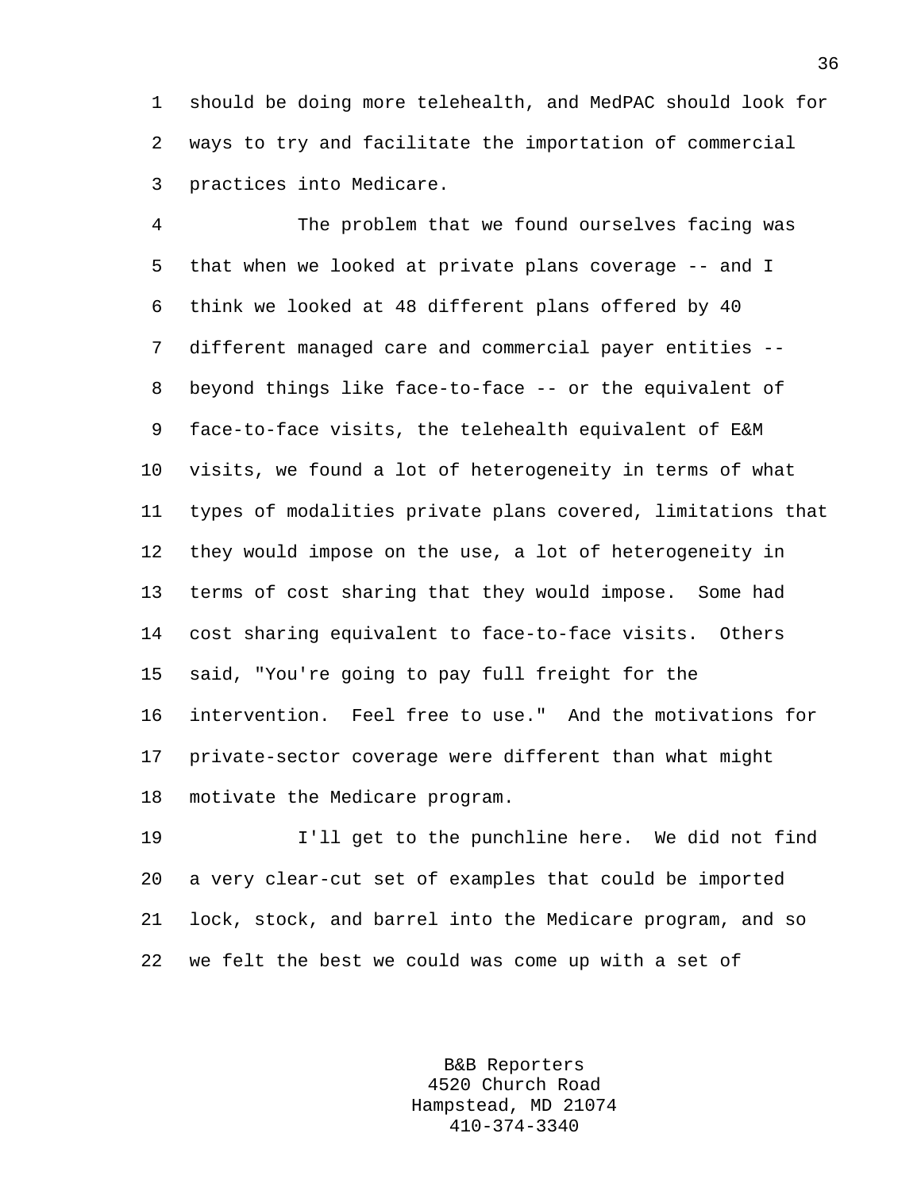should be doing more telehealth, and MedPAC should look for ways to try and facilitate the importation of commercial practices into Medicare.

The problem that we found ourselves facing was that when we looked at private plans coverage -- and I think we looked at 48 different plans offered by 40 different managed care and commercial payer entities -- beyond things like face-to-face -- or the equivalent of face-to-face visits, the telehealth equivalent of E&M visits, we found a lot of heterogeneity in terms of what types of modalities private plans covered, limitations that they would impose on the use, a lot of heterogeneity in terms of cost sharing that they would impose. Some had cost sharing equivalent to face-to-face visits. Others said, "You're going to pay full freight for the intervention. Feel free to use." And the motivations for private-sector coverage were different than what might motivate the Medicare program.

I'll get to the punchline here. We did not find a very clear-cut set of examples that could be imported lock, stock, and barrel into the Medicare program, and so we felt the best we could was come up with a set of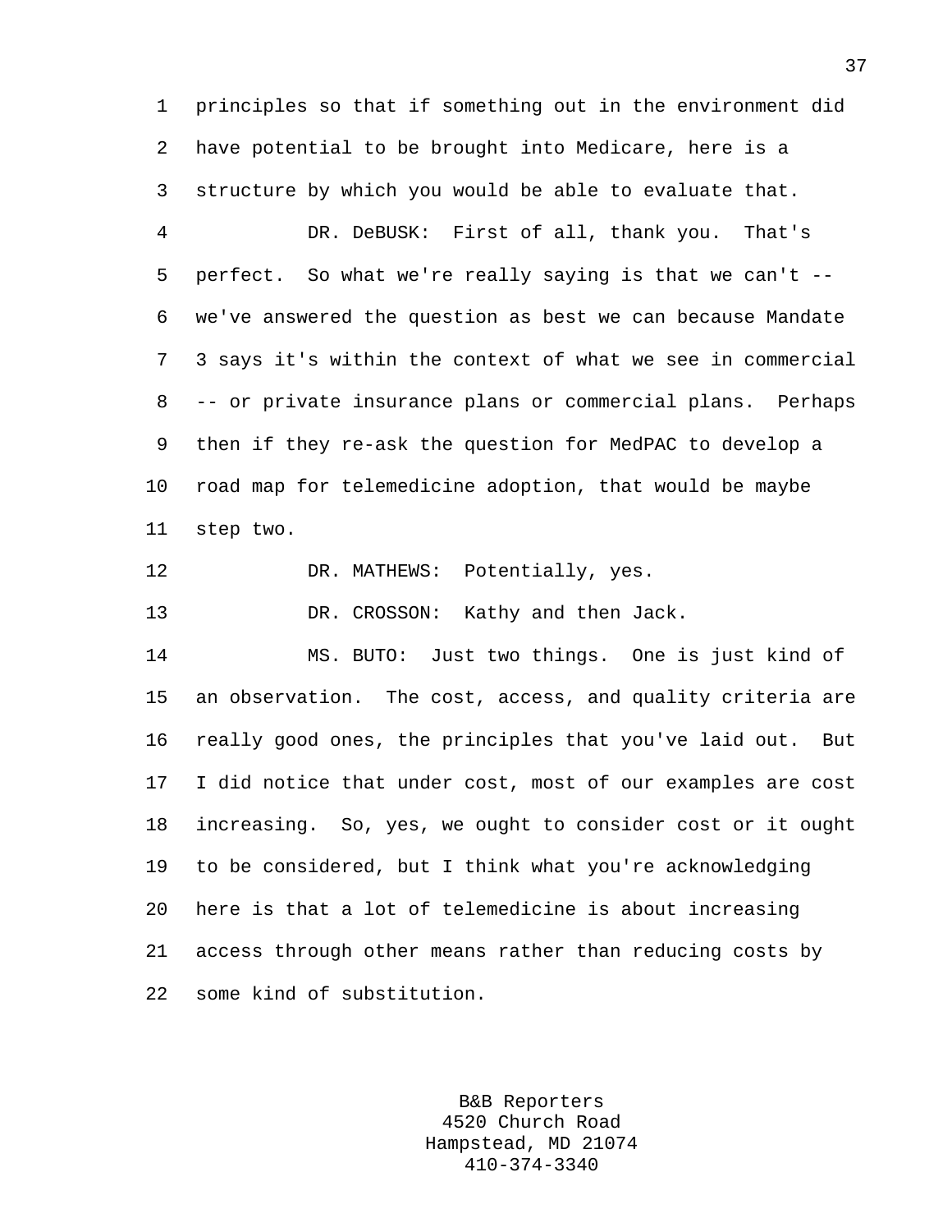principles so that if something out in the environment did have potential to be brought into Medicare, here is a structure by which you would be able to evaluate that.

DR. DeBUSK: First of all, thank you. That's perfect. So what we're really saying is that we can't -- we've answered the question as best we can because Mandate 3 says it's within the context of what we see in commercial -- or private insurance plans or commercial plans. Perhaps then if they re-ask the question for MedPAC to develop a road map for telemedicine adoption, that would be maybe step two.

DR. MATHEWS: Potentially, yes.

DR. CROSSON: Kathy and then Jack.

MS. BUTO: Just two things. One is just kind of an observation. The cost, access, and quality criteria are really good ones, the principles that you've laid out. But I did notice that under cost, most of our examples are cost increasing. So, yes, we ought to consider cost or it ought to be considered, but I think what you're acknowledging here is that a lot of telemedicine is about increasing access through other means rather than reducing costs by some kind of substitution.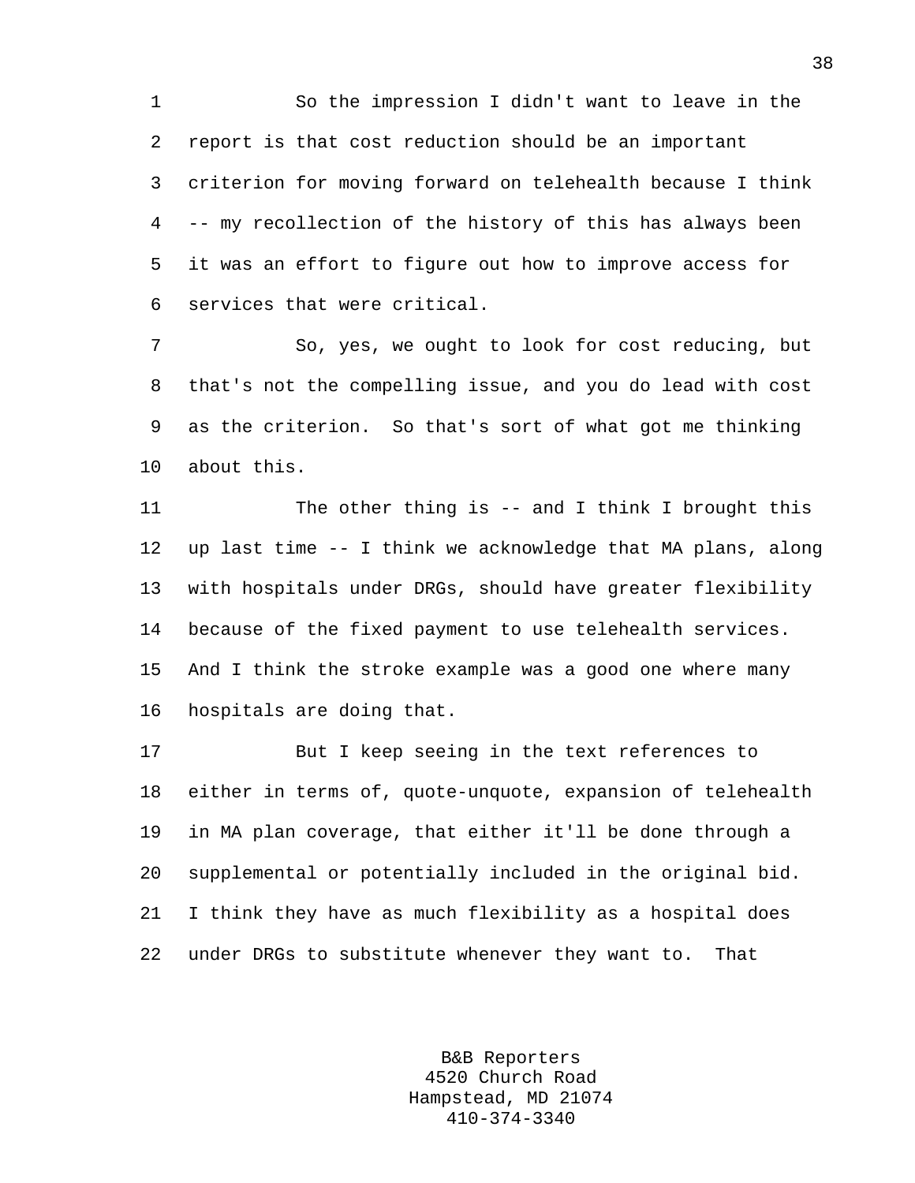So the impression I didn't want to leave in the report is that cost reduction should be an important criterion for moving forward on telehealth because I think -- my recollection of the history of this has always been it was an effort to figure out how to improve access for services that were critical.

So, yes, we ought to look for cost reducing, but that's not the compelling issue, and you do lead with cost as the criterion. So that's sort of what got me thinking about this.

The other thing is -- and I think I brought this up last time -- I think we acknowledge that MA plans, along with hospitals under DRGs, should have greater flexibility because of the fixed payment to use telehealth services. And I think the stroke example was a good one where many hospitals are doing that.

But I keep seeing in the text references to either in terms of, quote-unquote, expansion of telehealth in MA plan coverage, that either it'll be done through a supplemental or potentially included in the original bid. I think they have as much flexibility as a hospital does under DRGs to substitute whenever they want to. That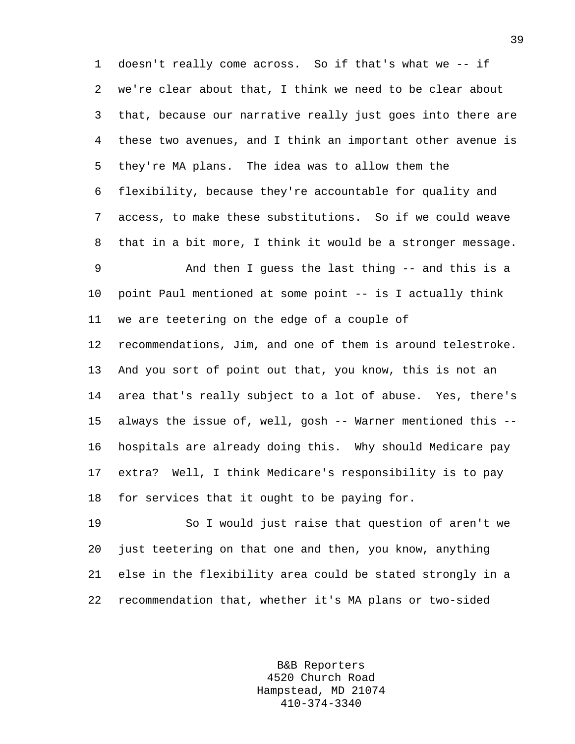doesn't really come across. So if that's what we -- if we're clear about that, I think we need to be clear about that, because our narrative really just goes into there are these two avenues, and I think an important other avenue is they're MA plans. The idea was to allow them the flexibility, because they're accountable for quality and access, to make these substitutions. So if we could weave that in a bit more, I think it would be a stronger message.

And then I guess the last thing -- and this is a point Paul mentioned at some point -- is I actually think we are teetering on the edge of a couple of recommendations, Jim, and one of them is around telestroke. And you sort of point out that, you know, this is not an area that's really subject to a lot of abuse. Yes, there's always the issue of, well, gosh -- Warner mentioned this -- hospitals are already doing this. Why should Medicare pay extra? Well, I think Medicare's responsibility is to pay for services that it ought to be paying for.

So I would just raise that question of aren't we just teetering on that one and then, you know, anything else in the flexibility area could be stated strongly in a recommendation that, whether it's MA plans or two-sided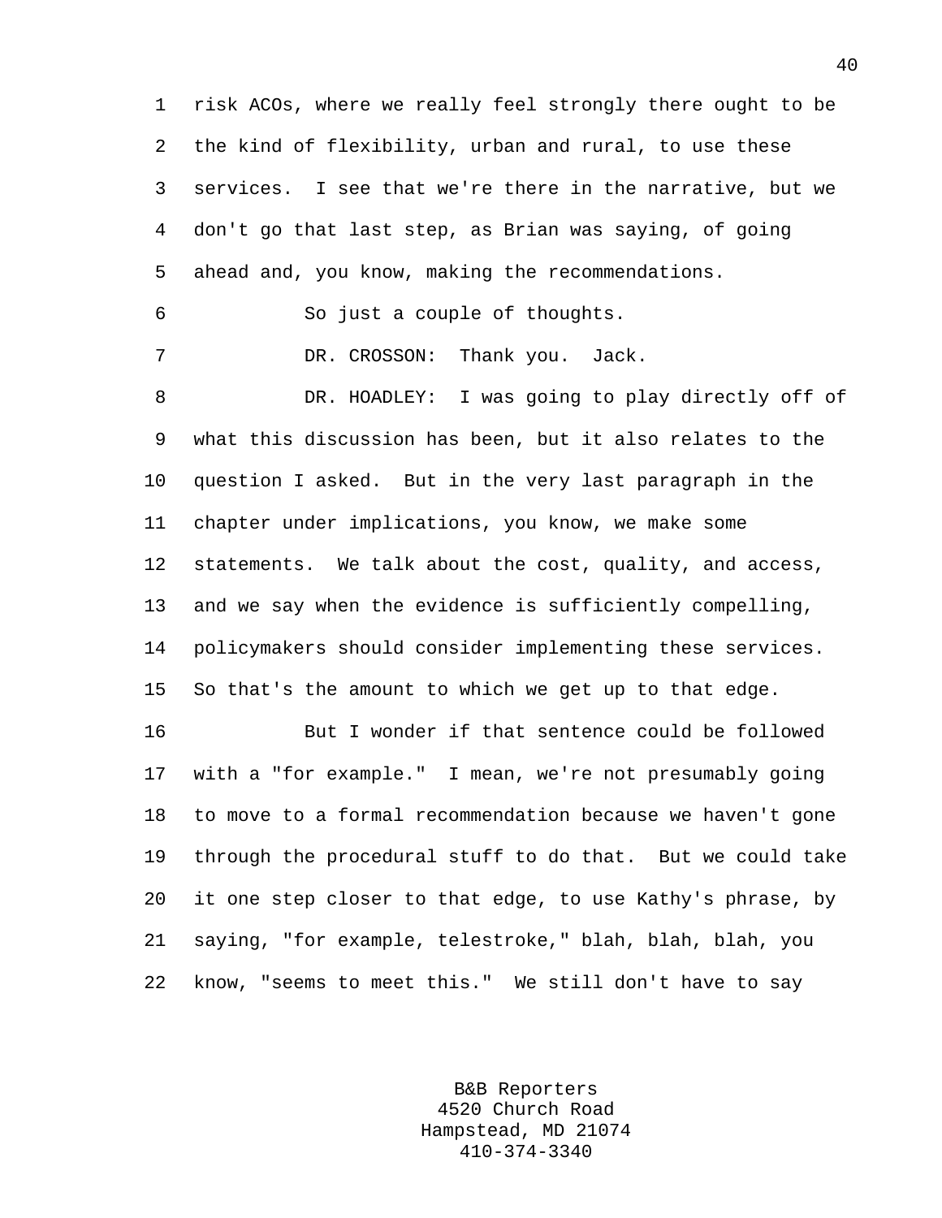risk ACOs, where we really feel strongly there ought to be the kind of flexibility, urban and rural, to use these services. I see that we're there in the narrative, but we don't go that last step, as Brian was saying, of going ahead and, you know, making the recommendations.

So just a couple of thoughts.

DR. CROSSON: Thank you. Jack.

DR. HOADLEY: I was going to play directly off of what this discussion has been, but it also relates to the question I asked. But in the very last paragraph in the chapter under implications, you know, we make some statements. We talk about the cost, quality, and access, and we say when the evidence is sufficiently compelling, policymakers should consider implementing these services. So that's the amount to which we get up to that edge.

But I wonder if that sentence could be followed with a "for example." I mean, we're not presumably going to move to a formal recommendation because we haven't gone through the procedural stuff to do that. But we could take it one step closer to that edge, to use Kathy's phrase, by saying, "for example, telestroke," blah, blah, blah, you know, "seems to meet this." We still don't have to say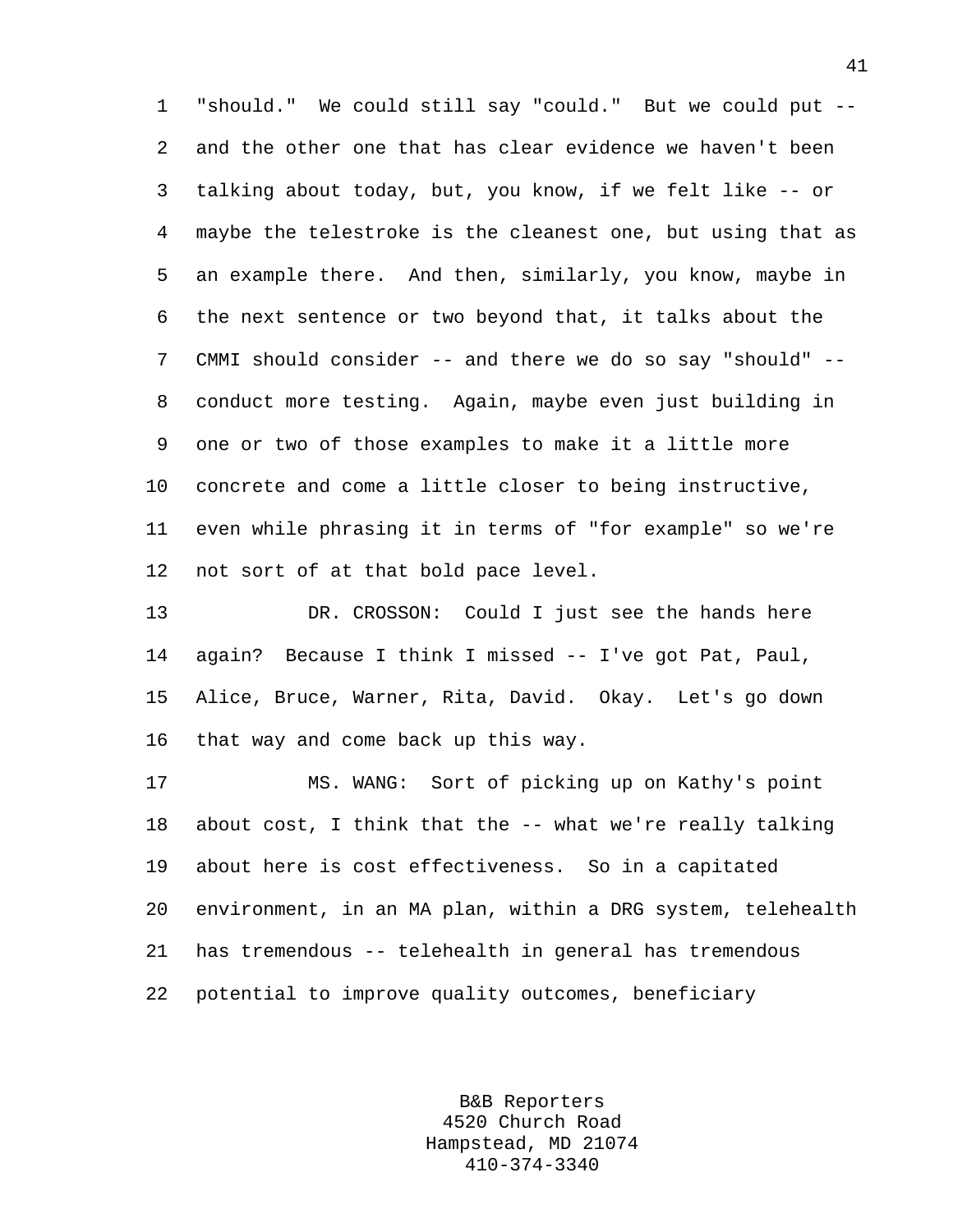"should." We could still say "could." But we could put -- and the other one that has clear evidence we haven't been talking about today, but, you know, if we felt like -- or maybe the telestroke is the cleanest one, but using that as an example there. And then, similarly, you know, maybe in the next sentence or two beyond that, it talks about the CMMI should consider -- and there we do so say "should" -- conduct more testing. Again, maybe even just building in one or two of those examples to make it a little more concrete and come a little closer to being instructive, even while phrasing it in terms of "for example" so we're not sort of at that bold pace level.

DR. CROSSON: Could I just see the hands here again? Because I think I missed -- I've got Pat, Paul, Alice, Bruce, Warner, Rita, David. Okay. Let's go down that way and come back up this way.

MS. WANG: Sort of picking up on Kathy's point about cost, I think that the -- what we're really talking about here is cost effectiveness. So in a capitated environment, in an MA plan, within a DRG system, telehealth has tremendous -- telehealth in general has tremendous potential to improve quality outcomes, beneficiary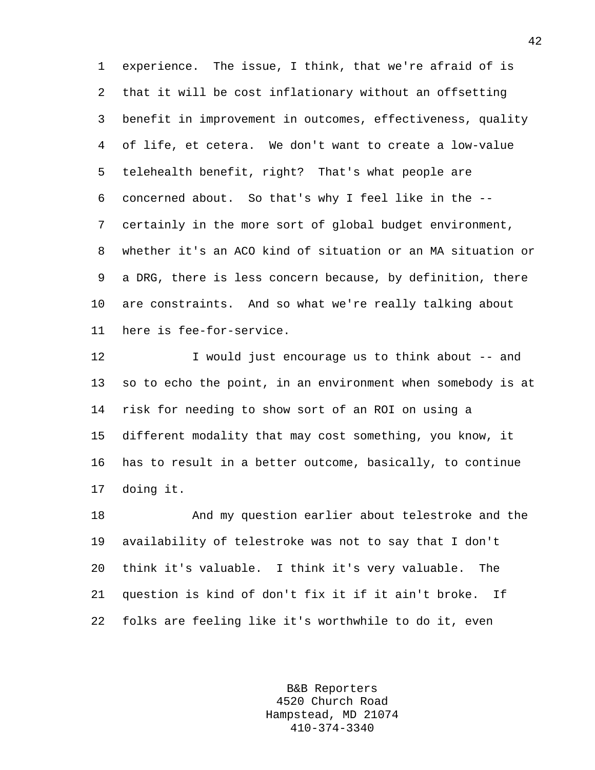experience. The issue, I think, that we're afraid of is that it will be cost inflationary without an offsetting benefit in improvement in outcomes, effectiveness, quality of life, et cetera. We don't want to create a low-value telehealth benefit, right? That's what people are concerned about. So that's why I feel like in the -- certainly in the more sort of global budget environment, whether it's an ACO kind of situation or an MA situation or a DRG, there is less concern because, by definition, there are constraints. And so what we're really talking about here is fee-for-service.

I would just encourage us to think about -- and so to echo the point, in an environment when somebody is at risk for needing to show sort of an ROI on using a different modality that may cost something, you know, it has to result in a better outcome, basically, to continue doing it.

And my question earlier about telestroke and the availability of telestroke was not to say that I don't think it's valuable. I think it's very valuable. The question is kind of don't fix it if it ain't broke. If folks are feeling like it's worthwhile to do it, even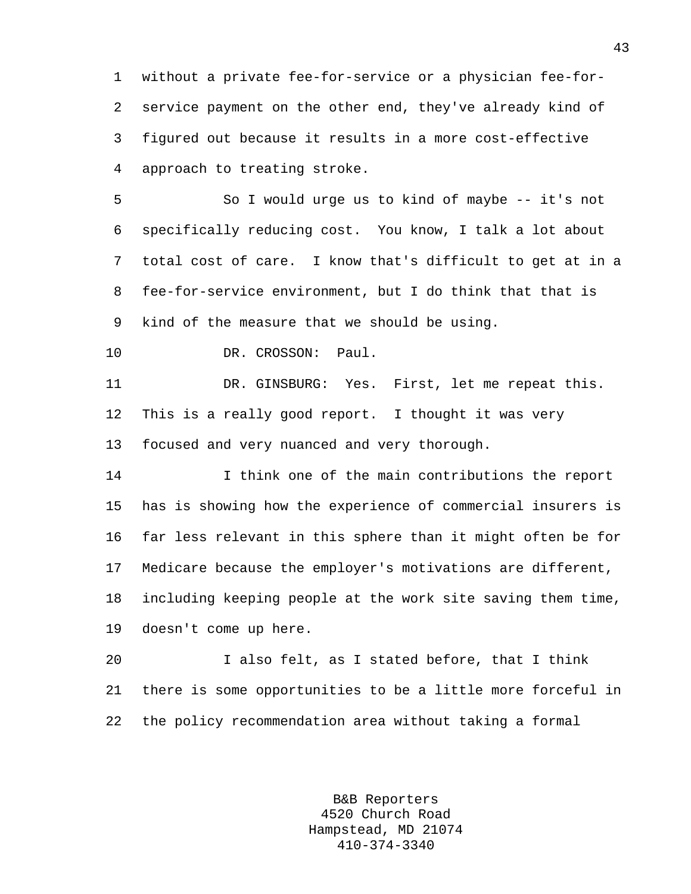without a private fee-for-service or a physician fee-for-service payment on the other end, they've already kind of figured out because it results in a more cost-effective approach to treating stroke.

So I would urge us to kind of maybe -- it's not specifically reducing cost. You know, I talk a lot about total cost of care. I know that's difficult to get at in a fee-for-service environment, but I do think that that is kind of the measure that we should be using.

DR. CROSSON: Paul.

DR. GINSBURG: Yes. First, let me repeat this. This is a really good report. I thought it was very focused and very nuanced and very thorough.

I think one of the main contributions the report has is showing how the experience of commercial insurers is far less relevant in this sphere than it might often be for Medicare because the employer's motivations are different, including keeping people at the work site saving them time, doesn't come up here.

I also felt, as I stated before, that I think there is some opportunities to be a little more forceful in the policy recommendation area without taking a formal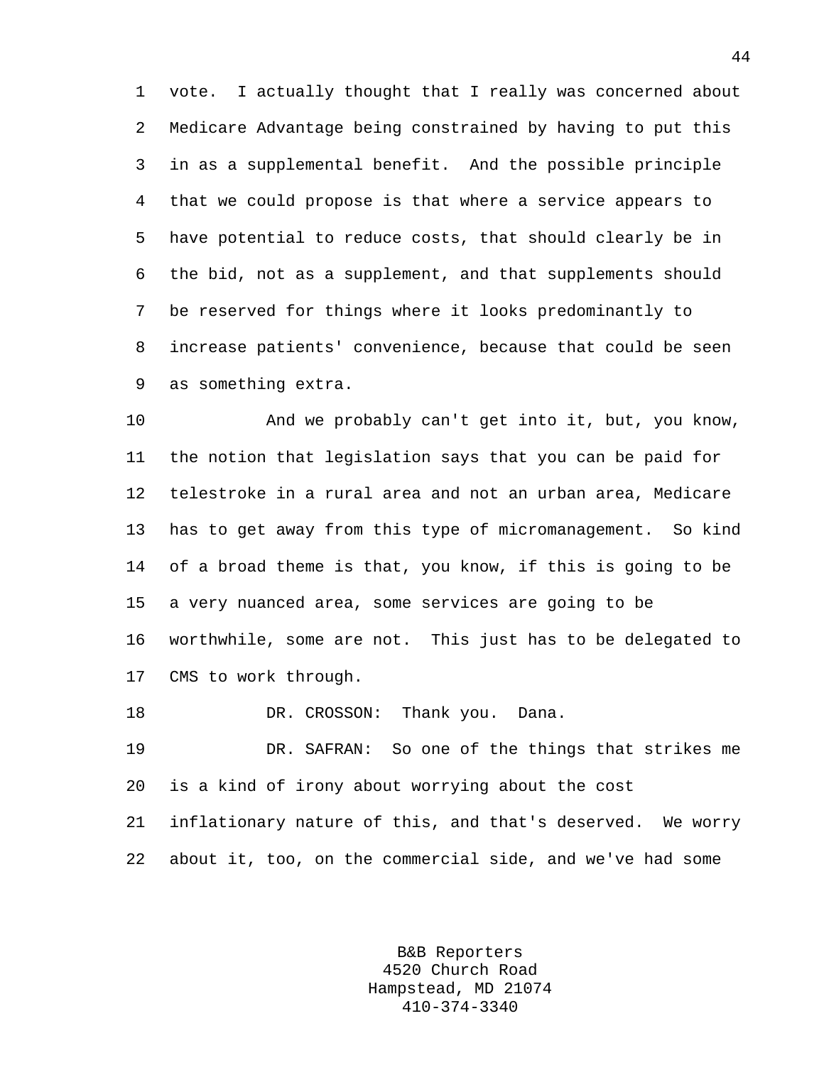vote. I actually thought that I really was concerned about Medicare Advantage being constrained by having to put this in as a supplemental benefit. And the possible principle that we could propose is that where a service appears to have potential to reduce costs, that should clearly be in the bid, not as a supplement, and that supplements should be reserved for things where it looks predominantly to increase patients' convenience, because that could be seen as something extra.

And we probably can't get into it, but, you know, the notion that legislation says that you can be paid for telestroke in a rural area and not an urban area, Medicare has to get away from this type of micromanagement. So kind of a broad theme is that, you know, if this is going to be a very nuanced area, some services are going to be worthwhile, some are not. This just has to be delegated to CMS to work through.

DR. CROSSON: Thank you. Dana.

DR. SAFRAN: So one of the things that strikes me is a kind of irony about worrying about the cost inflationary nature of this, and that's deserved. We worry about it, too, on the commercial side, and we've had some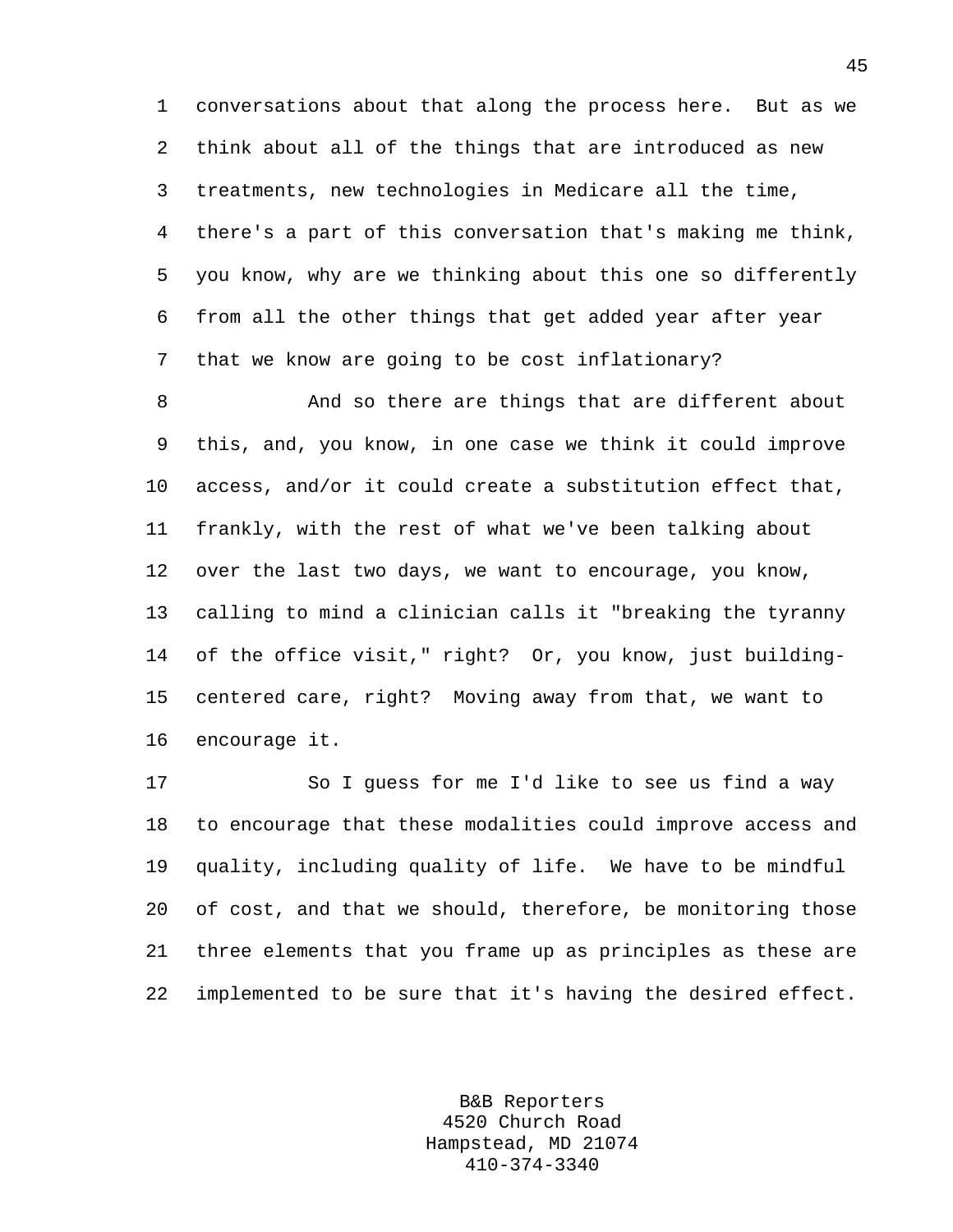conversations about that along the process here. But as we think about all of the things that are introduced as new treatments, new technologies in Medicare all the time, there's a part of this conversation that's making me think, you know, why are we thinking about this one so differently from all the other things that get added year after year that we know are going to be cost inflationary?

And so there are things that are different about this, and, you know, in one case we think it could improve access, and/or it could create a substitution effect that, frankly, with the rest of what we've been talking about over the last two days, we want to encourage, you know, calling to mind a clinician calls it "breaking the tyranny of the office visit," right? Or, you know, just building-centered care, right? Moving away from that, we want to encourage it.

So I guess for me I'd like to see us find a way to encourage that these modalities could improve access and quality, including quality of life. We have to be mindful of cost, and that we should, therefore, be monitoring those three elements that you frame up as principles as these are implemented to be sure that it's having the desired effect.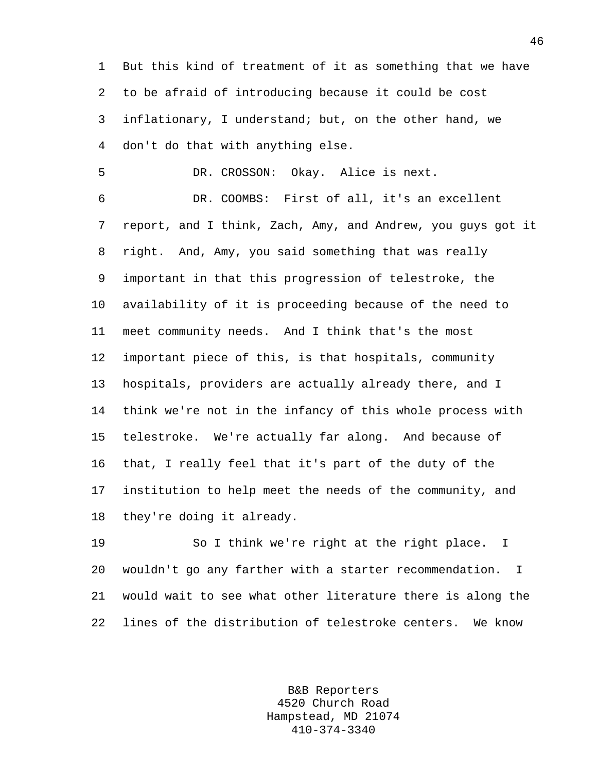But this kind of treatment of it as something that we have to be afraid of introducing because it could be cost inflationary, I understand; but, on the other hand, we don't do that with anything else.

DR. CROSSON: Okay. Alice is next.

DR. COOMBS: First of all, it's an excellent report, and I think, Zach, Amy, and Andrew, you guys got it right. And, Amy, you said something that was really important in that this progression of telestroke, the availability of it is proceeding because of the need to meet community needs. And I think that's the most important piece of this, is that hospitals, community hospitals, providers are actually already there, and I think we're not in the infancy of this whole process with telestroke. We're actually far along. And because of that, I really feel that it's part of the duty of the institution to help meet the needs of the community, and they're doing it already.

So I think we're right at the right place. I wouldn't go any farther with a starter recommendation. I would wait to see what other literature there is along the lines of the distribution of telestroke centers. We know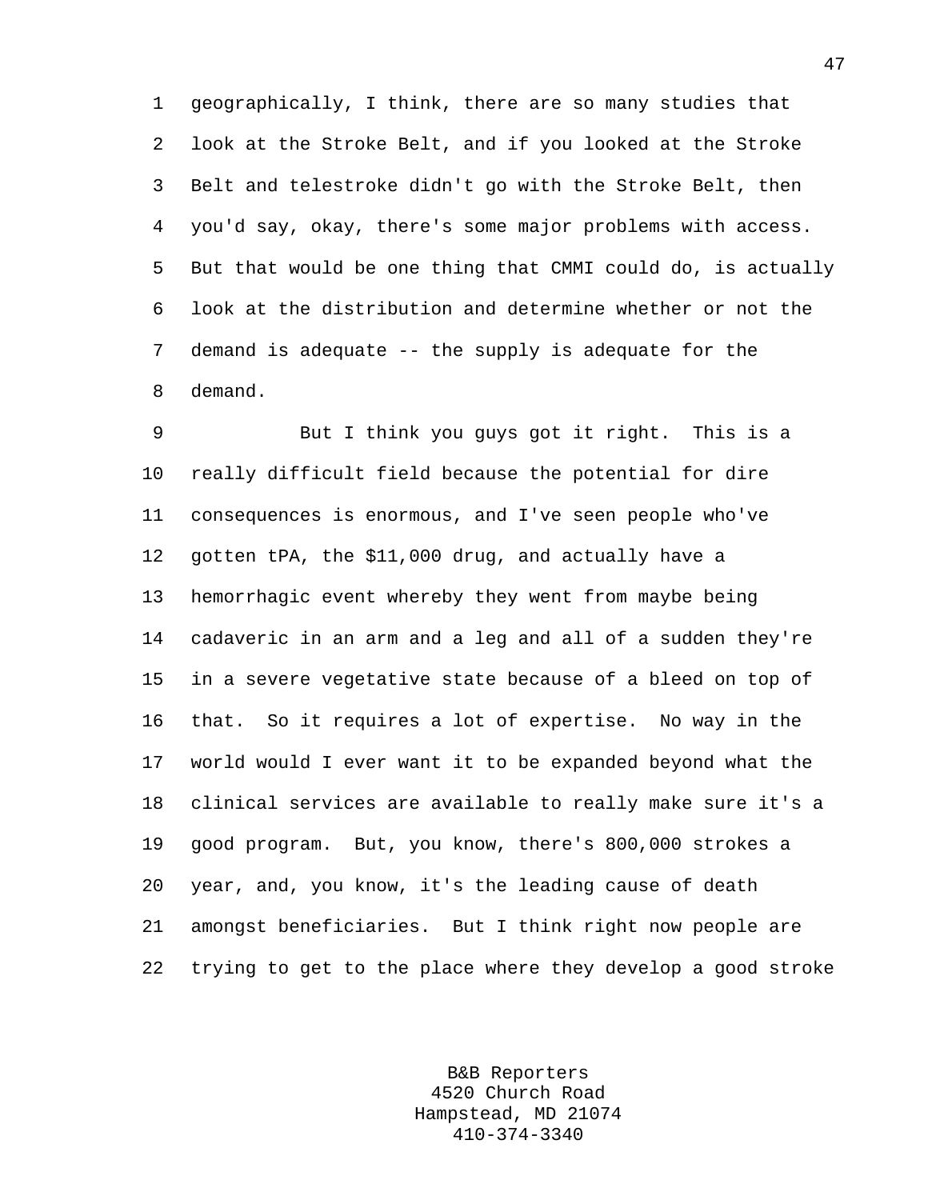geographically, I think, there are so many studies that look at the Stroke Belt, and if you looked at the Stroke Belt and telestroke didn't go with the Stroke Belt, then you'd say, okay, there's some major problems with access. But that would be one thing that CMMI could do, is actually look at the distribution and determine whether or not the demand is adequate -- the supply is adequate for the demand.

But I think you guys got it right. This is a really difficult field because the potential for dire consequences is enormous, and I've seen people who've gotten tPA, the $11,000 drug, and actually have a hemorrhagic event whereby they went from maybe being cadaveric in an arm and a leg and all of a sudden they're in a severe vegetative state because of a bleed on top of that. So it requires a lot of expertise. No way in the world would I ever want it to be expanded beyond what the clinical services are available to really make sure it's a good program. But, you know, there's 800,000 strokes a year, and, you know, it's the leading cause of death amongst beneficiaries. But I think right now people are trying to get to the place where they develop a good stroke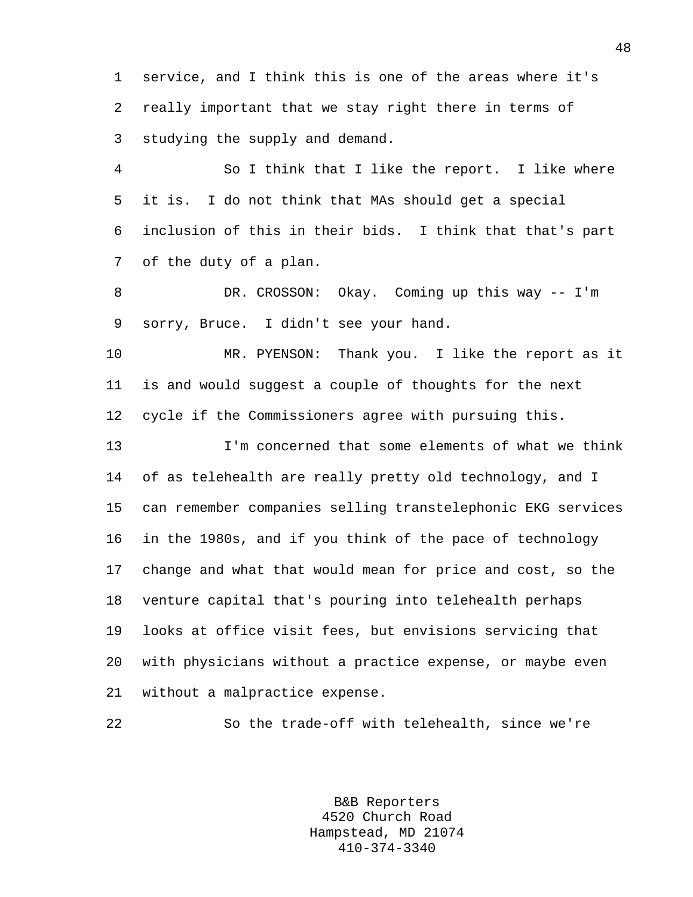service, and I think this is one of the areas where it's really important that we stay right there in terms of studying the supply and demand.

So I think that I like the report. I like where it is. I do not think that MAs should get a special inclusion of this in their bids. I think that that's part of the duty of a plan.

DR. CROSSON: Okay. Coming up this way -- I'm sorry, Bruce. I didn't see your hand.

MR. PYENSON: Thank you. I like the report as it is and would suggest a couple of thoughts for the next cycle if the Commissioners agree with pursuing this.

I'm concerned that some elements of what we think of as telehealth are really pretty old technology, and I can remember companies selling transtelephonic EKG services in the 1980s, and if you think of the pace of technology change and what that would mean for price and cost, so the venture capital that's pouring into telehealth perhaps looks at office visit fees, but envisions servicing that with physicians without a practice expense, or maybe even without a malpractice expense.

So the trade-off with telehealth, since we're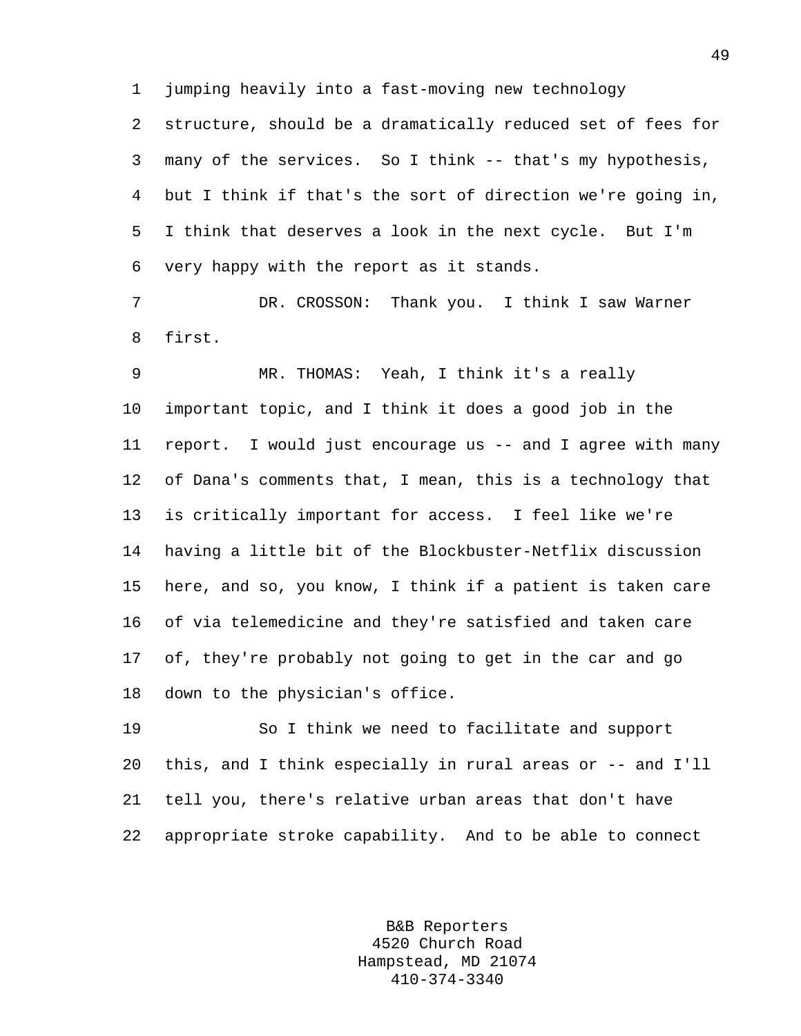jumping heavily into a fast-moving new technology structure, should be a dramatically reduced set of fees for many of the services. So I think -- that's my hypothesis, but I think if that's the sort of direction we're going in, I think that deserves a look in the next cycle. But I'm very happy with the report as it stands.

DR. CROSSON: Thank you. I think I saw Warner first.

MR. THOMAS: Yeah, I think it's a really important topic, and I think it does a good job in the report. I would just encourage us -- and I agree with many of Dana's comments that, I mean, this is a technology that is critically important for access. I feel like we're having a little bit of the Blockbuster-Netflix discussion here, and so, you know, I think if a patient is taken care of via telemedicine and they're satisfied and taken care of, they're probably not going to get in the car and go down to the physician's office.

So I think we need to facilitate and support this, and I think especially in rural areas or -- and I'll tell you, there's relative urban areas that don't have appropriate stroke capability. And to be able to connect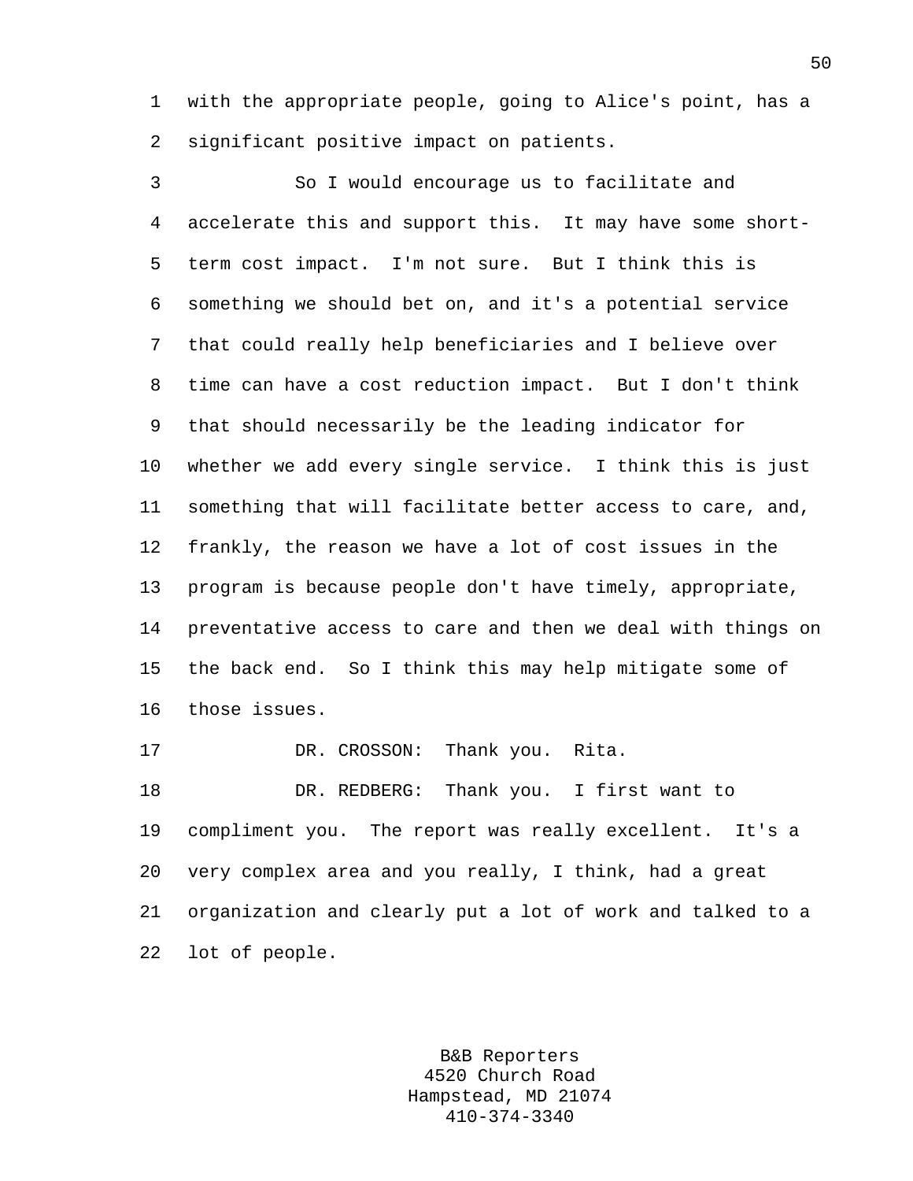with the appropriate people, going to Alice's point, has a significant positive impact on patients.

So I would encourage us to facilitate and accelerate this and support this. It may have some short-term cost impact. I'm not sure. But I think this is something we should bet on, and it's a potential service that could really help beneficiaries and I believe over time can have a cost reduction impact. But I don't think that should necessarily be the leading indicator for whether we add every single service. I think this is just something that will facilitate better access to care, and, frankly, the reason we have a lot of cost issues in the program is because people don't have timely, appropriate, preventative access to care and then we deal with things on the back end. So I think this may help mitigate some of those issues.

DR. CROSSON: Thank you. Rita.

DR. REDBERG: Thank you. I first want to compliment you. The report was really excellent. It's a very complex area and you really, I think, had a great organization and clearly put a lot of work and talked to a lot of people.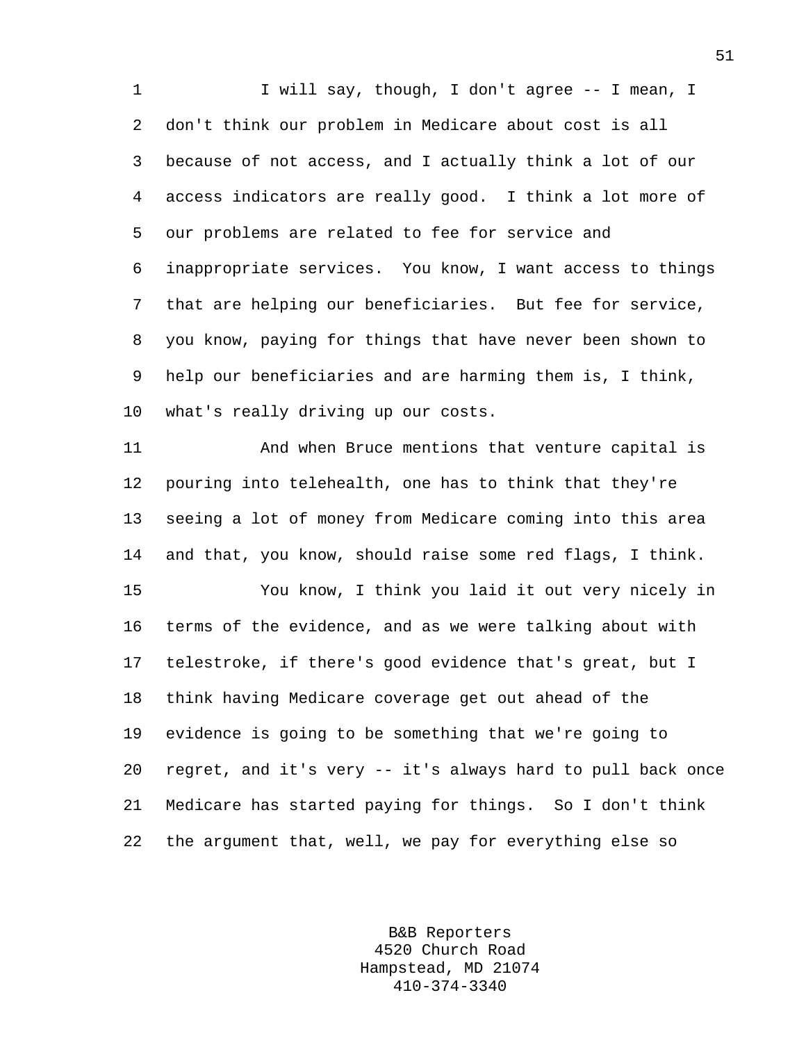I will say, though, I don't agree -- I mean, I don't think our problem in Medicare about cost is all because of not access, and I actually think a lot of our access indicators are really good. I think a lot more of our problems are related to fee for service and inappropriate services. You know, I want access to things that are helping our beneficiaries. But fee for service, you know, paying for things that have never been shown to help our beneficiaries and are harming them is, I think, what's really driving up our costs.

And when Bruce mentions that venture capital is pouring into telehealth, one has to think that they're seeing a lot of money from Medicare coming into this area and that, you know, should raise some red flags, I think.

You know, I think you laid it out very nicely in terms of the evidence, and as we were talking about with telestroke, if there's good evidence that's great, but I think having Medicare coverage get out ahead of the evidence is going to be something that we're going to regret, and it's very -- it's always hard to pull back once Medicare has started paying for things. So I don't think the argument that, well, we pay for everything else so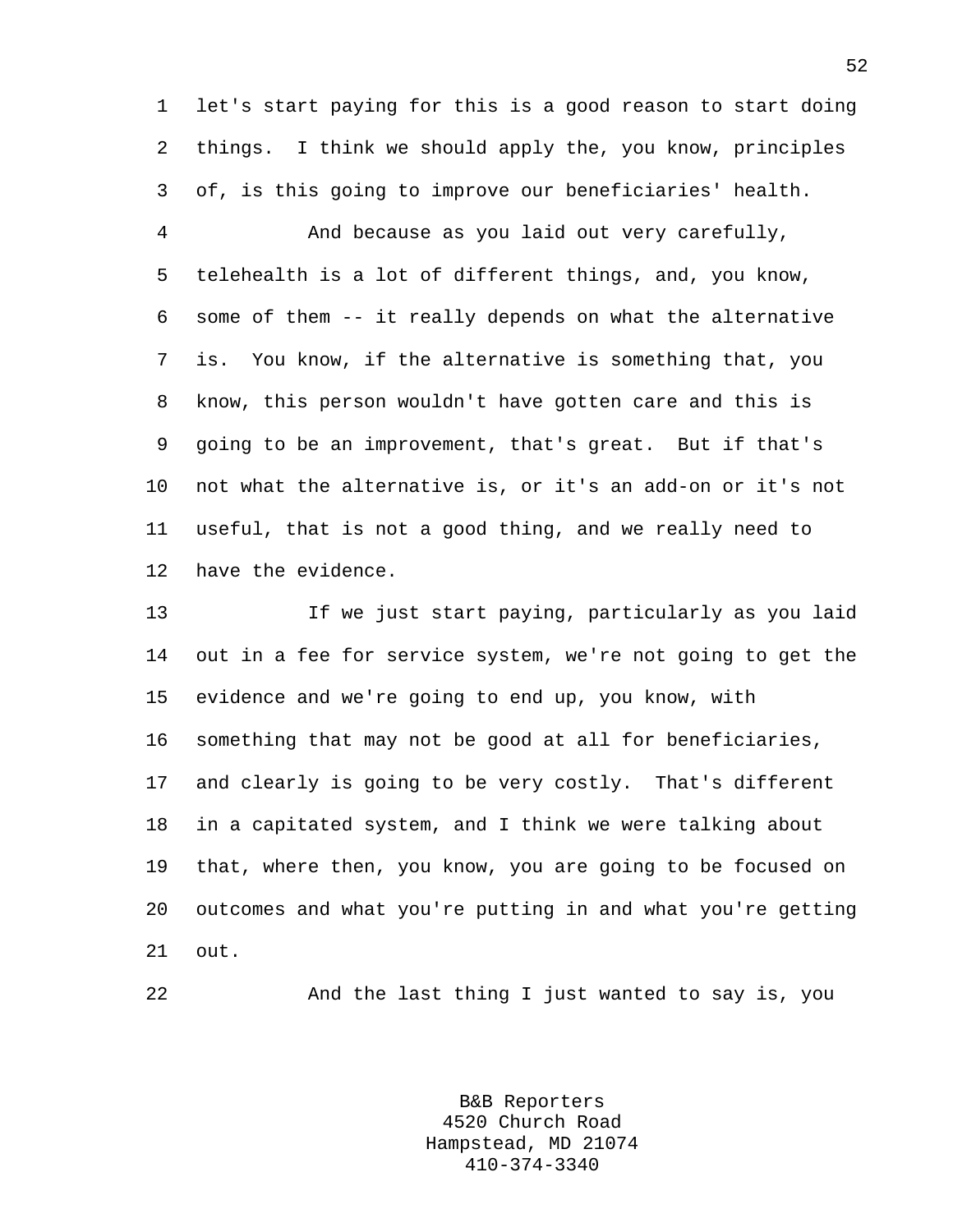let's start paying for this is a good reason to start doing things. I think we should apply the, you know, principles of, is this going to improve our beneficiaries' health.

And because as you laid out very carefully, telehealth is a lot of different things, and, you know, some of them -- it really depends on what the alternative is. You know, if the alternative is something that, you know, this person wouldn't have gotten care and this is going to be an improvement, that's great. But if that's not what the alternative is, or it's an add-on or it's not useful, that is not a good thing, and we really need to have the evidence.

If we just start paying, particularly as you laid out in a fee for service system, we're not going to get the evidence and we're going to end up, you know, with something that may not be good at all for beneficiaries, and clearly is going to be very costly. That's different in a capitated system, and I think we were talking about that, where then, you know, you are going to be focused on outcomes and what you're putting in and what you're getting out.

And the last thing I just wanted to say is, you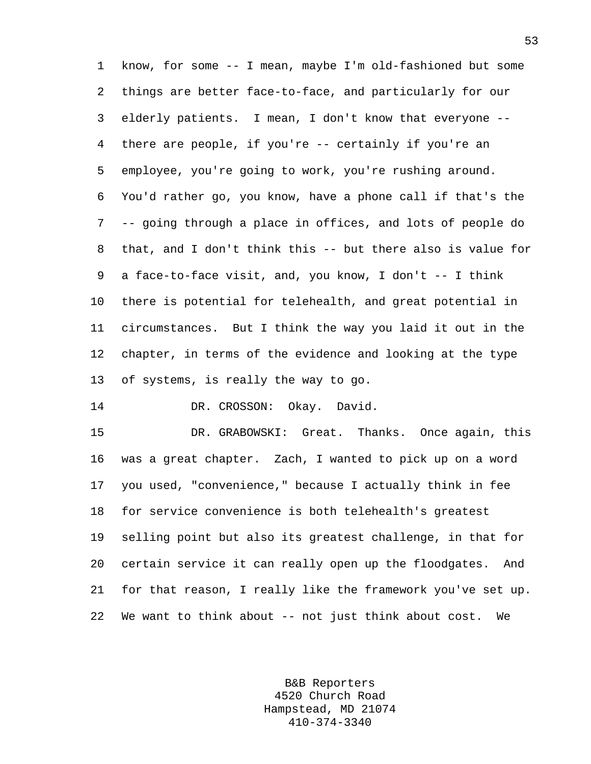know, for some -- I mean, maybe I'm old-fashioned but some things are better face-to-face, and particularly for our elderly patients. I mean, I don't know that everyone -- there are people, if you're -- certainly if you're an employee, you're going to work, you're rushing around. You'd rather go, you know, have a phone call if that's the -- going through a place in offices, and lots of people do that, and I don't think this -- but there also is value for a face-to-face visit, and, you know, I don't -- I think there is potential for telehealth, and great potential in circumstances. But I think the way you laid it out in the chapter, in terms of the evidence and looking at the type of systems, is really the way to go.

DR. CROSSON: Okay. David.

DR. GRABOWSKI: Great. Thanks. Once again, this was a great chapter. Zach, I wanted to pick up on a word you used, "convenience," because I actually think in fee for service convenience is both telehealth's greatest selling point but also its greatest challenge, in that for certain service it can really open up the floodgates. And for that reason, I really like the framework you've set up. We want to think about -- not just think about cost. We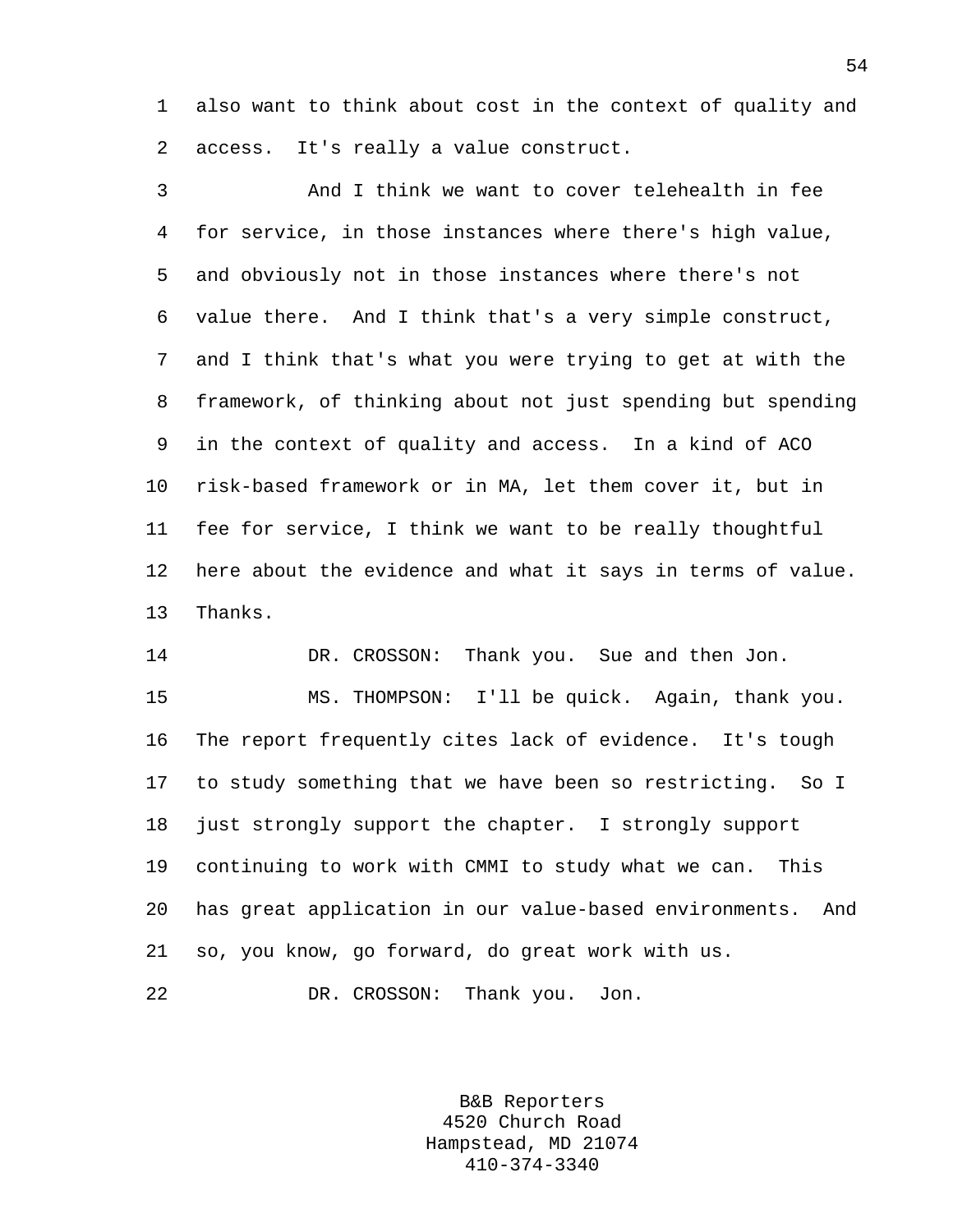also want to think about cost in the context of quality and access. It's really a value construct.

And I think we want to cover telehealth in fee for service, in those instances where there's high value, and obviously not in those instances where there's not value there. And I think that's a very simple construct, and I think that's what you were trying to get at with the framework, of thinking about not just spending but spending in the context of quality and access. In a kind of ACO risk-based framework or in MA, let them cover it, but in fee for service, I think we want to be really thoughtful here about the evidence and what it says in terms of value. Thanks.

DR. CROSSON: Thank you. Sue and then Jon.

MS. THOMPSON: I'll be quick. Again, thank you. The report frequently cites lack of evidence. It's tough to study something that we have been so restricting. So I just strongly support the chapter. I strongly support continuing to work with CMMI to study what we can. This has great application in our value-based environments. And so, you know, go forward, do great work with us.

DR. CROSSON: Thank you. Jon.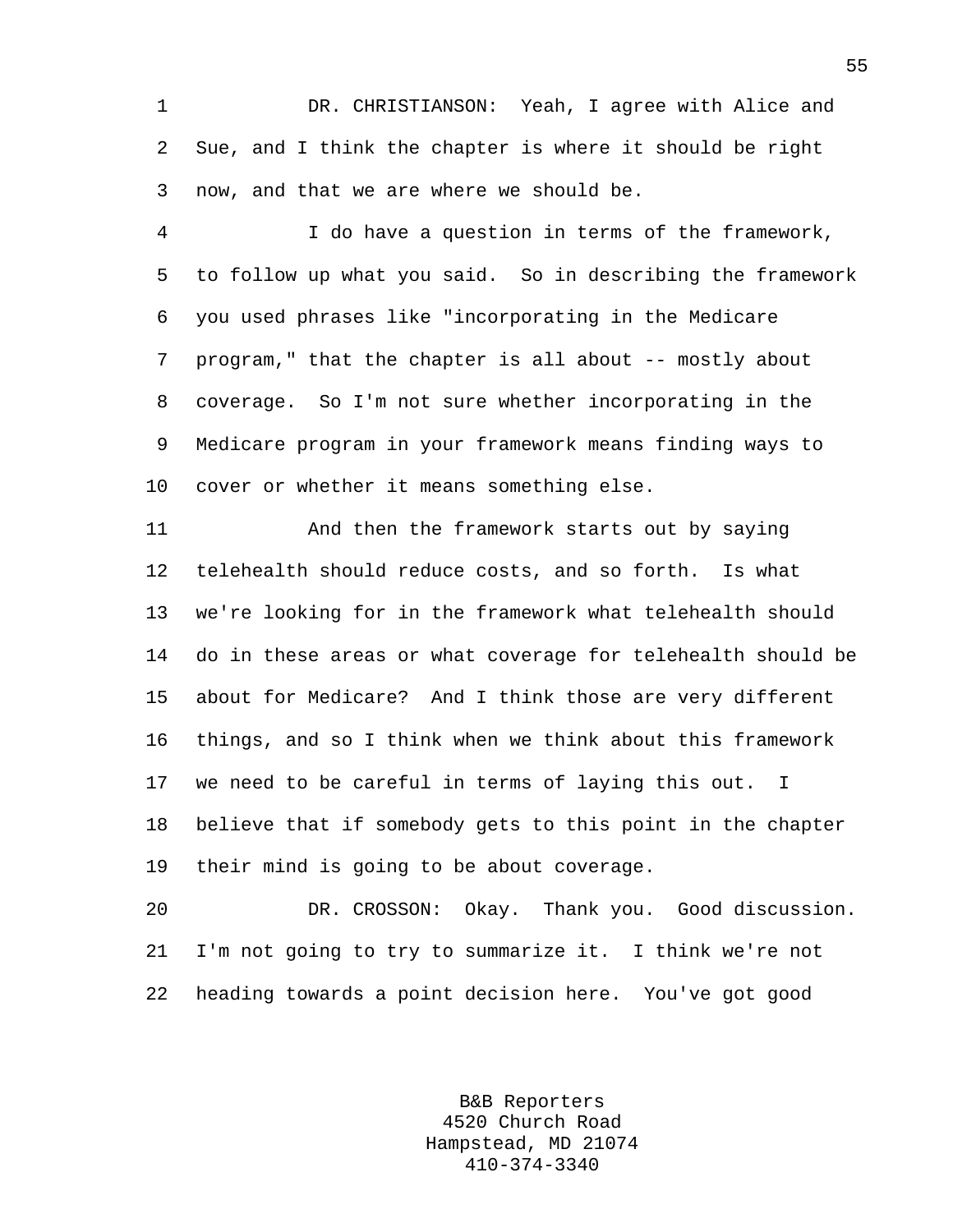DR. CHRISTIANSON: Yeah, I agree with Alice and Sue, and I think the chapter is where it should be right now, and that we are where we should be.

I do have a question in terms of the framework, to follow up what you said. So in describing the framework you used phrases like "incorporating in the Medicare program," that the chapter is all about -- mostly about coverage. So I'm not sure whether incorporating in the Medicare program in your framework means finding ways to cover or whether it means something else.

And then the framework starts out by saying telehealth should reduce costs, and so forth. Is what we're looking for in the framework what telehealth should do in these areas or what coverage for telehealth should be about for Medicare? And I think those are very different things, and so I think when we think about this framework we need to be careful in terms of laying this out. I believe that if somebody gets to this point in the chapter their mind is going to be about coverage.

DR. CROSSON: Okay. Thank you. Good discussion. I'm not going to try to summarize it. I think we're not heading towards a point decision here. You've got good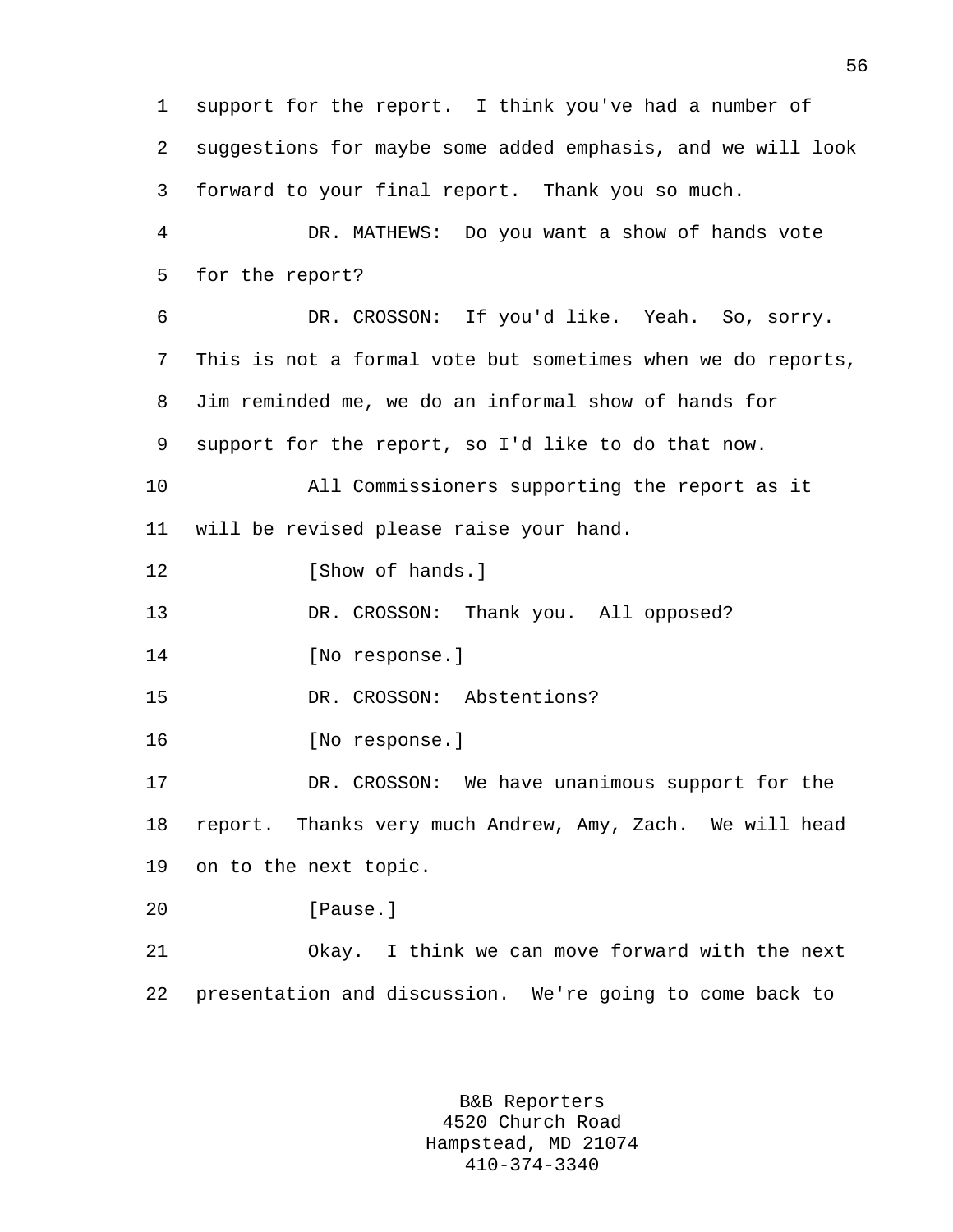support for the report. I think you've had a number of suggestions for maybe some added emphasis, and we will look forward to your final report. Thank you so much.

DR. MATHEWS: Do you want a show of hands vote for the report?

DR. CROSSON: If you'd like. Yeah. So, sorry. This is not a formal vote but sometimes when we do reports, Jim reminded me, we do an informal show of hands for support for the report, so I'd like to do that now.

All Commissioners supporting the report as it will be revised please raise your hand.

[Show of hands.]

DR. CROSSON: Thank you. All opposed?

[No response.]

DR. CROSSON: Abstentions?

[No response.]

DR. CROSSON: We have unanimous support for the report. Thanks very much Andrew, Amy, Zach. We will head on to the next topic.

[Pause.]

Okay. I think we can move forward with the next presentation and discussion. We're going to come back to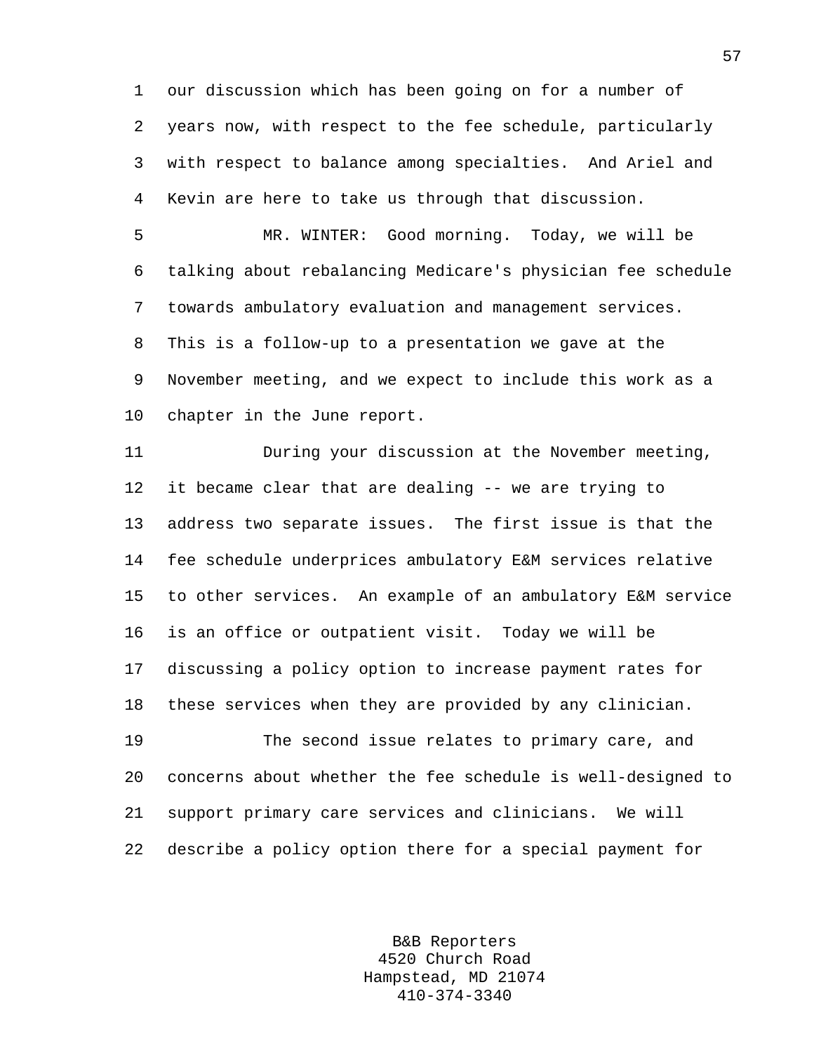our discussion which has been going on for a number of years now, with respect to the fee schedule, particularly with respect to balance among specialties. And Ariel and Kevin are here to take us through that discussion.

MR. WINTER: Good morning. Today, we will be talking about rebalancing Medicare's physician fee schedule towards ambulatory evaluation and management services. This is a follow-up to a presentation we gave at the November meeting, and we expect to include this work as a chapter in the June report.

During your discussion at the November meeting, it became clear that are dealing -- we are trying to address two separate issues. The first issue is that the fee schedule underprices ambulatory E&M services relative to other services. An example of an ambulatory E&M service is an office or outpatient visit. Today we will be discussing a policy option to increase payment rates for these services when they are provided by any clinician.

The second issue relates to primary care, and concerns about whether the fee schedule is well-designed to support primary care services and clinicians. We will describe a policy option there for a special payment for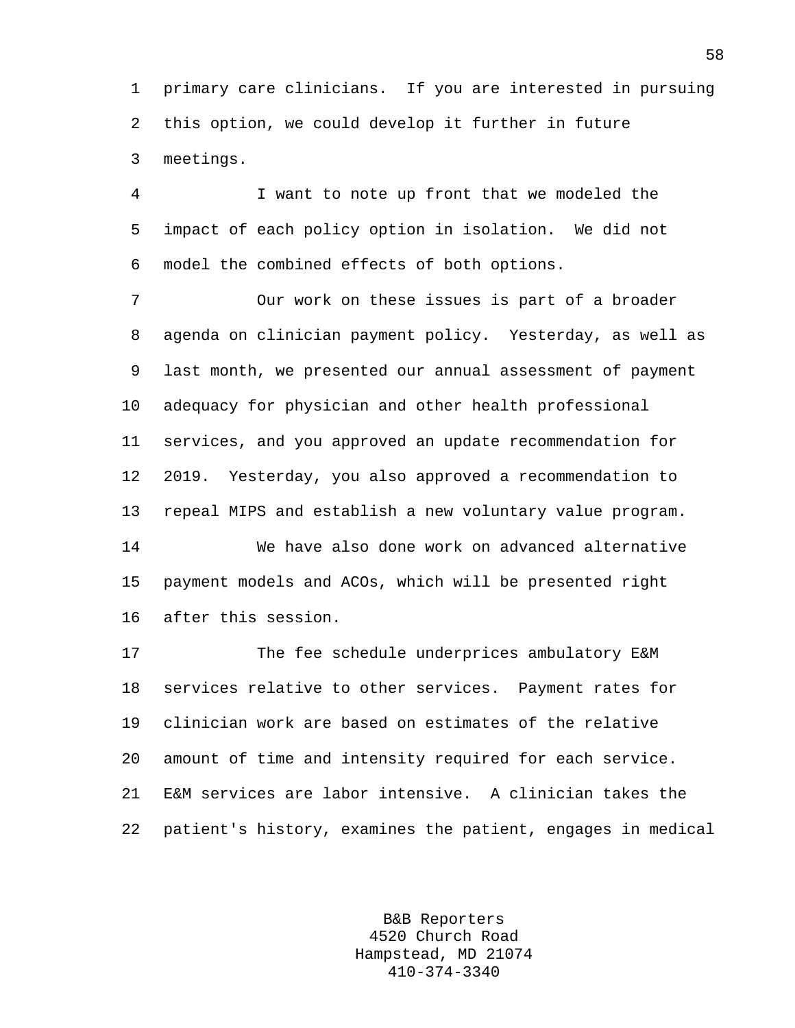primary care clinicians. If you are interested in pursuing this option, we could develop it further in future meetings.

I want to note up front that we modeled the impact of each policy option in isolation. We did not model the combined effects of both options.

Our work on these issues is part of a broader agenda on clinician payment policy. Yesterday, as well as last month, we presented our annual assessment of payment adequacy for physician and other health professional services, and you approved an update recommendation for 2019. Yesterday, you also approved a recommendation to repeal MIPS and establish a new voluntary value program.

We have also done work on advanced alternative payment models and ACOs, which will be presented right after this session.

The fee schedule underprices ambulatory E&M services relative to other services. Payment rates for clinician work are based on estimates of the relative amount of time and intensity required for each service. E&M services are labor intensive. A clinician takes the patient's history, examines the patient, engages in medical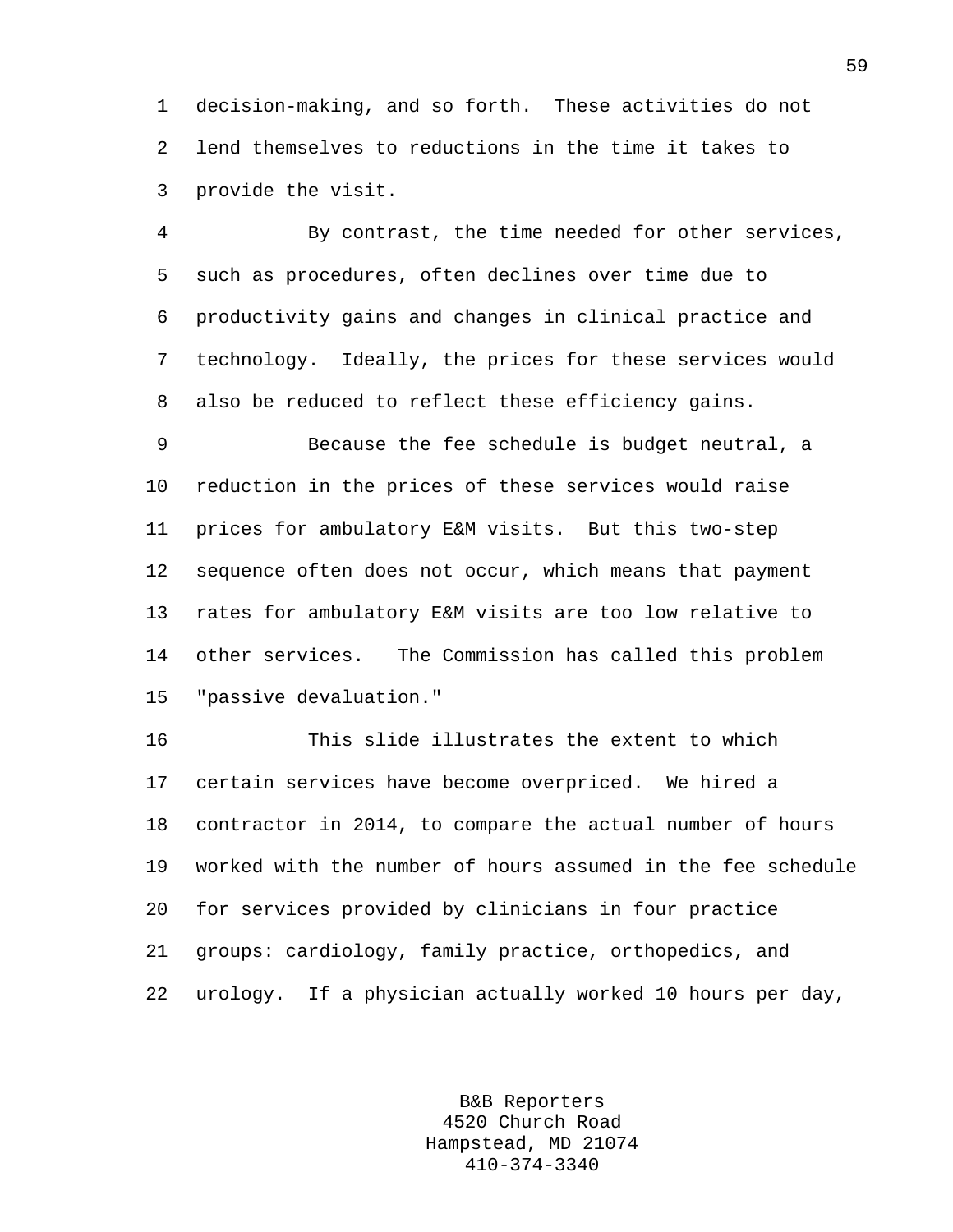decision-making, and so forth. These activities do not lend themselves to reductions in the time it takes to provide the visit.

By contrast, the time needed for other services, such as procedures, often declines over time due to productivity gains and changes in clinical practice and technology. Ideally, the prices for these services would also be reduced to reflect these efficiency gains.

Because the fee schedule is budget neutral, a reduction in the prices of these services would raise prices for ambulatory E&M visits. But this two-step sequence often does not occur, which means that payment rates for ambulatory E&M visits are too low relative to other services. The Commission has called this problem "passive devaluation."

This slide illustrates the extent to which certain services have become overpriced. We hired a contractor in 2014, to compare the actual number of hours worked with the number of hours assumed in the fee schedule for services provided by clinicians in four practice groups: cardiology, family practice, orthopedics, and urology. If a physician actually worked 10 hours per day,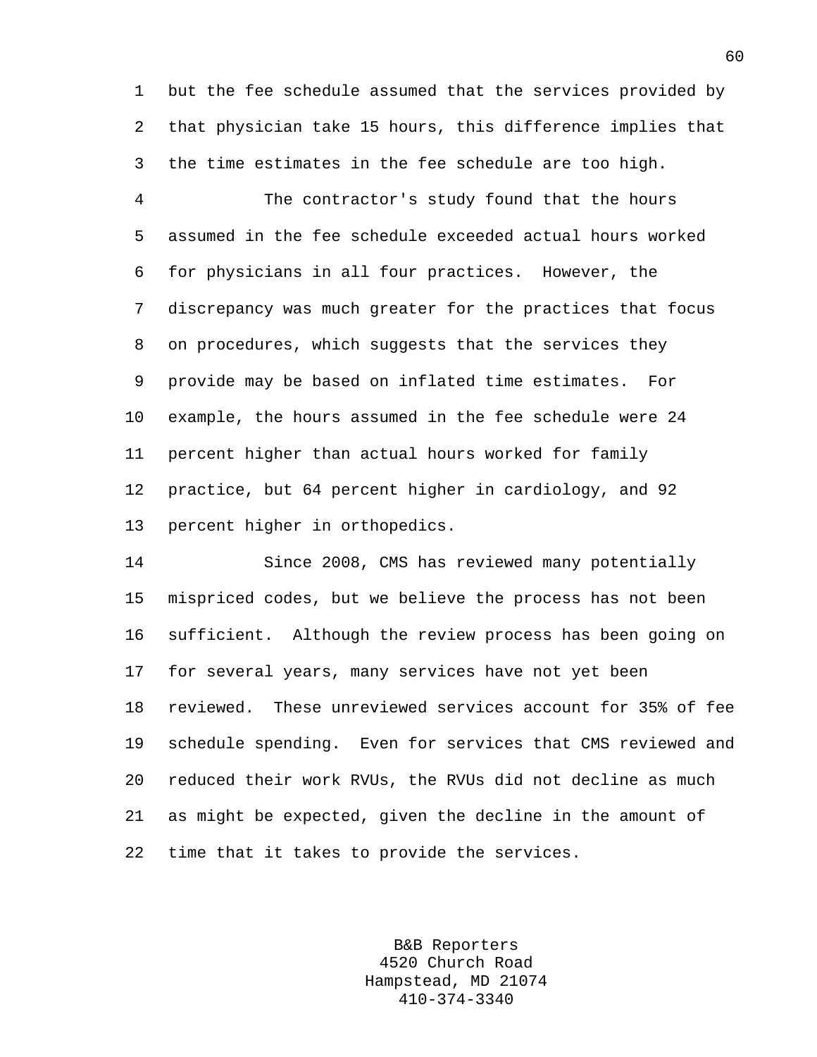but the fee schedule assumed that the services provided by that physician take 15 hours, this difference implies that the time estimates in the fee schedule are too high.

The contractor's study found that the hours assumed in the fee schedule exceeded actual hours worked for physicians in all four practices. However, the discrepancy was much greater for the practices that focus on procedures, which suggests that the services they provide may be based on inflated time estimates. For example, the hours assumed in the fee schedule were 24 percent higher than actual hours worked for family practice, but 64 percent higher in cardiology, and 92 percent higher in orthopedics.

Since 2008, CMS has reviewed many potentially mispriced codes, but we believe the process has not been sufficient. Although the review process has been going on for several years, many services have not yet been reviewed. These unreviewed services account for 35% of fee schedule spending. Even for services that CMS reviewed and reduced their work RVUs, the RVUs did not decline as much as might be expected, given the decline in the amount of time that it takes to provide the services.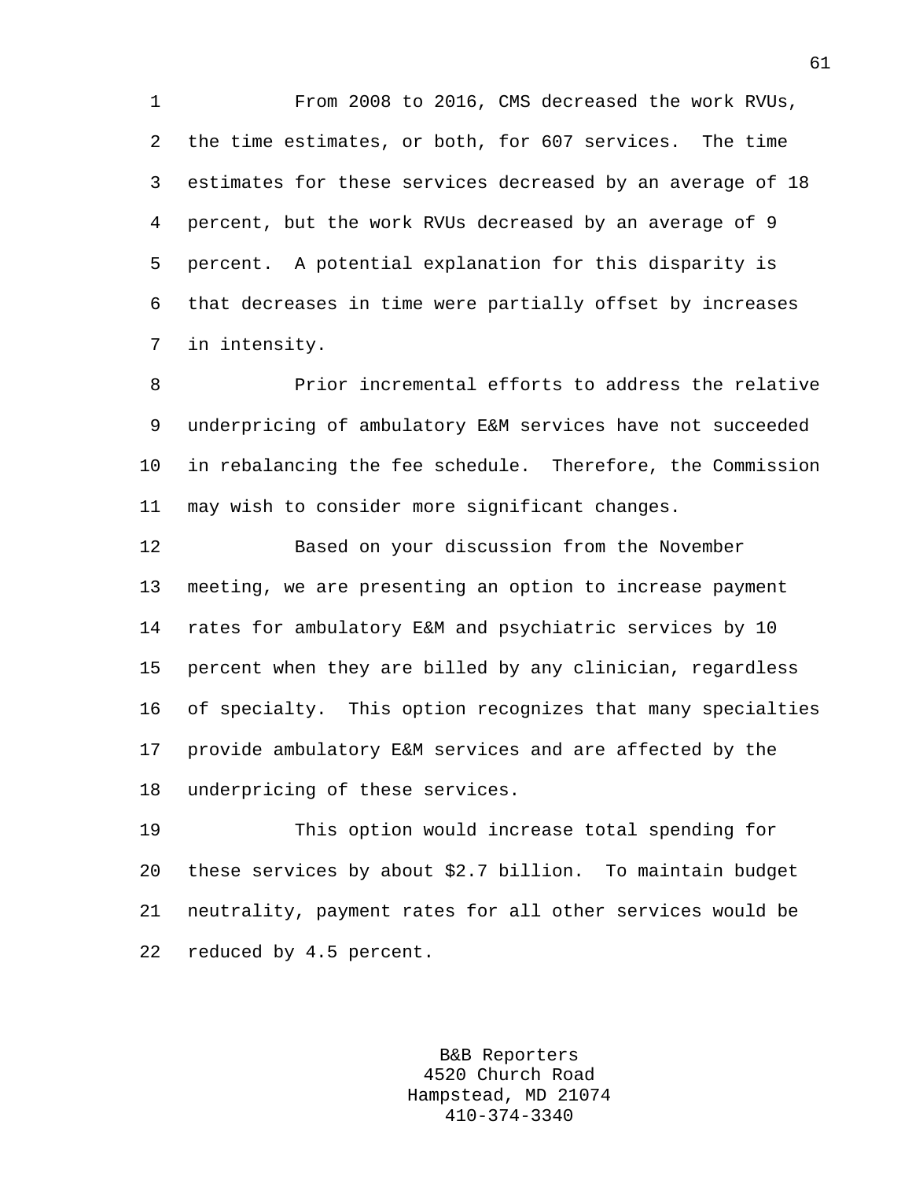From 2008 to 2016, CMS decreased the work RVUs, the time estimates, or both, for 607 services. The time estimates for these services decreased by an average of 18 percent, but the work RVUs decreased by an average of 9 percent. A potential explanation for this disparity is that decreases in time were partially offset by increases in intensity.

Prior incremental efforts to address the relative underpricing of ambulatory E&M services have not succeeded in rebalancing the fee schedule. Therefore, the Commission may wish to consider more significant changes.

Based on your discussion from the November meeting, we are presenting an option to increase payment rates for ambulatory E&M and psychiatric services by 10 percent when they are billed by any clinician, regardless of specialty. This option recognizes that many specialties provide ambulatory E&M services and are affected by the underpricing of these services.

This option would increase total spending for these services by about $2.7 billion. To maintain budget neutrality, payment rates for all other services would be reduced by 4.5 percent.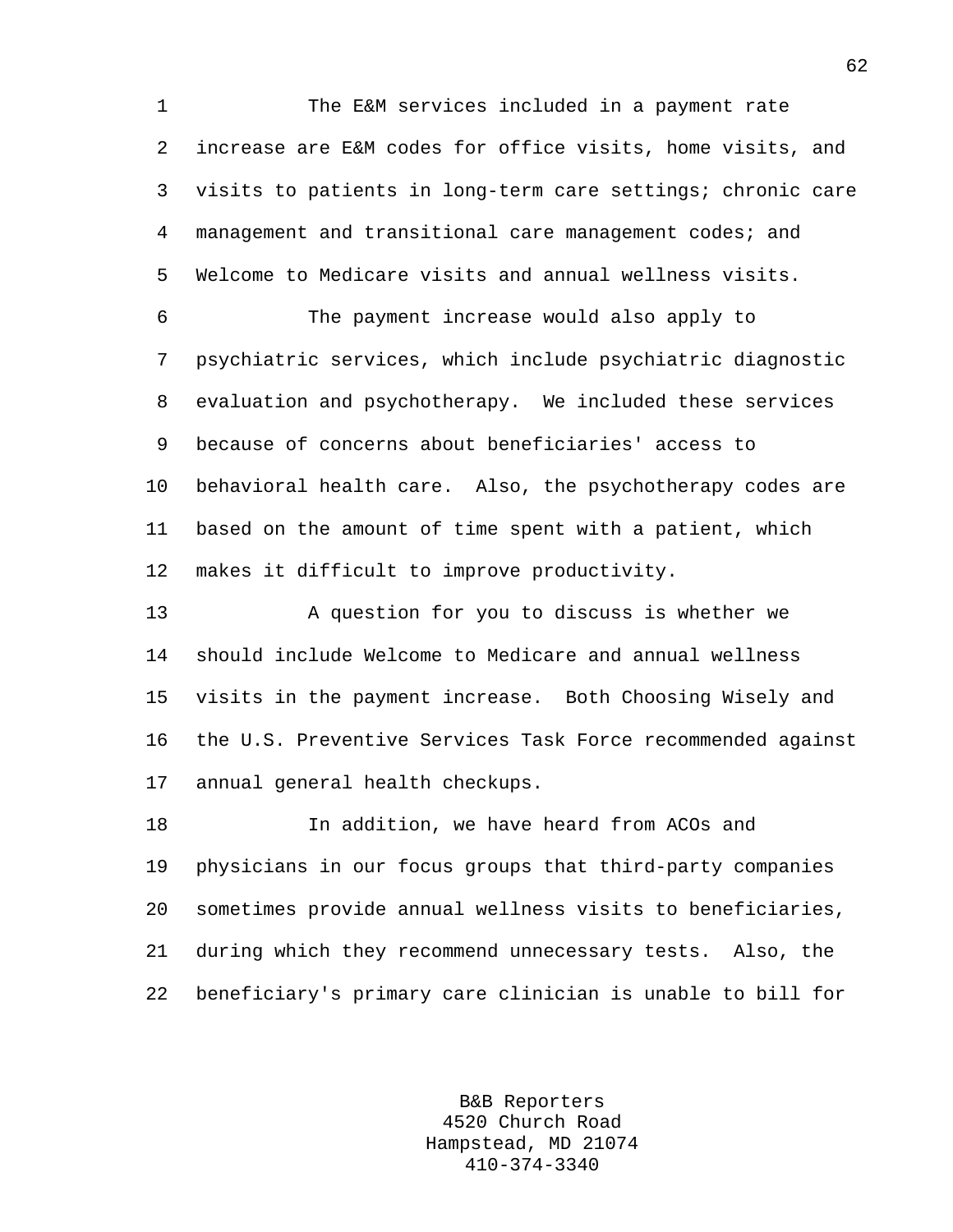The E&M services included in a payment rate increase are E&M codes for office visits, home visits, and visits to patients in long-term care settings; chronic care management and transitional care management codes; and Welcome to Medicare visits and annual wellness visits.

The payment increase would also apply to psychiatric services, which include psychiatric diagnostic evaluation and psychotherapy. We included these services because of concerns about beneficiaries' access to behavioral health care. Also, the psychotherapy codes are based on the amount of time spent with a patient, which makes it difficult to improve productivity.

A question for you to discuss is whether we should include Welcome to Medicare and annual wellness visits in the payment increase. Both Choosing Wisely and the U.S. Preventive Services Task Force recommended against annual general health checkups.

In addition, we have heard from ACOs and physicians in our focus groups that third-party companies sometimes provide annual wellness visits to beneficiaries, during which they recommend unnecessary tests. Also, the beneficiary's primary care clinician is unable to bill for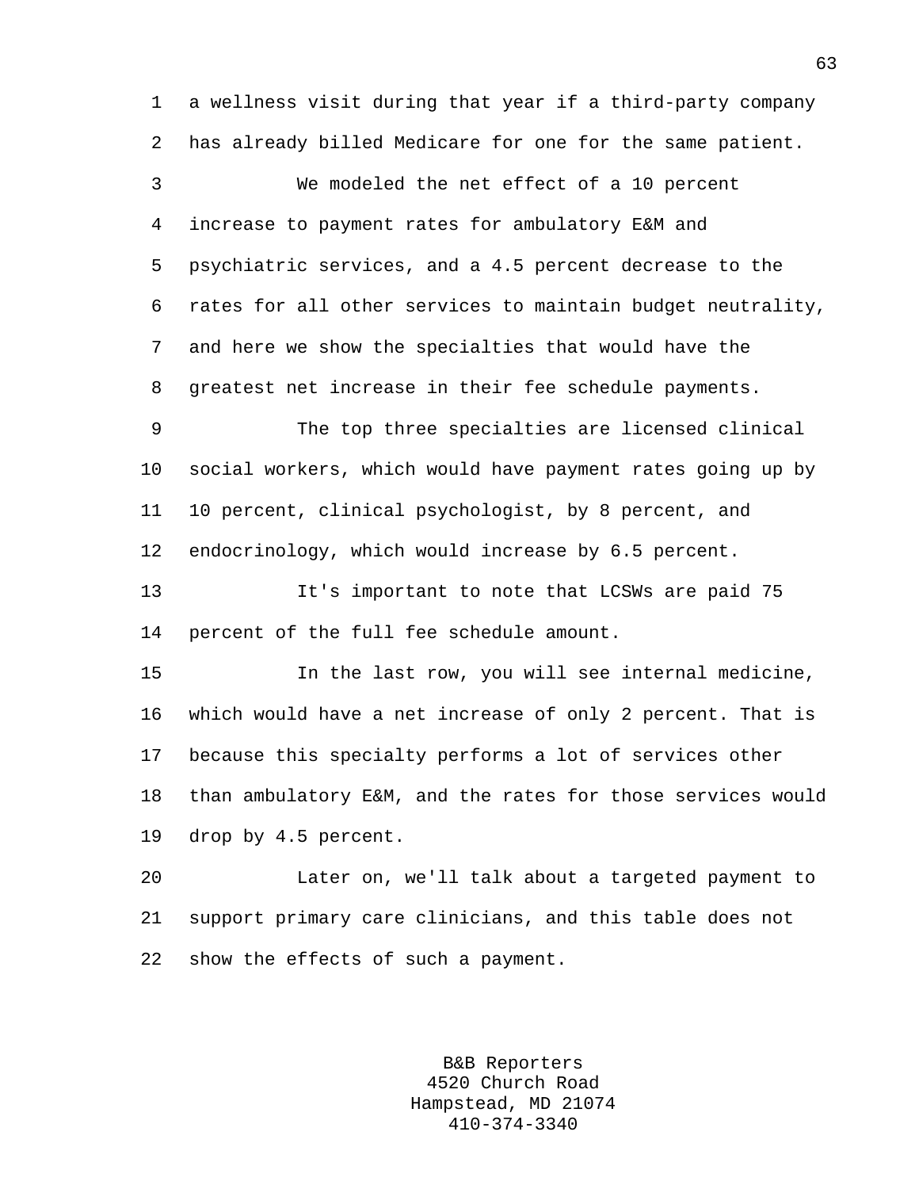a wellness visit during that year if a third-party company has already billed Medicare for one for the same patient.

We modeled the net effect of a 10 percent increase to payment rates for ambulatory E&M and psychiatric services, and a 4.5 percent decrease to the rates for all other services to maintain budget neutrality, and here we show the specialties that would have the greatest net increase in their fee schedule payments.

The top three specialties are licensed clinical social workers, which would have payment rates going up by 10 percent, clinical psychologist, by 8 percent, and endocrinology, which would increase by 6.5 percent.

It's important to note that LCSWs are paid 75 percent of the full fee schedule amount.

In the last row, you will see internal medicine, which would have a net increase of only 2 percent. That is because this specialty performs a lot of services other than ambulatory E&M, and the rates for those services would drop by 4.5 percent.

Later on, we'll talk about a targeted payment to support primary care clinicians, and this table does not show the effects of such a payment.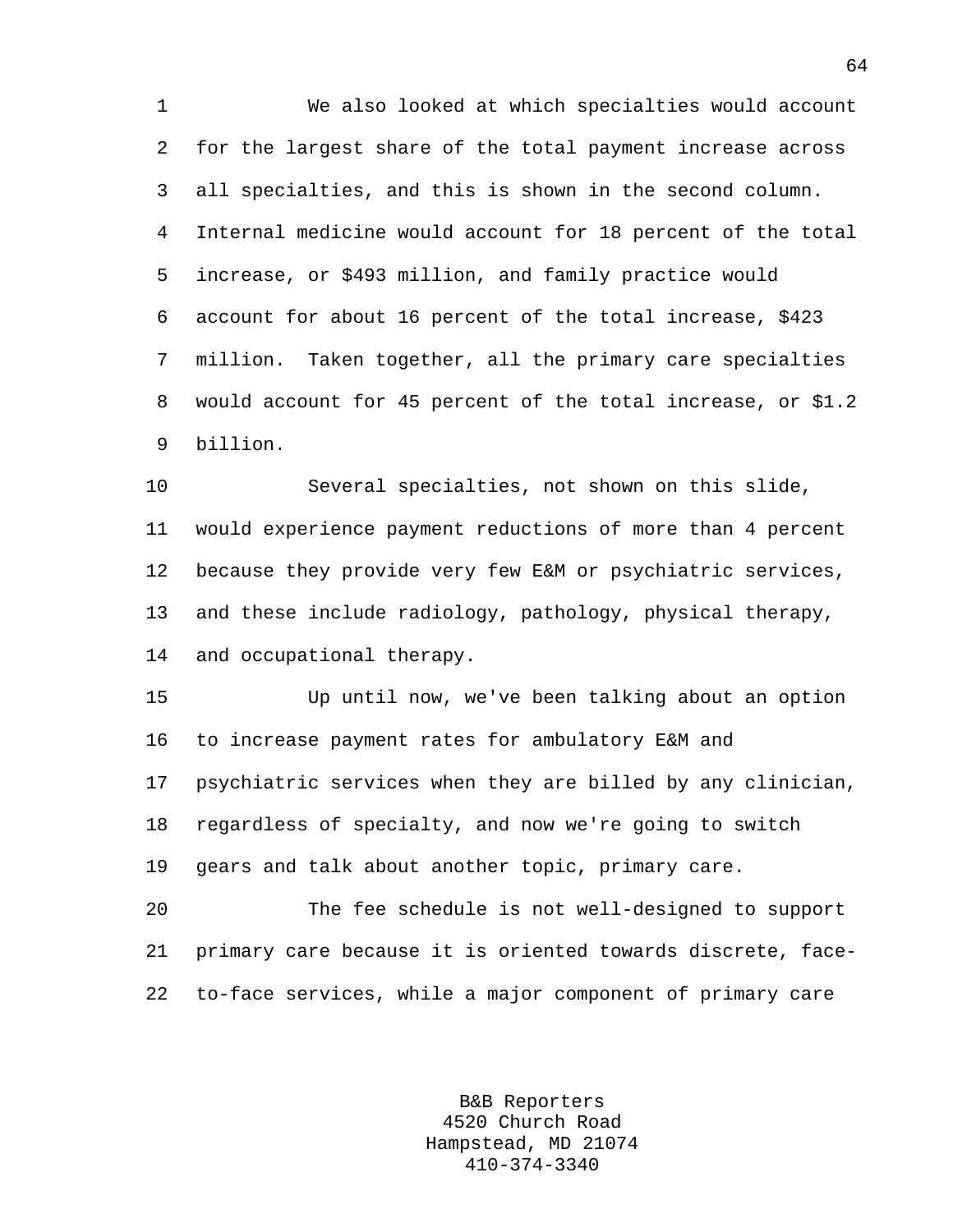We also looked at which specialties would account for the largest share of the total payment increase across all specialties, and this is shown in the second column. Internal medicine would account for 18 percent of the total increase, or $493 million, and family practice would account for about 16 percent of the total increase, $423 million. Taken together, all the primary care specialties would account for 45 percent of the total increase, or $1.2 billion.

Several specialties, not shown on this slide, would experience payment reductions of more than 4 percent because they provide very few E&M or psychiatric services, and these include radiology, pathology, physical therapy, and occupational therapy.

Up until now, we've been talking about an option to increase payment rates for ambulatory E&M and psychiatric services when they are billed by any clinician, regardless of specialty, and now we're going to switch gears and talk about another topic, primary care.

The fee schedule is not well-designed to support primary care because it is oriented towards discrete, face-to-face services, while a major component of primary care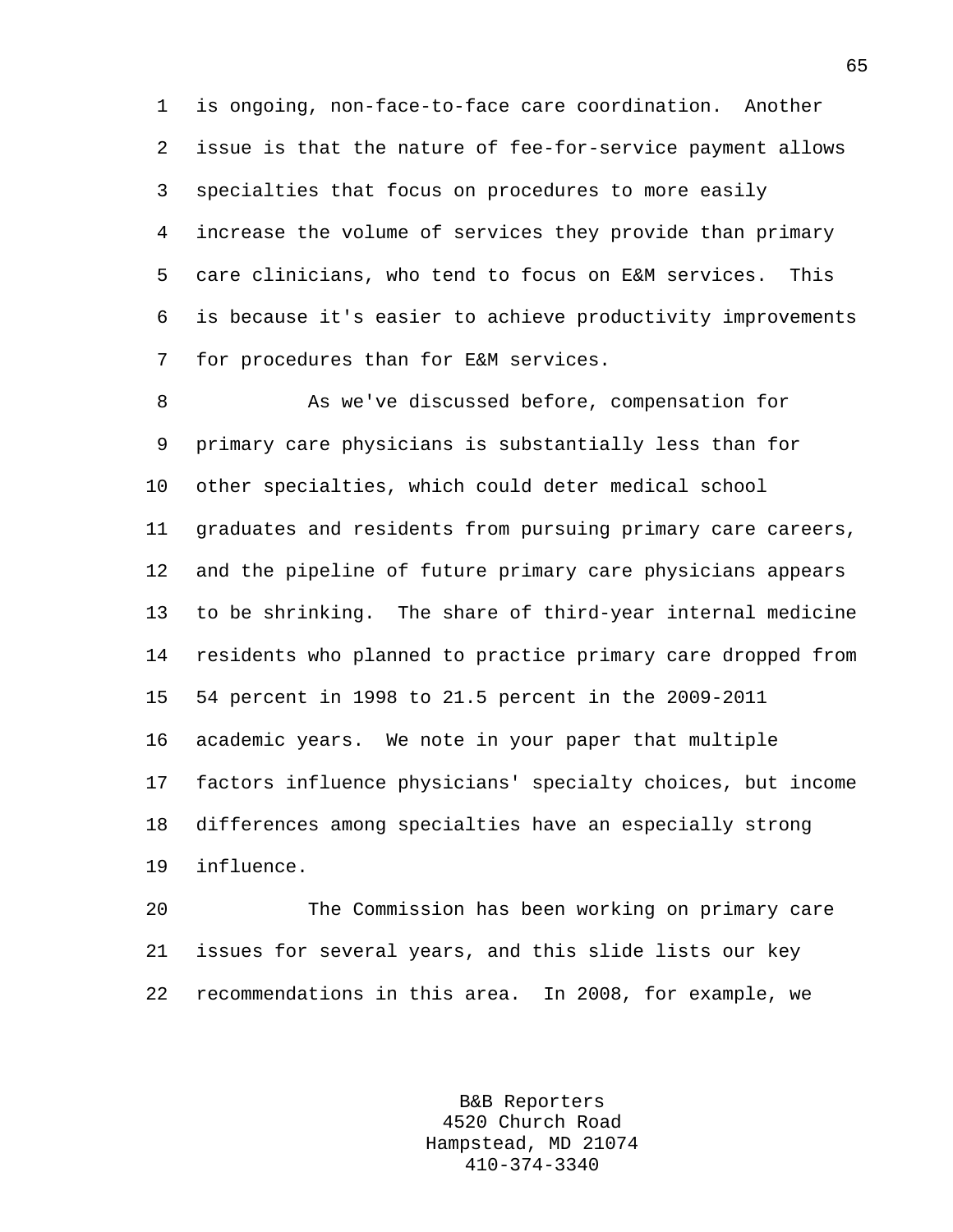is ongoing, non-face-to-face care coordination. Another issue is that the nature of fee-for-service payment allows specialties that focus on procedures to more easily increase the volume of services they provide than primary care clinicians, who tend to focus on E&M services. This is because it's easier to achieve productivity improvements for procedures than for E&M services.

As we've discussed before, compensation for primary care physicians is substantially less than for other specialties, which could deter medical school graduates and residents from pursuing primary care careers, and the pipeline of future primary care physicians appears to be shrinking. The share of third-year internal medicine residents who planned to practice primary care dropped from 54 percent in 1998 to 21.5 percent in the 2009-2011 academic years. We note in your paper that multiple factors influence physicians' specialty choices, but income differences among specialties have an especially strong influence.

The Commission has been working on primary care issues for several years, and this slide lists our key recommendations in this area. In 2008, for example, we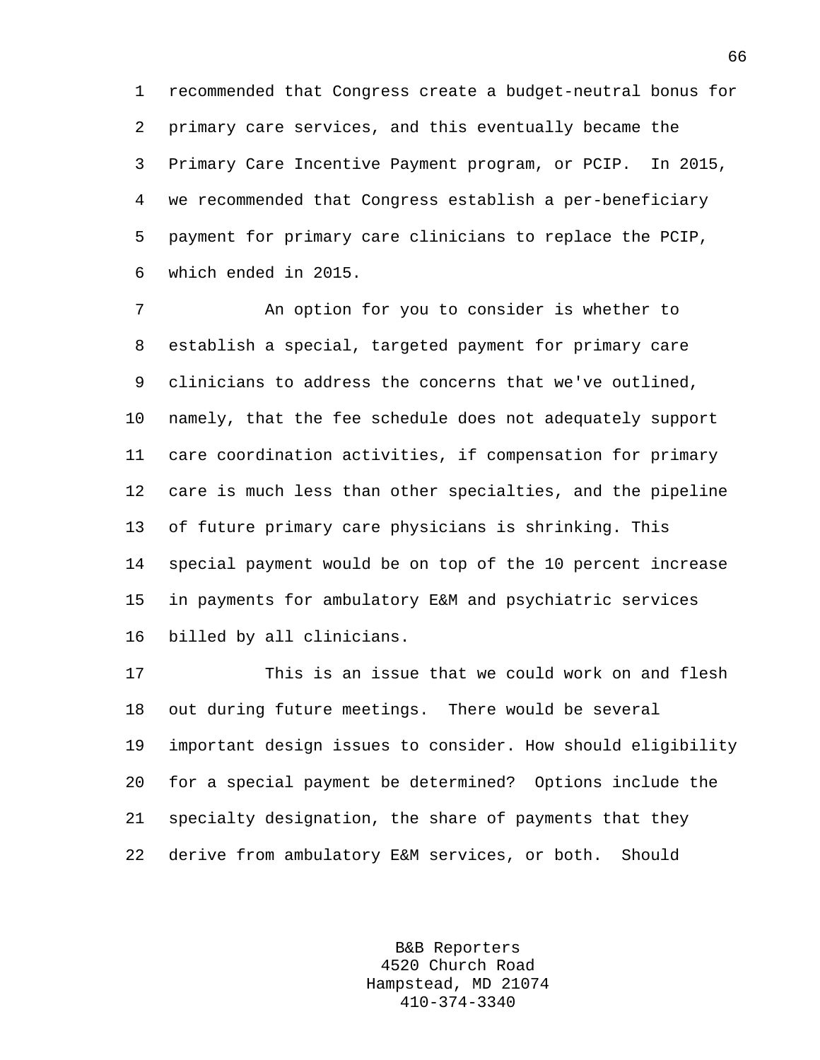recommended that Congress create a budget-neutral bonus for primary care services, and this eventually became the Primary Care Incentive Payment program, or PCIP. In 2015, we recommended that Congress establish a per-beneficiary payment for primary care clinicians to replace the PCIP, which ended in 2015.

An option for you to consider is whether to establish a special, targeted payment for primary care clinicians to address the concerns that we've outlined, namely, that the fee schedule does not adequately support care coordination activities, if compensation for primary care is much less than other specialties, and the pipeline of future primary care physicians is shrinking. This special payment would be on top of the 10 percent increase in payments for ambulatory E&M and psychiatric services billed by all clinicians.

This is an issue that we could work on and flesh out during future meetings. There would be several important design issues to consider. How should eligibility for a special payment be determined? Options include the specialty designation, the share of payments that they derive from ambulatory E&M services, or both. Should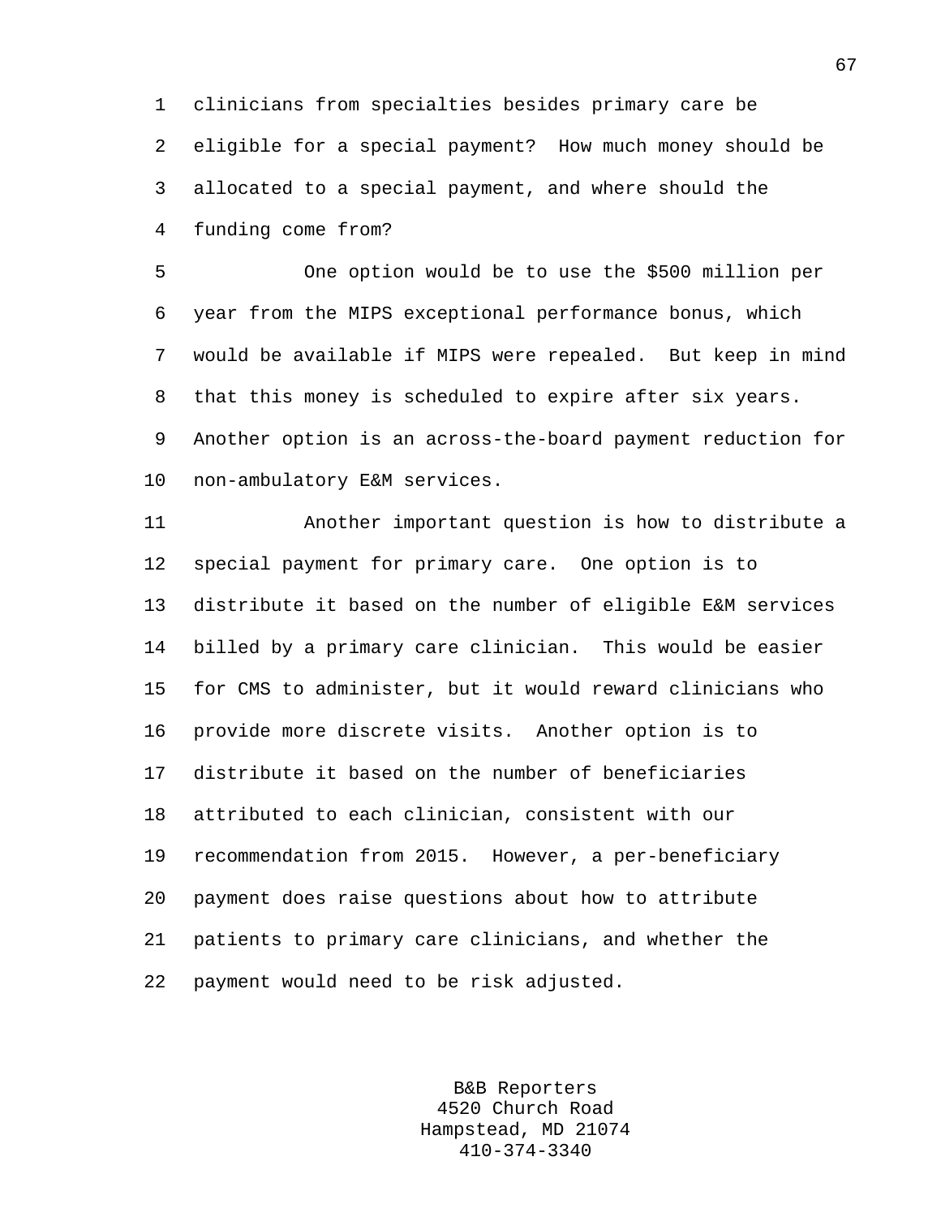clinicians from specialties besides primary care be eligible for a special payment? How much money should be allocated to a special payment, and where should the funding come from?

One option would be to use the $500 million per year from the MIPS exceptional performance bonus, which would be available if MIPS were repealed. But keep in mind that this money is scheduled to expire after six years. Another option is an across-the-board payment reduction for non-ambulatory E&M services.

Another important question is how to distribute a special payment for primary care. One option is to distribute it based on the number of eligible E&M services billed by a primary care clinician. This would be easier for CMS to administer, but it would reward clinicians who provide more discrete visits. Another option is to distribute it based on the number of beneficiaries attributed to each clinician, consistent with our recommendation from 2015. However, a per-beneficiary payment does raise questions about how to attribute patients to primary care clinicians, and whether the payment would need to be risk adjusted.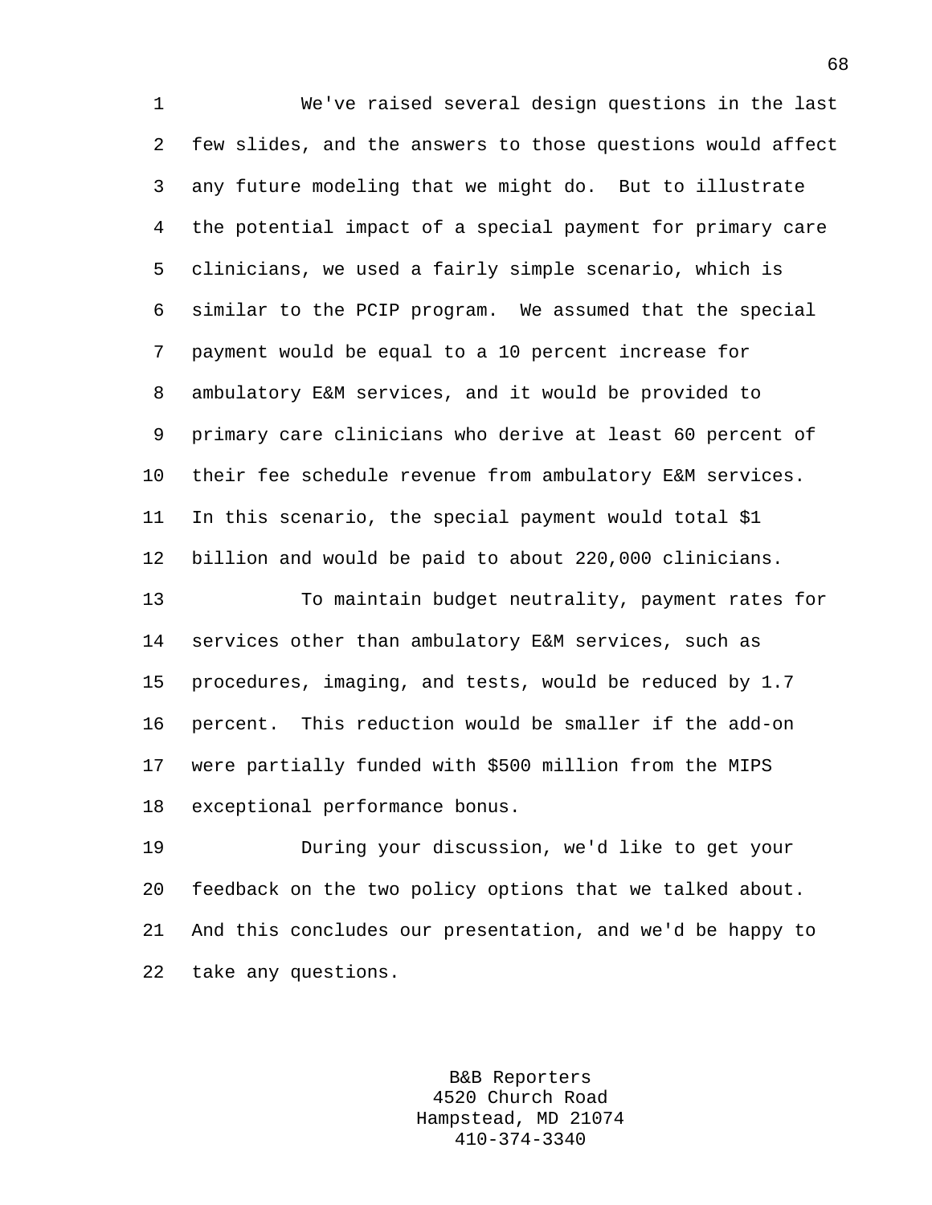We've raised several design questions in the last few slides, and the answers to those questions would affect any future modeling that we might do. But to illustrate the potential impact of a special payment for primary care clinicians, we used a fairly simple scenario, which is similar to the PCIP program. We assumed that the special payment would be equal to a 10 percent increase for ambulatory E&M services, and it would be provided to primary care clinicians who derive at least 60 percent of their fee schedule revenue from ambulatory E&M services. In this scenario, the special payment would total $1 billion and would be paid to about 220,000 clinicians.

To maintain budget neutrality, payment rates for services other than ambulatory E&M services, such as procedures, imaging, and tests, would be reduced by 1.7 percent. This reduction would be smaller if the add-on were partially funded with $500 million from the MIPS exceptional performance bonus.

During your discussion, we'd like to get your feedback on the two policy options that we talked about. And this concludes our presentation, and we'd be happy to take any questions.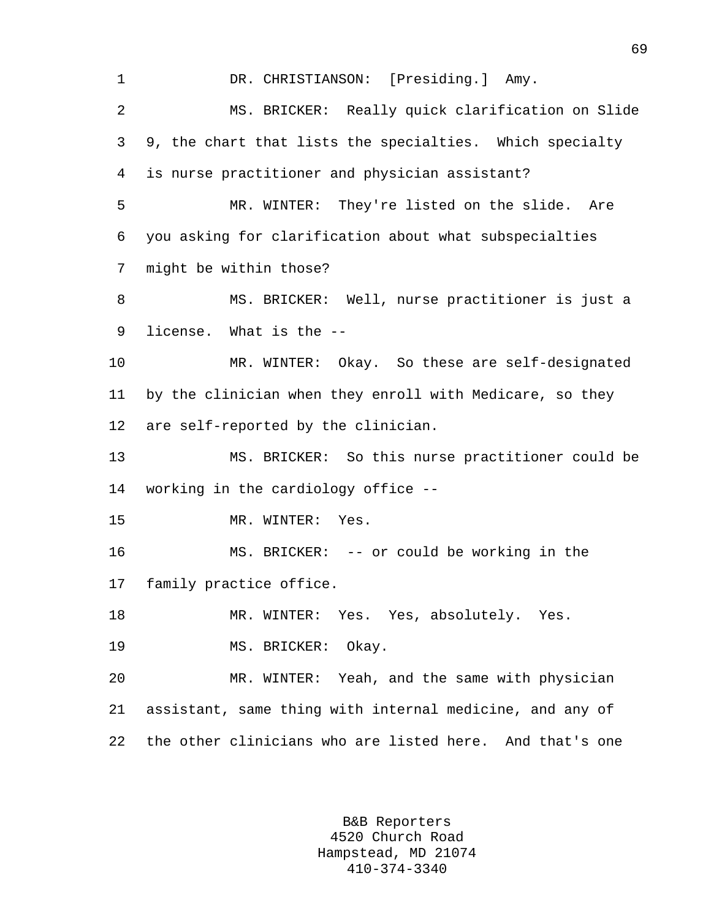1 DR. CHRISTIANSON: [Presiding.] Amy.

2 MS. BRICKER: Really quick clarification on Slide
3 9, the chart that lists the specialties. Which specialty
4 is nurse practitioner and physician assistant?

5 MR. WINTER: They're listed on the slide. Are
6 you asking for clarification about what subspecialties
7 might be within those?

8 MS. BRICKER: Well, nurse practitioner is just a
9 license. What is the --

10 MR. WINTER: Okay. So these are self-designated
11 by the clinician when they enroll with Medicare, so they
12 are self-reported by the clinician.

13 MS. BRICKER: So this nurse practitioner could be
14 working in the cardiology office --

15 MR. WINTER: Yes.

16 MS. BRICKER: -- or could be working in the
17 family practice office.

18 MR. WINTER: Yes. Yes, absolutely. Yes.

19 MS. BRICKER: Okay.

20 MR. WINTER: Yeah, and the same with physician
21 assistant, same thing with internal medicine, and any of
22 the other clinicians who are listed here. And that's one

B&B Reporters
4520 Church Road
Hampstead, MD 21074
410-374-3340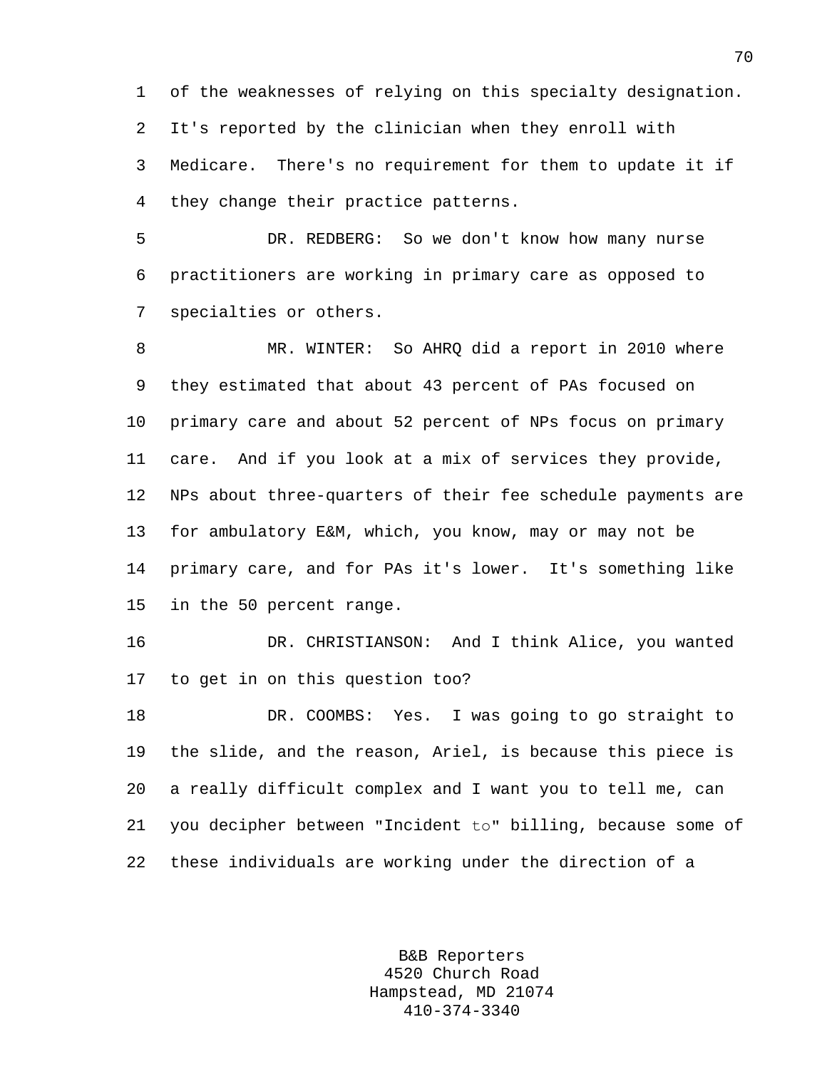of the weaknesses of relying on this specialty designation. It's reported by the clinician when they enroll with Medicare. There's no requirement for them to update it if they change their practice patterns.

DR. REDBERG: So we don't know how many nurse practitioners are working in primary care as opposed to specialties or others.

MR. WINTER: So AHRQ did a report in 2010 where they estimated that about 43 percent of PAs focused on primary care and about 52 percent of NPs focus on primary care. And if you look at a mix of services they provide, NPs about three-quarters of their fee schedule payments are for ambulatory E&M, which, you know, may or may not be primary care, and for PAs it's lower. It's something like in the 50 percent range.

DR. CHRISTIANSON: And I think Alice, you wanted to get in on this question too?

DR. COOMBS: Yes. I was going to go straight to the slide, and the reason, Ariel, is because this piece is a really difficult complex and I want you to tell me, can you decipher between "Incident to" billing, because some of these individuals are working under the direction of a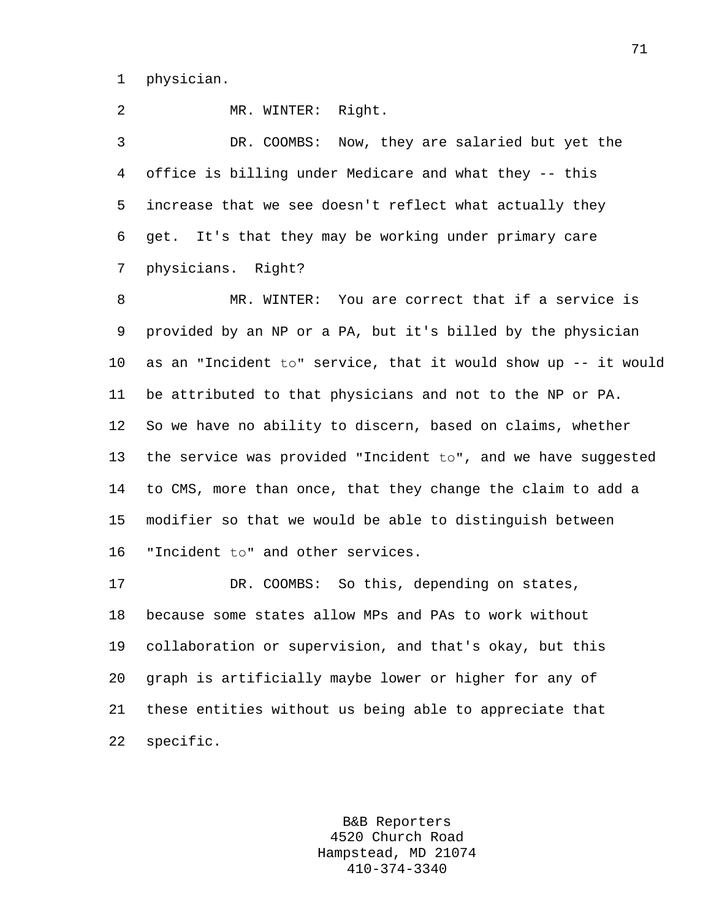physician.

MR. WINTER: Right.

DR. COOMBS: Now, they are salaried but yet the office is billing under Medicare and what they -- this increase that we see doesn't reflect what actually they get. It's that they may be working under primary care physicians. Right?

MR. WINTER: You are correct that if a service is provided by an NP or a PA, but it's billed by the physician as an "Incident to" service, that it would show up -- it would be attributed to that physicians and not to the NP or PA. So we have no ability to discern, based on claims, whether the service was provided "Incident to", and we have suggested to CMS, more than once, that they change the claim to add a modifier so that we would be able to distinguish between "Incident to" and other services.

DR. COOMBS: So this, depending on states, because some states allow MPs and PAs to work without collaboration or supervision, and that's okay, but this graph is artificially maybe lower or higher for any of these entities without us being able to appreciate that specific.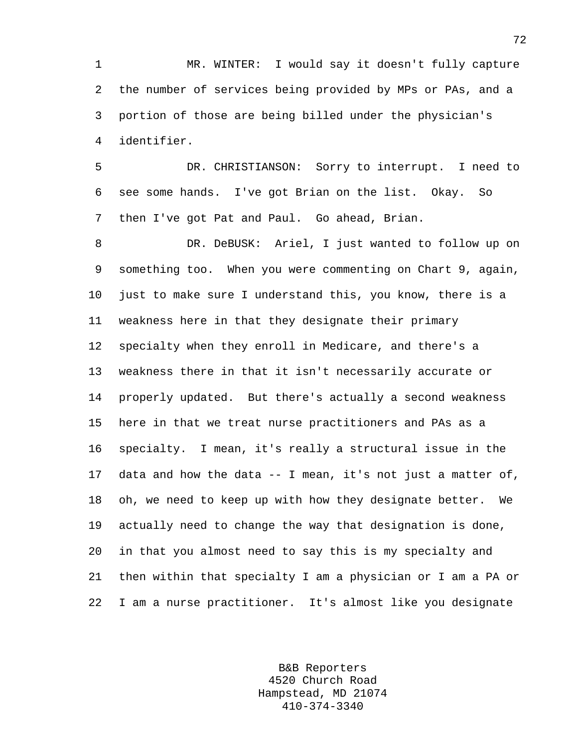MR. WINTER: I would say it doesn't fully capture the number of services being provided by MPs or PAs, and a portion of those are being billed under the physician's identifier.

DR. CHRISTIANSON: Sorry to interrupt. I need to see some hands. I've got Brian on the list. Okay. So then I've got Pat and Paul. Go ahead, Brian.

DR. DeBUSK: Ariel, I just wanted to follow up on something too. When you were commenting on Chart 9, again, just to make sure I understand this, you know, there is a weakness here in that they designate their primary specialty when they enroll in Medicare, and there's a weakness there in that it isn't necessarily accurate or properly updated. But there's actually a second weakness here in that we treat nurse practitioners and PAs as a specialty. I mean, it's really a structural issue in the data and how the data -- I mean, it's not just a matter of, oh, we need to keep up with how they designate better. We actually need to change the way that designation is done, in that you almost need to say this is my specialty and then within that specialty I am a physician or I am a PA or I am a nurse practitioner. It's almost like you designate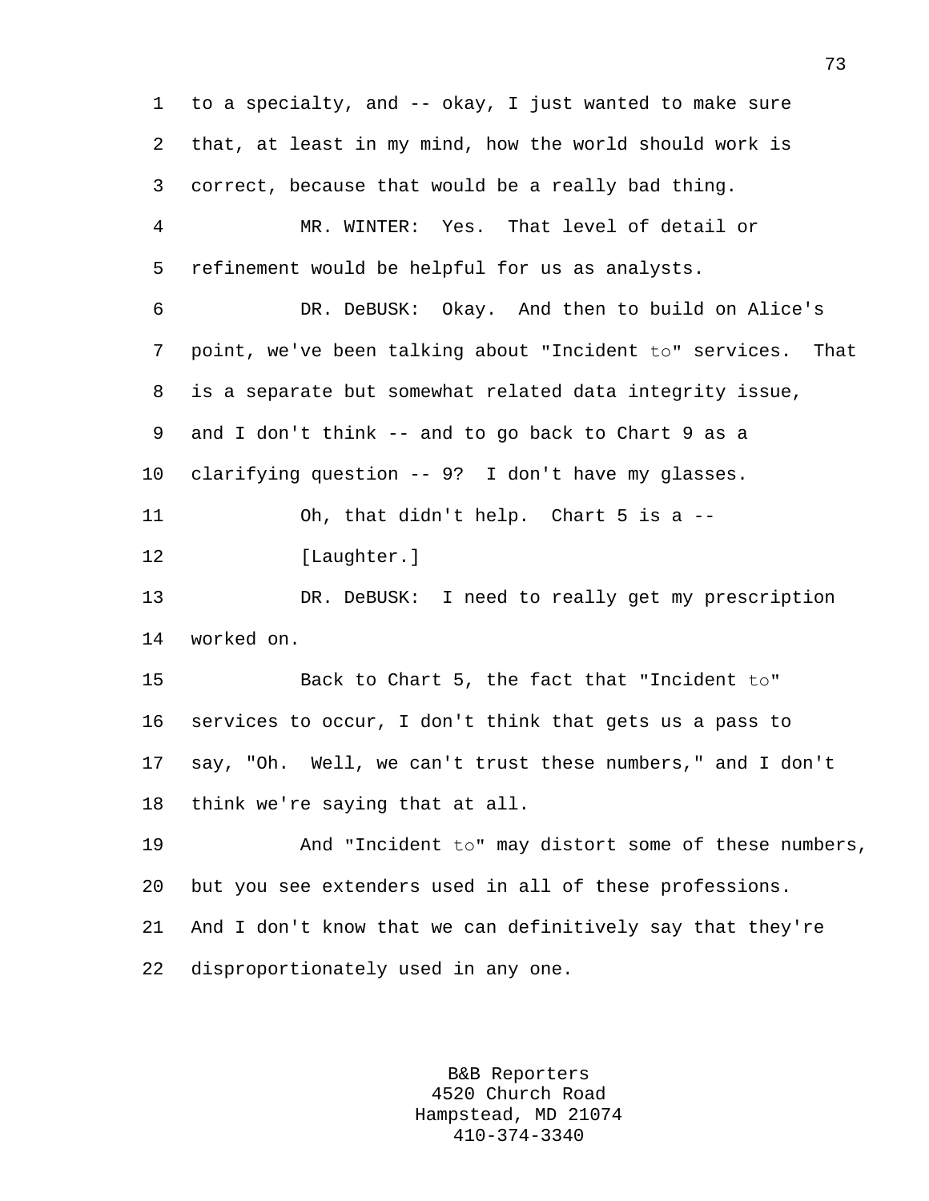to a specialty, and -- okay, I just wanted to make sure that, at least in my mind, how the world should work is correct, because that would be a really bad thing.

MR. WINTER: Yes. That level of detail or refinement would be helpful for us as analysts.

DR. DeBUSK: Okay. And then to build on Alice's point, we've been talking about "Incident to" services. That is a separate but somewhat related data integrity issue, and I don't think -- and to go back to Chart 9 as a clarifying question -- 9? I don't have my glasses.

Oh, that didn't help. Chart 5 is a --

[Laughter.]

DR. DeBUSK: I need to really get my prescription worked on.

Back to Chart 5, the fact that "Incident to" services to occur, I don't think that gets us a pass to say, "Oh. Well, we can't trust these numbers," and I don't think we're saying that at all.

And "Incident to" may distort some of these numbers, but you see extenders used in all of these professions. And I don't know that we can definitively say that they're disproportionately used in any one.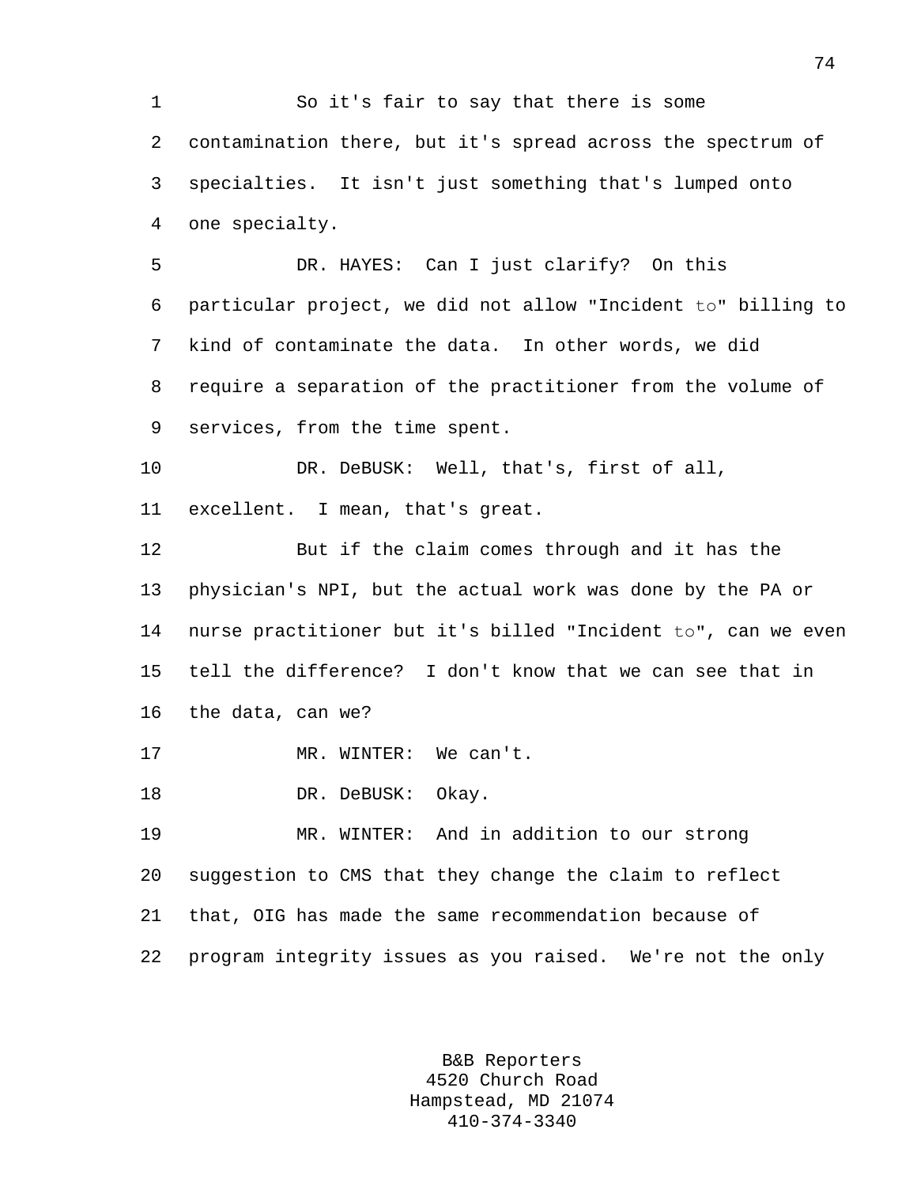So it's fair to say that there is some contamination there, but it's spread across the spectrum of specialties. It isn't just something that's lumped onto one specialty.

DR. HAYES: Can I just clarify? On this particular project, we did not allow "Incident to" billing to kind of contaminate the data. In other words, we did require a separation of the practitioner from the volume of services, from the time spent.

DR. DeBUSK: Well, that's, first of all, excellent. I mean, that's great.

But if the claim comes through and it has the physician's NPI, but the actual work was done by the PA or nurse practitioner but it's billed "Incident to", can we even tell the difference? I don't know that we can see that in the data, can we?

MR. WINTER: We can't.

DR. DeBUSK: Okay.

MR. WINTER: And in addition to our strong suggestion to CMS that they change the claim to reflect that, OIG has made the same recommendation because of program integrity issues as you raised. We're not the only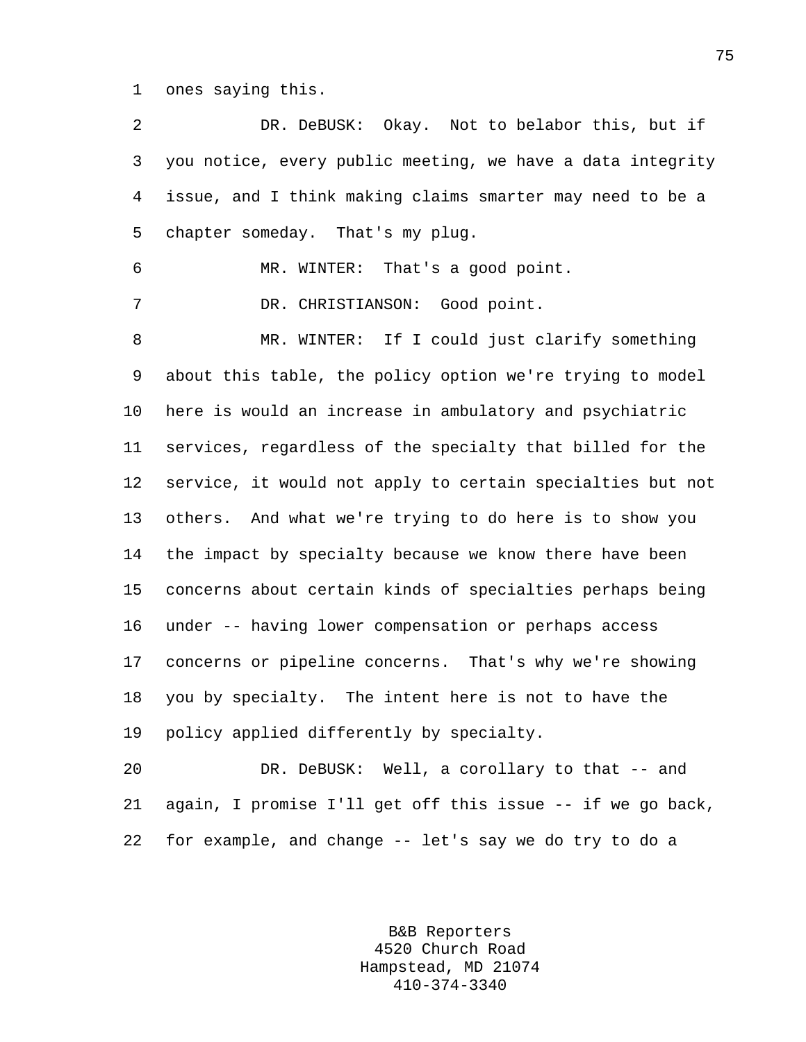ones saying this.

DR. DeBUSK: Okay. Not to belabor this, but if you notice, every public meeting, we have a data integrity issue, and I think making claims smarter may need to be a chapter someday. That's my plug.

MR. WINTER: That's a good point.

DR. CHRISTIANSON: Good point.

MR. WINTER: If I could just clarify something about this table, the policy option we're trying to model here is would an increase in ambulatory and psychiatric services, regardless of the specialty that billed for the service, it would not apply to certain specialties but not others. And what we're trying to do here is to show you the impact by specialty because we know there have been concerns about certain kinds of specialties perhaps being under -- having lower compensation or perhaps access concerns or pipeline concerns. That's why we're showing you by specialty. The intent here is not to have the policy applied differently by specialty.

DR. DeBUSK: Well, a corollary to that -- and again, I promise I'll get off this issue -- if we go back, for example, and change -- let's say we do try to do a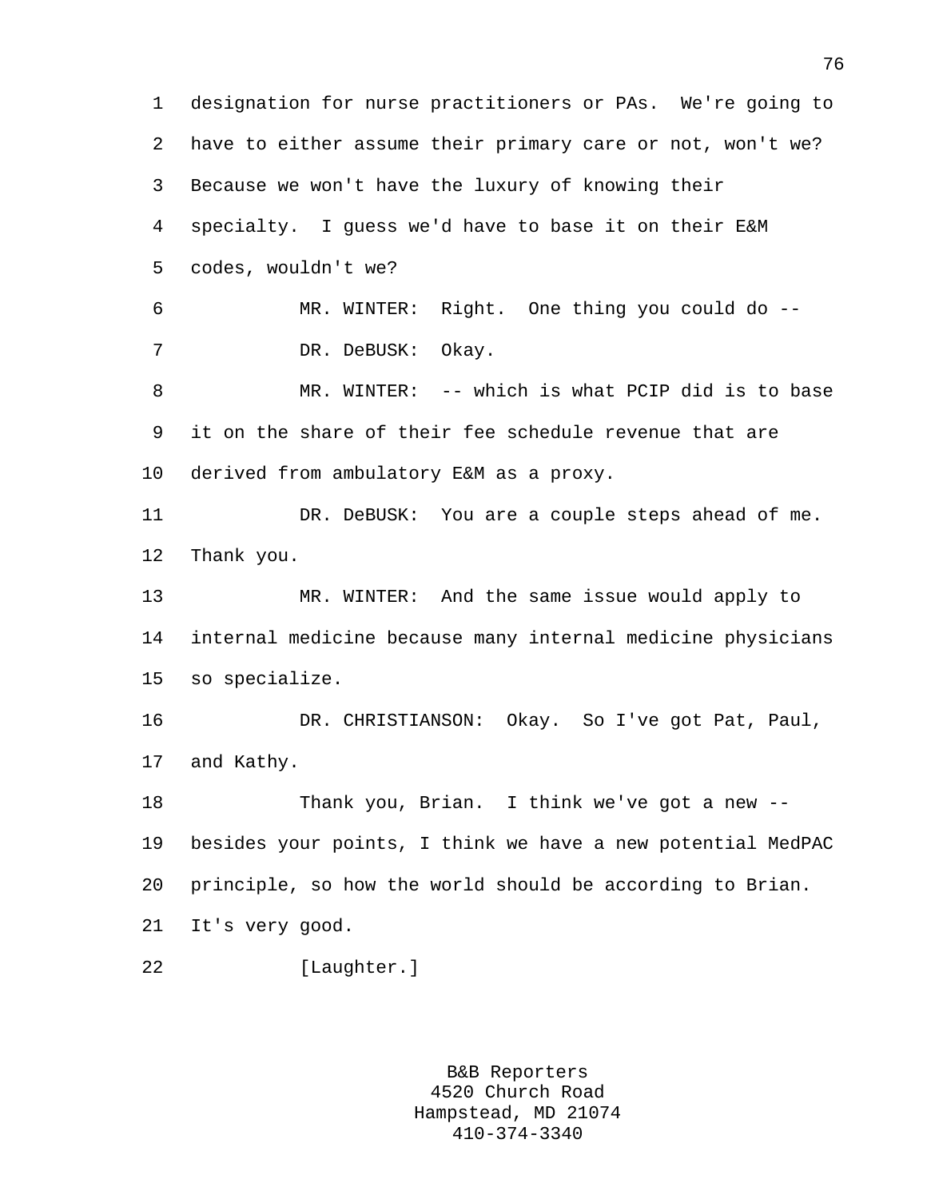designation for nurse practitioners or PAs. We're going to have to either assume their primary care or not, won't we? Because we won't have the luxury of knowing their specialty. I guess we'd have to base it on their E&M codes, wouldn't we?

MR. WINTER: Right. One thing you could do --

DR. DeBUSK: Okay.

MR. WINTER: -- which is what PCIP did is to base it on the share of their fee schedule revenue that are derived from ambulatory E&M as a proxy.

DR. DeBUSK: You are a couple steps ahead of me. Thank you.

MR. WINTER: And the same issue would apply to internal medicine because many internal medicine physicians so specialize.

DR. CHRISTIANSON: Okay. So I've got Pat, Paul, and Kathy.

Thank you, Brian. I think we've got a new -- besides your points, I think we have a new potential MedPAC principle, so how the world should be according to Brian. It's very good.

[Laughter.]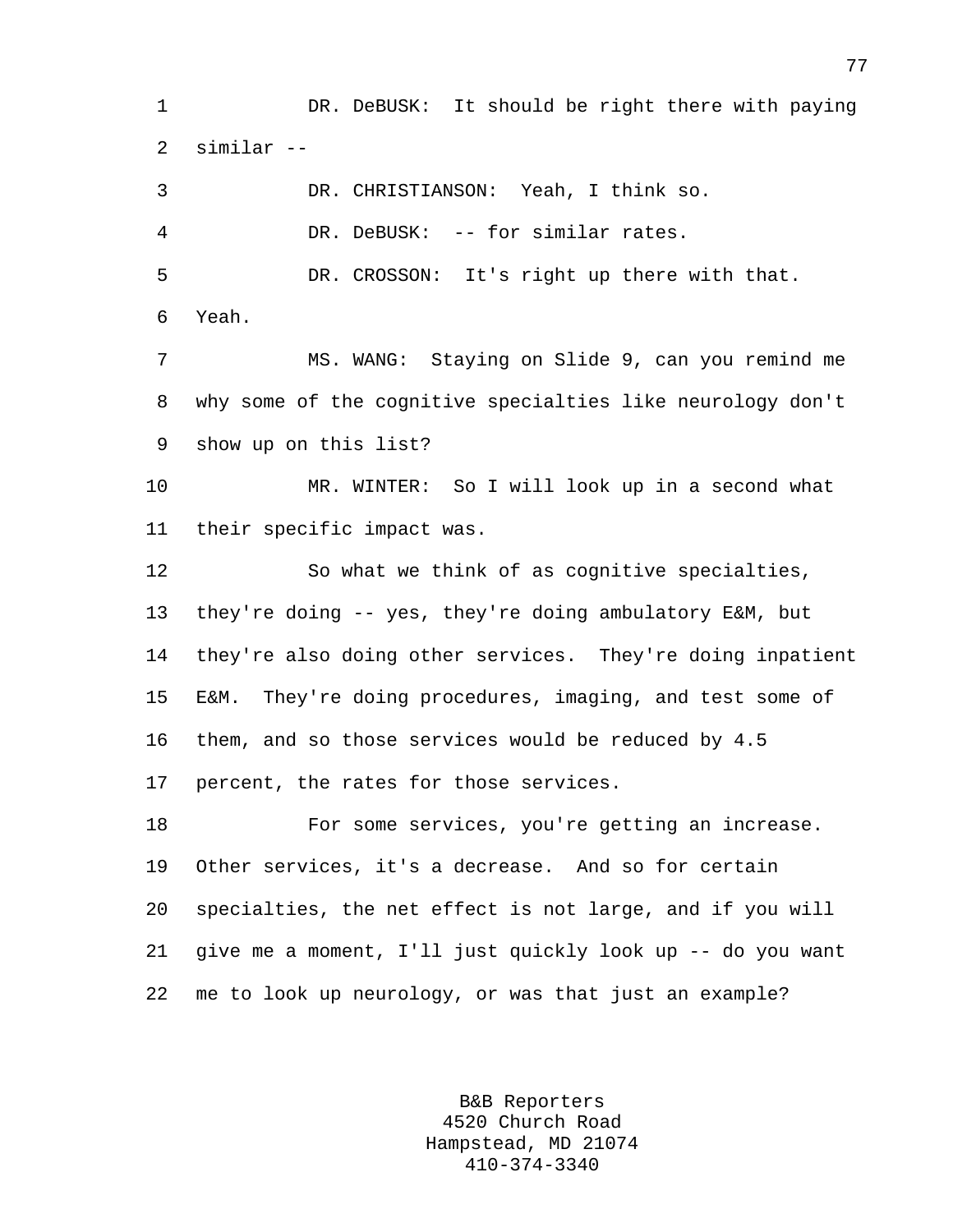DR. DeBUSK: It should be right there with paying similar --

DR. CHRISTIANSON: Yeah, I think so.

DR. DeBUSK: -- for similar rates.

DR. CROSSON: It's right up there with that. Yeah.

MS. WANG: Staying on Slide 9, can you remind me why some of the cognitive specialties like neurology don't show up on this list?

MR. WINTER: So I will look up in a second what their specific impact was.

So what we think of as cognitive specialties, they're doing -- yes, they're doing ambulatory E&M, but they're also doing other services. They're doing inpatient E&M. They're doing procedures, imaging, and test some of them, and so those services would be reduced by 4.5 percent, the rates for those services.

For some services, you're getting an increase. Other services, it's a decrease. And so for certain specialties, the net effect is not large, and if you will give me a moment, I'll just quickly look up -- do you want me to look up neurology, or was that just an example?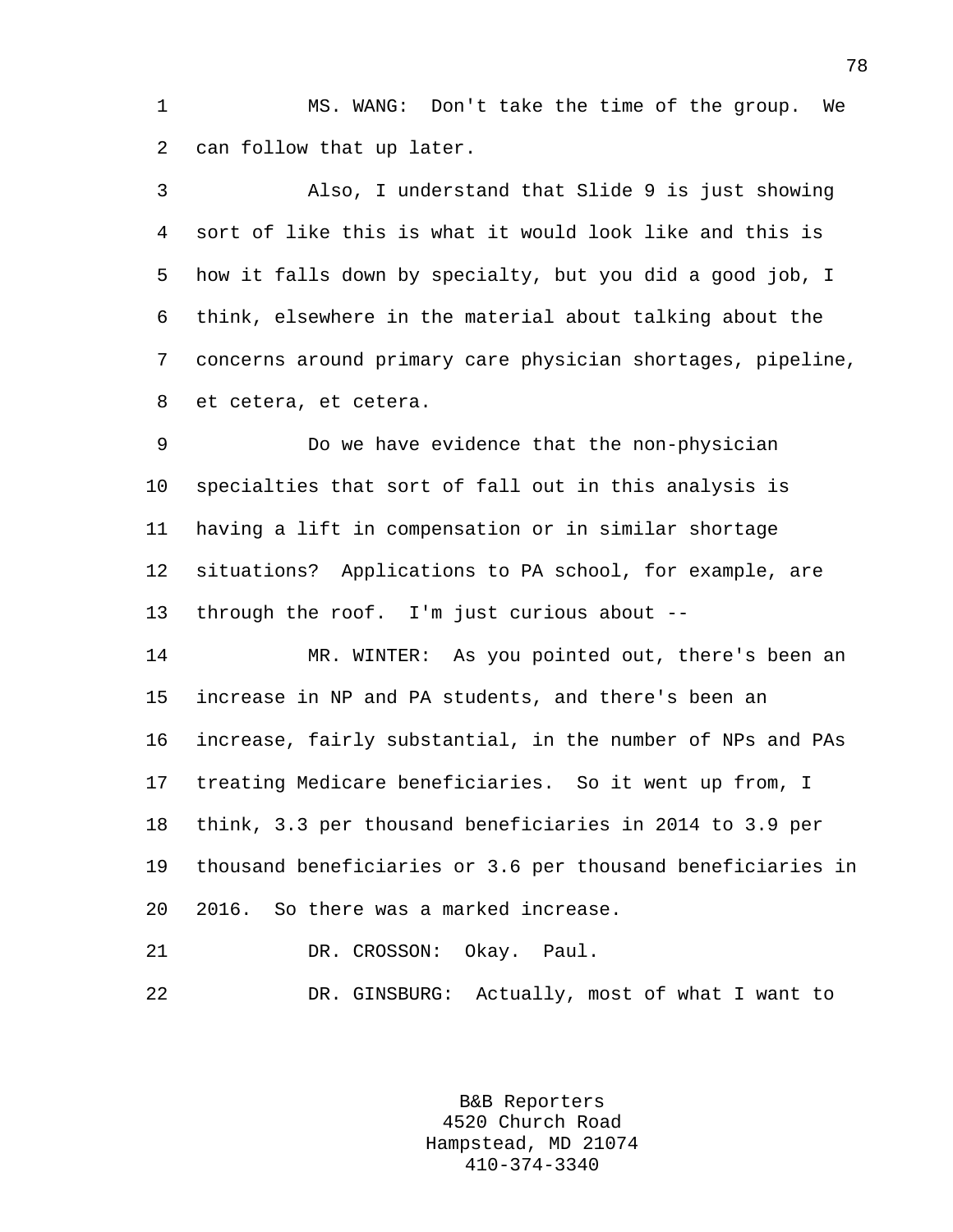MS. WANG: Don't take the time of the group. We can follow that up later.

Also, I understand that Slide 9 is just showing sort of like this is what it would look like and this is how it falls down by specialty, but you did a good job, I think, elsewhere in the material about talking about the concerns around primary care physician shortages, pipeline, et cetera, et cetera.

Do we have evidence that the non-physician specialties that sort of fall out in this analysis is having a lift in compensation or in similar shortage situations? Applications to PA school, for example, are through the roof. I'm just curious about --

MR. WINTER: As you pointed out, there's been an increase in NP and PA students, and there's been an increase, fairly substantial, in the number of NPs and PAs treating Medicare beneficiaries. So it went up from, I think, 3.3 per thousand beneficiaries in 2014 to 3.9 per thousand beneficiaries or 3.6 per thousand beneficiaries in 2016. So there was a marked increase.

DR. CROSSON: Okay. Paul.

DR. GINSBURG: Actually, most of what I want to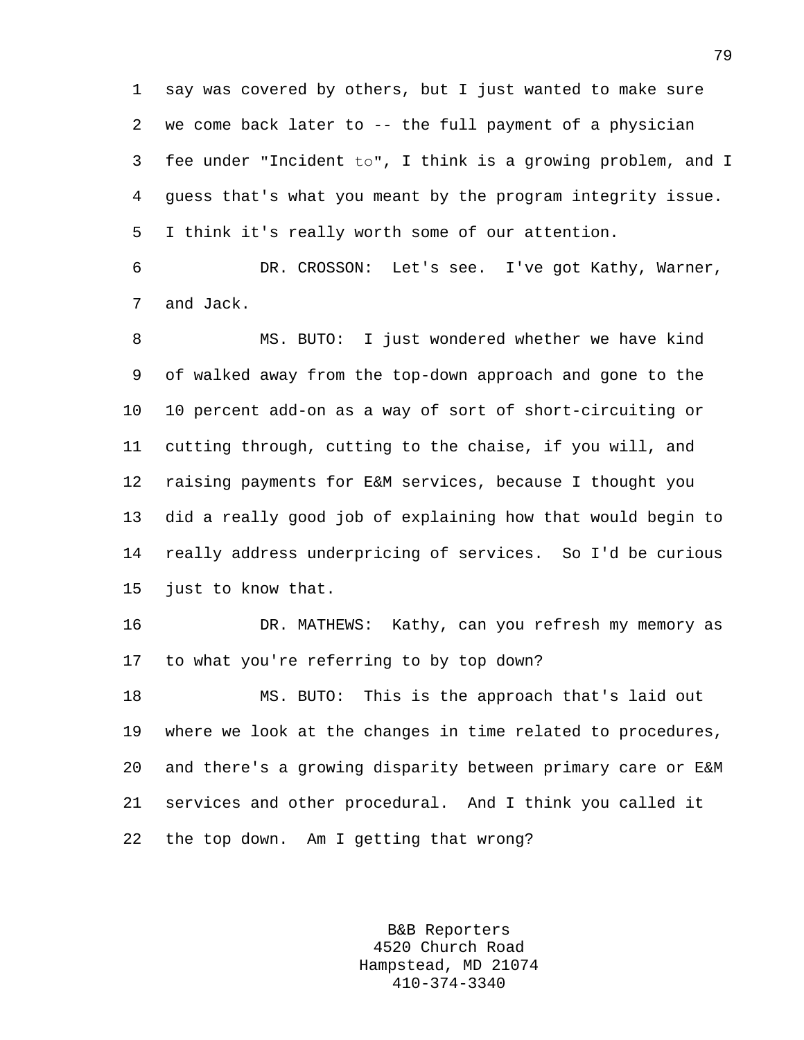say was covered by others, but I just wanted to make sure we come back later to -- the full payment of a physician fee under "Incident to", I think is a growing problem, and I guess that's what you meant by the program integrity issue. I think it's really worth some of our attention.

DR. CROSSON: Let's see. I've got Kathy, Warner, and Jack.

MS. BUTO: I just wondered whether we have kind of walked away from the top-down approach and gone to the 10 percent add-on as a way of sort of short-circuiting or cutting through, cutting to the chaise, if you will, and raising payments for E&M services, because I thought you did a really good job of explaining how that would begin to really address underpricing of services. So I'd be curious just to know that.

DR. MATHEWS: Kathy, can you refresh my memory as to what you're referring to by top down?

MS. BUTO: This is the approach that's laid out where we look at the changes in time related to procedures, and there's a growing disparity between primary care or E&M services and other procedural. And I think you called it the top down. Am I getting that wrong?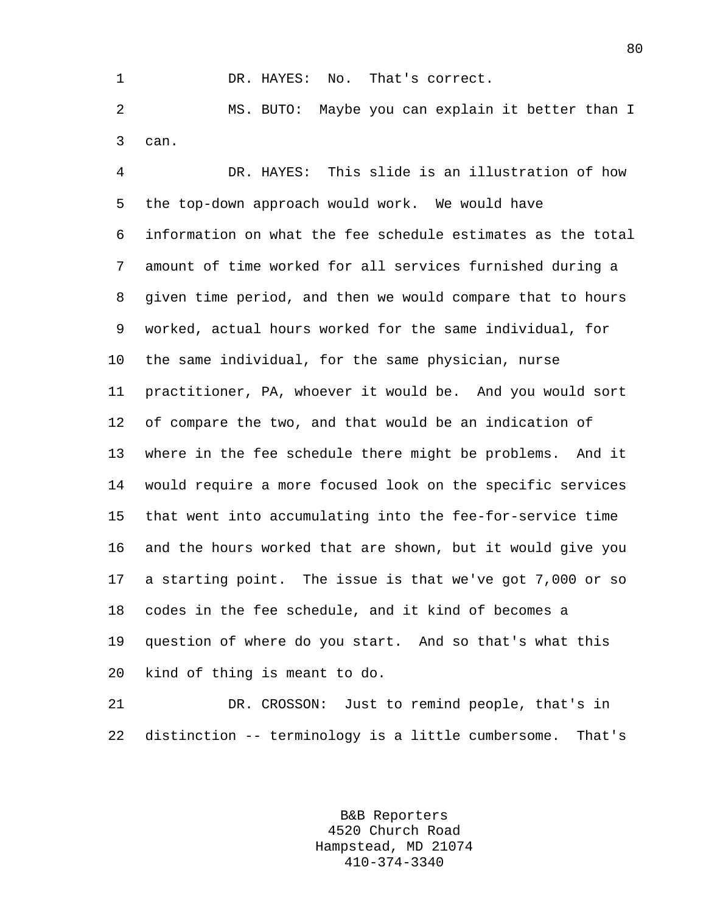DR. HAYES: No. That's correct.

MS. BUTO: Maybe you can explain it better than I can.

DR. HAYES: This slide is an illustration of how the top-down approach would work. We would have information on what the fee schedule estimates as the total amount of time worked for all services furnished during a given time period, and then we would compare that to hours worked, actual hours worked for the same individual, for the same individual, for the same physician, nurse practitioner, PA, whoever it would be. And you would sort of compare the two, and that would be an indication of where in the fee schedule there might be problems. And it would require a more focused look on the specific services that went into accumulating into the fee-for-service time and the hours worked that are shown, but it would give you a starting point. The issue is that we've got 7,000 or so codes in the fee schedule, and it kind of becomes a question of where do you start. And so that's what this kind of thing is meant to do.

DR. CROSSON: Just to remind people, that's in distinction -- terminology is a little cumbersome. That's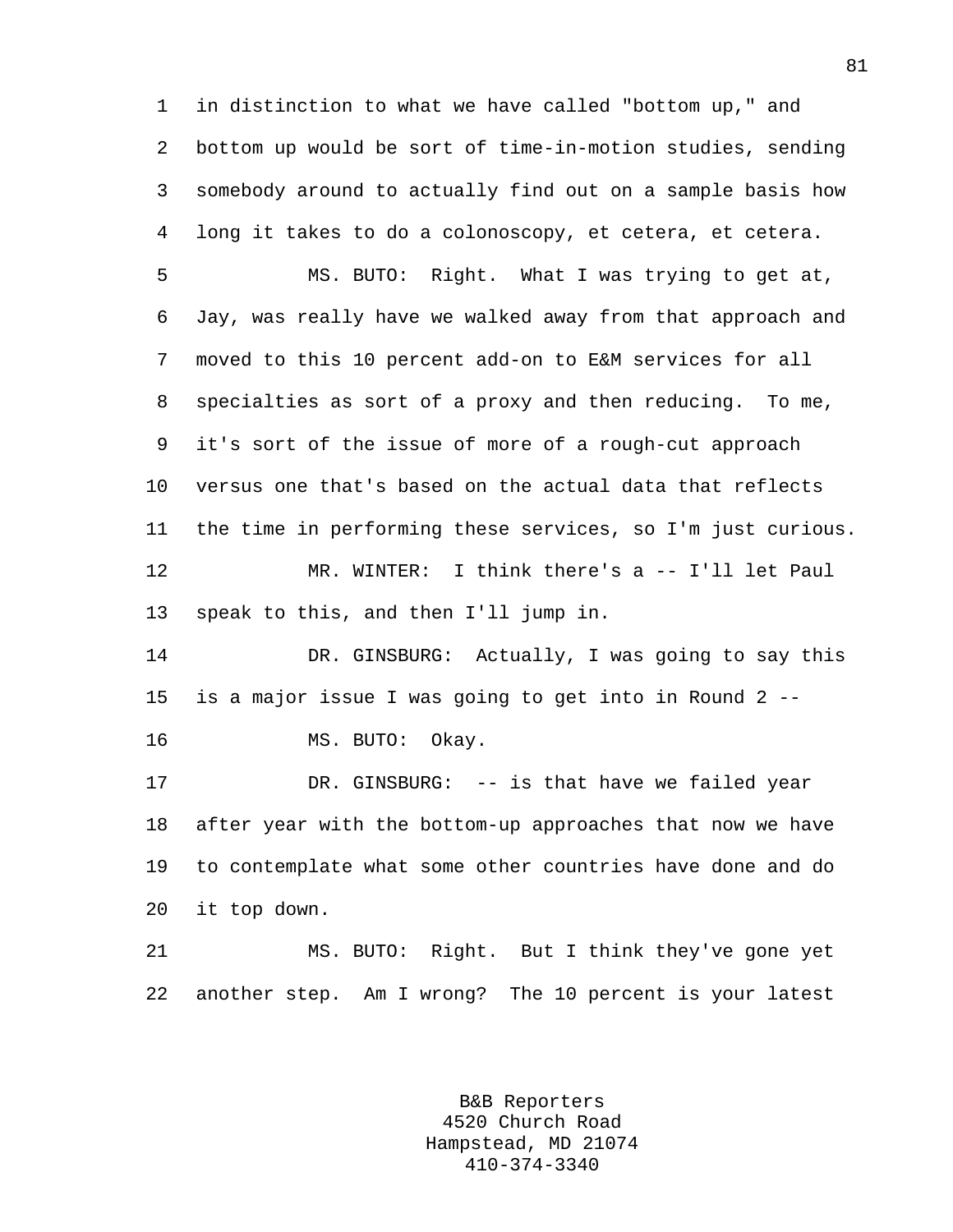in distinction to what we have called "bottom up," and bottom up would be sort of time-in-motion studies, sending somebody around to actually find out on a sample basis how long it takes to do a colonoscopy, et cetera, et cetera.

MS. BUTO: Right. What I was trying to get at, Jay, was really have we walked away from that approach and moved to this 10 percent add-on to E&M services for all specialties as sort of a proxy and then reducing. To me, it's sort of the issue of more of a rough-cut approach versus one that's based on the actual data that reflects the time in performing these services, so I'm just curious.

MR. WINTER: I think there's a -- I'll let Paul speak to this, and then I'll jump in.

DR. GINSBURG: Actually, I was going to say this is a major issue I was going to get into in Round 2 --

MS. BUTO: Okay.

DR. GINSBURG: -- is that have we failed year after year with the bottom-up approaches that now we have to contemplate what some other countries have done and do it top down.

MS. BUTO: Right. But I think they've gone yet another step. Am I wrong? The 10 percent is your latest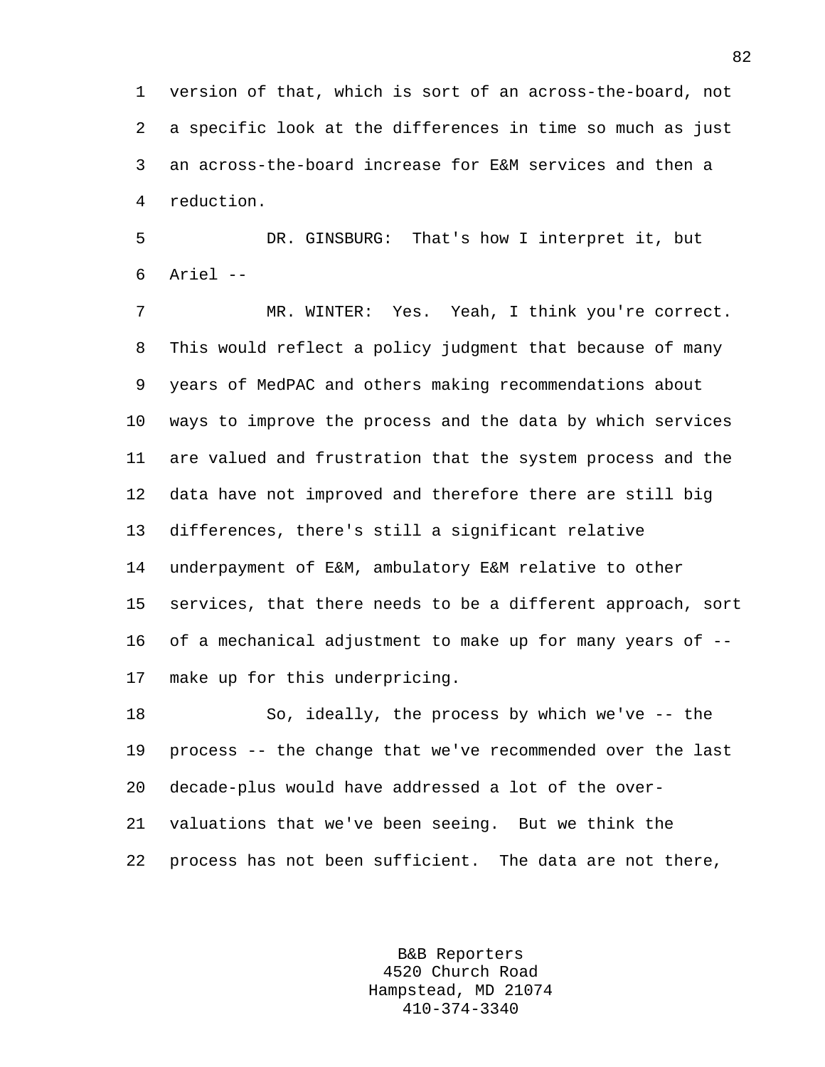version of that, which is sort of an across-the-board, not a specific look at the differences in time so much as just an across-the-board increase for E&M services and then a reduction.

DR. GINSBURG: That's how I interpret it, but Ariel --

MR. WINTER: Yes. Yeah, I think you're correct. This would reflect a policy judgment that because of many years of MedPAC and others making recommendations about ways to improve the process and the data by which services are valued and frustration that the system process and the data have not improved and therefore there are still big differences, there's still a significant relative underpayment of E&M, ambulatory E&M relative to other services, that there needs to be a different approach, sort of a mechanical adjustment to make up for many years of -- make up for this underpricing.

So, ideally, the process by which we've -- the process -- the change that we've recommended over the last decade-plus would have addressed a lot of the over-valuations that we've been seeing. But we think the process has not been sufficient. The data are not there,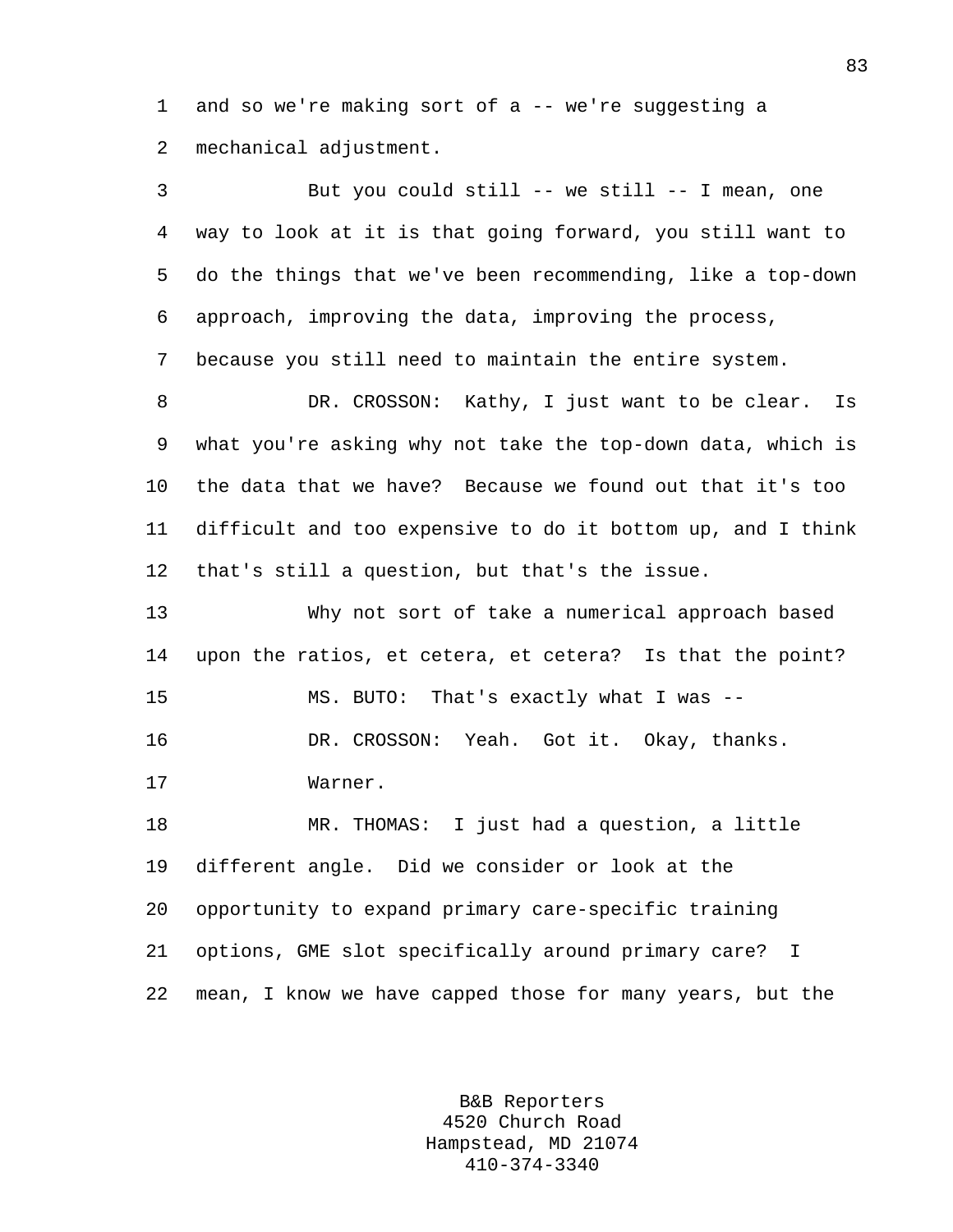and so we're making sort of a -- we're suggesting a mechanical adjustment.

But you could still -- we still -- I mean, one way to look at it is that going forward, you still want to do the things that we've been recommending, like a top-down approach, improving the data, improving the process, because you still need to maintain the entire system.

DR. CROSSON: Kathy, I just want to be clear. Is what you're asking why not take the top-down data, which is the data that we have? Because we found out that it's too difficult and too expensive to do it bottom up, and I think that's still a question, but that's the issue.

Why not sort of take a numerical approach based upon the ratios, et cetera, et cetera? Is that the point?

MS. BUTO: That's exactly what I was --

DR. CROSSON: Yeah. Got it. Okay, thanks.

Warner.

MR. THOMAS: I just had a question, a little different angle. Did we consider or look at the opportunity to expand primary care-specific training options, GME slot specifically around primary care? I mean, I know we have capped those for many years, but the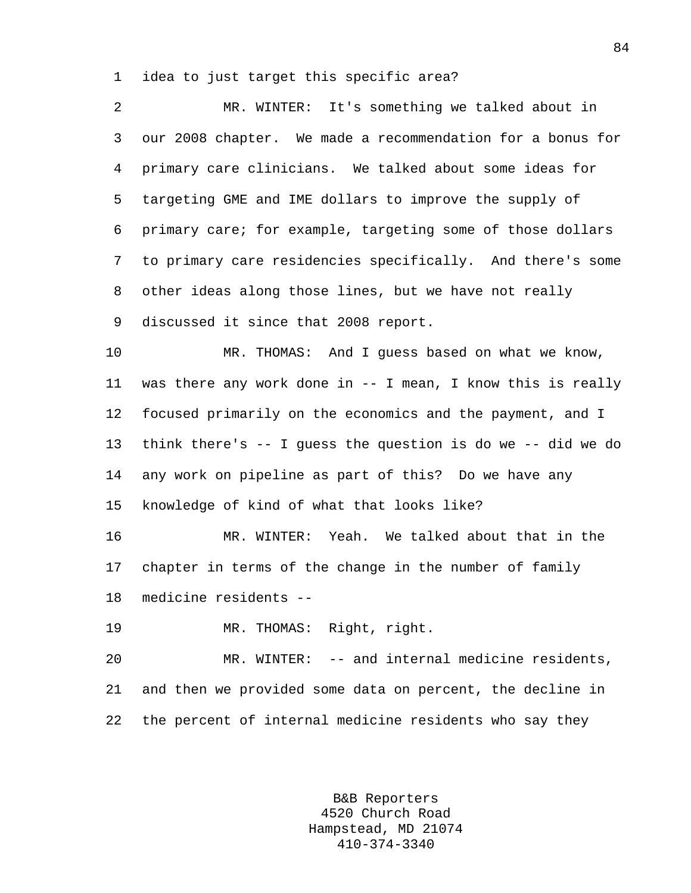idea to just target this specific area?

MR. WINTER: It's something we talked about in our 2008 chapter. We made a recommendation for a bonus for primary care clinicians. We talked about some ideas for targeting GME and IME dollars to improve the supply of primary care; for example, targeting some of those dollars to primary care residencies specifically. And there's some other ideas along those lines, but we have not really discussed it since that 2008 report.

MR. THOMAS: And I guess based on what we know, was there any work done in -- I mean, I know this is really focused primarily on the economics and the payment, and I think there's -- I guess the question is do we -- did we do any work on pipeline as part of this? Do we have any knowledge of kind of what that looks like?

MR. WINTER: Yeah. We talked about that in the chapter in terms of the change in the number of family medicine residents --

MR. THOMAS: Right, right.

MR. WINTER: -- and internal medicine residents, and then we provided some data on percent, the decline in the percent of internal medicine residents who say they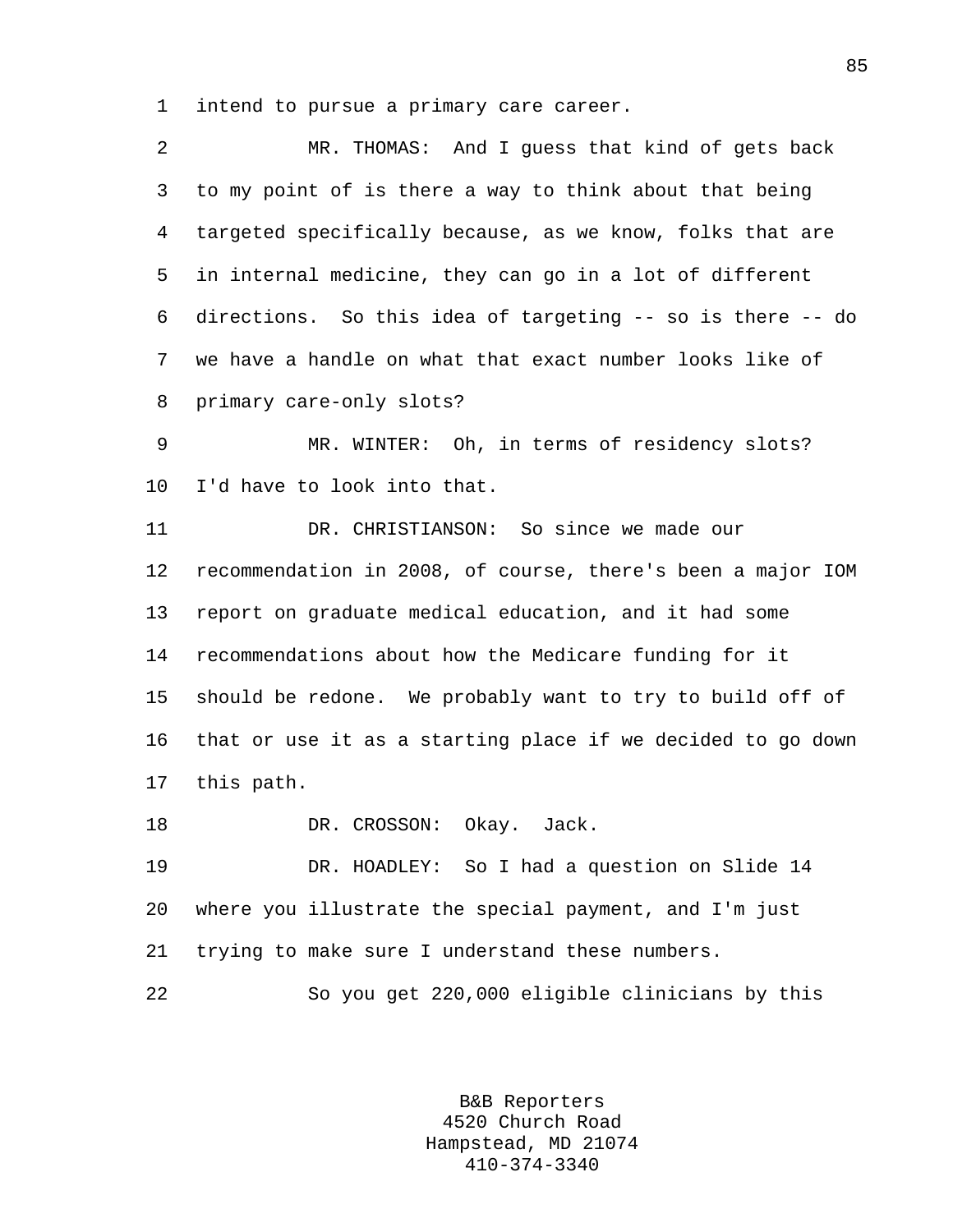intend to pursue a primary care career.

MR. THOMAS: And I guess that kind of gets back to my point of is there a way to think about that being targeted specifically because, as we know, folks that are in internal medicine, they can go in a lot of different directions. So this idea of targeting -- so is there -- do we have a handle on what that exact number looks like of primary care-only slots?

MR. WINTER: Oh, in terms of residency slots? I'd have to look into that.

DR. CHRISTIANSON: So since we made our recommendation in 2008, of course, there's been a major IOM report on graduate medical education, and it had some recommendations about how the Medicare funding for it should be redone. We probably want to try to build off of that or use it as a starting place if we decided to go down this path.

DR. CROSSON: Okay. Jack.

DR. HOADLEY: So I had a question on Slide 14 where you illustrate the special payment, and I'm just trying to make sure I understand these numbers.

So you get 220,000 eligible clinicians by this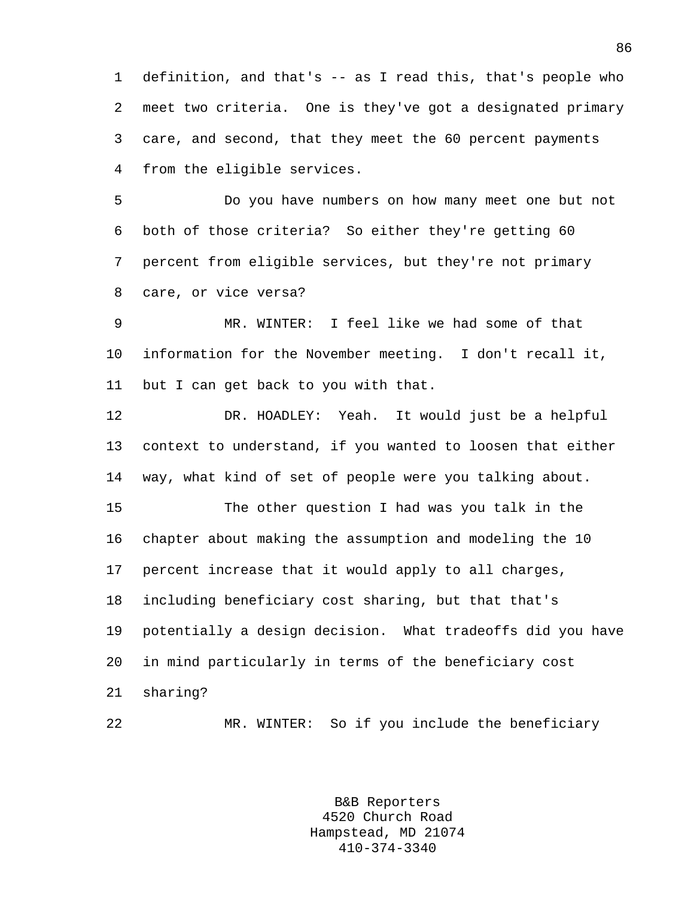definition, and that's -- as I read this, that's people who meet two criteria. One is they've got a designated primary care, and second, that they meet the 60 percent payments from the eligible services.

Do you have numbers on how many meet one but not both of those criteria? So either they're getting 60 percent from eligible services, but they're not primary care, or vice versa?

MR. WINTER: I feel like we had some of that information for the November meeting. I don't recall it, but I can get back to you with that.

DR. HOADLEY: Yeah. It would just be a helpful context to understand, if you wanted to loosen that either way, what kind of set of people were you talking about.

The other question I had was you talk in the chapter about making the assumption and modeling the 10 percent increase that it would apply to all charges, including beneficiary cost sharing, but that that's potentially a design decision. What tradeoffs did you have in mind particularly in terms of the beneficiary cost sharing?

MR. WINTER: So if you include the beneficiary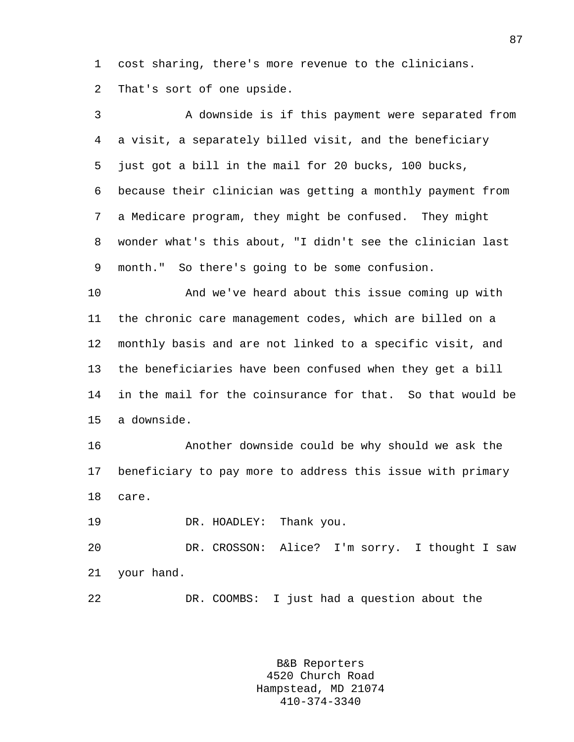cost sharing, there's more revenue to the clinicians. That's sort of one upside.

A downside is if this payment were separated from a visit, a separately billed visit, and the beneficiary just got a bill in the mail for 20 bucks, 100 bucks, because their clinician was getting a monthly payment from a Medicare program, they might be confused. They might wonder what's this about, "I didn't see the clinician last month." So there's going to be some confusion.

And we've heard about this issue coming up with the chronic care management codes, which are billed on a monthly basis and are not linked to a specific visit, and the beneficiaries have been confused when they get a bill in the mail for the coinsurance for that. So that would be a downside.

Another downside could be why should we ask the beneficiary to pay more to address this issue with primary care.

DR. HOADLEY: Thank you.

DR. CROSSON: Alice? I'm sorry. I thought I saw your hand.

DR. COOMBS: I just had a question about the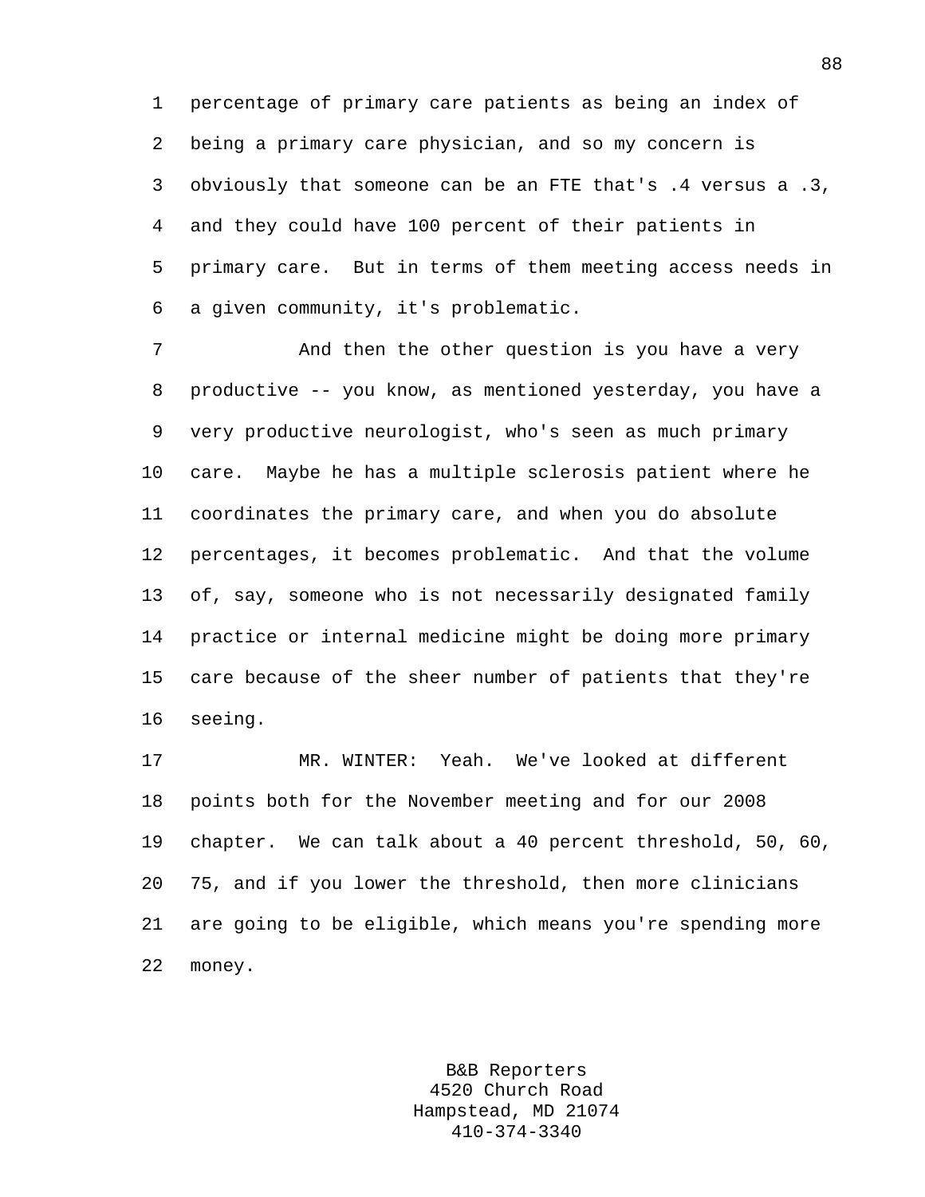percentage of primary care patients as being an index of being a primary care physician, and so my concern is obviously that someone can be an FTE that's .4 versus a .3, and they could have 100 percent of their patients in primary care. But in terms of them meeting access needs in a given community, it's problematic.

And then the other question is you have a very productive -- you know, as mentioned yesterday, you have a very productive neurologist, who's seen as much primary care. Maybe he has a multiple sclerosis patient where he coordinates the primary care, and when you do absolute percentages, it becomes problematic. And that the volume of, say, someone who is not necessarily designated family practice or internal medicine might be doing more primary care because of the sheer number of patients that they're seeing.

MR. WINTER: Yeah. We've looked at different points both for the November meeting and for our 2008 chapter. We can talk about a 40 percent threshold, 50, 60, 75, and if you lower the threshold, then more clinicians are going to be eligible, which means you're spending more money.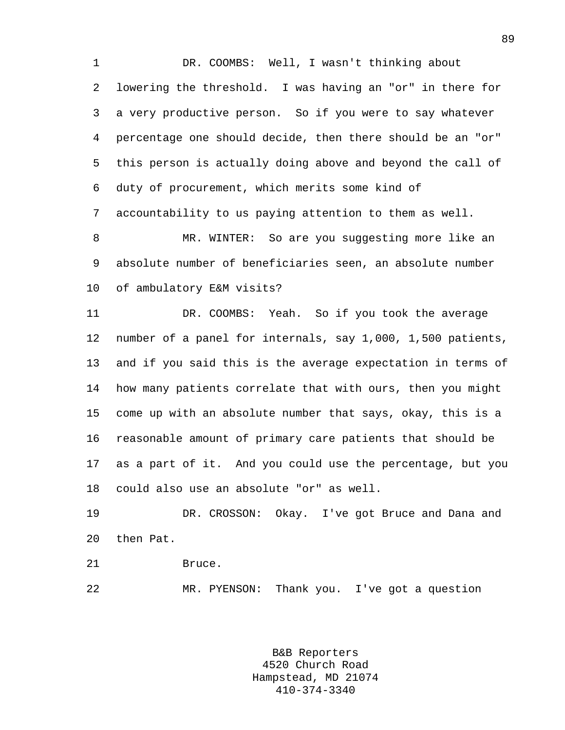DR. COOMBS: Well, I wasn't thinking about lowering the threshold. I was having an "or" in there for a very productive person. So if you were to say whatever percentage one should decide, then there should be an "or" this person is actually doing above and beyond the call of duty of procurement, which merits some kind of accountability to us paying attention to them as well.

MR. WINTER: So are you suggesting more like an absolute number of beneficiaries seen, an absolute number of ambulatory E&M visits?

DR. COOMBS: Yeah. So if you took the average number of a panel for internals, say 1,000, 1,500 patients, and if you said this is the average expectation in terms of how many patients correlate that with ours, then you might come up with an absolute number that says, okay, this is a reasonable amount of primary care patients that should be as a part of it. And you could use the percentage, but you could also use an absolute "or" as well.

DR. CROSSON: Okay. I've got Bruce and Dana and then Pat.

Bruce.

MR. PYENSON: Thank you. I've got a question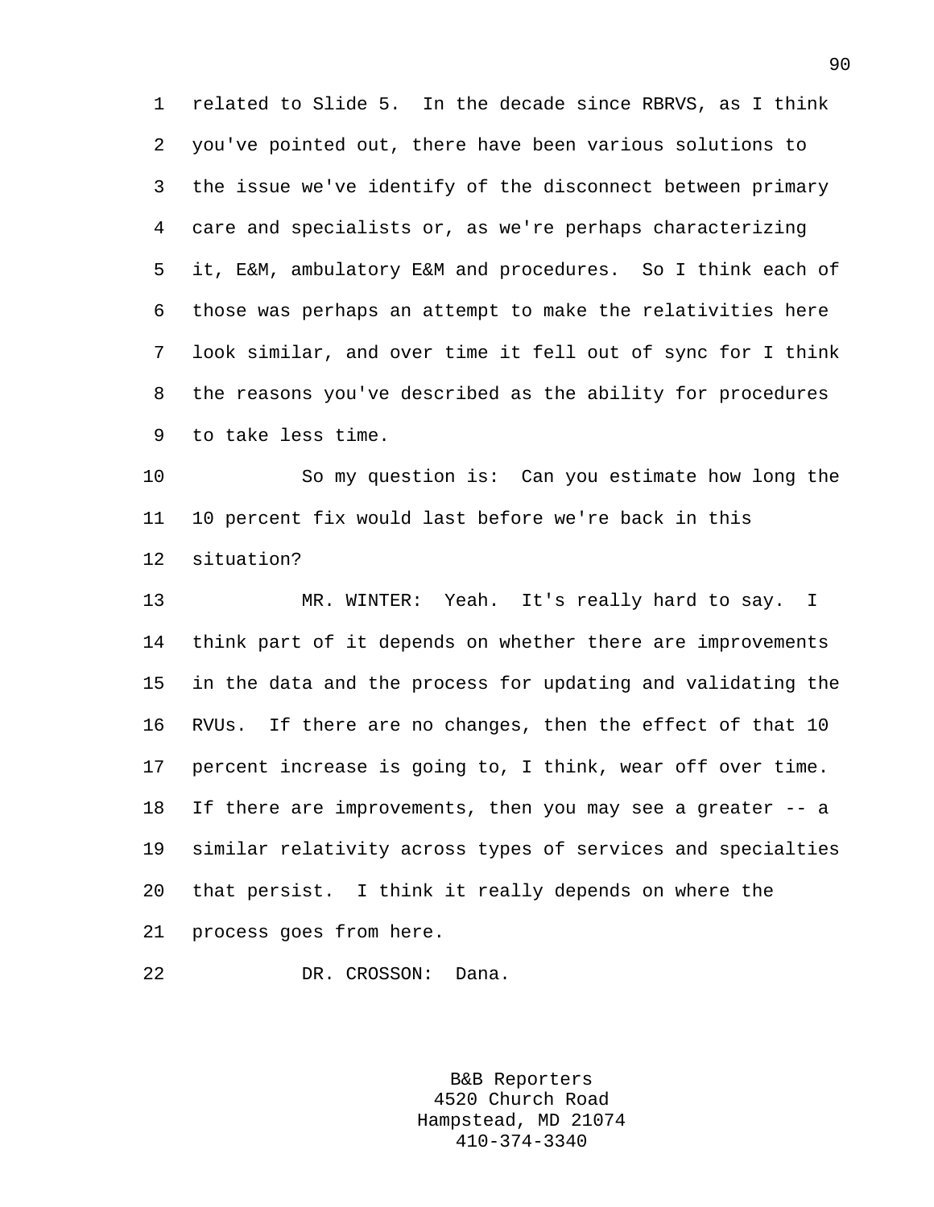related to Slide 5. In the decade since RBRVS, as I think you've pointed out, there have been various solutions to the issue we've identify of the disconnect between primary care and specialists or, as we're perhaps characterizing it, E&M, ambulatory E&M and procedures. So I think each of those was perhaps an attempt to make the relativities here look similar, and over time it fell out of sync for I think the reasons you've described as the ability for procedures to take less time.

So my question is: Can you estimate how long the 10 percent fix would last before we're back in this situation?

MR. WINTER: Yeah. It's really hard to say. I think part of it depends on whether there are improvements in the data and the process for updating and validating the RVUs. If there are no changes, then the effect of that 10 percent increase is going to, I think, wear off over time. If there are improvements, then you may see a greater -- a similar relativity across types of services and specialties that persist. I think it really depends on where the process goes from here.

DR. CROSSON: Dana.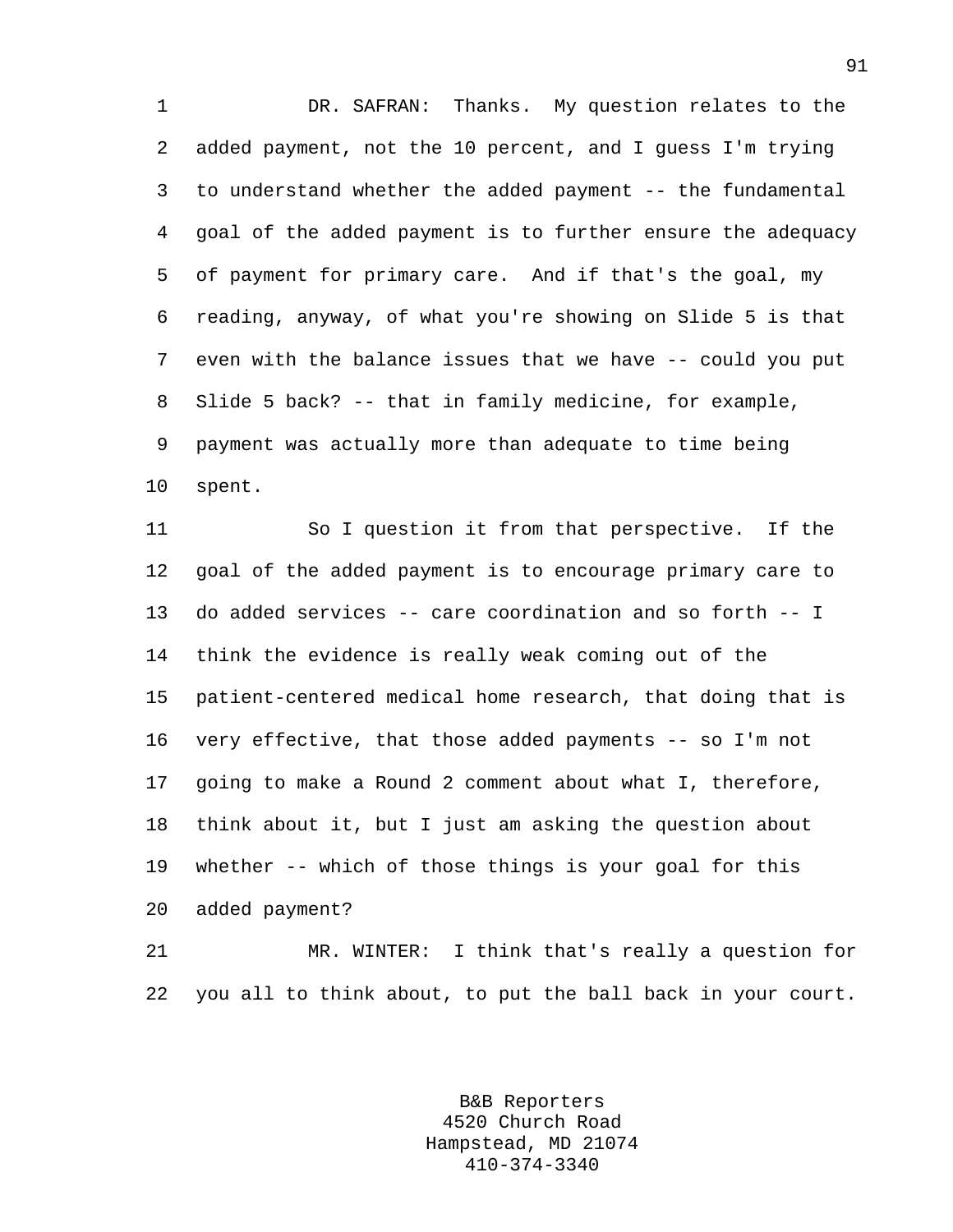DR. SAFRAN: Thanks. My question relates to the added payment, not the 10 percent, and I guess I'm trying to understand whether the added payment -- the fundamental goal of the added payment is to further ensure the adequacy of payment for primary care. And if that's the goal, my reading, anyway, of what you're showing on Slide 5 is that even with the balance issues that we have -- could you put Slide 5 back? -- that in family medicine, for example, payment was actually more than adequate to time being spent.

So I question it from that perspective. If the goal of the added payment is to encourage primary care to do added services -- care coordination and so forth -- I think the evidence is really weak coming out of the patient-centered medical home research, that doing that is very effective, that those added payments -- so I'm not going to make a Round 2 comment about what I, therefore, think about it, but I just am asking the question about whether -- which of those things is your goal for this added payment?

MR. WINTER: I think that's really a question for you all to think about, to put the ball back in your court.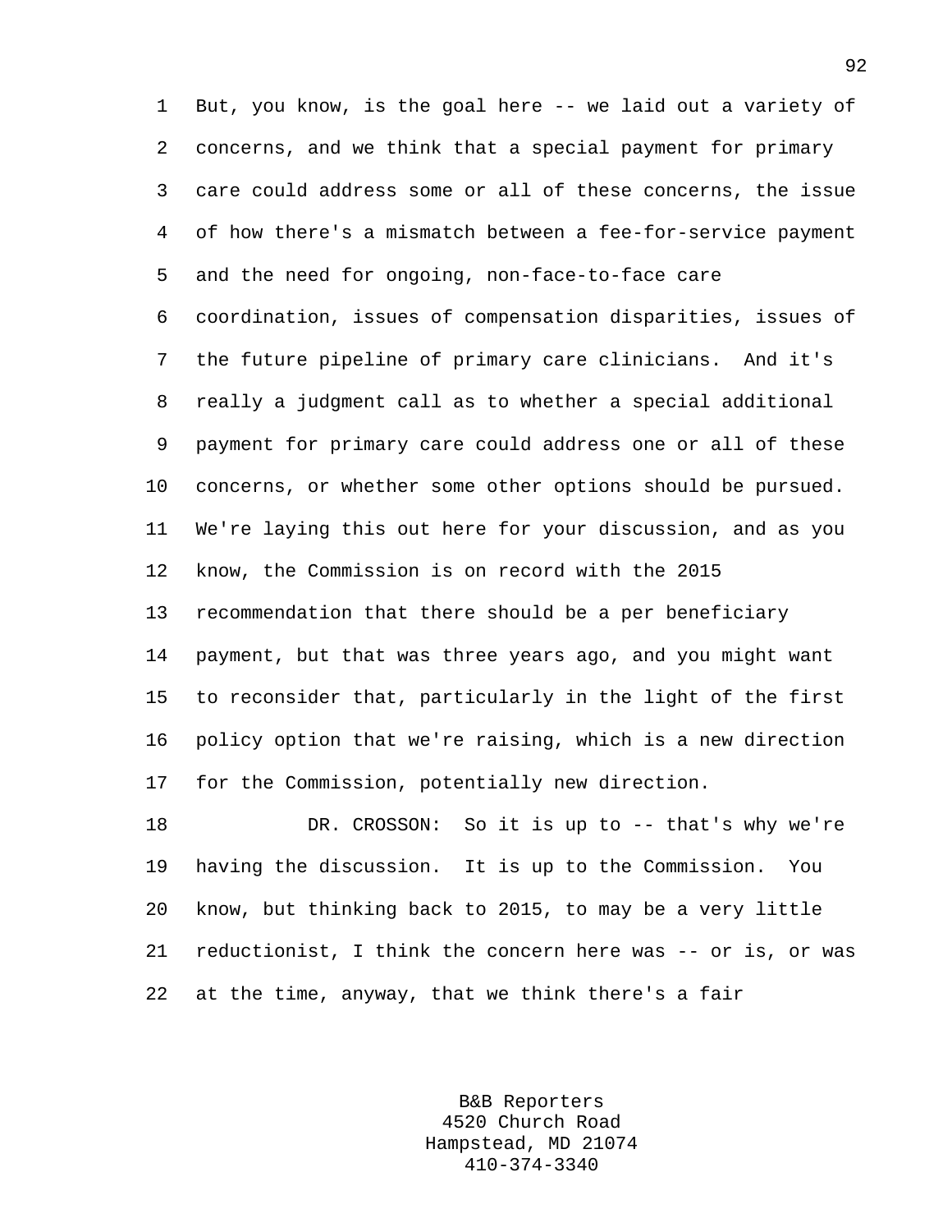But, you know, is the goal here -- we laid out a variety of concerns, and we think that a special payment for primary care could address some or all of these concerns, the issue of how there's a mismatch between a fee-for-service payment and the need for ongoing, non-face-to-face care coordination, issues of compensation disparities, issues of the future pipeline of primary care clinicians. And it's really a judgment call as to whether a special additional payment for primary care could address one or all of these concerns, or whether some other options should be pursued. We're laying this out here for your discussion, and as you know, the Commission is on record with the 2015 recommendation that there should be a per beneficiary payment, but that was three years ago, and you might want to reconsider that, particularly in the light of the first policy option that we're raising, which is a new direction for the Commission, potentially new direction.

DR. CROSSON: So it is up to -- that's why we're having the discussion. It is up to the Commission. You know, but thinking back to 2015, to may be a very little reductionist, I think the concern here was -- or is, or was at the time, anyway, that we think there's a fair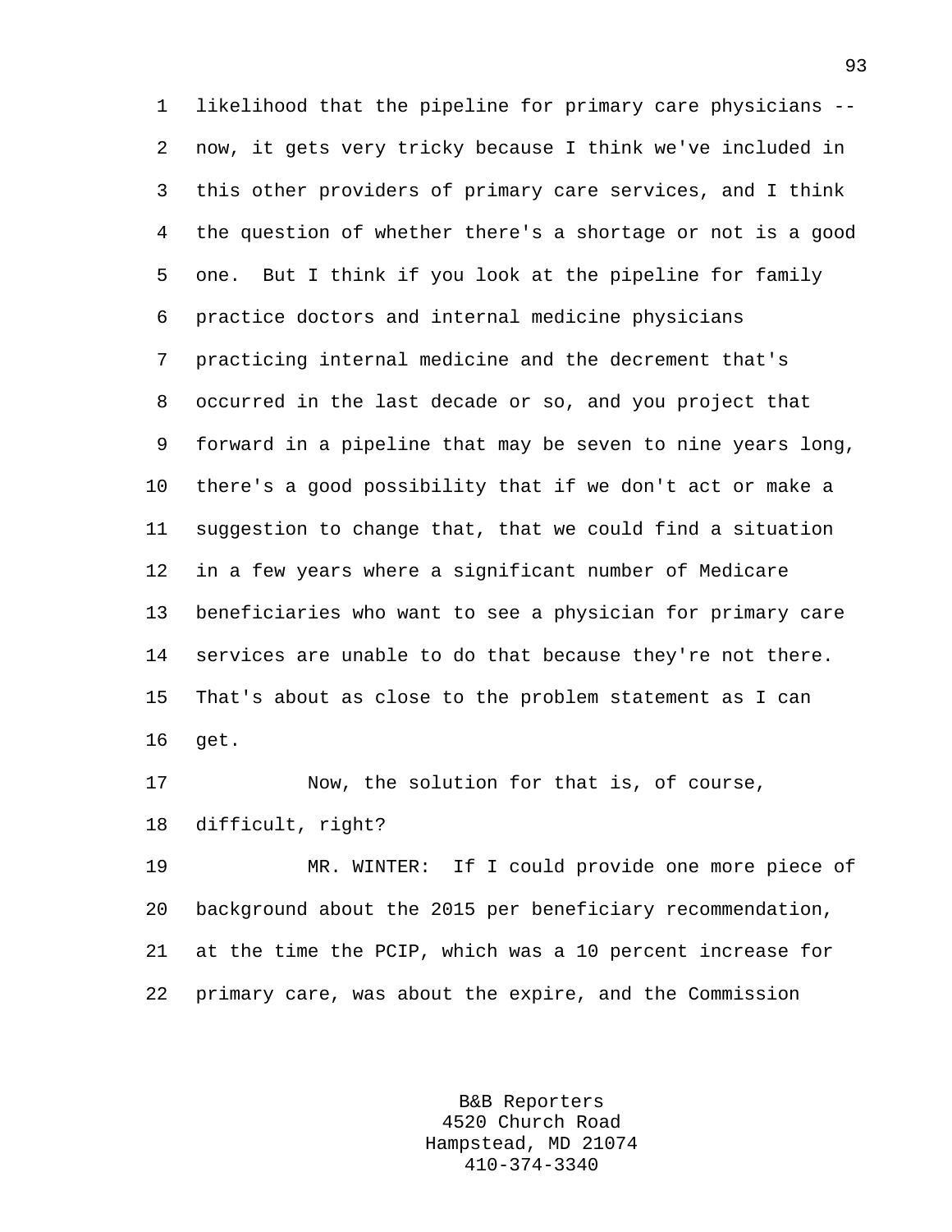likelihood that the pipeline for primary care physicians -- now, it gets very tricky because I think we've included in this other providers of primary care services, and I think the question of whether there's a shortage or not is a good one. But I think if you look at the pipeline for family practice doctors and internal medicine physicians practicing internal medicine and the decrement that's occurred in the last decade or so, and you project that forward in a pipeline that may be seven to nine years long, there's a good possibility that if we don't act or make a suggestion to change that, that we could find a situation in a few years where a significant number of Medicare beneficiaries who want to see a physician for primary care services are unable to do that because they're not there. That's about as close to the problem statement as I can get.

Now, the solution for that is, of course, difficult, right?

MR. WINTER: If I could provide one more piece of background about the 2015 per beneficiary recommendation, at the time the PCIP, which was a 10 percent increase for primary care, was about the expire, and the Commission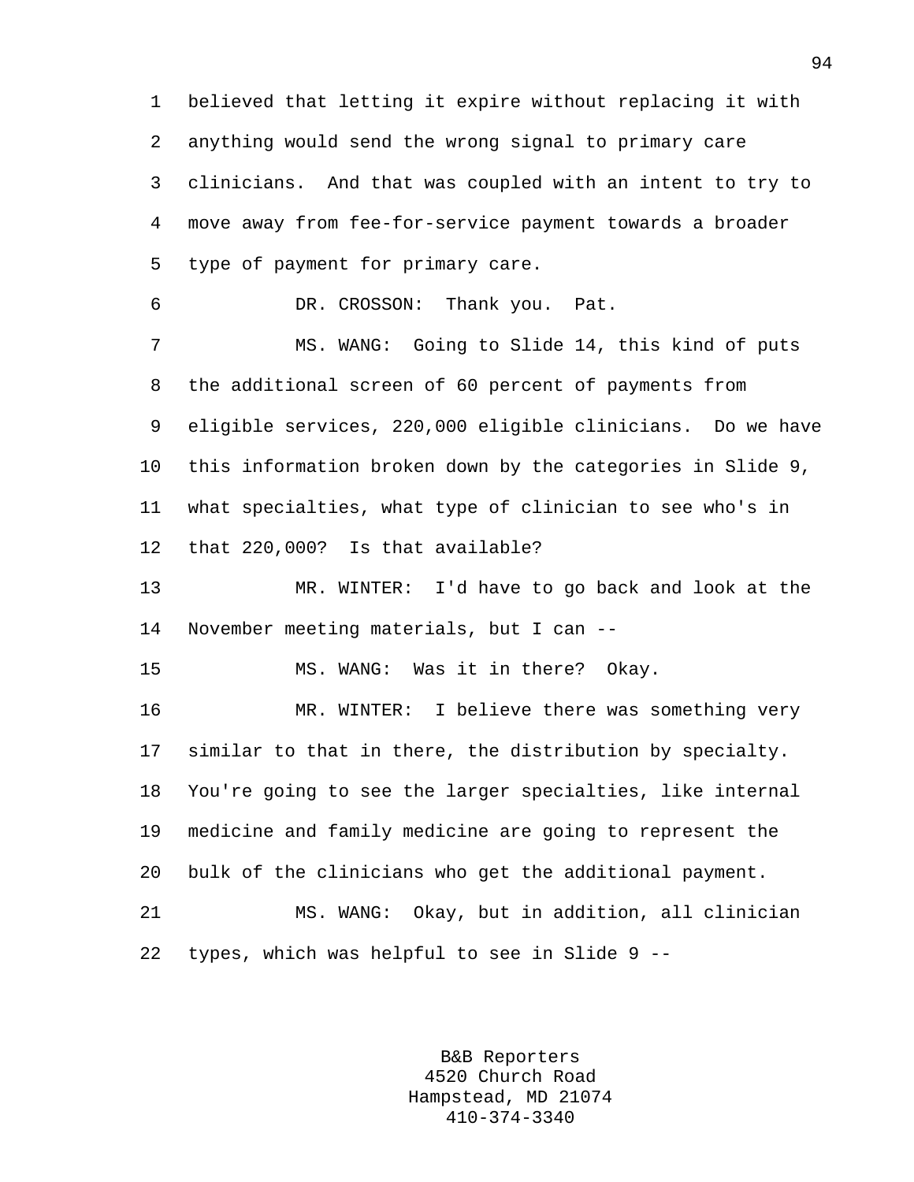believed that letting it expire without replacing it with anything would send the wrong signal to primary care clinicians. And that was coupled with an intent to try to move away from fee-for-service payment towards a broader type of payment for primary care.

DR. CROSSON: Thank you. Pat.

MS. WANG: Going to Slide 14, this kind of puts the additional screen of 60 percent of payments from eligible services, 220,000 eligible clinicians. Do we have this information broken down by the categories in Slide 9, what specialties, what type of clinician to see who's in that 220,000? Is that available?

MR. WINTER: I'd have to go back and look at the November meeting materials, but I can --

MS. WANG: Was it in there? Okay.

MR. WINTER: I believe there was something very similar to that in there, the distribution by specialty. You're going to see the larger specialties, like internal medicine and family medicine are going to represent the bulk of the clinicians who get the additional payment.

MS. WANG: Okay, but in addition, all clinician types, which was helpful to see in Slide 9 --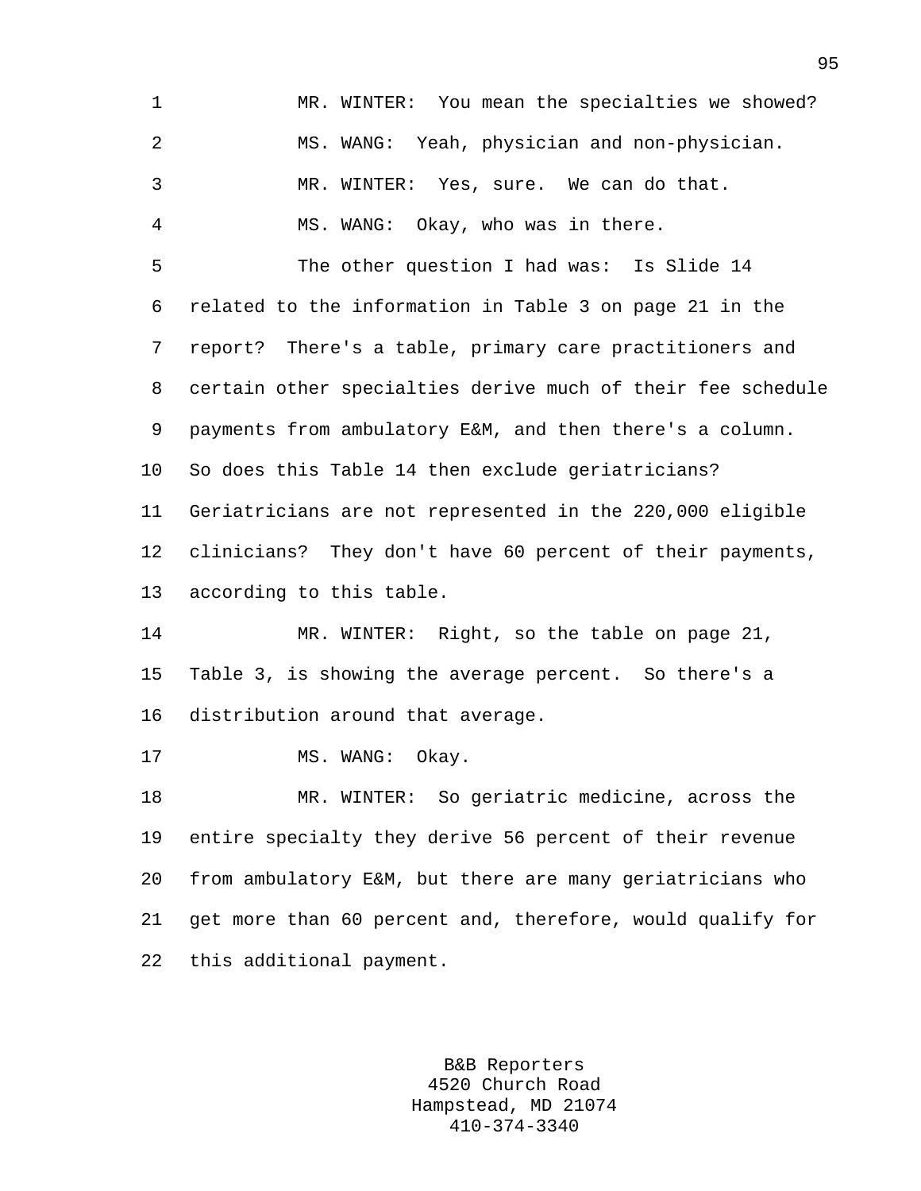MR. WINTER: You mean the specialties we showed?

MS. WANG: Yeah, physician and non-physician.

MR. WINTER: Yes, sure. We can do that.

MS. WANG: Okay, who was in there.

The other question I had was: Is Slide 14 related to the information in Table 3 on page 21 in the report? There's a table, primary care practitioners and certain other specialties derive much of their fee schedule payments from ambulatory E&M, and then there's a column. So does this Table 14 then exclude geriatricians? Geriatricians are not represented in the 220,000 eligible clinicians? They don't have 60 percent of their payments, according to this table.

MR. WINTER: Right, so the table on page 21, Table 3, is showing the average percent. So there's a distribution around that average.

MS. WANG: Okay.

MR. WINTER: So geriatric medicine, across the entire specialty they derive 56 percent of their revenue from ambulatory E&M, but there are many geriatricians who get more than 60 percent and, therefore, would qualify for this additional payment.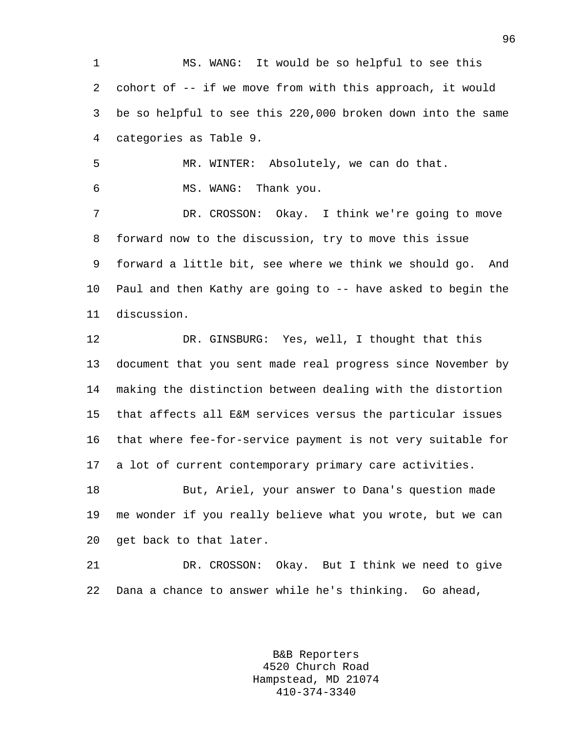MS. WANG: It would be so helpful to see this cohort of -- if we move from with this approach, it would be so helpful to see this 220,000 broken down into the same categories as Table 9.

MR. WINTER: Absolutely, we can do that.

MS. WANG: Thank you.

DR. CROSSON: Okay. I think we're going to move forward now to the discussion, try to move this issue forward a little bit, see where we think we should go. And Paul and then Kathy are going to -- have asked to begin the discussion.

DR. GINSBURG: Yes, well, I thought that this document that you sent made real progress since November by making the distinction between dealing with the distortion that affects all E&M services versus the particular issues that where fee-for-service payment is not very suitable for a lot of current contemporary primary care activities.

But, Ariel, your answer to Dana's question made me wonder if you really believe what you wrote, but we can get back to that later.

DR. CROSSON: Okay. But I think we need to give Dana a chance to answer while he's thinking. Go ahead,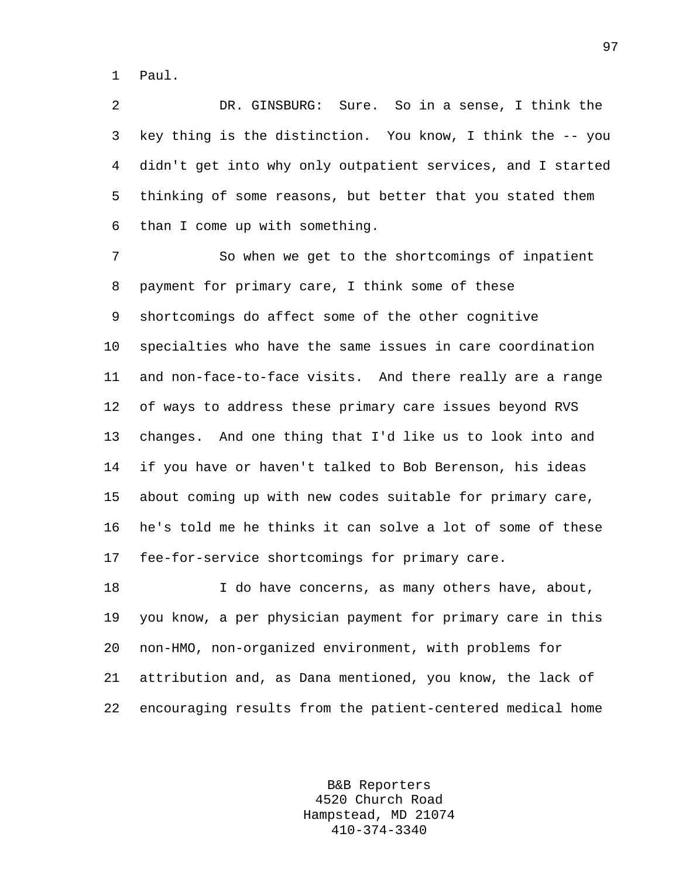Paul.

DR. GINSBURG: Sure. So in a sense, I think the key thing is the distinction. You know, I think the -- you didn't get into why only outpatient services, and I started thinking of some reasons, but better that you stated them than I come up with something.

So when we get to the shortcomings of inpatient payment for primary care, I think some of these shortcomings do affect some of the other cognitive specialties who have the same issues in care coordination and non-face-to-face visits. And there really are a range of ways to address these primary care issues beyond RVS changes. And one thing that I'd like us to look into and if you have or haven't talked to Bob Berenson, his ideas about coming up with new codes suitable for primary care, he's told me he thinks it can solve a lot of some of these fee-for-service shortcomings for primary care.

I do have concerns, as many others have, about, you know, a per physician payment for primary care in this non-HMO, non-organized environment, with problems for attribution and, as Dana mentioned, you know, the lack of encouraging results from the patient-centered medical home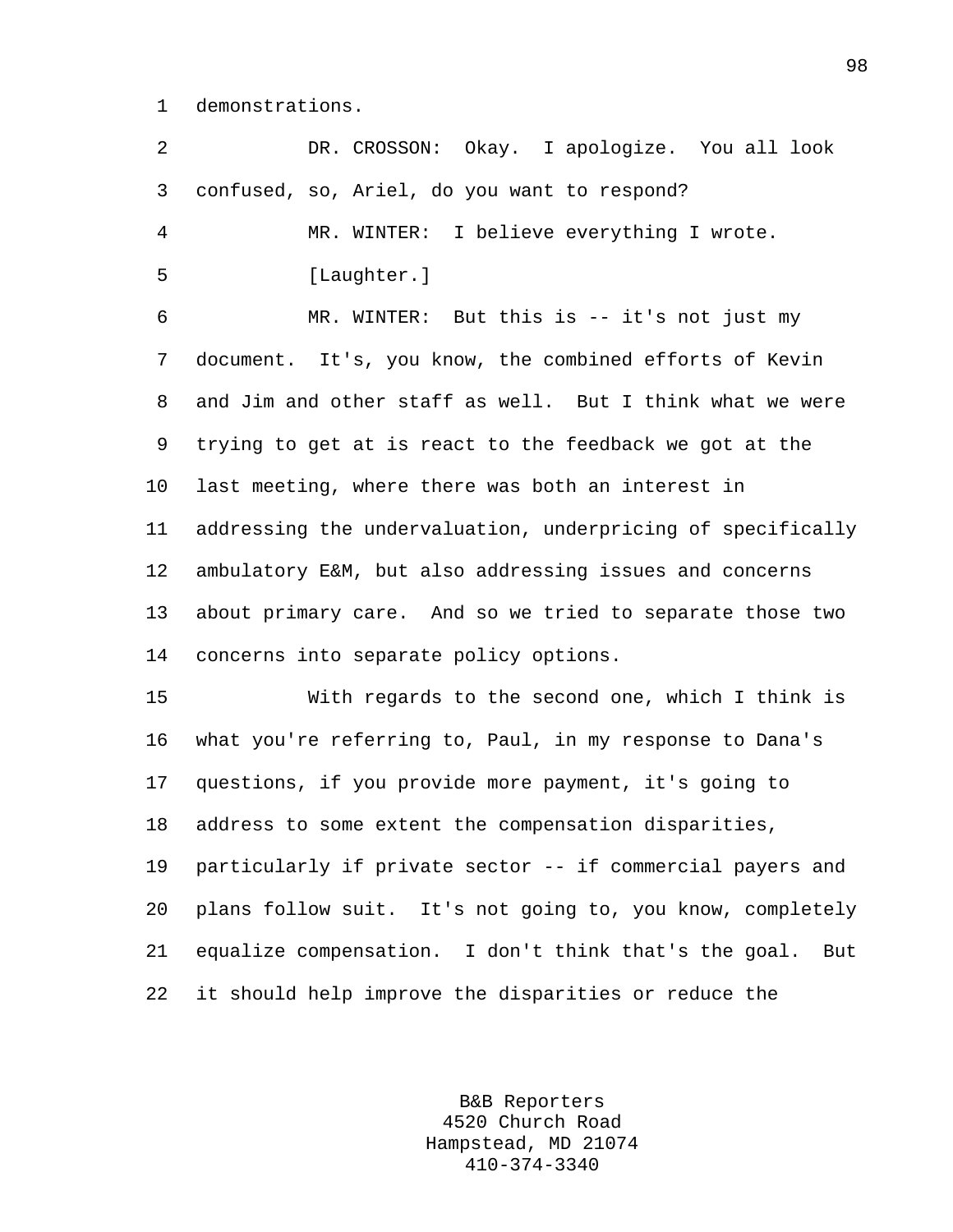demonstrations.

DR. CROSSON: Okay. I apologize. You all look confused, so, Ariel, do you want to respond?

MR. WINTER: I believe everything I wrote.

[Laughter.]

MR. WINTER: But this is -- it's not just my document. It's, you know, the combined efforts of Kevin and Jim and other staff as well. But I think what we were trying to get at is react to the feedback we got at the last meeting, where there was both an interest in addressing the undervaluation, underpricing of specifically ambulatory E&M, but also addressing issues and concerns about primary care. And so we tried to separate those two concerns into separate policy options.

With regards to the second one, which I think is what you're referring to, Paul, in my response to Dana's questions, if you provide more payment, it's going to address to some extent the compensation disparities, particularly if private sector -- if commercial payers and plans follow suit. It's not going to, you know, completely equalize compensation. I don't think that's the goal. But it should help improve the disparities or reduce the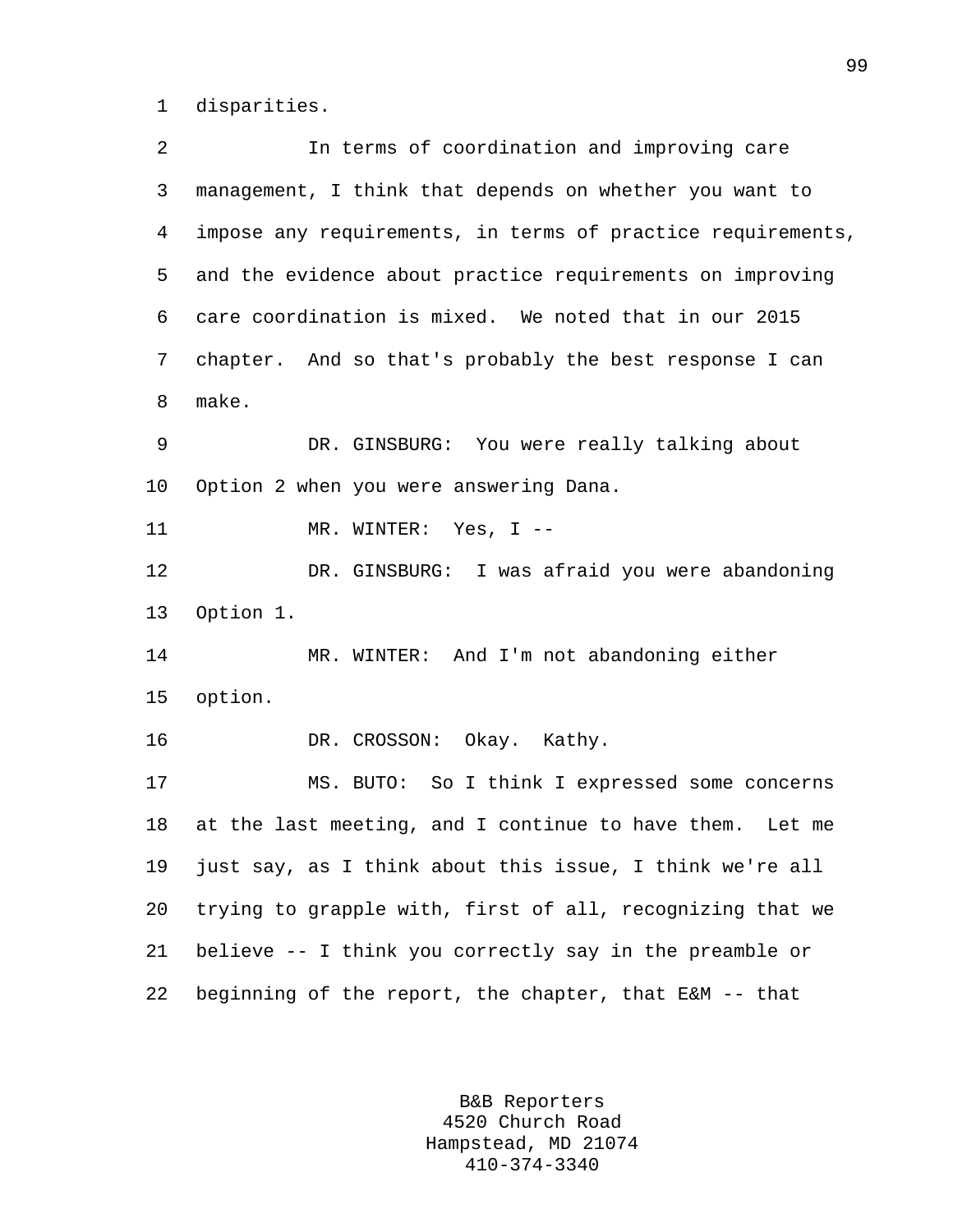disparities.

In terms of coordination and improving care management, I think that depends on whether you want to impose any requirements, in terms of practice requirements, and the evidence about practice requirements on improving care coordination is mixed. We noted that in our 2015 chapter. And so that's probably the best response I can make.

DR. GINSBURG: You were really talking about Option 2 when you were answering Dana.

MR. WINTER: Yes, I --

DR. GINSBURG: I was afraid you were abandoning Option 1.

MR. WINTER: And I'm not abandoning either option.

DR. CROSSON: Okay. Kathy.

MS. BUTO: So I think I expressed some concerns at the last meeting, and I continue to have them. Let me just say, as I think about this issue, I think we're all trying to grapple with, first of all, recognizing that we believe -- I think you correctly say in the preamble or beginning of the report, the chapter, that E&M -- that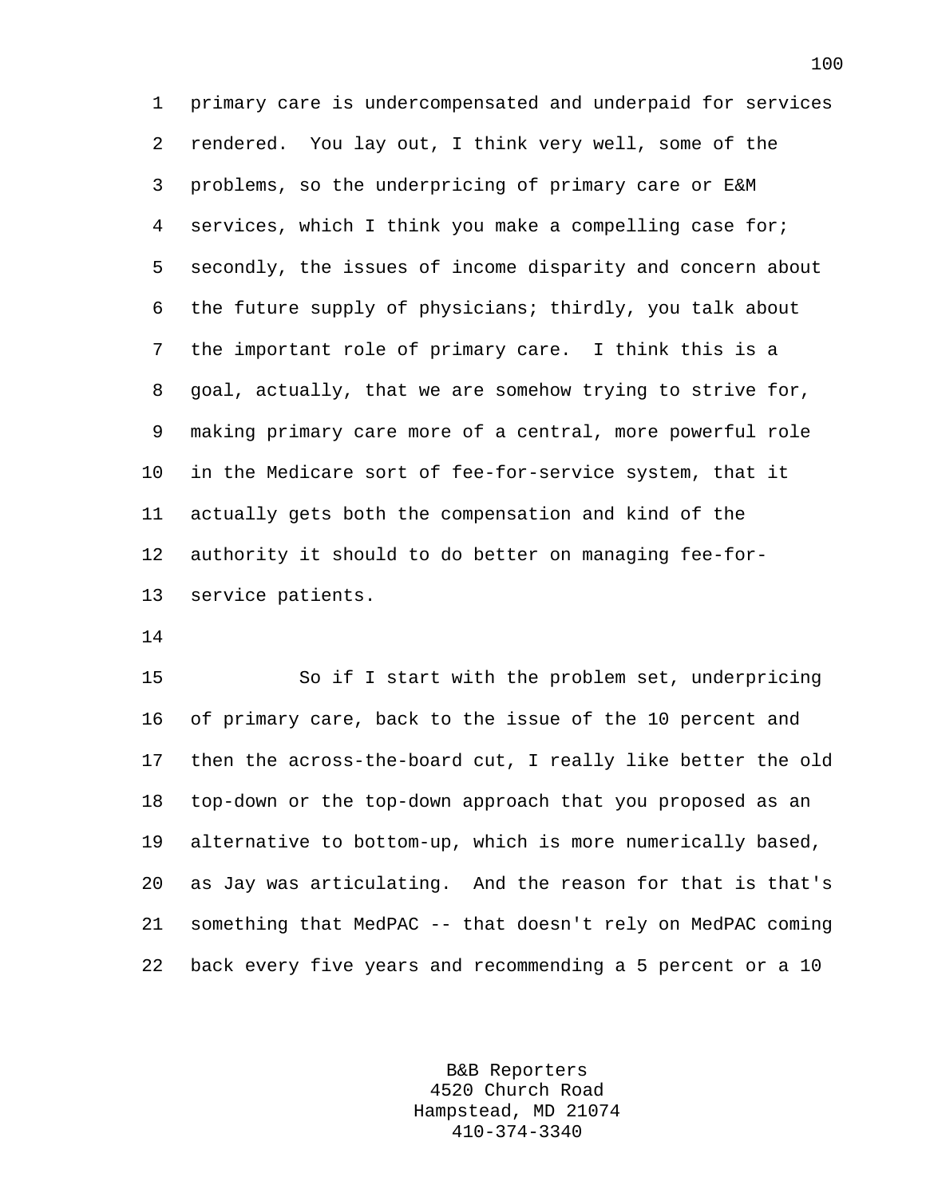primary care is undercompensated and underpaid for services rendered. You lay out, I think very well, some of the problems, so the underpricing of primary care or E&M services, which I think you make a compelling case for; secondly, the issues of income disparity and concern about the future supply of physicians; thirdly, you talk about the important role of primary care. I think this is a goal, actually, that we are somehow trying to strive for, making primary care more of a central, more powerful role in the Medicare sort of fee-for-service system, that it actually gets both the compensation and kind of the authority it should to do better on managing fee-for-service patients.

So if I start with the problem set, underpricing of primary care, back to the issue of the 10 percent and then the across-the-board cut, I really like better the old top-down or the top-down approach that you proposed as an alternative to bottom-up, which is more numerically based, as Jay was articulating. And the reason for that is that's something that MedPAC -- that doesn't rely on MedPAC coming back every five years and recommending a 5 percent or a 10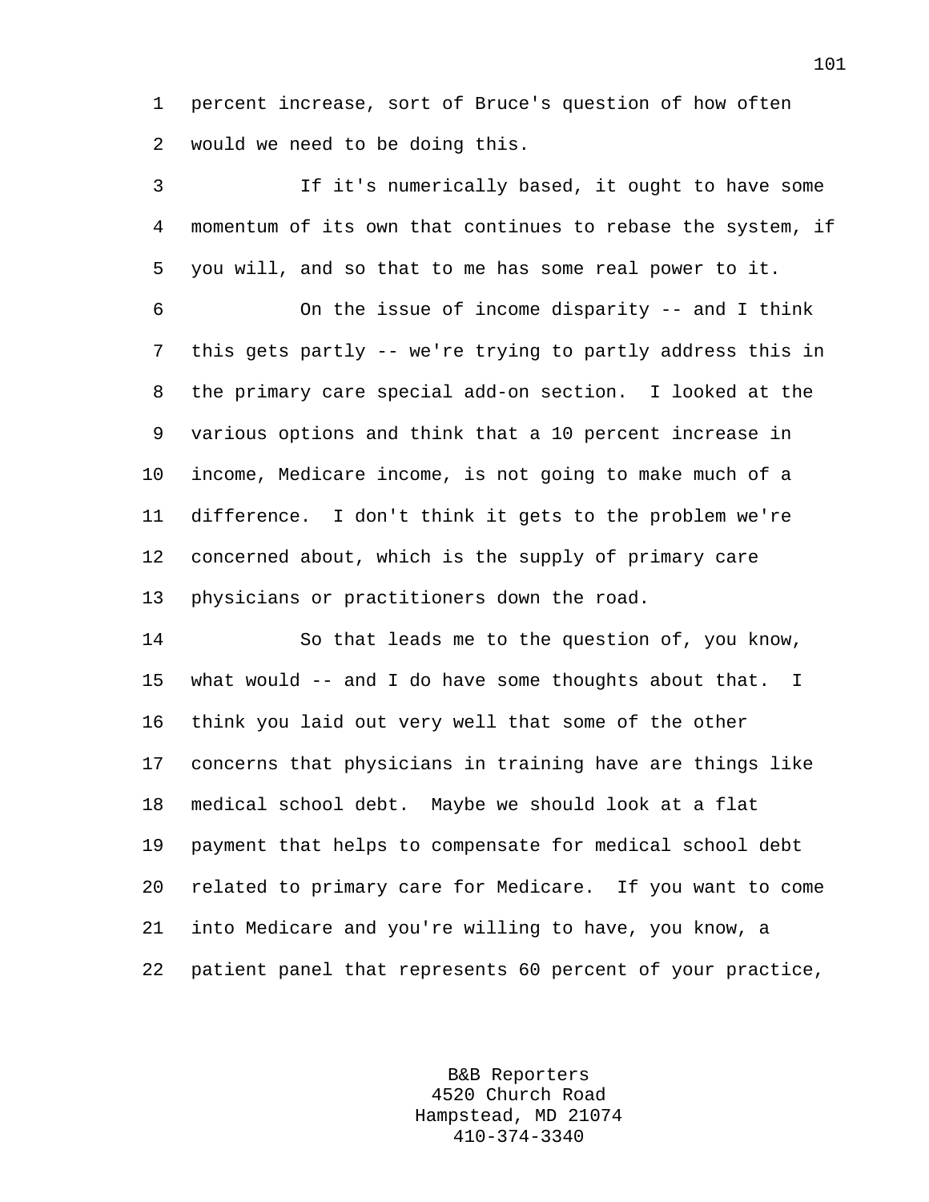percent increase, sort of Bruce's question of how often would we need to be doing this.

If it's numerically based, it ought to have some momentum of its own that continues to rebase the system, if you will, and so that to me has some real power to it.

On the issue of income disparity -- and I think this gets partly -- we're trying to partly address this in the primary care special add-on section. I looked at the various options and think that a 10 percent increase in income, Medicare income, is not going to make much of a difference. I don't think it gets to the problem we're concerned about, which is the supply of primary care physicians or practitioners down the road.

So that leads me to the question of, you know, what would -- and I do have some thoughts about that. I think you laid out very well that some of the other concerns that physicians in training have are things like medical school debt. Maybe we should look at a flat payment that helps to compensate for medical school debt related to primary care for Medicare. If you want to come into Medicare and you're willing to have, you know, a patient panel that represents 60 percent of your practice,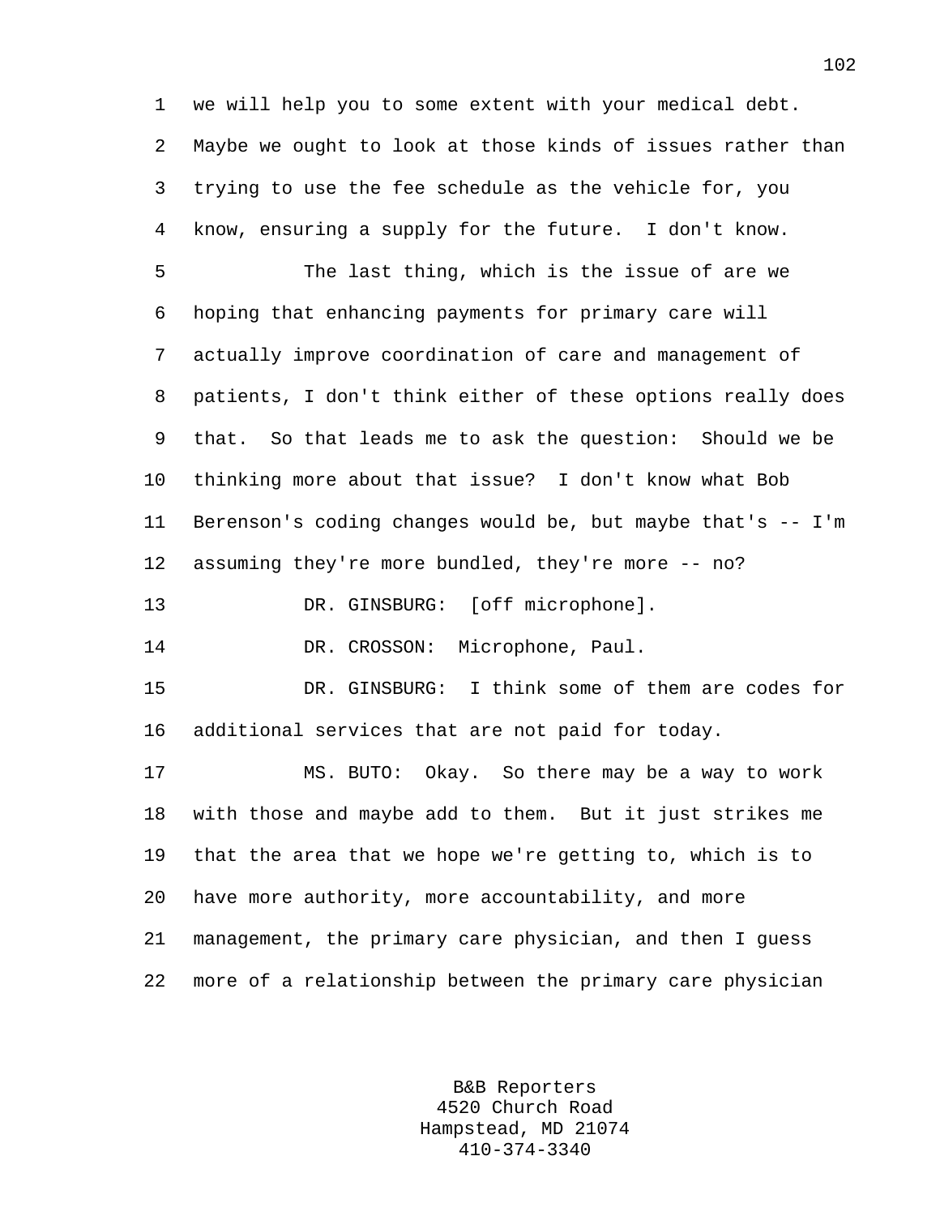we will help you to some extent with your medical debt. Maybe we ought to look at those kinds of issues rather than trying to use the fee schedule as the vehicle for, you know, ensuring a supply for the future. I don't know.

The last thing, which is the issue of are we hoping that enhancing payments for primary care will actually improve coordination of care and management of patients, I don't think either of these options really does that. So that leads me to ask the question: Should we be thinking more about that issue? I don't know what Bob Berenson's coding changes would be, but maybe that's -- I'm assuming they're more bundled, they're more -- no?

DR. GINSBURG: [off microphone].

DR. CROSSON: Microphone, Paul.

DR. GINSBURG: I think some of them are codes for additional services that are not paid for today.

MS. BUTO: Okay. So there may be a way to work with those and maybe add to them. But it just strikes me that the area that we hope we're getting to, which is to have more authority, more accountability, and more management, the primary care physician, and then I guess more of a relationship between the primary care physician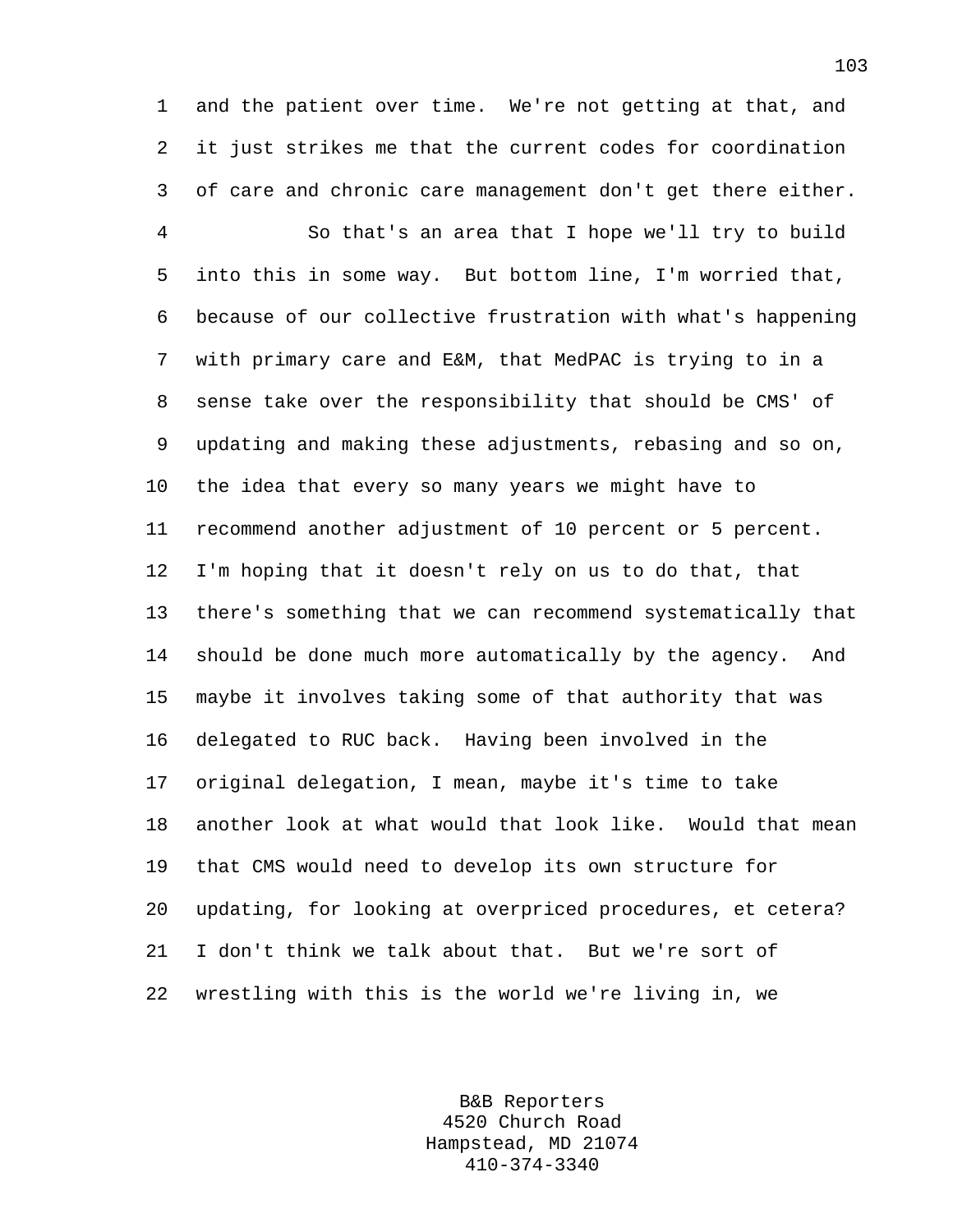and the patient over time. We're not getting at that, and it just strikes me that the current codes for coordination of care and chronic care management don't get there either.

So that's an area that I hope we'll try to build into this in some way. But bottom line, I'm worried that, because of our collective frustration with what's happening with primary care and E&M, that MedPAC is trying to in a sense take over the responsibility that should be CMS' of updating and making these adjustments, rebasing and so on, the idea that every so many years we might have to recommend another adjustment of 10 percent or 5 percent. I'm hoping that it doesn't rely on us to do that, that there's something that we can recommend systematically that should be done much more automatically by the agency. And maybe it involves taking some of that authority that was delegated to RUC back. Having been involved in the original delegation, I mean, maybe it's time to take another look at what would that look like. Would that mean that CMS would need to develop its own structure for updating, for looking at overpriced procedures, et cetera? I don't think we talk about that. But we're sort of wrestling with this is the world we're living in, we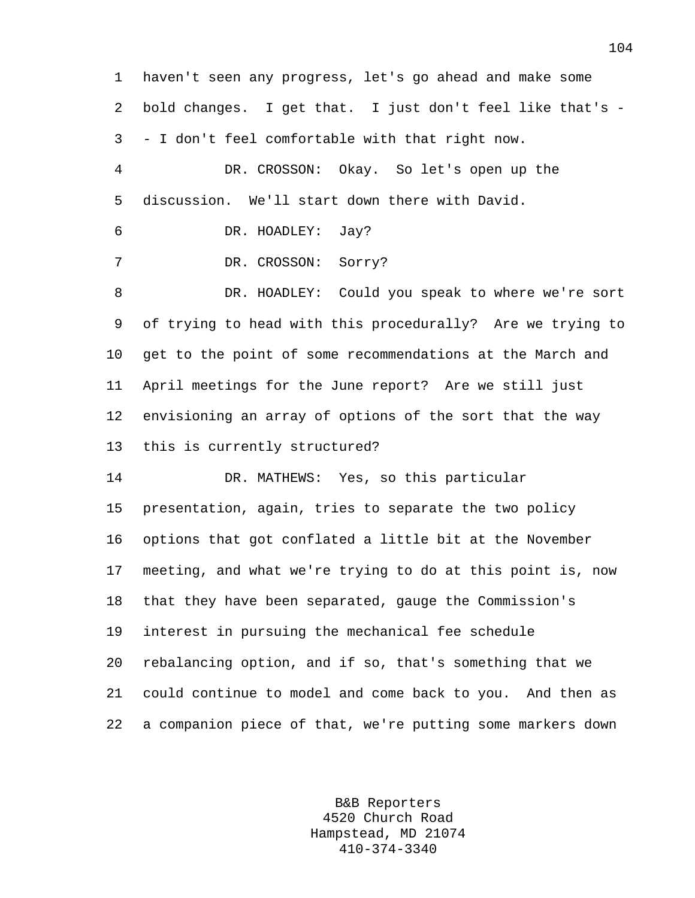haven't seen any progress, let's go ahead and make some bold changes. I get that. I just don't feel like that's -- I don't feel comfortable with that right now.

DR. CROSSON: Okay. So let's open up the discussion. We'll start down there with David.

DR. HOADLEY: Jay?

DR. CROSSON: Sorry?

DR. HOADLEY: Could you speak to where we're sort of trying to head with this procedurally? Are we trying to get to the point of some recommendations at the March and April meetings for the June report? Are we still just envisioning an array of options of the sort that the way this is currently structured?

DR. MATHEWS: Yes, so this particular presentation, again, tries to separate the two policy options that got conflated a little bit at the November meeting, and what we're trying to do at this point is, now that they have been separated, gauge the Commission's interest in pursuing the mechanical fee schedule rebalancing option, and if so, that's something that we could continue to model and come back to you. And then as a companion piece of that, we're putting some markers down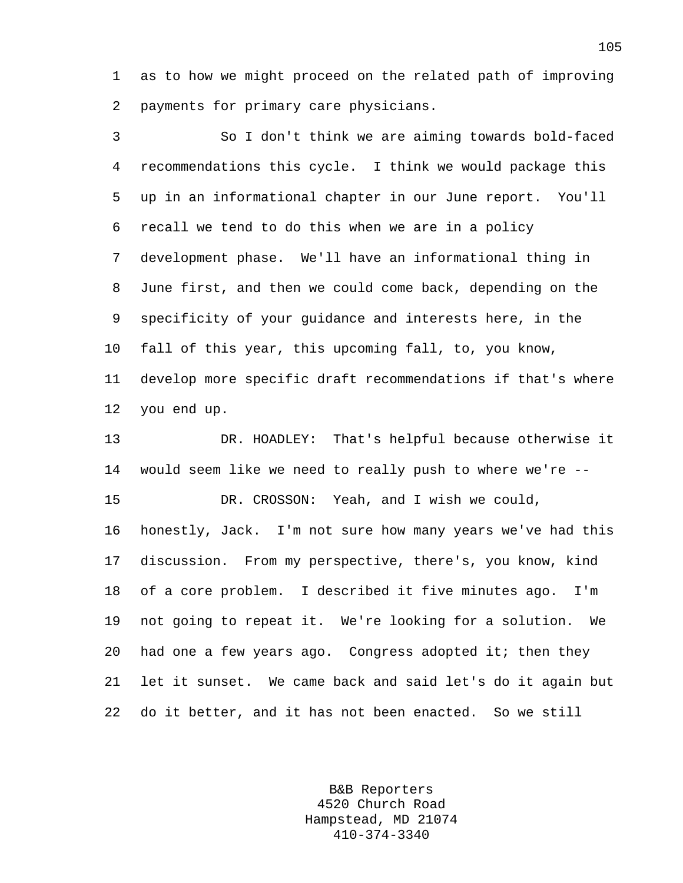as to how we might proceed on the related path of improving payments for primary care physicians.

So I don't think we are aiming towards bold-faced recommendations this cycle. I think we would package this up in an informational chapter in our June report. You'll recall we tend to do this when we are in a policy development phase. We'll have an informational thing in June first, and then we could come back, depending on the specificity of your guidance and interests here, in the fall of this year, this upcoming fall, to, you know, develop more specific draft recommendations if that's where you end up.

DR. HOADLEY: That's helpful because otherwise it would seem like we need to really push to where we're --

DR. CROSSON: Yeah, and I wish we could, honestly, Jack. I'm not sure how many years we've had this discussion. From my perspective, there's, you know, kind of a core problem. I described it five minutes ago. I'm not going to repeat it. We're looking for a solution. We had one a few years ago. Congress adopted it; then they let it sunset. We came back and said let's do it again but do it better, and it has not been enacted. So we still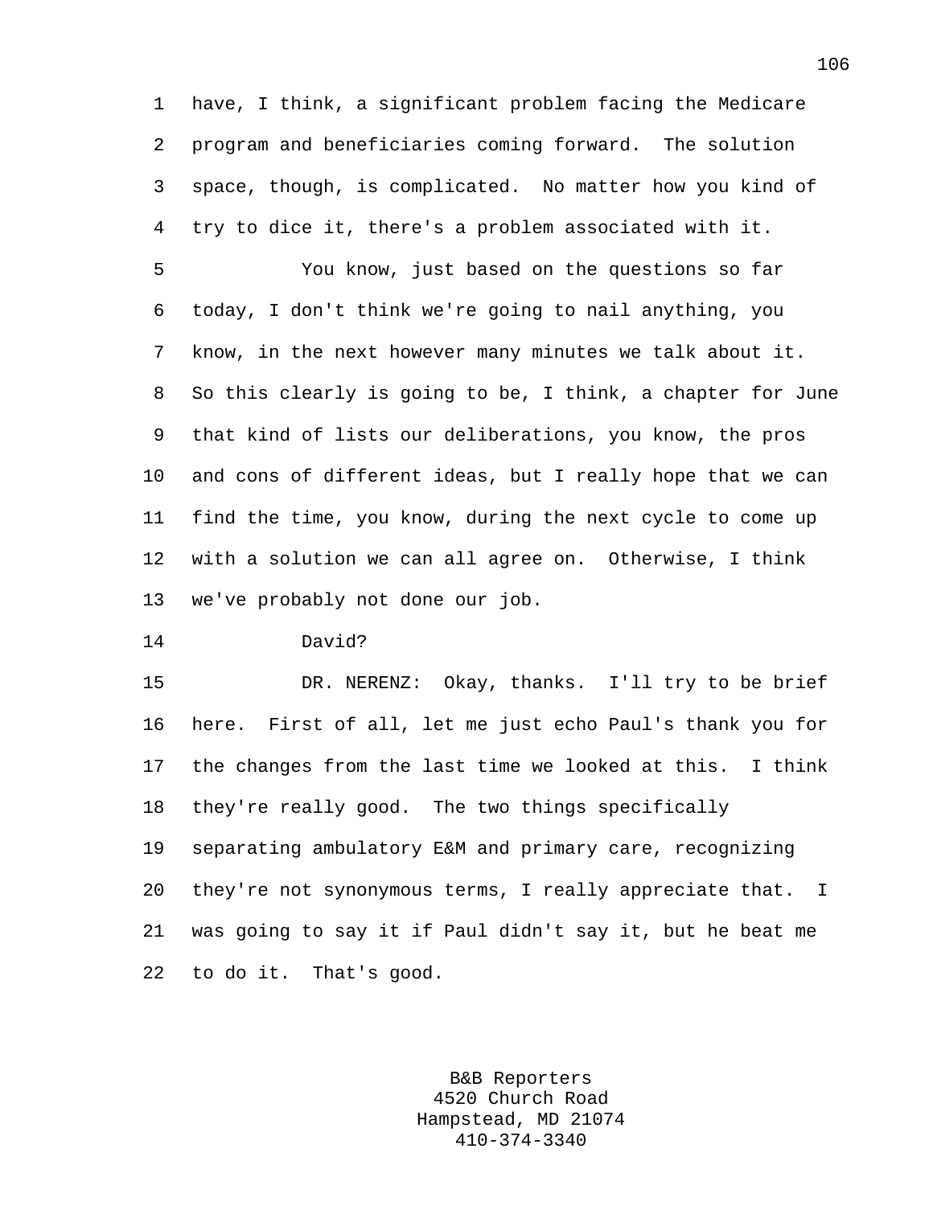have, I think, a significant problem facing the Medicare program and beneficiaries coming forward. The solution space, though, is complicated. No matter how you kind of try to dice it, there's a problem associated with it.

You know, just based on the questions so far today, I don't think we're going to nail anything, you know, in the next however many minutes we talk about it. So this clearly is going to be, I think, a chapter for June that kind of lists our deliberations, you know, the pros and cons of different ideas, but I really hope that we can find the time, you know, during the next cycle to come up with a solution we can all agree on. Otherwise, I think we've probably not done our job.

David?

DR. NERENZ: Okay, thanks. I'll try to be brief here. First of all, let me just echo Paul's thank you for the changes from the last time we looked at this. I think they're really good. The two things specifically separating ambulatory E&M and primary care, recognizing they're not synonymous terms, I really appreciate that. I was going to say it if Paul didn't say it, but he beat me to do it. That's good.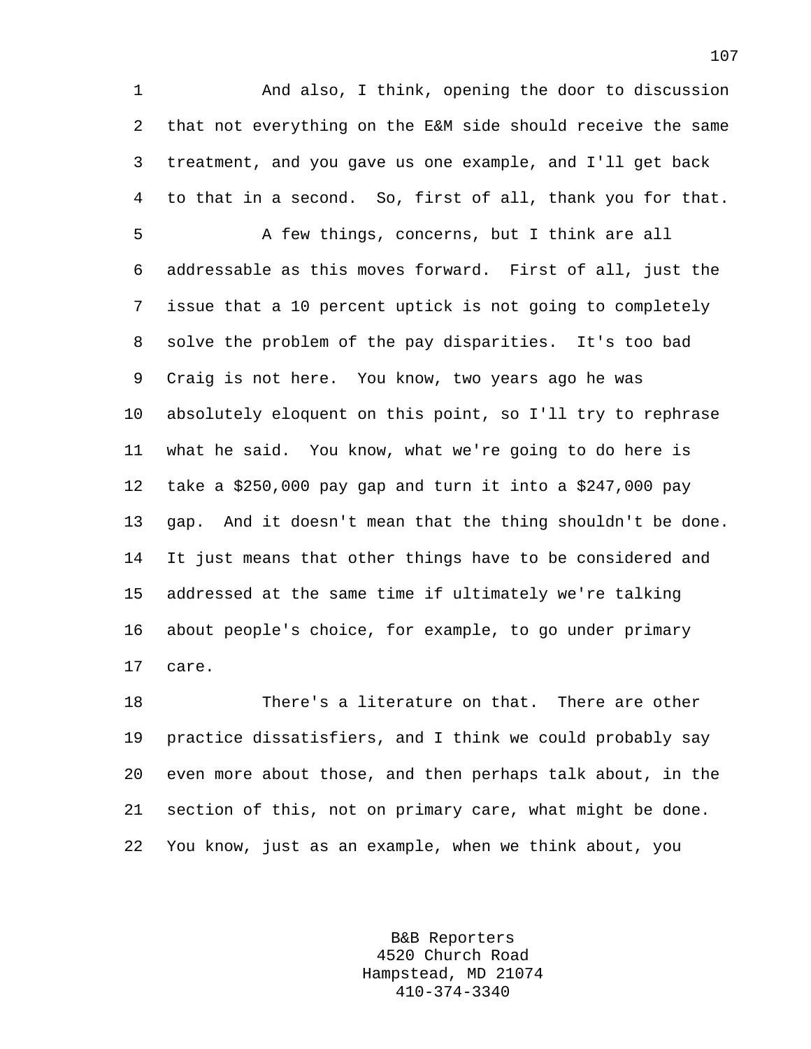And also, I think, opening the door to discussion that not everything on the E&M side should receive the same treatment, and you gave us one example, and I'll get back to that in a second. So, first of all, thank you for that.

A few things, concerns, but I think are all addressable as this moves forward. First of all, just the issue that a 10 percent uptick is not going to completely solve the problem of the pay disparities. It's too bad Craig is not here. You know, two years ago he was absolutely eloquent on this point, so I'll try to rephrase what he said. You know, what we're going to do here is take a $250,000 pay gap and turn it into a $247,000 pay gap. And it doesn't mean that the thing shouldn't be done. It just means that other things have to be considered and addressed at the same time if ultimately we're talking about people's choice, for example, to go under primary care.

There's a literature on that. There are other practice dissatisfiers, and I think we could probably say even more about those, and then perhaps talk about, in the section of this, not on primary care, what might be done. You know, just as an example, when we think about, you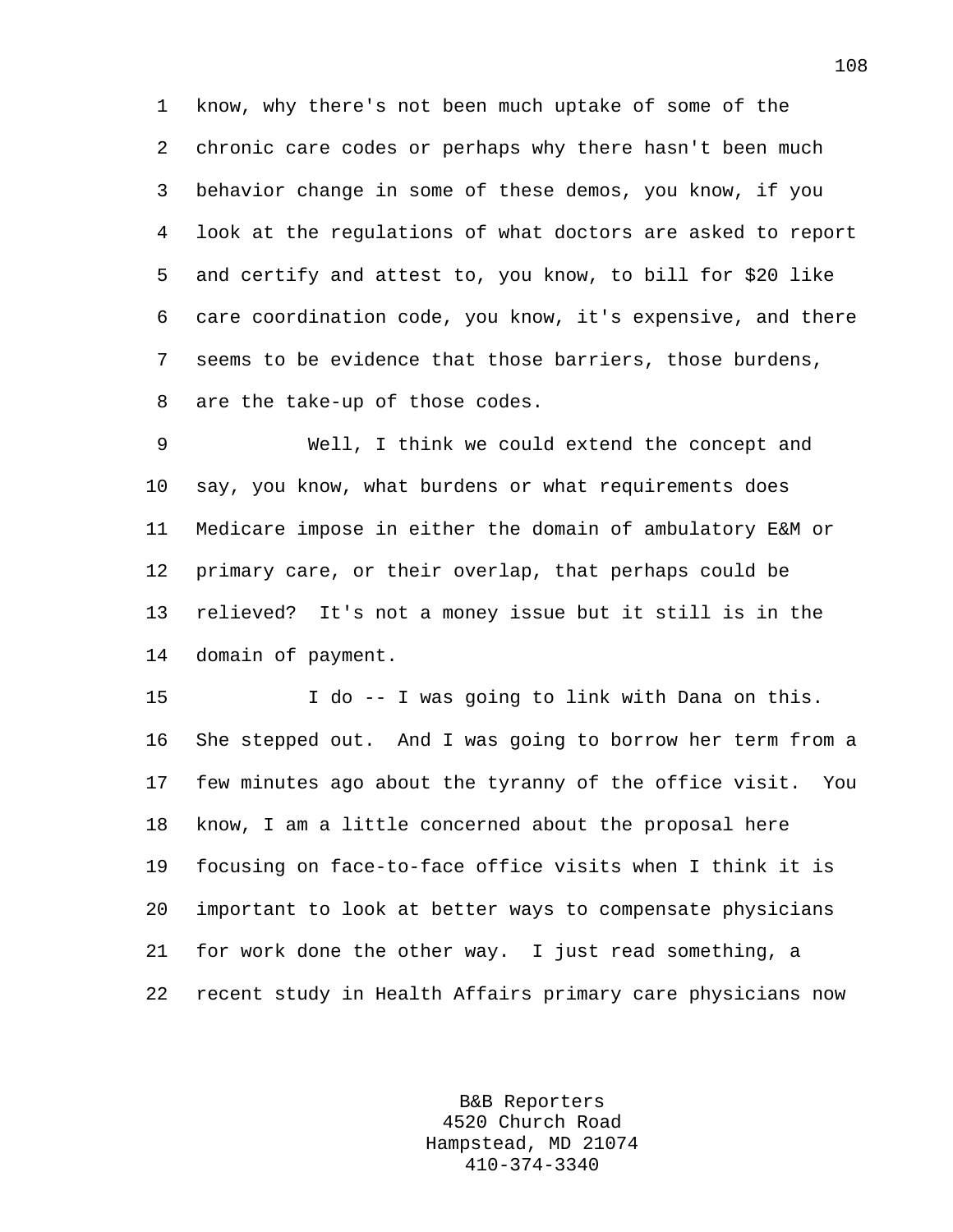know, why there's not been much uptake of some of the chronic care codes or perhaps why there hasn't been much behavior change in some of these demos, you know, if you look at the regulations of what doctors are asked to report and certify and attest to, you know, to bill for $20 like care coordination code, you know, it's expensive, and there seems to be evidence that those barriers, those burdens, are the take-up of those codes.

Well, I think we could extend the concept and say, you know, what burdens or what requirements does Medicare impose in either the domain of ambulatory E&M or primary care, or their overlap, that perhaps could be relieved? It's not a money issue but it still is in the domain of payment.

I do -- I was going to link with Dana on this. She stepped out. And I was going to borrow her term from a few minutes ago about the tyranny of the office visit. You know, I am a little concerned about the proposal here focusing on face-to-face office visits when I think it is important to look at better ways to compensate physicians for work done the other way. I just read something, a recent study in Health Affairs primary care physicians now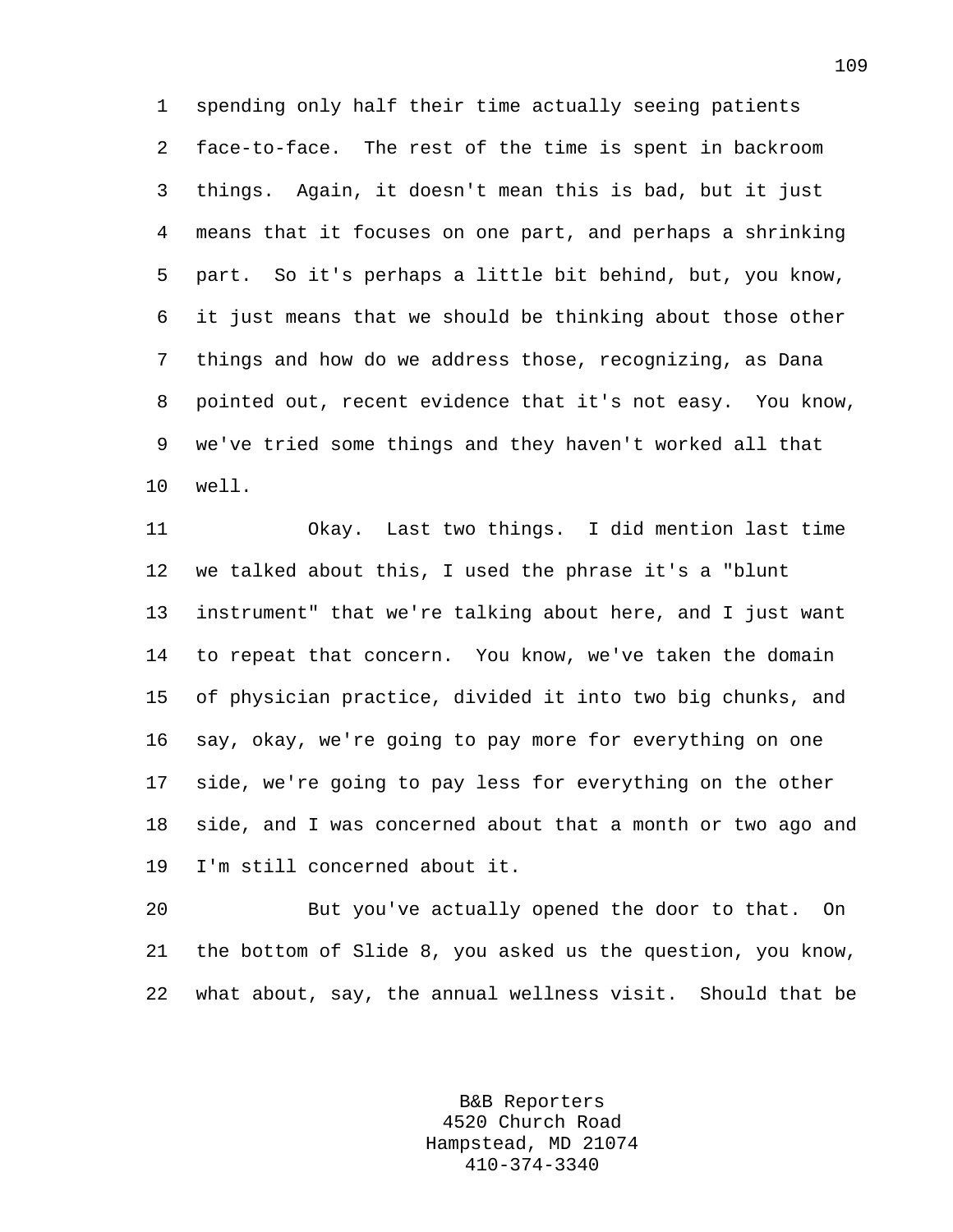spending only half their time actually seeing patients face-to-face. The rest of the time is spent in backroom things. Again, it doesn't mean this is bad, but it just means that it focuses on one part, and perhaps a shrinking part. So it's perhaps a little bit behind, but, you know, it just means that we should be thinking about those other things and how do we address those, recognizing, as Dana pointed out, recent evidence that it's not easy. You know, we've tried some things and they haven't worked all that well.

Okay. Last two things. I did mention last time we talked about this, I used the phrase it's a "blunt instrument" that we're talking about here, and I just want to repeat that concern. You know, we've taken the domain of physician practice, divided it into two big chunks, and say, okay, we're going to pay more for everything on one side, we're going to pay less for everything on the other side, and I was concerned about that a month or two ago and I'm still concerned about it.

But you've actually opened the door to that. On the bottom of Slide 8, you asked us the question, you know, what about, say, the annual wellness visit. Should that be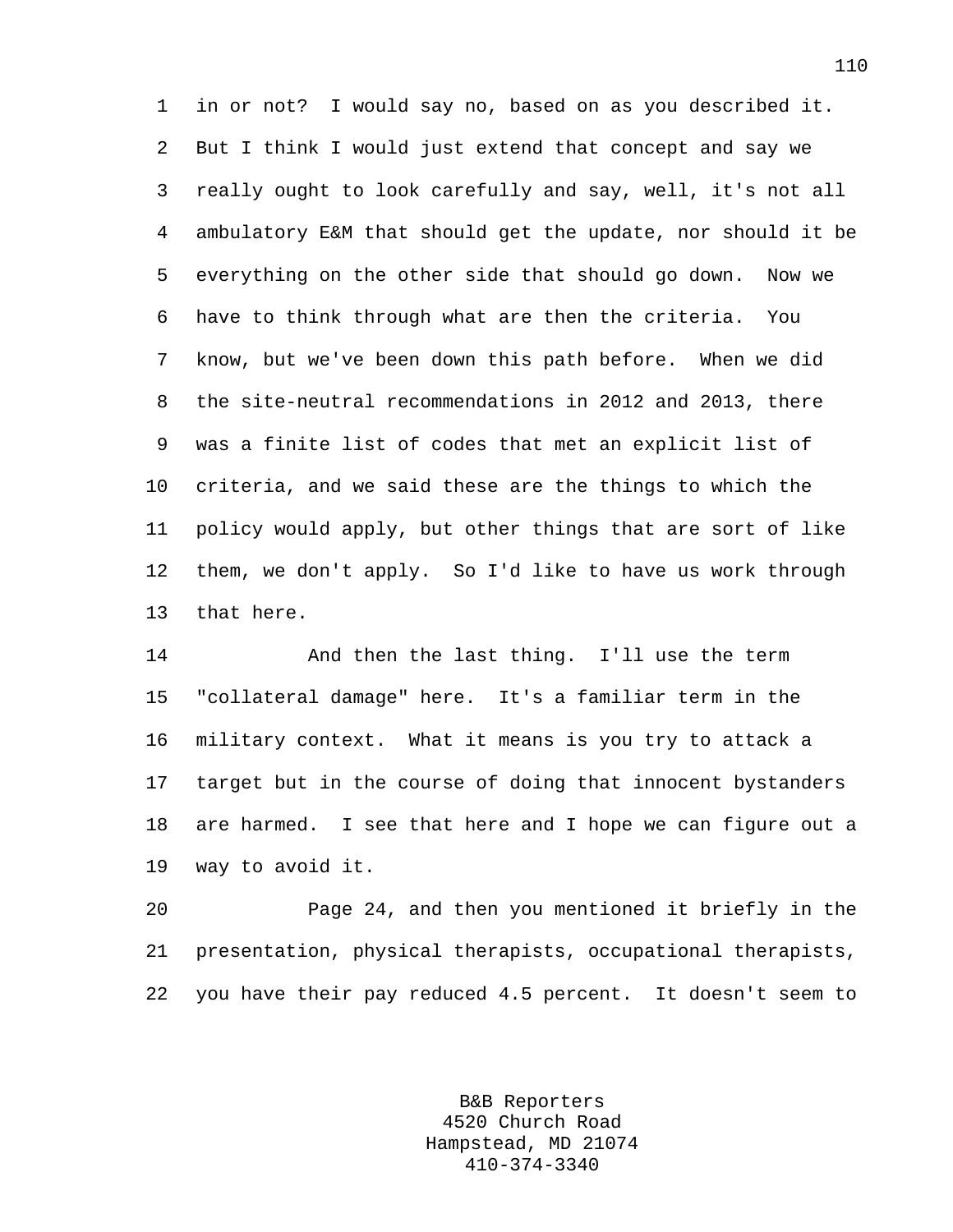in or not? I would say no, based on as you described it. But I think I would just extend that concept and say we really ought to look carefully and say, well, it's not all ambulatory E&M that should get the update, nor should it be everything on the other side that should go down. Now we have to think through what are then the criteria. You know, but we've been down this path before. When we did the site-neutral recommendations in 2012 and 2013, there was a finite list of codes that met an explicit list of criteria, and we said these are the things to which the policy would apply, but other things that are sort of like them, we don't apply. So I'd like to have us work through that here.

And then the last thing. I'll use the term "collateral damage" here. It's a familiar term in the military context. What it means is you try to attack a target but in the course of doing that innocent bystanders are harmed. I see that here and I hope we can figure out a way to avoid it.

Page 24, and then you mentioned it briefly in the presentation, physical therapists, occupational therapists, you have their pay reduced 4.5 percent. It doesn't seem to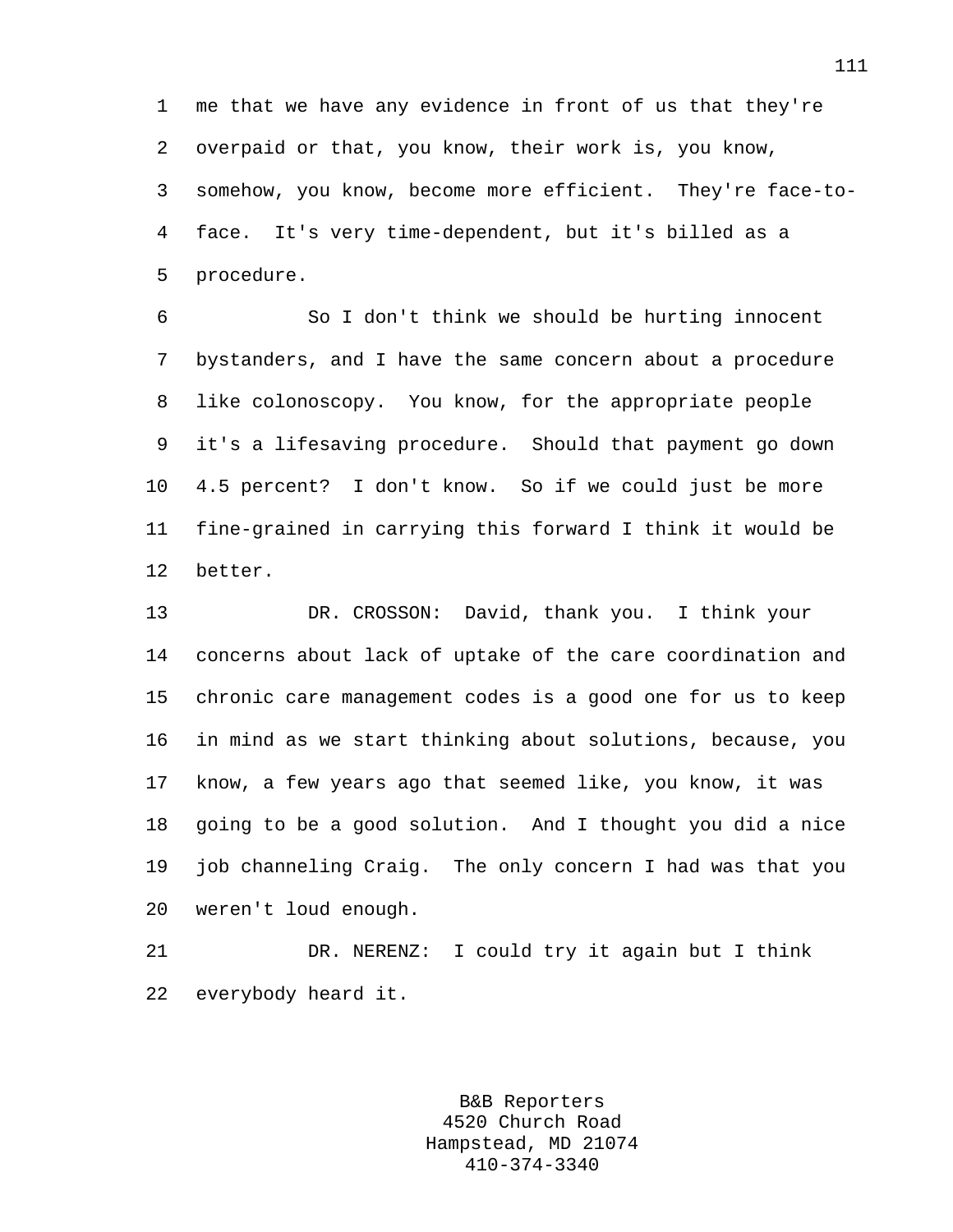me that we have any evidence in front of us that they're overpaid or that, you know, their work is, you know, somehow, you know, become more efficient. They're face-to-face. It's very time-dependent, but it's billed as a procedure.

So I don't think we should be hurting innocent bystanders, and I have the same concern about a procedure like colonoscopy. You know, for the appropriate people it's a lifesaving procedure. Should that payment go down 4.5 percent? I don't know. So if we could just be more fine-grained in carrying this forward I think it would be better.

DR. CROSSON: David, thank you. I think your concerns about lack of uptake of the care coordination and chronic care management codes is a good one for us to keep in mind as we start thinking about solutions, because, you know, a few years ago that seemed like, you know, it was going to be a good solution. And I thought you did a nice job channeling Craig. The only concern I had was that you weren't loud enough.

DR. NERENZ: I could try it again but I think everybody heard it.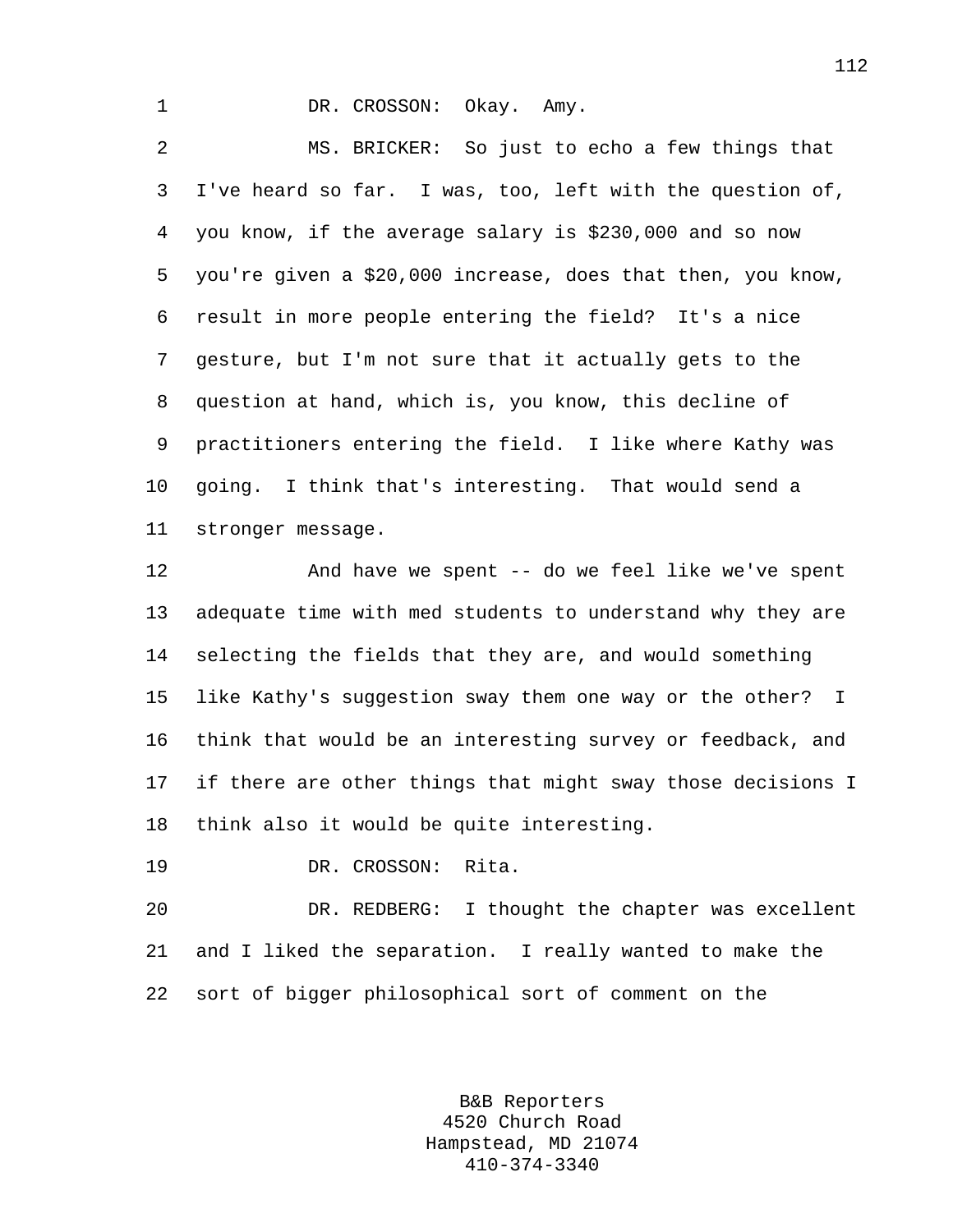DR. CROSSON: Okay. Amy.

MS. BRICKER: So just to echo a few things that I've heard so far. I was, too, left with the question of, you know, if the average salary is $230,000 and so now you're given a $20,000 increase, does that then, you know, result in more people entering the field? It's a nice gesture, but I'm not sure that it actually gets to the question at hand, which is, you know, this decline of practitioners entering the field. I like where Kathy was going. I think that's interesting. That would send a stronger message.

And have we spent -- do we feel like we've spent adequate time with med students to understand why they are selecting the fields that they are, and would something like Kathy's suggestion sway them one way or the other? I think that would be an interesting survey or feedback, and if there are other things that might sway those decisions I think also it would be quite interesting.

DR. CROSSON: Rita.

DR. REDBERG: I thought the chapter was excellent and I liked the separation. I really wanted to make the sort of bigger philosophical sort of comment on the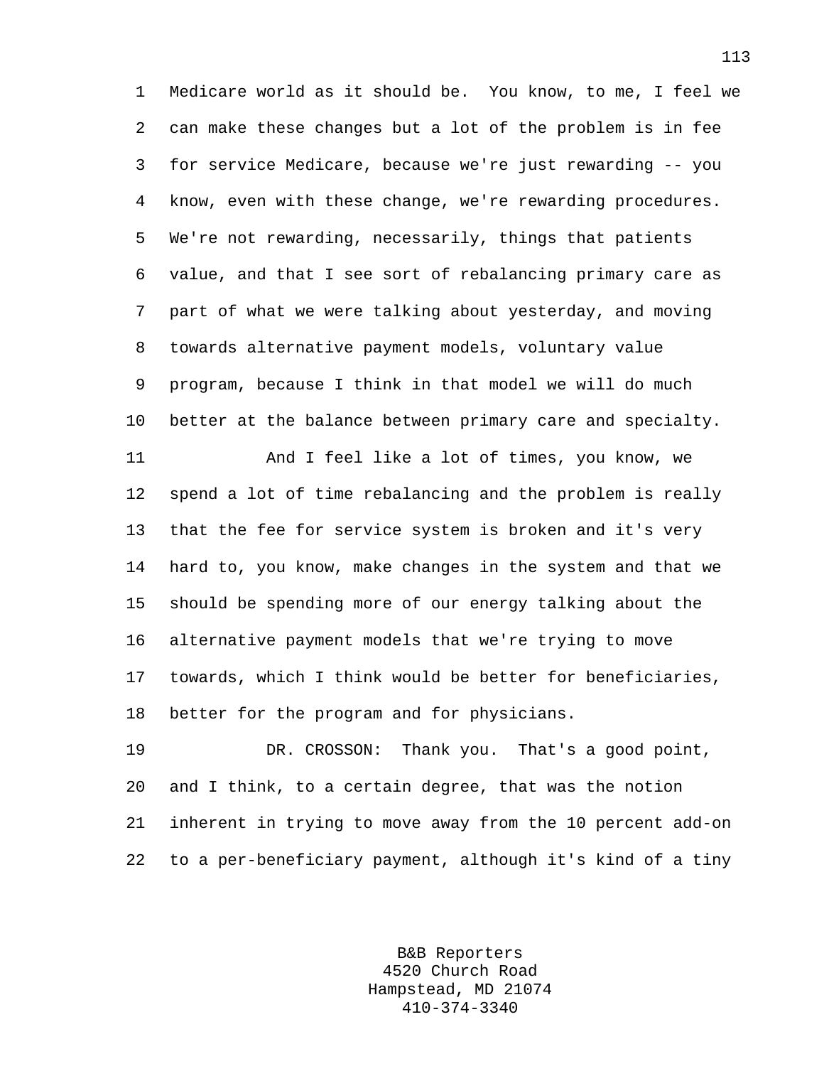Medicare world as it should be. You know, to me, I feel we can make these changes but a lot of the problem is in fee for service Medicare, because we're just rewarding -- you know, even with these change, we're rewarding procedures. We're not rewarding, necessarily, things that patients value, and that I see sort of rebalancing primary care as part of what we were talking about yesterday, and moving towards alternative payment models, voluntary value program, because I think in that model we will do much better at the balance between primary care and specialty.

And I feel like a lot of times, you know, we spend a lot of time rebalancing and the problem is really that the fee for service system is broken and it's very hard to, you know, make changes in the system and that we should be spending more of our energy talking about the alternative payment models that we're trying to move towards, which I think would be better for beneficiaries, better for the program and for physicians.

DR. CROSSON: Thank you. That's a good point, and I think, to a certain degree, that was the notion inherent in trying to move away from the 10 percent add-on to a per-beneficiary payment, although it's kind of a tiny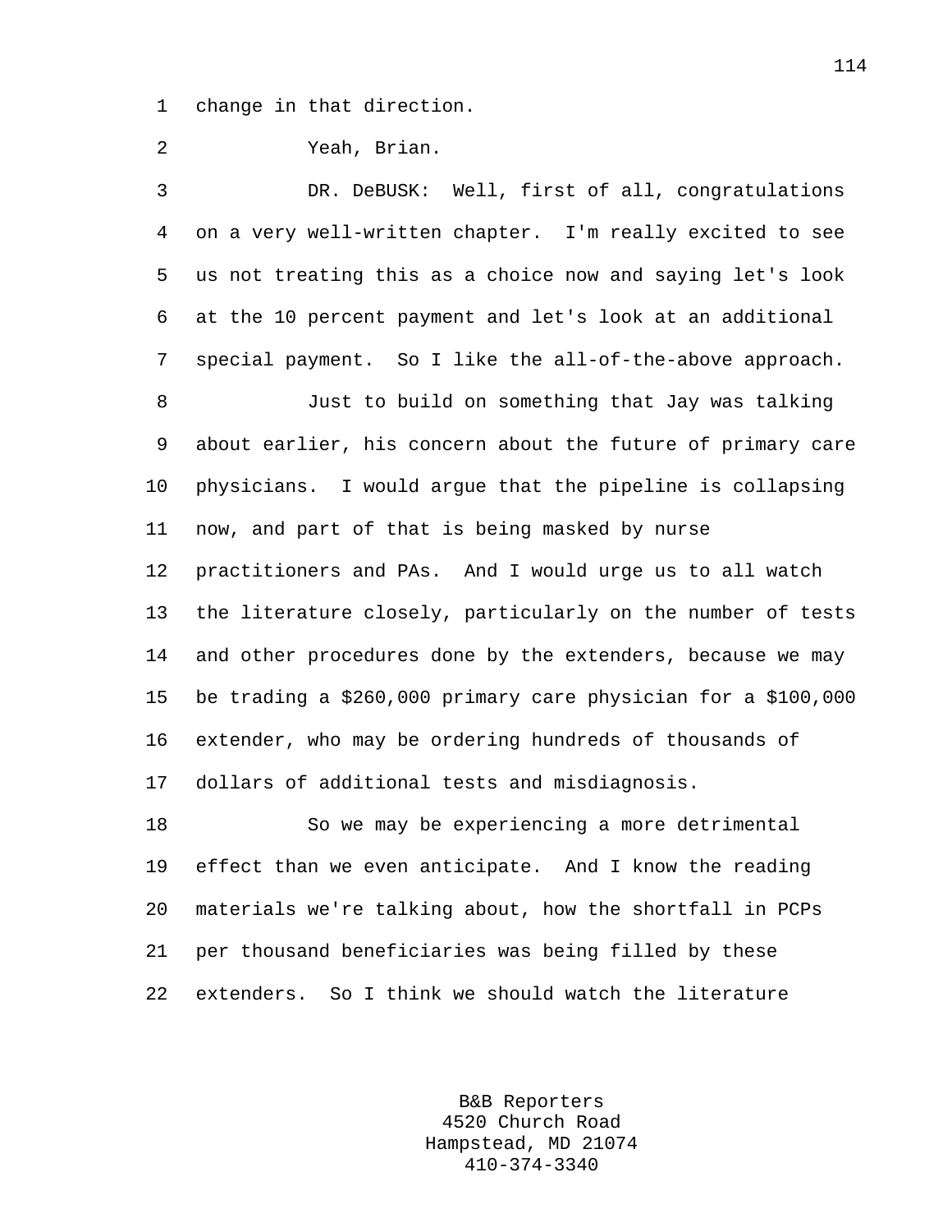change in that direction.

Yeah, Brian.

DR. DeBUSK: Well, first of all, congratulations on a very well-written chapter. I'm really excited to see us not treating this as a choice now and saying let's look at the 10 percent payment and let's look at an additional special payment. So I like the all-of-the-above approach.

Just to build on something that Jay was talking about earlier, his concern about the future of primary care physicians. I would argue that the pipeline is collapsing now, and part of that is being masked by nurse practitioners and PAs. And I would urge us to all watch the literature closely, particularly on the number of tests and other procedures done by the extenders, because we may be trading a $260,000 primary care physician for a $100,000 extender, who may be ordering hundreds of thousands of dollars of additional tests and misdiagnosis.

So we may be experiencing a more detrimental effect than we even anticipate. And I know the reading materials we're talking about, how the shortfall in PCPs per thousand beneficiaries was being filled by these extenders. So I think we should watch the literature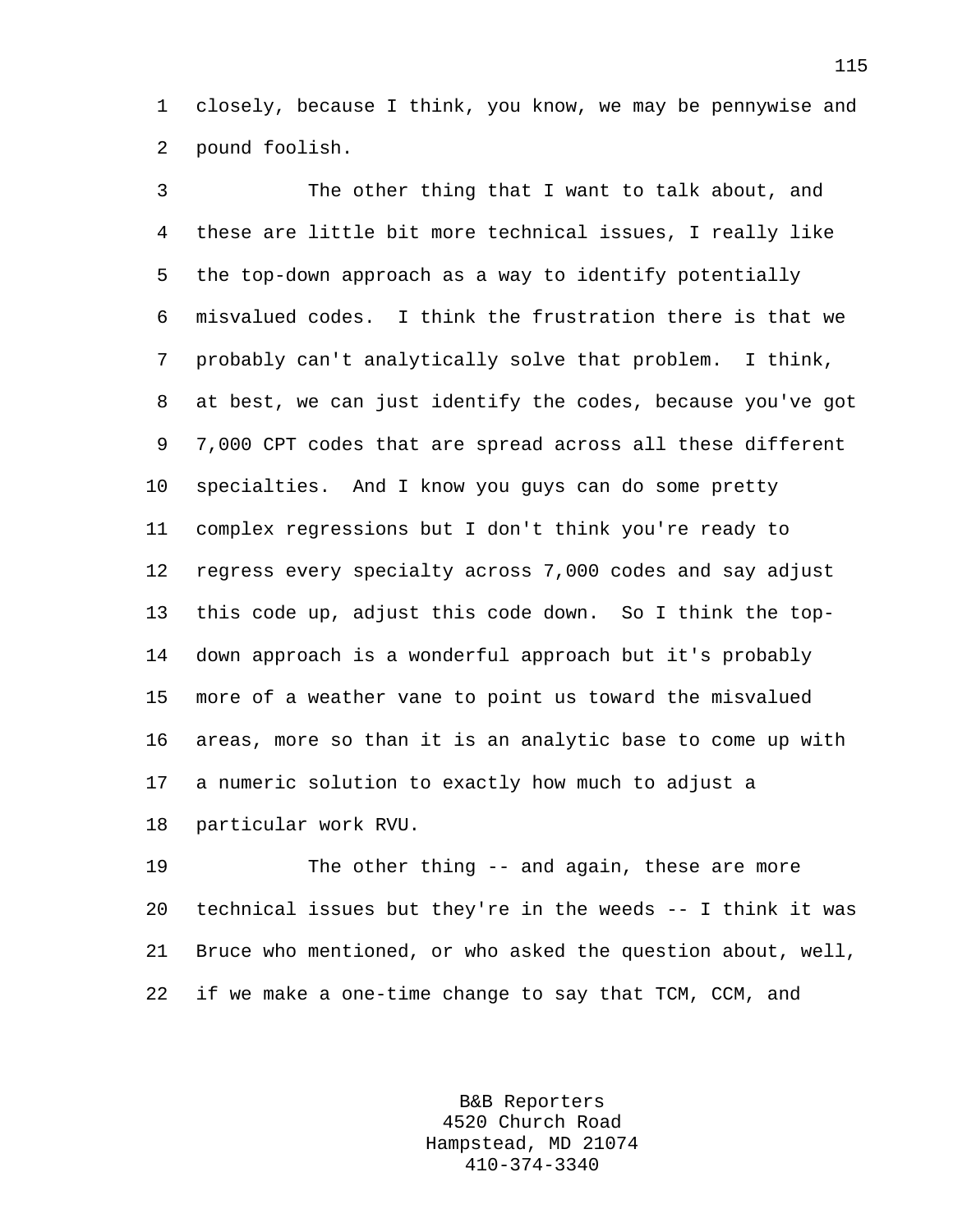closely, because I think, you know, we may be pennywise and pound foolish.

The other thing that I want to talk about, and these are little bit more technical issues, I really like the top-down approach as a way to identify potentially misvalued codes. I think the frustration there is that we probably can't analytically solve that problem. I think, at best, we can just identify the codes, because you've got 7,000 CPT codes that are spread across all these different specialties. And I know you guys can do some pretty complex regressions but I don't think you're ready to regress every specialty across 7,000 codes and say adjust this code up, adjust this code down. So I think the top-down approach is a wonderful approach but it's probably more of a weather vane to point us toward the misvalued areas, more so than it is an analytic base to come up with a numeric solution to exactly how much to adjust a particular work RVU.

The other thing -- and again, these are more technical issues but they're in the weeds -- I think it was Bruce who mentioned, or who asked the question about, well, if we make a one-time change to say that TCM, CCM, and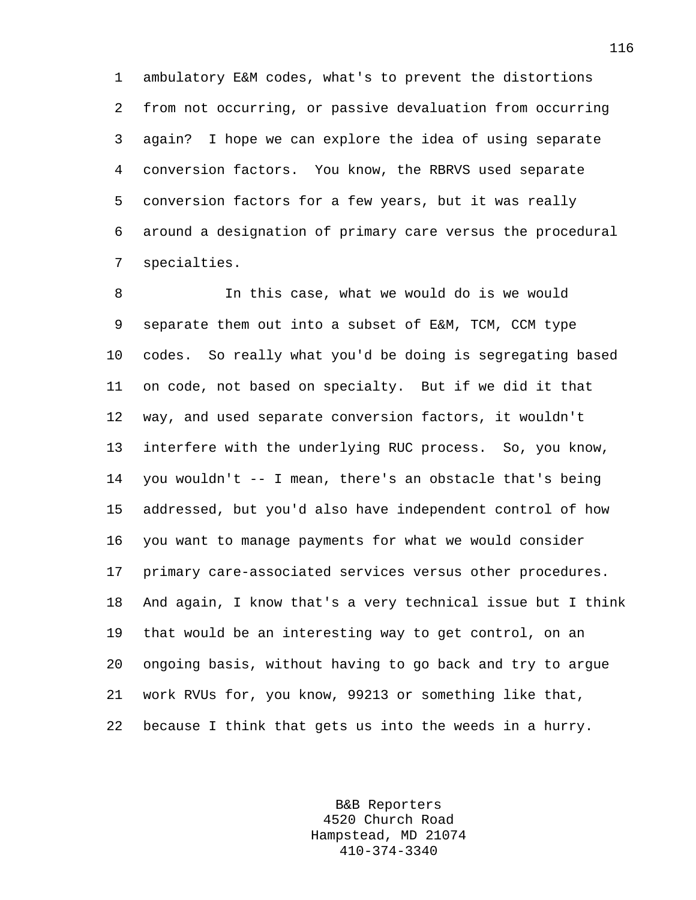ambulatory E&M codes, what's to prevent the distortions from not occurring, or passive devaluation from occurring again? I hope we can explore the idea of using separate conversion factors. You know, the RBRVS used separate conversion factors for a few years, but it was really around a designation of primary care versus the procedural specialties.

In this case, what we would do is we would separate them out into a subset of E&M, TCM, CCM type codes. So really what you'd be doing is segregating based on code, not based on specialty. But if we did it that way, and used separate conversion factors, it wouldn't interfere with the underlying RUC process. So, you know, you wouldn't -- I mean, there's an obstacle that's being addressed, but you'd also have independent control of how you want to manage payments for what we would consider primary care-associated services versus other procedures. And again, I know that's a very technical issue but I think that would be an interesting way to get control, on an ongoing basis, without having to go back and try to argue work RVUs for, you know, 99213 or something like that, because I think that gets us into the weeds in a hurry.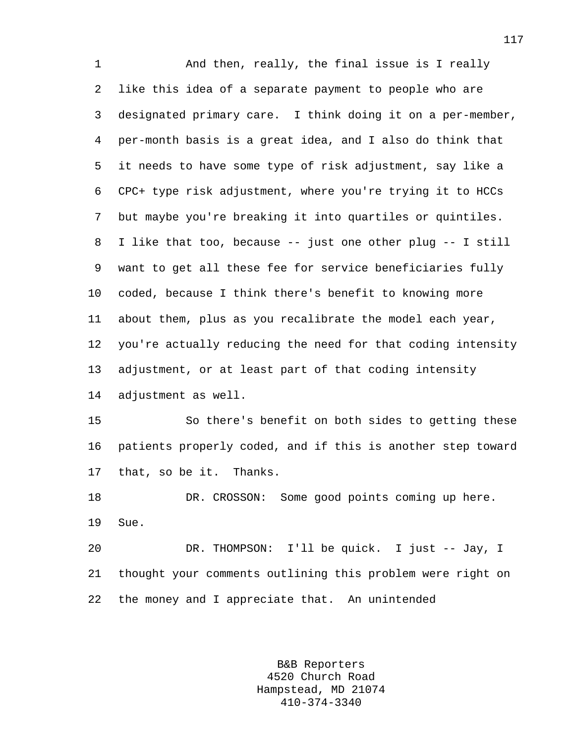And then, really, the final issue is I really like this idea of a separate payment to people who are designated primary care. I think doing it on a per-member, per-month basis is a great idea, and I also do think that it needs to have some type of risk adjustment, say like a CPC+ type risk adjustment, where you're trying it to HCCs but maybe you're breaking it into quartiles or quintiles. I like that too, because -- just one other plug -- I still want to get all these fee for service beneficiaries fully coded, because I think there's benefit to knowing more about them, plus as you recalibrate the model each year, you're actually reducing the need for that coding intensity adjustment, or at least part of that coding intensity adjustment as well.

So there's benefit on both sides to getting these patients properly coded, and if this is another step toward that, so be it. Thanks.

DR. CROSSON: Some good points coming up here. Sue.

DR. THOMPSON: I'll be quick. I just -- Jay, I thought your comments outlining this problem were right on the money and I appreciate that. An unintended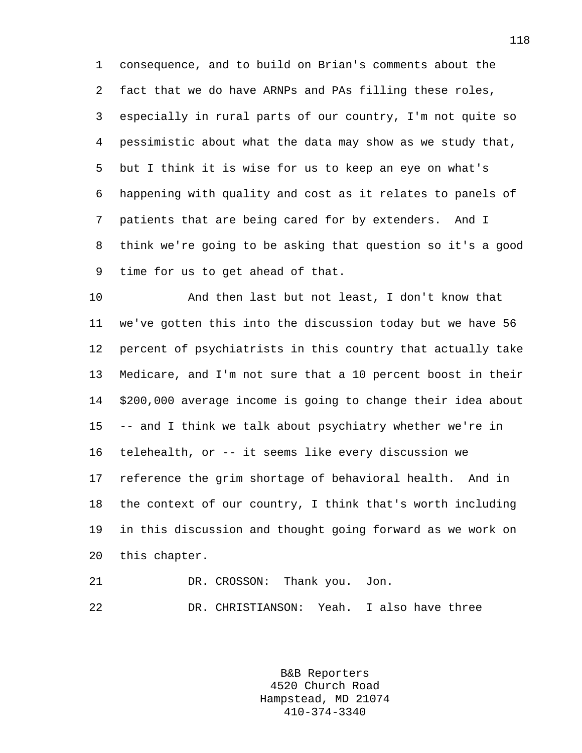consequence, and to build on Brian's comments about the fact that we do have ARNPs and PAs filling these roles, especially in rural parts of our country, I'm not quite so pessimistic about what the data may show as we study that, but I think it is wise for us to keep an eye on what's happening with quality and cost as it relates to panels of patients that are being cared for by extenders. And I think we're going to be asking that question so it's a good time for us to get ahead of that.

And then last but not least, I don't know that we've gotten this into the discussion today but we have 56 percent of psychiatrists in this country that actually take Medicare, and I'm not sure that a 10 percent boost in their $200,000 average income is going to change their idea about -- and I think we talk about psychiatry whether we're in telehealth, or -- it seems like every discussion we reference the grim shortage of behavioral health. And in the context of our country, I think that's worth including in this discussion and thought going forward as we work on this chapter.

DR. CROSSON: Thank you. Jon.

DR. CHRISTIANSON: Yeah. I also have three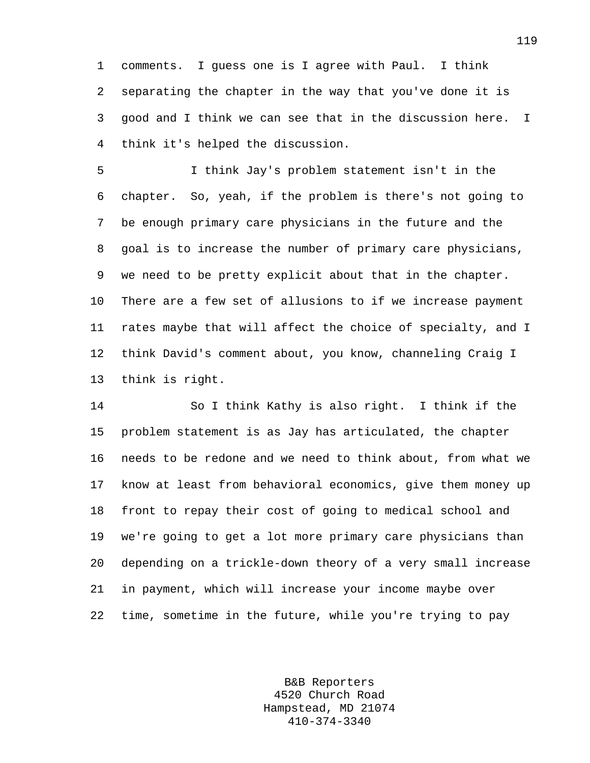comments. I guess one is I agree with Paul. I think separating the chapter in the way that you've done it is good and I think we can see that in the discussion here. I think it's helped the discussion.

I think Jay's problem statement isn't in the chapter. So, yeah, if the problem is there's not going to be enough primary care physicians in the future and the goal is to increase the number of primary care physicians, we need to be pretty explicit about that in the chapter. There are a few set of allusions to if we increase payment rates maybe that will affect the choice of specialty, and I think David's comment about, you know, channeling Craig I think is right.

So I think Kathy is also right. I think if the problem statement is as Jay has articulated, the chapter needs to be redone and we need to think about, from what we know at least from behavioral economics, give them money up front to repay their cost of going to medical school and we're going to get a lot more primary care physicians than depending on a trickle-down theory of a very small increase in payment, which will increase your income maybe over time, sometime in the future, while you're trying to pay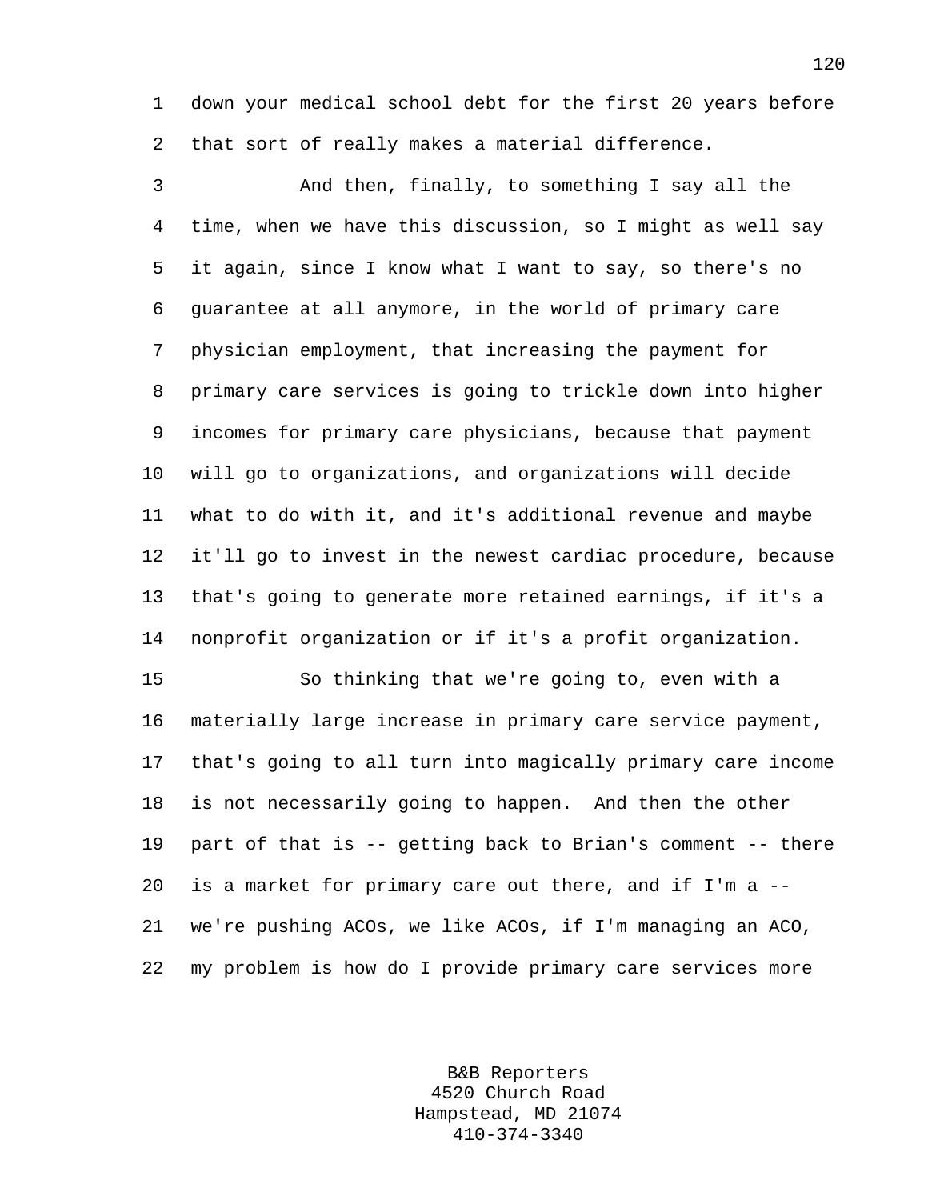down your medical school debt for the first 20 years before that sort of really makes a material difference.

And then, finally, to something I say all the time, when we have this discussion, so I might as well say it again, since I know what I want to say, so there's no guarantee at all anymore, in the world of primary care physician employment, that increasing the payment for primary care services is going to trickle down into higher incomes for primary care physicians, because that payment will go to organizations, and organizations will decide what to do with it, and it's additional revenue and maybe it'll go to invest in the newest cardiac procedure, because that's going to generate more retained earnings, if it's a nonprofit organization or if it's a profit organization.

So thinking that we're going to, even with a materially large increase in primary care service payment, that's going to all turn into magically primary care income is not necessarily going to happen. And then the other part of that is -- getting back to Brian's comment -- there is a market for primary care out there, and if I'm a -- we're pushing ACOs, we like ACOs, if I'm managing an ACO, my problem is how do I provide primary care services more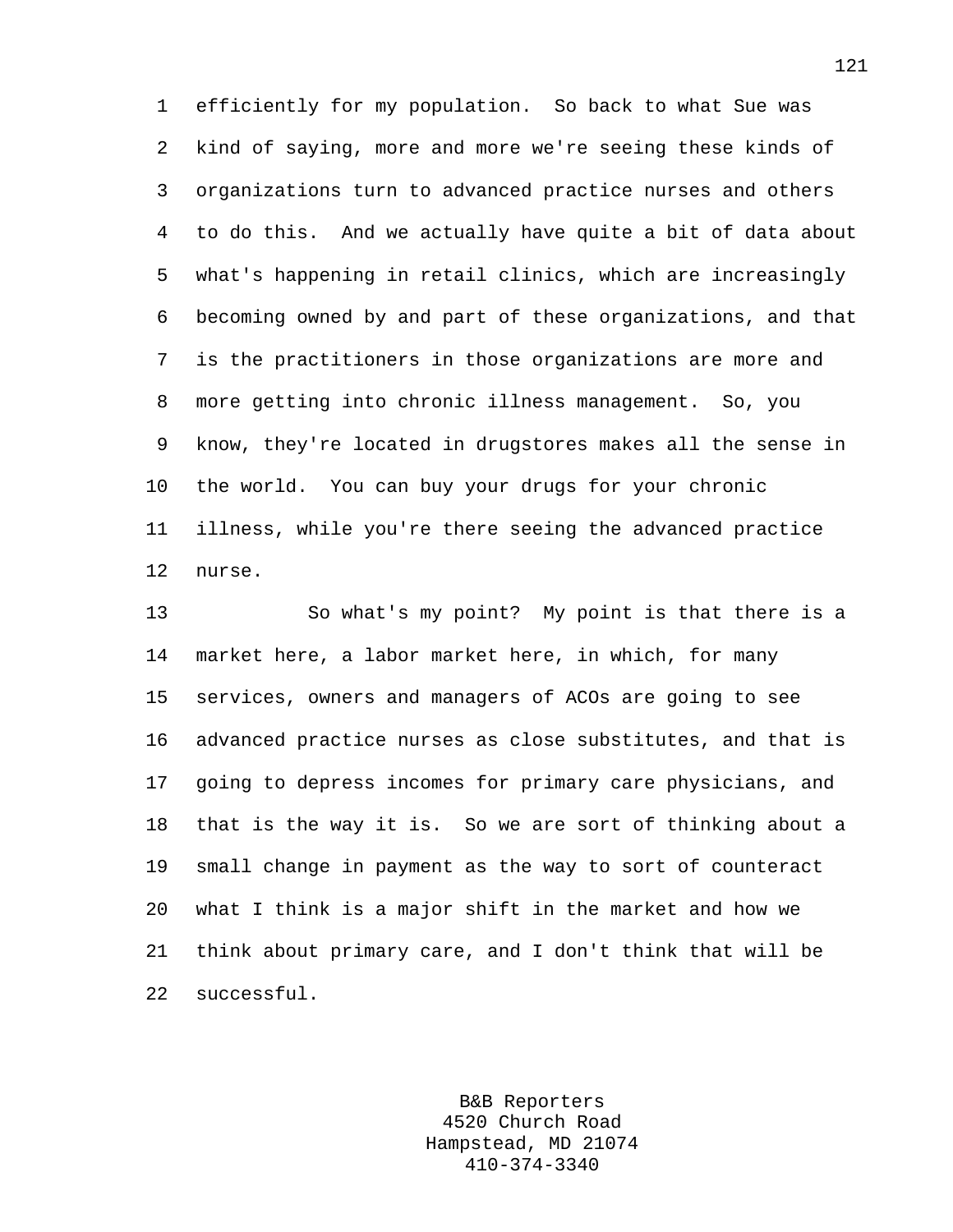efficiently for my population. So back to what Sue was kind of saying, more and more we're seeing these kinds of organizations turn to advanced practice nurses and others to do this. And we actually have quite a bit of data about what's happening in retail clinics, which are increasingly becoming owned by and part of these organizations, and that is the practitioners in those organizations are more and more getting into chronic illness management. So, you know, they're located in drugstores makes all the sense in the world. You can buy your drugs for your chronic illness, while you're there seeing the advanced practice nurse.

So what's my point? My point is that there is a market here, a labor market here, in which, for many services, owners and managers of ACOs are going to see advanced practice nurses as close substitutes, and that is going to depress incomes for primary care physicians, and that is the way it is. So we are sort of thinking about a small change in payment as the way to sort of counteract what I think is a major shift in the market and how we think about primary care, and I don't think that will be successful.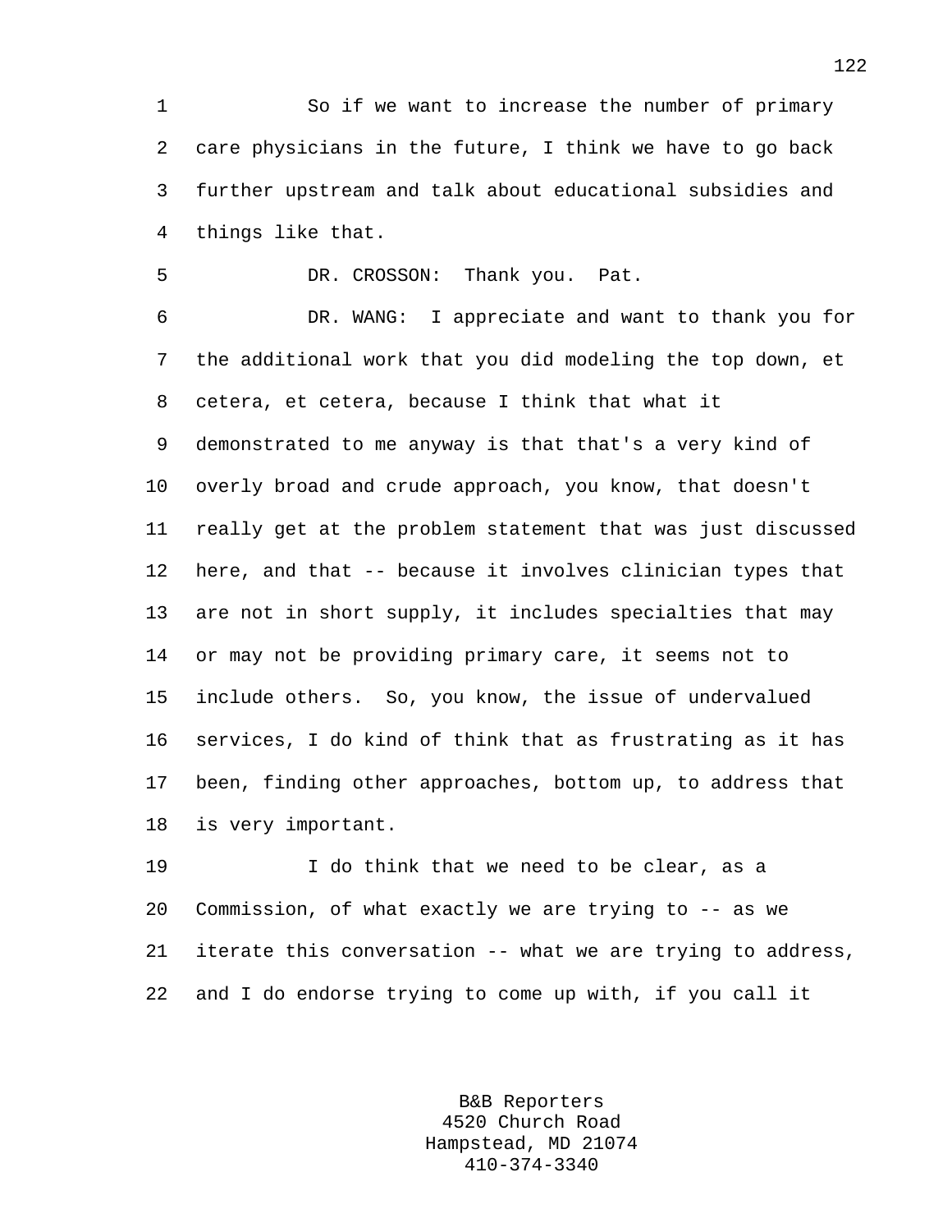So if we want to increase the number of primary care physicians in the future, I think we have to go back further upstream and talk about educational subsidies and things like that.

DR. CROSSON: Thank you. Pat.

DR. WANG: I appreciate and want to thank you for the additional work that you did modeling the top down, et cetera, et cetera, because I think that what it demonstrated to me anyway is that that's a very kind of overly broad and crude approach, you know, that doesn't really get at the problem statement that was just discussed here, and that -- because it involves clinician types that are not in short supply, it includes specialties that may or may not be providing primary care, it seems not to include others. So, you know, the issue of undervalued services, I do kind of think that as frustrating as it has been, finding other approaches, bottom up, to address that is very important.

I do think that we need to be clear, as a Commission, of what exactly we are trying to -- as we iterate this conversation -- what we are trying to address, and I do endorse trying to come up with, if you call it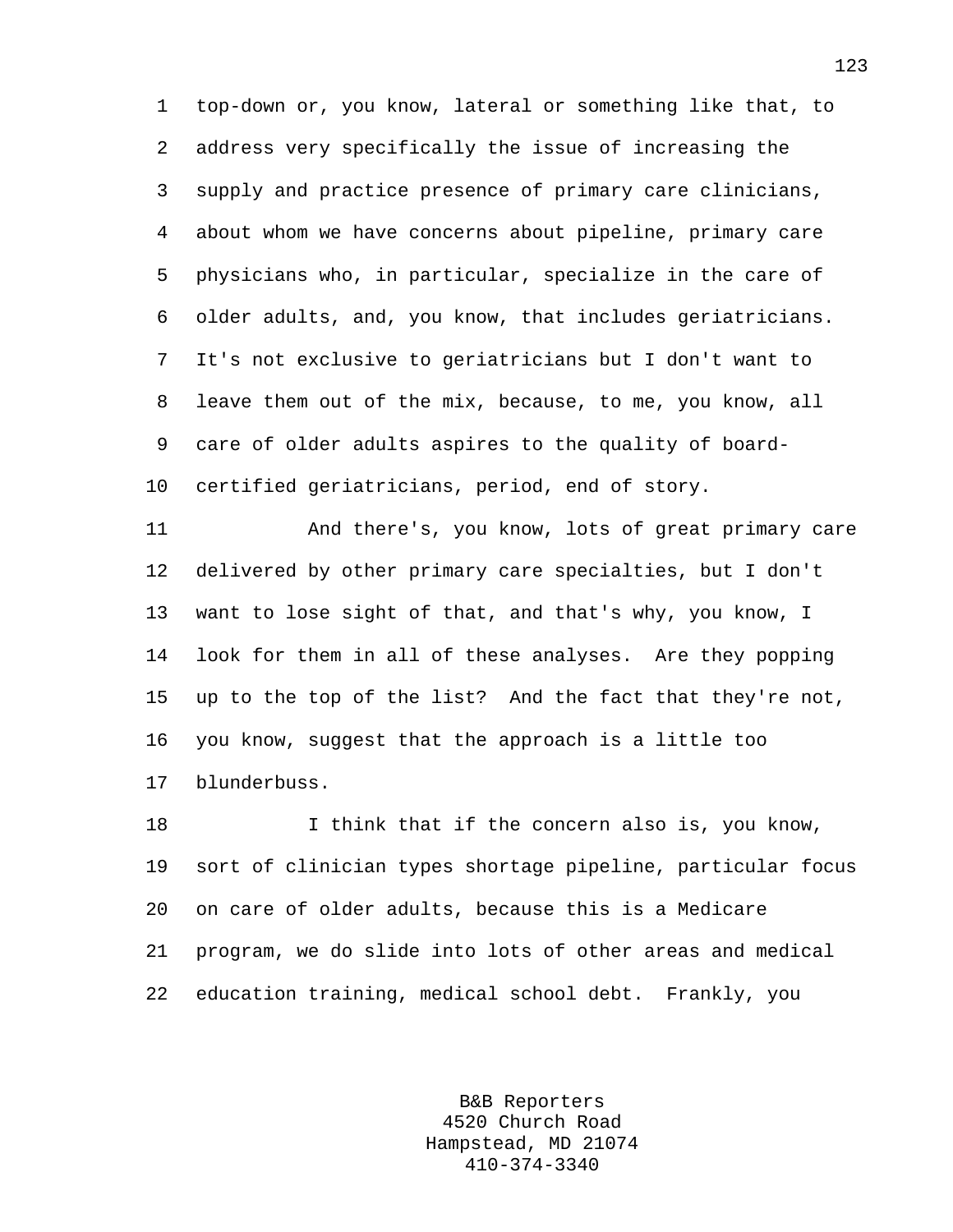top-down or, you know, lateral or something like that, to address very specifically the issue of increasing the supply and practice presence of primary care clinicians, about whom we have concerns about pipeline, primary care physicians who, in particular, specialize in the care of older adults, and, you know, that includes geriatricians. It's not exclusive to geriatricians but I don't want to leave them out of the mix, because, to me, you know, all care of older adults aspires to the quality of board-certified geriatricians, period, end of story.

And there's, you know, lots of great primary care delivered by other primary care specialties, but I don't want to lose sight of that, and that's why, you know, I look for them in all of these analyses. Are they popping up to the top of the list? And the fact that they're not, you know, suggest that the approach is a little too blunderbuss.

I think that if the concern also is, you know, sort of clinician types shortage pipeline, particular focus on care of older adults, because this is a Medicare program, we do slide into lots of other areas and medical education training, medical school debt. Frankly, you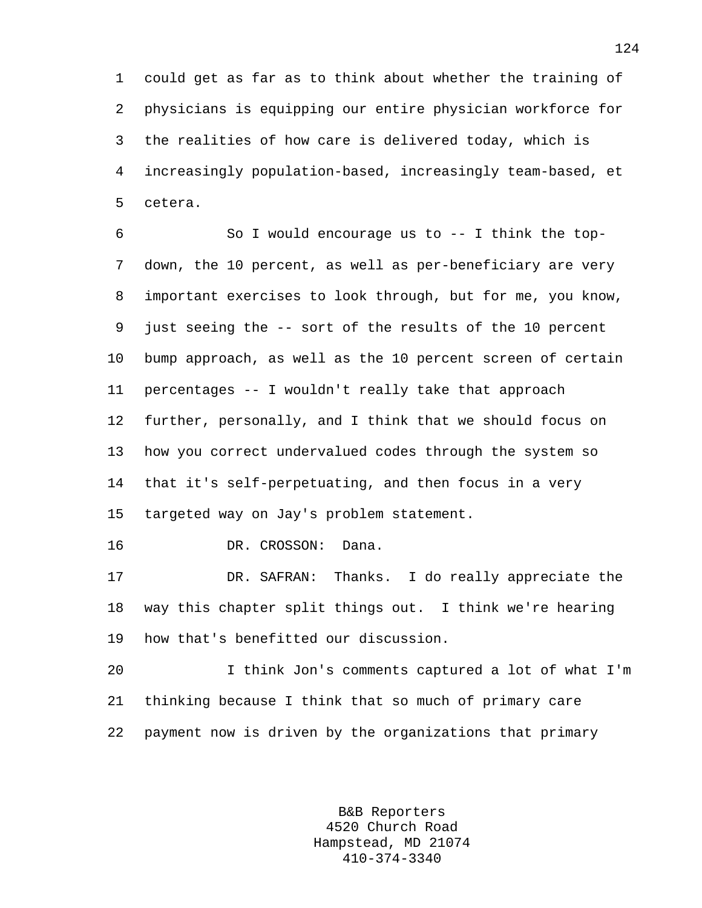could get as far as to think about whether the training of physicians is equipping our entire physician workforce for the realities of how care is delivered today, which is increasingly population-based, increasingly team-based, et cetera.

So I would encourage us to -- I think the top-down, the 10 percent, as well as per-beneficiary are very important exercises to look through, but for me, you know, just seeing the -- sort of the results of the 10 percent bump approach, as well as the 10 percent screen of certain percentages -- I wouldn't really take that approach further, personally, and I think that we should focus on how you correct undervalued codes through the system so that it's self-perpetuating, and then focus in a very targeted way on Jay's problem statement.

DR. CROSSON: Dana.

DR. SAFRAN: Thanks. I do really appreciate the way this chapter split things out. I think we're hearing how that's benefitted our discussion.

I think Jon's comments captured a lot of what I'm thinking because I think that so much of primary care payment now is driven by the organizations that primary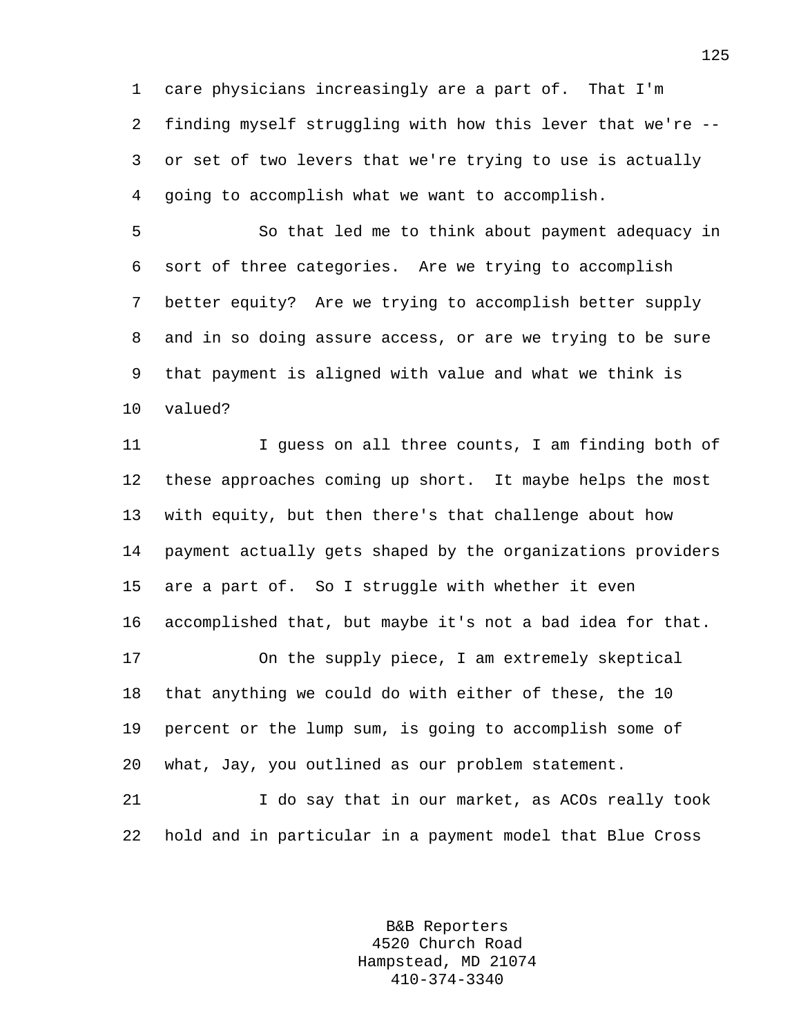care physicians increasingly are a part of. That I'm finding myself struggling with how this lever that we're -- or set of two levers that we're trying to use is actually going to accomplish what we want to accomplish.

So that led me to think about payment adequacy in sort of three categories. Are we trying to accomplish better equity? Are we trying to accomplish better supply and in so doing assure access, or are we trying to be sure that payment is aligned with value and what we think is valued?

I guess on all three counts, I am finding both of these approaches coming up short. It maybe helps the most with equity, but then there's that challenge about how payment actually gets shaped by the organizations providers are a part of. So I struggle with whether it even accomplished that, but maybe it's not a bad idea for that.

On the supply piece, I am extremely skeptical that anything we could do with either of these, the 10 percent or the lump sum, is going to accomplish some of what, Jay, you outlined as our problem statement.

I do say that in our market, as ACOs really took hold and in particular in a payment model that Blue Cross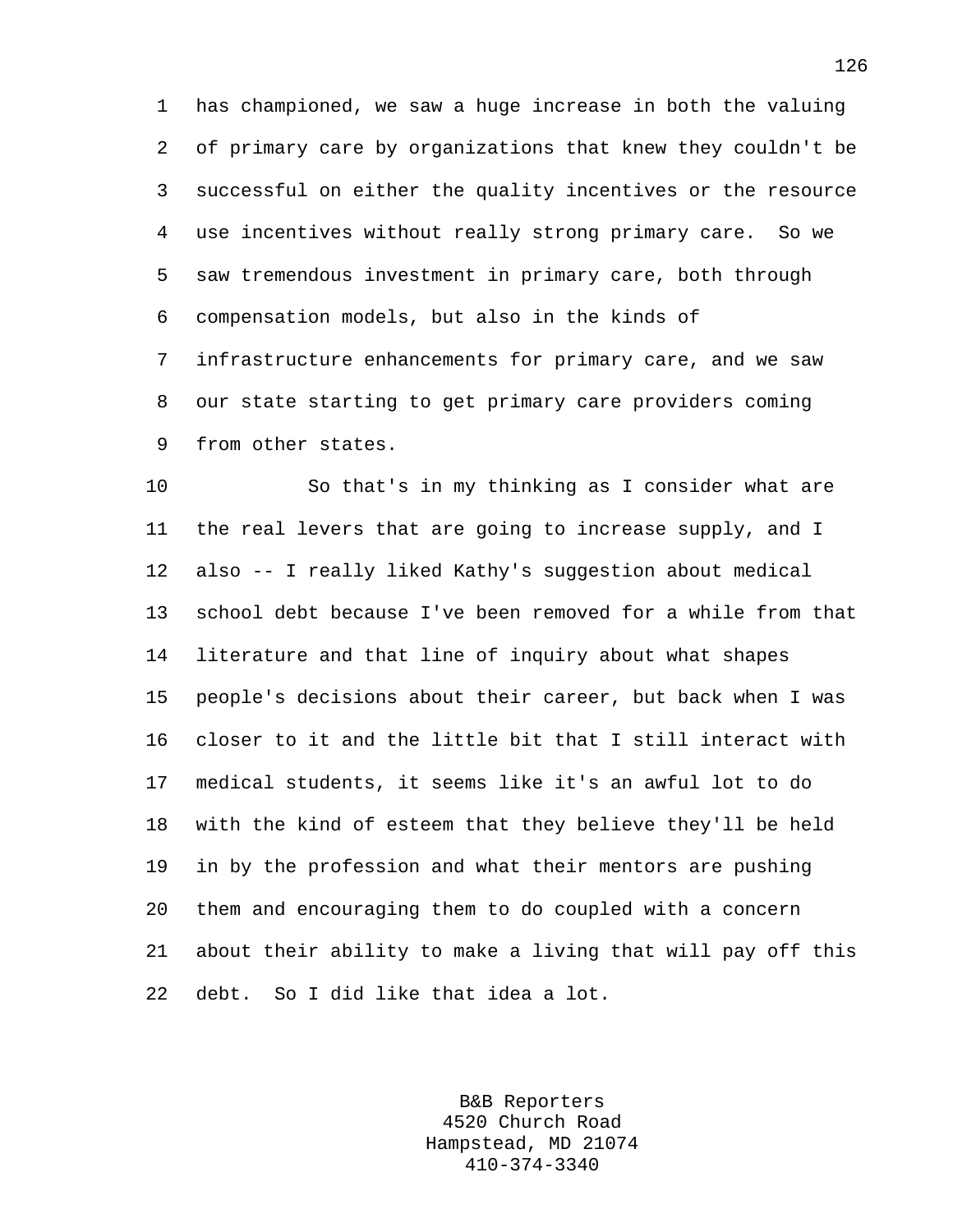has championed, we saw a huge increase in both the valuing of primary care by organizations that knew they couldn't be successful on either the quality incentives or the resource use incentives without really strong primary care. So we saw tremendous investment in primary care, both through compensation models, but also in the kinds of infrastructure enhancements for primary care, and we saw our state starting to get primary care providers coming from other states.

So that's in my thinking as I consider what are the real levers that are going to increase supply, and I also -- I really liked Kathy's suggestion about medical school debt because I've been removed for a while from that literature and that line of inquiry about what shapes people's decisions about their career, but back when I was closer to it and the little bit that I still interact with medical students, it seems like it's an awful lot to do with the kind of esteem that they believe they'll be held in by the profession and what their mentors are pushing them and encouraging them to do coupled with a concern about their ability to make a living that will pay off this debt. So I did like that idea a lot.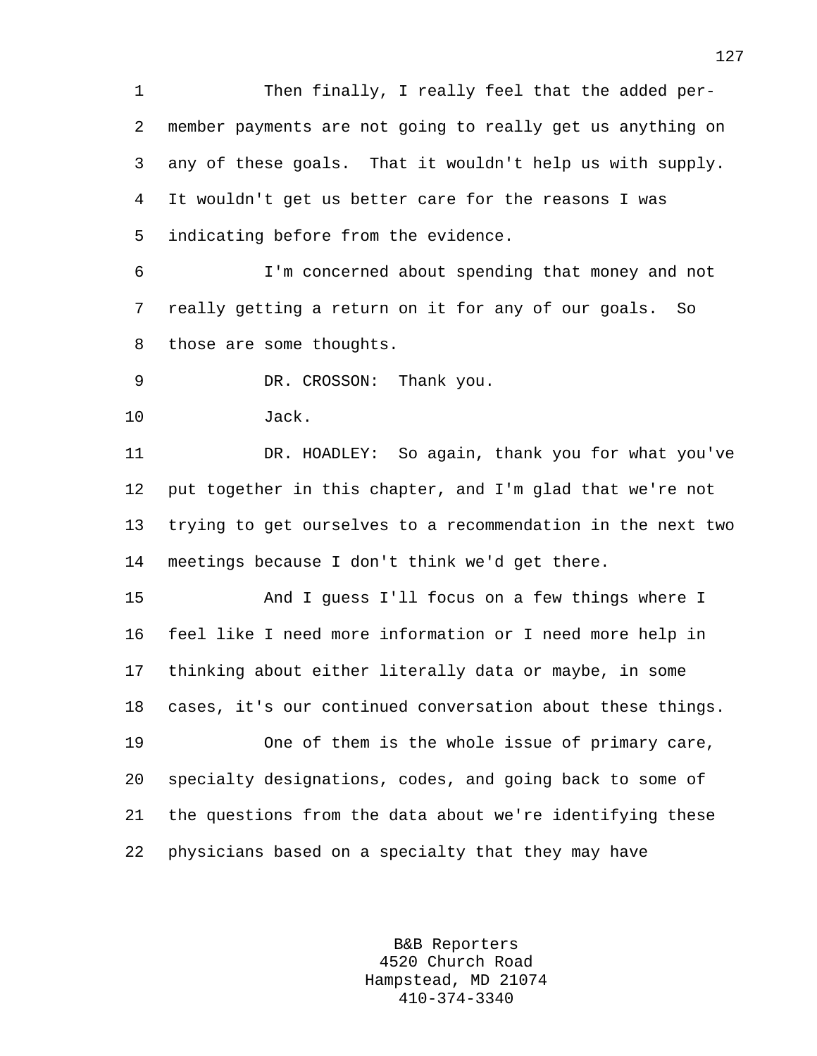Then finally, I really feel that the added per-member payments are not going to really get us anything on any of these goals. That it wouldn't help us with supply. It wouldn't get us better care for the reasons I was indicating before from the evidence.

I'm concerned about spending that money and not really getting a return on it for any of our goals. So those are some thoughts.

DR. CROSSON: Thank you.

Jack.

DR. HOADLEY: So again, thank you for what you've put together in this chapter, and I'm glad that we're not trying to get ourselves to a recommendation in the next two meetings because I don't think we'd get there.

And I guess I'll focus on a few things where I feel like I need more information or I need more help in thinking about either literally data or maybe, in some cases, it's our continued conversation about these things.

One of them is the whole issue of primary care, specialty designations, codes, and going back to some of the questions from the data about we're identifying these physicians based on a specialty that they may have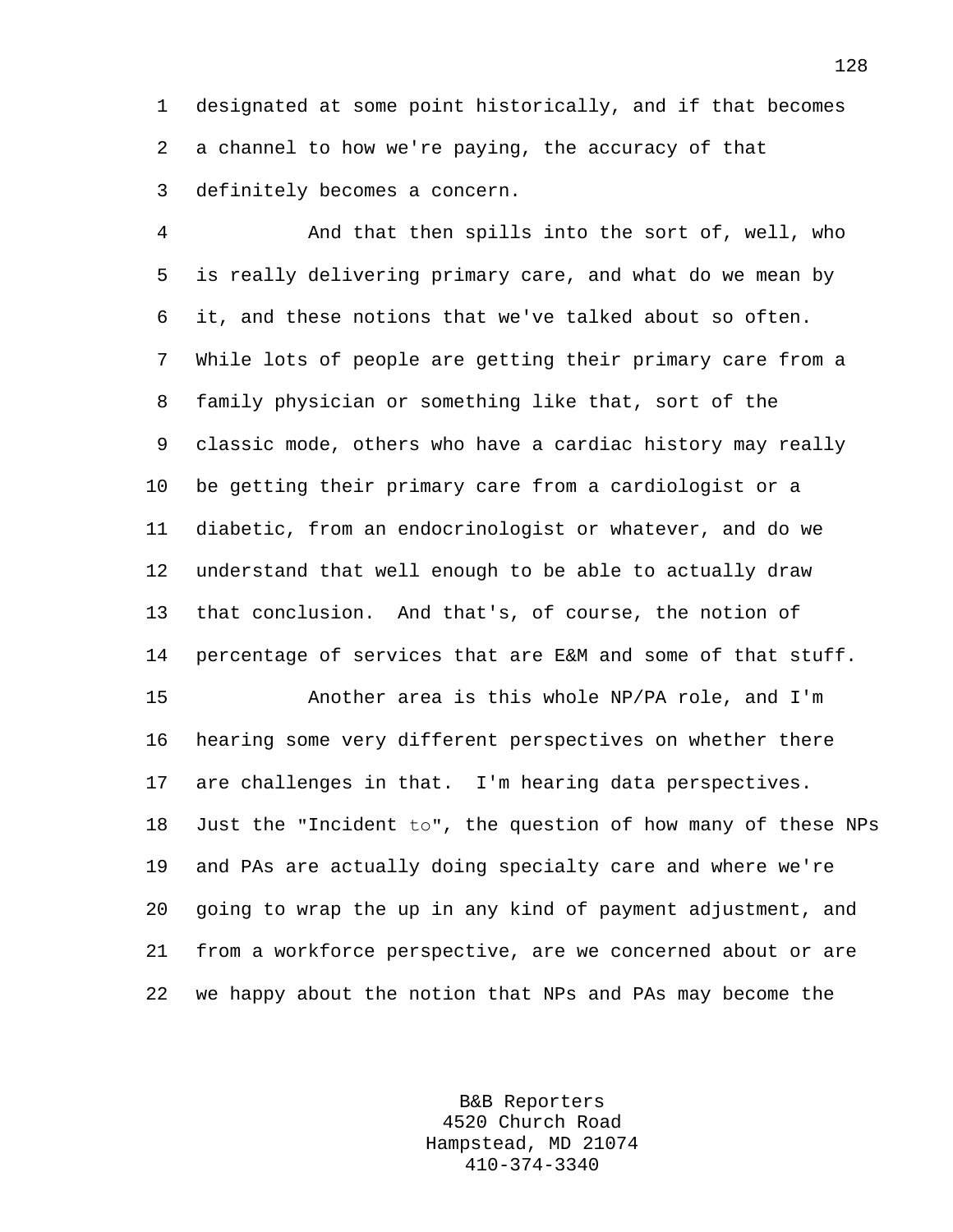designated at some point historically, and if that becomes a channel to how we're paying, the accuracy of that definitely becomes a concern.

And that then spills into the sort of, well, who is really delivering primary care, and what do we mean by it, and these notions that we've talked about so often. While lots of people are getting their primary care from a family physician or something like that, sort of the classic mode, others who have a cardiac history may really be getting their primary care from a cardiologist or a diabetic, from an endocrinologist or whatever, and do we understand that well enough to be able to actually draw that conclusion. And that's, of course, the notion of percentage of services that are E&M and some of that stuff.

Another area is this whole NP/PA role, and I'm hearing some very different perspectives on whether there are challenges in that. I'm hearing data perspectives. Just the "Incident to", the question of how many of these NPs and PAs are actually doing specialty care and where we're going to wrap the up in any kind of payment adjustment, and from a workforce perspective, are we concerned about or are we happy about the notion that NPs and PAs may become the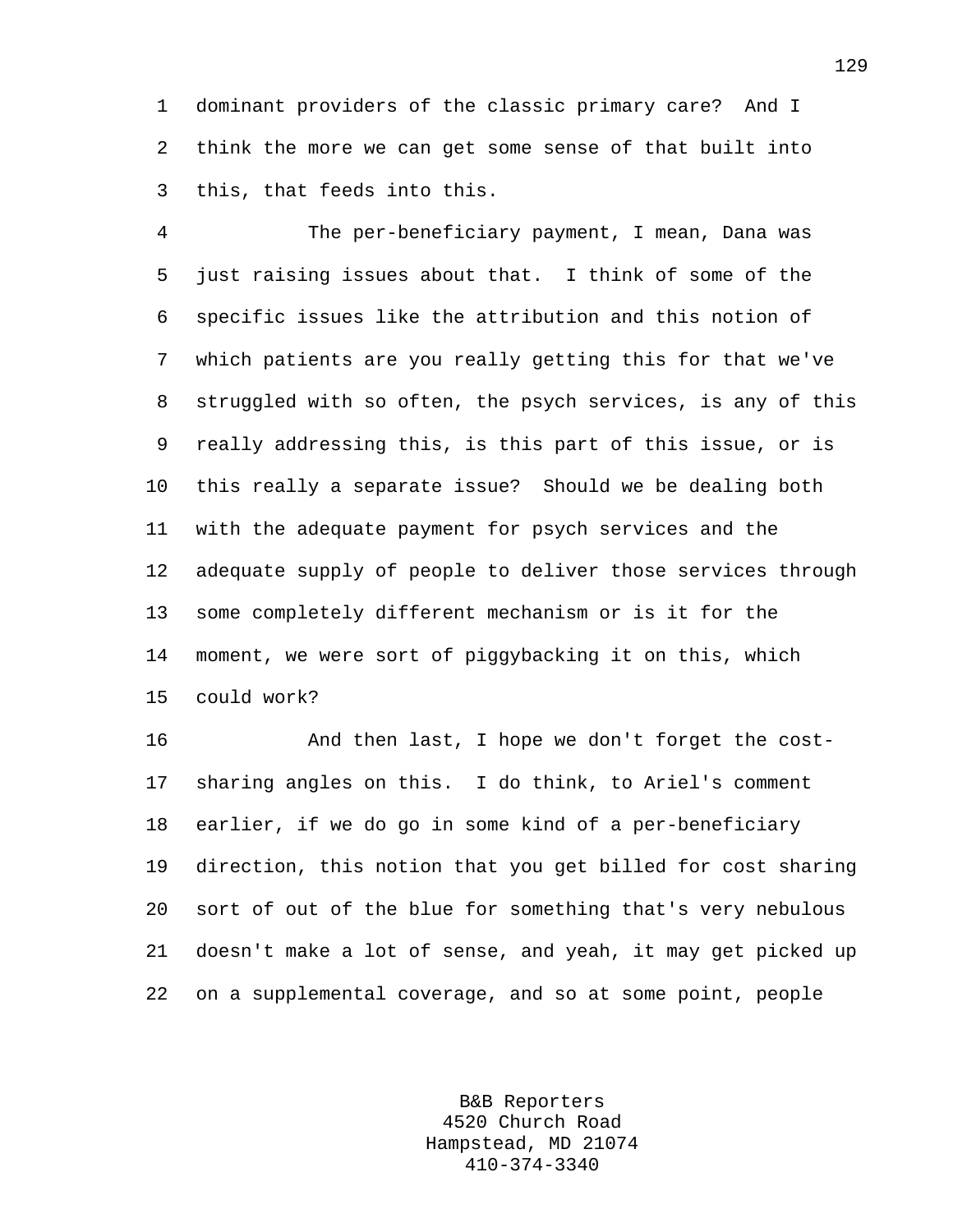dominant providers of the classic primary care? And I think the more we can get some sense of that built into this, that feeds into this.

The per-beneficiary payment, I mean, Dana was just raising issues about that. I think of some of the specific issues like the attribution and this notion of which patients are you really getting this for that we've struggled with so often, the psych services, is any of this really addressing this, is this part of this issue, or is this really a separate issue? Should we be dealing both with the adequate payment for psych services and the adequate supply of people to deliver those services through some completely different mechanism or is it for the moment, we were sort of piggybacking it on this, which could work?

And then last, I hope we don't forget the cost-sharing angles on this. I do think, to Ariel's comment earlier, if we do go in some kind of a per-beneficiary direction, this notion that you get billed for cost sharing sort of out of the blue for something that's very nebulous doesn't make a lot of sense, and yeah, it may get picked up on a supplemental coverage, and so at some point, people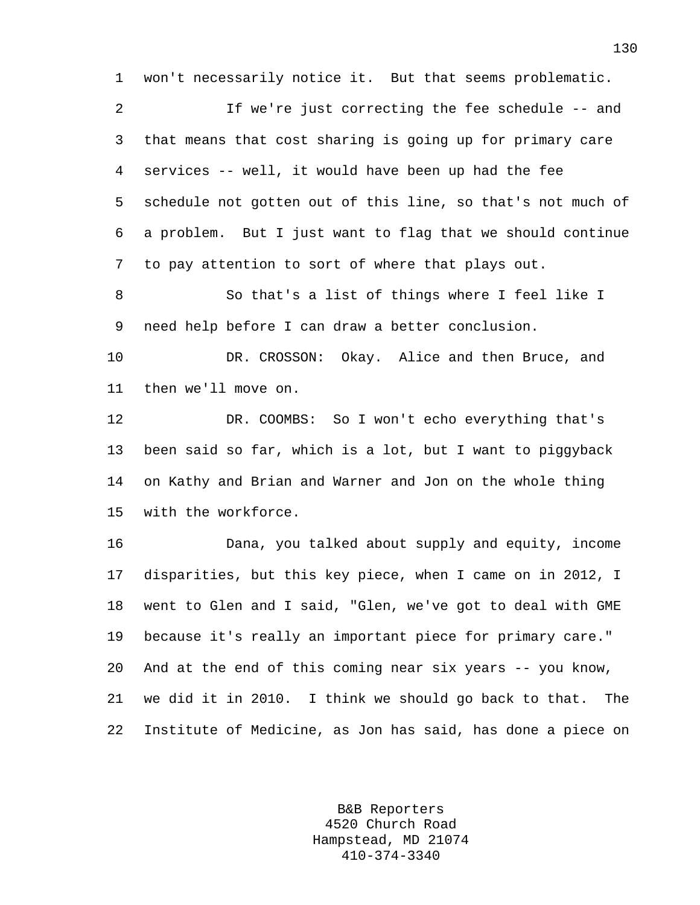won't necessarily notice it. But that seems problematic.

If we're just correcting the fee schedule -- and that means that cost sharing is going up for primary care services -- well, it would have been up had the fee schedule not gotten out of this line, so that's not much of a problem. But I just want to flag that we should continue to pay attention to sort of where that plays out.

So that's a list of things where I feel like I need help before I can draw a better conclusion.

DR. CROSSON: Okay. Alice and then Bruce, and then we'll move on.

DR. COOMBS: So I won't echo everything that's been said so far, which is a lot, but I want to piggyback on Kathy and Brian and Warner and Jon on the whole thing with the workforce.

Dana, you talked about supply and equity, income disparities, but this key piece, when I came on in 2012, I went to Glen and I said, "Glen, we've got to deal with GME because it's really an important piece for primary care." And at the end of this coming near six years -- you know, we did it in 2010. I think we should go back to that. The Institute of Medicine, as Jon has said, has done a piece on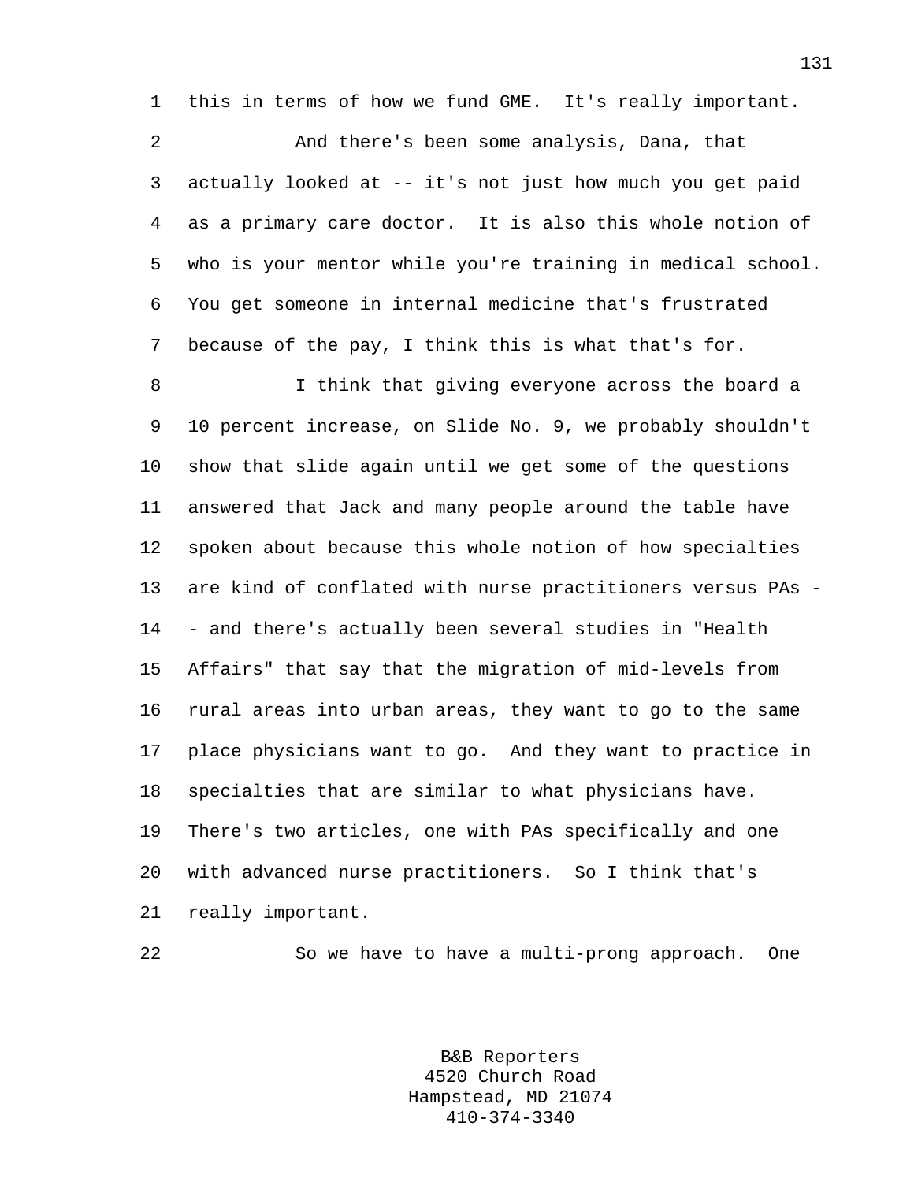this in terms of how we fund GME. It's really important.

And there's been some analysis, Dana, that actually looked at -- it's not just how much you get paid as a primary care doctor. It is also this whole notion of who is your mentor while you're training in medical school. You get someone in internal medicine that's frustrated because of the pay, I think this is what that's for.

I think that giving everyone across the board a 10 percent increase, on Slide No. 9, we probably shouldn't show that slide again until we get some of the questions answered that Jack and many people around the table have spoken about because this whole notion of how specialties are kind of conflated with nurse practitioners versus PAs -- and there's actually been several studies in "Health Affairs" that say that the migration of mid-levels from rural areas into urban areas, they want to go to the same place physicians want to go. And they want to practice in specialties that are similar to what physicians have. There's two articles, one with PAs specifically and one with advanced nurse practitioners. So I think that's really important.

So we have to have a multi-prong approach. One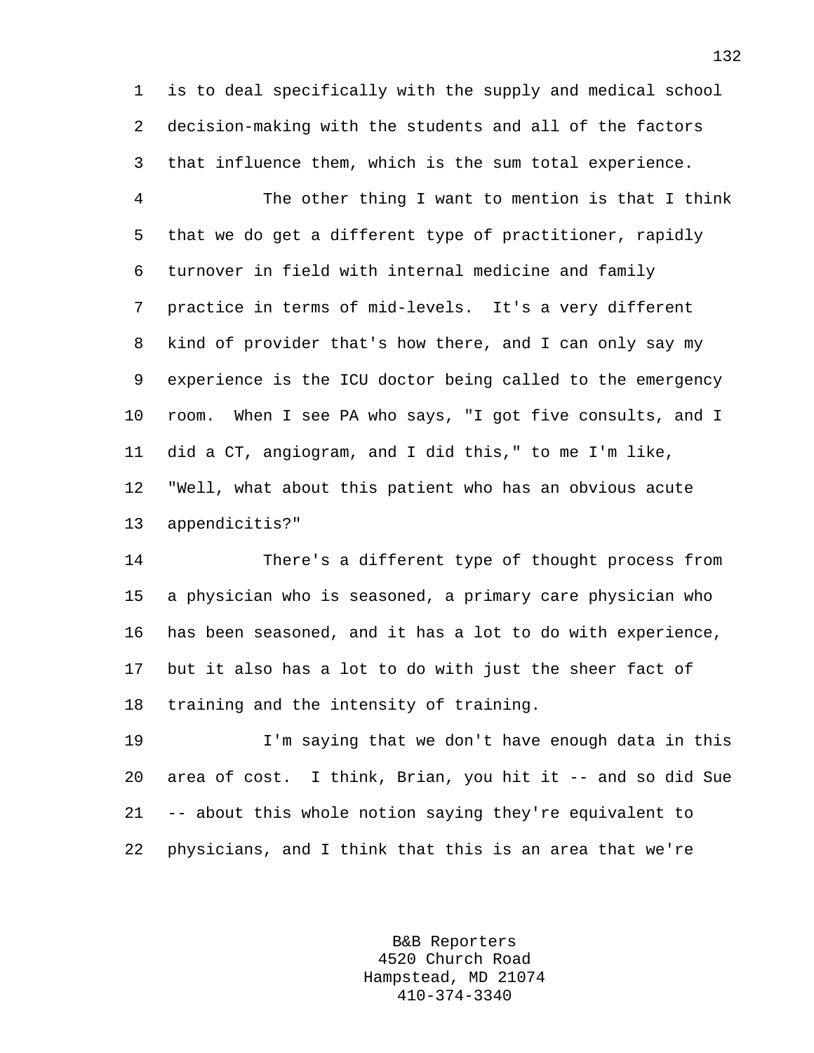is to deal specifically with the supply and medical school decision-making with the students and all of the factors that influence them, which is the sum total experience.

The other thing I want to mention is that I think that we do get a different type of practitioner, rapidly turnover in field with internal medicine and family practice in terms of mid-levels. It's a very different kind of provider that's how there, and I can only say my experience is the ICU doctor being called to the emergency room. When I see PA who says, "I got five consults, and I did a CT, angiogram, and I did this," to me I'm like, "Well, what about this patient who has an obvious acute appendicitis?"

There's a different type of thought process from a physician who is seasoned, a primary care physician who has been seasoned, and it has a lot to do with experience, but it also has a lot to do with just the sheer fact of training and the intensity of training.

I'm saying that we don't have enough data in this area of cost. I think, Brian, you hit it -- and so did Sue -- about this whole notion saying they're equivalent to physicians, and I think that this is an area that we're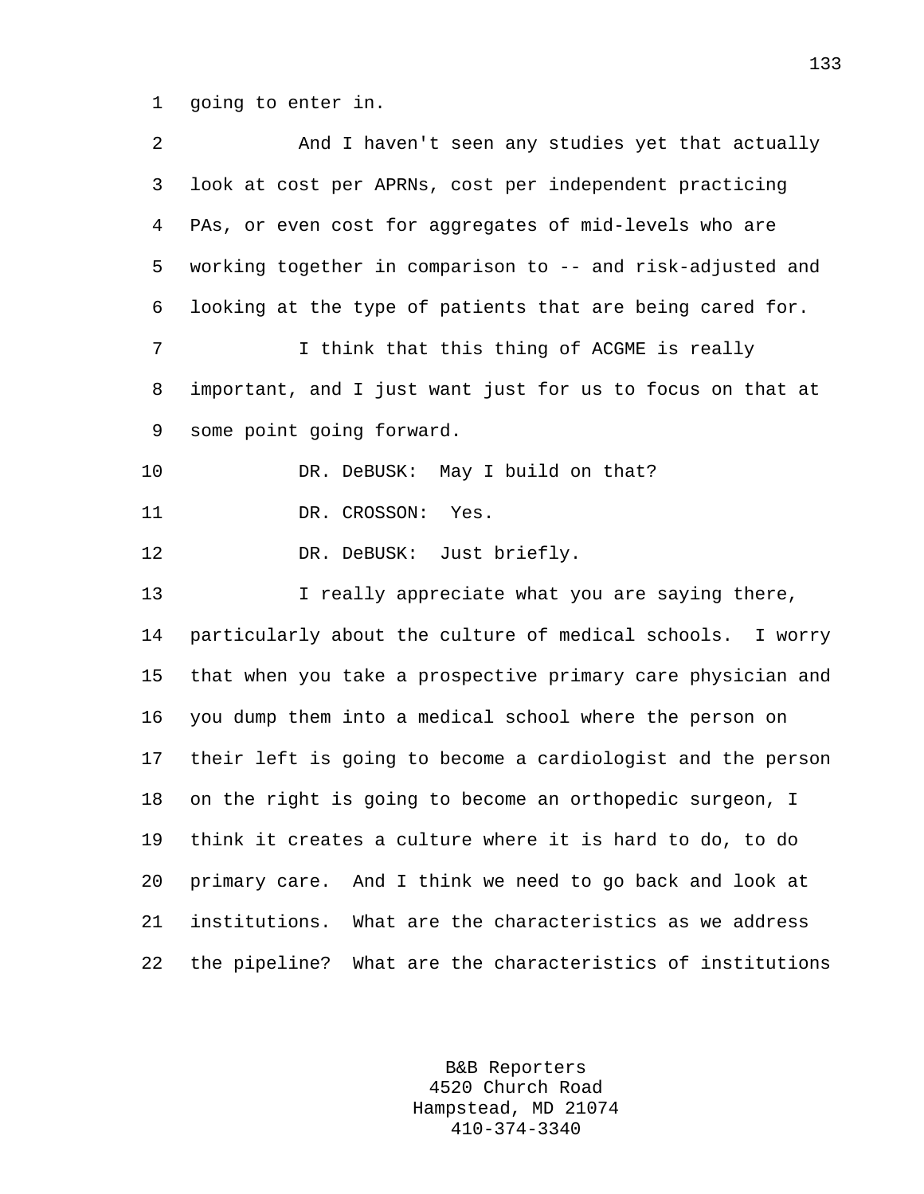going to enter in.

And I haven't seen any studies yet that actually look at cost per APRNs, cost per independent practicing PAs, or even cost for aggregates of mid-levels who are working together in comparison to -- and risk-adjusted and looking at the type of patients that are being cared for.

I think that this thing of ACGME is really important, and I just want just for us to focus on that at some point going forward.

DR. DeBUSK: May I build on that?

DR. CROSSON: Yes.

DR. DeBUSK: Just briefly.

I really appreciate what you are saying there, particularly about the culture of medical schools. I worry that when you take a prospective primary care physician and you dump them into a medical school where the person on their left is going to become a cardiologist and the person on the right is going to become an orthopedic surgeon, I think it creates a culture where it is hard to do, to do primary care. And I think we need to go back and look at institutions. What are the characteristics as we address the pipeline? What are the characteristics of institutions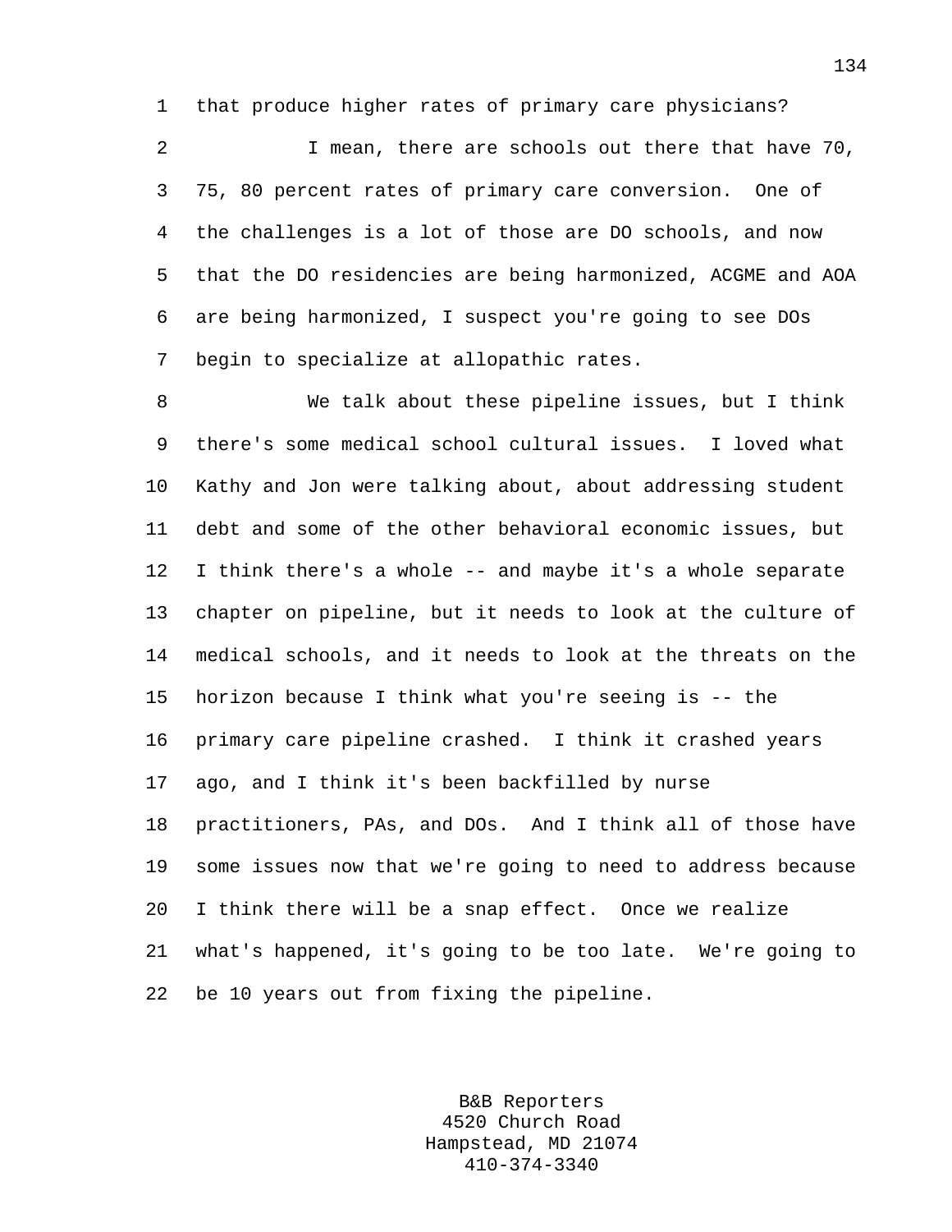that produce higher rates of primary care physicians?

I mean, there are schools out there that have 70, 75, 80 percent rates of primary care conversion. One of the challenges is a lot of those are DO schools, and now that the DO residencies are being harmonized, ACGME and AOA are being harmonized, I suspect you're going to see DOs begin to specialize at allopathic rates.

We talk about these pipeline issues, but I think there's some medical school cultural issues. I loved what Kathy and Jon were talking about, about addressing student debt and some of the other behavioral economic issues, but I think there's a whole -- and maybe it's a whole separate chapter on pipeline, but it needs to look at the culture of medical schools, and it needs to look at the threats on the horizon because I think what you're seeing is -- the primary care pipeline crashed. I think it crashed years ago, and I think it's been backfilled by nurse practitioners, PAs, and DOs. And I think all of those have some issues now that we're going to need to address because I think there will be a snap effect. Once we realize what's happened, it's going to be too late. We're going to be 10 years out from fixing the pipeline.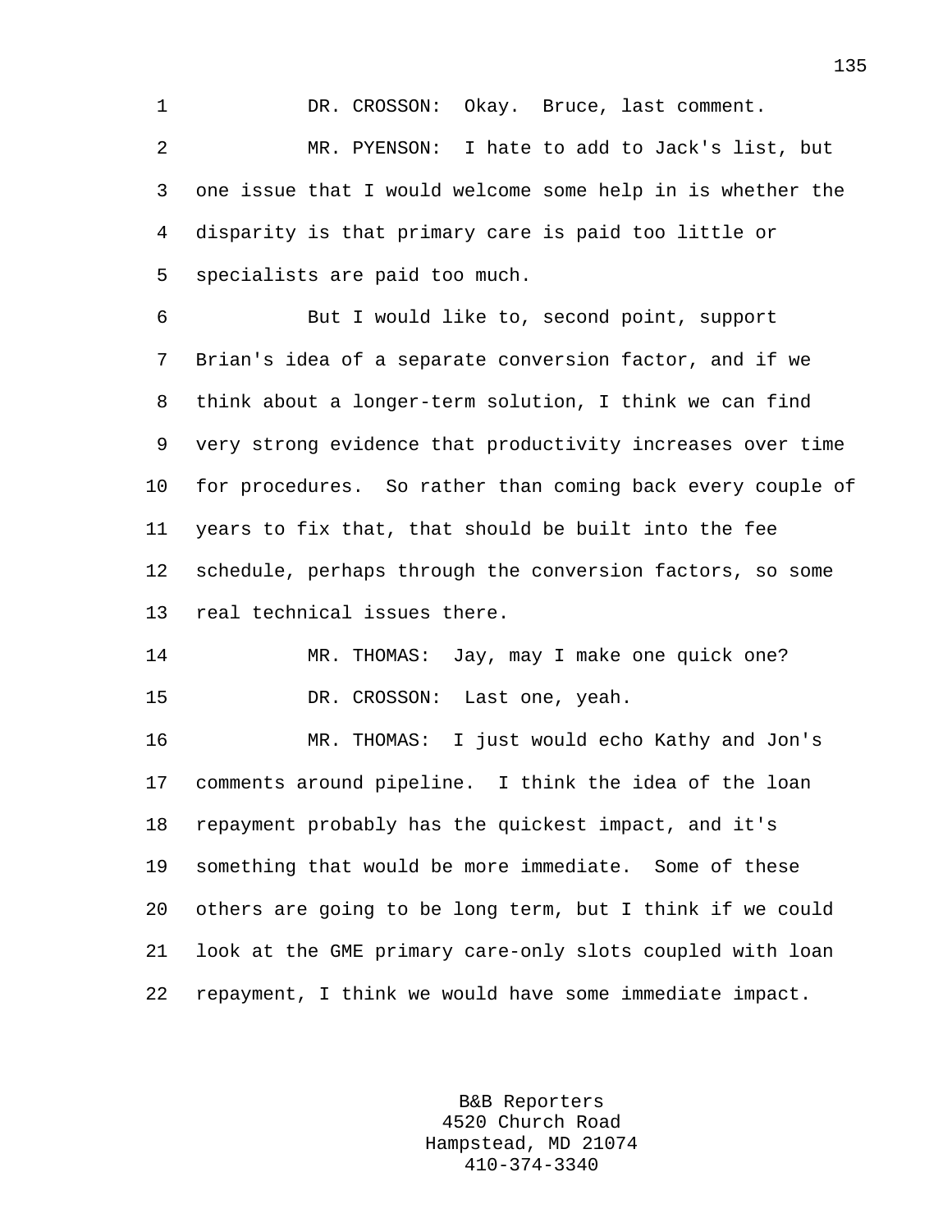DR. CROSSON: Okay. Bruce, last comment.

MR. PYENSON: I hate to add to Jack's list, but one issue that I would welcome some help in is whether the disparity is that primary care is paid too little or specialists are paid too much.

But I would like to, second point, support Brian's idea of a separate conversion factor, and if we think about a longer-term solution, I think we can find very strong evidence that productivity increases over time for procedures. So rather than coming back every couple of years to fix that, that should be built into the fee schedule, perhaps through the conversion factors, so some real technical issues there.

MR. THOMAS: Jay, may I make one quick one?

DR. CROSSON: Last one, yeah.

MR. THOMAS: I just would echo Kathy and Jon's comments around pipeline. I think the idea of the loan repayment probably has the quickest impact, and it's something that would be more immediate. Some of these others are going to be long term, but I think if we could look at the GME primary care-only slots coupled with loan repayment, I think we would have some immediate impact.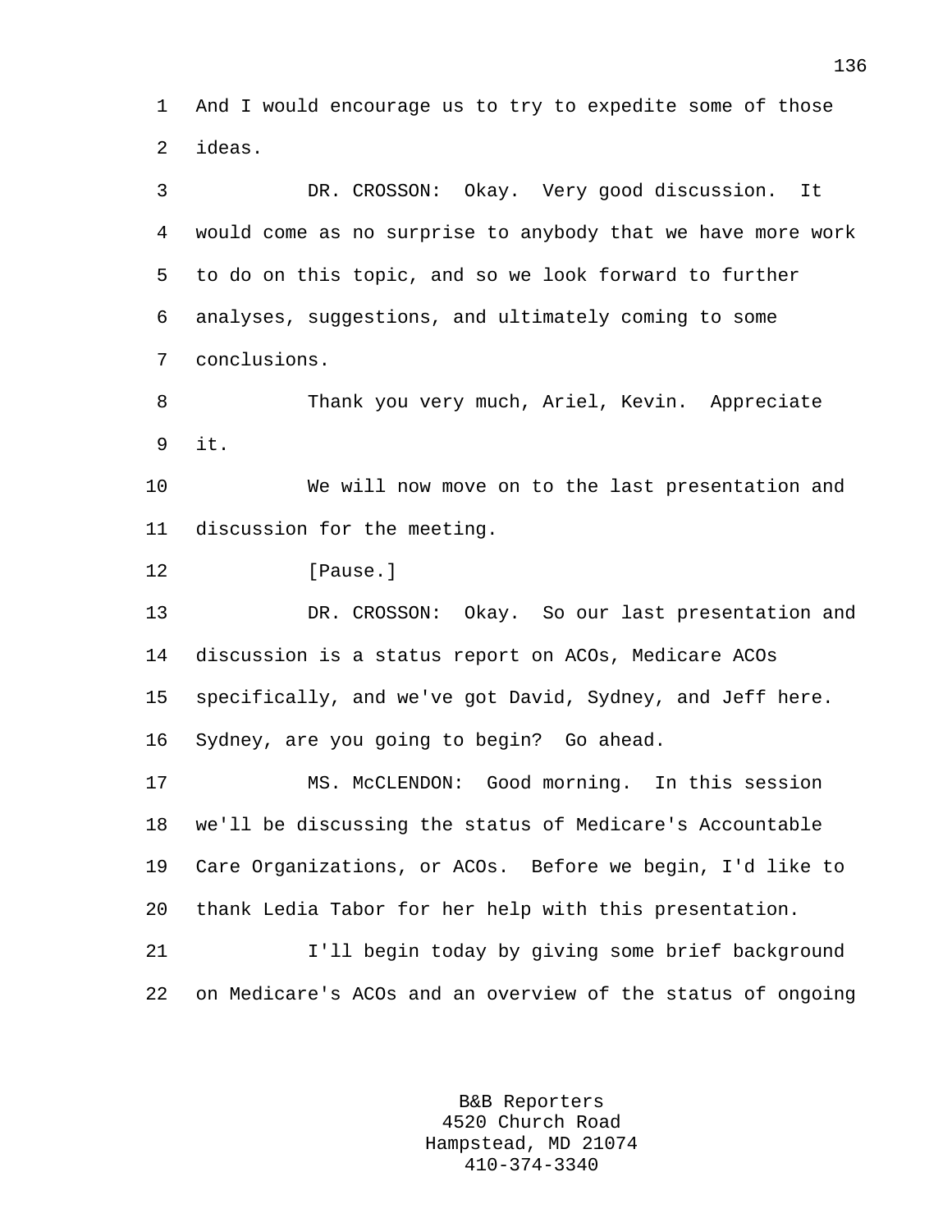And I would encourage us to try to expedite some of those ideas.

DR. CROSSON: Okay. Very good discussion. It would come as no surprise to anybody that we have more work to do on this topic, and so we look forward to further analyses, suggestions, and ultimately coming to some conclusions.

Thank you very much, Ariel, Kevin. Appreciate it.

We will now move on to the last presentation and discussion for the meeting.

[Pause.]

DR. CROSSON: Okay. So our last presentation and discussion is a status report on ACOs, Medicare ACOs specifically, and we've got David, Sydney, and Jeff here. Sydney, are you going to begin? Go ahead.

MS. McCLENDON: Good morning. In this session we'll be discussing the status of Medicare's Accountable Care Organizations, or ACOs. Before we begin, I'd like to thank Ledia Tabor for her help with this presentation.

I'll begin today by giving some brief background on Medicare's ACOs and an overview of the status of ongoing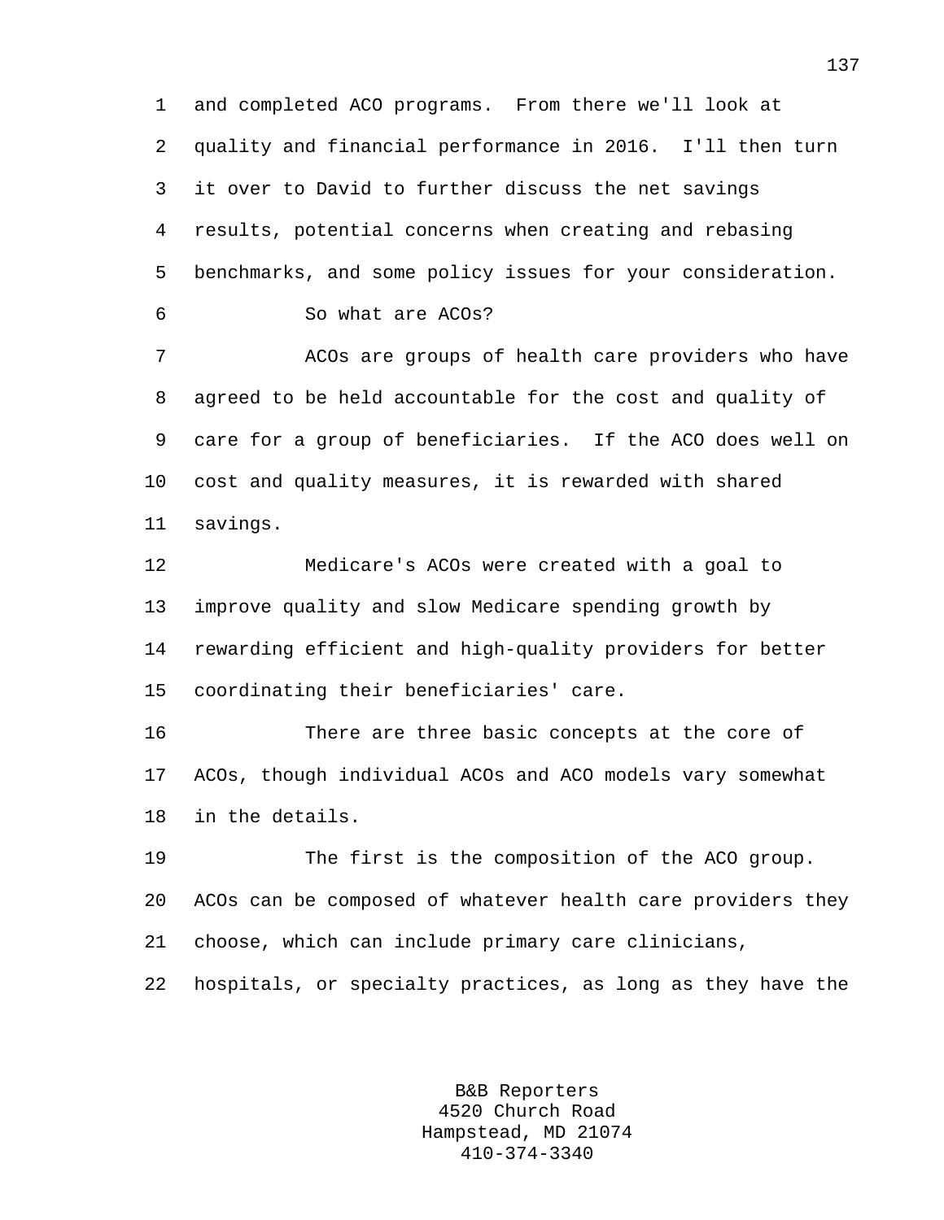and completed ACO programs. From there we'll look at quality and financial performance in 2016. I'll then turn it over to David to further discuss the net savings results, potential concerns when creating and rebasing benchmarks, and some policy issues for your consideration.

So what are ACOs?

ACOs are groups of health care providers who have agreed to be held accountable for the cost and quality of care for a group of beneficiaries. If the ACO does well on cost and quality measures, it is rewarded with shared savings.

Medicare's ACOs were created with a goal to improve quality and slow Medicare spending growth by rewarding efficient and high-quality providers for better coordinating their beneficiaries' care.

There are three basic concepts at the core of ACOs, though individual ACOs and ACO models vary somewhat in the details.

The first is the composition of the ACO group. ACOs can be composed of whatever health care providers they choose, which can include primary care clinicians, hospitals, or specialty practices, as long as they have the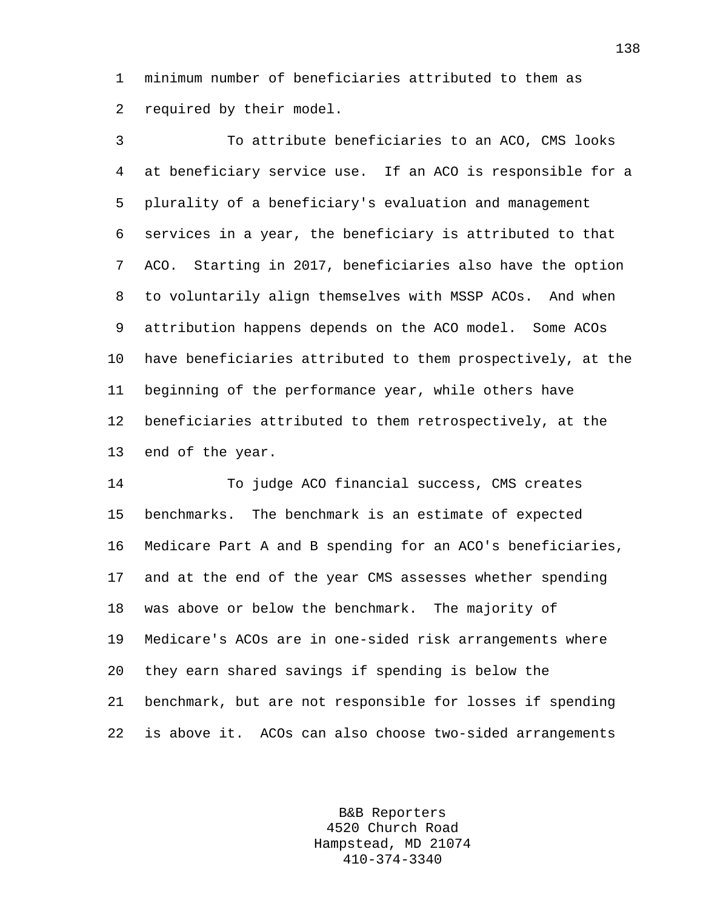minimum number of beneficiaries attributed to them as required by their model.

To attribute beneficiaries to an ACO, CMS looks at beneficiary service use. If an ACO is responsible for a plurality of a beneficiary's evaluation and management services in a year, the beneficiary is attributed to that ACO. Starting in 2017, beneficiaries also have the option to voluntarily align themselves with MSSP ACOs. And when attribution happens depends on the ACO model. Some ACOs have beneficiaries attributed to them prospectively, at the beginning of the performance year, while others have beneficiaries attributed to them retrospectively, at the end of the year.

To judge ACO financial success, CMS creates benchmarks. The benchmark is an estimate of expected Medicare Part A and B spending for an ACO's beneficiaries, and at the end of the year CMS assesses whether spending was above or below the benchmark. The majority of Medicare's ACOs are in one-sided risk arrangements where they earn shared savings if spending is below the benchmark, but are not responsible for losses if spending is above it. ACOs can also choose two-sided arrangements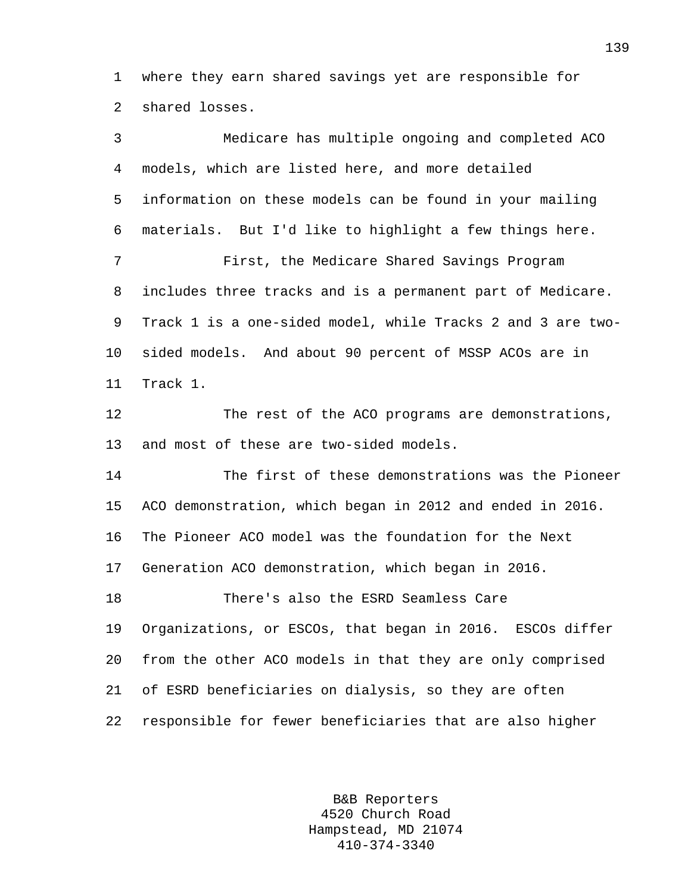where they earn shared savings yet are responsible for shared losses.

Medicare has multiple ongoing and completed ACO models, which are listed here, and more detailed information on these models can be found in your mailing materials. But I'd like to highlight a few things here.

First, the Medicare Shared Savings Program includes three tracks and is a permanent part of Medicare. Track 1 is a one-sided model, while Tracks 2 and 3 are two-sided models. And about 90 percent of MSSP ACOs are in Track 1.

The rest of the ACO programs are demonstrations, and most of these are two-sided models.

The first of these demonstrations was the Pioneer ACO demonstration, which began in 2012 and ended in 2016. The Pioneer ACO model was the foundation for the Next Generation ACO demonstration, which began in 2016.

There's also the ESRD Seamless Care Organizations, or ESCOs, that began in 2016. ESCOs differ from the other ACO models in that they are only comprised of ESRD beneficiaries on dialysis, so they are often responsible for fewer beneficiaries that are also higher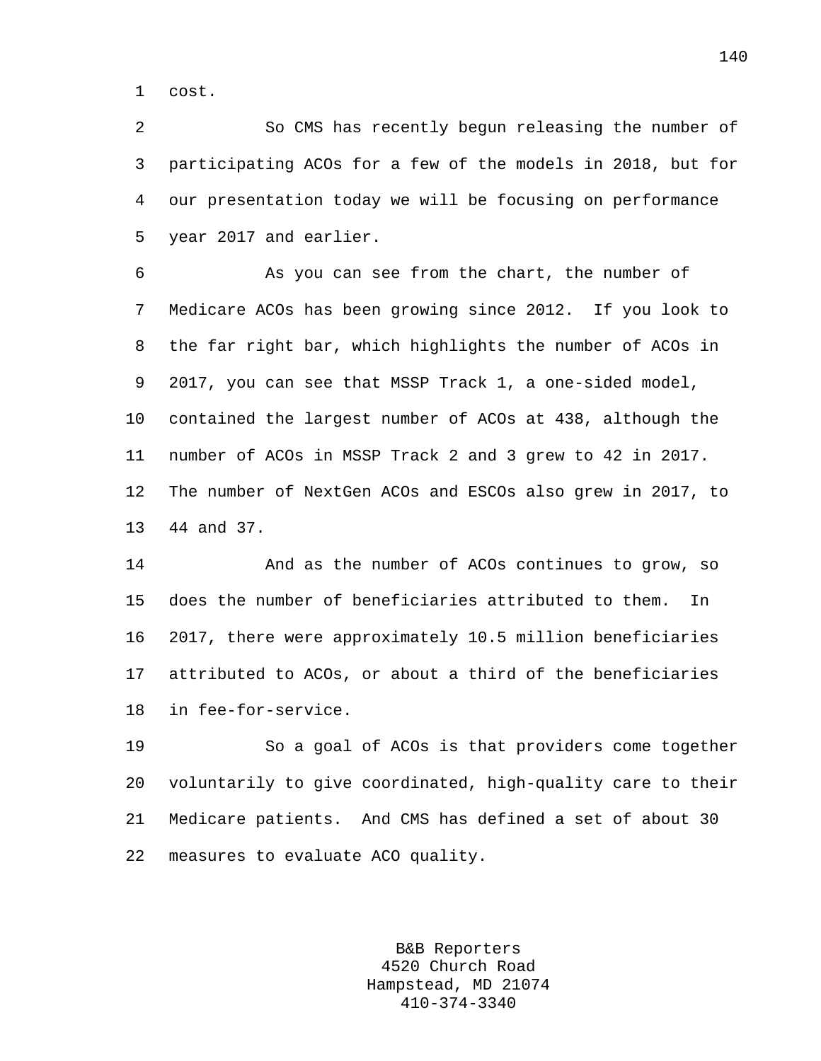cost.

So CMS has recently begun releasing the number of participating ACOs for a few of the models in 2018, but for our presentation today we will be focusing on performance year 2017 and earlier.

As you can see from the chart, the number of Medicare ACOs has been growing since 2012. If you look to the far right bar, which highlights the number of ACOs in 2017, you can see that MSSP Track 1, a one-sided model, contained the largest number of ACOs at 438, although the number of ACOs in MSSP Track 2 and 3 grew to 42 in 2017. The number of NextGen ACOs and ESCOs also grew in 2017, to 44 and 37.

And as the number of ACOs continues to grow, so does the number of beneficiaries attributed to them. In 2017, there were approximately 10.5 million beneficiaries attributed to ACOs, or about a third of the beneficiaries in fee-for-service.

So a goal of ACOs is that providers come together voluntarily to give coordinated, high-quality care to their Medicare patients. And CMS has defined a set of about 30 measures to evaluate ACO quality.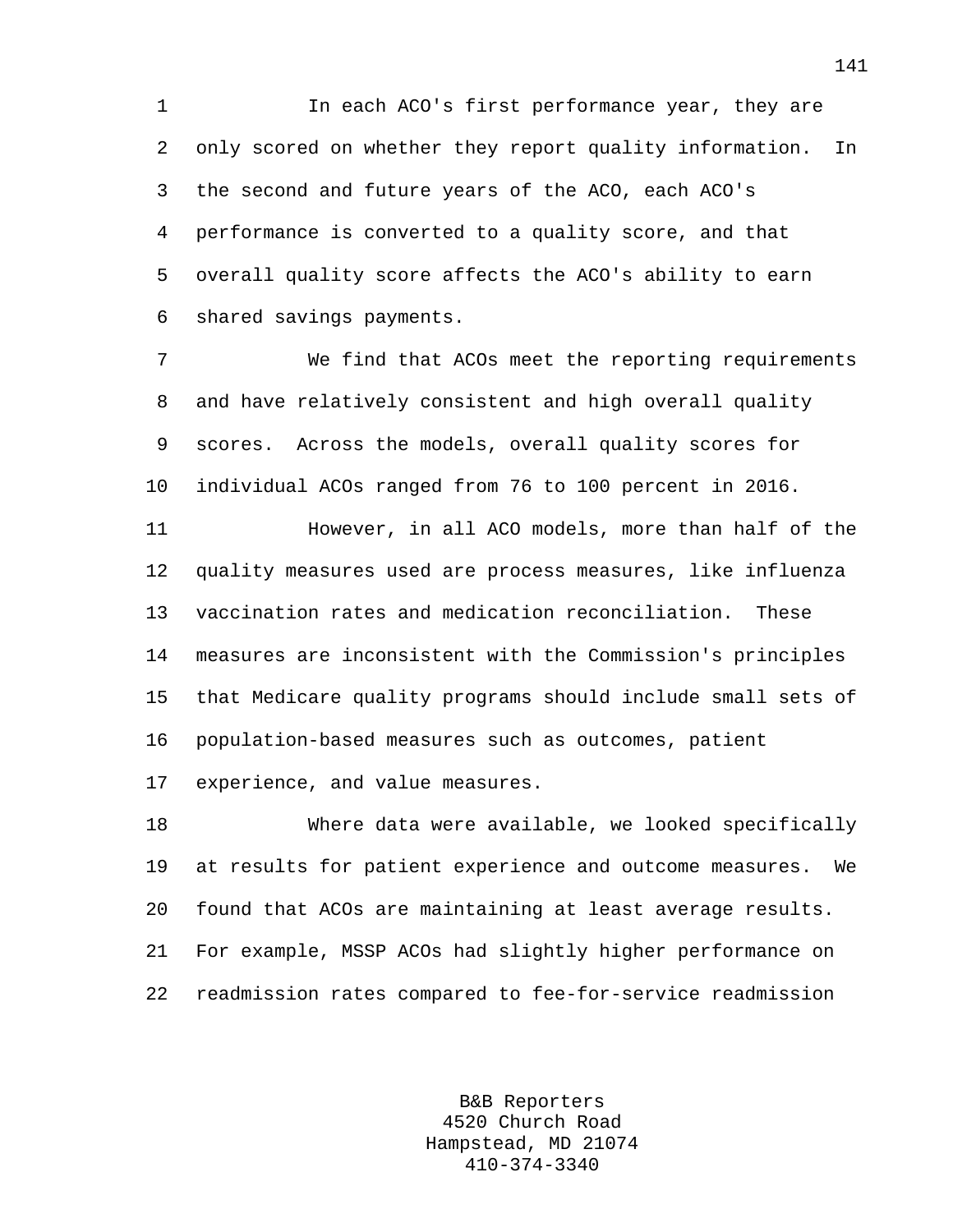In each ACO's first performance year, they are only scored on whether they report quality information. In the second and future years of the ACO, each ACO's performance is converted to a quality score, and that overall quality score affects the ACO's ability to earn shared savings payments.

We find that ACOs meet the reporting requirements and have relatively consistent and high overall quality scores. Across the models, overall quality scores for individual ACOs ranged from 76 to 100 percent in 2016.

However, in all ACO models, more than half of the quality measures used are process measures, like influenza vaccination rates and medication reconciliation. These measures are inconsistent with the Commission's principles that Medicare quality programs should include small sets of population-based measures such as outcomes, patient experience, and value measures.

Where data were available, we looked specifically at results for patient experience and outcome measures. We found that ACOs are maintaining at least average results. For example, MSSP ACOs had slightly higher performance on readmission rates compared to fee-for-service readmission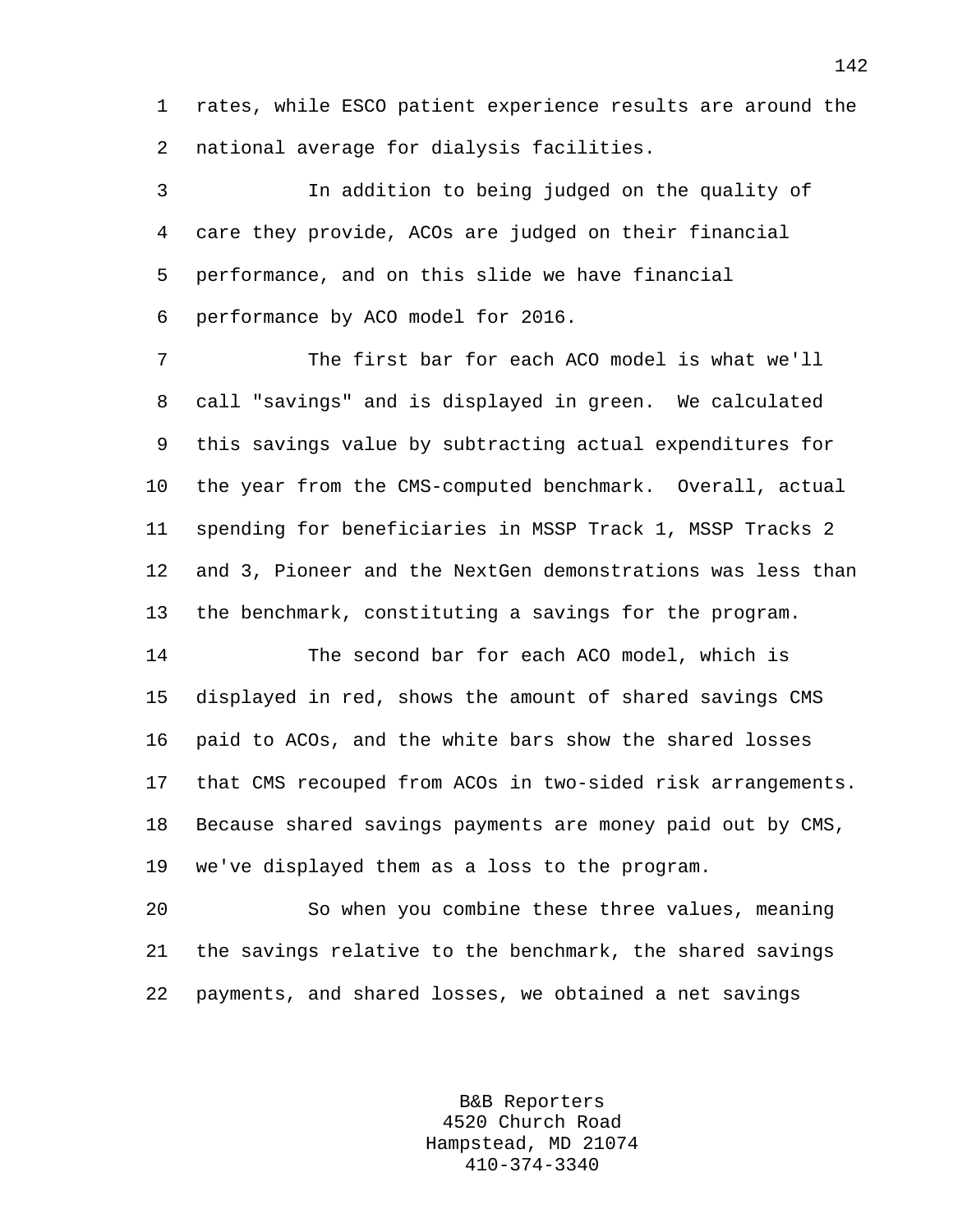rates, while ESCO patient experience results are around the national average for dialysis facilities.

In addition to being judged on the quality of care they provide, ACOs are judged on their financial performance, and on this slide we have financial performance by ACO model for 2016.

The first bar for each ACO model is what we'll call "savings" and is displayed in green. We calculated this savings value by subtracting actual expenditures for the year from the CMS-computed benchmark. Overall, actual spending for beneficiaries in MSSP Track 1, MSSP Tracks 2 and 3, Pioneer and the NextGen demonstrations was less than the benchmark, constituting a savings for the program.

The second bar for each ACO model, which is displayed in red, shows the amount of shared savings CMS paid to ACOs, and the white bars show the shared losses that CMS recouped from ACOs in two-sided risk arrangements. Because shared savings payments are money paid out by CMS, we've displayed them as a loss to the program.

So when you combine these three values, meaning the savings relative to the benchmark, the shared savings payments, and shared losses, we obtained a net savings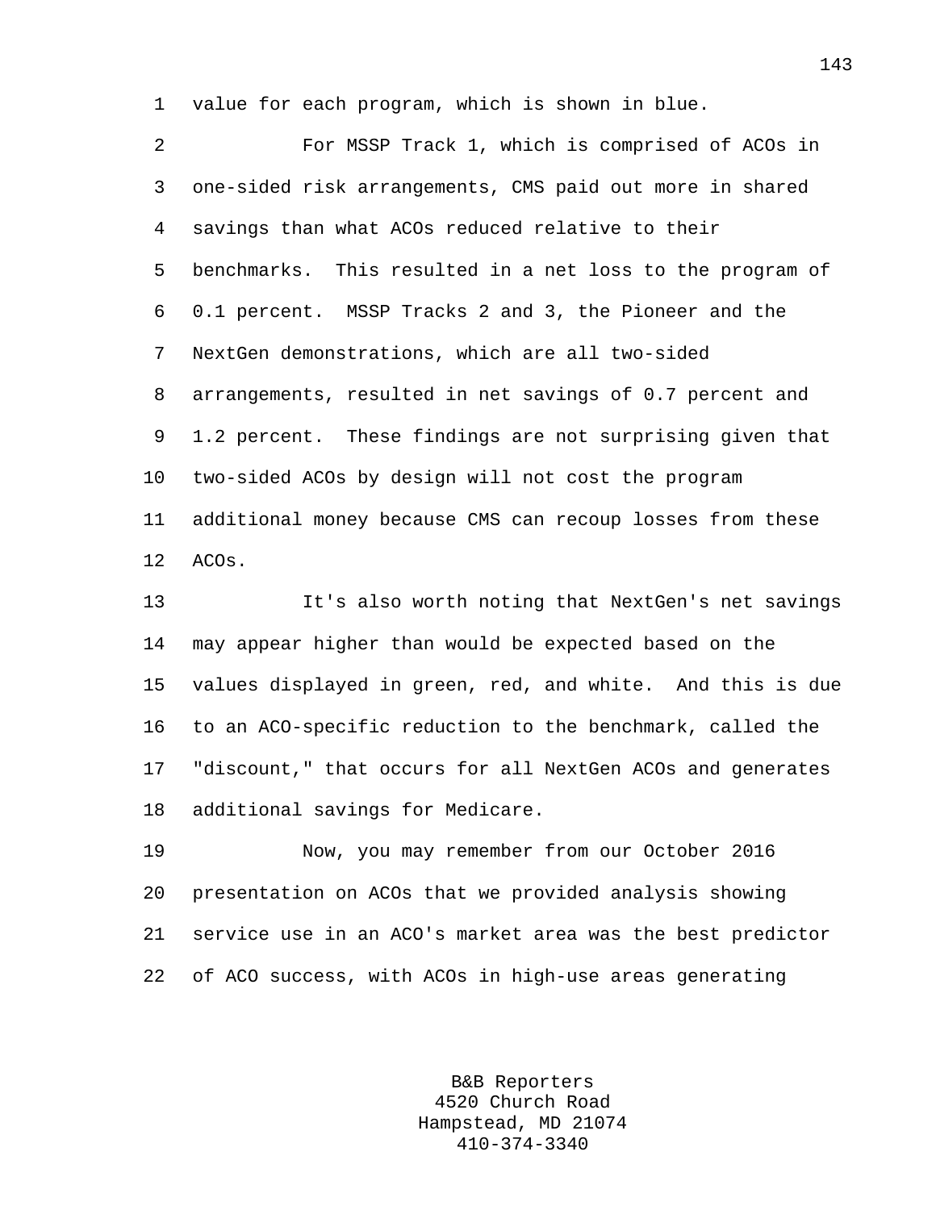value for each program, which is shown in blue.

For MSSP Track 1, which is comprised of ACOs in one-sided risk arrangements, CMS paid out more in shared savings than what ACOs reduced relative to their benchmarks. This resulted in a net loss to the program of 0.1 percent. MSSP Tracks 2 and 3, the Pioneer and the NextGen demonstrations, which are all two-sided arrangements, resulted in net savings of 0.7 percent and 1.2 percent. These findings are not surprising given that two-sided ACOs by design will not cost the program additional money because CMS can recoup losses from these ACOs.

It's also worth noting that NextGen's net savings may appear higher than would be expected based on the values displayed in green, red, and white. And this is due to an ACO-specific reduction to the benchmark, called the "discount," that occurs for all NextGen ACOs and generates additional savings for Medicare.

Now, you may remember from our October 2016 presentation on ACOs that we provided analysis showing service use in an ACO's market area was the best predictor of ACO success, with ACOs in high-use areas generating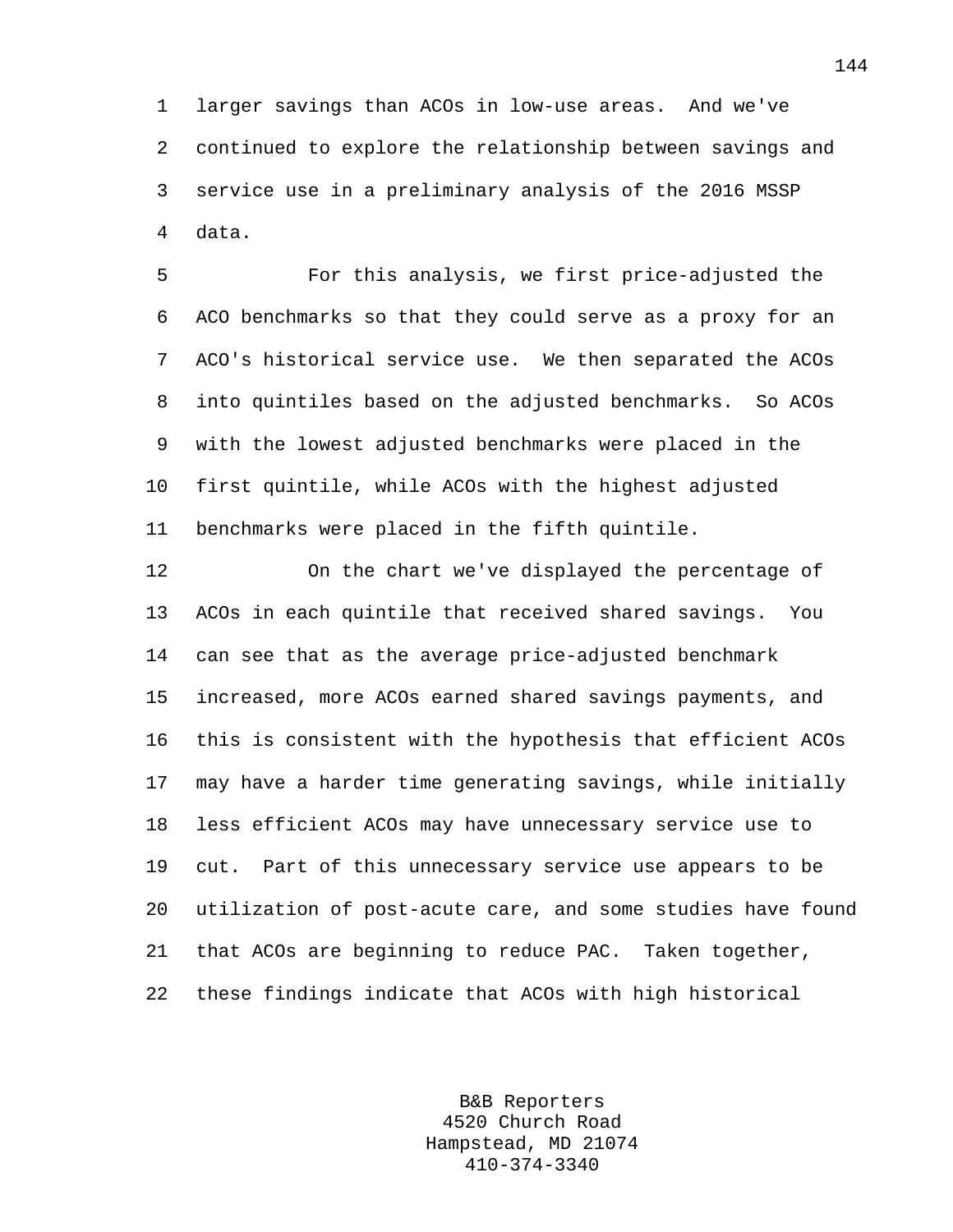larger savings than ACOs in low-use areas. And we've continued to explore the relationship between savings and service use in a preliminary analysis of the 2016 MSSP data.

For this analysis, we first price-adjusted the ACO benchmarks so that they could serve as a proxy for an ACO's historical service use. We then separated the ACOs into quintiles based on the adjusted benchmarks. So ACOs with the lowest adjusted benchmarks were placed in the first quintile, while ACOs with the highest adjusted benchmarks were placed in the fifth quintile.

On the chart we've displayed the percentage of ACOs in each quintile that received shared savings. You can see that as the average price-adjusted benchmark increased, more ACOs earned shared savings payments, and this is consistent with the hypothesis that efficient ACOs may have a harder time generating savings, while initially less efficient ACOs may have unnecessary service use to cut. Part of this unnecessary service use appears to be utilization of post-acute care, and some studies have found that ACOs are beginning to reduce PAC. Taken together, these findings indicate that ACOs with high historical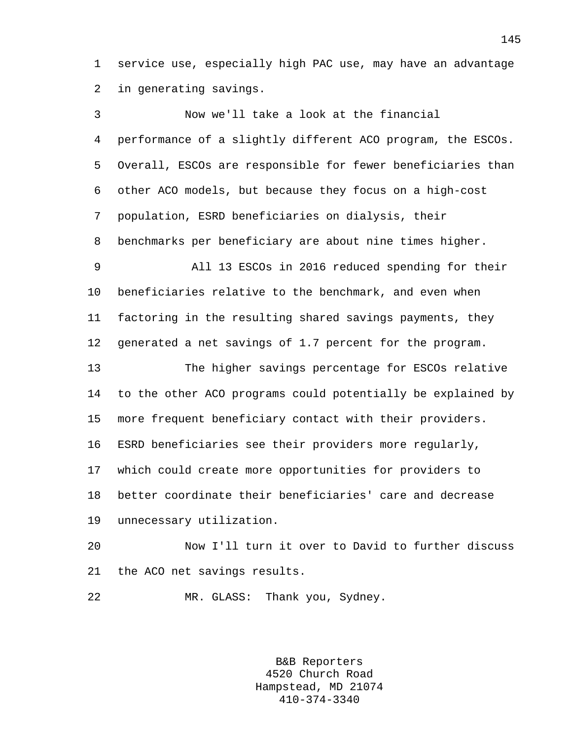service use, especially high PAC use, may have an advantage in generating savings.

Now we'll take a look at the financial performance of a slightly different ACO program, the ESCOs. Overall, ESCOs are responsible for fewer beneficiaries than other ACO models, but because they focus on a high-cost population, ESRD beneficiaries on dialysis, their benchmarks per beneficiary are about nine times higher.

All 13 ESCOs in 2016 reduced spending for their beneficiaries relative to the benchmark, and even when factoring in the resulting shared savings payments, they generated a net savings of 1.7 percent for the program.

The higher savings percentage for ESCOs relative to the other ACO programs could potentially be explained by more frequent beneficiary contact with their providers. ESRD beneficiaries see their providers more regularly, which could create more opportunities for providers to better coordinate their beneficiaries' care and decrease unnecessary utilization.

Now I'll turn it over to David to further discuss the ACO net savings results.

MR. GLASS: Thank you, Sydney.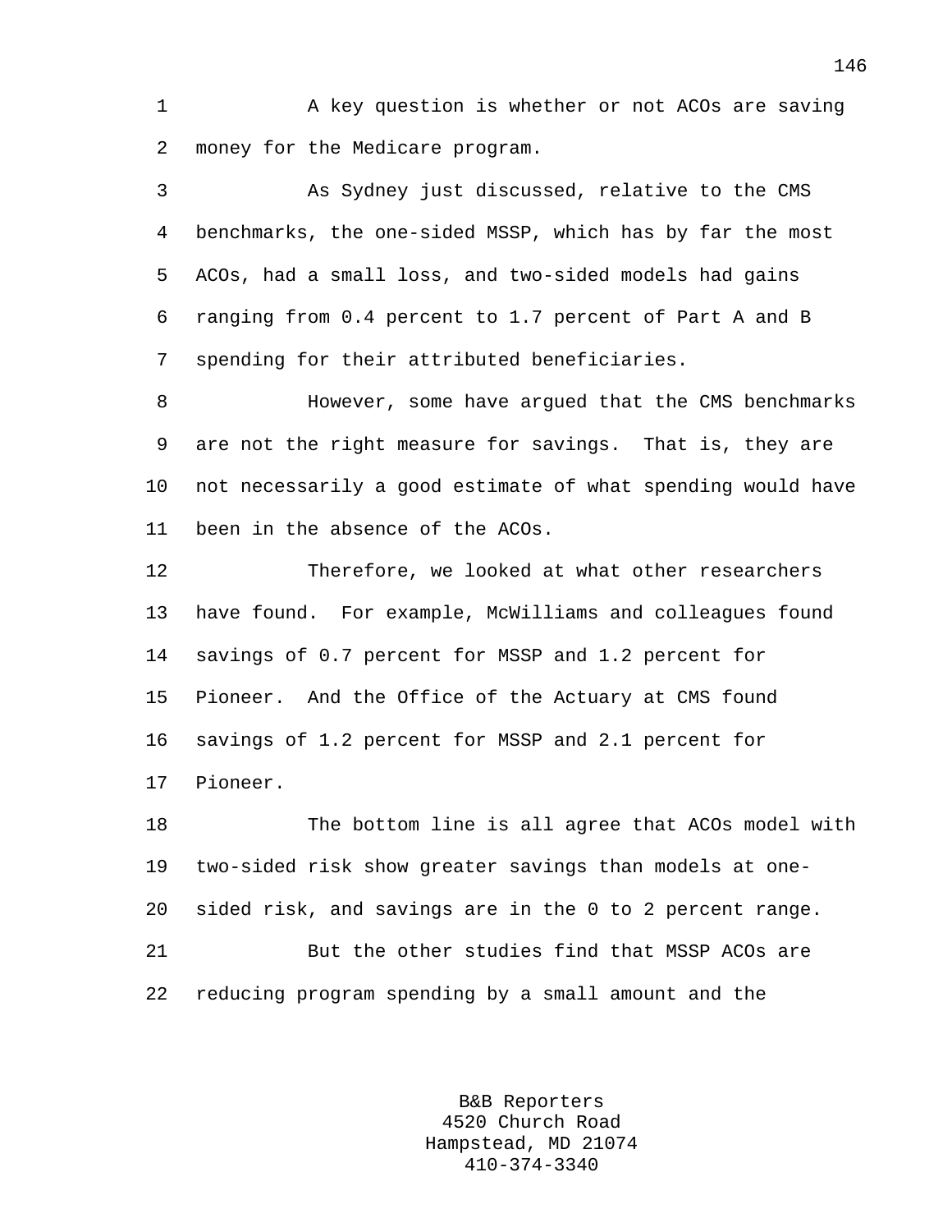A key question is whether or not ACOs are saving money for the Medicare program.

As Sydney just discussed, relative to the CMS benchmarks, the one-sided MSSP, which has by far the most ACOs, had a small loss, and two-sided models had gains ranging from 0.4 percent to 1.7 percent of Part A and B spending for their attributed beneficiaries.

However, some have argued that the CMS benchmarks are not the right measure for savings. That is, they are not necessarily a good estimate of what spending would have been in the absence of the ACOs.

Therefore, we looked at what other researchers have found. For example, McWilliams and colleagues found savings of 0.7 percent for MSSP and 1.2 percent for Pioneer. And the Office of the Actuary at CMS found savings of 1.2 percent for MSSP and 2.1 percent for Pioneer.

The bottom line is all agree that ACOs model with two-sided risk show greater savings than models at one-sided risk, and savings are in the 0 to 2 percent range.

But the other studies find that MSSP ACOs are reducing program spending by a small amount and the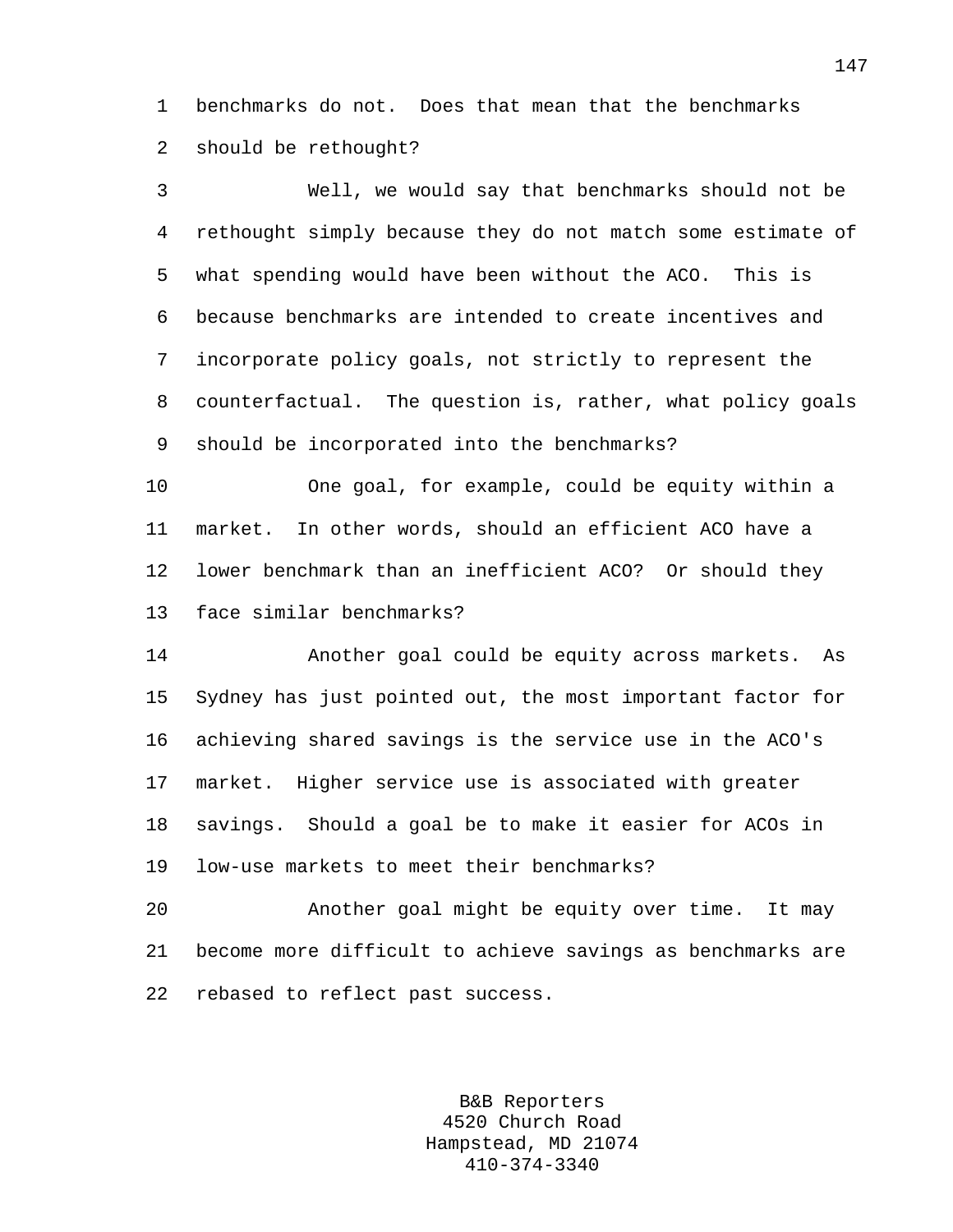benchmarks do not. Does that mean that the benchmarks should be rethought?

Well, we would say that benchmarks should not be rethought simply because they do not match some estimate of what spending would have been without the ACO. This is because benchmarks are intended to create incentives and incorporate policy goals, not strictly to represent the counterfactual. The question is, rather, what policy goals should be incorporated into the benchmarks?

One goal, for example, could be equity within a market. In other words, should an efficient ACO have a lower benchmark than an inefficient ACO? Or should they face similar benchmarks?

Another goal could be equity across markets. As Sydney has just pointed out, the most important factor for achieving shared savings is the service use in the ACO's market. Higher service use is associated with greater savings. Should a goal be to make it easier for ACOs in low-use markets to meet their benchmarks?

Another goal might be equity over time. It may become more difficult to achieve savings as benchmarks are rebased to reflect past success.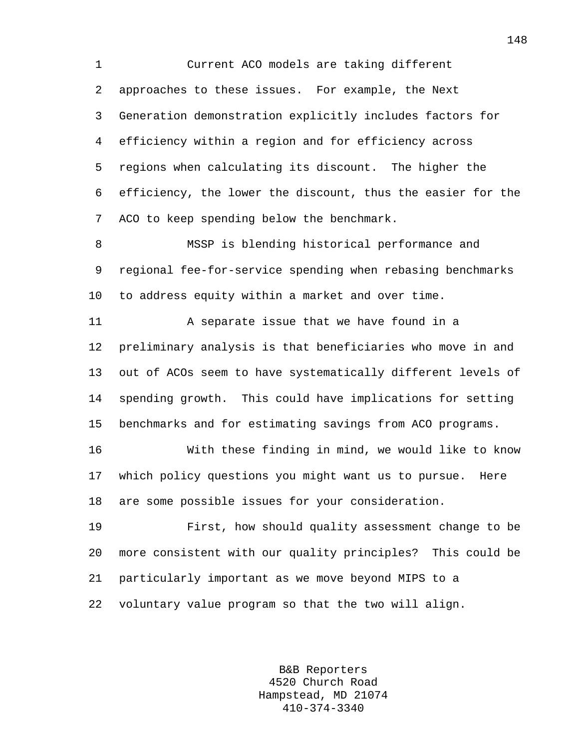Current ACO models are taking different approaches to these issues. For example, the Next Generation demonstration explicitly includes factors for efficiency within a region and for efficiency across regions when calculating its discount. The higher the efficiency, the lower the discount, thus the easier for the ACO to keep spending below the benchmark.

MSSP is blending historical performance and regional fee-for-service spending when rebasing benchmarks to address equity within a market and over time.

A separate issue that we have found in a preliminary analysis is that beneficiaries who move in and out of ACOs seem to have systematically different levels of spending growth. This could have implications for setting benchmarks and for estimating savings from ACO programs.

With these finding in mind, we would like to know which policy questions you might want us to pursue. Here are some possible issues for your consideration.

First, how should quality assessment change to be more consistent with our quality principles? This could be particularly important as we move beyond MIPS to a voluntary value program so that the two will align.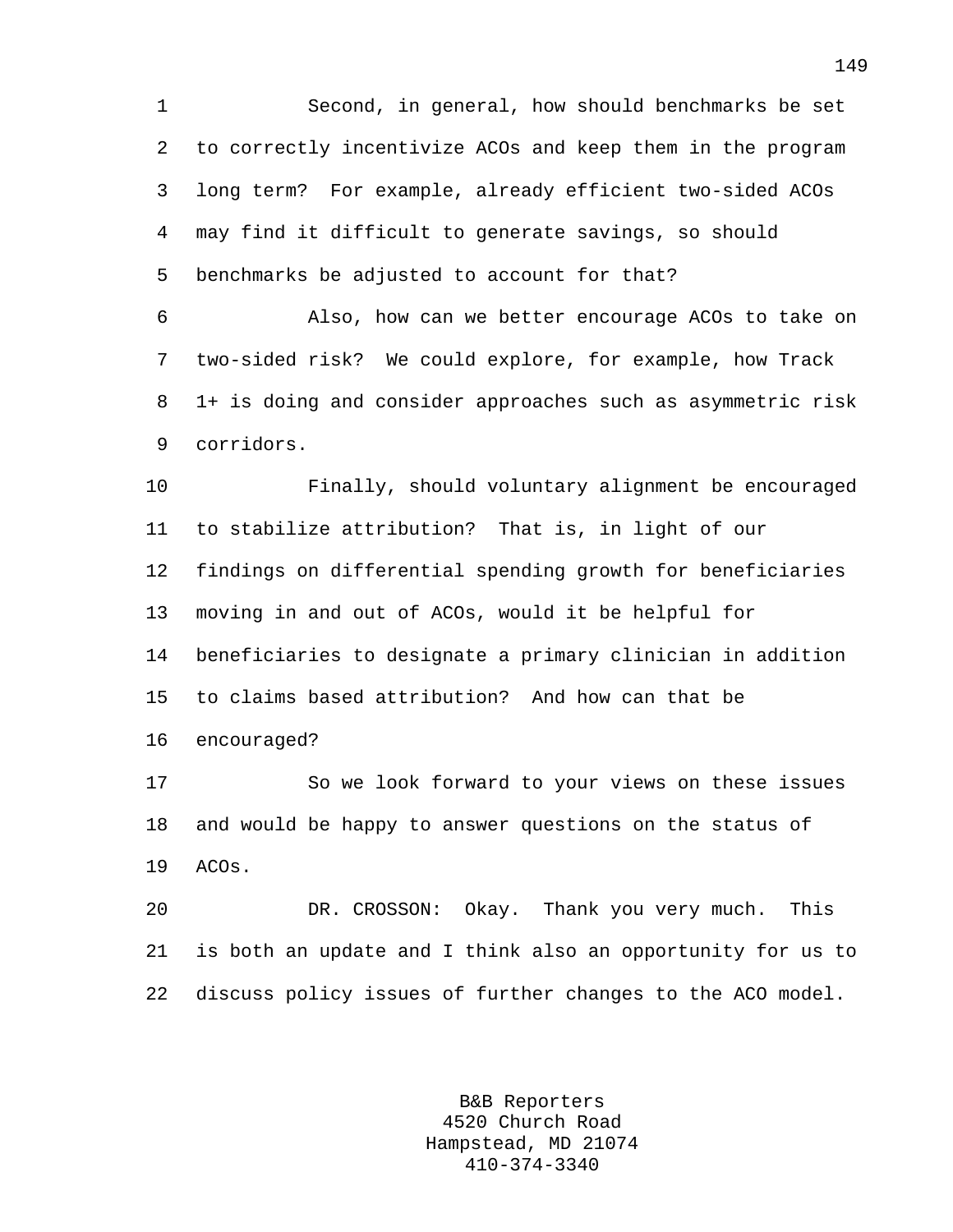Second, in general, how should benchmarks be set to correctly incentivize ACOs and keep them in the program long term? For example, already efficient two-sided ACOs may find it difficult to generate savings, so should benchmarks be adjusted to account for that?

Also, how can we better encourage ACOs to take on two-sided risk? We could explore, for example, how Track 1+ is doing and consider approaches such as asymmetric risk corridors.

Finally, should voluntary alignment be encouraged to stabilize attribution? That is, in light of our findings on differential spending growth for beneficiaries moving in and out of ACOs, would it be helpful for beneficiaries to designate a primary clinician in addition to claims based attribution? And how can that be encouraged?

So we look forward to your views on these issues and would be happy to answer questions on the status of ACOs.

DR. CROSSON: Okay. Thank you very much. This is both an update and I think also an opportunity for us to discuss policy issues of further changes to the ACO model.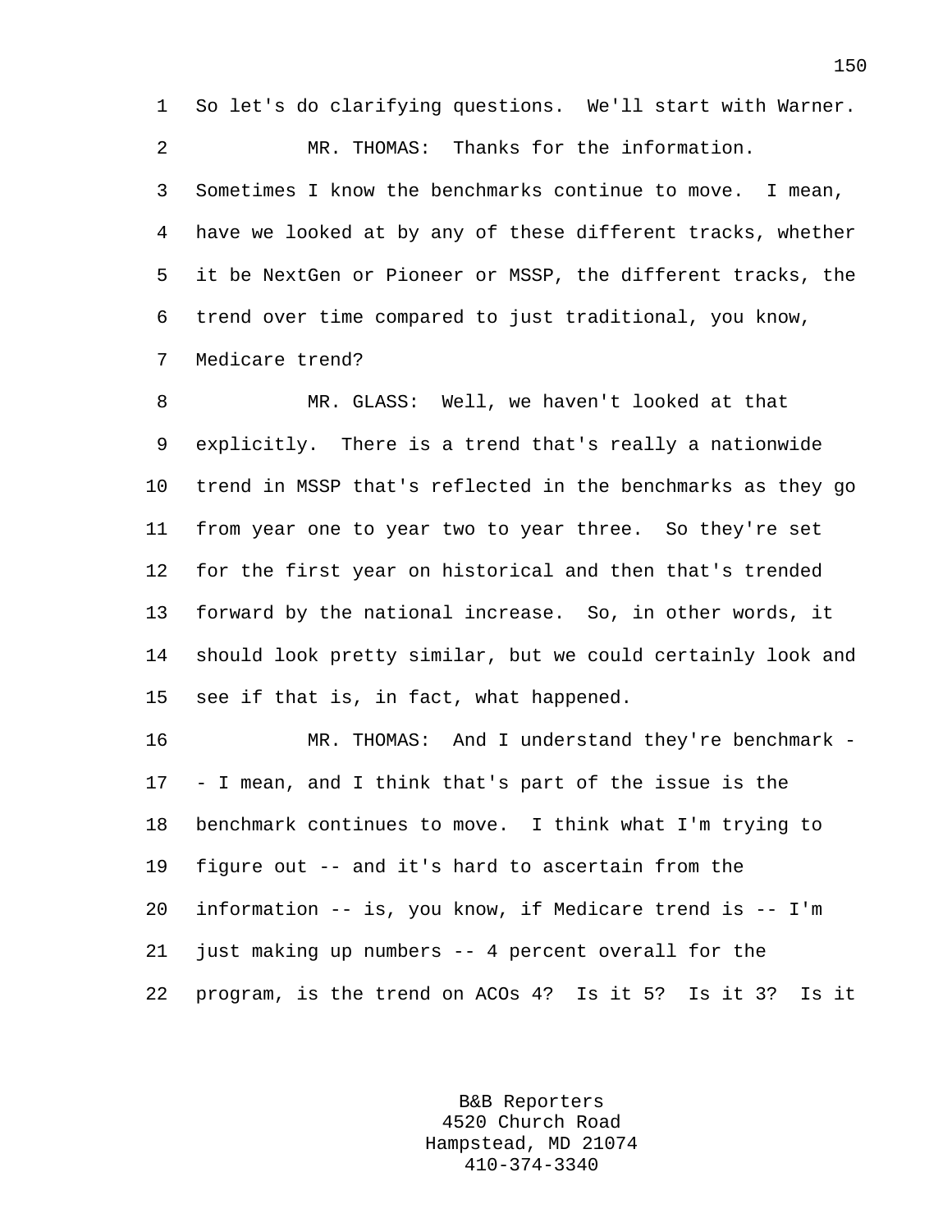So let's do clarifying questions. We'll start with Warner.

MR. THOMAS: Thanks for the information. Sometimes I know the benchmarks continue to move. I mean, have we looked at by any of these different tracks, whether it be NextGen or Pioneer or MSSP, the different tracks, the trend over time compared to just traditional, you know, Medicare trend?

MR. GLASS: Well, we haven't looked at that explicitly. There is a trend that's really a nationwide trend in MSSP that's reflected in the benchmarks as they go from year one to year two to year three. So they're set for the first year on historical and then that's trended forward by the national increase. So, in other words, it should look pretty similar, but we could certainly look and see if that is, in fact, what happened.

MR. THOMAS: And I understand they're benchmark -- I mean, and I think that's part of the issue is the benchmark continues to move. I think what I'm trying to figure out -- and it's hard to ascertain from the information -- is, you know, if Medicare trend is -- I'm just making up numbers -- 4 percent overall for the program, is the trend on ACOs 4? Is it 5? Is it 3? Is it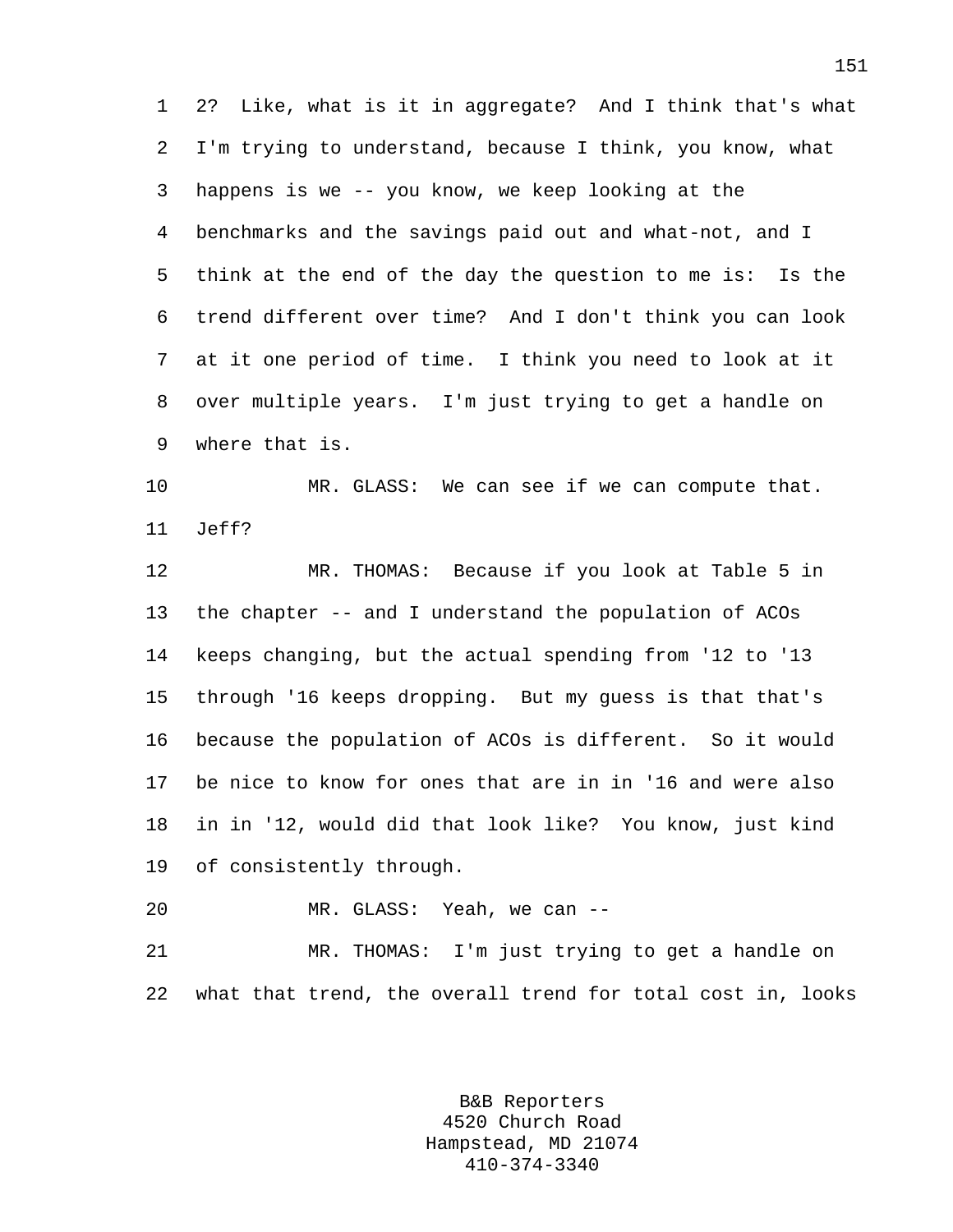2? Like, what is it in aggregate? And I think that's what I'm trying to understand, because I think, you know, what happens is we -- you know, we keep looking at the benchmarks and the savings paid out and what-not, and I think at the end of the day the question to me is: Is the trend different over time? And I don't think you can look at it one period of time. I think you need to look at it over multiple years. I'm just trying to get a handle on where that is.

MR. GLASS: We can see if we can compute that. Jeff?

MR. THOMAS: Because if you look at Table 5 in the chapter -- and I understand the population of ACOs keeps changing, but the actual spending from '12 to '13 through '16 keeps dropping. But my guess is that that's because the population of ACOs is different. So it would be nice to know for ones that are in in '16 and were also in in '12, would did that look like? You know, just kind of consistently through.

MR. GLASS: Yeah, we can --

MR. THOMAS: I'm just trying to get a handle on what that trend, the overall trend for total cost in, looks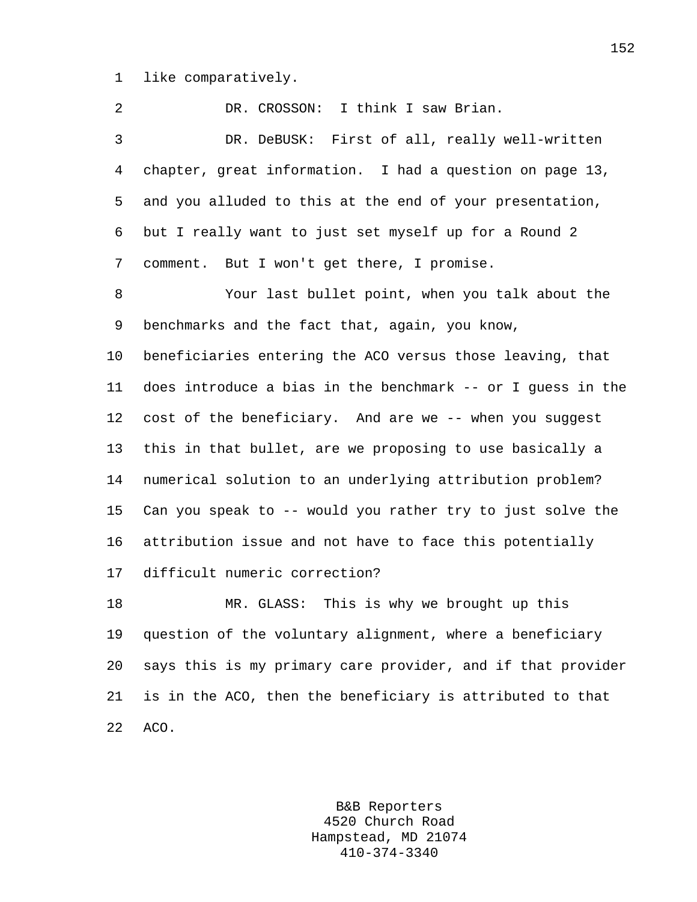like comparatively.

DR. CROSSON: I think I saw Brian.

DR. DeBUSK: First of all, really well-written chapter, great information. I had a question on page 13, and you alluded to this at the end of your presentation, but I really want to just set myself up for a Round 2 comment. But I won't get there, I promise.

Your last bullet point, when you talk about the benchmarks and the fact that, again, you know, beneficiaries entering the ACO versus those leaving, that does introduce a bias in the benchmark -- or I guess in the cost of the beneficiary. And are we -- when you suggest this in that bullet, are we proposing to use basically a numerical solution to an underlying attribution problem? Can you speak to -- would you rather try to just solve the attribution issue and not have to face this potentially difficult numeric correction?

MR. GLASS: This is why we brought up this question of the voluntary alignment, where a beneficiary says this is my primary care provider, and if that provider is in the ACO, then the beneficiary is attributed to that ACO.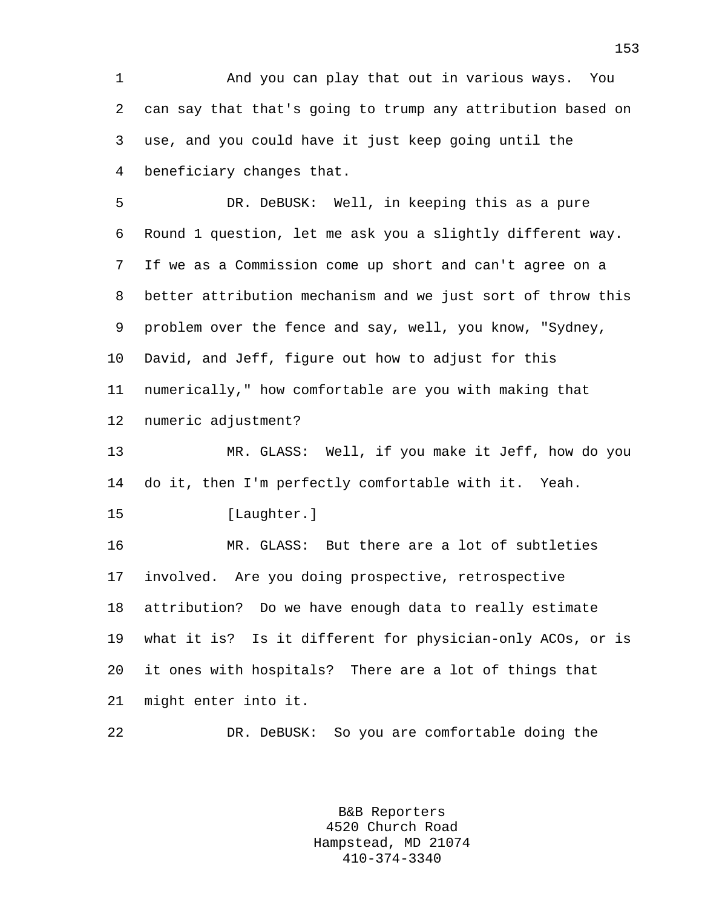And you can play that out in various ways. You can say that that's going to trump any attribution based on use, and you could have it just keep going until the beneficiary changes that.

DR. DeBUSK: Well, in keeping this as a pure Round 1 question, let me ask you a slightly different way. If we as a Commission come up short and can't agree on a better attribution mechanism and we just sort of throw this problem over the fence and say, well, you know, "Sydney, David, and Jeff, figure out how to adjust for this numerically," how comfortable are you with making that numeric adjustment?

MR. GLASS: Well, if you make it Jeff, how do you do it, then I'm perfectly comfortable with it. Yeah.

[Laughter.]

MR. GLASS: But there are a lot of subtleties involved. Are you doing prospective, retrospective attribution? Do we have enough data to really estimate what it is? Is it different for physician-only ACOs, or is it ones with hospitals? There are a lot of things that might enter into it.

DR. DeBUSK: So you are comfortable doing the

B&B Reporters
4520 Church Road
Hampstead, MD 21074
410-374-3340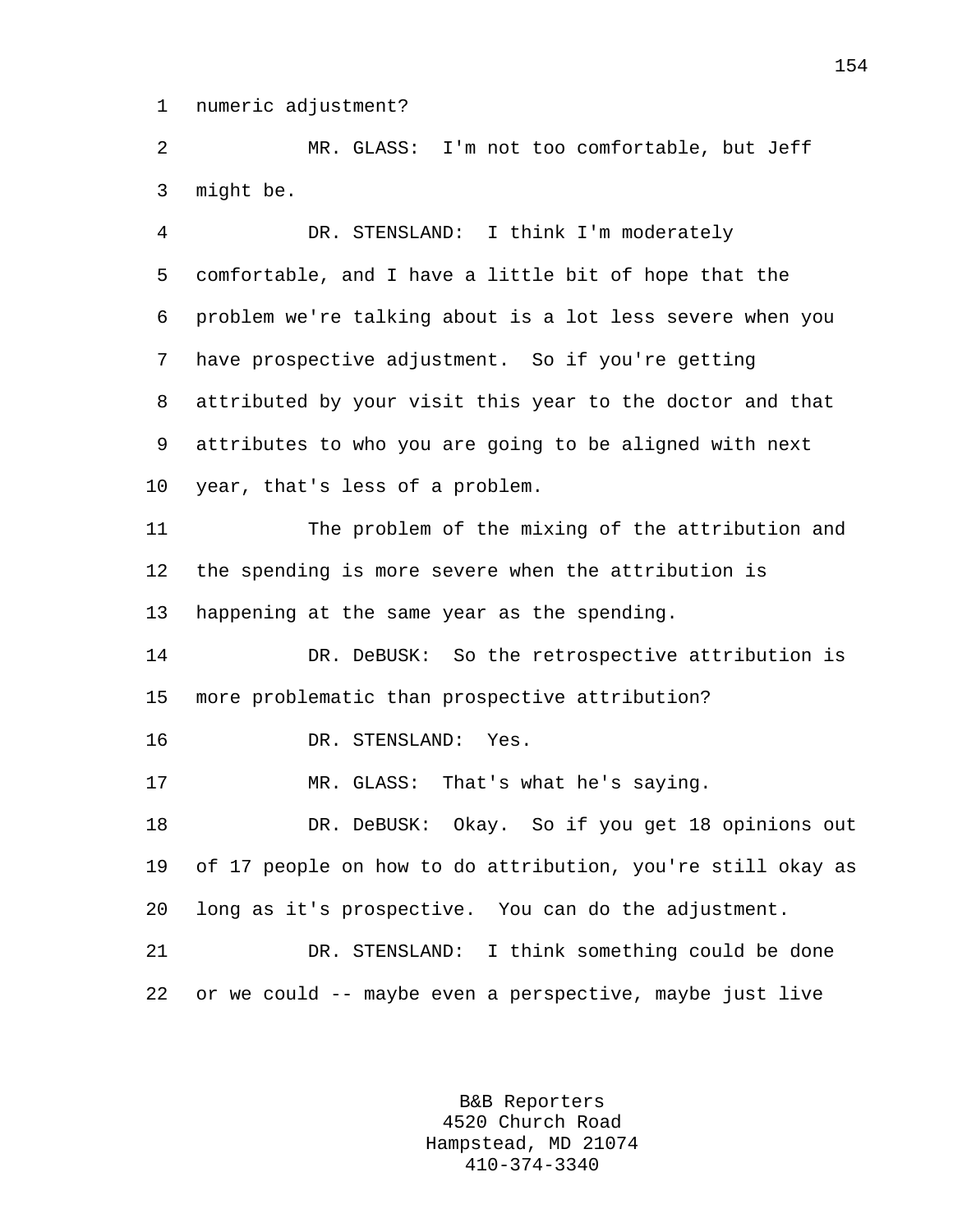numeric adjustment?

MR. GLASS: I'm not too comfortable, but Jeff might be.

DR. STENSLAND: I think I'm moderately comfortable, and I have a little bit of hope that the problem we're talking about is a lot less severe when you have prospective adjustment. So if you're getting attributed by your visit this year to the doctor and that attributes to who you are going to be aligned with next year, that's less of a problem.

The problem of the mixing of the attribution and the spending is more severe when the attribution is happening at the same year as the spending.

DR. DeBUSK: So the retrospective attribution is more problematic than prospective attribution?

DR. STENSLAND: Yes.

MR. GLASS: That's what he's saying.

DR. DeBUSK: Okay. So if you get 18 opinions out of 17 people on how to do attribution, you're still okay as long as it's prospective. You can do the adjustment.

DR. STENSLAND: I think something could be done or we could -- maybe even a perspective, maybe just live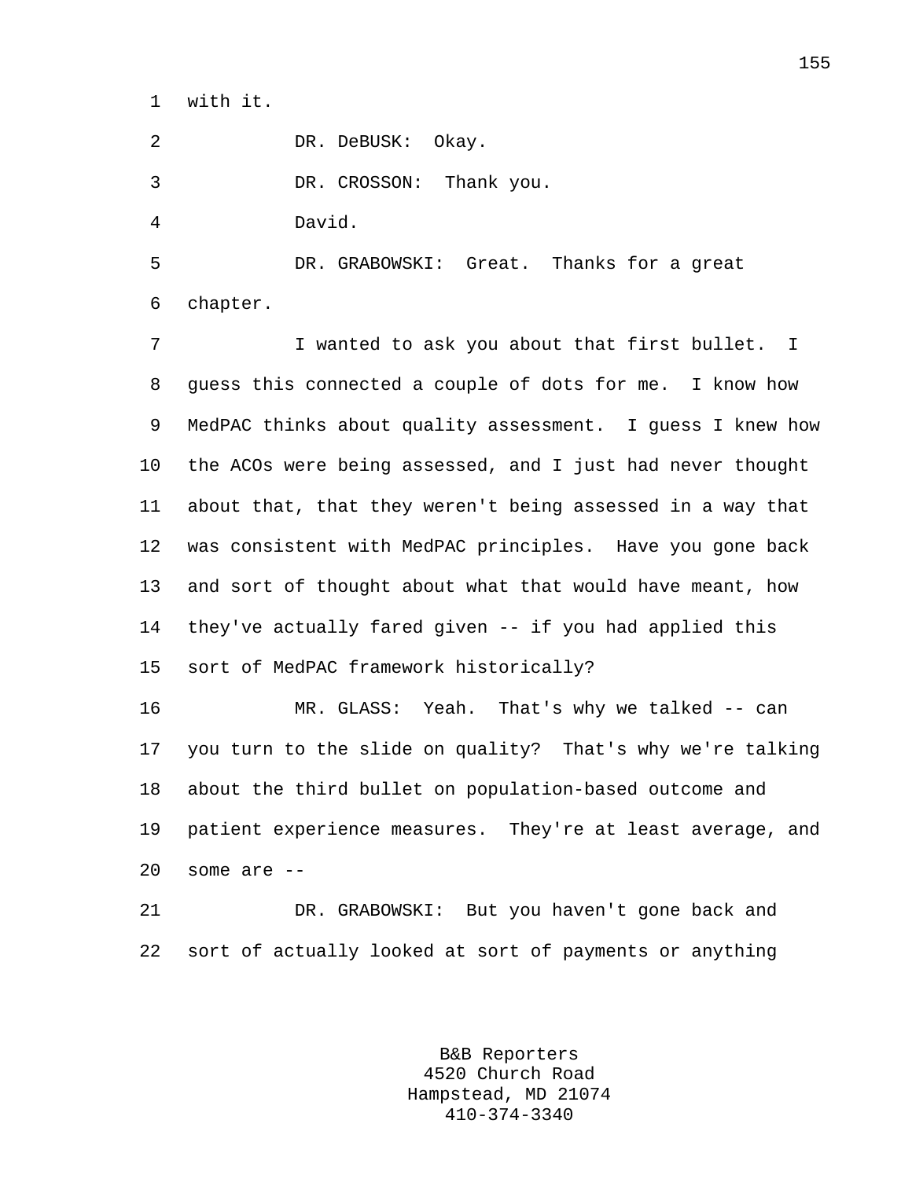with it.

DR. DeBUSK: Okay.

DR. CROSSON: Thank you.

David.

DR. GRABOWSKI: Great. Thanks for a great chapter.

I wanted to ask you about that first bullet. I guess this connected a couple of dots for me. I know how MedPAC thinks about quality assessment. I guess I knew how the ACOs were being assessed, and I just had never thought about that, that they weren't being assessed in a way that was consistent with MedPAC principles. Have you gone back and sort of thought about what that would have meant, how they've actually fared given -- if you had applied this sort of MedPAC framework historically?

MR. GLASS: Yeah. That's why we talked -- can you turn to the slide on quality? That's why we're talking about the third bullet on population-based outcome and patient experience measures. They're at least average, and some are --

DR. GRABOWSKI: But you haven't gone back and sort of actually looked at sort of payments or anything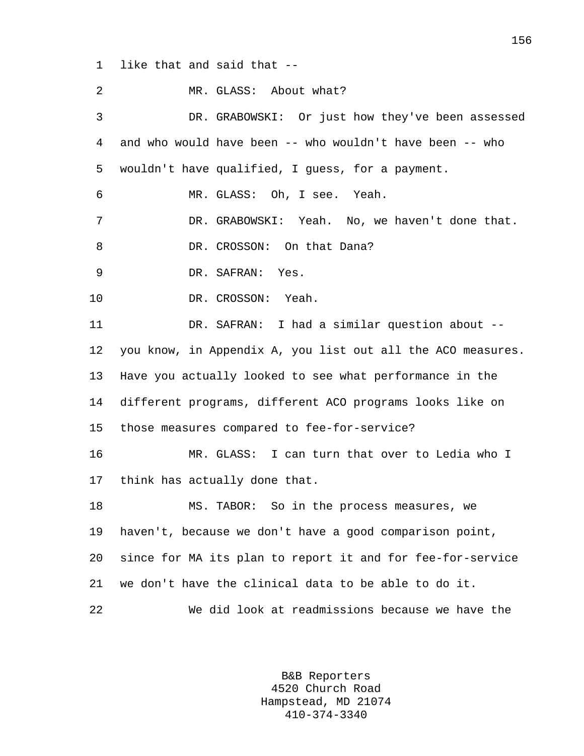like that and said that --

MR. GLASS: About what?

DR. GRABOWSKI: Or just how they've been assessed and who would have been -- who wouldn't have been -- who wouldn't have qualified, I guess, for a payment.

MR. GLASS: Oh, I see. Yeah.

DR. GRABOWSKI: Yeah. No, we haven't done that.

DR. CROSSON: On that Dana?

DR. SAFRAN: Yes.

DR. CROSSON: Yeah.

DR. SAFRAN: I had a similar question about -- you know, in Appendix A, you list out all the ACO measures. Have you actually looked to see what performance in the different programs, different ACO programs looks like on those measures compared to fee-for-service?

MR. GLASS: I can turn that over to Ledia who I think has actually done that.

MS. TABOR: So in the process measures, we haven't, because we don't have a good comparison point, since for MA its plan to report it and for fee-for-service we don't have the clinical data to be able to do it.

We did look at readmissions because we have the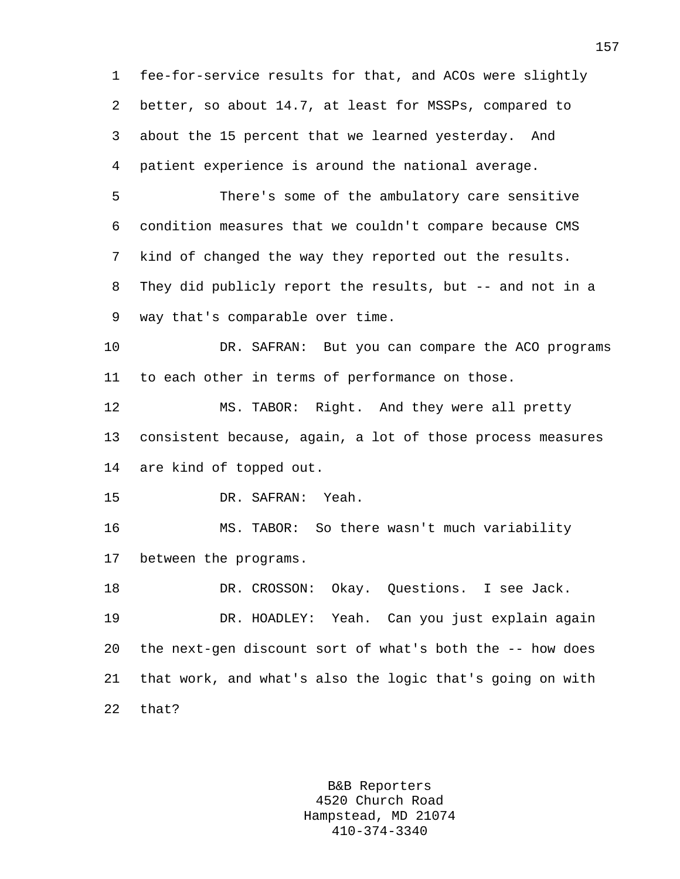fee-for-service results for that, and ACOs were slightly better, so about 14.7, at least for MSSPs, compared to about the 15 percent that we learned yesterday. And patient experience is around the national average.

There's some of the ambulatory care sensitive condition measures that we couldn't compare because CMS kind of changed the way they reported out the results. They did publicly report the results, but -- and not in a way that's comparable over time.

DR. SAFRAN: But you can compare the ACO programs to each other in terms of performance on those.

MS. TABOR: Right. And they were all pretty consistent because, again, a lot of those process measures are kind of topped out.

DR. SAFRAN: Yeah.

MS. TABOR: So there wasn't much variability between the programs.

DR. CROSSON: Okay. Questions. I see Jack.

DR. HOADLEY: Yeah. Can you just explain again the next-gen discount sort of what's both the -- how does that work, and what's also the logic that's going on with that?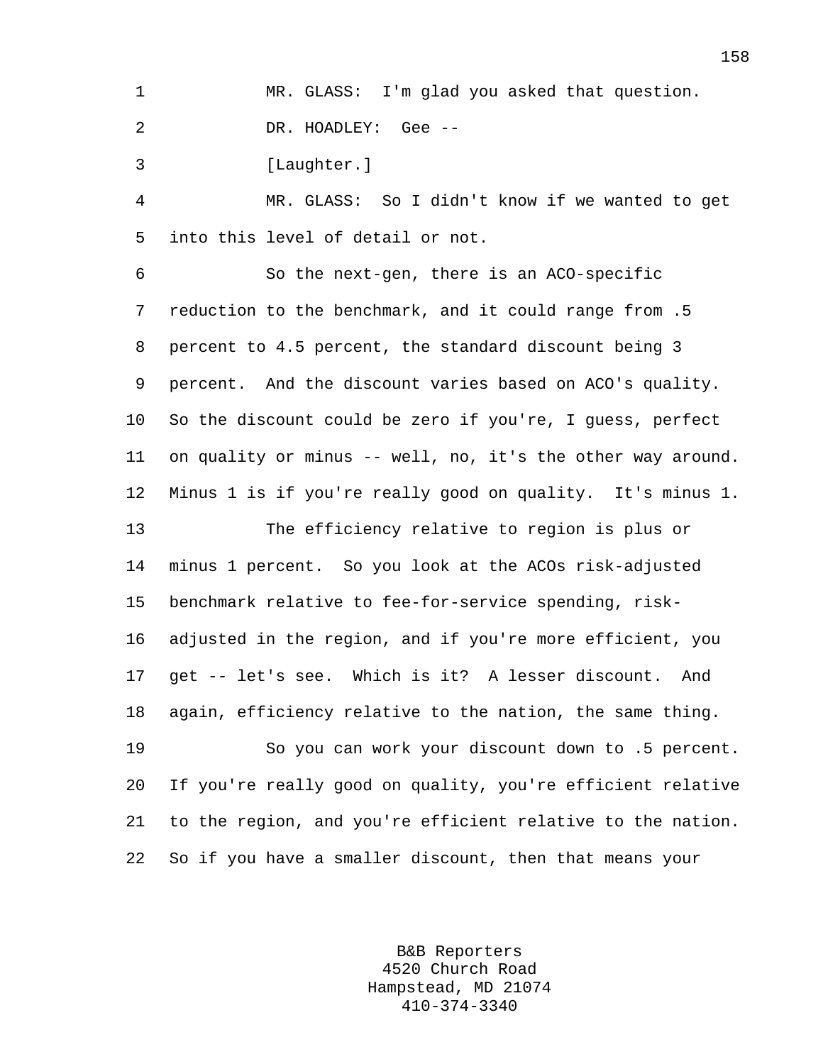MR. GLASS: I'm glad you asked that question.

DR. HOADLEY: Gee --

[Laughter.]

MR. GLASS: So I didn't know if we wanted to get into this level of detail or not.

So the next-gen, there is an ACO-specific reduction to the benchmark, and it could range from .5 percent to 4.5 percent, the standard discount being 3 percent. And the discount varies based on ACO's quality. So the discount could be zero if you're, I guess, perfect on quality or minus -- well, no, it's the other way around. Minus 1 is if you're really good on quality. It's minus 1.

The efficiency relative to region is plus or minus 1 percent. So you look at the ACOs risk-adjusted benchmark relative to fee-for-service spending, risk-adjusted in the region, and if you're more efficient, you get -- let's see. Which is it? A lesser discount. And again, efficiency relative to the nation, the same thing.

So you can work your discount down to .5 percent. If you're really good on quality, you're efficient relative to the region, and you're efficient relative to the nation. So if you have a smaller discount, then that means your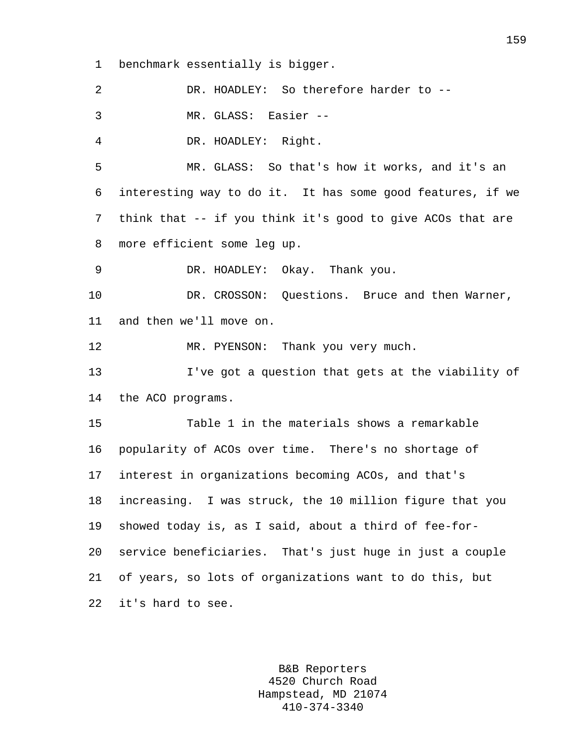benchmark essentially is bigger.

DR. HOADLEY: So therefore harder to --

MR. GLASS: Easier --

DR. HOADLEY: Right.

MR. GLASS: So that's how it works, and it's an interesting way to do it. It has some good features, if we think that -- if you think it's good to give ACOs that are more efficient some leg up.

DR. HOADLEY: Okay. Thank you.

DR. CROSSON: Questions. Bruce and then Warner, and then we'll move on.

MR. PYENSON: Thank you very much.

I've got a question that gets at the viability of the ACO programs.

Table 1 in the materials shows a remarkable popularity of ACOs over time. There's no shortage of interest in organizations becoming ACOs, and that's increasing. I was struck, the 10 million figure that you showed today is, as I said, about a third of fee-for-service beneficiaries. That's just huge in just a couple of years, so lots of organizations want to do this, but it's hard to see.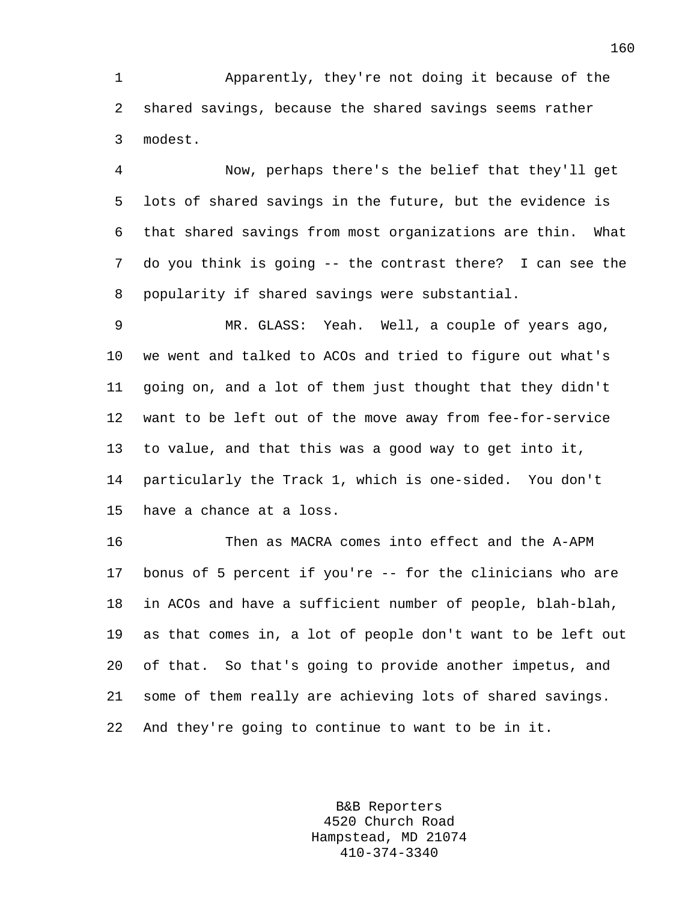Apparently, they're not doing it because of the shared savings, because the shared savings seems rather modest.

Now, perhaps there's the belief that they'll get lots of shared savings in the future, but the evidence is that shared savings from most organizations are thin. What do you think is going -- the contrast there? I can see the popularity if shared savings were substantial.

MR. GLASS: Yeah. Well, a couple of years ago, we went and talked to ACOs and tried to figure out what's going on, and a lot of them just thought that they didn't want to be left out of the move away from fee-for-service to value, and that this was a good way to get into it, particularly the Track 1, which is one-sided. You don't have a chance at a loss.

Then as MACRA comes into effect and the A-APM bonus of 5 percent if you're -- for the clinicians who are in ACOs and have a sufficient number of people, blah-blah, as that comes in, a lot of people don't want to be left out of that. So that's going to provide another impetus, and some of them really are achieving lots of shared savings. And they're going to continue to want to be in it.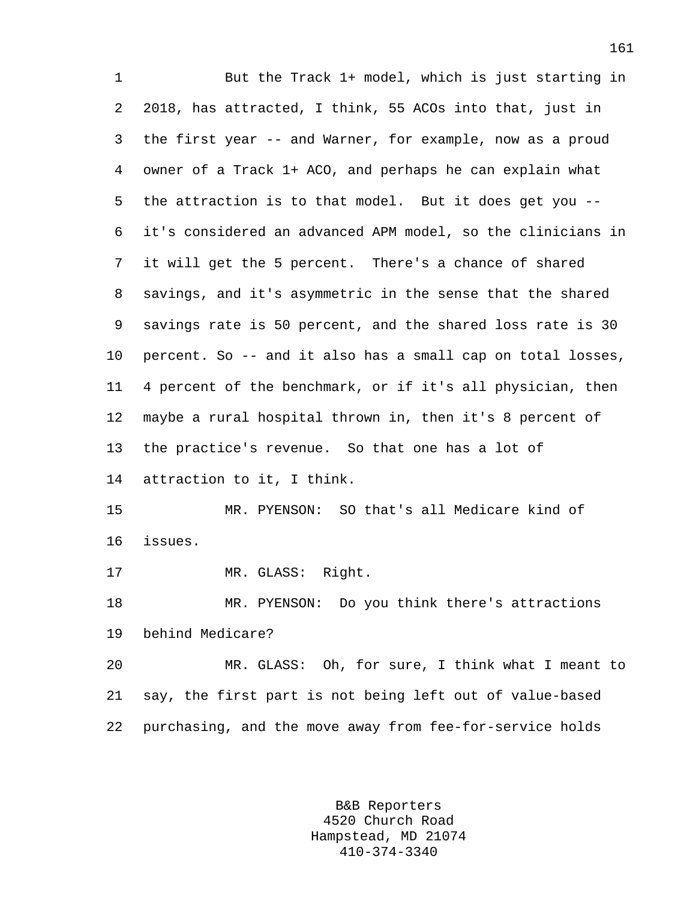But the Track 1+ model, which is just starting in 2018, has attracted, I think, 55 ACOs into that, just in the first year -- and Warner, for example, now as a proud owner of a Track 1+ ACO, and perhaps he can explain what the attraction is to that model. But it does get you -- it's considered an advanced APM model, so the clinicians in it will get the 5 percent. There's a chance of shared savings, and it's asymmetric in the sense that the shared savings rate is 50 percent, and the shared loss rate is 30 percent. So -- and it also has a small cap on total losses, 4 percent of the benchmark, or if it's all physician, then maybe a rural hospital thrown in, then it's 8 percent of the practice's revenue. So that one has a lot of attraction to it, I think.

MR. PYENSON: SO that's all Medicare kind of issues.

MR. GLASS: Right.

MR. PYENSON: Do you think there's attractions behind Medicare?

MR. GLASS: Oh, for sure, I think what I meant to say, the first part is not being left out of value-based purchasing, and the move away from fee-for-service holds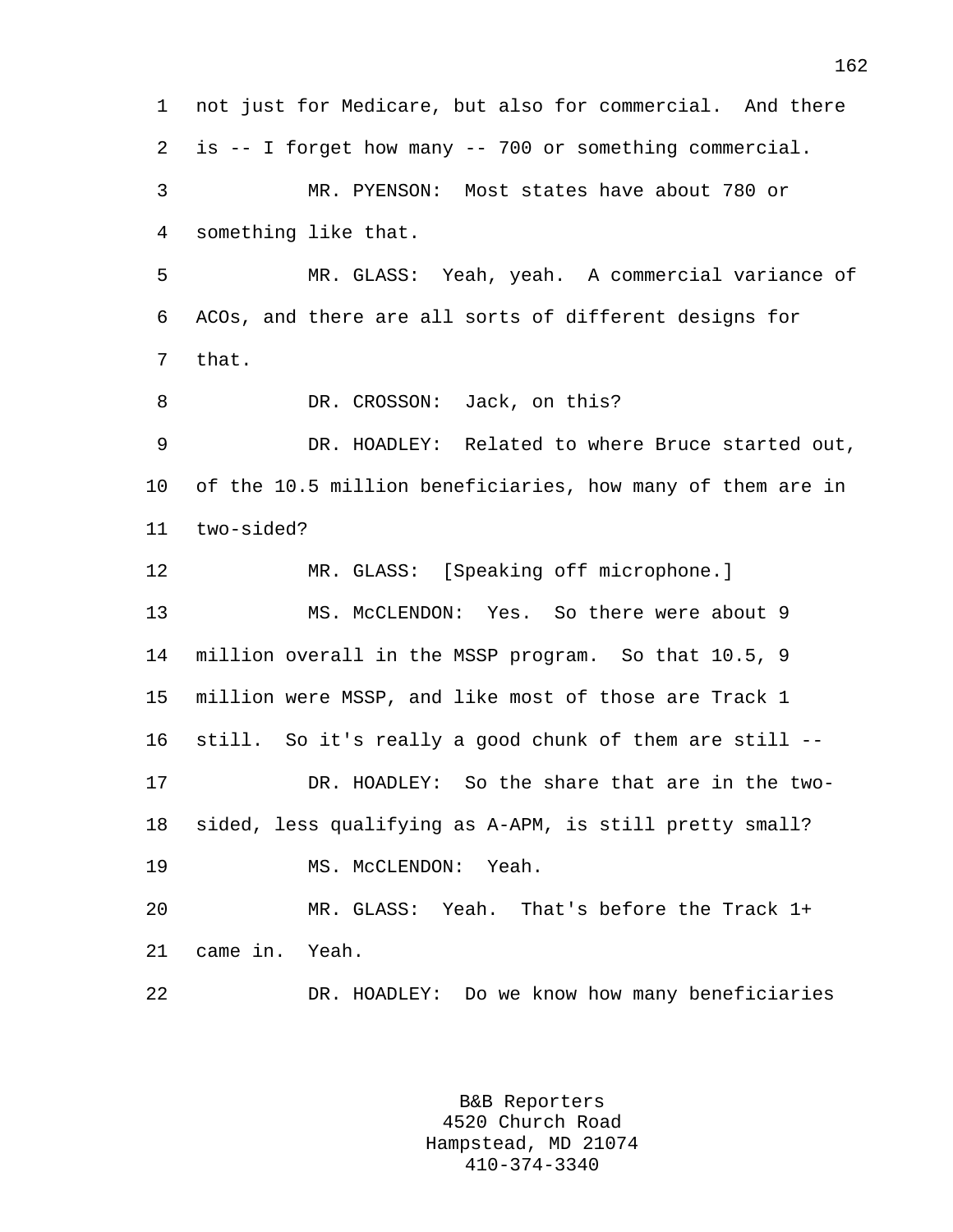not just for Medicare, but also for commercial. And there is -- I forget how many -- 700 or something commercial.

MR. PYENSON: Most states have about 780 or something like that.

MR. GLASS: Yeah, yeah. A commercial variance of ACOs, and there are all sorts of different designs for that.

DR. CROSSON: Jack, on this?

DR. HOADLEY: Related to where Bruce started out, of the 10.5 million beneficiaries, how many of them are in two-sided?

MR. GLASS: [Speaking off microphone.]

MS. McCLENDON: Yes. So there were about 9 million overall in the MSSP program. So that 10.5, 9 million were MSSP, and like most of those are Track 1 still. So it's really a good chunk of them are still --

DR. HOADLEY: So the share that are in the two-sided, less qualifying as A-APM, is still pretty small?

MS. McCLENDON: Yeah.

MR. GLASS: Yeah. That's before the Track 1+ came in. Yeah.

DR. HOADLEY: Do we know how many beneficiaries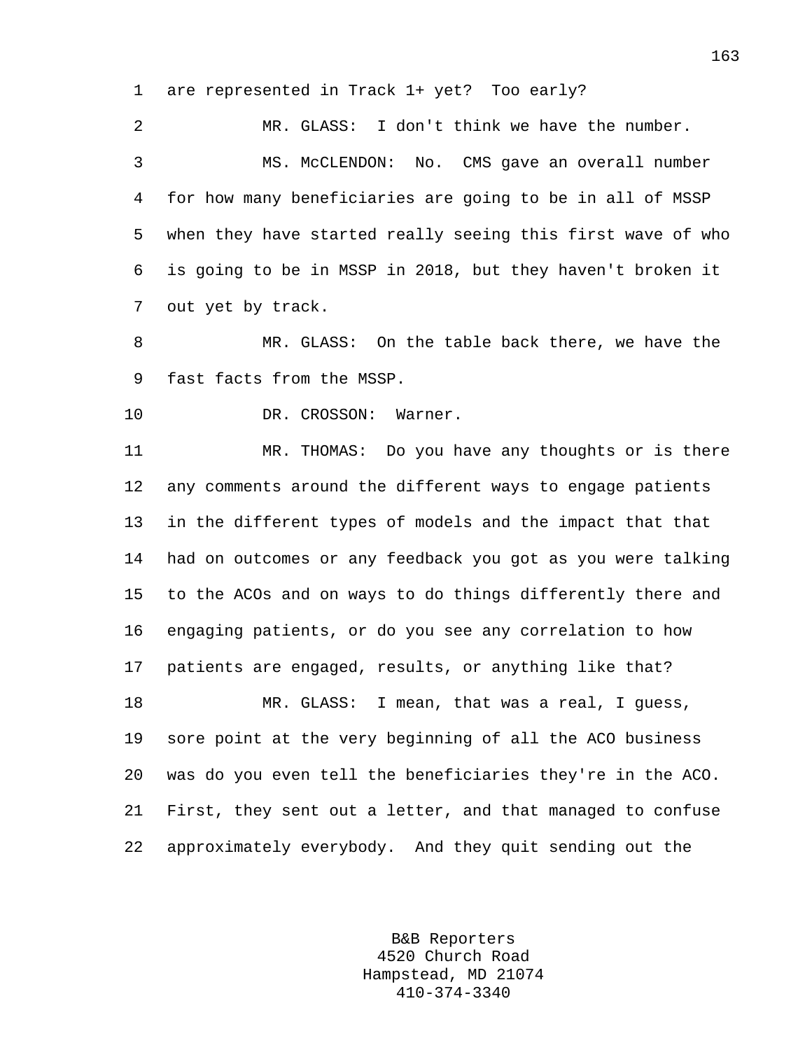1 are represented in Track 1+ yet? Too early?

2 MR. GLASS: I don't think we have the number.

3 MS. McCLENDON: No. CMS gave an overall number

4 for how many beneficiaries are going to be in all of MSSP

5 when they have started really seeing this first wave of who

6 is going to be in MSSP in 2018, but they haven't broken it

7 out yet by track.

8 MR. GLASS: On the table back there, we have the

9 fast facts from the MSSP.

10 DR. CROSSON: Warner.

11 MR. THOMAS: Do you have any thoughts or is there

12 any comments around the different ways to engage patients

13 in the different types of models and the impact that that

14 had on outcomes or any feedback you got as you were talking

15 to the ACOs and on ways to do things differently there and

16 engaging patients, or do you see any correlation to how

17 patients are engaged, results, or anything like that?

18 MR. GLASS: I mean, that was a real, I guess,

19 sore point at the very beginning of all the ACO business

20 was do you even tell the beneficiaries they're in the ACO.

21 First, they sent out a letter, and that managed to confuse

22 approximately everybody. And they quit sending out the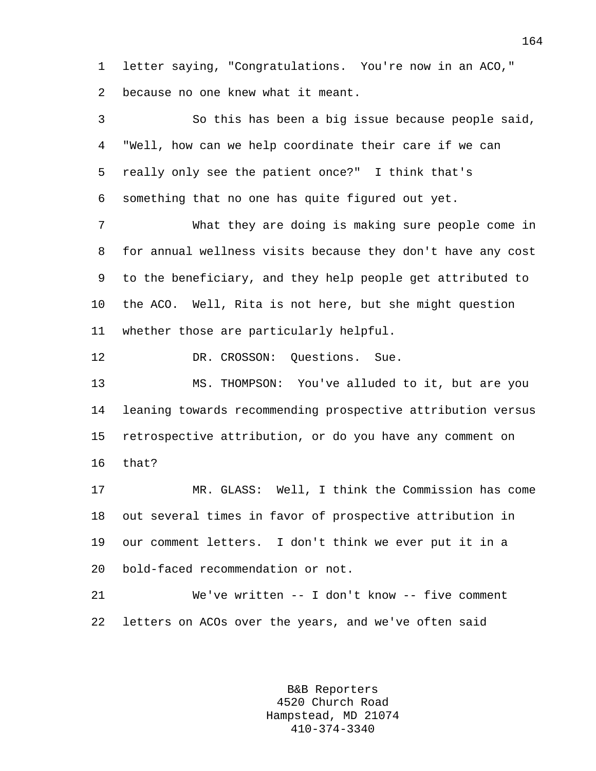letter saying, "Congratulations. You're now in an ACO," because no one knew what it meant.

So this has been a big issue because people said, "Well, how can we help coordinate their care if we can really only see the patient once?" I think that's something that no one has quite figured out yet.

What they are doing is making sure people come in for annual wellness visits because they don't have any cost to the beneficiary, and they help people get attributed to the ACO. Well, Rita is not here, but she might question whether those are particularly helpful.

DR. CROSSON: Questions. Sue.

MS. THOMPSON: You've alluded to it, but are you leaning towards recommending prospective attribution versus retrospective attribution, or do you have any comment on that?

MR. GLASS: Well, I think the Commission has come out several times in favor of prospective attribution in our comment letters. I don't think we ever put it in a bold-faced recommendation or not.

We've written -- I don't know -- five comment letters on ACOs over the years, and we've often said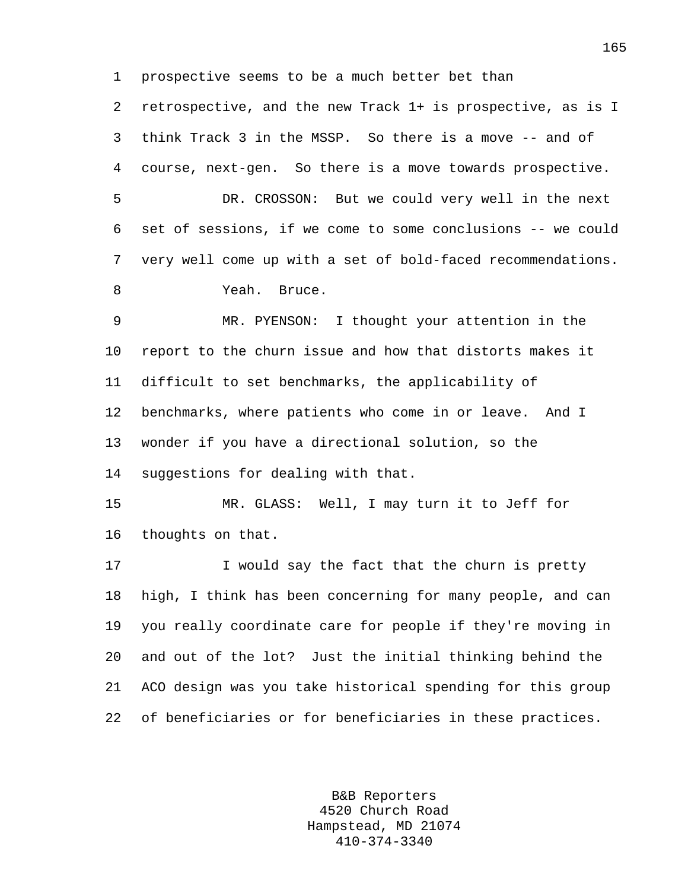prospective seems to be a much better bet than retrospective, and the new Track 1+ is prospective, as is I think Track 3 in the MSSP. So there is a move -- and of course, next-gen. So there is a move towards prospective.

DR. CROSSON: But we could very well in the next set of sessions, if we come to some conclusions -- we could very well come up with a set of bold-faced recommendations.

Yeah. Bruce.

MR. PYENSON: I thought your attention in the report to the churn issue and how that distorts makes it difficult to set benchmarks, the applicability of benchmarks, where patients who come in or leave. And I wonder if you have a directional solution, so the suggestions for dealing with that.

MR. GLASS: Well, I may turn it to Jeff for thoughts on that.

I would say the fact that the churn is pretty high, I think has been concerning for many people, and can you really coordinate care for people if they're moving in and out of the lot? Just the initial thinking behind the ACO design was you take historical spending for this group of beneficiaries or for beneficiaries in these practices.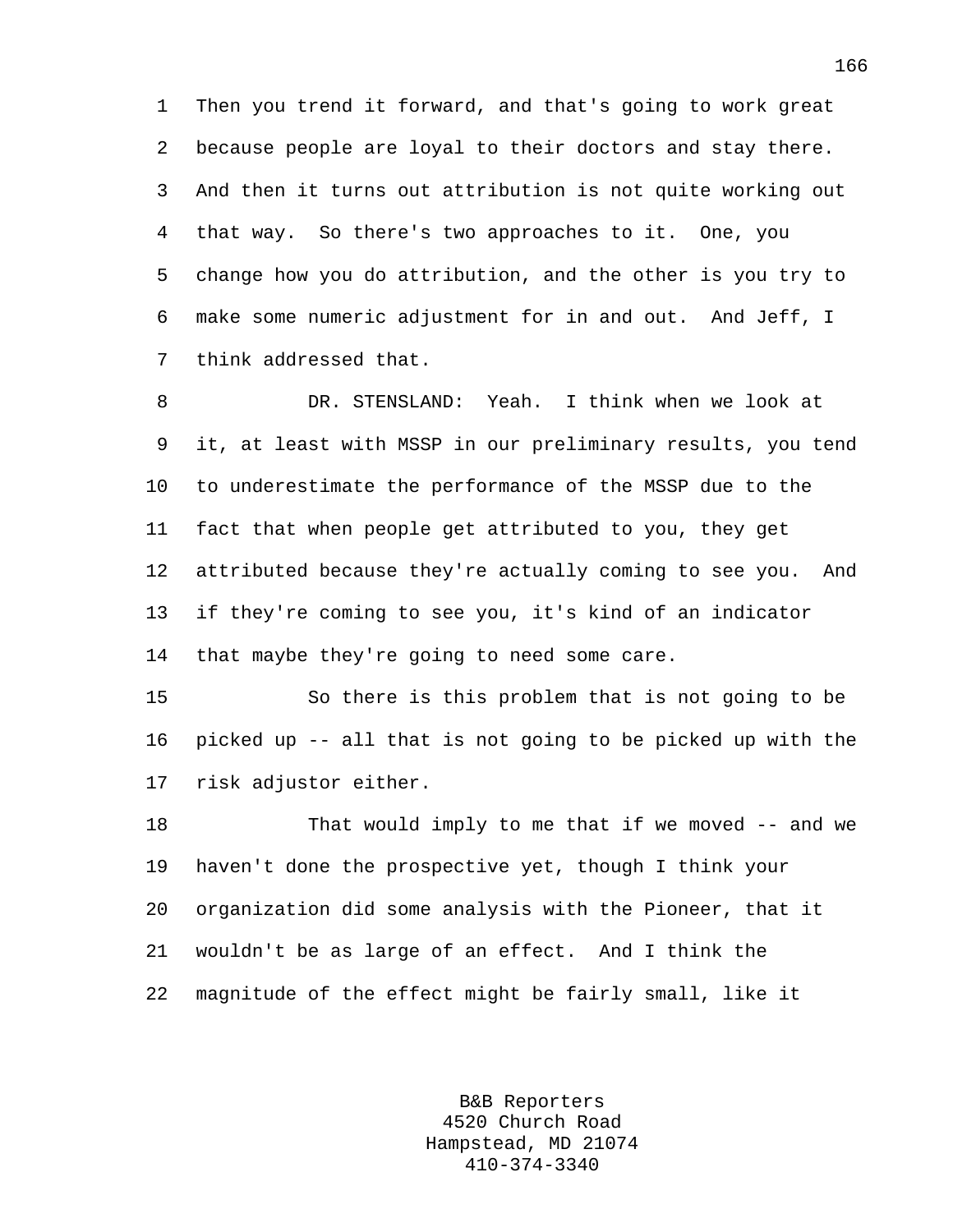Then you trend it forward, and that's going to work great because people are loyal to their doctors and stay there. And then it turns out attribution is not quite working out that way. So there's two approaches to it. One, you change how you do attribution, and the other is you try to make some numeric adjustment for in and out. And Jeff, I think addressed that.

DR. STENSLAND: Yeah. I think when we look at it, at least with MSSP in our preliminary results, you tend to underestimate the performance of the MSSP due to the fact that when people get attributed to you, they get attributed because they're actually coming to see you. And if they're coming to see you, it's kind of an indicator that maybe they're going to need some care.

So there is this problem that is not going to be picked up -- all that is not going to be picked up with the risk adjustor either.

That would imply to me that if we moved -- and we haven't done the prospective yet, though I think your organization did some analysis with the Pioneer, that it wouldn't be as large of an effect. And I think the magnitude of the effect might be fairly small, like it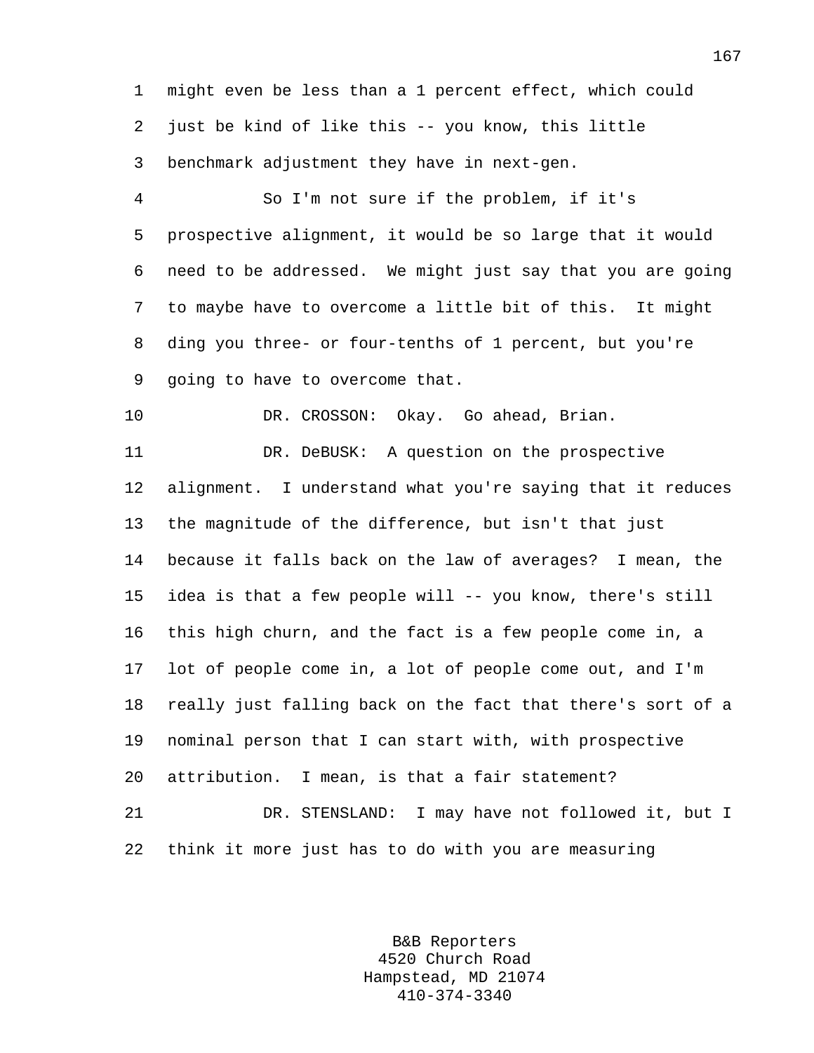might even be less than a 1 percent effect, which could just be kind of like this -- you know, this little benchmark adjustment they have in next-gen.

So I'm not sure if the problem, if it's prospective alignment, it would be so large that it would need to be addressed. We might just say that you are going to maybe have to overcome a little bit of this. It might ding you three- or four-tenths of 1 percent, but you're going to have to overcome that.

DR. CROSSON: Okay. Go ahead, Brian.

DR. DeBUSK: A question on the prospective alignment. I understand what you're saying that it reduces the magnitude of the difference, but isn't that just because it falls back on the law of averages? I mean, the idea is that a few people will -- you know, there's still this high churn, and the fact is a few people come in, a lot of people come in, a lot of people come out, and I'm really just falling back on the fact that there's sort of a nominal person that I can start with, with prospective attribution. I mean, is that a fair statement?

DR. STENSLAND: I may have not followed it, but I think it more just has to do with you are measuring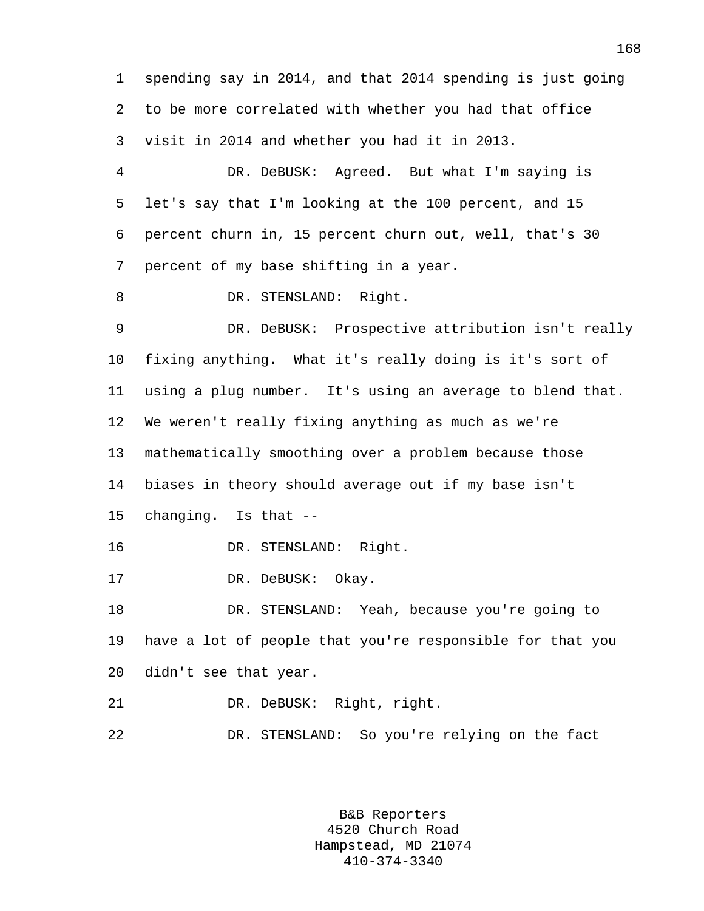spending say in 2014, and that 2014 spending is just going to be more correlated with whether you had that office visit in 2014 and whether you had it in 2013.

DR. DeBUSK: Agreed. But what I'm saying is let's say that I'm looking at the 100 percent, and 15 percent churn in, 15 percent churn out, well, that's 30 percent of my base shifting in a year.

DR. STENSLAND: Right.

DR. DeBUSK: Prospective attribution isn't really fixing anything. What it's really doing is it's sort of using a plug number. It's using an average to blend that. We weren't really fixing anything as much as we're mathematically smoothing over a problem because those biases in theory should average out if my base isn't changing. Is that --

DR. STENSLAND: Right.

DR. DeBUSK: Okay.

DR. STENSLAND: Yeah, because you're going to have a lot of people that you're responsible for that you didn't see that year.

DR. DeBUSK: Right, right.

DR. STENSLAND: So you're relying on the fact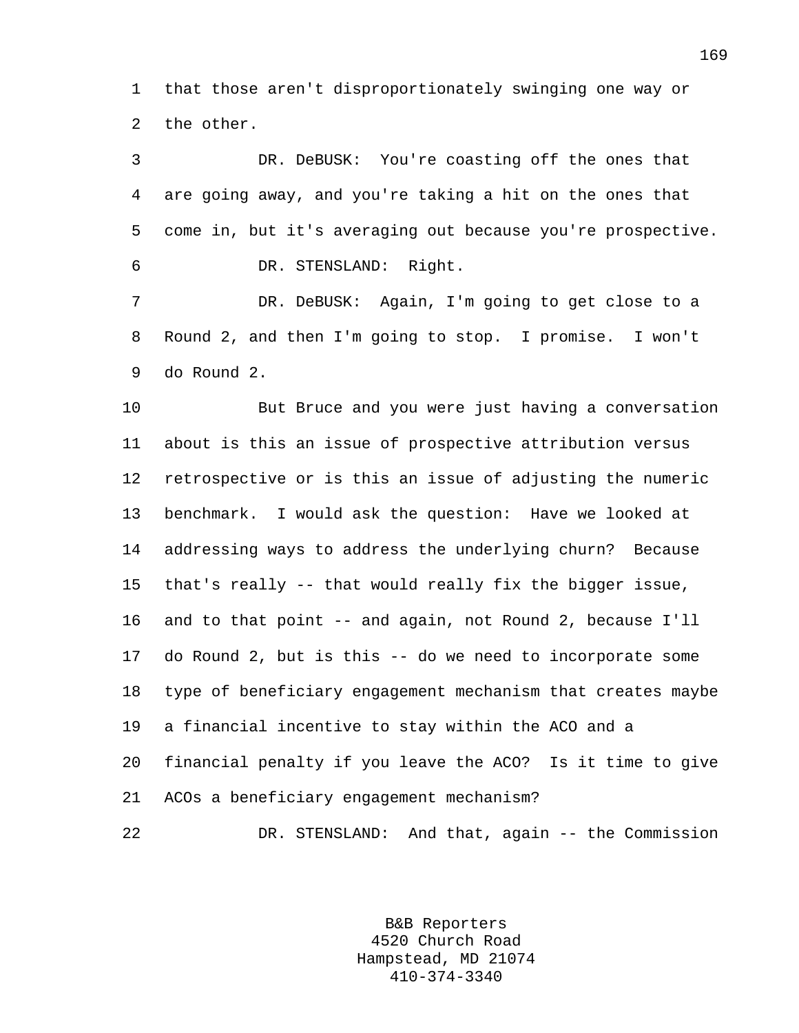that those aren't disproportionately swinging one way or the other.

DR. DeBUSK: You're coasting off the ones that are going away, and you're taking a hit on the ones that come in, but it's averaging out because you're prospective.

DR. STENSLAND: Right.

DR. DeBUSK: Again, I'm going to get close to a Round 2, and then I'm going to stop. I promise. I won't do Round 2.

But Bruce and you were just having a conversation about is this an issue of prospective attribution versus retrospective or is this an issue of adjusting the numeric benchmark. I would ask the question: Have we looked at addressing ways to address the underlying churn? Because that's really -- that would really fix the bigger issue, and to that point -- and again, not Round 2, because I'll do Round 2, but is this -- do we need to incorporate some type of beneficiary engagement mechanism that creates maybe a financial incentive to stay within the ACO and a financial penalty if you leave the ACO? Is it time to give ACOs a beneficiary engagement mechanism?

DR. STENSLAND: And that, again -- the Commission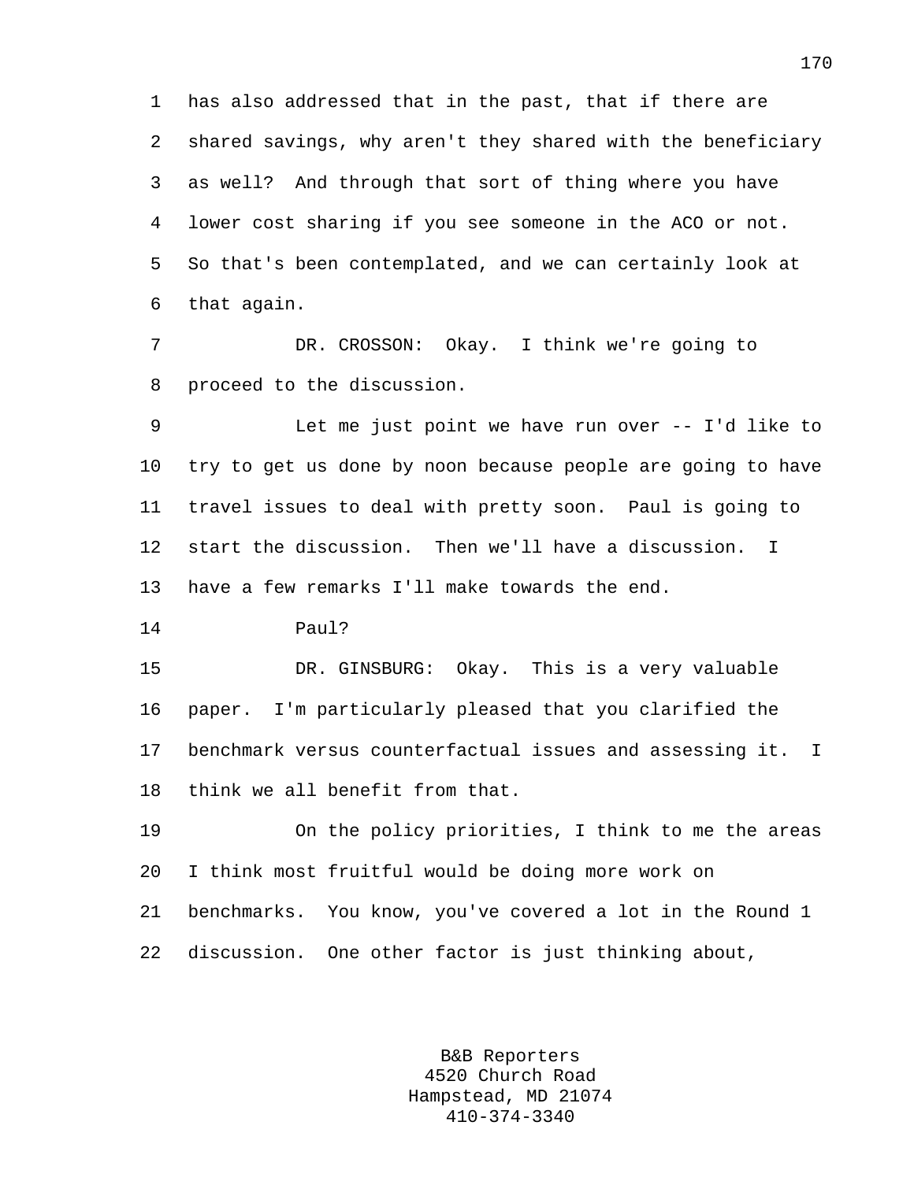has also addressed that in the past, that if there are shared savings, why aren't they shared with the beneficiary as well? And through that sort of thing where you have lower cost sharing if you see someone in the ACO or not. So that's been contemplated, and we can certainly look at that again.

DR. CROSSON: Okay. I think we're going to proceed to the discussion.

Let me just point we have run over -- I'd like to try to get us done by noon because people are going to have travel issues to deal with pretty soon. Paul is going to start the discussion. Then we'll have a discussion. I have a few remarks I'll make towards the end.

Paul?

DR. GINSBURG: Okay. This is a very valuable paper. I'm particularly pleased that you clarified the benchmark versus counterfactual issues and assessing it. I think we all benefit from that.

On the policy priorities, I think to me the areas I think most fruitful would be doing more work on benchmarks. You know, you've covered a lot in the Round 1 discussion. One other factor is just thinking about,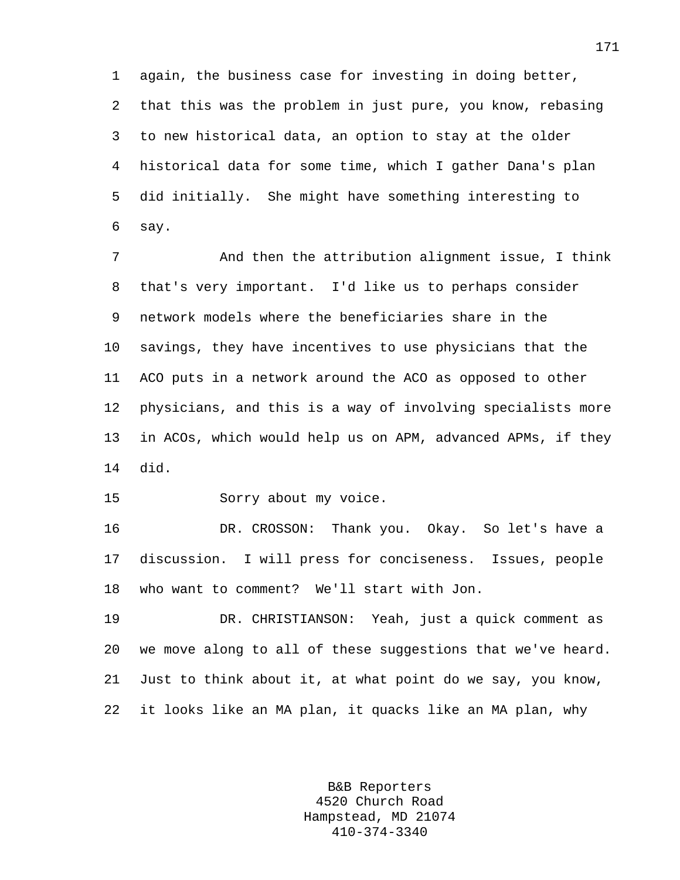again, the business case for investing in doing better, that this was the problem in just pure, you know, rebasing to new historical data, an option to stay at the older historical data for some time, which I gather Dana's plan did initially. She might have something interesting to say.

And then the attribution alignment issue, I think that's very important. I'd like us to perhaps consider network models where the beneficiaries share in the savings, they have incentives to use physicians that the ACO puts in a network around the ACO as opposed to other physicians, and this is a way of involving specialists more in ACOs, which would help us on APM, advanced APMs, if they did.

Sorry about my voice.

DR. CROSSON: Thank you. Okay. So let's have a discussion. I will press for conciseness. Issues, people who want to comment? We'll start with Jon.

DR. CHRISTIANSON: Yeah, just a quick comment as we move along to all of these suggestions that we've heard. Just to think about it, at what point do we say, you know, it looks like an MA plan, it quacks like an MA plan, why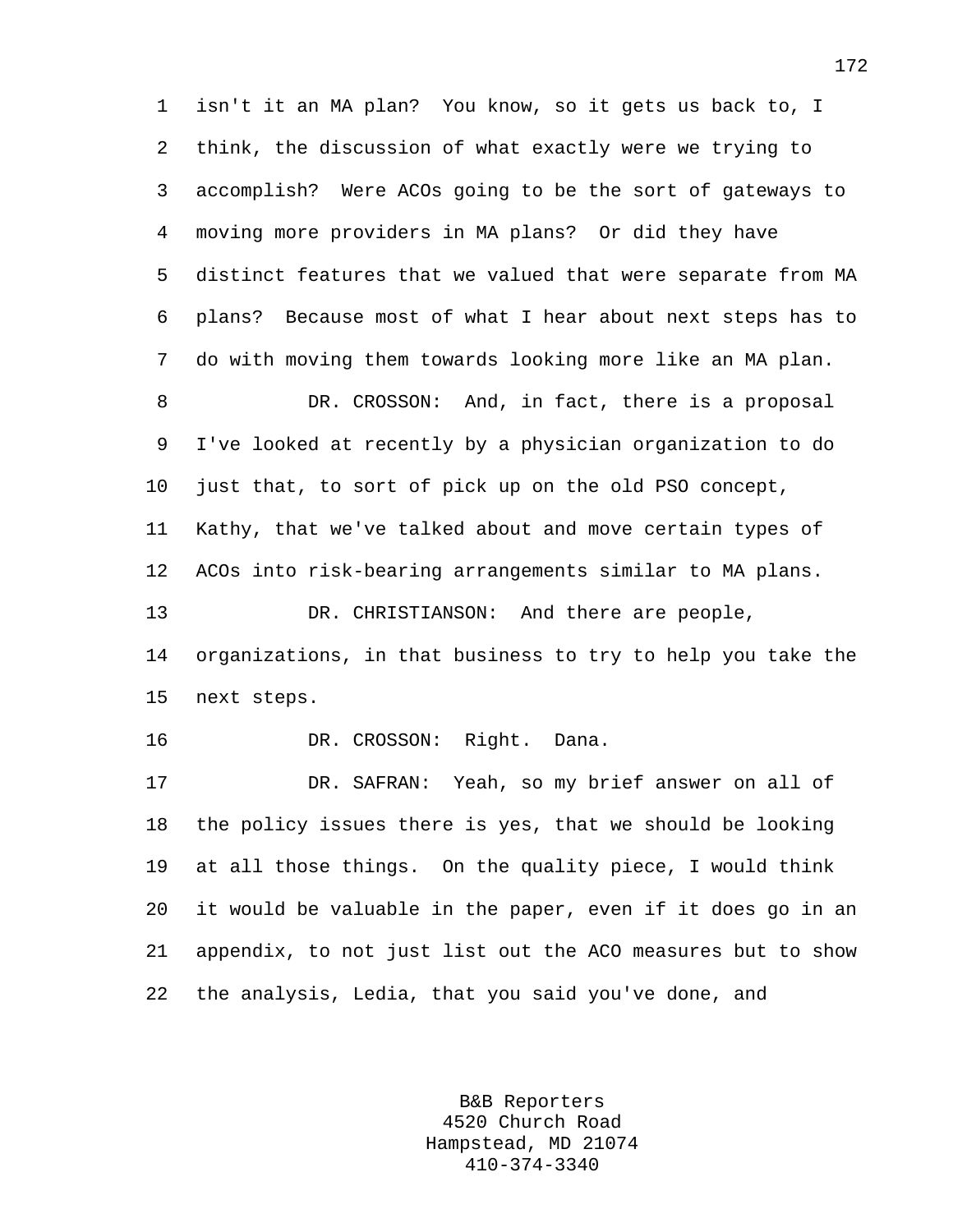isn't it an MA plan? You know, so it gets us back to, I think, the discussion of what exactly were we trying to accomplish? Were ACOs going to be the sort of gateways to moving more providers in MA plans? Or did they have distinct features that we valued that were separate from MA plans? Because most of what I hear about next steps has to do with moving them towards looking more like an MA plan.

DR. CROSSON: And, in fact, there is a proposal I've looked at recently by a physician organization to do just that, to sort of pick up on the old PSO concept, Kathy, that we've talked about and move certain types of ACOs into risk-bearing arrangements similar to MA plans.

DR. CHRISTIANSON: And there are people, organizations, in that business to try to help you take the next steps.

DR. CROSSON: Right. Dana.

DR. SAFRAN: Yeah, so my brief answer on all of the policy issues there is yes, that we should be looking at all those things. On the quality piece, I would think it would be valuable in the paper, even if it does go in an appendix, to not just list out the ACO measures but to show the analysis, Ledia, that you said you've done, and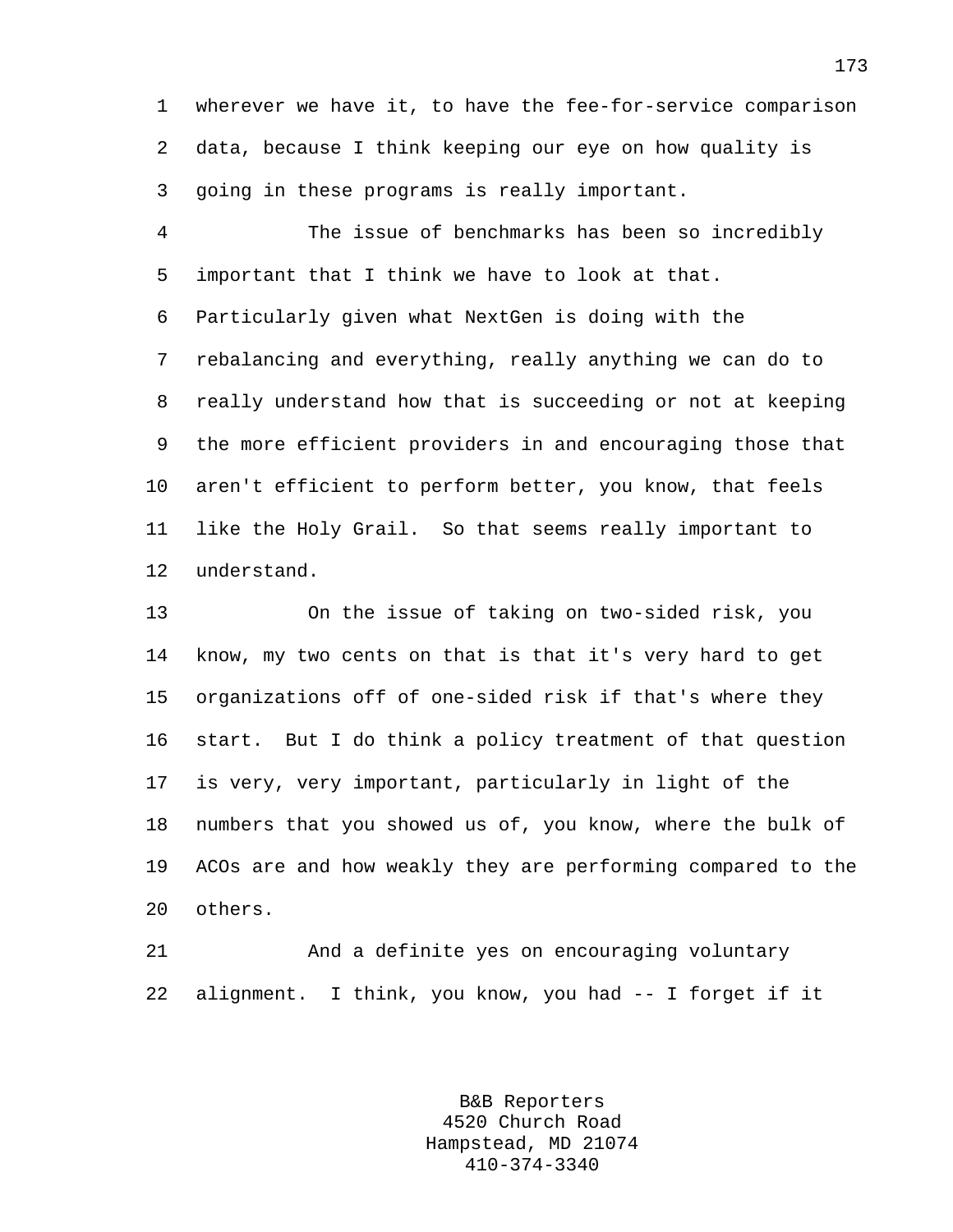wherever we have it, to have the fee-for-service comparison data, because I think keeping our eye on how quality is going in these programs is really important.

The issue of benchmarks has been so incredibly important that I think we have to look at that. Particularly given what NextGen is doing with the rebalancing and everything, really anything we can do to really understand how that is succeeding or not at keeping the more efficient providers in and encouraging those that aren't efficient to perform better, you know, that feels like the Holy Grail. So that seems really important to understand.

On the issue of taking on two-sided risk, you know, my two cents on that is that it's very hard to get organizations off of one-sided risk if that's where they start. But I do think a policy treatment of that question is very, very important, particularly in light of the numbers that you showed us of, you know, where the bulk of ACOs are and how weakly they are performing compared to the others.

And a definite yes on encouraging voluntary alignment. I think, you know, you had -- I forget if it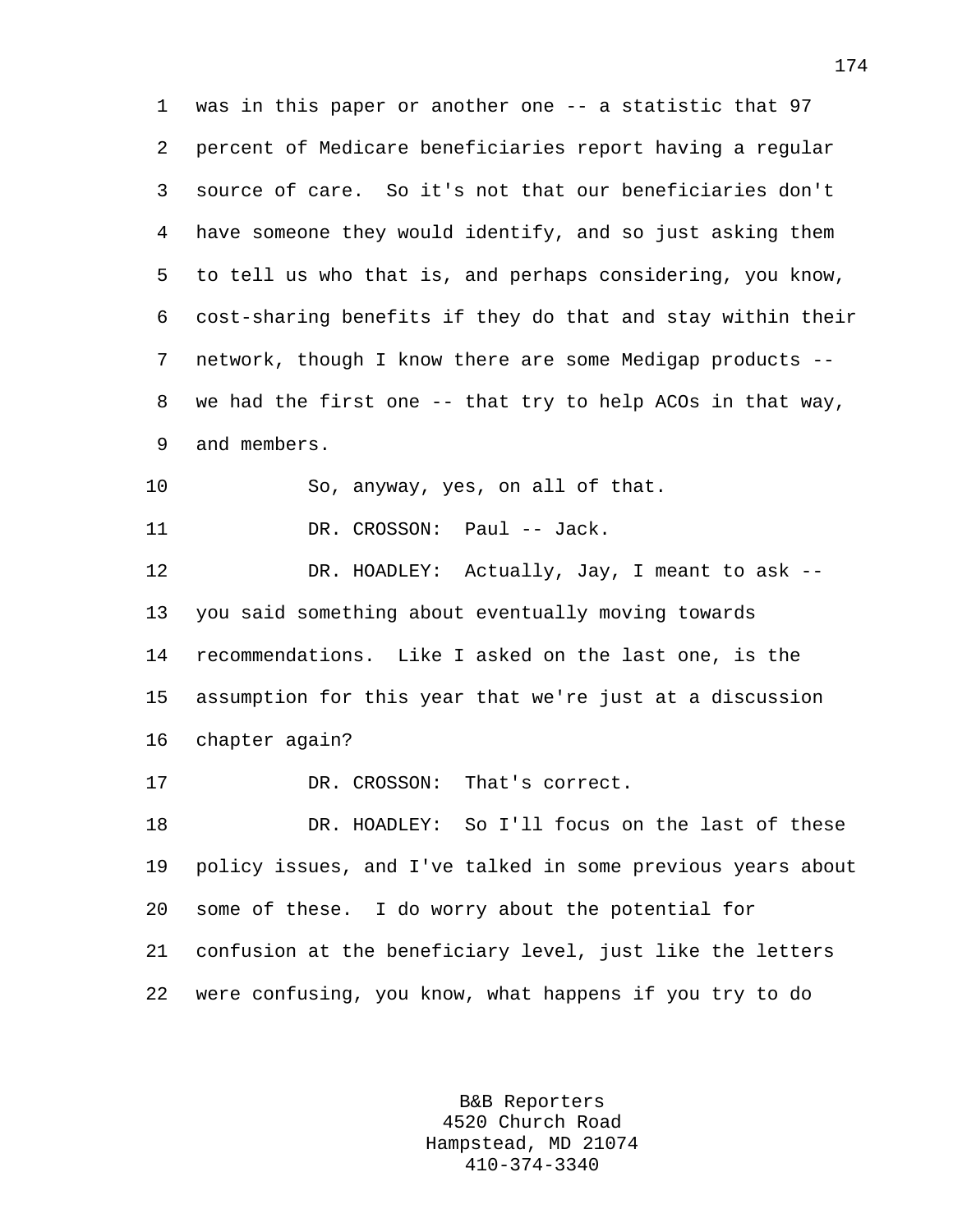was in this paper or another one -- a statistic that 97 percent of Medicare beneficiaries report having a regular source of care. So it's not that our beneficiaries don't have someone they would identify, and so just asking them to tell us who that is, and perhaps considering, you know, cost-sharing benefits if they do that and stay within their network, though I know there are some Medigap products -- we had the first one -- that try to help ACOs in that way, and members.

So, anyway, yes, on all of that.

DR. CROSSON: Paul -- Jack.

DR. HOADLEY: Actually, Jay, I meant to ask -- you said something about eventually moving towards recommendations. Like I asked on the last one, is the assumption for this year that we're just at a discussion chapter again?

DR. CROSSON: That's correct.

DR. HOADLEY: So I'll focus on the last of these policy issues, and I've talked in some previous years about some of these. I do worry about the potential for confusion at the beneficiary level, just like the letters were confusing, you know, what happens if you try to do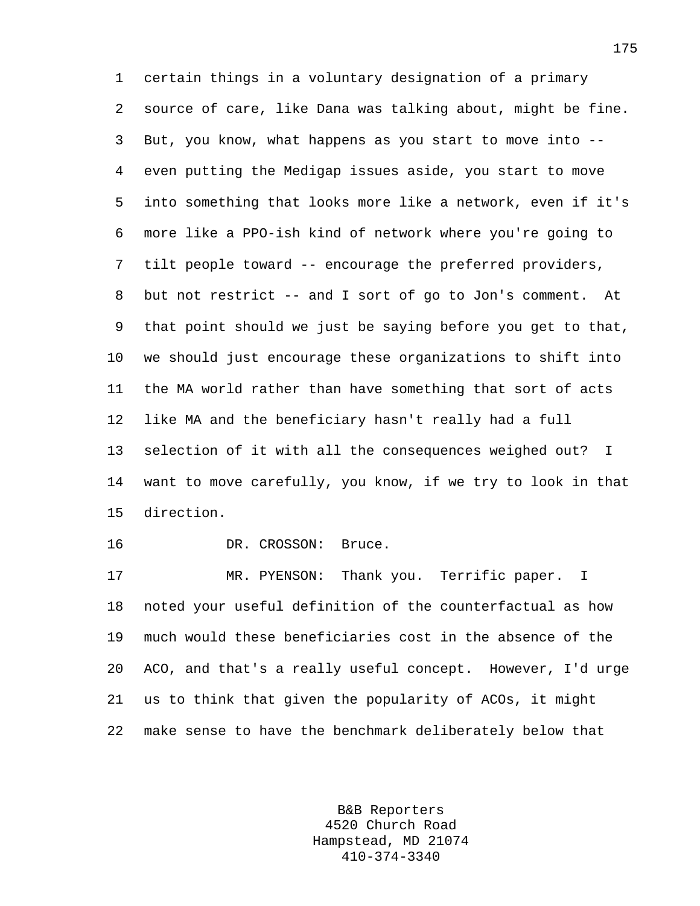certain things in a voluntary designation of a primary source of care, like Dana was talking about, might be fine. But, you know, what happens as you start to move into -- even putting the Medigap issues aside, you start to move into something that looks more like a network, even if it's more like a PPO-ish kind of network where you're going to tilt people toward -- encourage the preferred providers, but not restrict -- and I sort of go to Jon's comment. At that point should we just be saying before you get to that, we should just encourage these organizations to shift into the MA world rather than have something that sort of acts like MA and the beneficiary hasn't really had a full selection of it with all the consequences weighed out? I want to move carefully, you know, if we try to look in that direction.

DR. CROSSON: Bruce.

MR. PYENSON: Thank you. Terrific paper. I noted your useful definition of the counterfactual as how much would these beneficiaries cost in the absence of the ACO, and that's a really useful concept. However, I'd urge us to think that given the popularity of ACOs, it might make sense to have the benchmark deliberately below that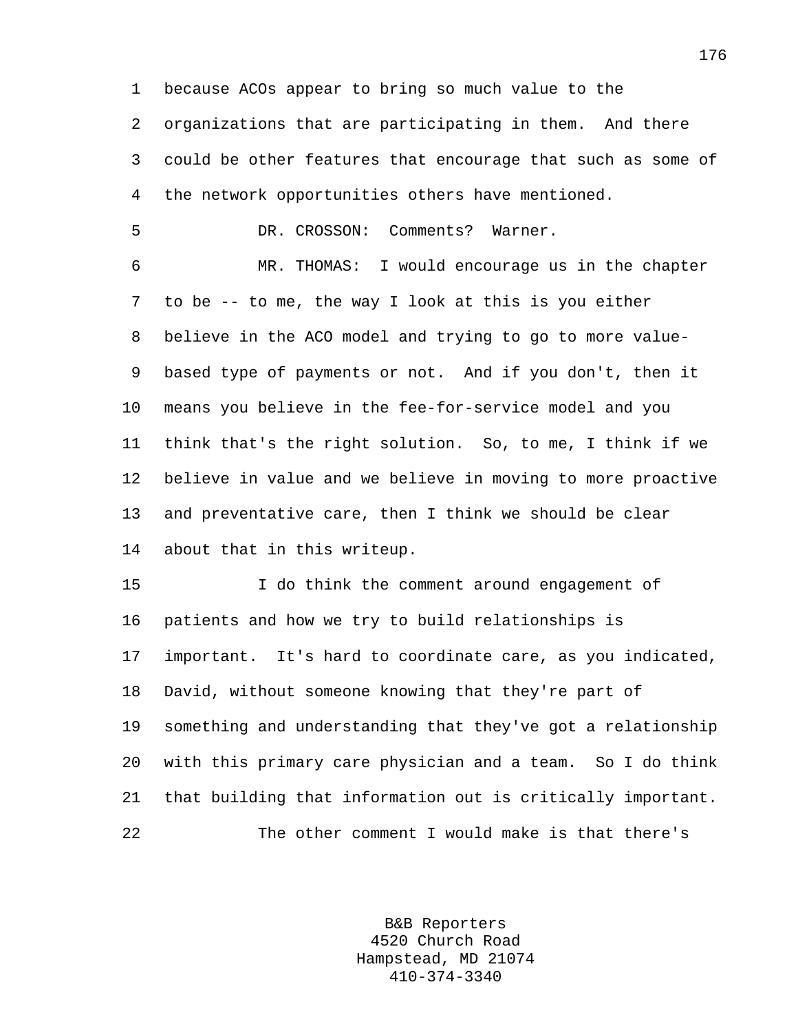because ACOs appear to bring so much value to the organizations that are participating in them. And there could be other features that encourage that such as some of the network opportunities others have mentioned.

DR. CROSSON: Comments? Warner.

MR. THOMAS: I would encourage us in the chapter to be -- to me, the way I look at this is you either believe in the ACO model and trying to go to more value-based type of payments or not. And if you don't, then it means you believe in the fee-for-service model and you think that's the right solution. So, to me, I think if we believe in value and we believe in moving to more proactive and preventative care, then I think we should be clear about that in this writeup.

I do think the comment around engagement of patients and how we try to build relationships is important. It's hard to coordinate care, as you indicated, David, without someone knowing that they're part of something and understanding that they've got a relationship with this primary care physician and a team. So I do think that building that information out is critically important.

The other comment I would make is that there's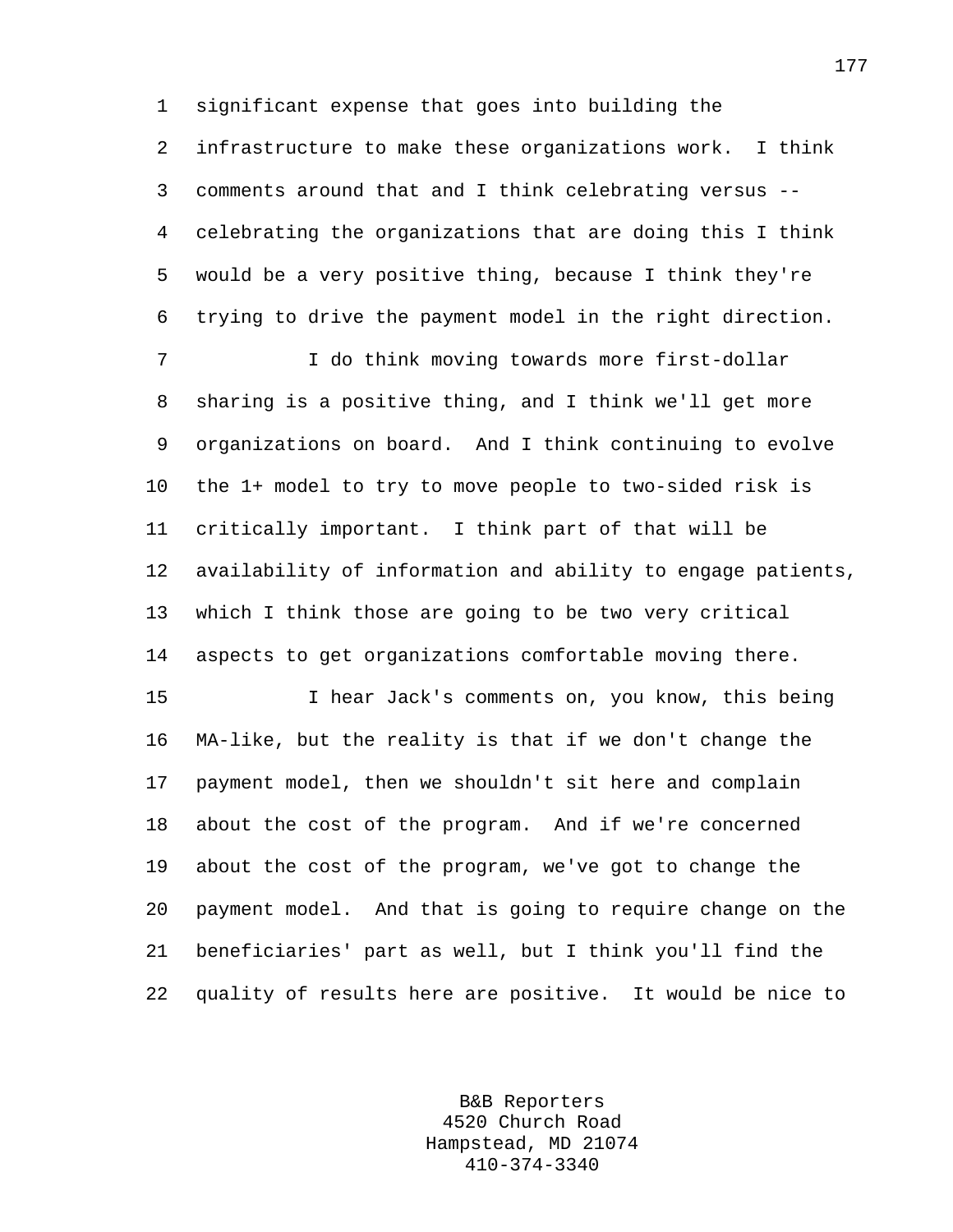significant expense that goes into building the infrastructure to make these organizations work. I think comments around that and I think celebrating versus -- celebrating the organizations that are doing this I think would be a very positive thing, because I think they're trying to drive the payment model in the right direction.

I do think moving towards more first-dollar sharing is a positive thing, and I think we'll get more organizations on board. And I think continuing to evolve the 1+ model to try to move people to two-sided risk is critically important. I think part of that will be availability of information and ability to engage patients, which I think those are going to be two very critical aspects to get organizations comfortable moving there.

I hear Jack's comments on, you know, this being MA-like, but the reality is that if we don't change the payment model, then we shouldn't sit here and complain about the cost of the program. And if we're concerned about the cost of the program, we've got to change the payment model. And that is going to require change on the beneficiaries' part as well, but I think you'll find the quality of results here are positive. It would be nice to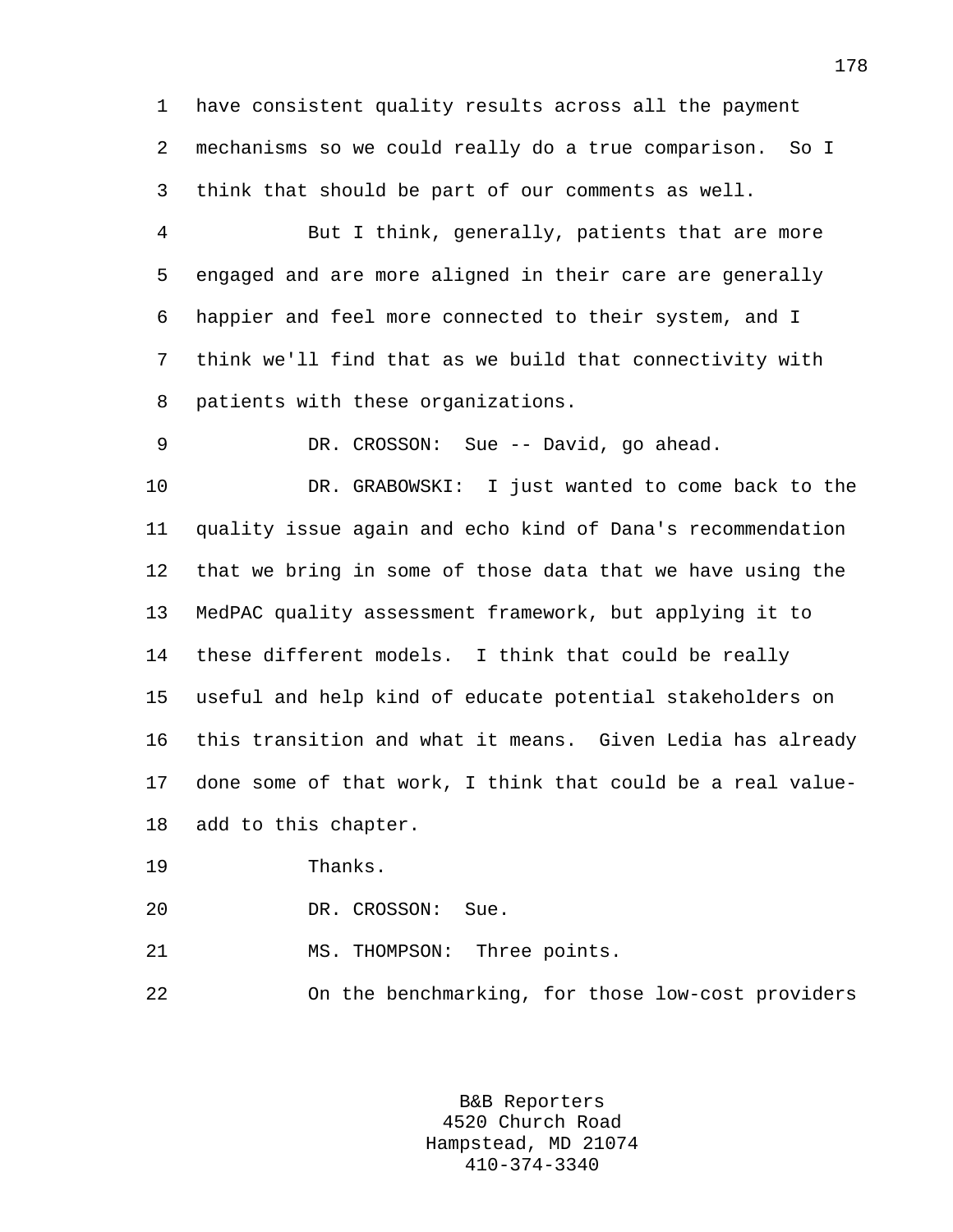have consistent quality results across all the payment mechanisms so we could really do a true comparison. So I think that should be part of our comments as well.

But I think, generally, patients that are more engaged and are more aligned in their care are generally happier and feel more connected to their system, and I think we'll find that as we build that connectivity with patients with these organizations.

DR. CROSSON: Sue -- David, go ahead.

DR. GRABOWSKI: I just wanted to come back to the quality issue again and echo kind of Dana's recommendation that we bring in some of those data that we have using the MedPAC quality assessment framework, but applying it to these different models. I think that could be really useful and help kind of educate potential stakeholders on this transition and what it means. Given Ledia has already done some of that work, I think that could be a real value-add to this chapter.

Thanks.

DR. CROSSON: Sue.

MS. THOMPSON: Three points.

On the benchmarking, for those low-cost providers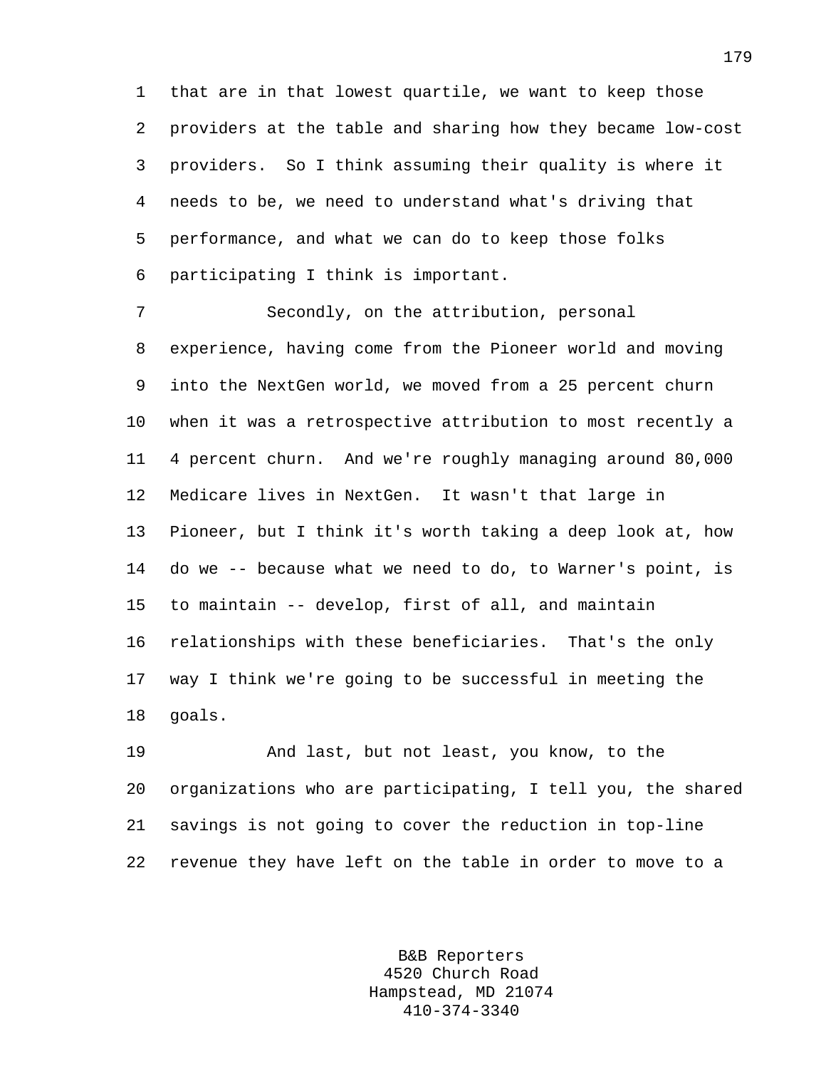that are in that lowest quartile, we want to keep those providers at the table and sharing how they became low-cost providers. So I think assuming their quality is where it needs to be, we need to understand what's driving that performance, and what we can do to keep those folks participating I think is important.

Secondly, on the attribution, personal experience, having come from the Pioneer world and moving into the NextGen world, we moved from a 25 percent churn when it was a retrospective attribution to most recently a 4 percent churn. And we're roughly managing around 80,000 Medicare lives in NextGen. It wasn't that large in Pioneer, but I think it's worth taking a deep look at, how do we -- because what we need to do, to Warner's point, is to maintain -- develop, first of all, and maintain relationships with these beneficiaries. That's the only way I think we're going to be successful in meeting the goals.

And last, but not least, you know, to the organizations who are participating, I tell you, the shared savings is not going to cover the reduction in top-line revenue they have left on the table in order to move to a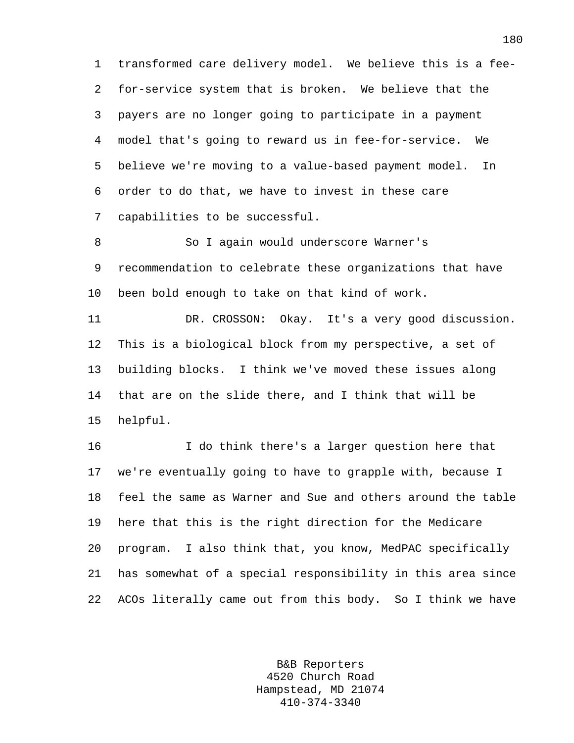transformed care delivery model. We believe this is a fee-for-service system that is broken. We believe that the payers are no longer going to participate in a payment model that's going to reward us in fee-for-service. We believe we're moving to a value-based payment model. In order to do that, we have to invest in these care capabilities to be successful.

So I again would underscore Warner's recommendation to celebrate these organizations that have been bold enough to take on that kind of work.

DR. CROSSON: Okay. It's a very good discussion. This is a biological block from my perspective, a set of building blocks. I think we've moved these issues along that are on the slide there, and I think that will be helpful.

I do think there's a larger question here that we're eventually going to have to grapple with, because I feel the same as Warner and Sue and others around the table here that this is the right direction for the Medicare program. I also think that, you know, MedPAC specifically has somewhat of a special responsibility in this area since ACOs literally came out from this body. So I think we have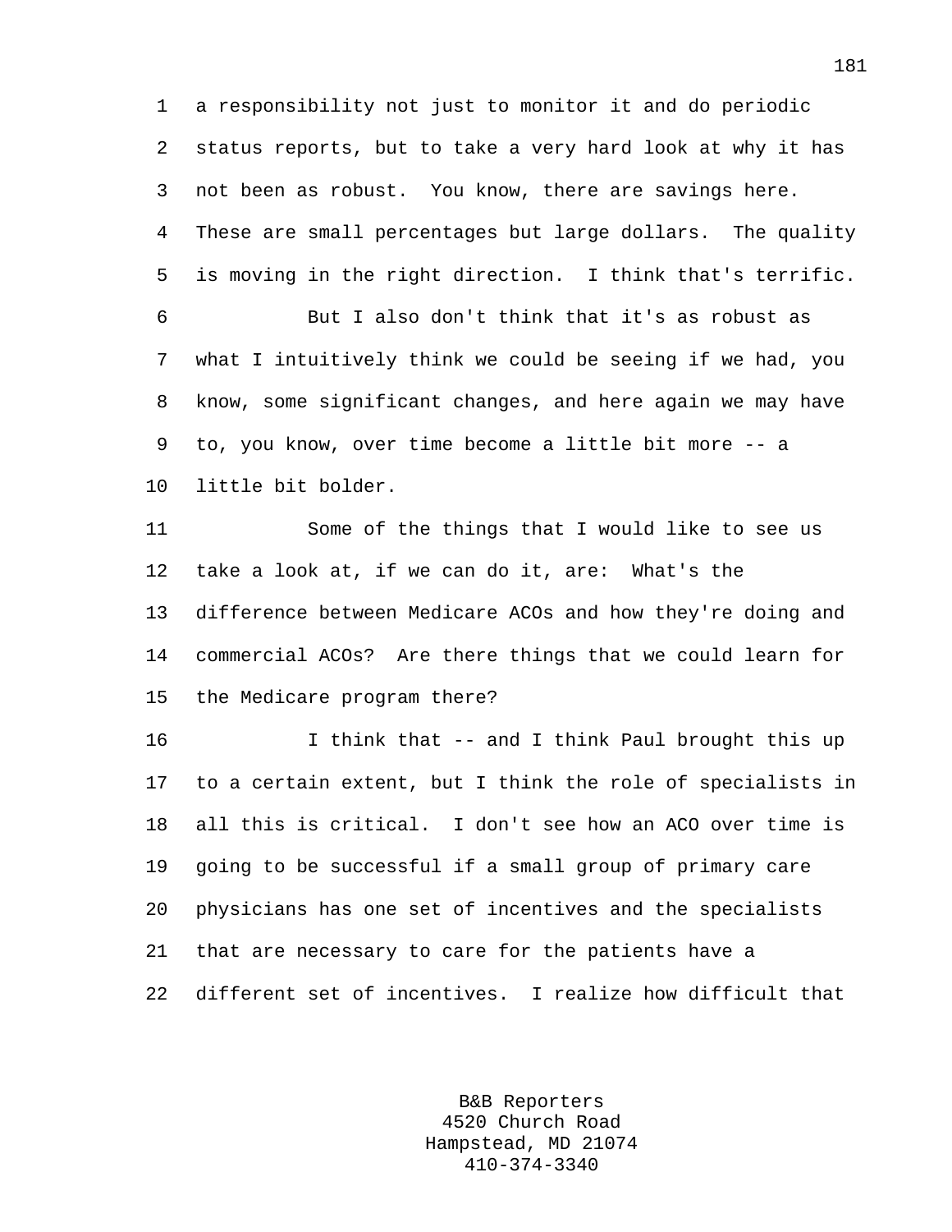a responsibility not just to monitor it and do periodic status reports, but to take a very hard look at why it has not been as robust. You know, there are savings here. These are small percentages but large dollars. The quality is moving in the right direction. I think that's terrific.

But I also don't think that it's as robust as what I intuitively think we could be seeing if we had, you know, some significant changes, and here again we may have to, you know, over time become a little bit more -- a little bit bolder.

Some of the things that I would like to see us take a look at, if we can do it, are: What's the difference between Medicare ACOs and how they're doing and commercial ACOs? Are there things that we could learn for the Medicare program there?

I think that -- and I think Paul brought this up to a certain extent, but I think the role of specialists in all this is critical. I don't see how an ACO over time is going to be successful if a small group of primary care physicians has one set of incentives and the specialists that are necessary to care for the patients have a different set of incentives. I realize how difficult that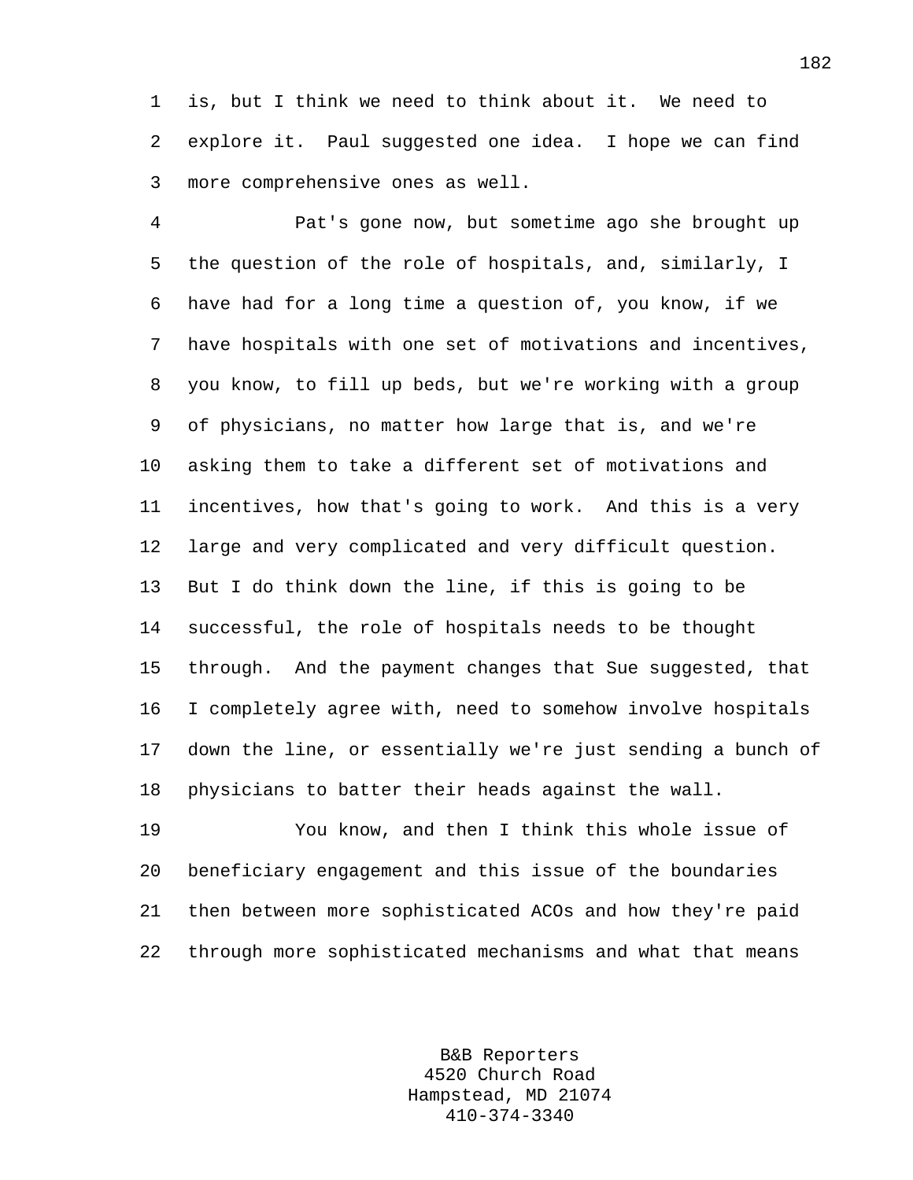is, but I think we need to think about it. We need to explore it. Paul suggested one idea. I hope we can find more comprehensive ones as well.

Pat's gone now, but sometime ago she brought up the question of the role of hospitals, and, similarly, I have had for a long time a question of, you know, if we have hospitals with one set of motivations and incentives, you know, to fill up beds, but we're working with a group of physicians, no matter how large that is, and we're asking them to take a different set of motivations and incentives, how that's going to work. And this is a very large and very complicated and very difficult question. But I do think down the line, if this is going to be successful, the role of hospitals needs to be thought through. And the payment changes that Sue suggested, that I completely agree with, need to somehow involve hospitals down the line, or essentially we're just sending a bunch of physicians to batter their heads against the wall.

You know, and then I think this whole issue of beneficiary engagement and this issue of the boundaries then between more sophisticated ACOs and how they're paid through more sophisticated mechanisms and what that means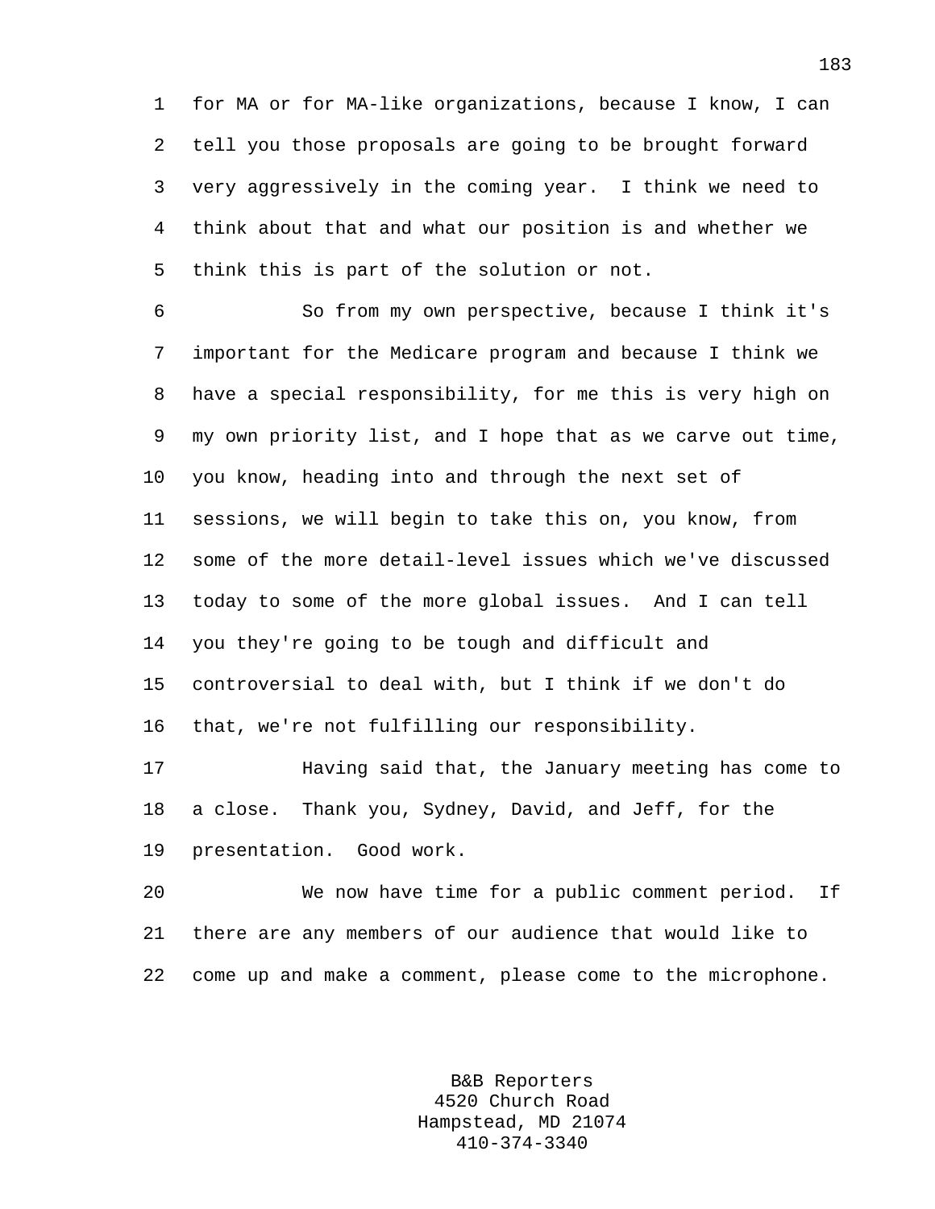for MA or for MA-like organizations, because I know, I can tell you those proposals are going to be brought forward very aggressively in the coming year. I think we need to think about that and what our position is and whether we think this is part of the solution or not.

So from my own perspective, because I think it's important for the Medicare program and because I think we have a special responsibility, for me this is very high on my own priority list, and I hope that as we carve out time, you know, heading into and through the next set of sessions, we will begin to take this on, you know, from some of the more detail-level issues which we've discussed today to some of the more global issues. And I can tell you they're going to be tough and difficult and controversial to deal with, but I think if we don't do that, we're not fulfilling our responsibility.

Having said that, the January meeting has come to a close. Thank you, Sydney, David, and Jeff, for the presentation. Good work.

We now have time for a public comment period. If there are any members of our audience that would like to come up and make a comment, please come to the microphone.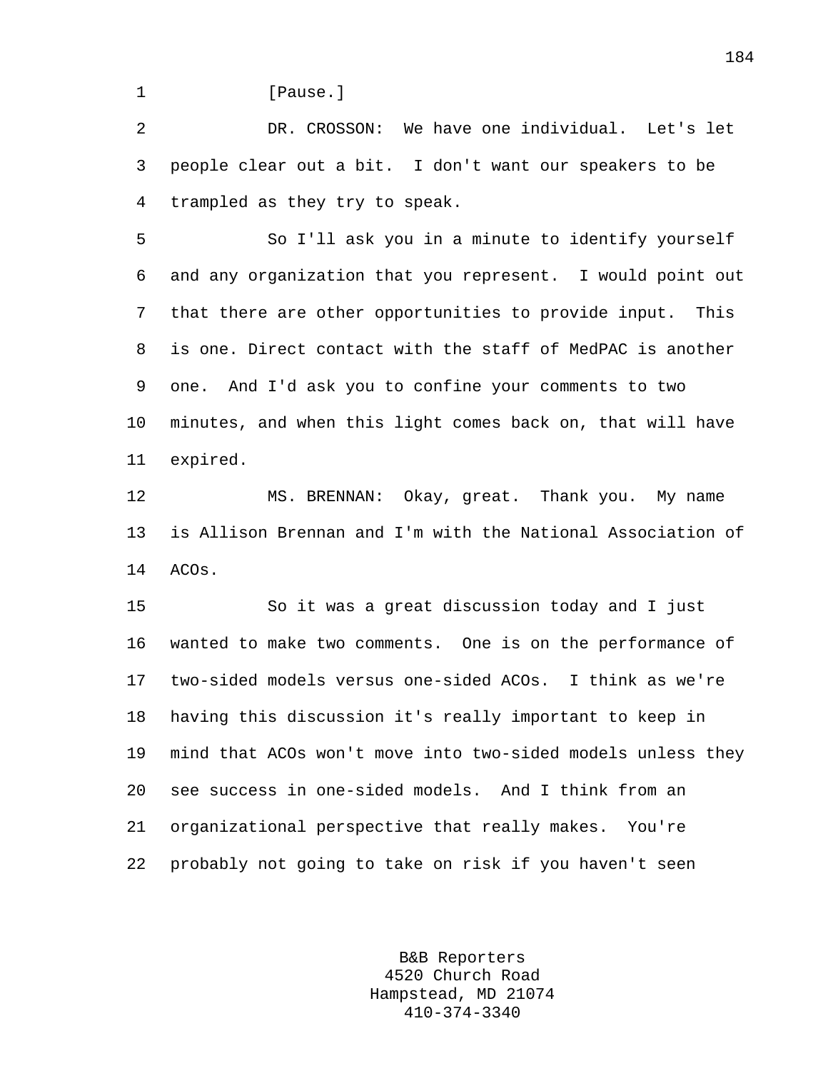[Pause.]

DR. CROSSON: We have one individual. Let's let people clear out a bit. I don't want our speakers to be trampled as they try to speak.

So I'll ask you in a minute to identify yourself and any organization that you represent. I would point out that there are other opportunities to provide input. This is one. Direct contact with the staff of MedPAC is another one. And I'd ask you to confine your comments to two minutes, and when this light comes back on, that will have expired.

MS. BRENNAN: Okay, great. Thank you. My name is Allison Brennan and I'm with the National Association of ACOs.

So it was a great discussion today and I just wanted to make two comments. One is on the performance of two-sided models versus one-sided ACOs. I think as we're having this discussion it's really important to keep in mind that ACOs won't move into two-sided models unless they see success in one-sided models. And I think from an organizational perspective that really makes. You're probably not going to take on risk if you haven't seen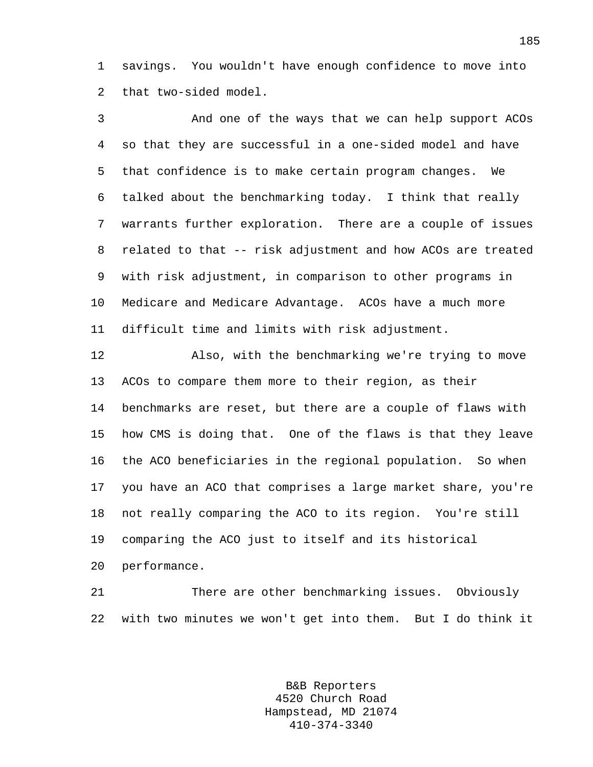savings. You wouldn't have enough confidence to move into that two-sided model.

And one of the ways that we can help support ACOs so that they are successful in a one-sided model and have that confidence is to make certain program changes. We talked about the benchmarking today. I think that really warrants further exploration. There are a couple of issues related to that -- risk adjustment and how ACOs are treated with risk adjustment, in comparison to other programs in Medicare and Medicare Advantage. ACOs have a much more difficult time and limits with risk adjustment.

Also, with the benchmarking we're trying to move ACOs to compare them more to their region, as their benchmarks are reset, but there are a couple of flaws with how CMS is doing that. One of the flaws is that they leave the ACO beneficiaries in the regional population. So when you have an ACO that comprises a large market share, you're not really comparing the ACO to its region. You're still comparing the ACO just to itself and its historical performance.

There are other benchmarking issues. Obviously with two minutes we won't get into them. But I do think it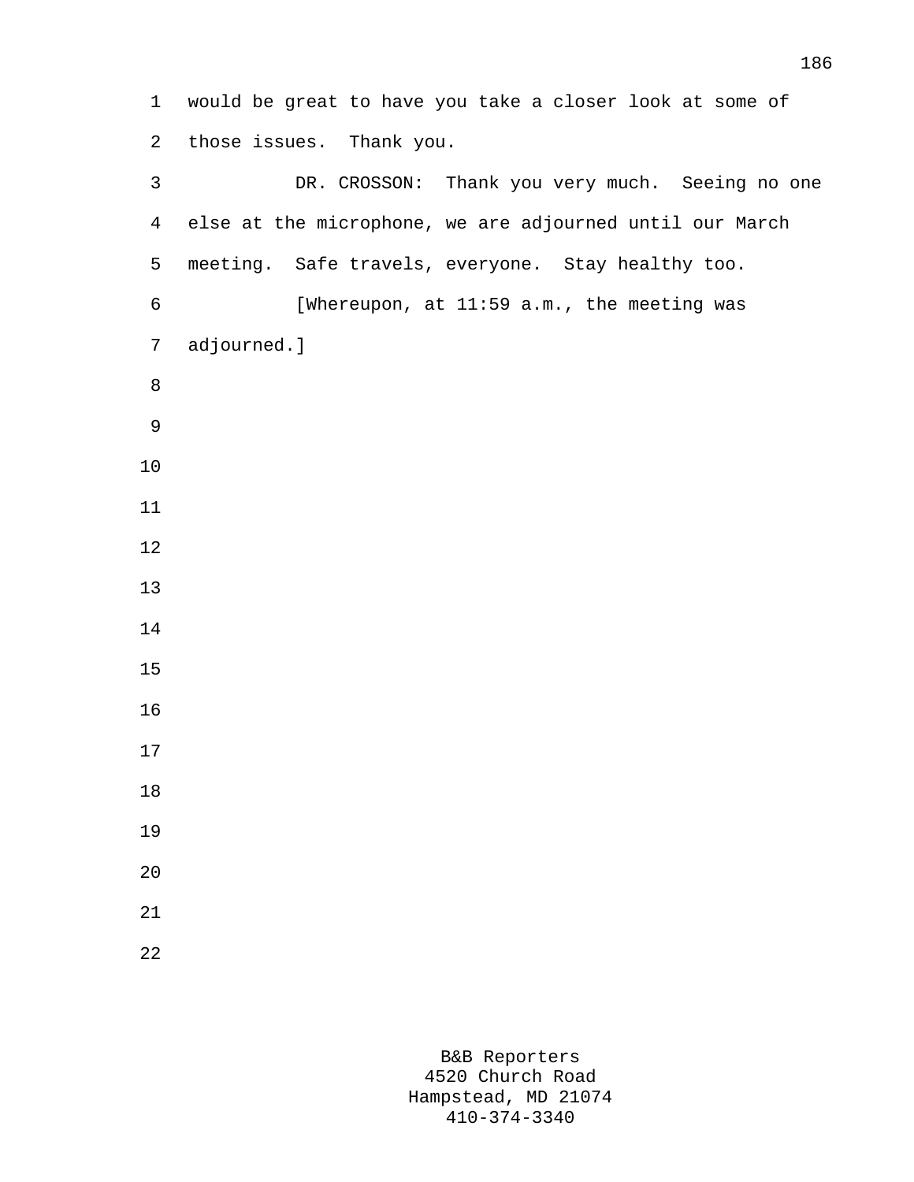would be great to have you take a closer look at some of those issues. Thank you.

DR. CROSSON: Thank you very much. Seeing no one else at the microphone, we are adjourned until our March meeting. Safe travels, everyone. Stay healthy too.

[Whereupon, at 11:59 a.m., the meeting was adjourned.]